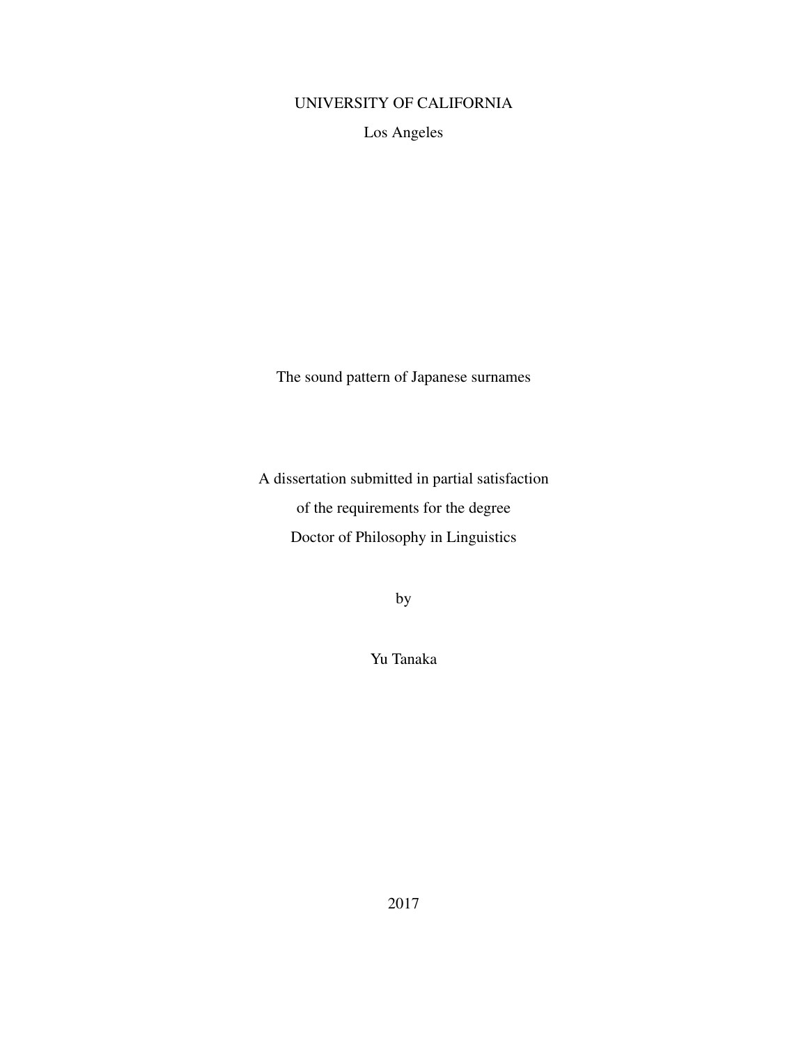UNIVERSITY OF CALIFORNIA

Los Angeles

# The sound pattern of Japanese surnames

A dissertation submitted in partial satisfaction

of the requirements for the degree

Doctor of Philosophy in Linguistics

by

Yu Tanaka

2017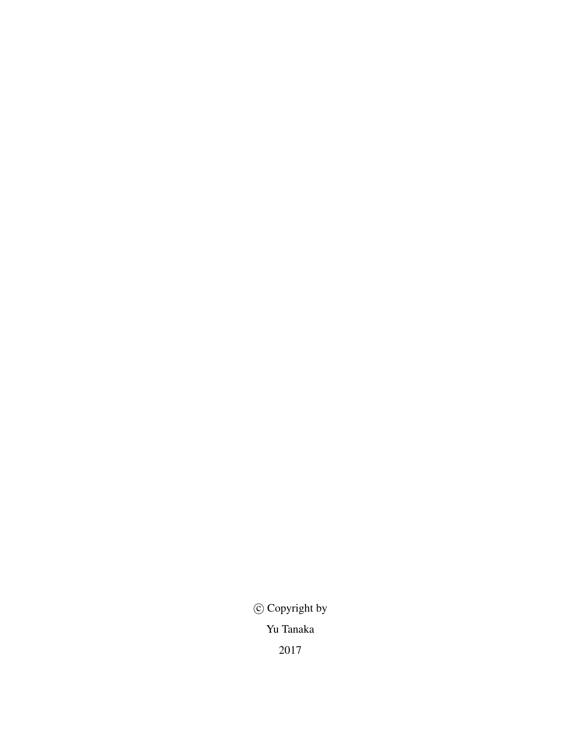© Copyright by

Yu Tanaka

2017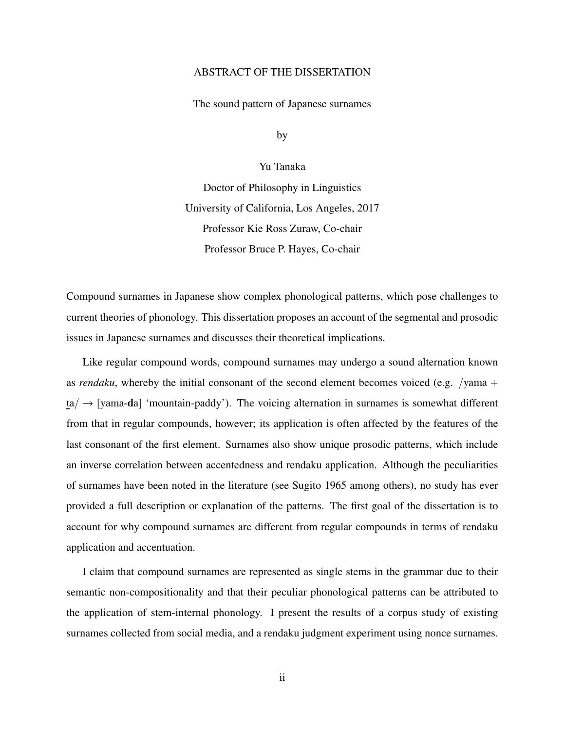ABSTRACT OF THE DISSERTATION

The sound pattern of Japanese surnames

by

Yu Tanaka

Doctor of Philosophy in Linguistics
University of California, Los Angeles, 2017
Professor Kie Ross Zuraw, Co-chair
Professor Bruce P. Hayes, Co-chair

Compound surnames in Japanese show complex phonological patterns, which pose challenges to current theories of phonology. This dissertation proposes an account of the segmental and prosodic issues in Japanese surnames and discusses their theoretical implications.

Like regular compound words, compound surnames may undergo a sound alternation known as *rendaku*, whereby the initial consonant of the second element becomes voiced (e.g. /yama + t̲a/ → [yama-**d**a] 'mountain-paddy'). The voicing alternation in surnames is somewhat different from that in regular compounds, however; its application is often affected by the features of the last consonant of the first element. Surnames also show unique prosodic patterns, which include an inverse correlation between accentedness and rendaku application. Although the peculiarities of surnames have been noted in the literature (see Sugito 1965 among others), no study has ever provided a full description or explanation of the patterns. The first goal of the dissertation is to account for why compound surnames are different from regular compounds in terms of rendaku application and accentuation.

I claim that compound surnames are represented as single stems in the grammar due to their semantic non-compositionality and that their peculiar phonological patterns can be attributed to the application of stem-internal phonology. I present the results of a corpus study of existing surnames collected from social media, and a rendaku judgment experiment using nonce surnames.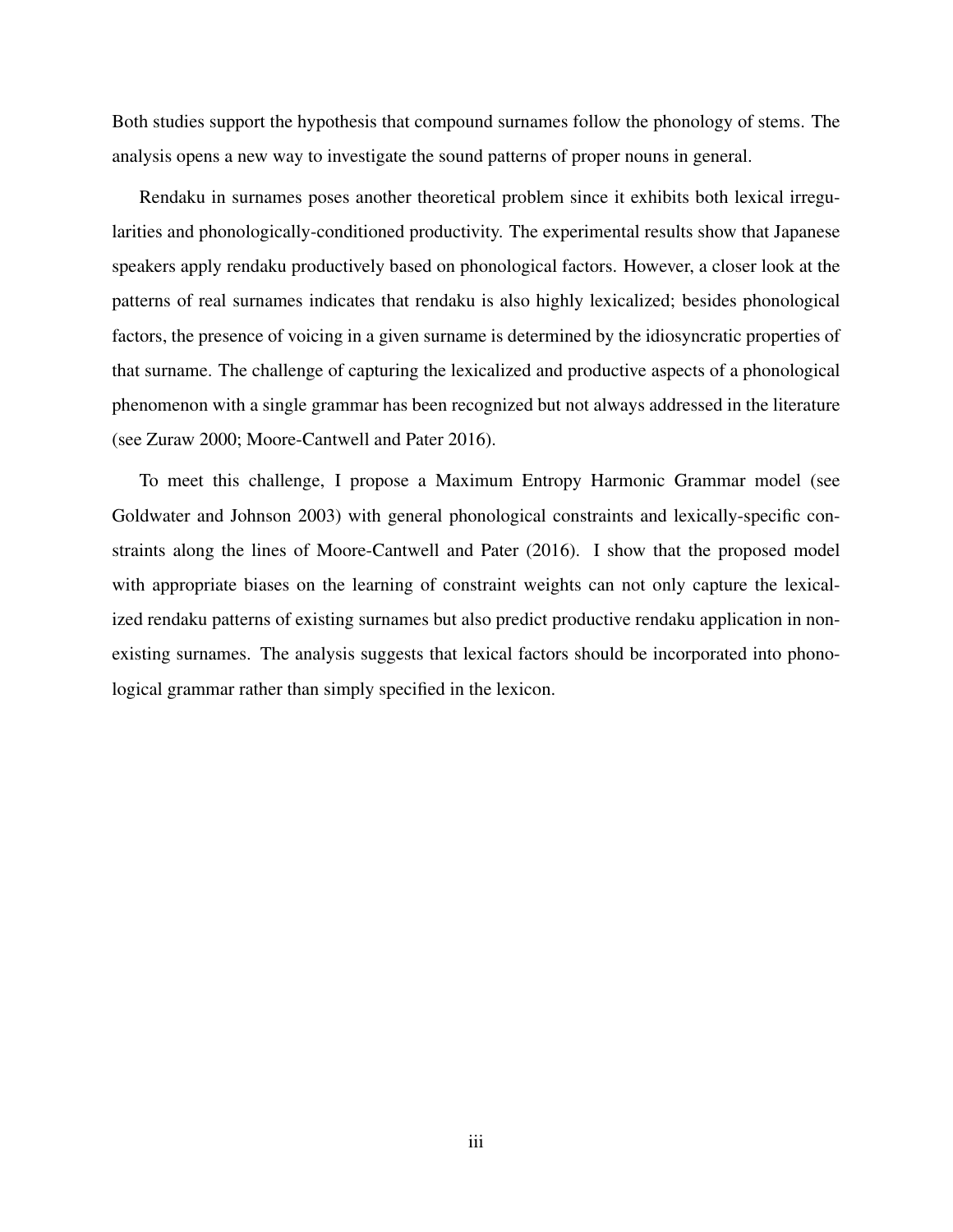Both studies support the hypothesis that compound surnames follow the phonology of stems. The analysis opens a new way to investigate the sound patterns of proper nouns in general.

Rendaku in surnames poses another theoretical problem since it exhibits both lexical irregularities and phonologically-conditioned productivity. The experimental results show that Japanese speakers apply rendaku productively based on phonological factors. However, a closer look at the patterns of real surnames indicates that rendaku is also highly lexicalized; besides phonological factors, the presence of voicing in a given surname is determined by the idiosyncratic properties of that surname. The challenge of capturing the lexicalized and productive aspects of a phonological phenomenon with a single grammar has been recognized but not always addressed in the literature (see Zuraw 2000; Moore-Cantwell and Pater 2016).

To meet this challenge, I propose a Maximum Entropy Harmonic Grammar model (see Goldwater and Johnson 2003) with general phonological constraints and lexically-specific constraints along the lines of Moore-Cantwell and Pater (2016). I show that the proposed model with appropriate biases on the learning of constraint weights can not only capture the lexicalized rendaku patterns of existing surnames but also predict productive rendaku application in non-existing surnames. The analysis suggests that lexical factors should be incorporated into phonological grammar rather than simply specified in the lexicon.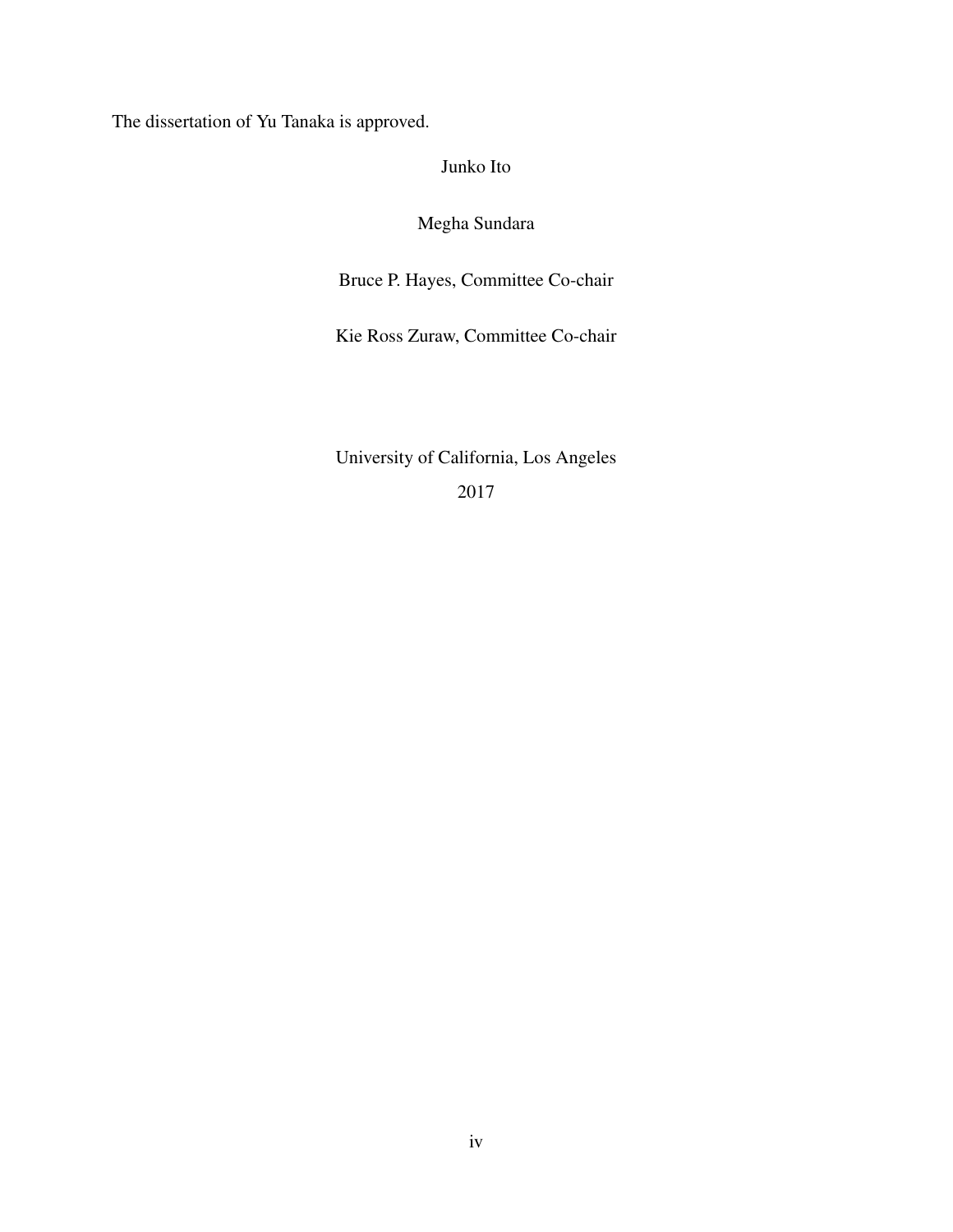The dissertation of Yu Tanaka is approved.

Junko Ito

Megha Sundara

Bruce P. Hayes, Committee Co-chair

Kie Ross Zuraw, Committee Co-chair

University of California, Los Angeles

2017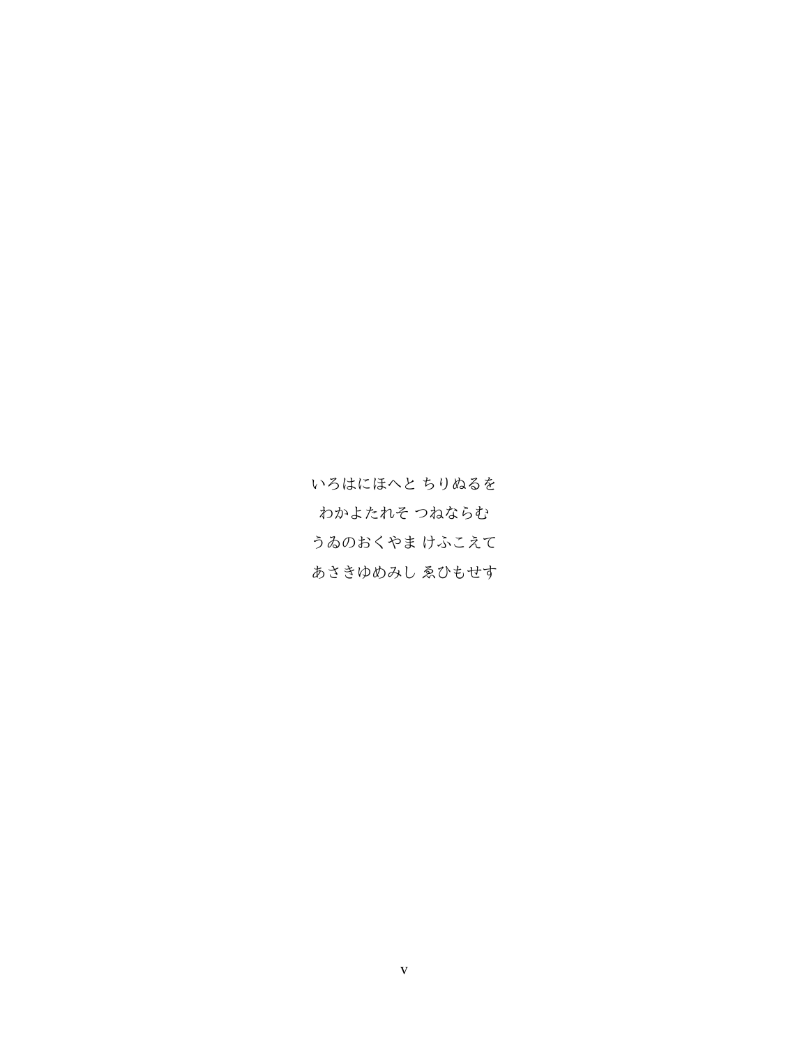いろはにほへと ちりぬるを

わかよたれそ つねならむ

うゐのおくやま けふこえて

あさきゆめみし ゑひもせす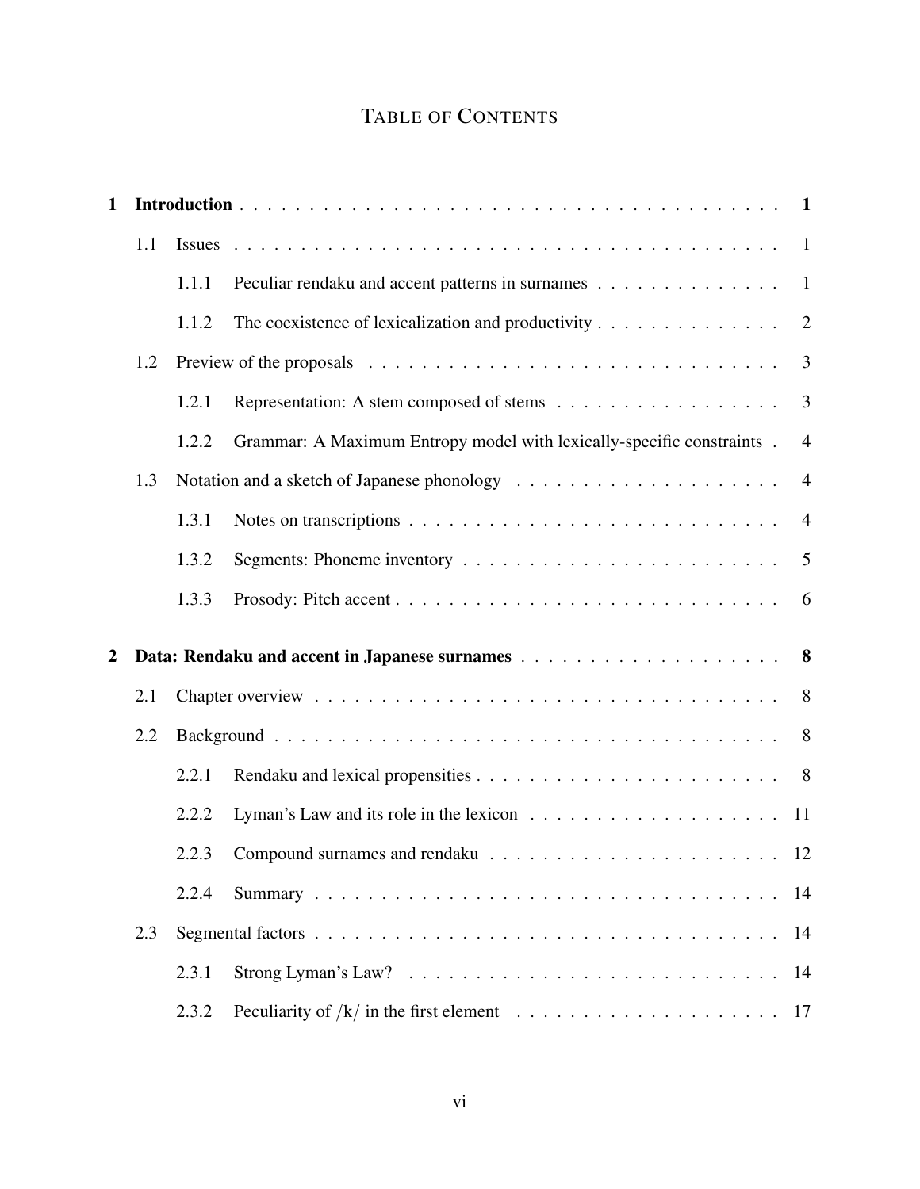# TABLE OF CONTENTS

**1 Introduction** . . . . . . . . . . . . . . . . . . . . . . . . . . . . . . . . . . . . . . . . **1**

1.1 Issues . . . . . . . . . . . . . . . . . . . . . . . . . . . . . . . . . . . . . . . . 1

1.1.1 Peculiar rendaku and accent patterns in surnames . . . . . . . . . . . . . . 1

1.1.2 The coexistence of lexicalization and productivity . . . . . . . . . . . . . 2

1.2 Preview of the proposals . . . . . . . . . . . . . . . . . . . . . . . . . . . . . . 3

1.2.1 Representation: A stem composed of stems . . . . . . . . . . . . . . . . . 3

1.2.2 Grammar: A Maximum Entropy model with lexically-specific constraints . 4

1.3 Notation and a sketch of Japanese phonology . . . . . . . . . . . . . . . . . . . 4

1.3.1 Notes on transcriptions . . . . . . . . . . . . . . . . . . . . . . . . . . . . 4

1.3.2 Segments: Phoneme inventory . . . . . . . . . . . . . . . . . . . . . . . . 5

1.3.3 Prosody: Pitch accent . . . . . . . . . . . . . . . . . . . . . . . . . . . . . 6

**2 Data: Rendaku and accent in Japanese surnames** . . . . . . . . . . . . . . . . . . . **8**

2.1 Chapter overview . . . . . . . . . . . . . . . . . . . . . . . . . . . . . . . . . . 8

2.2 Background . . . . . . . . . . . . . . . . . . . . . . . . . . . . . . . . . . . . . 8

2.2.1 Rendaku and lexical propensities . . . . . . . . . . . . . . . . . . . . . . . 8

2.2.2 Lyman's Law and its role in the lexicon . . . . . . . . . . . . . . . . . . . 11

2.2.3 Compound surnames and rendaku . . . . . . . . . . . . . . . . . . . . . . 12

2.2.4 Summary . . . . . . . . . . . . . . . . . . . . . . . . . . . . . . . . . . . 14

2.3 Segmental factors . . . . . . . . . . . . . . . . . . . . . . . . . . . . . . . . . . 14

2.3.1 Strong Lyman's Law? . . . . . . . . . . . . . . . . . . . . . . . . . . . . 14

2.3.2 Peculiarity of /k/ in the first element . . . . . . . . . . . . . . . . . . . . 17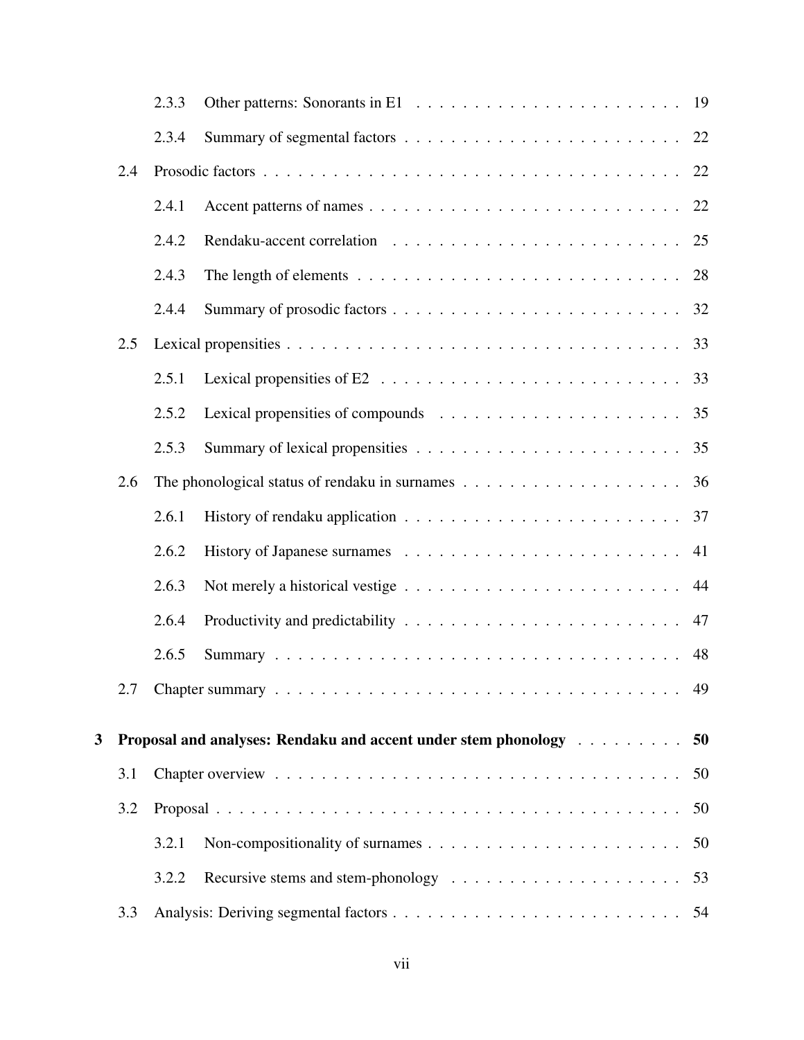2.3.3 Other patterns: Sonorants in E1 . . . . . . . . . . . . . . . . . . . . . . . 19

2.3.4 Summary of segmental factors . . . . . . . . . . . . . . . . . . . . . . . . 22

2.4 Prosodic factors . . . . . . . . . . . . . . . . . . . . . . . . . . . . . . . . . . 22

2.4.1 Accent patterns of names . . . . . . . . . . . . . . . . . . . . . . . . . . 22

2.4.2 Rendaku-accent correlation . . . . . . . . . . . . . . . . . . . . . . . . . 25

2.4.3 The length of elements . . . . . . . . . . . . . . . . . . . . . . . . . . . 28

2.4.4 Summary of prosodic factors . . . . . . . . . . . . . . . . . . . . . . . . 32

2.5 Lexical propensities . . . . . . . . . . . . . . . . . . . . . . . . . . . . . . . . 33

2.5.1 Lexical propensities of E2 . . . . . . . . . . . . . . . . . . . . . . . . . 33

2.5.2 Lexical propensities of compounds . . . . . . . . . . . . . . . . . . . . . 35

2.5.3 Summary of lexical propensities . . . . . . . . . . . . . . . . . . . . . . 35

2.6 The phonological status of rendaku in surnames . . . . . . . . . . . . . . . . . . 36

2.6.1 History of rendaku application . . . . . . . . . . . . . . . . . . . . . . . 37

2.6.2 History of Japanese surnames . . . . . . . . . . . . . . . . . . . . . . . 41

2.6.3 Not merely a historical vestige . . . . . . . . . . . . . . . . . . . . . . . 44

2.6.4 Productivity and predictability . . . . . . . . . . . . . . . . . . . . . . . 47

2.6.5 Summary . . . . . . . . . . . . . . . . . . . . . . . . . . . . . . . . . . 48

2.7 Chapter summary . . . . . . . . . . . . . . . . . . . . . . . . . . . . . . . . . . 49

**3 Proposal and analyses: Rendaku and accent under stem phonology . . . . . . . . . 50**

3.1 Chapter overview . . . . . . . . . . . . . . . . . . . . . . . . . . . . . . . . . . 50

3.2 Proposal . . . . . . . . . . . . . . . . . . . . . . . . . . . . . . . . . . . . . . . 50

3.2.1 Non-compositionality of surnames . . . . . . . . . . . . . . . . . . . . . 50

3.2.2 Recursive stems and stem-phonology . . . . . . . . . . . . . . . . . . . 53

3.3 Analysis: Deriving segmental factors . . . . . . . . . . . . . . . . . . . . . . . . 54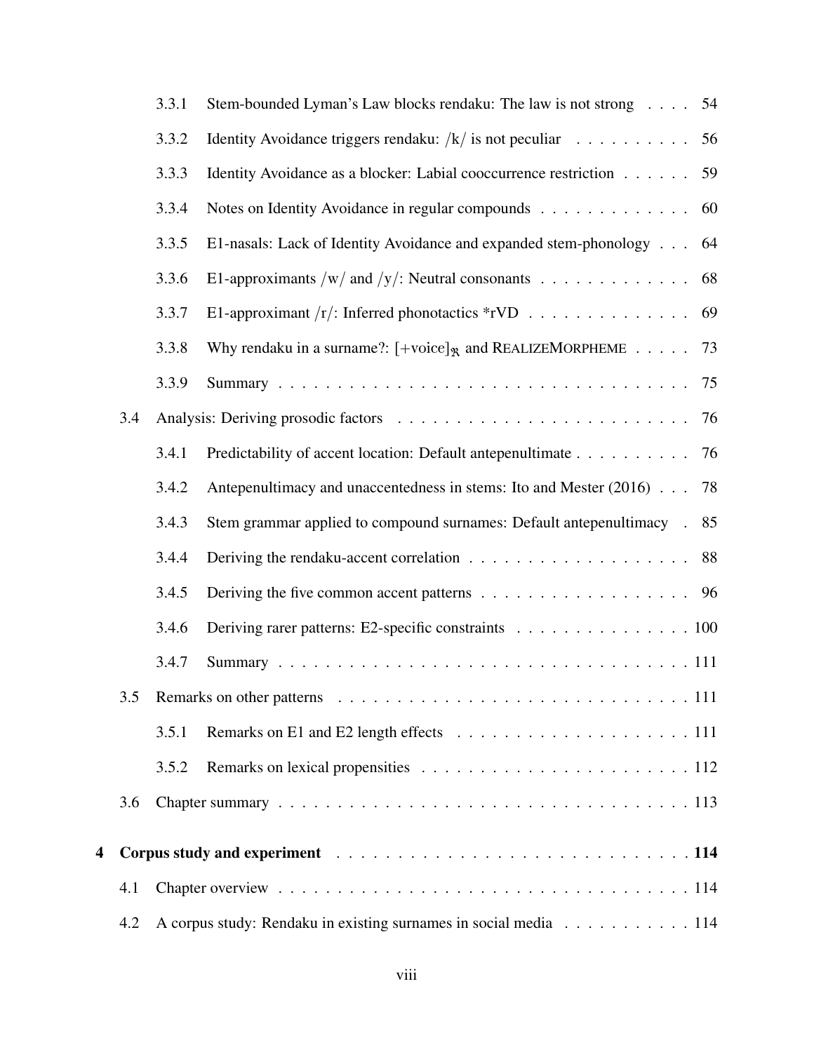- 3.3.1 Stem-bounded Lyman's Law blocks rendaku: The law is not strong . . . . 54
- 3.3.2 Identity Avoidance triggers rendaku: /k/ is not peculiar . . . . . . . . . . 56
- 3.3.3 Identity Avoidance as a blocker: Labial cooccurrence restriction . . . . . . 59
- 3.3.4 Notes on Identity Avoidance in regular compounds . . . . . . . . . . . . . 60
- 3.3.5 E1-nasals: Lack of Identity Avoidance and expanded stem-phonology . . . 64
- 3.3.6 E1-approximants /w/ and /y/: Neutral consonants . . . . . . . . . . . . . 68
- 3.3.7 E1-approximant /r/: Inferred phonotactics *rVD . . . . . . . . . . . . . . 69
- 3.3.8 Why rendaku in a surname?: $[+\text{voice}]_{\mathfrak{R}}$ and REALIZEMORPHEME . . . . . 73
- 3.3.9 Summary . . . . . . . . . . . . . . . . . . . . . . . . . . . . . . . . . 75

3.4 Analysis: Deriving prosodic factors . . . . . . . . . . . . . . . . . . . . . . . . . 76

- 3.4.1 Predictability of accent location: Default antepenultimate . . . . . . . . . . 76
- 3.4.2 Antepenultimacy and unaccentedness in stems: Ito and Mester (2016) . . . 78
- 3.4.3 Stem grammar applied to compound surnames: Default antepenultimacy . 85
- 3.4.4 Deriving the rendaku-accent correlation . . . . . . . . . . . . . . . . . . . 88
- 3.4.5 Deriving the five common accent patterns . . . . . . . . . . . . . . . . . . 96
- 3.4.6 Deriving rarer patterns: E2-specific constraints . . . . . . . . . . . . . . . 100
- 3.4.7 Summary . . . . . . . . . . . . . . . . . . . . . . . . . . . . . . . . . 111

3.5 Remarks on other patterns . . . . . . . . . . . . . . . . . . . . . . . . . . . . . 111

- 3.5.1 Remarks on E1 and E2 length effects . . . . . . . . . . . . . . . . . . . . 111
- 3.5.2 Remarks on lexical propensities . . . . . . . . . . . . . . . . . . . . . . . 112

3.6 Chapter summary . . . . . . . . . . . . . . . . . . . . . . . . . . . . . . . . . . . 113

**4 Corpus study and experiment . . . . . . . . . . . . . . . . . . . . . . . . . . . . . 114**

4.1 Chapter overview . . . . . . . . . . . . . . . . . . . . . . . . . . . . . . . . . . . 114

4.2 A corpus study: Rendaku in existing surnames in social media . . . . . . . . . . . 114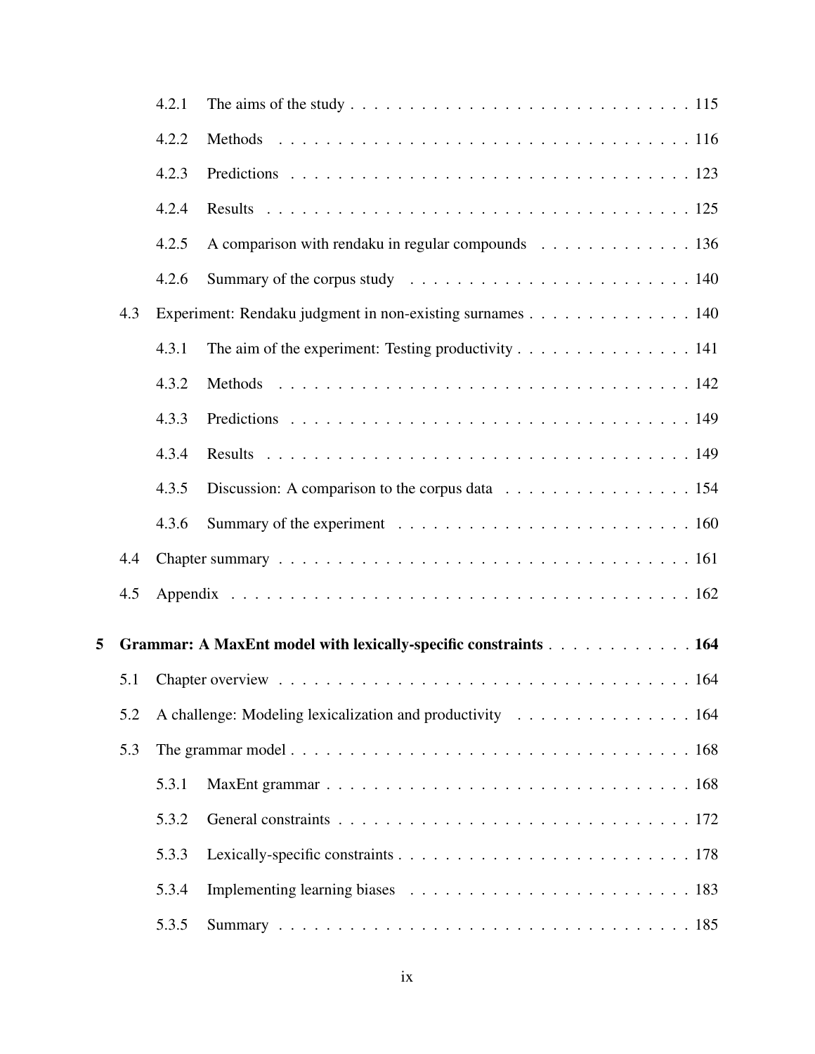- 4.2.1 The aims of the study . . . . . . . . . . . . . . . . . . . . . . . . . . . . . . 115
- 4.2.2 Methods . . . . . . . . . . . . . . . . . . . . . . . . . . . . . . . . . . . . . 116
- 4.2.3 Predictions . . . . . . . . . . . . . . . . . . . . . . . . . . . . . . . . . . . 123
- 4.2.4 Results . . . . . . . . . . . . . . . . . . . . . . . . . . . . . . . . . . . . . 125
- 4.2.5 A comparison with rendaku in regular compounds . . . . . . . . . . . . . 136
- 4.2.6 Summary of the corpus study . . . . . . . . . . . . . . . . . . . . . . . . 140

4.3 Experiment: Rendaku judgment in non-existing surnames . . . . . . . . . . . . . 140

- 4.3.1 The aim of the experiment: Testing productivity . . . . . . . . . . . . . . . 141
- 4.3.2 Methods . . . . . . . . . . . . . . . . . . . . . . . . . . . . . . . . . . . . . 142
- 4.3.3 Predictions . . . . . . . . . . . . . . . . . . . . . . . . . . . . . . . . . . . 149
- 4.3.4 Results . . . . . . . . . . . . . . . . . . . . . . . . . . . . . . . . . . . . . 149
- 4.3.5 Discussion: A comparison to the corpus data . . . . . . . . . . . . . . . . 154
- 4.3.6 Summary of the experiment . . . . . . . . . . . . . . . . . . . . . . . . . 160

4.4 Chapter summary . . . . . . . . . . . . . . . . . . . . . . . . . . . . . . . . . . . 161

4.5 Appendix . . . . . . . . . . . . . . . . . . . . . . . . . . . . . . . . . . . . . . . 162

**5 Grammar: A MaxEnt model with lexically-specific constraints . . . . . . . . . . . . 164**

5.1 Chapter overview . . . . . . . . . . . . . . . . . . . . . . . . . . . . . . . . . . . 164

5.2 A challenge: Modeling lexicalization and productivity . . . . . . . . . . . . . . . 164

5.3 The grammar model . . . . . . . . . . . . . . . . . . . . . . . . . . . . . . . . . . 168

- 5.3.1 MaxEnt grammar . . . . . . . . . . . . . . . . . . . . . . . . . . . . . . . . 168
- 5.3.2 General constraints . . . . . . . . . . . . . . . . . . . . . . . . . . . . . . 172
- 5.3.3 Lexically-specific constraints . . . . . . . . . . . . . . . . . . . . . . . . . 178
- 5.3.4 Implementing learning biases . . . . . . . . . . . . . . . . . . . . . . . . . 183
- 5.3.5 Summary . . . . . . . . . . . . . . . . . . . . . . . . . . . . . . . . . . . . 185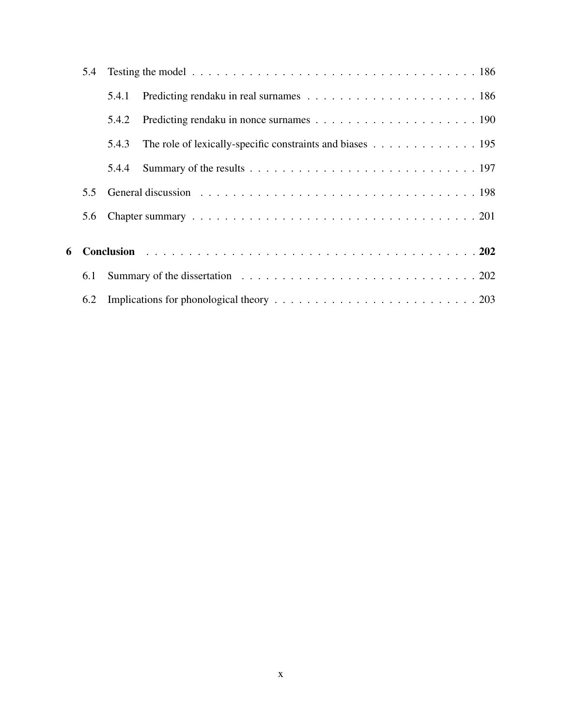- 5.4 Testing the model . . . . . . . . . . . . . . . . . . . . . . . . . . . . . . . . . . . . . . 186
  - 5.4.1 Predicting rendaku in real surnames . . . . . . . . . . . . . . . . . . . . . 186
  - 5.4.2 Predicting rendaku in nonce surnames . . . . . . . . . . . . . . . . . . . . . 190
  - 5.4.3 The role of lexically-specific constraints and biases . . . . . . . . . . . . . 195
  - 5.4.4 Summary of the results . . . . . . . . . . . . . . . . . . . . . . . . . . . . 197
- 5.5 General discussion . . . . . . . . . . . . . . . . . . . . . . . . . . . . . . . . . . . . 198
- 5.6 Chapter summary . . . . . . . . . . . . . . . . . . . . . . . . . . . . . . . . . . . . . 201

**6 Conclusion . . . . . . . . . . . . . . . . . . . . . . . . . . . . . . . . . . . . . . . . . 202**

- 6.1 Summary of the dissertation . . . . . . . . . . . . . . . . . . . . . . . . . . . . . . 202
- 6.2 Implications for phonological theory . . . . . . . . . . . . . . . . . . . . . . . . . . 203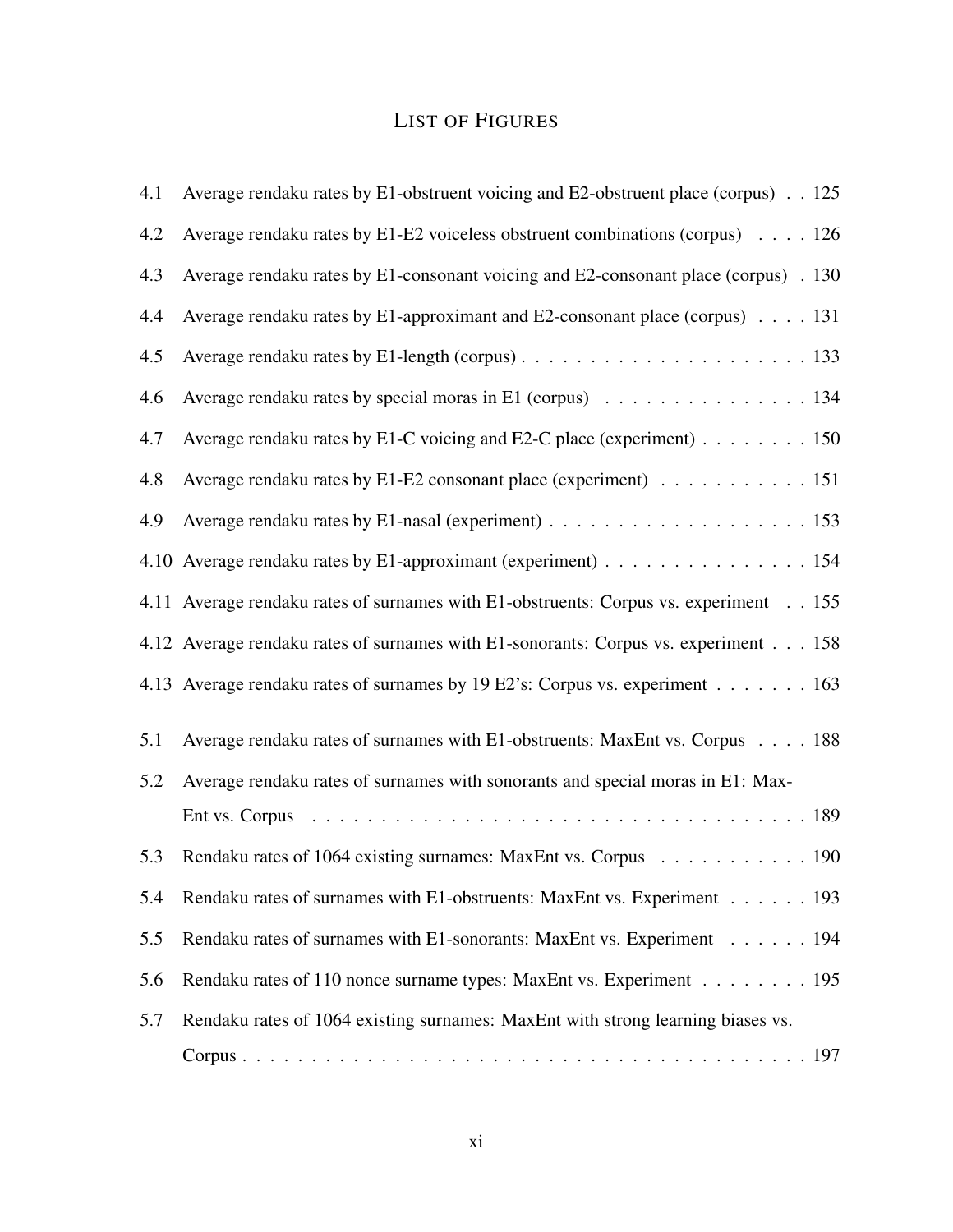# LIST OF FIGURES

| | | |
|---|---|---|
| 4.1 | Average rendaku rates by E1-obstruent voicing and E2-obstruent place (corpus) | 125 |
| 4.2 | Average rendaku rates by E1-E2 voiceless obstruent combinations (corpus) | 126 |
| 4.3 | Average rendaku rates by E1-consonant voicing and E2-consonant place (corpus) | 130 |
| 4.4 | Average rendaku rates by E1-approximant and E2-consonant place (corpus) | 131 |
| 4.5 | Average rendaku rates by E1-length (corpus) | 133 |
| 4.6 | Average rendaku rates by special moras in E1 (corpus) | 134 |
| 4.7 | Average rendaku rates by E1-C voicing and E2-C place (experiment) | 150 |
| 4.8 | Average rendaku rates by E1-E2 consonant place (experiment) | 151 |
| 4.9 | Average rendaku rates by E1-nasal (experiment) | 153 |
| 4.10 | Average rendaku rates by E1-approximant (experiment) | 154 |
| 4.11 | Average rendaku rates of surnames with E1-obstruents: Corpus vs. experiment | 155 |
| 4.12 | Average rendaku rates of surnames with E1-sonorants: Corpus vs. experiment | 158 |
| 4.13 | Average rendaku rates of surnames by 19 E2's: Corpus vs. experiment | 163 |
| 5.1 | Average rendaku rates of surnames with E1-obstruents: MaxEnt vs. Corpus | 188 |
| 5.2 | Average rendaku rates of surnames with sonorants and special moras in E1: MaxEnt vs. Corpus | 189 |
| 5.3 | Rendaku rates of 1064 existing surnames: MaxEnt vs. Corpus | 190 |
| 5.4 | Rendaku rates of surnames with E1-obstruents: MaxEnt vs. Experiment | 193 |
| 5.5 | Rendaku rates of surnames with E1-sonorants: MaxEnt vs. Experiment | 194 |
| 5.6 | Rendaku rates of 110 nonce surname types: MaxEnt vs. Experiment | 195 |
| 5.7 | Rendaku rates of 1064 existing surnames: MaxEnt with strong learning biases vs. Corpus | 197 |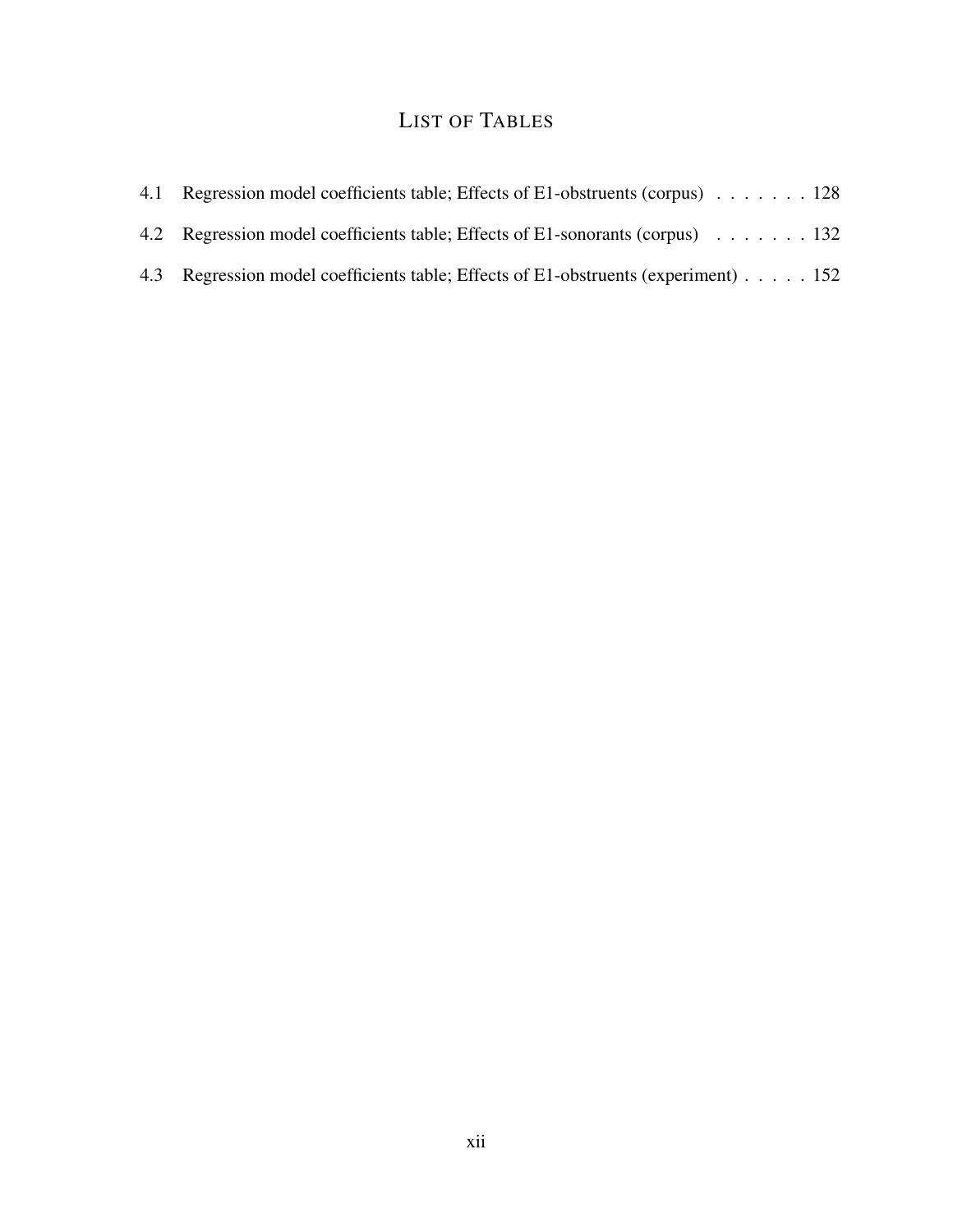# List of Tables

4.1 Regression model coefficients table; Effects of E1-obstruents (corpus) . . . . . . . 128

4.2 Regression model coefficients table; Effects of E1-sonorants (corpus) . . . . . . . 132

4.3 Regression model coefficients table; Effects of E1-obstruents (experiment) . . . . . 152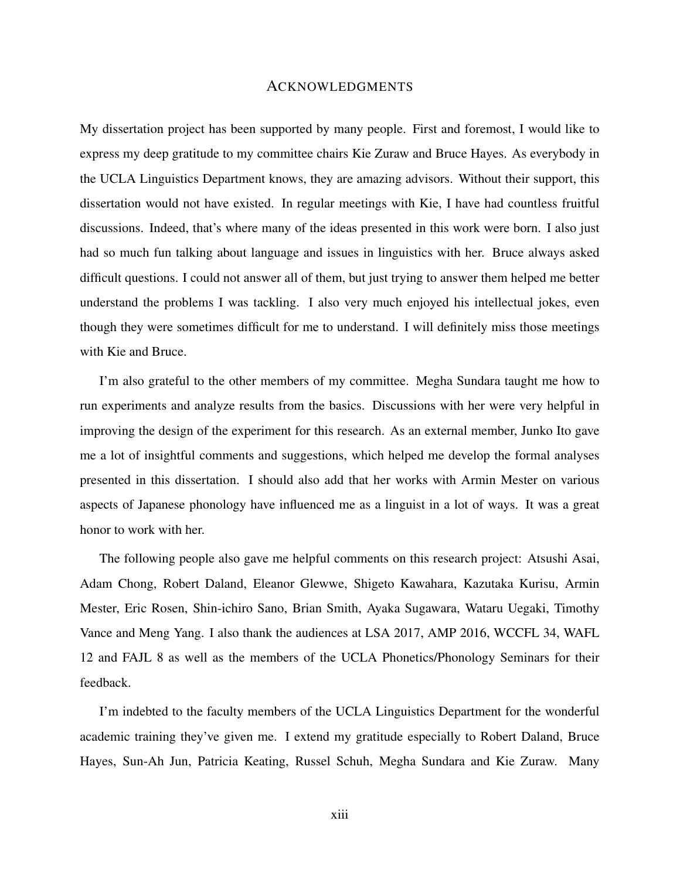# ACKNOWLEDGMENTS

My dissertation project has been supported by many people. First and foremost, I would like to express my deep gratitude to my committee chairs Kie Zuraw and Bruce Hayes. As everybody in the UCLA Linguistics Department knows, they are amazing advisors. Without their support, this dissertation would not have existed. In regular meetings with Kie, I have had countless fruitful discussions. Indeed, that's where many of the ideas presented in this work were born. I also just had so much fun talking about language and issues in linguistics with her. Bruce always asked difficult questions. I could not answer all of them, but just trying to answer them helped me better understand the problems I was tackling. I also very much enjoyed his intellectual jokes, even though they were sometimes difficult for me to understand. I will definitely miss those meetings with Kie and Bruce.

I'm also grateful to the other members of my committee. Megha Sundara taught me how to run experiments and analyze results from the basics. Discussions with her were very helpful in improving the design of the experiment for this research. As an external member, Junko Ito gave me a lot of insightful comments and suggestions, which helped me develop the formal analyses presented in this dissertation. I should also add that her works with Armin Mester on various aspects of Japanese phonology have influenced me as a linguist in a lot of ways. It was a great honor to work with her.

The following people also gave me helpful comments on this research project: Atsushi Asai, Adam Chong, Robert Daland, Eleanor Glewwe, Shigeto Kawahara, Kazutaka Kurisu, Armin Mester, Eric Rosen, Shin-ichiro Sano, Brian Smith, Ayaka Sugawara, Wataru Uegaki, Timothy Vance and Meng Yang. I also thank the audiences at LSA 2017, AMP 2016, WCCFL 34, WAFL 12 and FAJL 8 as well as the members of the UCLA Phonetics/Phonology Seminars for their feedback.

I'm indebted to the faculty members of the UCLA Linguistics Department for the wonderful academic training they've given me. I extend my gratitude especially to Robert Daland, Bruce Hayes, Sun-Ah Jun, Patricia Keating, Russel Schuh, Megha Sundara and Kie Zuraw. Many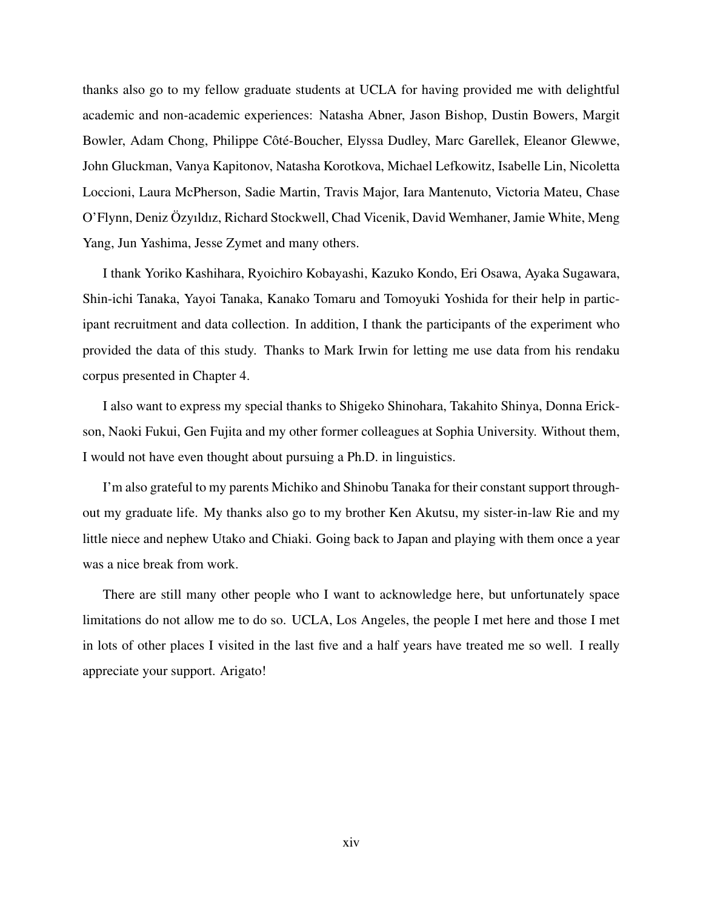thanks also go to my fellow graduate students at UCLA for having provided me with delightful academic and non-academic experiences: Natasha Abner, Jason Bishop, Dustin Bowers, Margit Bowler, Adam Chong, Philippe Côté-Boucher, Elyssa Dudley, Marc Garellek, Eleanor Glewwe, John Gluckman, Vanya Kapitonov, Natasha Korotkova, Michael Lefkowitz, Isabelle Lin, Nicoletta Loccioni, Laura McPherson, Sadie Martin, Travis Major, Iara Mantenuto, Victoria Mateu, Chase O'Flynn, Deniz Özyıldız, Richard Stockwell, Chad Vicenik, David Wemhaner, Jamie White, Meng Yang, Jun Yashima, Jesse Zymet and many others.

I thank Yoriko Kashihara, Ryoichiro Kobayashi, Kazuko Kondo, Eri Osawa, Ayaka Sugawara, Shin-ichi Tanaka, Yayoi Tanaka, Kanako Tomaru and Tomoyuki Yoshida for their help in participant recruitment and data collection. In addition, I thank the participants of the experiment who provided the data of this study. Thanks to Mark Irwin for letting me use data from his rendaku corpus presented in Chapter 4.

I also want to express my special thanks to Shigeko Shinohara, Takahito Shinya, Donna Erickson, Naoki Fukui, Gen Fujita and my other former colleagues at Sophia University. Without them, I would not have even thought about pursuing a Ph.D. in linguistics.

I'm also grateful to my parents Michiko and Shinobu Tanaka for their constant support throughout my graduate life. My thanks also go to my brother Ken Akutsu, my sister-in-law Rie and my little niece and nephew Utako and Chiaki. Going back to Japan and playing with them once a year was a nice break from work.

There are still many other people who I want to acknowledge here, but unfortunately space limitations do not allow me to do so. UCLA, Los Angeles, the people I met here and those I met in lots of other places I visited in the last five and a half years have treated me so well. I really appreciate your support. Arigato!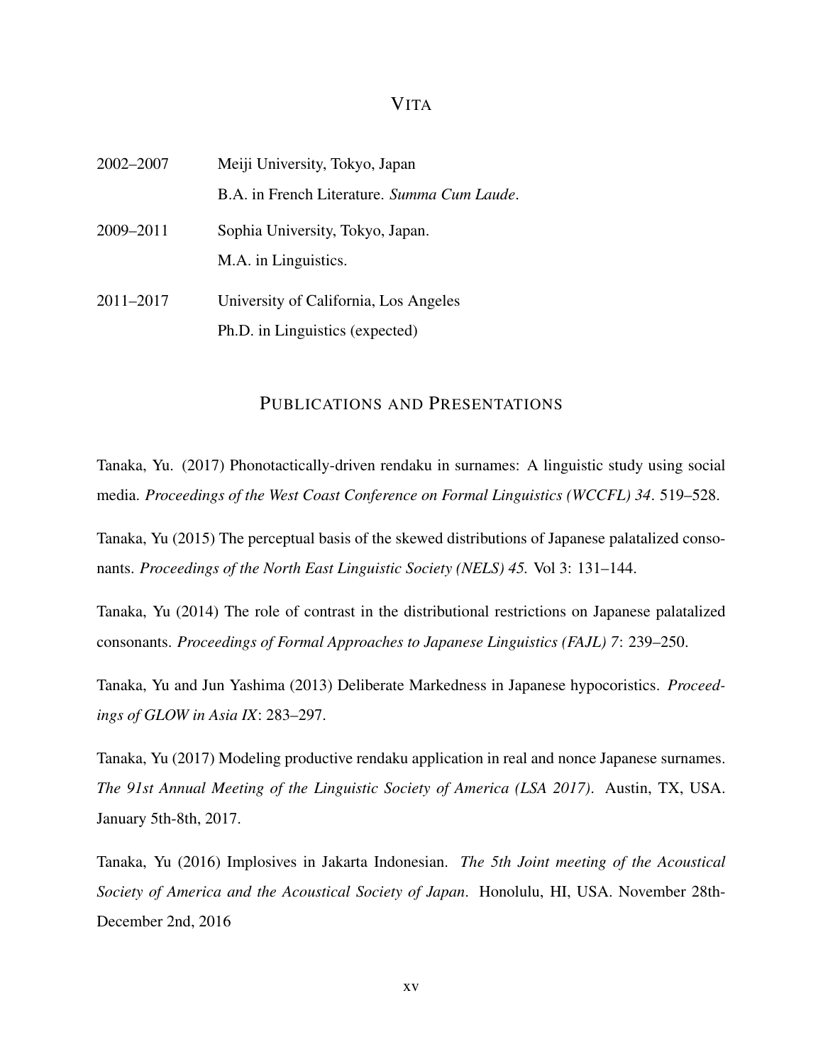# VITA

| | |
|---|---|
| 2002–2007 | Meiji University, Tokyo, Japan<br>B.A. in French Literature. *Summa Cum Laude*. |
| 2009–2011 | Sophia University, Tokyo, Japan.<br>M.A. in Linguistics. |
| 2011–2017 | University of California, Los Angeles<br>Ph.D. in Linguistics (expected) |

# PUBLICATIONS AND PRESENTATIONS

Tanaka, Yu. (2017) Phonotactically-driven rendaku in surnames: A linguistic study using social media. *Proceedings of the West Coast Conference on Formal Linguistics (WCCFL) 34*. 519–528.

Tanaka, Yu (2015) The perceptual basis of the skewed distributions of Japanese palatalized consonants. *Proceedings of the North East Linguistic Society (NELS) 45.* Vol 3: 131–144.

Tanaka, Yu (2014) The role of contrast in the distributional restrictions on Japanese palatalized consonants. *Proceedings of Formal Approaches to Japanese Linguistics (FAJL) 7*: 239–250.

Tanaka, Yu and Jun Yashima (2013) Deliberate Markedness in Japanese hypocoristics. *Proceedings of GLOW in Asia IX*: 283–297.

Tanaka, Yu (2017) Modeling productive rendaku application in real and nonce Japanese surnames. *The 91st Annual Meeting of the Linguistic Society of America (LSA 2017)*. Austin, TX, USA. January 5th-8th, 2017.

Tanaka, Yu (2016) Implosives in Jakarta Indonesian. *The 5th Joint meeting of the Acoustical Society of America and the Acoustical Society of Japan*. Honolulu, HI, USA. November 28th-December 2nd, 2016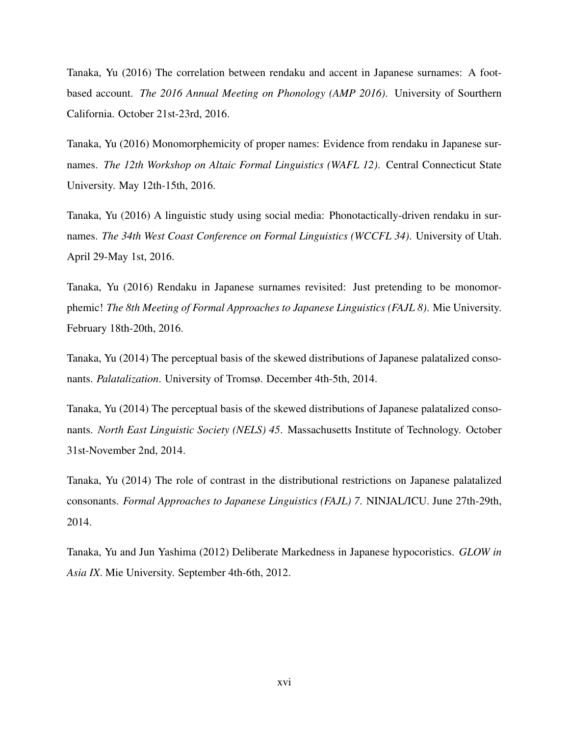Tanaka, Yu (2016) The correlation between rendaku and accent in Japanese surnames: A foot-based account. *The 2016 Annual Meeting on Phonology (AMP 2016)*. University of Sourthern California. October 21st-23rd, 2016.

Tanaka, Yu (2016) Monomorphemicity of proper names: Evidence from rendaku in Japanese surnames. *The 12th Workshop on Altaic Formal Linguistics (WAFL 12)*. Central Connecticut State University. May 12th-15th, 2016.

Tanaka, Yu (2016) A linguistic study using social media: Phonotactically-driven rendaku in surnames. *The 34th West Coast Conference on Formal Linguistics (WCCFL 34)*. University of Utah. April 29-May 1st, 2016.

Tanaka, Yu (2016) Rendaku in Japanese surnames revisited: Just pretending to be monomorphemic! *The 8th Meeting of Formal Approaches to Japanese Linguistics (FAJL 8)*. Mie University. February 18th-20th, 2016.

Tanaka, Yu (2014) The perceptual basis of the skewed distributions of Japanese palatalized consonants. *Palatalization*. University of Tromsø. December 4th-5th, 2014.

Tanaka, Yu (2014) The perceptual basis of the skewed distributions of Japanese palatalized consonants. *North East Linguistic Society (NELS) 45*. Massachusetts Institute of Technology. October 31st-November 2nd, 2014.

Tanaka, Yu (2014) The role of contrast in the distributional restrictions on Japanese palatalized consonants. *Formal Approaches to Japanese Linguistics (FAJL) 7*. NINJAL/ICU. June 27th-29th, 2014.

Tanaka, Yu and Jun Yashima (2012) Deliberate Markedness in Japanese hypocoristics. *GLOW in Asia IX*. Mie University. September 4th-6th, 2012.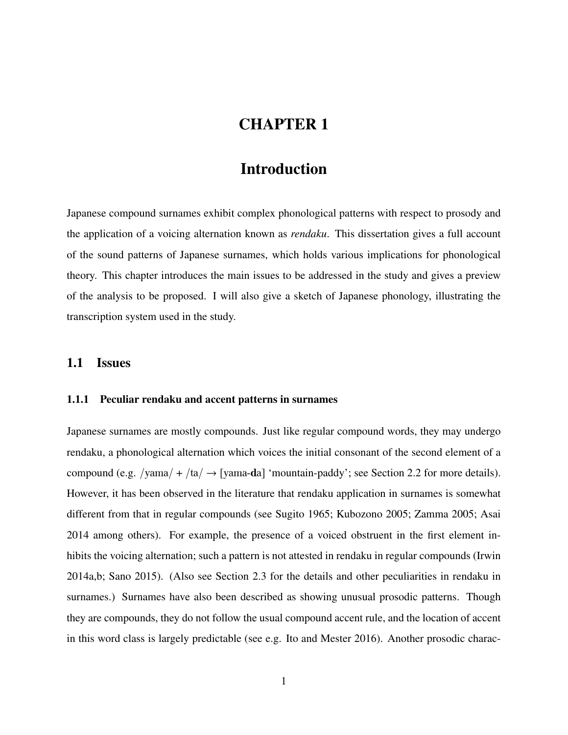# CHAPTER 1

# Introduction

Japanese compound surnames exhibit complex phonological patterns with respect to prosody and the application of a voicing alternation known as *rendaku*. This dissertation gives a full account of the sound patterns of Japanese surnames, which holds various implications for phonological theory. This chapter introduces the main issues to be addressed in the study and gives a preview of the analysis to be proposed. I will also give a sketch of Japanese phonology, illustrating the transcription system used in the study.

## 1.1 Issues

### 1.1.1 Peculiar rendaku and accent patterns in surnames

Japanese surnames are mostly compounds. Just like regular compound words, they may undergo rendaku, a phonological alternation which voices the initial consonant of the second element of a compound (e.g. /yama/ + /ta/ → [yama-**d**a] 'mountain-paddy'; see Section 2.2 for more details). However, it has been observed in the literature that rendaku application in surnames is somewhat different from that in regular compounds (see Sugito 1965; Kubozono 2005; Zamma 2005; Asai 2014 among others). For example, the presence of a voiced obstruent in the first element inhibits the voicing alternation; such a pattern is not attested in rendaku in regular compounds (Irwin 2014a,b; Sano 2015). (Also see Section 2.3 for the details and other peculiarities in rendaku in surnames.) Surnames have also been described as showing unusual prosodic patterns. Though they are compounds, they do not follow the usual compound accent rule, and the location of accent in this word class is largely predictable (see e.g. Ito and Mester 2016). Another prosodic charac-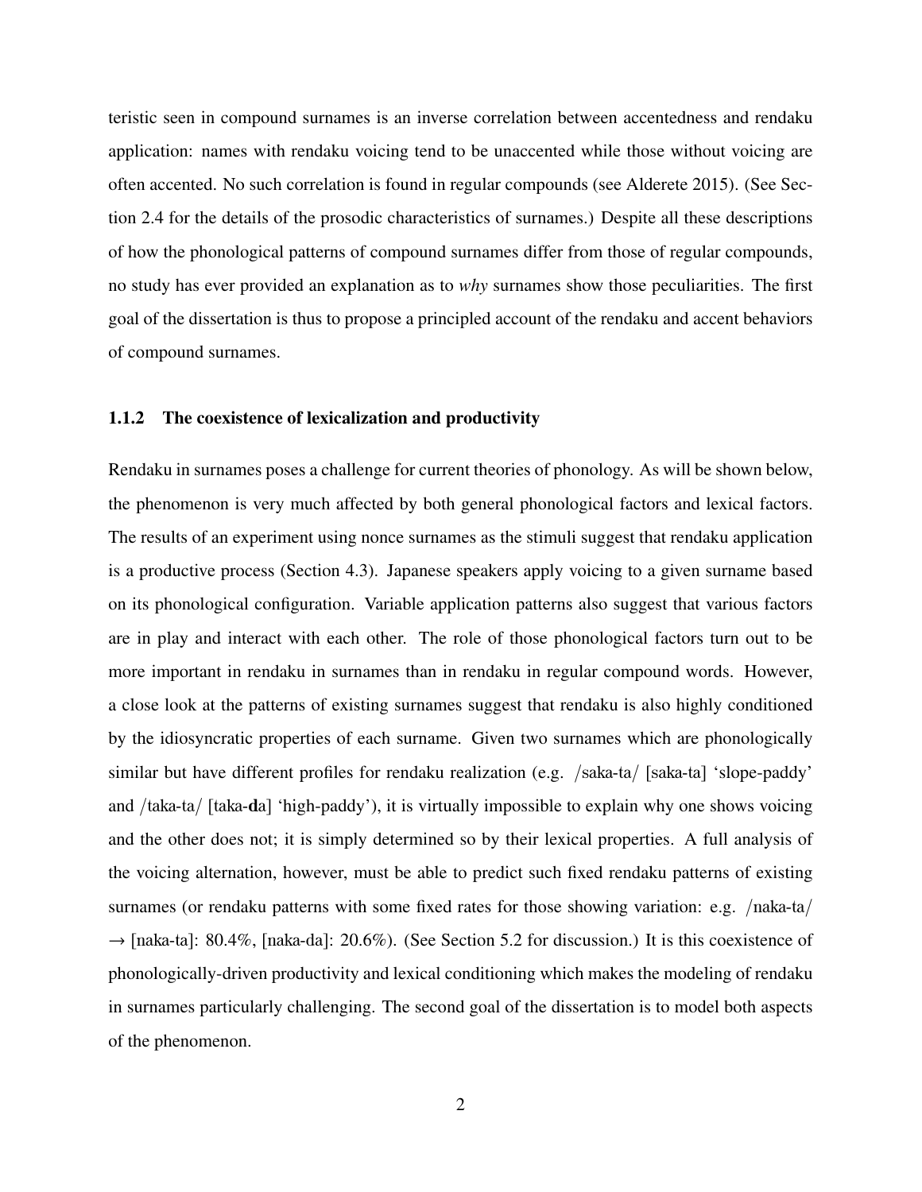teristic seen in compound surnames is an inverse correlation between accentedness and rendaku application: names with rendaku voicing tend to be unaccented while those without voicing are often accented. No such correlation is found in regular compounds (see Alderete 2015). (See Section 2.4 for the details of the prosodic characteristics of surnames.) Despite all these descriptions of how the phonological patterns of compound surnames differ from those of regular compounds, no study has ever provided an explanation as to *why* surnames show those peculiarities. The first goal of the dissertation is thus to propose a principled account of the rendaku and accent behaviors of compound surnames.

### 1.1.2 The coexistence of lexicalization and productivity

Rendaku in surnames poses a challenge for current theories of phonology. As will be shown below, the phenomenon is very much affected by both general phonological factors and lexical factors. The results of an experiment using nonce surnames as the stimuli suggest that rendaku application is a productive process (Section 4.3). Japanese speakers apply voicing to a given surname based on its phonological configuration. Variable application patterns also suggest that various factors are in play and interact with each other. The role of those phonological factors turn out to be more important in rendaku in surnames than in rendaku in regular compound words. However, a close look at the patterns of existing surnames suggest that rendaku is also highly conditioned by the idiosyncratic properties of each surname. Given two surnames which are phonologically similar but have different profiles for rendaku realization (e.g. /saka-ta/ [saka-ta] 'slope-paddy' and /taka-ta/ [taka-**d**a] 'high-paddy'), it is virtually impossible to explain why one shows voicing and the other does not; it is simply determined so by their lexical properties. A full analysis of the voicing alternation, however, must be able to predict such fixed rendaku patterns of existing surnames (or rendaku patterns with some fixed rates for those showing variation: e.g. /naka-ta/ $\rightarrow$ [naka-ta]: 80.4%, [naka-da]: 20.6%). (See Section 5.2 for discussion.) It is this coexistence of phonologically-driven productivity and lexical conditioning which makes the modeling of rendaku in surnames particularly challenging. The second goal of the dissertation is to model both aspects of the phenomenon.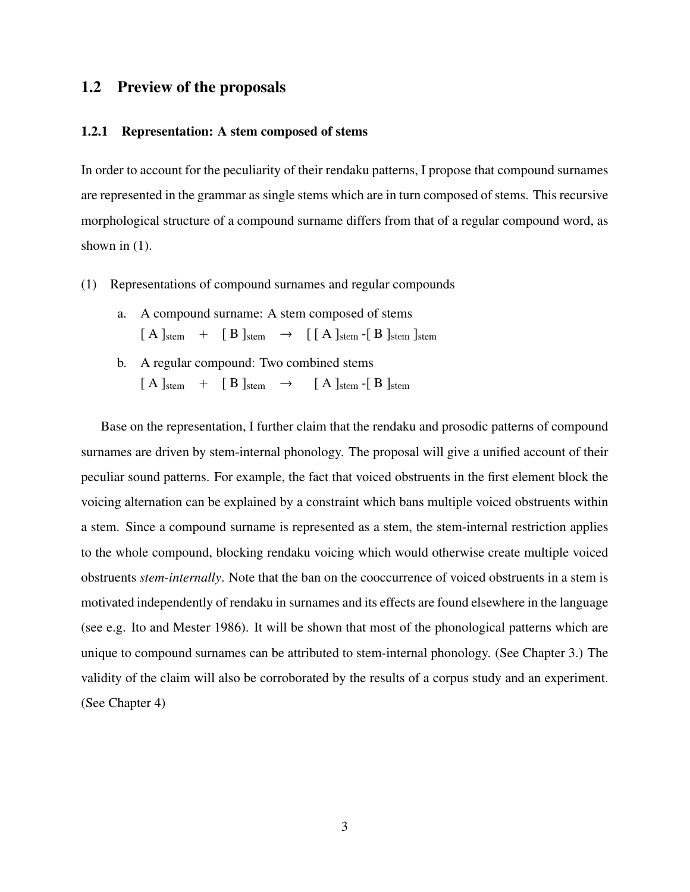## 1.2 Preview of the proposals

### 1.2.1 Representation: A stem composed of stems

In order to account for the peculiarity of their rendaku patterns, I propose that compound surnames are represented in the grammar as single stems which are in turn composed of stems. This recursive morphological structure of a compound surname differs from that of a regular compound word, as shown in (1).

(1) Representations of compound surnames and regular compounds

a. A compound surname: A stem composed of stems
$[\text{ A }]_{\text{stem}} \;+\; [\text{ B }]_{\text{stem}} \;\rightarrow\; [\,[\text{ A }]_{\text{stem}}\text{-}[\text{ B }]_{\text{stem}}\,]_{\text{stem}}$

b. A regular compound: Two combined stems
$[\text{ A }]_{\text{stem}} \;+\; [\text{ B }]_{\text{stem}} \;\rightarrow\; [\text{ A }]_{\text{stem}}\text{-}[\text{ B }]_{\text{stem}}$

Base on the representation, I further claim that the rendaku and prosodic patterns of compound surnames are driven by stem-internal phonology. The proposal will give a unified account of their peculiar sound patterns. For example, the fact that voiced obstruents in the first element block the voicing alternation can be explained by a constraint which bans multiple voiced obstruents within a stem. Since a compound surname is represented as a stem, the stem-internal restriction applies to the whole compound, blocking rendaku voicing which would otherwise create multiple voiced obstruents *stem-internally*. Note that the ban on the cooccurrence of voiced obstruents in a stem is motivated independently of rendaku in surnames and its effects are found elsewhere in the language (see e.g. Ito and Mester 1986). It will be shown that most of the phonological patterns which are unique to compound surnames can be attributed to stem-internal phonology. (See Chapter 3.) The validity of the claim will also be corroborated by the results of a corpus study and an experiment. (See Chapter 4)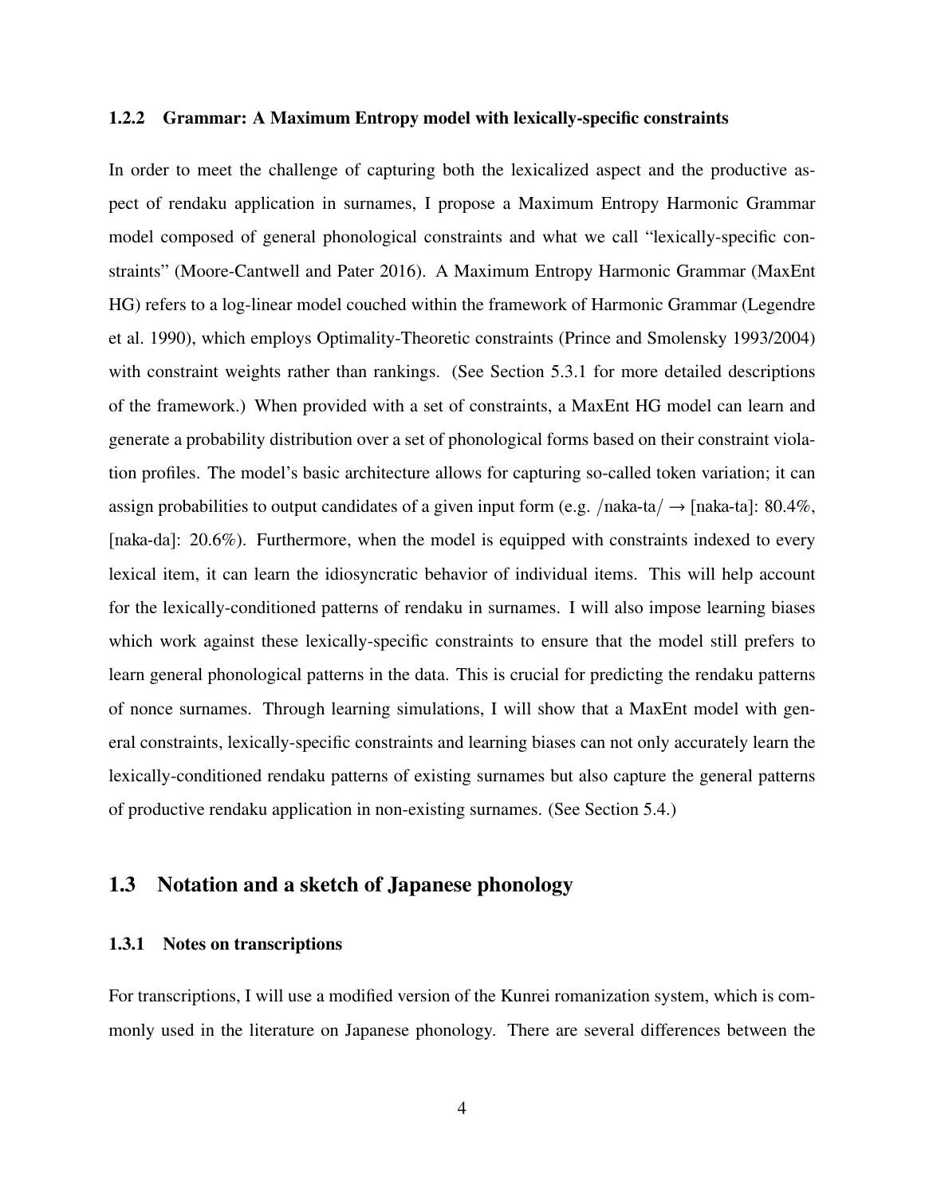### 1.2.2 Grammar: A Maximum Entropy model with lexically-specific constraints

In order to meet the challenge of capturing both the lexicalized aspect and the productive aspect of rendaku application in surnames, I propose a Maximum Entropy Harmonic Grammar model composed of general phonological constraints and what we call "lexically-specific constraints" (Moore-Cantwell and Pater 2016). A Maximum Entropy Harmonic Grammar (MaxEnt HG) refers to a log-linear model couched within the framework of Harmonic Grammar (Legendre et al. 1990), which employs Optimality-Theoretic constraints (Prince and Smolensky 1993/2004) with constraint weights rather than rankings. (See Section 5.3.1 for more detailed descriptions of the framework.) When provided with a set of constraints, a MaxEnt HG model can learn and generate a probability distribution over a set of phonological forms based on their constraint violation profiles. The model's basic architecture allows for capturing so-called token variation; it can assign probabilities to output candidates of a given input form (e.g. /naka-ta/ → [naka-ta]: 80.4%, [naka-da]: 20.6%). Furthermore, when the model is equipped with constraints indexed to every lexical item, it can learn the idiosyncratic behavior of individual items. This will help account for the lexically-conditioned patterns of rendaku in surnames. I will also impose learning biases which work against these lexically-specific constraints to ensure that the model still prefers to learn general phonological patterns in the data. This is crucial for predicting the rendaku patterns of nonce surnames. Through learning simulations, I will show that a MaxEnt model with general constraints, lexically-specific constraints and learning biases can not only accurately learn the lexically-conditioned rendaku patterns of existing surnames but also capture the general patterns of productive rendaku application in non-existing surnames. (See Section 5.4.)

## 1.3 Notation and a sketch of Japanese phonology

### 1.3.1 Notes on transcriptions

For transcriptions, I will use a modified version of the Kunrei romanization system, which is commonly used in the literature on Japanese phonology. There are several differences between the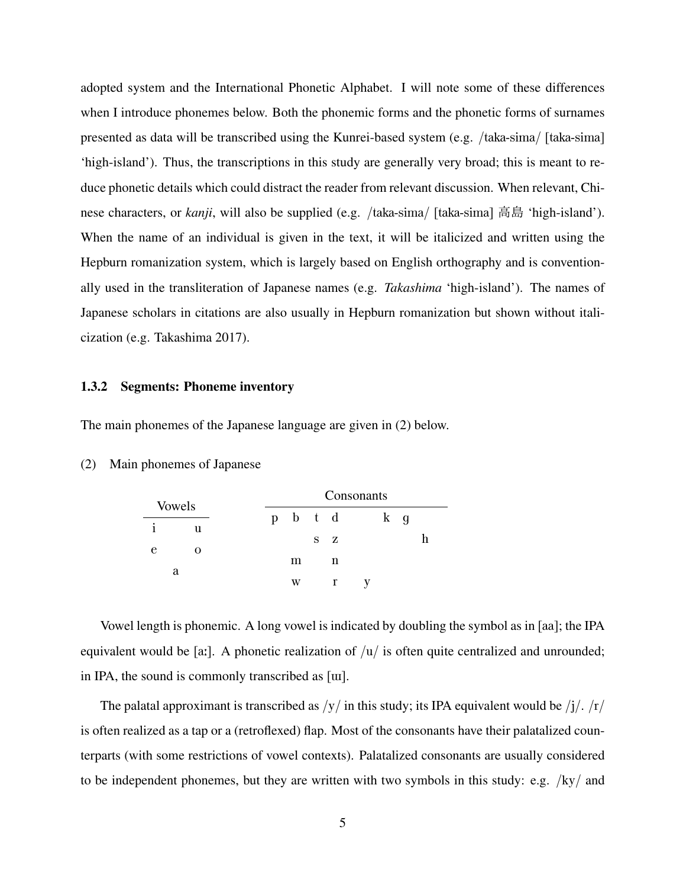adopted system and the International Phonetic Alphabet. I will note some of these differences when I introduce phonemes below. Both the phonemic forms and the phonetic forms of surnames presented as data will be transcribed using the Kunrei-based system (e.g. /taka-sima/ [taka-sima] 'high-island'). Thus, the transcriptions in this study are generally very broad; this is meant to reduce phonetic details which could distract the reader from relevant discussion. When relevant, Chinese characters, or *kanji*, will also be supplied (e.g. /taka-sima/ [taka-sima] 高島 'high-island'). When the name of an individual is given in the text, it will be italicized and written using the Hepburn romanization system, which is largely based on English orthography and is conventionally used in the transliteration of Japanese names (e.g. *Takashima* 'high-island'). The names of Japanese scholars in citations are also usually in Hepburn romanization but shown without italicization (e.g. Takashima 2017).

### 1.3.2 Segments: Phoneme inventory

The main phonemes of the Japanese language are given in (2) below.

(2) Main phonemes of Japanese

| Vowels | | |
|---|---|---|
| i | | u |
| e | | o |
| | a | |

| Consonants | | | | | | | |
|---|---|---|---|---|---|---|---|
| p | b | t | d | | k | g | |
| | | s | z | | | | h |
| | m | | n | | | | |
| | w | | r | y | | | |

Vowel length is phonemic. A long vowel is indicated by doubling the symbol as in [aa]; the IPA equivalent would be [aː]. A phonetic realization of /u/ is often quite centralized and unrounded; in IPA, the sound is commonly transcribed as [ɯ].

The palatal approximant is transcribed as /y/ in this study; its IPA equivalent would be /j/. /r/ is often realized as a tap or a (retroflexed) flap. Most of the consonants have their palatalized counterparts (with some restrictions of vowel contexts). Palatalized consonants are usually considered to be independent phonemes, but they are written with two symbols in this study: e.g. /ky/ and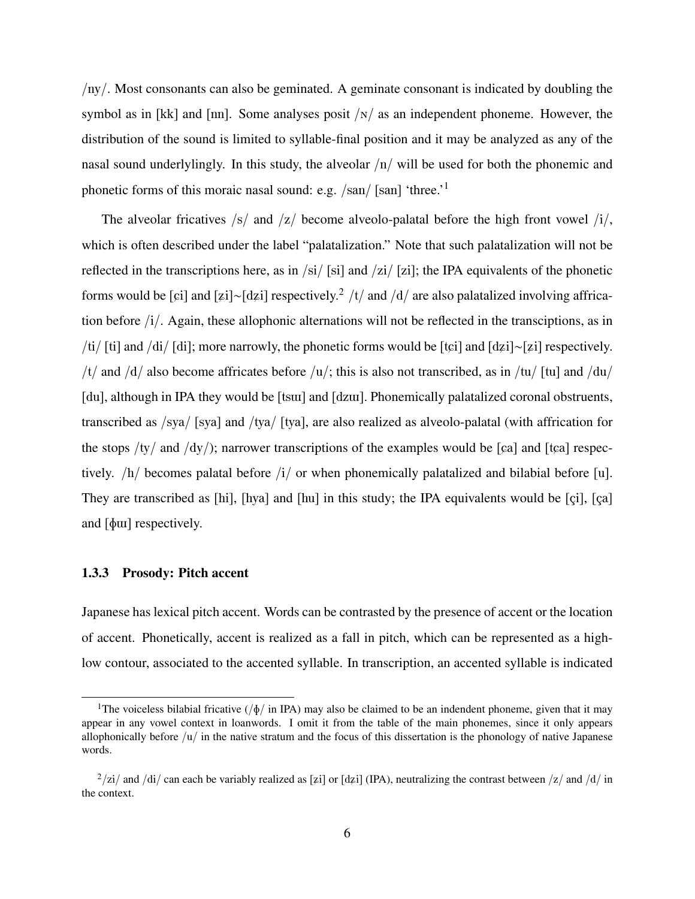/ny/. Most consonants can also be geminated. A geminate consonant is indicated by doubling the symbol as in [kk] and [nn]. Some analyses posit /ɴ/ as an independent phoneme. However, the distribution of the sound is limited to syllable-final position and it may be analyzed as any of the nasal sound underlyingly. In this study, the alveolar /n/ will be used for both the phonemic and phonetic forms of this moraic nasal sound: e.g. /san/ [san] 'three.'[1]

The alveolar fricatives /s/ and /z/ become alveolo-palatal before the high front vowel /i/, which is often described under the label "palatalization." Note that such palatalization will not be reflected in the transcriptions here, as in /si/ [si] and /zi/ [zi]; the IPA equivalents of the phonetic forms would be [ɕi] and [ʑi]∼[dʑi] respectively.[2] /t/ and /d/ are also palatalized involving affrication before /i/. Again, these allophonic alternations will not be reflected in the transciptions, as in /ti/ [ti] and /di/ [di]; more narrowly, the phonetic forms would be [tɕi] and [dʑi]∼[ʑi] respectively. /t/ and /d/ also become affricates before /u/; this is also not transcribed, as in /tu/ [tu] and /du/ [du], although in IPA they would be [tsɯ] and [dzɯ]. Phonemically palatalized coronal obstruents, transcribed as /sya/ [sya] and /tya/ [tya], are also realized as alveolo-palatal (with affrication for the stops /ty/ and /dy/); narrower transcriptions of the examples would be [ɕa] and [tɕa] respectively. /h/ becomes palatal before /i/ or when phonemically palatalized and bilabial before [u]. They are transcribed as [hi], [hya] and [hu] in this study; the IPA equivalents would be [çi], [ça] and [ɸɯ] respectively.

### 1.3.3 Prosody: Pitch accent

Japanese has lexical pitch accent. Words can be contrasted by the presence of accent or the location of accent. Phonetically, accent is realized as a fall in pitch, which can be represented as a high-low contour, associated to the accented syllable. In transcription, an accented syllable is indicated

---

[1] The voiceless bilabial fricative (/ɸ/ in IPA) may also be claimed to be an indendent phoneme, given that it may appear in any vowel context in loanwords. I omit it from the table of the main phonemes, since it only appears allophonically before /u/ in the native stratum and the focus of this dissertation is the phonology of native Japanese words.

[2] /zi/ and /di/ can each be variably realized as [ʑi] or [dʑi] (IPA), neutralizing the contrast between /z/ and /d/ in the context.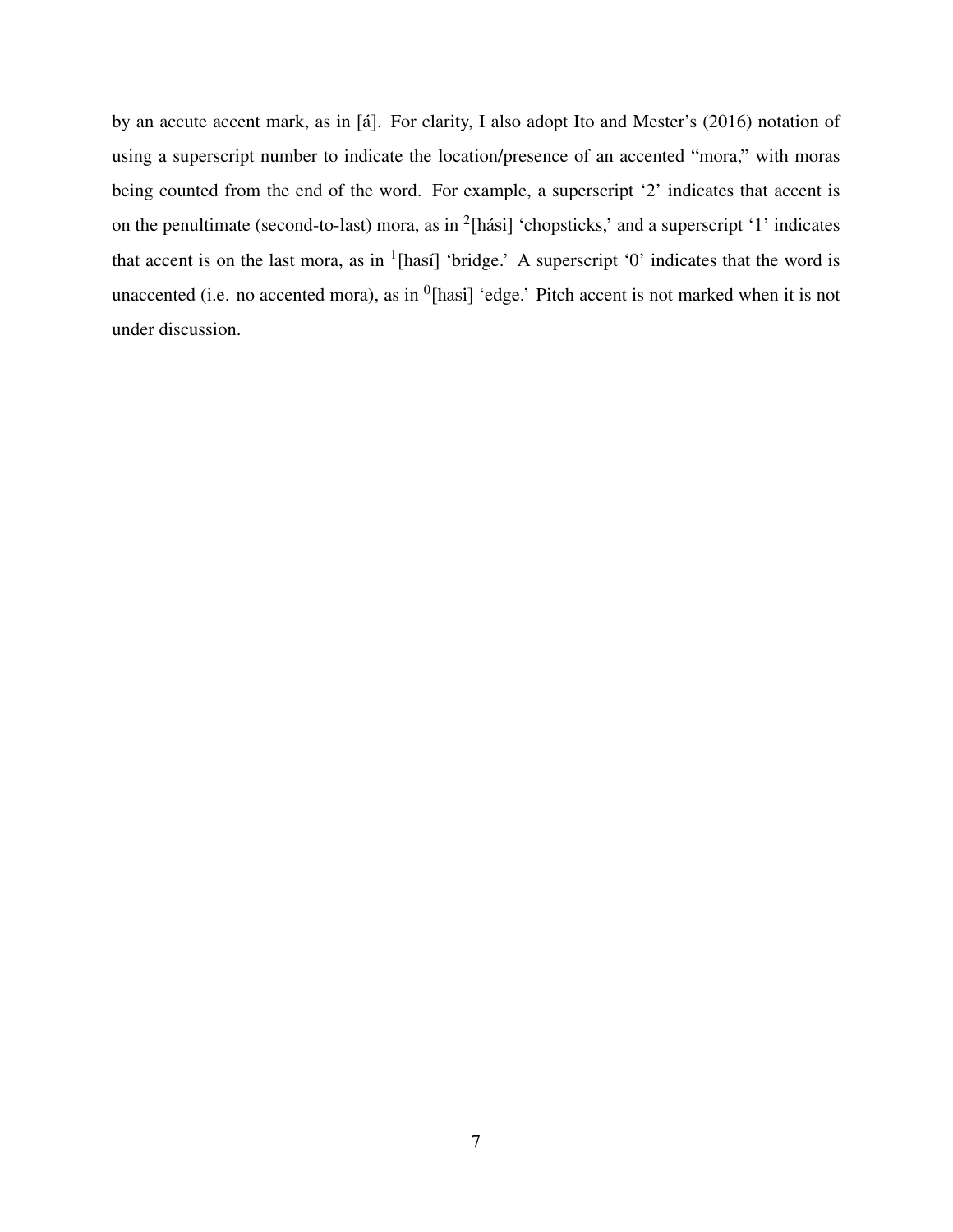by an accute accent mark, as in [á]. For clarity, I also adopt Ito and Mester's (2016) notation of using a superscript number to indicate the location/presence of an accented "mora," with moras being counted from the end of the word. For example, a superscript '2' indicates that accent is on the penultimate (second-to-last) mora, as in $^{2}$[hási] 'chopsticks,' and a superscript '1' indicates that accent is on the last mora, as in $^{1}$[hasí] 'bridge.' A superscript '0' indicates that the word is unaccented (i.e. no accented mora), as in $^{0}$[hasi] 'edge.' Pitch accent is not marked when it is not under discussion.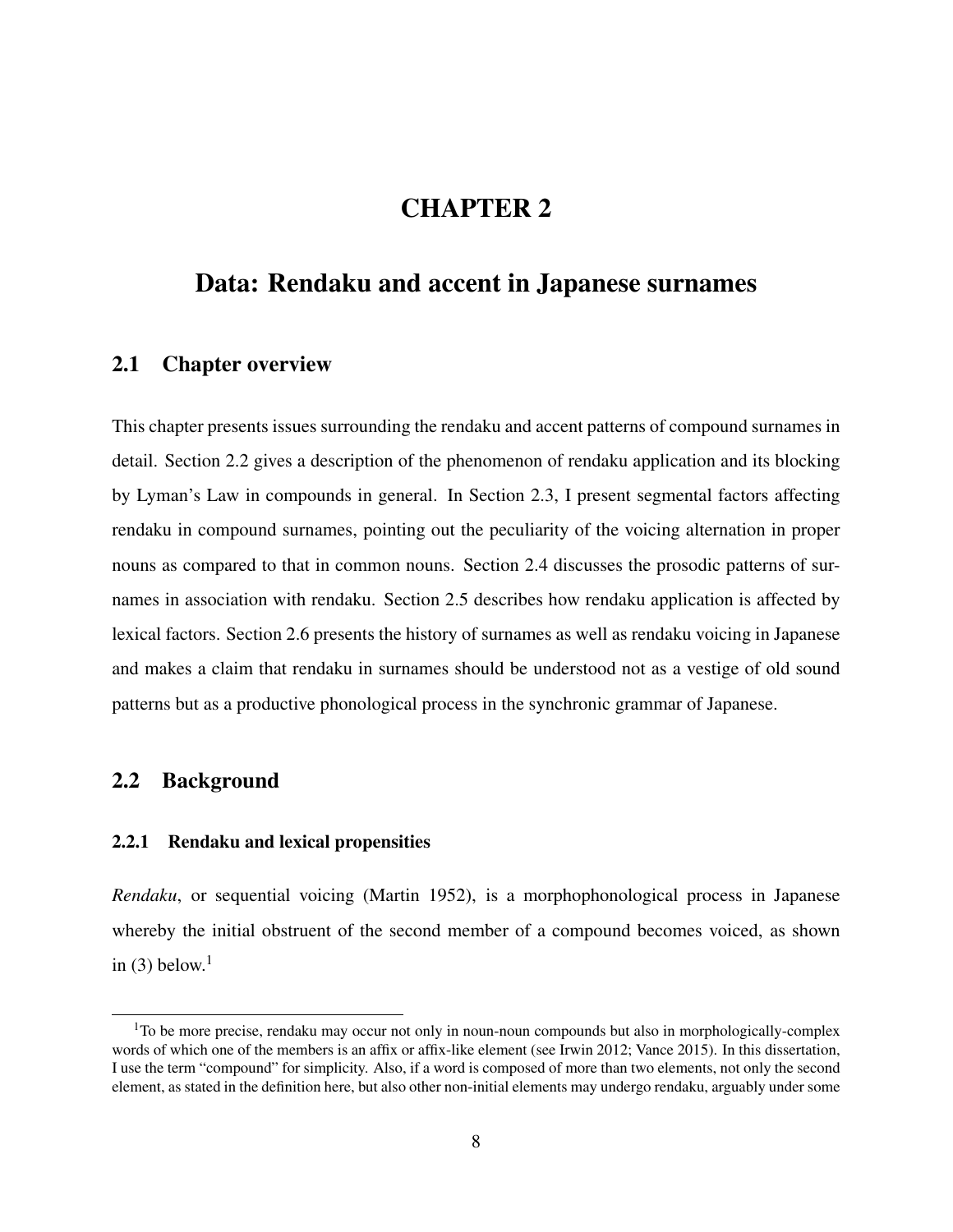# CHAPTER 2

# Data: Rendaku and accent in Japanese surnames

## 2.1 Chapter overview

This chapter presents issues surrounding the rendaku and accent patterns of compound surnames in detail. Section 2.2 gives a description of the phenomenon of rendaku application and its blocking by Lyman's Law in compounds in general. In Section 2.3, I present segmental factors affecting rendaku in compound surnames, pointing out the peculiarity of the voicing alternation in proper nouns as compared to that in common nouns. Section 2.4 discusses the prosodic patterns of surnames in association with rendaku. Section 2.5 describes how rendaku application is affected by lexical factors. Section 2.6 presents the history of surnames as well as rendaku voicing in Japanese and makes a claim that rendaku in surnames should be understood not as a vestige of old sound patterns but as a productive phonological process in the synchronic grammar of Japanese.

## 2.2 Background

### 2.2.1 Rendaku and lexical propensities

*Rendaku*, or sequential voicing (Martin 1952), is a morphophonological process in Japanese whereby the initial obstruent of the second member of a compound becomes voiced, as shown in (3) below.[1]

[1] To be more precise, rendaku may occur not only in noun-noun compounds but also in morphologically-complex words of which one of the members is an affix or affix-like element (see Irwin 2012; Vance 2015). In this dissertation, I use the term "compound" for simplicity. Also, if a word is composed of more than two elements, not only the second element, as stated in the definition here, but also other non-initial elements may undergo rendaku, arguably under some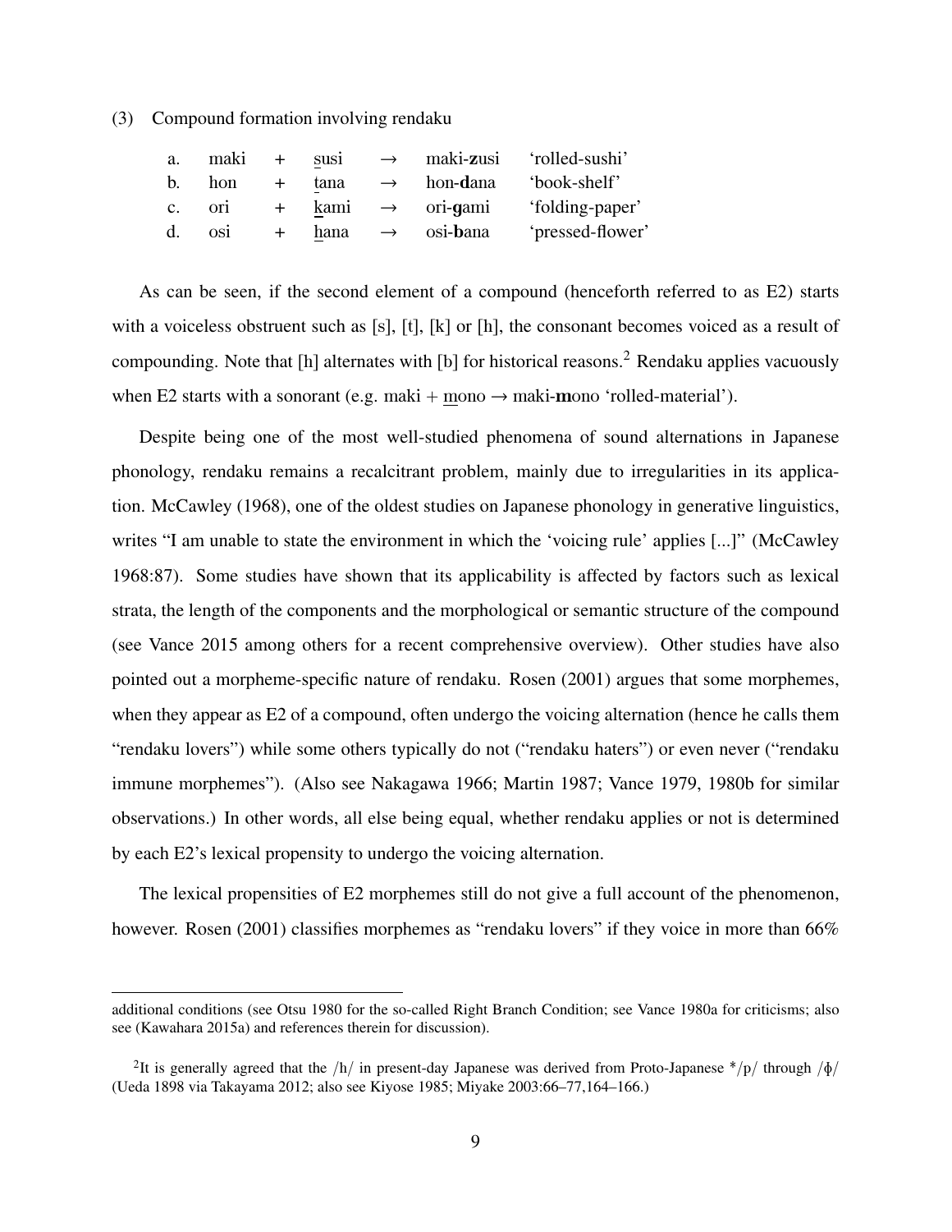(3) Compound formation involving rendaku

| | | | | | | |
|---|---|---|---|---|---|---|
| a. | maki | + | <u>s</u>usi | → | maki-**z**usi | 'rolled-sushi' |
| b. | hon | + | <u>t</u>ana | → | hon-**d**ana | 'book-shelf' |
| c. | ori | + | <u>k</u>ami | → | ori-**g**ami | 'folding-paper' |
| d. | osi | + | <u>h</u>ana | → | osi-**b**ana | 'pressed-flower' |

As can be seen, if the second element of a compound (henceforth referred to as E2) starts with a voiceless obstruent such as [s], [t], [k] or [h], the consonant becomes voiced as a result of compounding. Note that [h] alternates with [b] for historical reasons.[2] Rendaku applies vacuously when E2 starts with a sonorant (e.g. maki + <u>m</u>ono → maki-**m**ono 'rolled-material').

Despite being one of the most well-studied phenomena of sound alternations in Japanese phonology, rendaku remains a recalcitrant problem, mainly due to irregularities in its application. McCawley (1968), one of the oldest studies on Japanese phonology in generative linguistics, writes "I am unable to state the environment in which the 'voicing rule' applies [...]" (McCawley 1968:87). Some studies have shown that its applicability is affected by factors such as lexical strata, the length of the components and the morphological or semantic structure of the compound (see Vance 2015 among others for a recent comprehensive overview). Other studies have also pointed out a morpheme-specific nature of rendaku. Rosen (2001) argues that some morphemes, when they appear as E2 of a compound, often undergo the voicing alternation (hence he calls them "rendaku lovers") while some others typically do not ("rendaku haters") or even never ("rendaku immune morphemes"). (Also see Nakagawa 1966; Martin 1987; Vance 1979, 1980b for similar observations.) In other words, all else being equal, whether rendaku applies or not is determined by each E2's lexical propensity to undergo the voicing alternation.

The lexical propensities of E2 morphemes still do not give a full account of the phenomenon, however. Rosen (2001) classifies morphemes as "rendaku lovers" if they voice in more than 66%

---

additional conditions (see Otsu 1980 for the so-called Right Branch Condition; see Vance 1980a for criticisms; also see (Kawahara 2015a) and references therein for discussion).

[2] It is generally agreed that the /h/ in present-day Japanese was derived from Proto-Japanese */p/ through /ɸ/ (Ueda 1898 via Takayama 2012; also see Kiyose 1985; Miyake 2003:66–77,164–166.)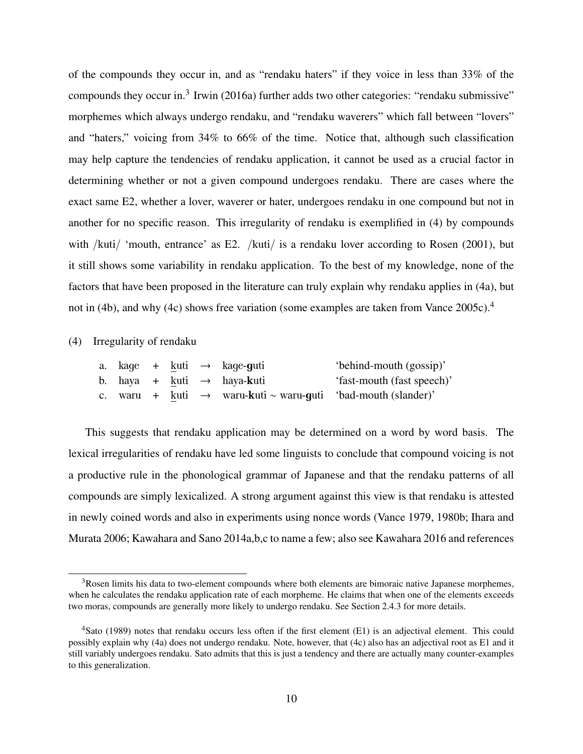of the compounds they occur in, and as "rendaku haters" if they voice in less than 33% of the compounds they occur in.[3] Irwin (2016a) further adds two other categories: "rendaku submissive" morphemes which always undergo rendaku, and "rendaku waverers" which fall between "lovers" and "haters," voicing from 34% to 66% of the time. Notice that, although such classification may help capture the tendencies of rendaku application, it cannot be used as a crucial factor in determining whether or not a given compound undergoes rendaku. There are cases where the exact same E2, whether a lover, waverer or hater, undergoes rendaku in one compound but not in another for no specific reason. This irregularity of rendaku is exemplified in (4) by compounds with /kuti/ 'mouth, entrance' as E2. /kuti/ is a rendaku lover according to Rosen (2001), but it still shows some variability in rendaku application. To the best of my knowledge, none of the factors that have been proposed in the literature can truly explain why rendaku applies in (4a), but not in (4b), and why (4c) shows free variation (some examples are taken from Vance 2005c).[4]

(4) Irregularity of rendaku

| | | | | | | |
|---|---|---|---|---|---|---|
| a. | kage | + | <u>k</u>uti | → | kage-**g**uti | 'behind-mouth (gossip)' |
| b. | haya | + | <u>k</u>uti | → | haya-**k**uti | 'fast-mouth (fast speech)' |
| c. | waru | + | <u>k</u>uti | → | waru-**k**uti ~ waru-**g**uti | 'bad-mouth (slander)' |

This suggests that rendaku application may be determined on a word by word basis. The lexical irregularities of rendaku have led some linguists to conclude that compound voicing is not a productive rule in the phonological grammar of Japanese and that the rendaku patterns of all compounds are simply lexicalized. A strong argument against this view is that rendaku is attested in newly coined words and also in experiments using nonce words (Vance 1979, 1980b; Ihara and Murata 2006; Kawahara and Sano 2014a,b,c to name a few; also see Kawahara 2016 and references

---

[3] Rosen limits his data to two-element compounds where both elements are bimoraic native Japanese morphemes, when he calculates the rendaku application rate of each morpheme. He claims that when one of the elements exceeds two moras, compounds are generally more likely to undergo rendaku. See Section 2.4.3 for more details.

[4] Sato (1989) notes that rendaku occurs less often if the first element (E1) is an adjectival element. This could possibly explain why (4a) does not undergo rendaku. Note, however, that (4c) also has an adjectival root as E1 and it still variably undergoes rendaku. Sato admits that this is just a tendency and there are actually many counter-examples to this generalization.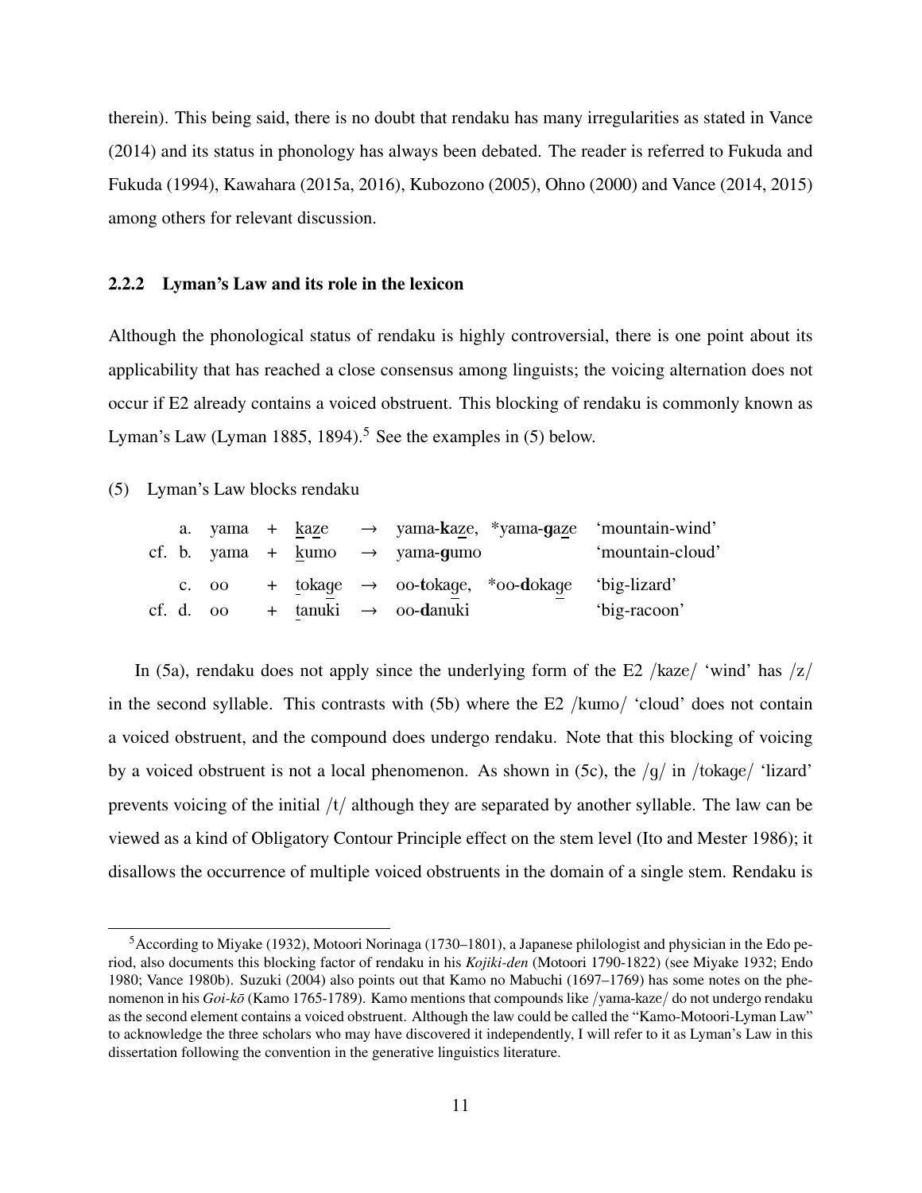therein). This being said, there is no doubt that rendaku has many irregularities as stated in Vance (2014) and its status in phonology has always been debated. The reader is referred to Fukuda and Fukuda (1994), Kawahara (2015a, 2016), Kubozono (2005), Ohno (2000) and Vance (2014, 2015) among others for relevant discussion.

### 2.2.2 Lyman's Law and its role in the lexicon

Although the phonological status of rendaku is highly controversial, there is one point about its applicability that has reached a close consensus among linguists; the voicing alternation does not occur if E2 already contains a voiced obstruent. This blocking of rendaku is commonly known as Lyman's Law (Lyman 1885, 1894).[5] See the examples in (5) below.

(5) Lyman's Law blocks rendaku

| | | | | | | |
|---|---|---|---|---|---|---|
| a. | yama | + | kaze | → | yama-**k**aze, *yama-**g**aze | 'mountain-wind' |
| cf. b. | yama | + | kumo | → | yama-**g**umo | 'mountain-cloud' |
| c. | oo | + | tokage | → | oo-**t**okage, *oo-**d**okage | 'big-lizard' |
| cf. d. | oo | + | tanuki | → | oo-**d**anuki | 'big-racoon' |

In (5a), rendaku does not apply since the underlying form of the E2 /kaze/ 'wind' has /z/ in the second syllable. This contrasts with (5b) where the E2 /kumo/ 'cloud' does not contain a voiced obstruent, and the compound does undergo rendaku. Note that this blocking of voicing by a voiced obstruent is not a local phenomenon. As shown in (5c), the /g/ in /tokage/ 'lizard' prevents voicing of the initial /t/ although they are separated by another syllable. The law can be viewed as a kind of Obligatory Contour Principle effect on the stem level (Ito and Mester 1986); it disallows the occurrence of multiple voiced obstruents in the domain of a single stem. Rendaku is

[5] According to Miyake (1932), Motoori Norinaga (1730–1801), a Japanese philologist and physician in the Edo period, also documents this blocking factor of rendaku in his *Kojiki-den* (Motoori 1790-1822) (see Miyake 1932; Endo 1980; Vance 1980b). Suzuki (2004) also points out that Kamo no Mabuchi (1697–1769) has some notes on the phenomenon in his *Goi-kō* (Kamo 1765-1789). Kamo mentions that compounds like /yama-kaze/ do not undergo rendaku as the second element contains a voiced obstruent. Although the law could be called the "Kamo-Motoori-Lyman Law" to acknowledge the three scholars who may have discovered it independently, I will refer to it as Lyman's Law in this dissertation following the convention in the generative linguistics literature.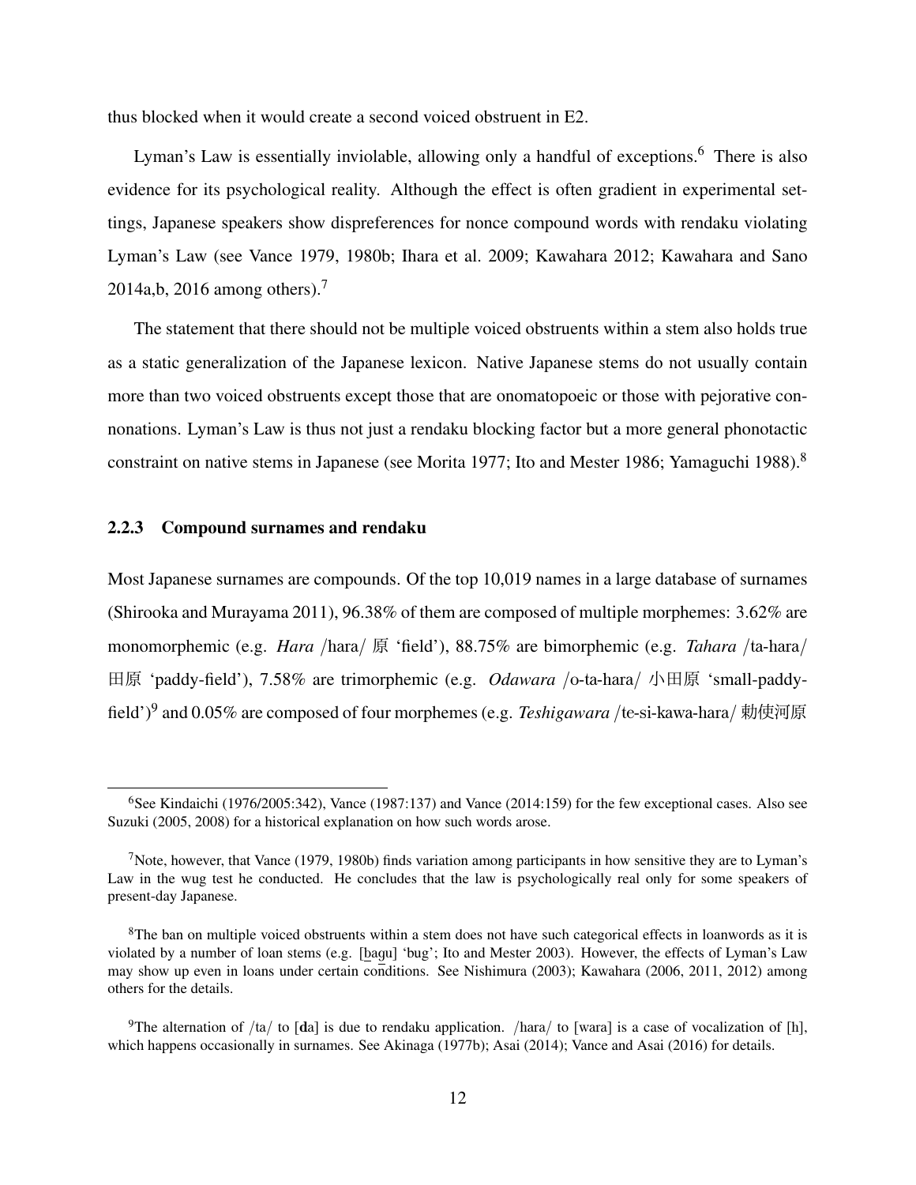thus blocked when it would create a second voiced obstruent in E2.

Lyman's Law is essentially inviolable, allowing only a handful of exceptions.[6] There is also evidence for its psychological reality. Although the effect is often gradient in experimental settings, Japanese speakers show dispreferences for nonce compound words with rendaku violating Lyman's Law (see Vance 1979, 1980b; Ihara et al. 2009; Kawahara 2012; Kawahara and Sano 2014a,b, 2016 among others).[7]

The statement that there should not be multiple voiced obstruents within a stem also holds true as a static generalization of the Japanese lexicon. Native Japanese stems do not usually contain more than two voiced obstruents except those that are onomatopoeic or those with pejorative connonations. Lyman's Law is thus not just a rendaku blocking factor but a more general phonotactic constraint on native stems in Japanese (see Morita 1977; Ito and Mester 1986; Yamaguchi 1988).[8]

### 2.2.3 Compound surnames and rendaku

Most Japanese surnames are compounds. Of the top 10,019 names in a large database of surnames (Shirooka and Murayama 2011), 96.38% of them are composed of multiple morphemes: 3.62% are monomorphemic (e.g. *Hara* /hara/ 原 'field'), 88.75% are bimorphemic (e.g. *Tahara* /ta-hara/ 田原 'paddy-field'), 7.58% are trimorphemic (e.g. *Odawara* /o-ta-hara/ 小田原 'small-paddy-field')[9] and 0.05% are composed of four morphemes (e.g. *Teshigawara* /te-si-kawa-hara/ 勅使河原

---

[6] See Kindaichi (1976/2005:342), Vance (1987:137) and Vance (2014:159) for the few exceptional cases. Also see Suzuki (2005, 2008) for a historical explanation on how such words arose.

[7] Note, however, that Vance (1979, 1980b) finds variation among participants in how sensitive they are to Lyman's Law in the wug test he conducted. He concludes that the law is psychologically real only for some speakers of present-day Japanese.

[8] The ban on multiple voiced obstruents within a stem does not have such categorical effects in loanwords as it is violated by a number of loan stems (e.g. [b̲ag̲u] 'bug'; Ito and Mester 2003). However, the effects of Lyman's Law may show up even in loans under certain conditions. See Nishimura (2003); Kawahara (2006, 2011, 2012) among others for the details.

[9] The alternation of /ta/ to [**d**a] is due to rendaku application. /hara/ to [wara] is a case of vocalization of [h], which happens occasionally in surnames. See Akinaga (1977b); Asai (2014); Vance and Asai (2016) for details.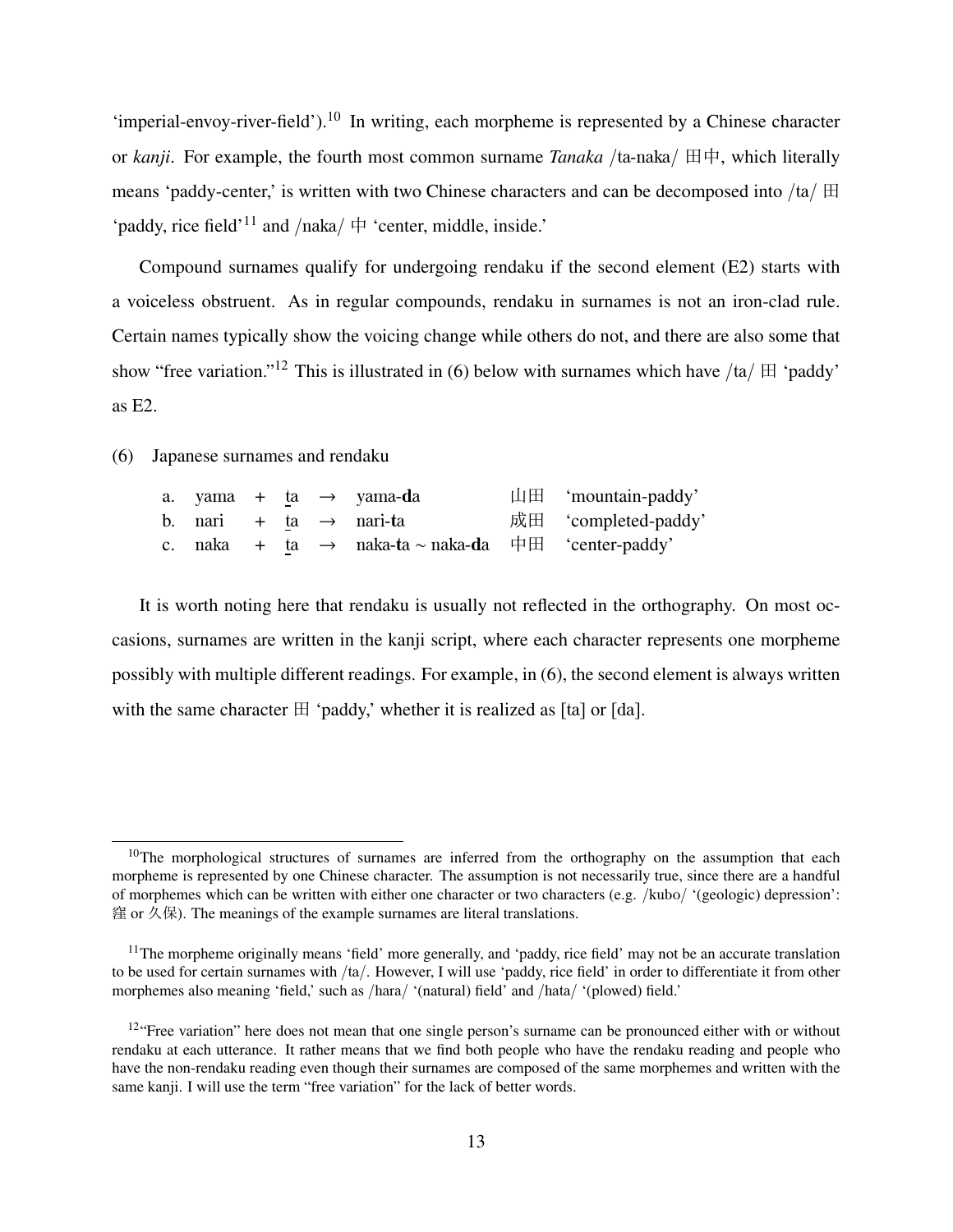'imperial-envoy-river-field').[10] In writing, each morpheme is represented by a Chinese character or *kanji*. For example, the fourth most common surname *Tanaka* /ta-naka/ 田中, which literally means 'paddy-center,' is written with two Chinese characters and can be decomposed into /ta/ 田 'paddy, rice field'[11] and /naka/ 中 'center, middle, inside.'

Compound surnames qualify for undergoing rendaku if the second element (E2) starts with a voiceless obstruent. As in regular compounds, rendaku in surnames is not an iron-clad rule. Certain names typically show the voicing change while others do not, and there are also some that show "free variation."[12] This is illustrated in (6) below with surnames which have /ta/ 田 'paddy' as E2.

(6) Japanese surnames and rendaku

| | | | | | | | |
|---|---|---|---|---|---|---|---|
| a. | yama | + | <u>t</u>a | → | yama-**d**a | 山田 | 'mountain-paddy' |
| b. | nari | + | <u>t</u>a | → | nari-**t**a | 成田 | 'completed-paddy' |
| c. | naka | + | <u>t</u>a | → | naka-**t**a ~ naka-**d**a | 中田 | 'center-paddy' |

It is worth noting here that rendaku is usually not reflected in the orthography. On most occasions, surnames are written in the kanji script, where each character represents one morpheme possibly with multiple different readings. For example, in (6), the second element is always written with the same character 田 'paddy,' whether it is realized as [ta] or [da].

[10] The morphological structures of surnames are inferred from the orthography on the assumption that each morpheme is represented by one Chinese character. The assumption is not necessarily true, since there are a handful of morphemes which can be written with either one character or two characters (e.g. /kubo/ '(geologic) depression': 窪 or 久保). The meanings of the example surnames are literal translations.

[11] The morpheme originally means 'field' more generally, and 'paddy, rice field' may not be an accurate translation to be used for certain surnames with /ta/. However, I will use 'paddy, rice field' in order to differentiate it from other morphemes also meaning 'field,' such as /hara/ '(natural) field' and /hata/ '(plowed) field.'

[12] "Free variation" here does not mean that one single person's surname can be pronounced either with or without rendaku at each utterance. It rather means that we find both people who have the rendaku reading and people who have the non-rendaku reading even though their surnames are composed of the same morphemes and written with the same kanji. I will use the term "free variation" for the lack of better words.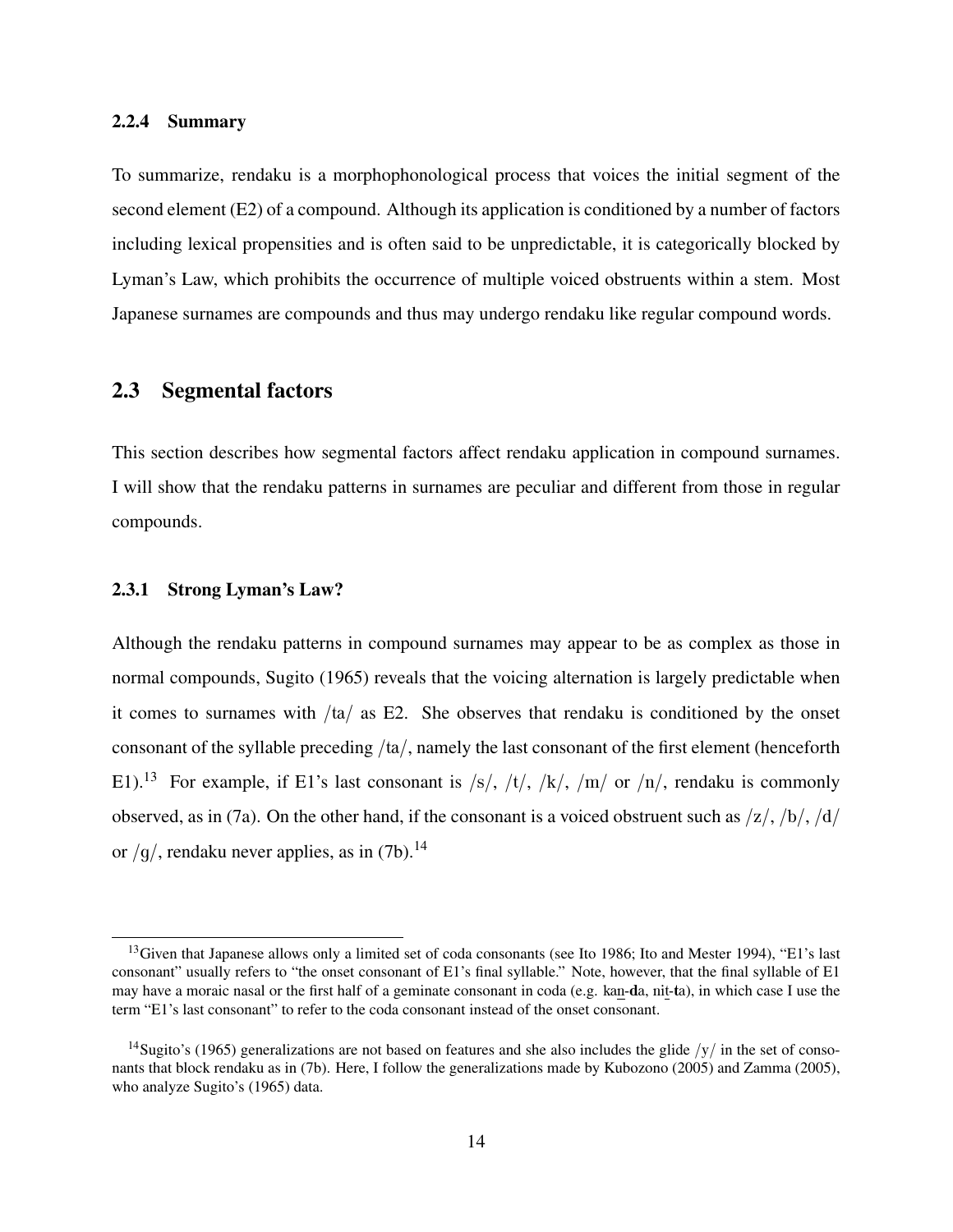### 2.2.4 Summary

To summarize, rendaku is a morphophonological process that voices the initial segment of the second element (E2) of a compound. Although its application is conditioned by a number of factors including lexical propensities and is often said to be unpredictable, it is categorically blocked by Lyman's Law, which prohibits the occurrence of multiple voiced obstruents within a stem. Most Japanese surnames are compounds and thus may undergo rendaku like regular compound words.

## 2.3 Segmental factors

This section describes how segmental factors affect rendaku application in compound surnames. I will show that the rendaku patterns in surnames are peculiar and different from those in regular compounds.

### 2.3.1 Strong Lyman's Law?

Although the rendaku patterns in compound surnames may appear to be as complex as those in normal compounds, Sugito (1965) reveals that the voicing alternation is largely predictable when it comes to surnames with /ta/ as E2. She observes that rendaku is conditioned by the onset consonant of the syllable preceding /ta/, namely the last consonant of the first element (henceforth E1).[13] For example, if E1's last consonant is /s/, /t/, /k/, /m/ or /n/, rendaku is commonly observed, as in (7a). On the other hand, if the consonant is a voiced obstruent such as /z/, /b/, /d/ or /g/, rendaku never applies, as in (7b).[14]

---

[13] Given that Japanese allows only a limited set of coda consonants (see Ito 1986; Ito and Mester 1994), "E1's last consonant" usually refers to "the onset consonant of E1's final syllable." Note, however, that the final syllable of E1 may have a moraic nasal or the first half of a geminate consonant in coda (e.g. ka<u>n</u>-**d**a, ni<u>t</u>-**t**a), in which case I use the term "E1's last consonant" to refer to the coda consonant instead of the onset consonant.

[14] Sugito's (1965) generalizations are not based on features and she also includes the glide /y/ in the set of consonants that block rendaku as in (7b). Here, I follow the generalizations made by Kubozono (2005) and Zamma (2005), who analyze Sugito's (1965) data.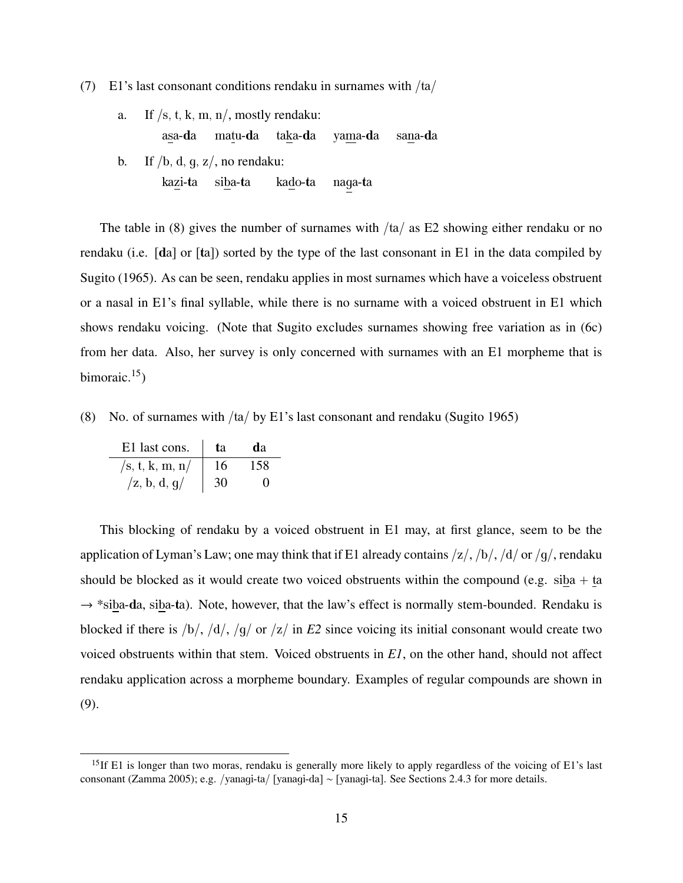(7) E1's last consonant conditions rendaku in surnames with /ta/

a. If /s, t, k, m, n/, mostly rendaku:
   asa-**d**a   matu-**d**a   taka-**d**a   yama-**d**a   sana-**d**a

b. If /b, d, g, z/, no rendaku:
   kazi-**t**a   siba-**t**a   kado-**t**a   naga-**t**a

The table in (8) gives the number of surnames with /ta/ as E2 showing either rendaku or no rendaku (i.e. [**d**a] or [**t**a]) sorted by the type of the last consonant in E1 in the data compiled by Sugito (1965). As can be seen, rendaku applies in most surnames which have a voiceless obstruent or a nasal in E1's final syllable, while there is no surname with a voiced obstruent in E1 which shows rendaku voicing. (Note that Sugito excludes surnames showing free variation as in (6c) from her data. Also, her survey is only concerned with surnames with an E1 morpheme that is bimoraic.[15])

(8) No. of surnames with /ta/ by E1's last consonant and rendaku (Sugito 1965)

| E1 last cons. | **t**a | **d**a |
|---|---|---|
| /s, t, k, m, n/ | 16 | 158 |
| /z, b, d, g/ | 30 | 0 |

This blocking of rendaku by a voiced obstruent in E1 may, at first glance, seem to be the application of Lyman's Law; one may think that if E1 already contains /z/, /b/, /d/ or /g/, rendaku should be blocked as it would create two voiced obstruents within the compound (e.g. siba + ta → *siba-**d**a, siba-**t**a). Note, however, that the law's effect is normally stem-bounded. Rendaku is blocked if there is /b/, /d/, /g/ or /z/ in *E2* since voicing its initial consonant would create two voiced obstruents within that stem. Voiced obstruents in *E1*, on the other hand, should not affect rendaku application across a morpheme boundary. Examples of regular compounds are shown in (9).

[15] If E1 is longer than two moras, rendaku is generally more likely to apply regardless of the voicing of E1's last consonant (Zamma 2005); e.g. /yanagi-ta/ [yanagi-da] ~ [yanagi-ta]. See Sections 2.4.3 for more details.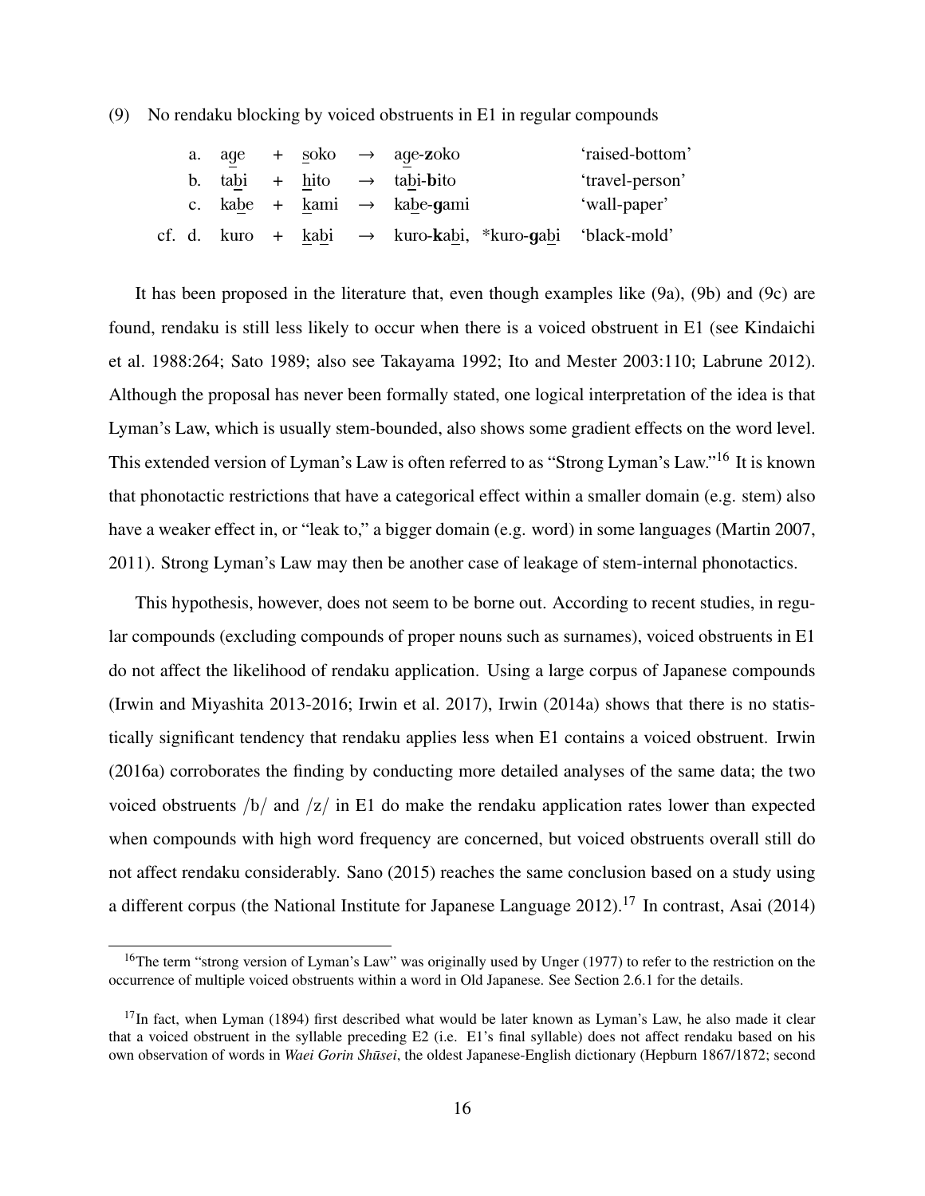(9) No rendaku blocking by voiced obstruents in E1 in regular compounds

|  |  |  |  |  |  |  |  |
|---|---|---|---|---|---|---|---|
|  | a. | age | + | soko | → | age-**z**oko | 'raised-bottom' |
|  | b. | tabi | + | hito | → | tabi-**b**ito | 'travel-person' |
|  | c. | kabe | + | kami | → | kabe-**g**ami | 'wall-paper' |
| cf. | d. | kuro | + | kabi | → | kuro-**k**abi, *kuro-**g**abi | 'black-mold' |

It has been proposed in the literature that, even though examples like (9a), (9b) and (9c) are found, rendaku is still less likely to occur when there is a voiced obstruent in E1 (see Kindaichi et al. 1988:264; Sato 1989; also see Takayama 1992; Ito and Mester 2003:110; Labrune 2012). Although the proposal has never been formally stated, one logical interpretation of the idea is that Lyman's Law, which is usually stem-bounded, also shows some gradient effects on the word level. This extended version of Lyman's Law is often referred to as "Strong Lyman's Law."[16] It is known that phonotactic restrictions that have a categorical effect within a smaller domain (e.g. stem) also have a weaker effect in, or "leak to," a bigger domain (e.g. word) in some languages (Martin 2007, 2011). Strong Lyman's Law may then be another case of leakage of stem-internal phonotactics.

This hypothesis, however, does not seem to be borne out. According to recent studies, in regular compounds (excluding compounds of proper nouns such as surnames), voiced obstruents in E1 do not affect the likelihood of rendaku application. Using a large corpus of Japanese compounds (Irwin and Miyashita 2013-2016; Irwin et al. 2017), Irwin (2014a) shows that there is no statistically significant tendency that rendaku applies less when E1 contains a voiced obstruent. Irwin (2016a) corroborates the finding by conducting more detailed analyses of the same data; the two voiced obstruents /b/ and /z/ in E1 do make the rendaku application rates lower than expected when compounds with high word frequency are concerned, but voiced obstruents overall still do not affect rendaku considerably. Sano (2015) reaches the same conclusion based on a study using a different corpus (the National Institute for Japanese Language 2012).[17] In contrast, Asai (2014)

[16] The term "strong version of Lyman's Law" was originally used by Unger (1977) to refer to the restriction on the occurrence of multiple voiced obstruents within a word in Old Japanese. See Section 2.6.1 for the details.

[17] In fact, when Lyman (1894) first described what would be later known as Lyman's Law, he also made it clear that a voiced obstruent in the syllable preceding E2 (i.e. E1's final syllable) does not affect rendaku based on his own observation of words in *Waei Gorin Shūsei*, the oldest Japanese-English dictionary (Hepburn 1867/1872; second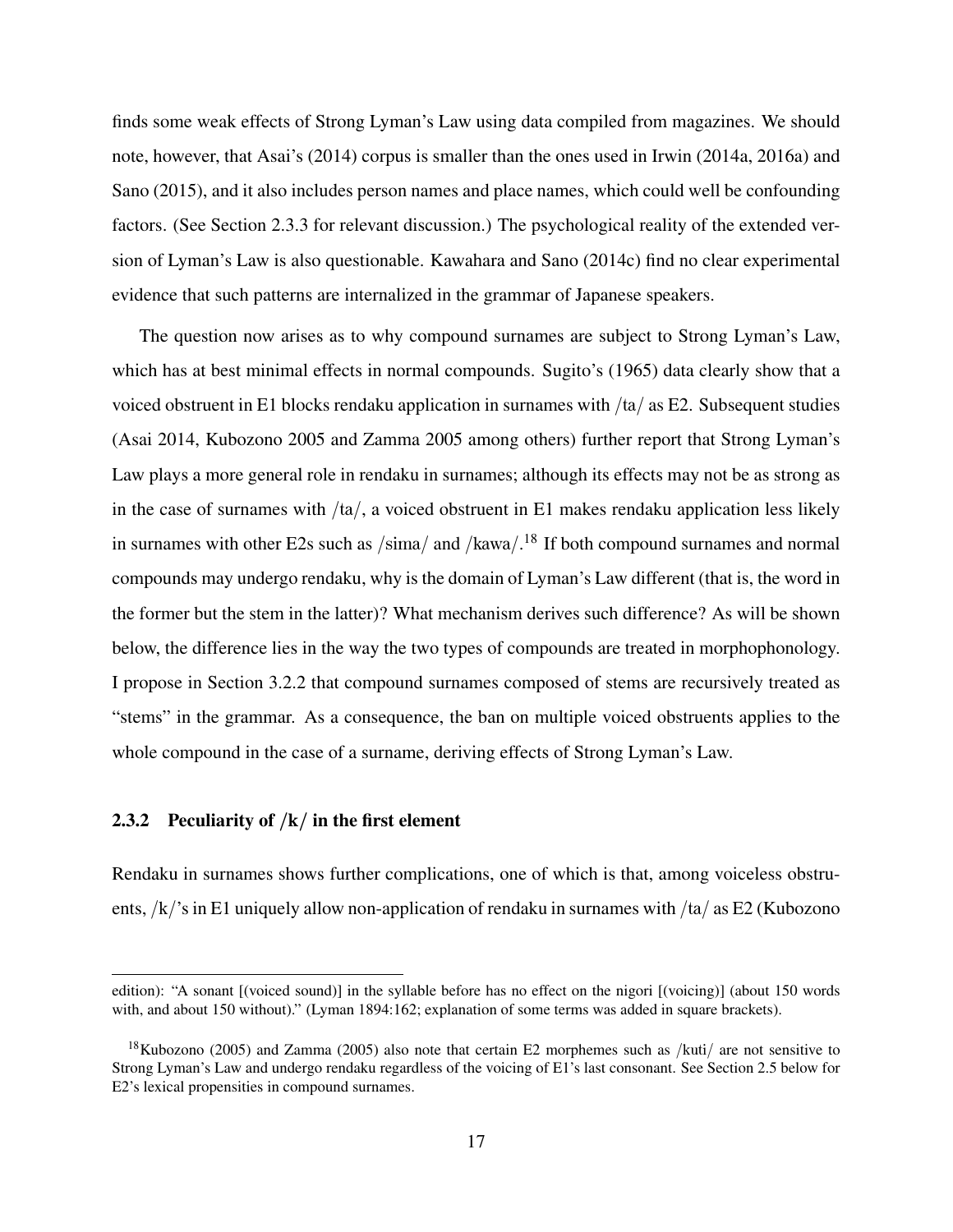finds some weak effects of Strong Lyman's Law using data compiled from magazines. We should note, however, that Asai's (2014) corpus is smaller than the ones used in Irwin (2014a, 2016a) and Sano (2015), and it also includes person names and place names, which could well be confounding factors. (See Section 2.3.3 for relevant discussion.) The psychological reality of the extended version of Lyman's Law is also questionable. Kawahara and Sano (2014c) find no clear experimental evidence that such patterns are internalized in the grammar of Japanese speakers.

The question now arises as to why compound surnames are subject to Strong Lyman's Law, which has at best minimal effects in normal compounds. Sugito's (1965) data clearly show that a voiced obstruent in E1 blocks rendaku application in surnames with /ta/ as E2. Subsequent studies (Asai 2014, Kubozono 2005 and Zamma 2005 among others) further report that Strong Lyman's Law plays a more general role in rendaku in surnames; although its effects may not be as strong as in the case of surnames with /ta/, a voiced obstruent in E1 makes rendaku application less likely in surnames with other E2s such as /sima/ and /kawa/.[18] If both compound surnames and normal compounds may undergo rendaku, why is the domain of Lyman's Law different (that is, the word in the former but the stem in the latter)? What mechanism derives such difference? As will be shown below, the difference lies in the way the two types of compounds are treated in morphophonology. I propose in Section 3.2.2 that compound surnames composed of stems are recursively treated as "stems" in the grammar. As a consequence, the ban on multiple voiced obstruents applies to the whole compound in the case of a surname, deriving effects of Strong Lyman's Law.

### 2.3.2 Peculiarity of /k/ in the first element

Rendaku in surnames shows further complications, one of which is that, among voiceless obstruents, /k/'s in E1 uniquely allow non-application of rendaku in surnames with /ta/ as E2 (Kubozono

---

edition): "A sonant [(voiced sound)] in the syllable before has no effect on the nigori [(voicing)] (about 150 words with, and about 150 without)." (Lyman 1894:162; explanation of some terms was added in square brackets).

[18] Kubozono (2005) and Zamma (2005) also note that certain E2 morphemes such as /kuti/ are not sensitive to Strong Lyman's Law and undergo rendaku regardless of the voicing of E1's last consonant. See Section 2.5 below for E2's lexical propensities in compound surnames.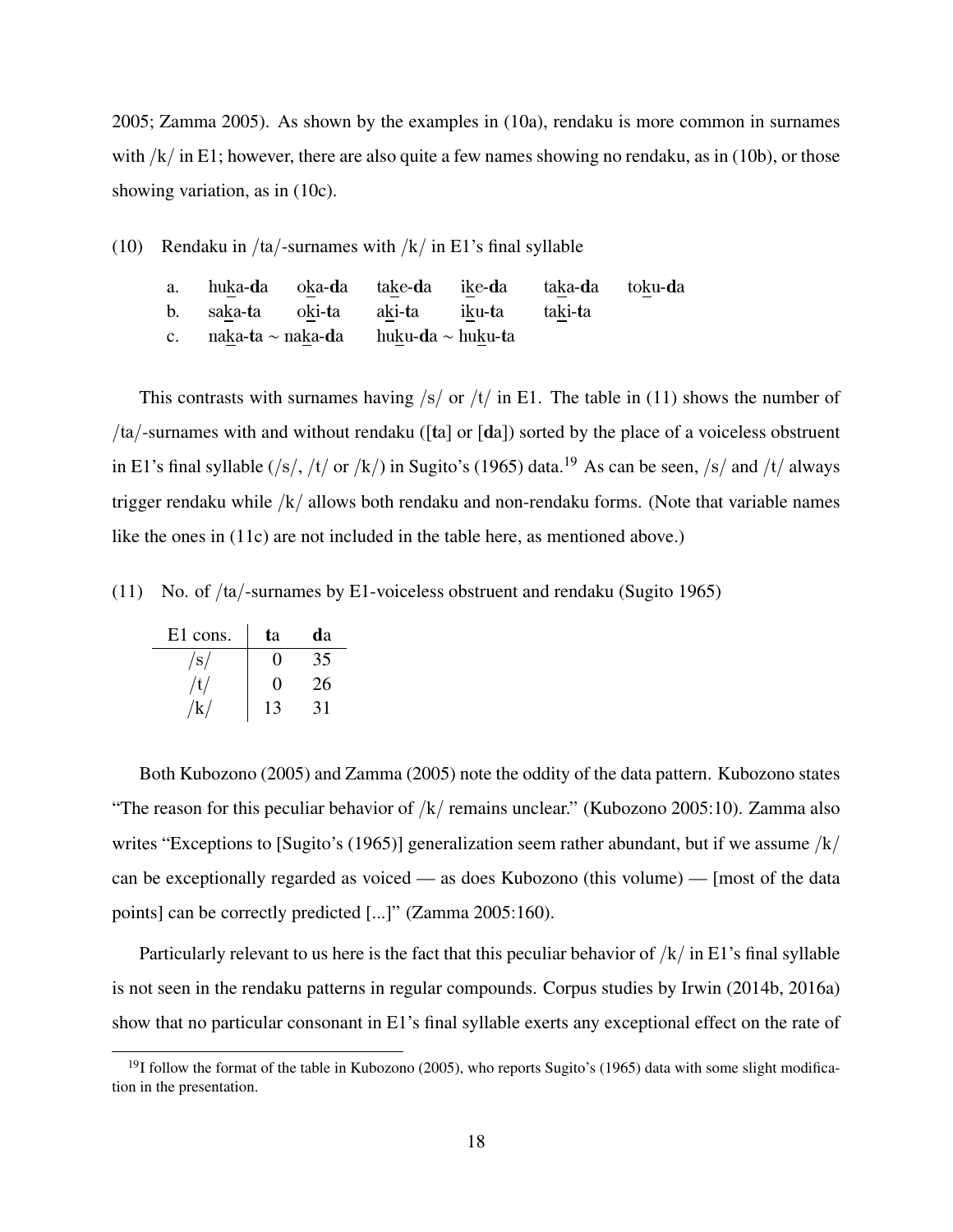2005; Zamma 2005). As shown by the examples in (10a), rendaku is more common in surnames with /k/ in E1; however, there are also quite a few names showing no rendaku, as in (10b), or those showing variation, as in (10c).

(10) Rendaku in /ta/-surnames with /k/ in E1's final syllable

a. hu<u>k</u>a-**d**a   o<u>k</u>a-**d**a   ta<u>k</u>e-**d**a   i<u>k</u>e-**d**a   ta<u>k</u>a-**d**a   to<u>k</u>u-**d**a

b. sa<u>k</u>a-**t**a   o<u>k</u>i-**t**a   a<u>k</u>i-**t**a   i<u>k</u>u-**t**a   ta<u>k</u>i-**t**a

c. na<u>k</u>a-**t**a ∼ na<u>k</u>a-**d**a   hu<u>k</u>u-**d**a ∼ hu<u>k</u>u-**t**a

This contrasts with surnames having /s/ or /t/ in E1. The table in (11) shows the number of /ta/-surnames with and without rendaku ([**t**a] or [**d**a]) sorted by the place of a voiceless obstruent in E1's final syllable (/s/, /t/ or /k/) in Sugito's (1965) data.[19] As can be seen, /s/ and /t/ always trigger rendaku while /k/ allows both rendaku and non-rendaku forms. (Note that variable names like the ones in (11c) are not included in the table here, as mentioned above.)

(11) No. of /ta/-surnames by E1-voiceless obstruent and rendaku (Sugito 1965)

| E1 cons. | **t**a | **d**a |
|---|---|---|
| /s/ | 0 | 35 |
| /t/ | 0 | 26 |
| /k/ | 13 | 31 |

Both Kubozono (2005) and Zamma (2005) note the oddity of the data pattern. Kubozono states "The reason for this peculiar behavior of /k/ remains unclear." (Kubozono 2005:10). Zamma also writes "Exceptions to [Sugito's (1965)] generalization seem rather abundant, but if we assume /k/ can be exceptionally regarded as voiced — as does Kubozono (this volume) — [most of the data points] can be correctly predicted [...]" (Zamma 2005:160).

Particularly relevant to us here is the fact that this peculiar behavior of /k/ in E1's final syllable is not seen in the rendaku patterns in regular compounds. Corpus studies by Irwin (2014b, 2016a) show that no particular consonant in E1's final syllable exerts any exceptional effect on the rate of

[19] I follow the format of the table in Kubozono (2005), who reports Sugito's (1965) data with some slight modification in the presentation.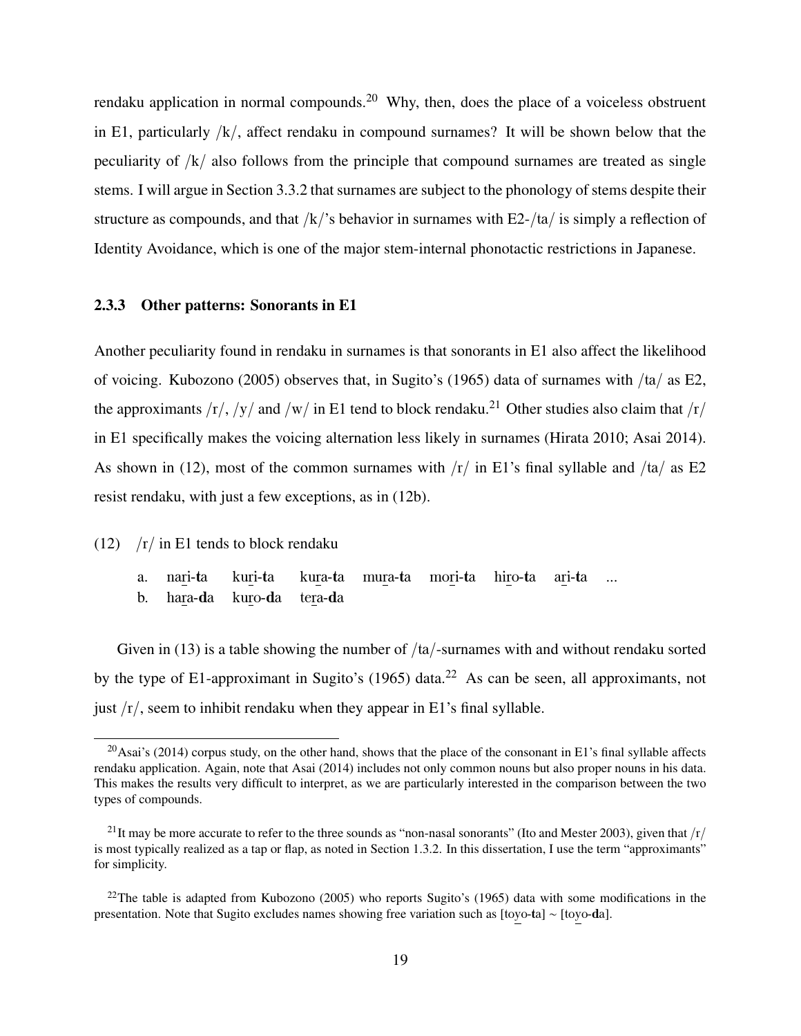rendaku application in normal compounds.[20] Why, then, does the place of a voiceless obstruent in E1, particularly /k/, affect rendaku in compound surnames? It will be shown below that the peculiarity of /k/ also follows from the principle that compound surnames are treated as single stems. I will argue in Section 3.3.2 that surnames are subject to the phonology of stems despite their structure as compounds, and that /k/'s behavior in surnames with E2-/ta/ is simply a reflection of Identity Avoidance, which is one of the major stem-internal phonotactic restrictions in Japanese.

### 2.3.3 Other patterns: Sonorants in E1

Another peculiarity found in rendaku in surnames is that sonorants in E1 also affect the likelihood of voicing. Kubozono (2005) observes that, in Sugito's (1965) data of surnames with /ta/ as E2, the approximants /r/, /y/ and /w/ in E1 tend to block rendaku.[21] Other studies also claim that /r/ in E1 specifically makes the voicing alternation less likely in surnames (Hirata 2010; Asai 2014). As shown in (12), most of the common surnames with /r/ in E1's final syllable and /ta/ as E2 resist rendaku, with just a few exceptions, as in (12b).

(12) /r/ in E1 tends to block rendaku

a. na<u>r</u>i-**t**a ku<u>r</u>i-**t**a ku<u>r</u>a-**t**a mu<u>r</u>a-**t**a mo<u>r</u>i-**t**a hi<u>r</u>o-**t**a a<u>r</u>i-**t**a ...
b. ha<u>r</u>a-**d**a ku<u>r</u>o-**d**a te<u>r</u>a-**d**a

Given in (13) is a table showing the number of /ta/-surnames with and without rendaku sorted by the type of E1-approximant in Sugito's (1965) data.[22] As can be seen, all approximants, not just /r/, seem to inhibit rendaku when they appear in E1's final syllable.

---

[20] Asai's (2014) corpus study, on the other hand, shows that the place of the consonant in E1's final syllable affects rendaku application. Again, note that Asai (2014) includes not only common nouns but also proper nouns in his data. This makes the results very difficult to interpret, as we are particularly interested in the comparison between the two types of compounds.

[21] It may be more accurate to refer to the three sounds as "non-nasal sonorants" (Ito and Mester 2003), given that /r/ is most typically realized as a tap or flap, as noted in Section 1.3.2. In this dissertation, I use the term "approximants" for simplicity.

[22] The table is adapted from Kubozono (2005) who reports Sugito's (1965) data with some modifications in the presentation. Note that Sugito excludes names showing free variation such as [to<u>y</u>o-**t**a] ~ [to<u>y</u>o-**d**a].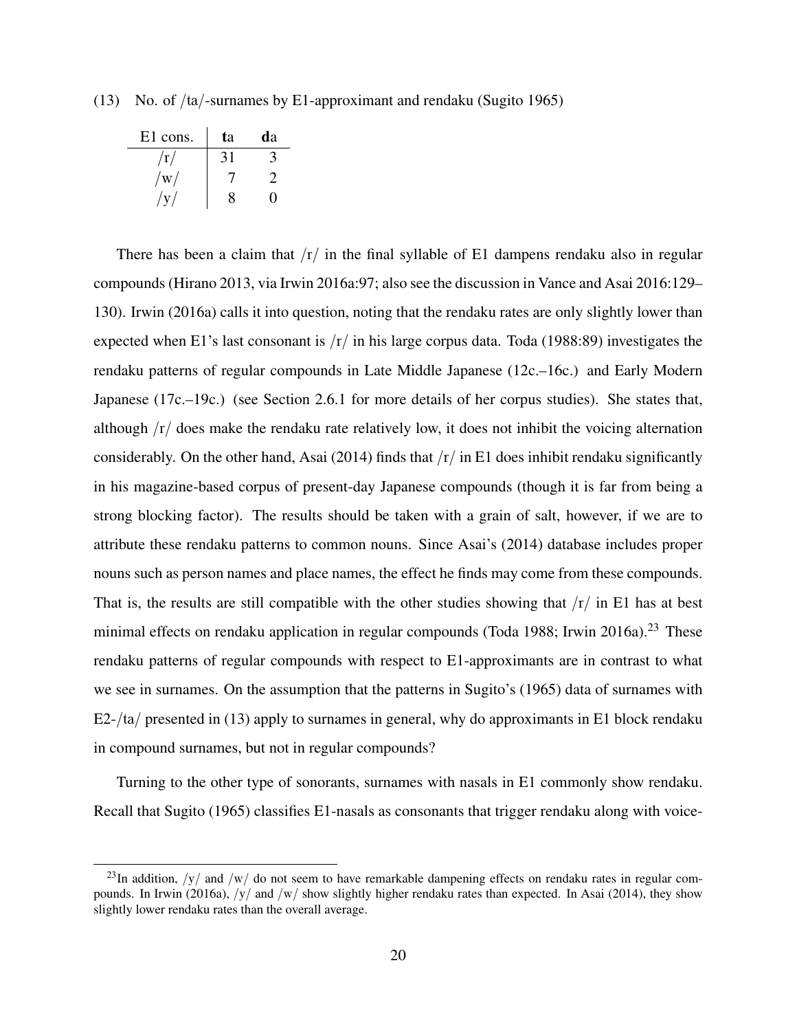(13) No. of /ta/-surnames by E1-approximant and rendaku (Sugito 1965)

| E1 cons. | **t**a | **d**a |
|---|---|---|
| /r/ | 31 | 3 |
| /w/ | 7 | 2 |
| /y/ | 8 | 0 |

There has been a claim that /r/ in the final syllable of E1 dampens rendaku also in regular compounds (Hirano 2013, via Irwin 2016a:97; also see the discussion in Vance and Asai 2016:129–130). Irwin (2016a) calls it into question, noting that the rendaku rates are only slightly lower than expected when E1's last consonant is /r/ in his large corpus data. Toda (1988:89) investigates the rendaku patterns of regular compounds in Late Middle Japanese (12c.–16c.) and Early Modern Japanese (17c.–19c.) (see Section 2.6.1 for more details of her corpus studies). She states that, although /r/ does make the rendaku rate relatively low, it does not inhibit the voicing alternation considerably. On the other hand, Asai (2014) finds that /r/ in E1 does inhibit rendaku significantly in his magazine-based corpus of present-day Japanese compounds (though it is far from being a strong blocking factor). The results should be taken with a grain of salt, however, if we are to attribute these rendaku patterns to common nouns. Since Asai's (2014) database includes proper nouns such as person names and place names, the effect he finds may come from these compounds. That is, the results are still compatible with the other studies showing that /r/ in E1 has at best minimal effects on rendaku application in regular compounds (Toda 1988; Irwin 2016a).[23] These rendaku patterns of regular compounds with respect to E1-approximants are in contrast to what we see in surnames. On the assumption that the patterns in Sugito's (1965) data of surnames with E2-/ta/ presented in (13) apply to surnames in general, why do approximants in E1 block rendaku in compound surnames, but not in regular compounds?

Turning to the other type of sonorants, surnames with nasals in E1 commonly show rendaku. Recall that Sugito (1965) classifies E1-nasals as consonants that trigger rendaku along with voice-

[23] In addition, /y/ and /w/ do not seem to have remarkable dampening effects on rendaku rates in regular compounds. In Irwin (2016a), /y/ and /w/ show slightly higher rendaku rates than expected. In Asai (2014), they show slightly lower rendaku rates than the overall average.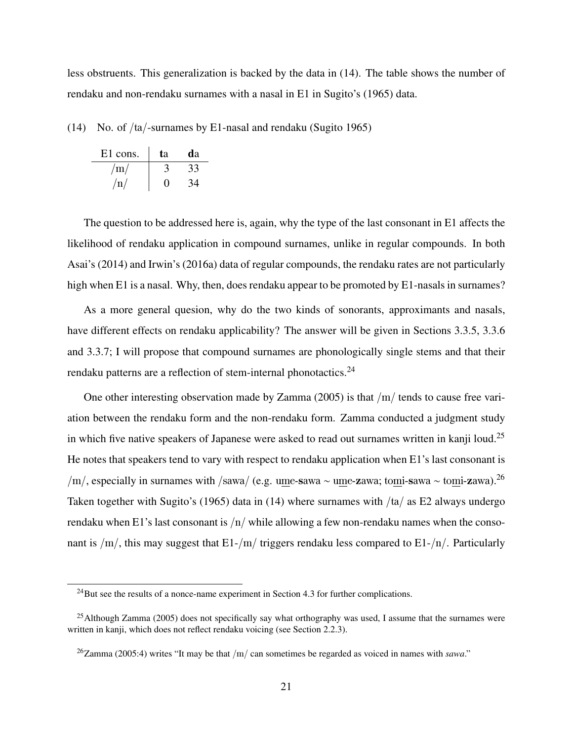less obstruents. This generalization is backed by the data in (14). The table shows the number of rendaku and non-rendaku surnames with a nasal in E1 in Sugito's (1965) data.

(14) No. of /ta/-surnames by E1-nasal and rendaku (Sugito 1965)

| E1 cons. | **t**a | **d**a |
|---|---|---|
| /m/ | 3 | 33 |
| /n/ | 0 | 34 |

The question to be addressed here is, again, why the type of the last consonant in E1 affects the likelihood of rendaku application in compound surnames, unlike in regular compounds. In both Asai's (2014) and Irwin's (2016a) data of regular compounds, the rendaku rates are not particularly high when E1 is a nasal. Why, then, does rendaku appear to be promoted by E1-nasals in surnames?

As a more general quesion, why do the two kinds of sonorants, approximants and nasals, have different effects on rendaku applicability? The answer will be given in Sections 3.3.5, 3.3.6 and 3.3.7; I will propose that compound surnames are phonologically single stems and that their rendaku patterns are a reflection of stem-internal phonotactics.[24]

One other interesting observation made by Zamma (2005) is that /m/ tends to cause free variation between the rendaku form and the non-rendaku form. Zamma conducted a judgment study in which five native speakers of Japanese were asked to read out surnames written in kanji loud.[25] He notes that speakers tend to vary with respect to rendaku application when E1's last consonant is /m/, especially in surnames with /sawa/ (e.g. ume-**s**awa ~ ume-**z**awa; tomi-**s**awa ~ tomi-**z**awa).[26] Taken together with Sugito's (1965) data in (14) where surnames with /ta/ as E2 always undergo rendaku when E1's last consonant is /n/ while allowing a few non-rendaku names when the consonant is /m/, this may suggest that E1-/m/ triggers rendaku less compared to E1-/n/. Particularly

[24] But see the results of a nonce-name experiment in Section 4.3 for further complications.

[25] Although Zamma (2005) does not specifically say what orthography was used, I assume that the surnames were written in kanji, which does not reflect rendaku voicing (see Section 2.2.3).

[26] Zamma (2005:4) writes "It may be that /m/ can sometimes be regarded as voiced in names with *sawa*."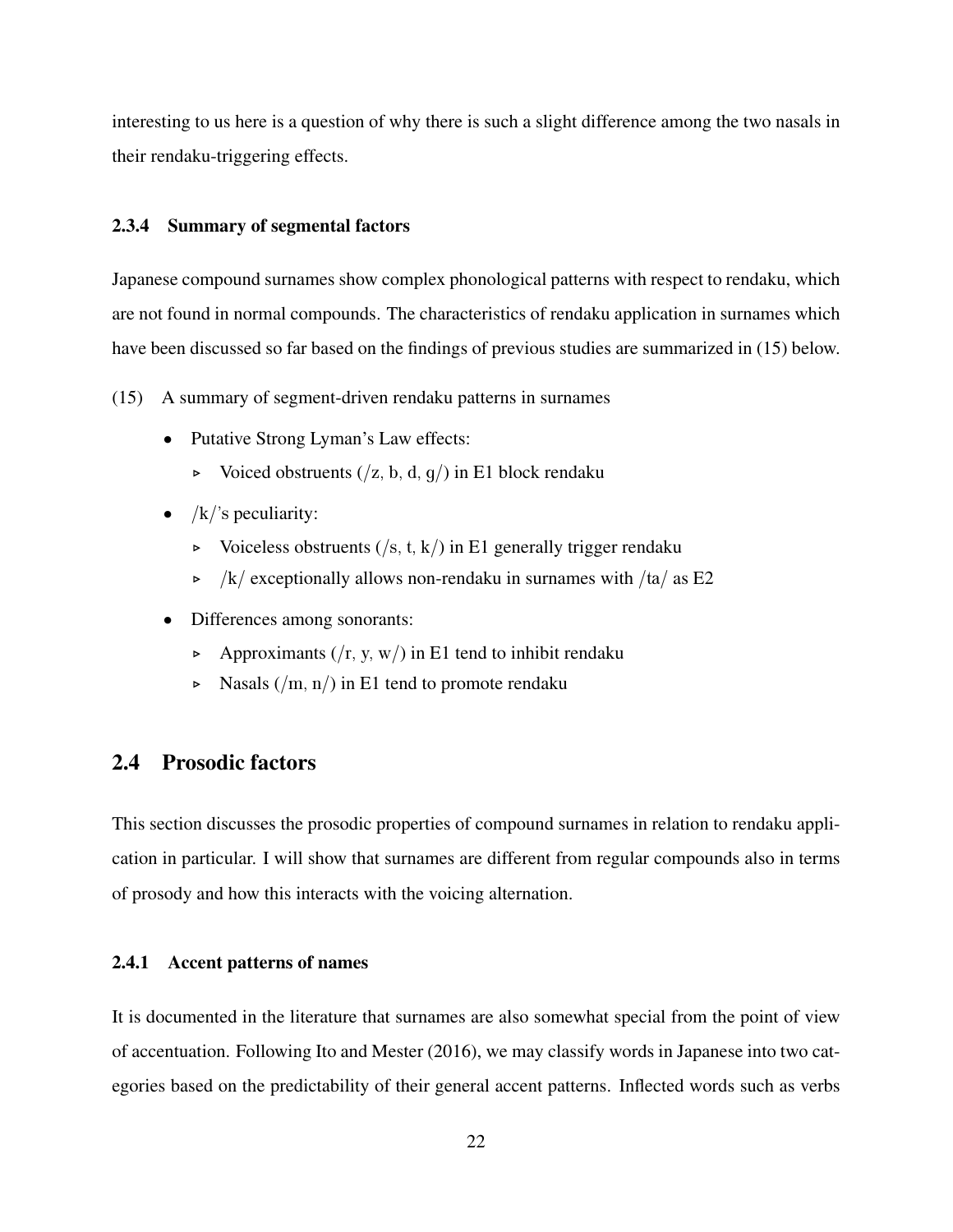interesting to us here is a question of why there is such a slight difference among the two nasals in their rendaku-triggering effects.

### 2.3.4 Summary of segmental factors

Japanese compound surnames show complex phonological patterns with respect to rendaku, which are not found in normal compounds. The characteristics of rendaku application in surnames which have been discussed so far based on the findings of previous studies are summarized in (15) below.

(15) A summary of segment-driven rendaku patterns in surnames

- Putative Strong Lyman's Law effects:
  - ▹ Voiced obstruents (/z, b, d, g/) in E1 block rendaku
- /k/'s peculiarity:
  - ▹ Voiceless obstruents (/s, t, k/) in E1 generally trigger rendaku
  - ▹ /k/ exceptionally allows non-rendaku in surnames with /ta/ as E2
- Differences among sonorants:
  - ▹ Approximants (/r, y, w/) in E1 tend to inhibit rendaku
  - ▹ Nasals (/m, n/) in E1 tend to promote rendaku

## 2.4 Prosodic factors

This section discusses the prosodic properties of compound surnames in relation to rendaku application in particular. I will show that surnames are different from regular compounds also in terms of prosody and how this interacts with the voicing alternation.

### 2.4.1 Accent patterns of names

It is documented in the literature that surnames are also somewhat special from the point of view of accentuation. Following Ito and Mester (2016), we may classify words in Japanese into two categories based on the predictability of their general accent patterns. Inflected words such as verbs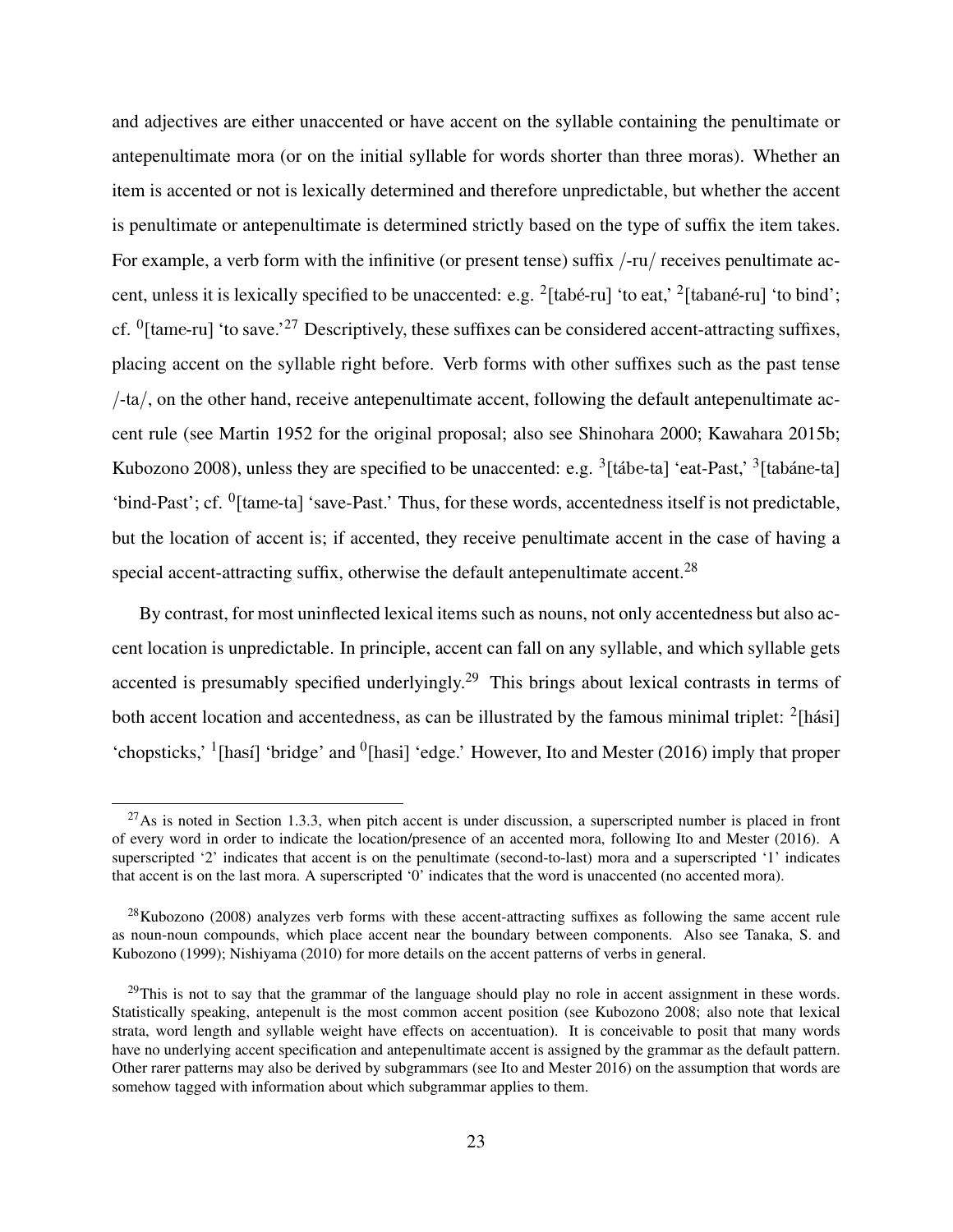and adjectives are either unaccented or have accent on the syllable containing the penultimate or antepenultimate mora (or on the initial syllable for words shorter than three moras). Whether an item is accented or not is lexically determined and therefore unpredictable, but whether the accent is penultimate or antepenultimate is determined strictly based on the type of suffix the item takes. For example, a verb form with the infinitive (or present tense) suffix /-ru/ receives penultimate accent, unless it is lexically specified to be unaccented: e.g. $^{2}$[tabé-ru] 'to eat,' $^{2}$[tabané-ru] 'to bind'; cf. $^{0}$[tame-ru] 'to save.'[27] Descriptively, these suffixes can be considered accent-attracting suffixes, placing accent on the syllable right before. Verb forms with other suffixes such as the past tense /-ta/, on the other hand, receive antepenultimate accent, following the default antepenultimate accent rule (see Martin 1952 for the original proposal; also see Shinohara 2000; Kawahara 2015b; Kubozono 2008), unless they are specified to be unaccented: e.g. $^{3}$[tábe-ta] 'eat-Past,' $^{3}$[tabáne-ta] 'bind-Past'; cf. $^{0}$[tame-ta] 'save-Past.' Thus, for these words, accentedness itself is not predictable, but the location of accent is; if accented, they receive penultimate accent in the case of having a special accent-attracting suffix, otherwise the default antepenultimate accent.[28]

By contrast, for most uninflected lexical items such as nouns, not only accentedness but also accent location is unpredictable. In principle, accent can fall on any syllable, and which syllable gets accented is presumably specified underlyingly.[29] This brings about lexical contrasts in terms of both accent location and accentedness, as can be illustrated by the famous minimal triplet: $^{2}$[hási] 'chopsticks,' $^{1}$[hasí] 'bridge' and $^{0}$[hasi] 'edge.' However, Ito and Mester (2016) imply that proper

---

[27] As is noted in Section 1.3.3, when pitch accent is under discussion, a superscripted number is placed in front of every word in order to indicate the location/presence of an accented mora, following Ito and Mester (2016). A superscripted '2' indicates that accent is on the penultimate (second-to-last) mora and a superscripted '1' indicates that accent is on the last mora. A superscripted '0' indicates that the word is unaccented (no accented mora).

[28] Kubozono (2008) analyzes verb forms with these accent-attracting suffixes as following the same accent rule as noun-noun compounds, which place accent near the boundary between components. Also see Tanaka, S. and Kubozono (1999); Nishiyama (2010) for more details on the accent patterns of verbs in general.

[29] This is not to say that the grammar of the language should play no role in accent assignment in these words. Statistically speaking, antepenult is the most common accent position (see Kubozono 2008; also note that lexical strata, word length and syllable weight have effects on accentuation). It is conceivable to posit that many words have no underlying accent specification and antepenultimate accent is assigned by the grammar as the default pattern. Other rarer patterns may also be derived by subgrammars (see Ito and Mester 2016) on the assumption that words are somehow tagged with information about which subgrammar applies to them.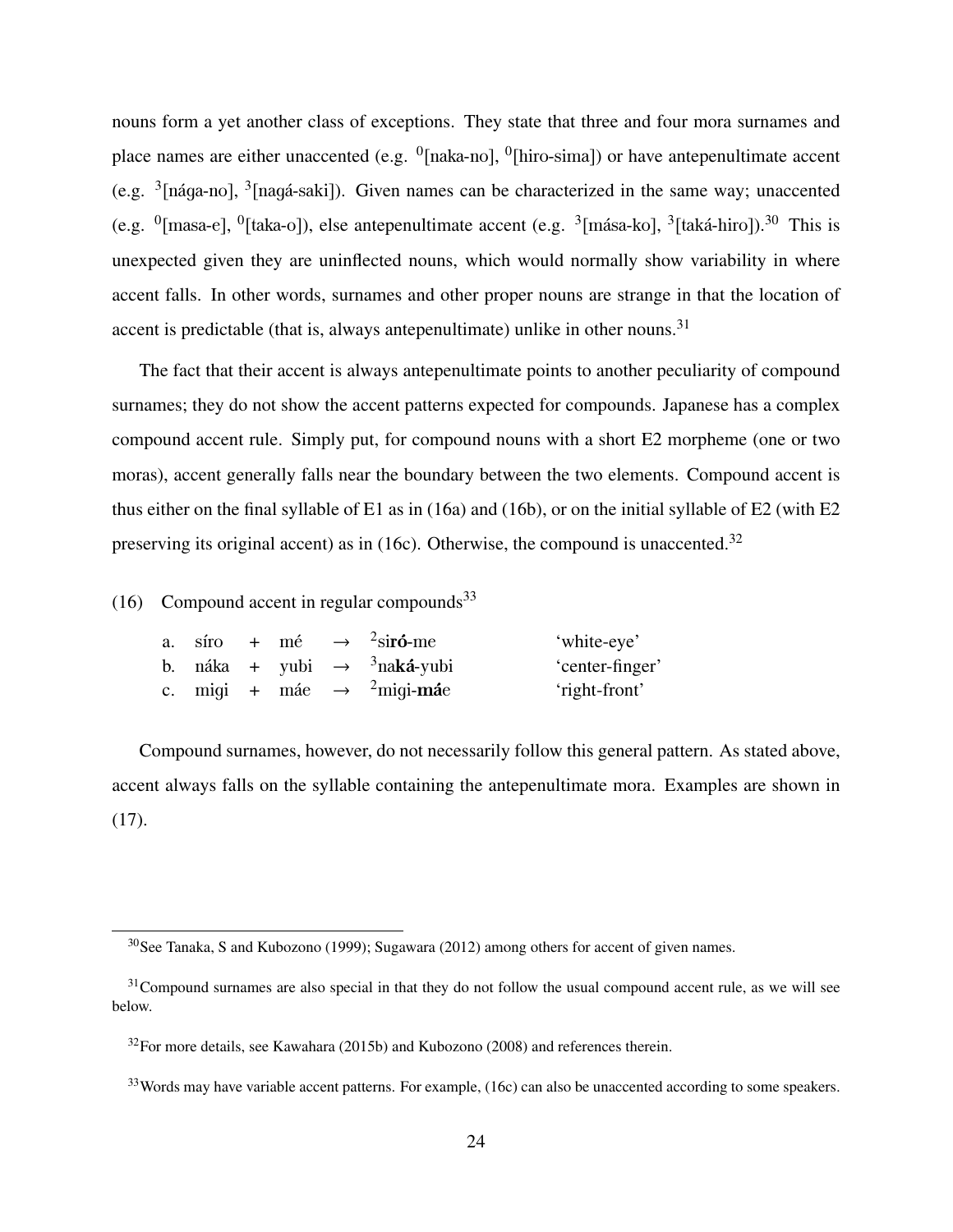nouns form a yet another class of exceptions. They state that three and four mora surnames and place names are either unaccented (e.g. $^{0}$[naka-no], $^{0}$[hiro-sima]) or have antepenultimate accent (e.g. $^{3}$[náɡa-no], $^{3}$[naɡá-saki]). Given names can be characterized in the same way; unaccented (e.g. $^{0}$[masa-e], $^{0}$[taka-o]), else antepenultimate accent (e.g. $^{3}$[mása-ko], $^{3}$[taká-hiro]).[30] This is unexpected given they are uninflected nouns, which would normally show variability in where accent falls. In other words, surnames and other proper nouns are strange in that the location of accent is predictable (that is, always antepenultimate) unlike in other nouns.[31]

The fact that their accent is always antepenultimate points to another peculiarity of compound surnames; they do not show the accent patterns expected for compounds. Japanese has a complex compound accent rule. Simply put, for compound nouns with a short E2 morpheme (one or two moras), accent generally falls near the boundary between the two elements. Compound accent is thus either on the final syllable of E1 as in (16a) and (16b), or on the initial syllable of E2 (with E2 preserving its original accent) as in (16c). Otherwise, the compound is unaccented.[32]

(16) Compound accent in regular compounds[33]

| | | | | | | |
|---|---|---|---|---|---|---|
| a. | síro | + | mé | → | $^{2}$si**ró**-me | 'white-eye' |
| b. | náka | + | yubi | → | $^{3}$na**ká**-yubi | 'center-finger' |
| c. | migi | + | máe | → | $^{2}$migi-**má**e | 'right-front' |

Compound surnames, however, do not necessarily follow this general pattern. As stated above, accent always falls on the syllable containing the antepenultimate mora. Examples are shown in (17).

---

[30] See Tanaka, S and Kubozono (1999); Sugawara (2012) among others for accent of given names.

[31] Compound surnames are also special in that they do not follow the usual compound accent rule, as we will see below.

[32] For more details, see Kawahara (2015b) and Kubozono (2008) and references therein.

[33] Words may have variable accent patterns. For example, (16c) can also be unaccented according to some speakers.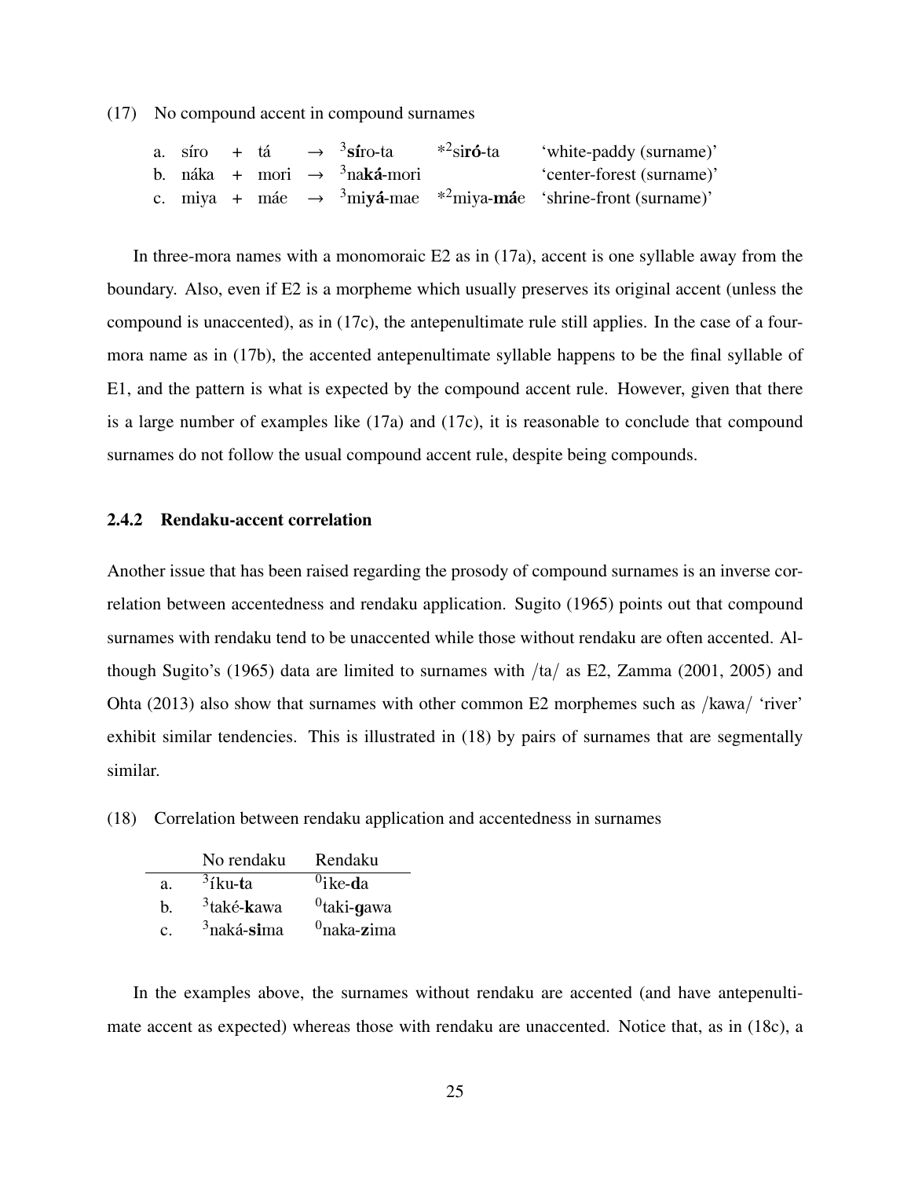(17) No compound accent in compound surnames

| | | | | | | | |
|---|---|---|---|---|---|---|---|
| a. | síro | + | tá | → | $^{3}$**sí**ro-ta | *$^{2}$si**ró**-ta | 'white-paddy (surname)' |
| b. | náka | + | mori | → | $^{3}$na**ká**-mori | | 'center-forest (surname)' |
| c. | miya | + | máe | → | $^{3}$mi**yá**-mae | *$^{2}$miya-**má**e | 'shrine-front (surname)' |

In three-mora names with a monomoraic E2 as in (17a), accent is one syllable away from the boundary. Also, even if E2 is a morpheme which usually preserves its original accent (unless the compound is unaccented), as in (17c), the antepenultimate rule still applies. In the case of a four-mora name as in (17b), the accented antepenultimate syllable happens to be the final syllable of E1, and the pattern is what is expected by the compound accent rule. However, given that there is a large number of examples like (17a) and (17c), it is reasonable to conclude that compound surnames do not follow the usual compound accent rule, despite being compounds.

### 2.4.2 Rendaku-accent correlation

Another issue that has been raised regarding the prosody of compound surnames is an inverse correlation between accentedness and rendaku application. Sugito (1965) points out that compound surnames with rendaku tend to be unaccented while those without rendaku are often accented. Although Sugito's (1965) data are limited to surnames with /ta/ as E2, Zamma (2001, 2005) and Ohta (2013) also show that surnames with other common E2 morphemes such as /kawa/ 'river' exhibit similar tendencies. This is illustrated in (18) by pairs of surnames that are segmentally similar.

(18) Correlation between rendaku application and accentedness in surnames

| | No rendaku | Rendaku |
|---|---|---|
| a. | $^{3}$íku-**t**a | $^{0}$ike-**d**a |
| b. | $^{3}$také-**k**awa | $^{0}$taki-**g**awa |
| c. | $^{3}$naká-**si**ma | $^{0}$naka-**z**ima |

In the examples above, the surnames without rendaku are accented (and have antepenultimate accent as expected) whereas those with rendaku are unaccented. Notice that, as in (18c), a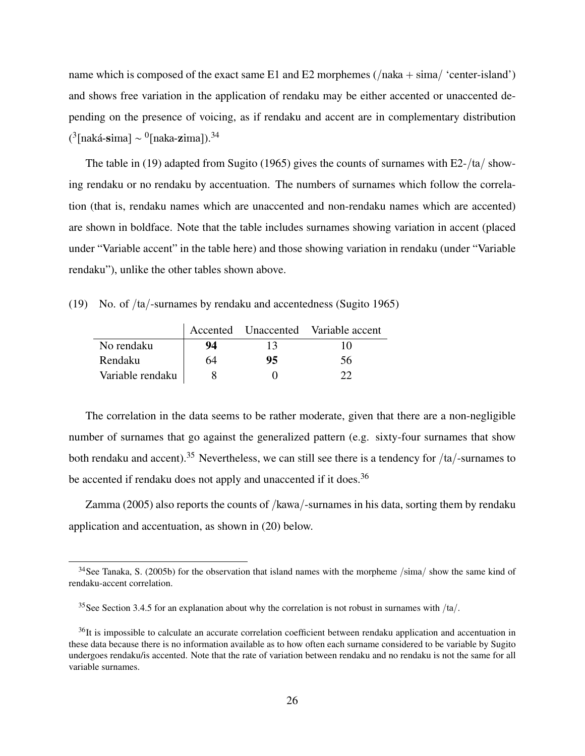name which is composed of the exact same E1 and E2 morphemes (/naka + sima/ 'center-island') and shows free variation in the application of rendaku may be either accented or unaccented depending on the presence of voicing, as if rendaku and accent are in complementary distribution ($^3$[naká-**s**ima] ~ $^0$[naka-**z**ima]).[34]

The table in (19) adapted from Sugito (1965) gives the counts of surnames with E2-/ta/ showing rendaku or no rendaku by accentuation. The numbers of surnames which follow the correlation (that is, rendaku names which are unaccented and non-rendaku names which are accented) are shown in boldface. Note that the table includes surnames showing variation in accent (placed under "Variable accent" in the table here) and those showing variation in rendaku (under "Variable rendaku"), unlike the other tables shown above.

(19) No. of /ta/-surnames by rendaku and accentedness (Sugito 1965)

| | Accented | Unaccented | Variable accent |
|---|---|---|---|
| No rendaku | **94** | 13 | 10 |
| Rendaku | 64 | **95** | 56 |
| Variable rendaku | 8 | 0 | 22 |

The correlation in the data seems to be rather moderate, given that there are a non-negligible number of surnames that go against the generalized pattern (e.g. sixty-four surnames that show both rendaku and accent).[35] Nevertheless, we can still see there is a tendency for /ta/-surnames to be accented if rendaku does not apply and unaccented if it does.[36]

Zamma (2005) also reports the counts of /kawa/-surnames in his data, sorting them by rendaku application and accentuation, as shown in (20) below.

---

[34] See Tanaka, S. (2005b) for the observation that island names with the morpheme /sima/ show the same kind of rendaku-accent correlation.

[35] See Section 3.4.5 for an explanation about why the correlation is not robust in surnames with /ta/.

[36] It is impossible to calculate an accurate correlation coefficient between rendaku application and accentuation in these data because there is no information available as to how often each surname considered to be variable by Sugito undergoes rendaku/is accented. Note that the rate of variation between rendaku and no rendaku is not the same for all variable surnames.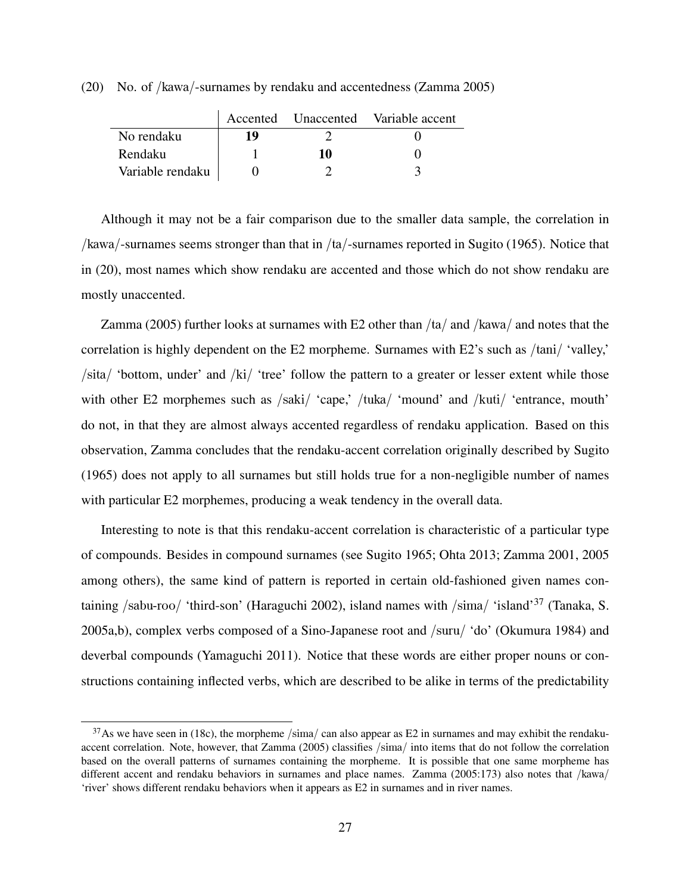(20) No. of /kawa/-surnames by rendaku and accentedness (Zamma 2005)

| | Accented | Unaccented | Variable accent |
|---|---|---|---|
| No rendaku | **19** | 2 | 0 |
| Rendaku | 1 | **10** | 0 |
| Variable rendaku | 0 | 2 | 3 |

Although it may not be a fair comparison due to the smaller data sample, the correlation in /kawa/-surnames seems stronger than that in /ta/-surnames reported in Sugito (1965). Notice that in (20), most names which show rendaku are accented and those which do not show rendaku are mostly unaccented.

Zamma (2005) further looks at surnames with E2 other than /ta/ and /kawa/ and notes that the correlation is highly dependent on the E2 morpheme. Surnames with E2's such as /tani/ 'valley,' /sita/ 'bottom, under' and /ki/ 'tree' follow the pattern to a greater or lesser extent while those with other E2 morphemes such as /saki/ 'cape,' /tuka/ 'mound' and /kuti/ 'entrance, mouth' do not, in that they are almost always accented regardless of rendaku application. Based on this observation, Zamma concludes that the rendaku-accent correlation originally described by Sugito (1965) does not apply to all surnames but still holds true for a non-negligible number of names with particular E2 morphemes, producing a weak tendency in the overall data.

Interesting to note is that this rendaku-accent correlation is characteristic of a particular type of compounds. Besides in compound surnames (see Sugito 1965; Ohta 2013; Zamma 2001, 2005 among others), the same kind of pattern is reported in certain old-fashioned given names containing /sabu-roo/ 'third-son' (Haraguchi 2002), island names with /sima/ 'island'[37] (Tanaka, S. 2005a,b), complex verbs composed of a Sino-Japanese root and /suru/ 'do' (Okumura 1984) and deverbal compounds (Yamaguchi 2011). Notice that these words are either proper nouns or constructions containing inflected verbs, which are described to be alike in terms of the predictability

[37] As we have seen in (18c), the morpheme /sima/ can also appear as E2 in surnames and may exhibit the rendaku-accent correlation. Note, however, that Zamma (2005) classifies /sima/ into items that do not follow the correlation based on the overall patterns of surnames containing the morpheme. It is possible that one same morpheme has different accent and rendaku behaviors in surnames and place names. Zamma (2005:173) also notes that /kawa/ 'river' shows different rendaku behaviors when it appears as E2 in surnames and in river names.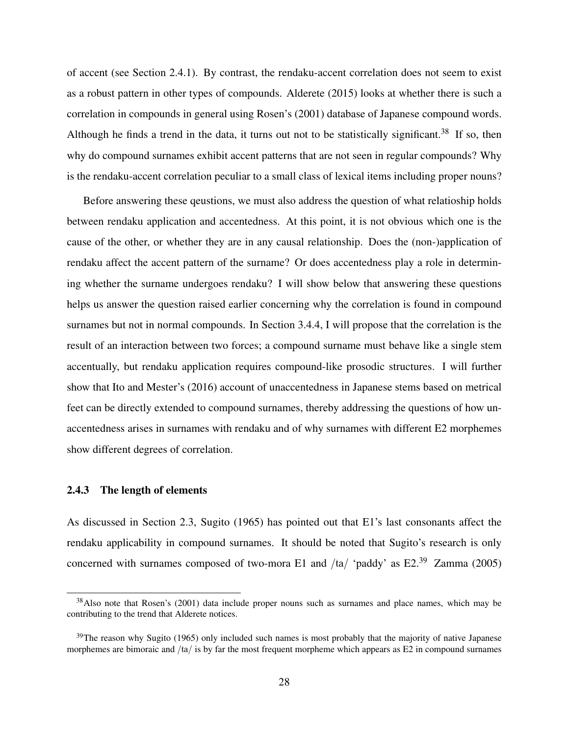of accent (see Section 2.4.1). By contrast, the rendaku-accent correlation does not seem to exist as a robust pattern in other types of compounds. Alderete (2015) looks at whether there is such a correlation in compounds in general using Rosen's (2001) database of Japanese compound words. Although he finds a trend in the data, it turns out not to be statistically significant.[38] If so, then why do compound surnames exhibit accent patterns that are not seen in regular compounds? Why is the rendaku-accent correlation peculiar to a small class of lexical items including proper nouns?

Before answering these qeustions, we must also address the question of what relatioship holds between rendaku application and accentedness. At this point, it is not obvious which one is the cause of the other, or whether they are in any causal relationship. Does the (non-)application of rendaku affect the accent pattern of the surname? Or does accentedness play a role in determining whether the surname undergoes rendaku? I will show below that answering these questions helps us answer the question raised earlier concerning why the correlation is found in compound surnames but not in normal compounds. In Section 3.4.4, I will propose that the correlation is the result of an interaction between two forces; a compound surname must behave like a single stem accentually, but rendaku application requires compound-like prosodic structures. I will further show that Ito and Mester's (2016) account of unaccentedness in Japanese stems based on metrical feet can be directly extended to compound surnames, thereby addressing the questions of how unaccentedness arises in surnames with rendaku and of why surnames with different E2 morphemes show different degrees of correlation.

### 2.4.3 The length of elements

As discussed in Section 2.3, Sugito (1965) has pointed out that E1's last consonants affect the rendaku applicability in compound surnames. It should be noted that Sugito's research is only concerned with surnames composed of two-mora E1 and /ta/ 'paddy' as E2.[39] Zamma (2005)

[38] Also note that Rosen's (2001) data include proper nouns such as surnames and place names, which may be contributing to the trend that Alderete notices.

[39] The reason why Sugito (1965) only included such names is most probably that the majority of native Japanese morphemes are bimoraic and /ta/ is by far the most frequent morpheme which appears as E2 in compound surnames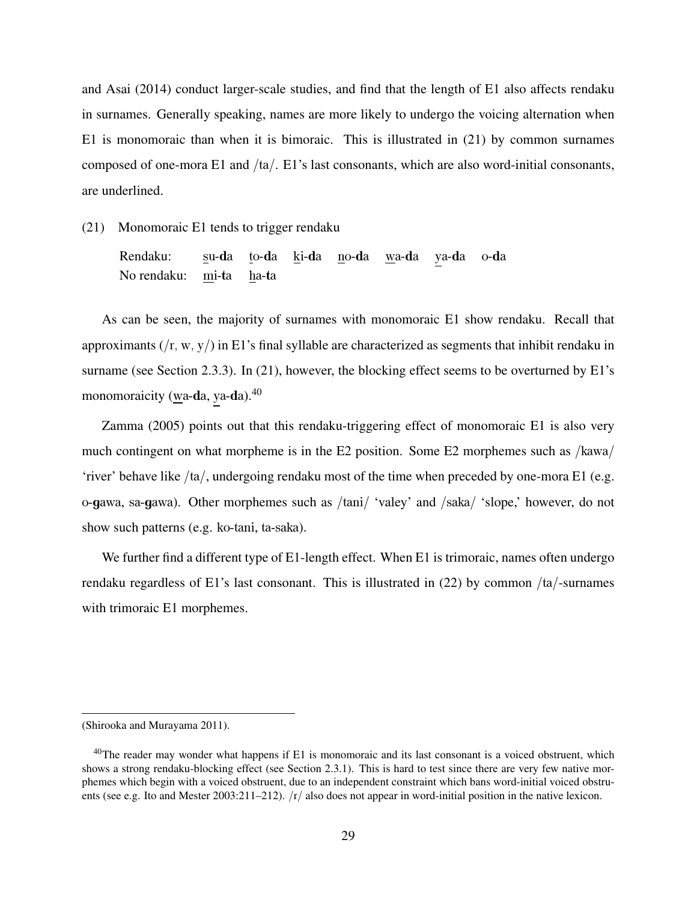and Asai (2014) conduct larger-scale studies, and find that the length of E1 also affects rendaku in surnames. Generally speaking, names are more likely to undergo the voicing alternation when E1 is monomoraic than when it is bimoraic. This is illustrated in (21) by common surnames composed of one-mora E1 and /ta/. E1's last consonants, which are also word-initial consonants, are underlined.

(21) Monomoraic E1 tends to trigger rendaku

| | | | | | | | |
|---|---|---|---|---|---|---|---|
| Rendaku: | <u>s</u>u-**d**a | <u>t</u>o-**d**a | <u>k</u>i-**d**a | <u>n</u>o-**d**a | <u>w</u>a-**d**a | <u>y</u>a-**d**a | o-**d**a |
| No rendaku: | <u>m</u>i-**t**a | <u>h</u>a-**t**a | | | | | |

As can be seen, the majority of surnames with monomoraic E1 show rendaku. Recall that approximants (/r, w, y/) in E1's final syllable are characterized as segments that inhibit rendaku in surname (see Section 2.3.3). In (21), however, the blocking effect seems to be overturned by E1's monomoraicity (<u>w</u>a-**d**a, <u>y</u>a-**d**a).[40]

Zamma (2005) points out that this rendaku-triggering effect of monomoraic E1 is also very much contingent on what morpheme is in the E2 position. Some E2 morphemes such as /kawa/ 'river' behave like /ta/, undergoing rendaku most of the time when preceded by one-mora E1 (e.g. o-**g**awa, sa-**g**awa). Other morphemes such as /tani/ 'valey' and /saka/ 'slope,' however, do not show such patterns (e.g. ko-tani, ta-saka).

We further find a different type of E1-length effect. When E1 is trimoraic, names often undergo rendaku regardless of E1's last consonant. This is illustrated in (22) by common /ta/-surnames with trimoraic E1 morphemes.

---

(Shirooka and Murayama 2011).

[40]The reader may wonder what happens if E1 is monomoraic and its last consonant is a voiced obstruent, which shows a strong rendaku-blocking effect (see Section 2.3.1). This is hard to test since there are very few native morphemes which begin with a voiced obstruent, due to an independent constraint which bans word-initial voiced obstruents (see e.g. Ito and Mester 2003:211–212). /r/ also does not appear in word-initial position in the native lexicon.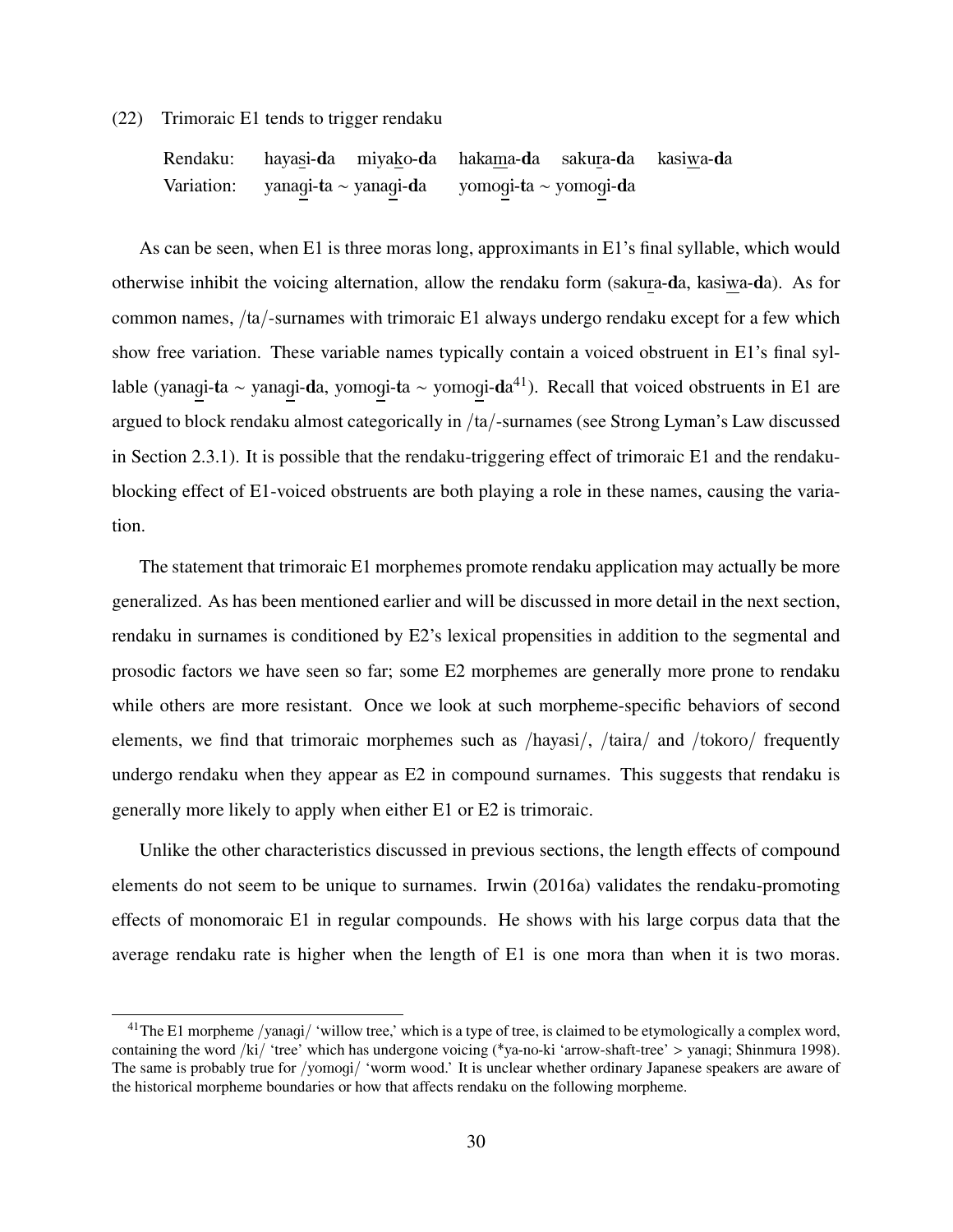(22) Trimoraic E1 tends to trigger rendaku

| | |
|---|---|
| Rendaku: | haya<u>s</u>i-**d**a  miya<u>k</u>o-**d**a  haka<u>m</u>a-**d**a  saku<u>r</u>a-**d**a  kasi<u>w</u>a-**d**a |
| Variation: | yana<u>g</u>i-**t**a ~ yana<u>g</u>i-**d**a  yomo<u>g</u>i-**t**a ~ yomo<u>g</u>i-**d**a |

As can be seen, when E1 is three moras long, approximants in E1's final syllable, which would otherwise inhibit the voicing alternation, allow the rendaku form (saku<u>r</u>a-**d**a, kasi<u>w</u>a-**d**a). As for common names, /ta/-surnames with trimoraic E1 always undergo rendaku except for a few which show free variation. These variable names typically contain a voiced obstruent in E1's final syllable (yana<u>g</u>i-**t**a ~ yana<u>g</u>i-**d**a, yomo<u>g</u>i-**t**a ~ yomo<u>g</u>i-**d**a[41]). Recall that voiced obstruents in E1 are argued to block rendaku almost categorically in /ta/-surnames (see Strong Lyman's Law discussed in Section 2.3.1). It is possible that the rendaku-triggering effect of trimoraic E1 and the rendaku-blocking effect of E1-voiced obstruents are both playing a role in these names, causing the variation.

The statement that trimoraic E1 morphemes promote rendaku application may actually be more generalized. As has been mentioned earlier and will be discussed in more detail in the next section, rendaku in surnames is conditioned by E2's lexical propensities in addition to the segmental and prosodic factors we have seen so far; some E2 morphemes are generally more prone to rendaku while others are more resistant. Once we look at such morpheme-specific behaviors of second elements, we find that trimoraic morphemes such as /hayasi/, /taira/ and /tokoro/ frequently undergo rendaku when they appear as E2 in compound surnames. This suggests that rendaku is generally more likely to apply when either E1 or E2 is trimoraic.

Unlike the other characteristics discussed in previous sections, the length effects of compound elements do not seem to be unique to surnames. Irwin (2016a) validates the rendaku-promoting effects of monomoraic E1 in regular compounds. He shows with his large corpus data that the average rendaku rate is higher when the length of E1 is one mora than when it is two moras.

---

[41] The E1 morpheme /yanagi/ 'willow tree,' which is a type of tree, is claimed to be etymologically a complex word, containing the word /ki/ 'tree' which has undergone voicing (*ya-no-ki 'arrow-shaft-tree' > yanagi; Shinmura 1998). The same is probably true for /yomogi/ 'worm wood.' It is unclear whether ordinary Japanese speakers are aware of the historical morpheme boundaries or how that affects rendaku on the following morpheme.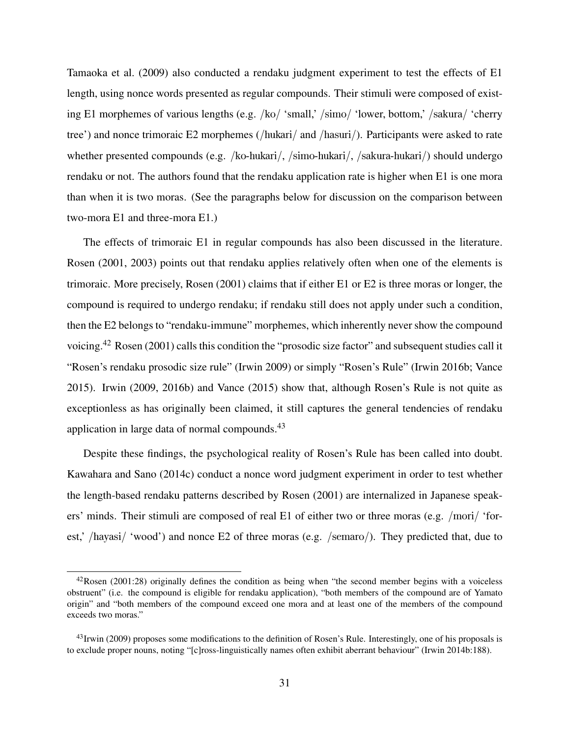Tamaoka et al. (2009) also conducted a rendaku judgment experiment to test the effects of E1 length, using nonce words presented as regular compounds. Their stimuli were composed of existing E1 morphemes of various lengths (e.g. /ko/ 'small,' /simo/ 'lower, bottom,' /sakura/ 'cherry tree') and nonce trimoraic E2 morphemes (/hukari/ and /hasuri/). Participants were asked to rate whether presented compounds (e.g. /ko-hukari/, /simo-hukari/, /sakura-hukari/) should undergo rendaku or not. The authors found that the rendaku application rate is higher when E1 is one mora than when it is two moras. (See the paragraphs below for discussion on the comparison between two-mora E1 and three-mora E1.)

The effects of trimoraic E1 in regular compounds has also been discussed in the literature. Rosen (2001, 2003) points out that rendaku applies relatively often when one of the elements is trimoraic. More precisely, Rosen (2001) claims that if either E1 or E2 is three moras or longer, the compound is required to undergo rendaku; if rendaku still does not apply under such a condition, then the E2 belongs to "rendaku-immune" morphemes, which inherently never show the compound voicing.[42] Rosen (2001) calls this condition the "prosodic size factor" and subsequent studies call it "Rosen's rendaku prosodic size rule" (Irwin 2009) or simply "Rosen's Rule" (Irwin 2016b; Vance 2015). Irwin (2009, 2016b) and Vance (2015) show that, although Rosen's Rule is not quite as exceptionless as has originally been claimed, it still captures the general tendencies of rendaku application in large data of normal compounds.[43]

Despite these findings, the psychological reality of Rosen's Rule has been called into doubt. Kawahara and Sano (2014c) conduct a nonce word judgment experiment in order to test whether the length-based rendaku patterns described by Rosen (2001) are internalized in Japanese speakers' minds. Their stimuli are composed of real E1 of either two or three moras (e.g. /mori/ 'forest,' /hayasi/ 'wood') and nonce E2 of three moras (e.g. /semaro/). They predicted that, due to

---

[42] Rosen (2001:28) originally defines the condition as being when "the second member begins with a voiceless obstruent" (i.e. the compound is eligible for rendaku application), "both members of the compound are of Yamato origin" and "both members of the compound exceed one mora and at least one of the members of the compound exceeds two moras."

[43] Irwin (2009) proposes some modifications to the definition of Rosen's Rule. Interestingly, one of his proposals is to exclude proper nouns, noting "[c]ross-linguistically names often exhibit aberrant behaviour" (Irwin 2014b:188).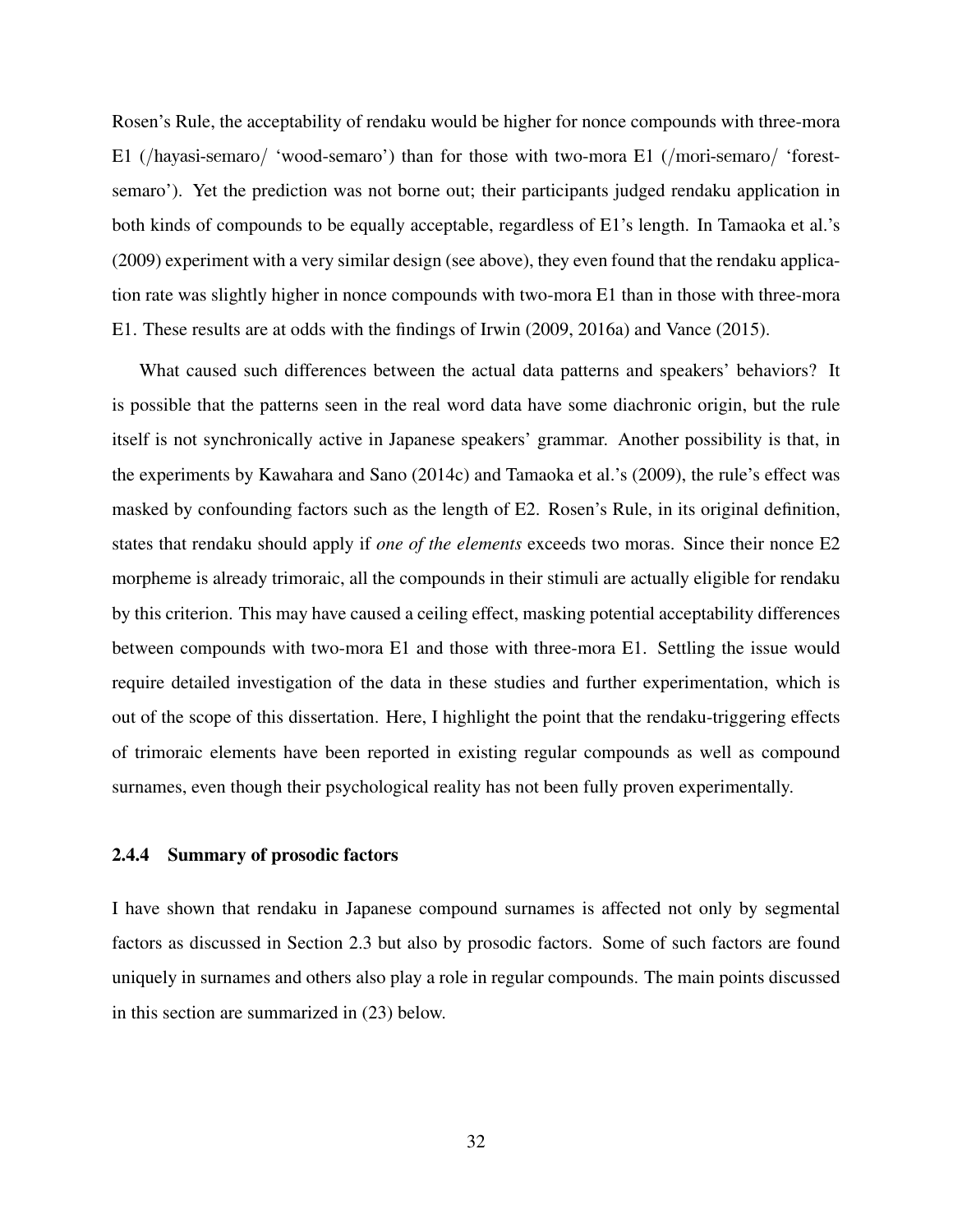Rosen's Rule, the acceptability of rendaku would be higher for nonce compounds with three-mora E1 (/hayasi-semaro/ 'wood-semaro') than for those with two-mora E1 (/mori-semaro/ 'forest-semaro'). Yet the prediction was not borne out; their participants judged rendaku application in both kinds of compounds to be equally acceptable, regardless of E1's length. In Tamaoka et al.'s (2009) experiment with a very similar design (see above), they even found that the rendaku application rate was slightly higher in nonce compounds with two-mora E1 than in those with three-mora E1. These results are at odds with the findings of Irwin (2009, 2016a) and Vance (2015).

What caused such differences between the actual data patterns and speakers' behaviors? It is possible that the patterns seen in the real word data have some diachronic origin, but the rule itself is not synchronically active in Japanese speakers' grammar. Another possibility is that, in the experiments by Kawahara and Sano (2014c) and Tamaoka et al.'s (2009), the rule's effect was masked by confounding factors such as the length of E2. Rosen's Rule, in its original definition, states that rendaku should apply if *one of the elements* exceeds two moras. Since their nonce E2 morpheme is already trimoraic, all the compounds in their stimuli are actually eligible for rendaku by this criterion. This may have caused a ceiling effect, masking potential acceptability differences between compounds with two-mora E1 and those with three-mora E1. Settling the issue would require detailed investigation of the data in these studies and further experimentation, which is out of the scope of this dissertation. Here, I highlight the point that the rendaku-triggering effects of trimoraic elements have been reported in existing regular compounds as well as compound surnames, even though their psychological reality has not been fully proven experimentally.

### 2.4.4 Summary of prosodic factors

I have shown that rendaku in Japanese compound surnames is affected not only by segmental factors as discussed in Section 2.3 but also by prosodic factors. Some of such factors are found uniquely in surnames and others also play a role in regular compounds. The main points discussed in this section are summarized in (23) below.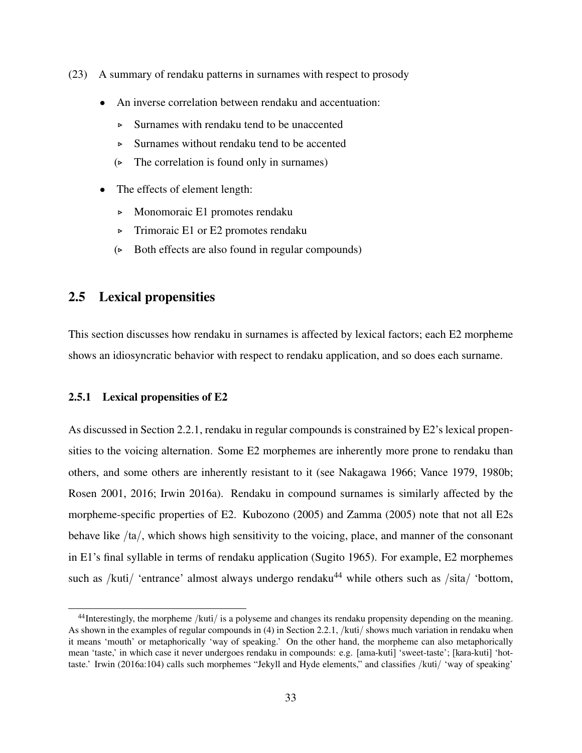(23) A summary of rendaku patterns in surnames with respect to prosody

- An inverse correlation between rendaku and accentuation:
  - ▹ Surnames with rendaku tend to be unaccented
  - ▹ Surnames without rendaku tend to be accented
  - (▹ The correlation is found only in surnames)
- The effects of element length:
  - ▹ Monomoraic E1 promotes rendaku
  - ▹ Trimoraic E1 or E2 promotes rendaku
  - (▹ Both effects are also found in regular compounds)

## 2.5 Lexical propensities

This section discusses how rendaku in surnames is affected by lexical factors; each E2 morpheme shows an idiosyncratic behavior with respect to rendaku application, and so does each surname.

### 2.5.1 Lexical propensities of E2

As discussed in Section 2.2.1, rendaku in regular compounds is constrained by E2's lexical propensities to the voicing alternation. Some E2 morphemes are inherently more prone to rendaku than others, and some others are inherently resistant to it (see Nakagawa 1966; Vance 1979, 1980b; Rosen 2001, 2016; Irwin 2016a). Rendaku in compound surnames is similarly affected by the morpheme-specific properties of E2. Kubozono (2005) and Zamma (2005) note that not all E2s behave like /ta/, which shows high sensitivity to the voicing, place, and manner of the consonant in E1's final syllable in terms of rendaku application (Sugito 1965). For example, E2 morphemes such as /kuti/ 'entrance' almost always undergo rendaku[44] while others such as /sita/ 'bottom,

[44] Interestingly, the morpheme /kuti/ is a polyseme and changes its rendaku propensity depending on the meaning. As shown in the examples of regular compounds in (4) in Section 2.2.1, /kuti/ shows much variation in rendaku when it means 'mouth' or metaphorically 'way of speaking.' On the other hand, the morpheme can also metaphorically mean 'taste,' in which case it never undergoes rendaku in compounds: e.g. [ama-kuti] 'sweet-taste'; [kara-kuti] 'hot-taste.' Irwin (2016a:104) calls such morphemes "Jekyll and Hyde elements," and classifies /kuti/ 'way of speaking'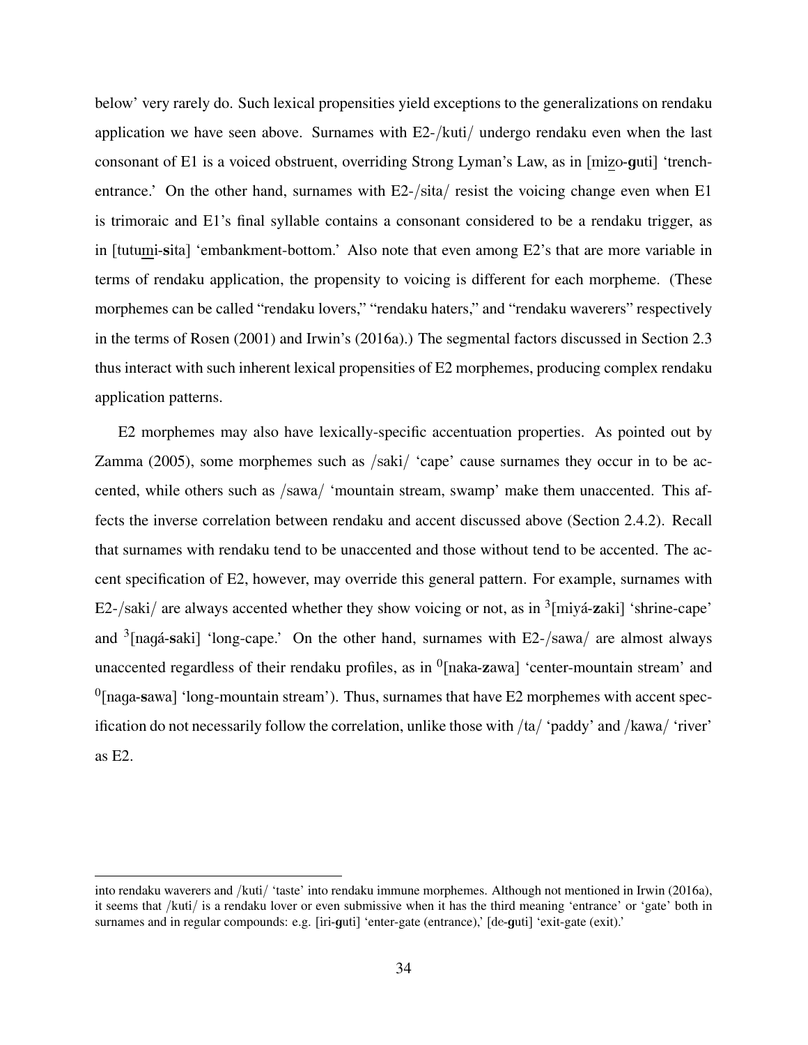below' very rarely do. Such lexical propensities yield exceptions to the generalizations on rendaku application we have seen above. Surnames with E2-/kuti/ undergo rendaku even when the last consonant of E1 is a voiced obstruent, overriding Strong Lyman's Law, as in [mizo-**g**uti] 'trench-entrance.' On the other hand, surnames with E2-/sita/ resist the voicing change even when E1 is trimoraic and E1's final syllable contains a consonant considered to be a rendaku trigger, as in [tutumi-**s**ita] 'embankment-bottom.' Also note that even among E2's that are more variable in terms of rendaku application, the propensity to voicing is different for each morpheme. (These morphemes can be called "rendaku lovers," "rendaku haters," and "rendaku waverers" respectively in the terms of Rosen (2001) and Irwin's (2016a).) The segmental factors discussed in Section 2.3 thus interact with such inherent lexical propensities of E2 morphemes, producing complex rendaku application patterns.

E2 morphemes may also have lexically-specific accentuation properties. As pointed out by Zamma (2005), some morphemes such as /saki/ 'cape' cause surnames they occur in to be accented, while others such as /sawa/ 'mountain stream, swamp' make them unaccented. This affects the inverse correlation between rendaku and accent discussed above (Section 2.4.2). Recall that surnames with rendaku tend to be unaccented and those without tend to be accented. The accent specification of E2, however, may override this general pattern. For example, surnames with E2-/saki/ are always accented whether they show voicing or not, as in $^{3}$[miyá-**z**aki] 'shrine-cape' and $^{3}$[nagá-**s**aki] 'long-cape.' On the other hand, surnames with E2-/sawa/ are almost always unaccented regardless of their rendaku profiles, as in $^{0}$[naka-**z**awa] 'center-mountain stream' and $^{0}$[naga-**s**awa] 'long-mountain stream'). Thus, surnames that have E2 morphemes with accent specification do not necessarily follow the correlation, unlike those with /ta/ 'paddy' and /kawa/ 'river' as E2.

---

into rendaku waverers and /kuti/ 'taste' into rendaku immune morphemes. Although not mentioned in Irwin (2016a), it seems that /kuti/ is a rendaku lover or even submissive when it has the third meaning 'entrance' or 'gate' both in surnames and in regular compounds: e.g. [iri-**g**uti] 'enter-gate (entrance),' [de-**g**uti] 'exit-gate (exit).'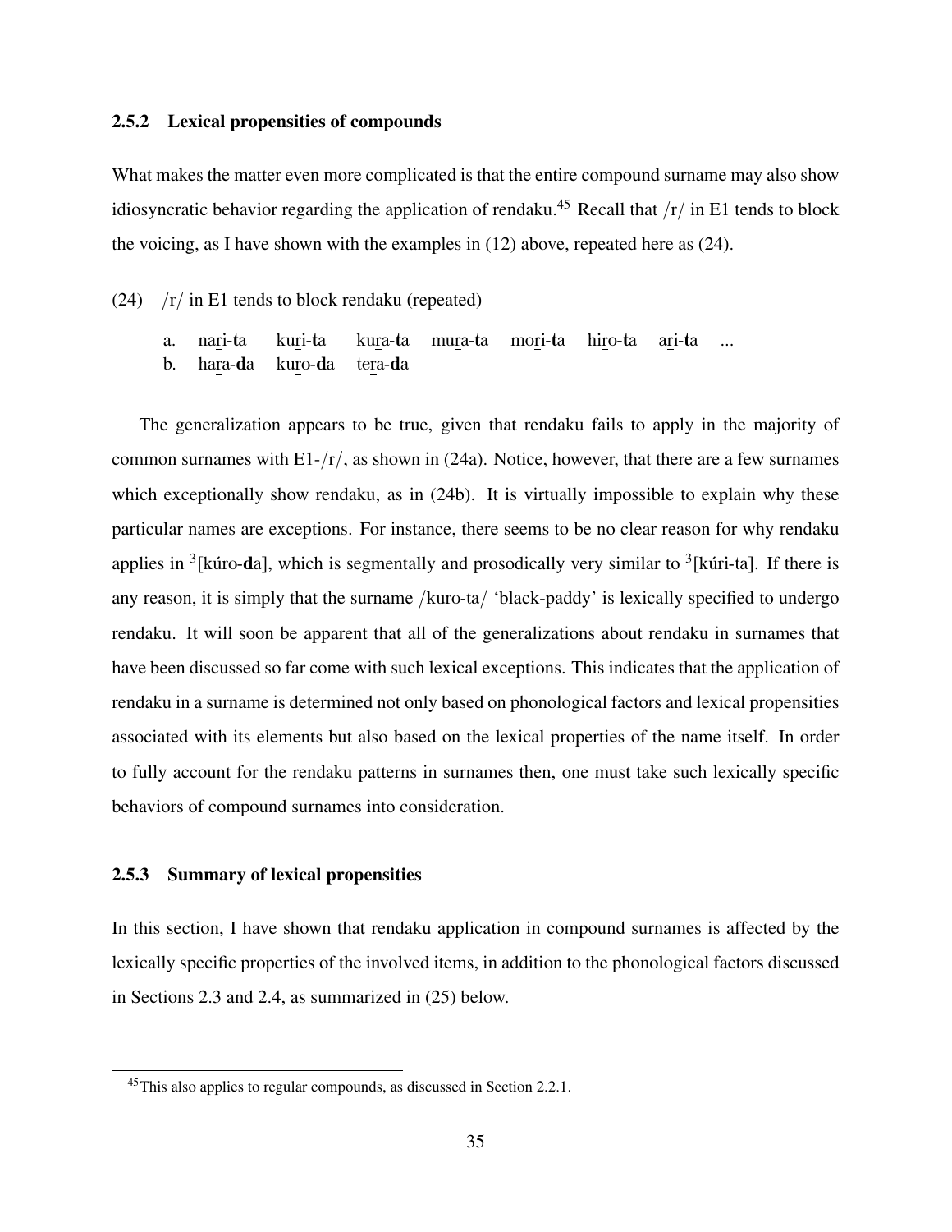### 2.5.2 Lexical propensities of compounds

What makes the matter even more complicated is that the entire compound surname may also show idiosyncratic behavior regarding the application of rendaku.[45] Recall that /r/ in E1 tends to block the voicing, as I have shown with the examples in (12) above, repeated here as (24).

(24) /r/ in E1 tends to block rendaku (repeated)

a. na<u>r</u>i-**t**a  ku<u>r</u>i-**t**a  ku<u>r</u>a-**t**a  mu<u>r</u>a-**t**a  mo<u>r</u>i-**t**a  hi<u>r</u>o-**t**a  a<u>r</u>i-**t**a ...

b. ha<u>r</u>a-**d**a  ku<u>r</u>o-**d**a  te<u>r</u>a-**d**a

The generalization appears to be true, given that rendaku fails to apply in the majority of common surnames with E1-/r/, as shown in (24a). Notice, however, that there are a few surnames which exceptionally show rendaku, as in (24b). It is virtually impossible to explain why these particular names are exceptions. For instance, there seems to be no clear reason for why rendaku applies in $^3$[kúro-**d**a], which is segmentally and prosodically very similar to $^3$[kúri-ta]. If there is any reason, it is simply that the surname /kuro-ta/ 'black-paddy' is lexically specified to undergo rendaku. It will soon be apparent that all of the generalizations about rendaku in surnames that have been discussed so far come with such lexical exceptions. This indicates that the application of rendaku in a surname is determined not only based on phonological factors and lexical propensities associated with its elements but also based on the lexical properties of the name itself. In order to fully account for the rendaku patterns in surnames then, one must take such lexically specific behaviors of compound surnames into consideration.

### 2.5.3 Summary of lexical propensities

In this section, I have shown that rendaku application in compound surnames is affected by the lexically specific properties of the involved items, in addition to the phonological factors discussed in Sections 2.3 and 2.4, as summarized in (25) below.

---

[45] This also applies to regular compounds, as discussed in Section 2.2.1.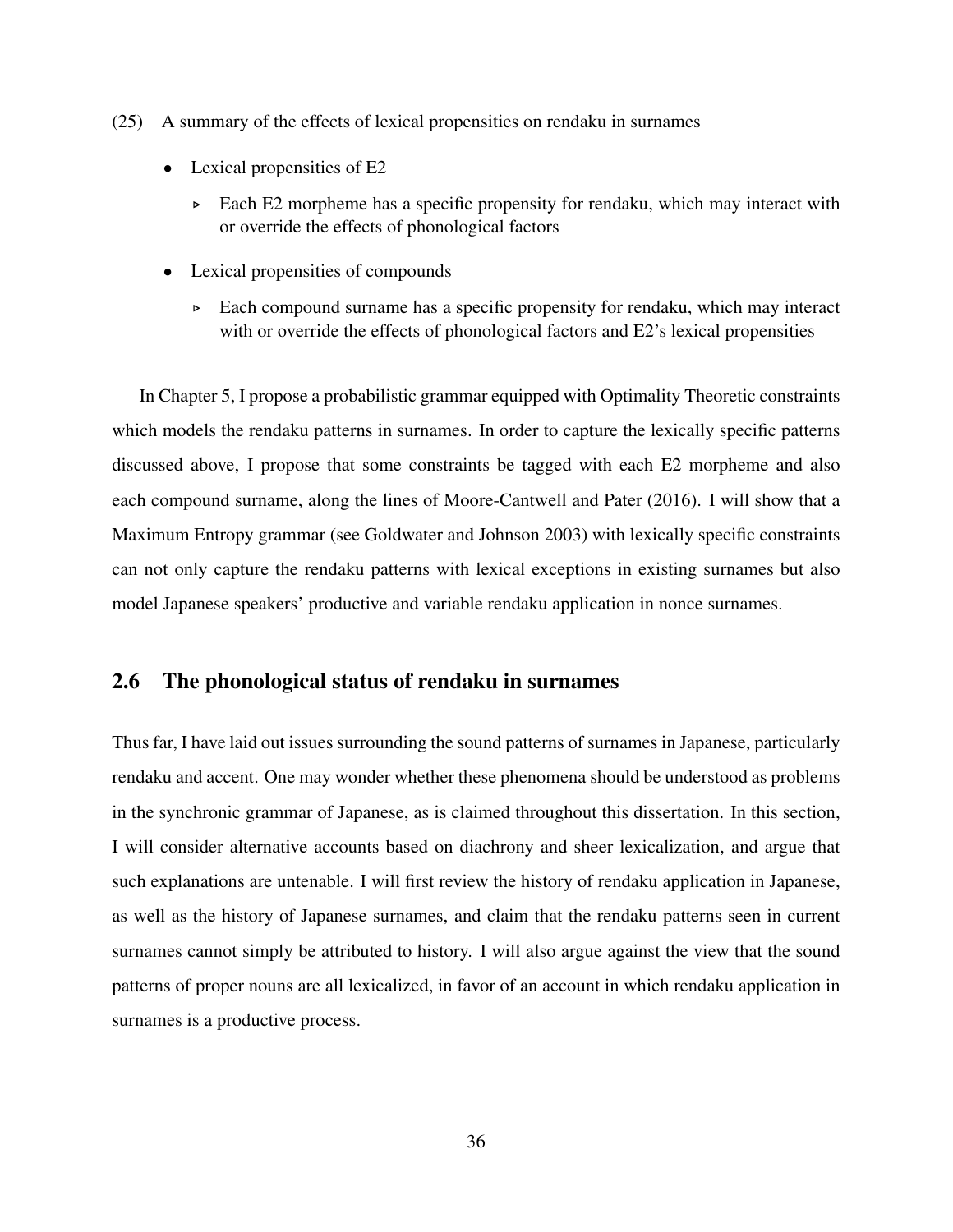(25) A summary of the effects of lexical propensities on rendaku in surnames

- Lexical propensities of E2
  - ▹ Each E2 morpheme has a specific propensity for rendaku, which may interact with or override the effects of phonological factors
- Lexical propensities of compounds
  - ▹ Each compound surname has a specific propensity for rendaku, which may interact with or override the effects of phonological factors and E2's lexical propensities

In Chapter 5, I propose a probabilistic grammar equipped with Optimality Theoretic constraints which models the rendaku patterns in surnames. In order to capture the lexically specific patterns discussed above, I propose that some constraints be tagged with each E2 morpheme and also each compound surname, along the lines of Moore-Cantwell and Pater (2016). I will show that a Maximum Entropy grammar (see Goldwater and Johnson 2003) with lexically specific constraints can not only capture the rendaku patterns with lexical exceptions in existing surnames but also model Japanese speakers' productive and variable rendaku application in nonce surnames.

## 2.6 The phonological status of rendaku in surnames

Thus far, I have laid out issues surrounding the sound patterns of surnames in Japanese, particularly rendaku and accent. One may wonder whether these phenomena should be understood as problems in the synchronic grammar of Japanese, as is claimed throughout this dissertation. In this section, I will consider alternative accounts based on diachrony and sheer lexicalization, and argue that such explanations are untenable. I will first review the history of rendaku application in Japanese, as well as the history of Japanese surnames, and claim that the rendaku patterns seen in current surnames cannot simply be attributed to history. I will also argue against the view that the sound patterns of proper nouns are all lexicalized, in favor of an account in which rendaku application in surnames is a productive process.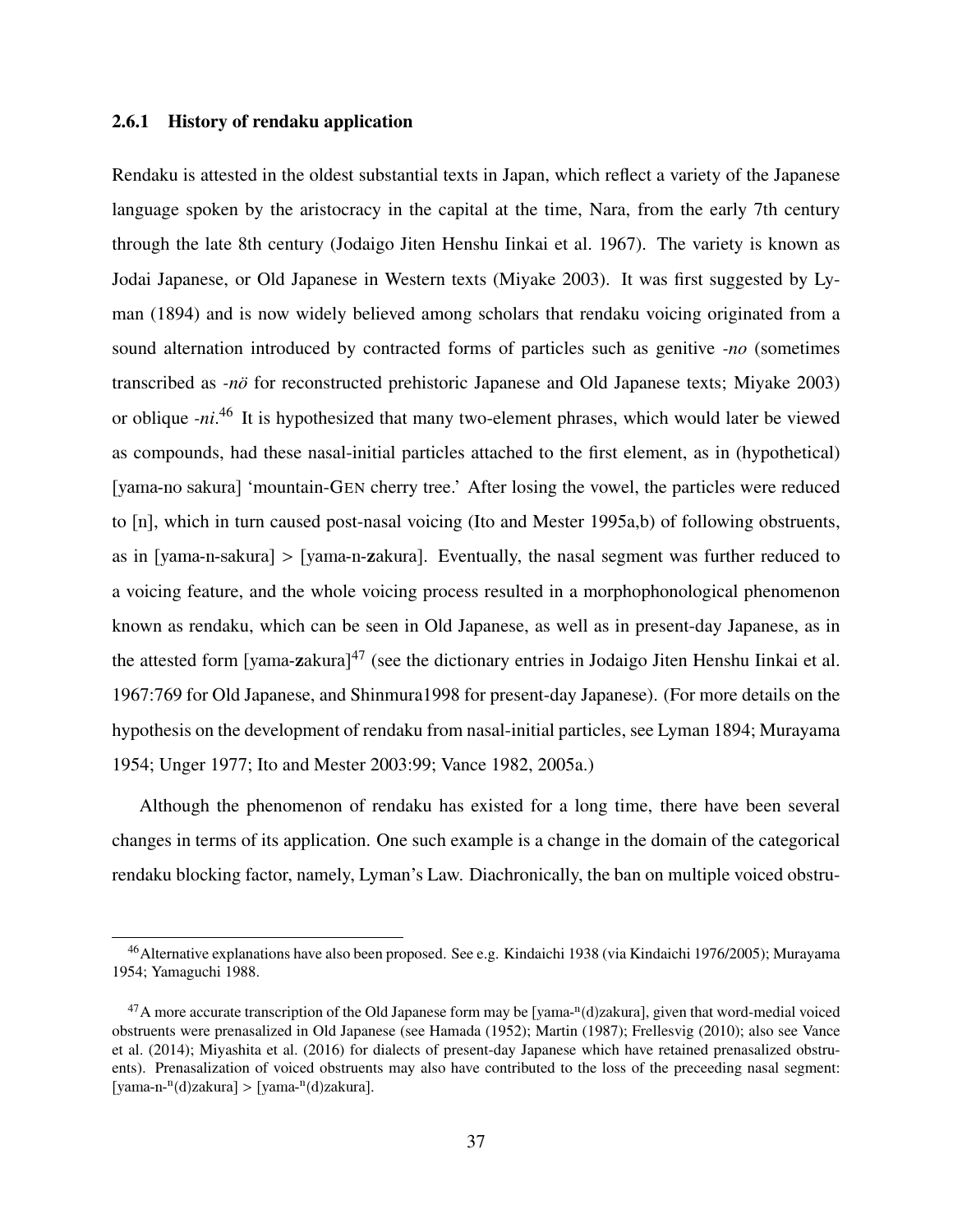### 2.6.1 History of rendaku application

Rendaku is attested in the oldest substantial texts in Japan, which reflect a variety of the Japanese language spoken by the aristocracy in the capital at the time, Nara, from the early 7th century through the late 8th century (Jodaigo Jiten Henshu Iinkai et al. 1967). The variety is known as Jodai Japanese, or Old Japanese in Western texts (Miyake 2003). It was first suggested by Lyman (1894) and is now widely believed among scholars that rendaku voicing originated from a sound alternation introduced by contracted forms of particles such as genitive *-no* (sometimes transcribed as *-nö* for reconstructed prehistoric Japanese and Old Japanese texts; Miyake 2003) or oblique *-ni*.[46] It is hypothesized that many two-element phrases, which would later be viewed as compounds, had these nasal-initial particles attached to the first element, as in (hypothetical) [yama-no sakura] 'mountain-GEN cherry tree.' After losing the vowel, the particles were reduced to [n], which in turn caused post-nasal voicing (Ito and Mester 1995a,b) of following obstruents, as in [yama-n-sakura] > [yama-n-**z**akura]. Eventually, the nasal segment was further reduced to a voicing feature, and the whole voicing process resulted in a morphophonological phenomenon known as rendaku, which can be seen in Old Japanese, as well as in present-day Japanese, as in the attested form [yama-**z**akura][47] (see the dictionary entries in Jodaigo Jiten Henshu Iinkai et al. 1967:769 for Old Japanese, and Shinmura1998 for present-day Japanese). (For more details on the hypothesis on the development of rendaku from nasal-initial particles, see Lyman 1894; Murayama 1954; Unger 1977; Ito and Mester 2003:99; Vance 1982, 2005a.)

Although the phenomenon of rendaku has existed for a long time, there have been several changes in terms of its application. One such example is a change in the domain of the categorical rendaku blocking factor, namely, Lyman's Law. Diachronically, the ban on multiple voiced obstru-

---

[46] Alternative explanations have also been proposed. See e.g. Kindaichi 1938 (via Kindaichi 1976/2005); Murayama 1954; Yamaguchi 1988.

[47] A more accurate transcription of the Old Japanese form may be [yama-$^{n}$(d)zakura], given that word-medial voiced obstruents were prenasalized in Old Japanese (see Hamada (1952); Martin (1987); Frellesvig (2010); also see Vance et al. (2014); Miyashita et al. (2016) for dialects of present-day Japanese which have retained prenasalized obstruents). Prenasalization of voiced obstruents may also have contributed to the loss of the preceeding nasal segment: [yama-n-$^{n}$(d)zakura] > [yama-$^{n}$(d)zakura].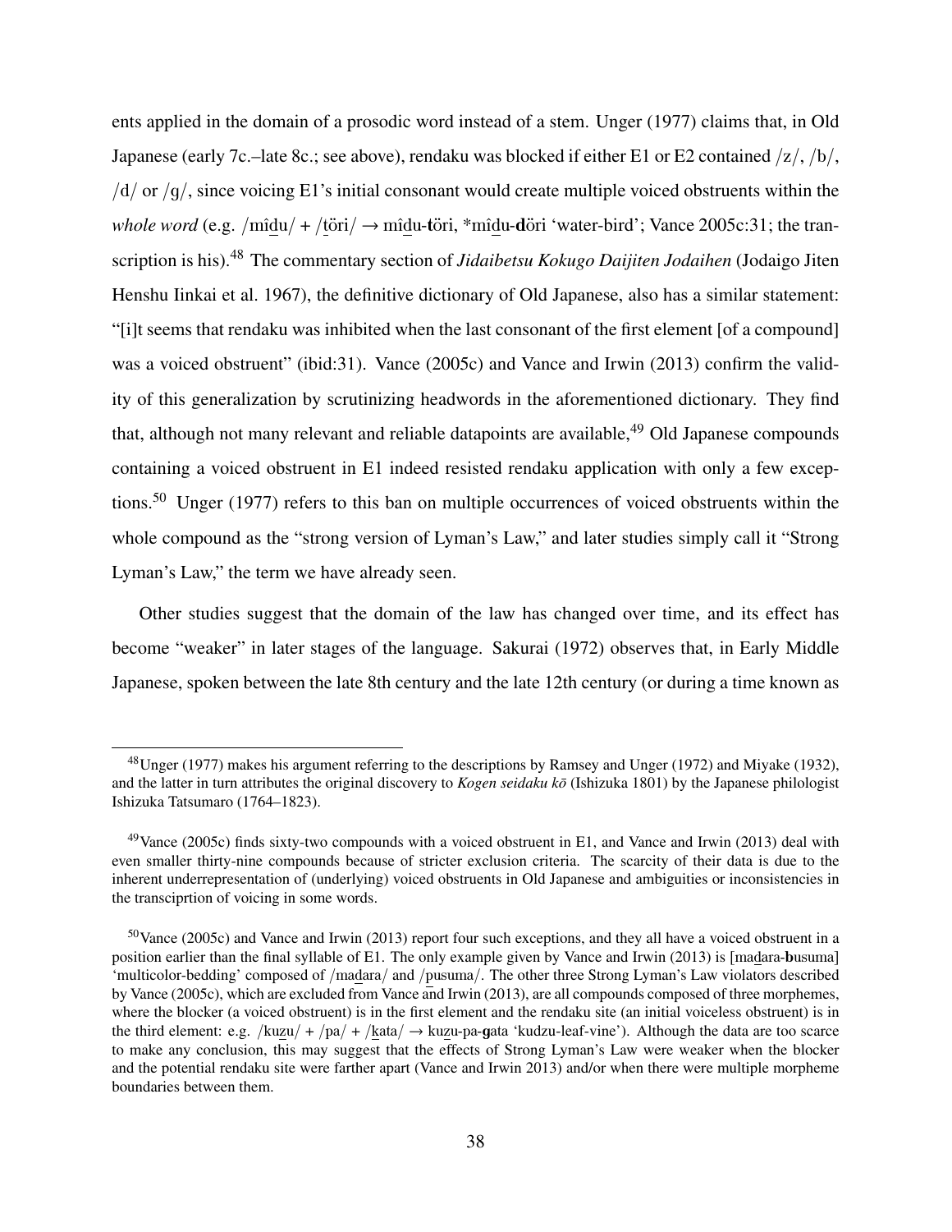ents applied in the domain of a prosodic word instead of a stem. Unger (1977) claims that, in Old Japanese (early 7c.–late 8c.; see above), rendaku was blocked if either E1 or E2 contained /z/, /b/, /d/ or /g/, since voicing E1's initial consonant would create multiple voiced obstruents within the *whole word* (e.g. /mîd̲u/ + /t̲öri/ → mîd̲u-**t**öri, *mîd̲u-**d**öri 'water-bird'; Vance 2005c:31; the transcription is his).[48] The commentary section of *Jidaibetsu Kokugo Daijiten Jodaihen* (Jodaigo Jiten Henshu Iinkai et al. 1967), the definitive dictionary of Old Japanese, also has a similar statement: "[i]t seems that rendaku was inhibited when the last consonant of the first element [of a compound] was a voiced obstruent" (ibid:31). Vance (2005c) and Vance and Irwin (2013) confirm the validity of this generalization by scrutinizing headwords in the aforementioned dictionary. They find that, although not many relevant and reliable datapoints are available,[49] Old Japanese compounds containing a voiced obstruent in E1 indeed resisted rendaku application with only a few exceptions.[50] Unger (1977) refers to this ban on multiple occurrences of voiced obstruents within the whole compound as the "strong version of Lyman's Law," and later studies simply call it "Strong Lyman's Law," the term we have already seen.

Other studies suggest that the domain of the law has changed over time, and its effect has become "weaker" in later stages of the language. Sakurai (1972) observes that, in Early Middle Japanese, spoken between the late 8th century and the late 12th century (or during a time known as

---

[48] Unger (1977) makes his argument referring to the descriptions by Ramsey and Unger (1972) and Miyake (1932), and the latter in turn attributes the original discovery to *Kogen seidaku kō* (Ishizuka 1801) by the Japanese philologist Ishizuka Tatsumaro (1764–1823).

[49] Vance (2005c) finds sixty-two compounds with a voiced obstruent in E1, and Vance and Irwin (2013) deal with even smaller thirty-nine compounds because of stricter exclusion criteria. The scarcity of their data is due to the inherent underrepresentation of (underlying) voiced obstruents in Old Japanese and ambiguities or inconsistencies in the transciprtion of voicing in some words.

[50] Vance (2005c) and Vance and Irwin (2013) report four such exceptions, and they all have a voiced obstruent in a position earlier than the final syllable of E1. The only example given by Vance and Irwin (2013) is [mad̲ara-**b**usuma] 'multicolor-bedding' composed of /mad̲ara/ and /p̲usuma/. The other three Strong Lyman's Law violators described by Vance (2005c), which are excluded from Vance and Irwin (2013), are all compounds composed of three morphemes, where the blocker (a voiced obstruent) is in the first element and the rendaku site (an initial voiceless obstruent) is in the third element: e.g. /kuz̲u/ + /pa/ + /k̲ata/ → kuz̲u-pa-**g**ata 'kudzu-leaf-vine'). Although the data are too scarce to make any conclusion, this may suggest that the effects of Strong Lyman's Law were weaker when the blocker and the potential rendaku site were farther apart (Vance and Irwin 2013) and/or when there were multiple morpheme boundaries between them.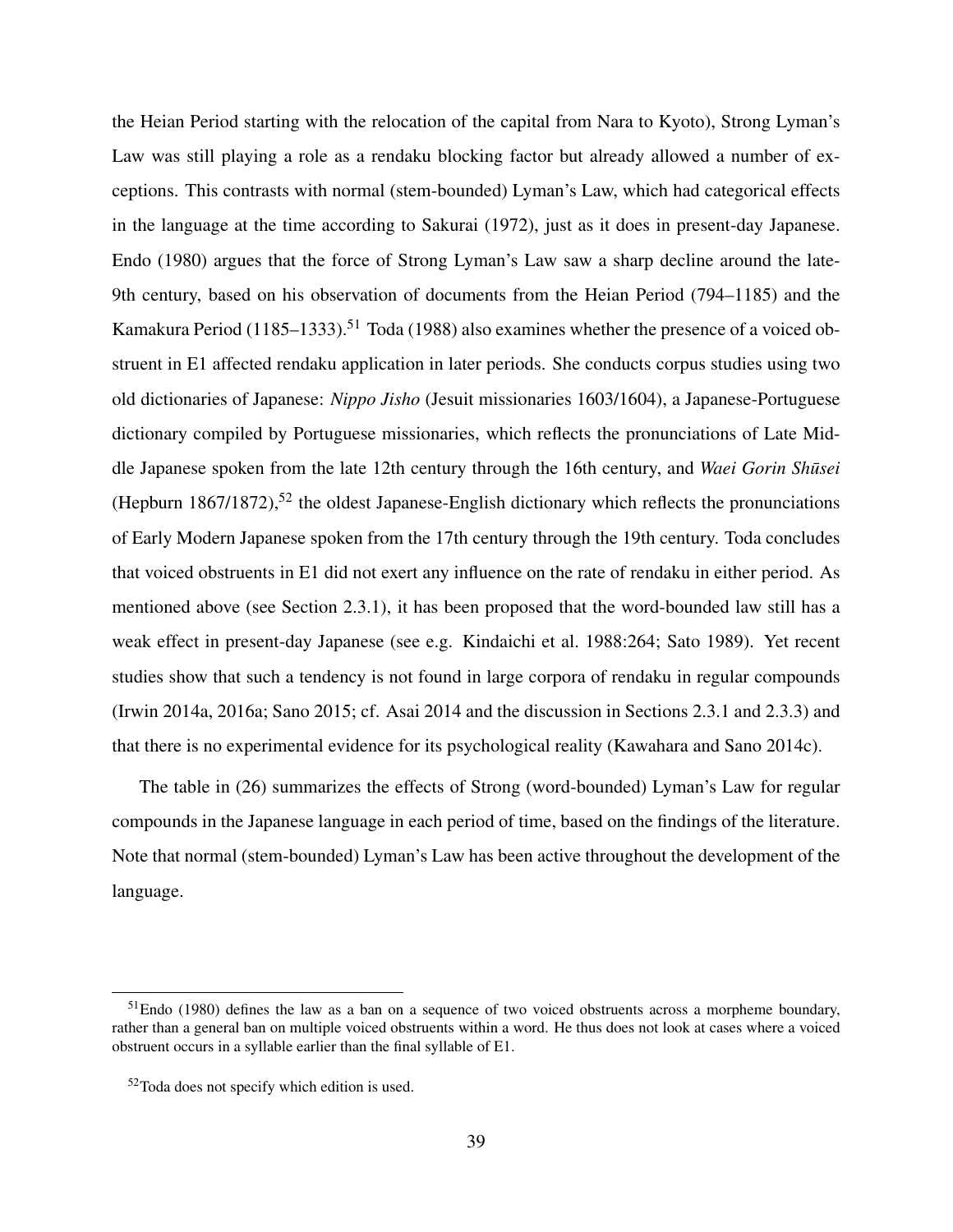the Heian Period starting with the relocation of the capital from Nara to Kyoto), Strong Lyman's Law was still playing a role as a rendaku blocking factor but already allowed a number of exceptions. This contrasts with normal (stem-bounded) Lyman's Law, which had categorical effects in the language at the time according to Sakurai (1972), just as it does in present-day Japanese. Endo (1980) argues that the force of Strong Lyman's Law saw a sharp decline around the late-9th century, based on his observation of documents from the Heian Period (794–1185) and the Kamakura Period (1185–1333).[51] Toda (1988) also examines whether the presence of a voiced obstruent in E1 affected rendaku application in later periods. She conducts corpus studies using two old dictionaries of Japanese: *Nippo Jisho* (Jesuit missionaries 1603/1604), a Japanese-Portuguese dictionary compiled by Portuguese missionaries, which reflects the pronunciations of Late Middle Japanese spoken from the late 12th century through the 16th century, and *Waei Gorin Shūsei* (Hepburn 1867/1872),[52] the oldest Japanese-English dictionary which reflects the pronunciations of Early Modern Japanese spoken from the 17th century through the 19th century. Toda concludes that voiced obstruents in E1 did not exert any influence on the rate of rendaku in either period. As mentioned above (see Section 2.3.1), it has been proposed that the word-bounded law still has a weak effect in present-day Japanese (see e.g. Kindaichi et al. 1988:264; Sato 1989). Yet recent studies show that such a tendency is not found in large corpora of rendaku in regular compounds (Irwin 2014a, 2016a; Sano 2015; cf. Asai 2014 and the discussion in Sections 2.3.1 and 2.3.3) and that there is no experimental evidence for its psychological reality (Kawahara and Sano 2014c).

The table in (26) summarizes the effects of Strong (word-bounded) Lyman's Law for regular compounds in the Japanese language in each period of time, based on the findings of the literature. Note that normal (stem-bounded) Lyman's Law has been active throughout the development of the language.

[51] Endo (1980) defines the law as a ban on a sequence of two voiced obstruents across a morpheme boundary, rather than a general ban on multiple voiced obstruents within a word. He thus does not look at cases where a voiced obstruent occurs in a syllable earlier than the final syllable of E1.

[52] Toda does not specify which edition is used.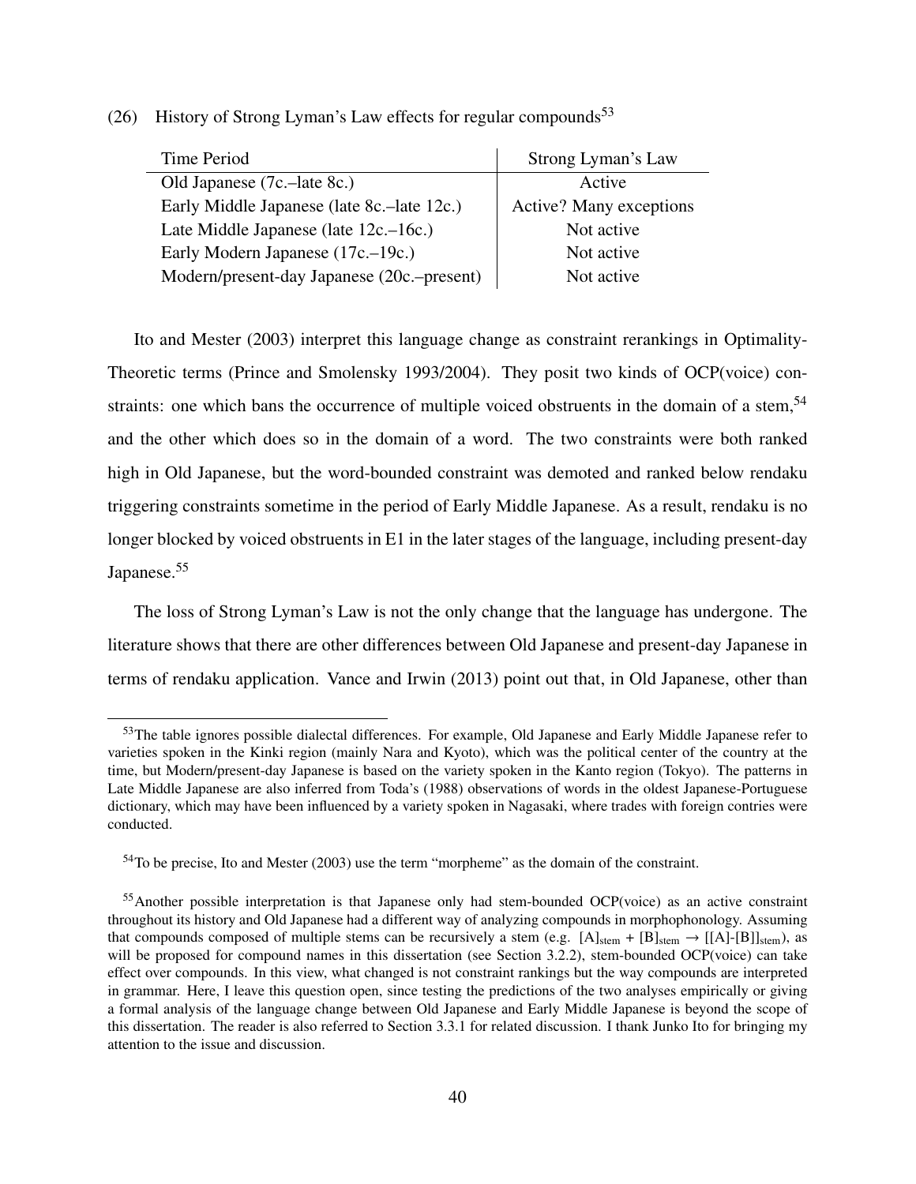(26) History of Strong Lyman's Law effects for regular compounds[53]

| Time Period | Strong Lyman's Law |
|---|---|
| Old Japanese (7c.–late 8c.) | Active |
| Early Middle Japanese (late 8c.–late 12c.) | Active? Many exceptions |
| Late Middle Japanese (late 12c.–16c.) | Not active |
| Early Modern Japanese (17c.–19c.) | Not active |
| Modern/present-day Japanese (20c.–present) | Not active |

Ito and Mester (2003) interpret this language change as constraint rerankings in Optimality-Theoretic terms (Prince and Smolensky 1993/2004). They posit two kinds of OCP(voice) constraints: one which bans the occurrence of multiple voiced obstruents in the domain of a stem,[54] and the other which does so in the domain of a word. The two constraints were both ranked high in Old Japanese, but the word-bounded constraint was demoted and ranked below rendaku triggering constraints sometime in the period of Early Middle Japanese. As a result, rendaku is no longer blocked by voiced obstruents in E1 in the later stages of the language, including present-day Japanese.[55]

The loss of Strong Lyman's Law is not the only change that the language has undergone. The literature shows that there are other differences between Old Japanese and present-day Japanese in terms of rendaku application. Vance and Irwin (2013) point out that, in Old Japanese, other than

---

[53] The table ignores possible dialectal differences. For example, Old Japanese and Early Middle Japanese refer to varieties spoken in the Kinki region (mainly Nara and Kyoto), which was the political center of the country at the time, but Modern/present-day Japanese is based on the variety spoken in the Kanto region (Tokyo). The patterns in Late Middle Japanese are also inferred from Toda's (1988) observations of words in the oldest Japanese-Portuguese dictionary, which may have been influenced by a variety spoken in Nagasaki, where trades with foreign contries were conducted.

[54] To be precise, Ito and Mester (2003) use the term "morpheme" as the domain of the constraint.

[55] Another possible interpretation is that Japanese only had stem-bounded OCP(voice) as an active constraint throughout its history and Old Japanese had a different way of analyzing compounds in morphophonology. Assuming that compounds composed of multiple stems can be recursively a stem (e.g. $[A]_{\text{stem}} + [B]_{\text{stem}} \rightarrow [[A]\text{-}[B]]_{\text{stem}}$), as will be proposed for compound names in this dissertation (see Section 3.2.2), stem-bounded OCP(voice) can take effect over compounds. In this view, what changed is not constraint rankings but the way compounds are interpreted in grammar. Here, I leave this question open, since testing the predictions of the two analyses empirically or giving a formal analysis of the language change between Old Japanese and Early Middle Japanese is beyond the scope of this dissertation. The reader is also referred to Section 3.3.1 for related discussion. I thank Junko Ito for bringing my attention to the issue and discussion.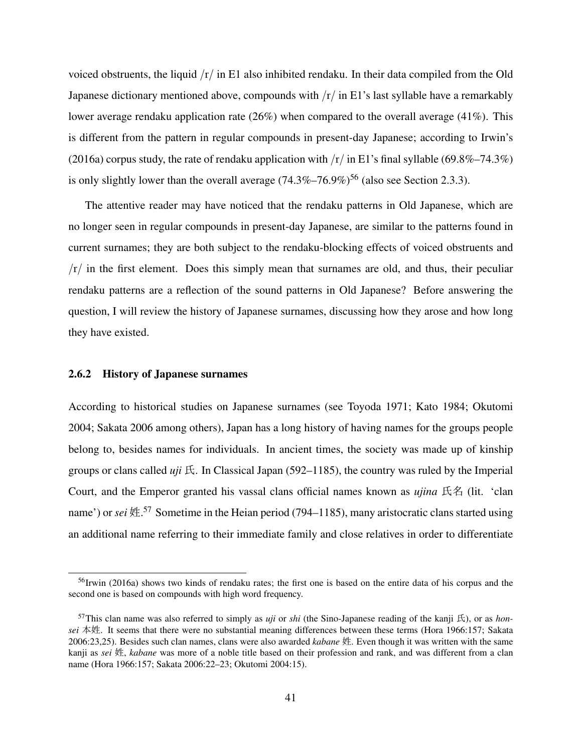voiced obstruents, the liquid /r/ in E1 also inhibited rendaku. In their data compiled from the Old Japanese dictionary mentioned above, compounds with /r/ in E1's last syllable have a remarkably lower average rendaku application rate (26%) when compared to the overall average (41%). This is different from the pattern in regular compounds in present-day Japanese; according to Irwin's (2016a) corpus study, the rate of rendaku application with /r/ in E1's final syllable (69.8%–74.3%) is only slightly lower than the overall average (74.3%–76.9%)[56] (also see Section 2.3.3).

The attentive reader may have noticed that the rendaku patterns in Old Japanese, which are no longer seen in regular compounds in present-day Japanese, are similar to the patterns found in current surnames; they are both subject to the rendaku-blocking effects of voiced obstruents and /r/ in the first element. Does this simply mean that surnames are old, and thus, their peculiar rendaku patterns are a reflection of the sound patterns in Old Japanese? Before answering the question, I will review the history of Japanese surnames, discussing how they arose and how long they have existed.

### 2.6.2 History of Japanese surnames

According to historical studies on Japanese surnames (see Toyoda 1971; Kato 1984; Okutomi 2004; Sakata 2006 among others), Japan has a long history of having names for the groups people belong to, besides names for individuals. In ancient times, the society was made up of kinship groups or clans called *uji* 氏. In Classical Japan (592–1185), the country was ruled by the Imperial Court, and the Emperor granted his vassal clans official names known as *ujina* 氏名 (lit. 'clan name') or *sei* 姓.[57] Sometime in the Heian period (794–1185), many aristocratic clans started using an additional name referring to their immediate family and close relatives in order to differentiate

---

[56] Irwin (2016a) shows two kinds of rendaku rates; the first one is based on the entire data of his corpus and the second one is based on compounds with high word frequency.

[57] This clan name was also referred to simply as *uji* or *shi* (the Sino-Japanese reading of the kanji 氏), or as *honsei* 本姓. It seems that there were no substantial meaning differences between these terms (Hora 1966:157; Sakata 2006:23,25). Besides such clan names, clans were also awarded *kabane* 姓. Even though it was written with the same kanji as *sei* 姓, *kabane* was more of a noble title based on their profession and rank, and was different from a clan name (Hora 1966:157; Sakata 2006:22–23; Okutomi 2004:15).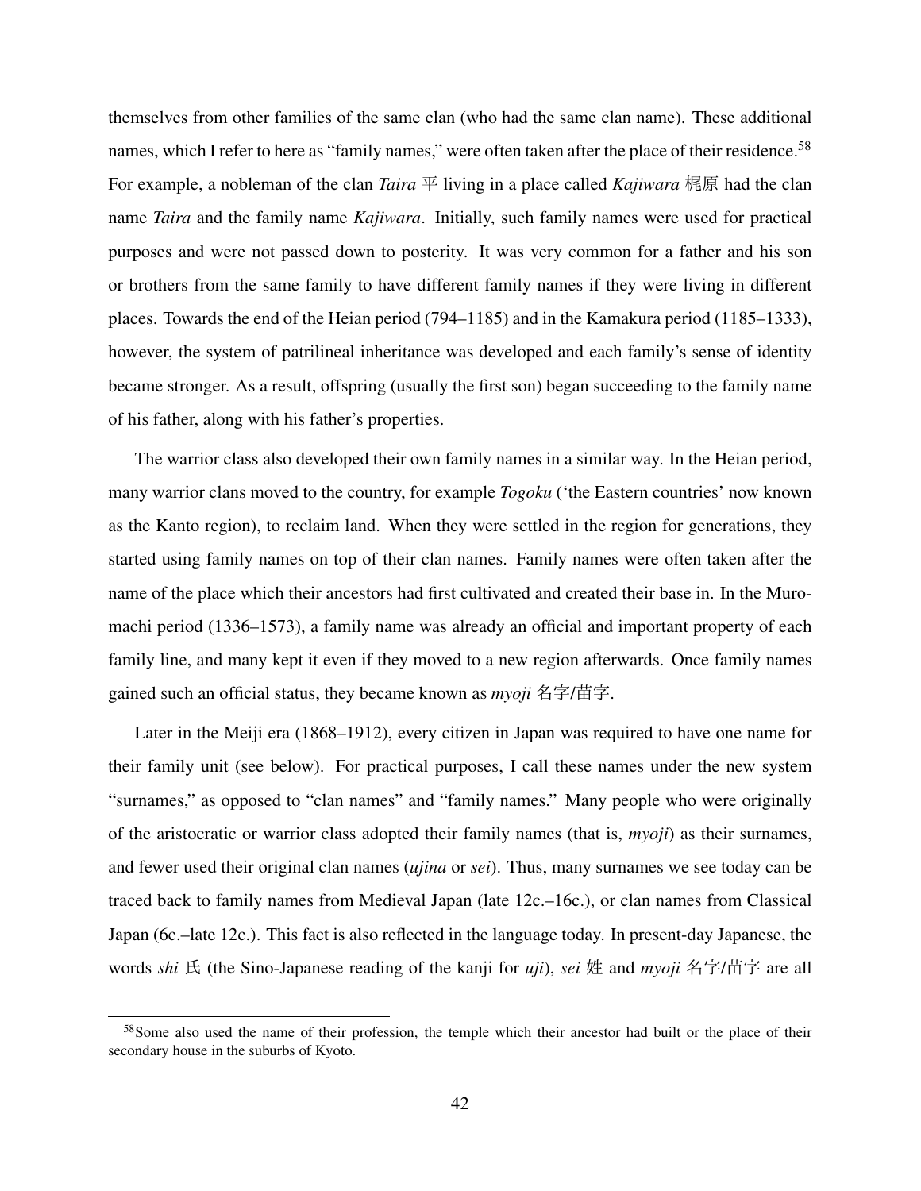themselves from other families of the same clan (who had the same clan name). These additional names, which I refer to here as "family names," were often taken after the place of their residence.[58] For example, a nobleman of the clan *Taira* 平 living in a place called *Kajiwara* 梶原 had the clan name *Taira* and the family name *Kajiwara*. Initially, such family names were used for practical purposes and were not passed down to posterity. It was very common for a father and his son or brothers from the same family to have different family names if they were living in different places. Towards the end of the Heian period (794–1185) and in the Kamakura period (1185–1333), however, the system of patrilineal inheritance was developed and each family's sense of identity became stronger. As a result, offspring (usually the first son) began succeeding to the family name of his father, along with his father's properties.

The warrior class also developed their own family names in a similar way. In the Heian period, many warrior clans moved to the country, for example *Togoku* ('the Eastern countries' now known as the Kanto region), to reclaim land. When they were settled in the region for generations, they started using family names on top of their clan names. Family names were often taken after the name of the place which their ancestors had first cultivated and created their base in. In the Muromachi period (1336–1573), a family name was already an official and important property of each family line, and many kept it even if they moved to a new region afterwards. Once family names gained such an official status, they became known as *myoji* 名字/苗字.

Later in the Meiji era (1868–1912), every citizen in Japan was required to have one name for their family unit (see below). For practical purposes, I call these names under the new system "surnames," as opposed to "clan names" and "family names." Many people who were originally of the aristocratic or warrior class adopted their family names (that is, *myoji*) as their surnames, and fewer used their original clan names (*ujina* or *sei*). Thus, many surnames we see today can be traced back to family names from Medieval Japan (late 12c.–16c.), or clan names from Classical Japan (6c.–late 12c.). This fact is also reflected in the language today. In present-day Japanese, the words *shi* 氏 (the Sino-Japanese reading of the kanji for *uji*), *sei* 姓 and *myoji* 名字/苗字 are all

[58] Some also used the name of their profession, the temple which their ancestor had built or the place of their secondary house in the suburbs of Kyoto.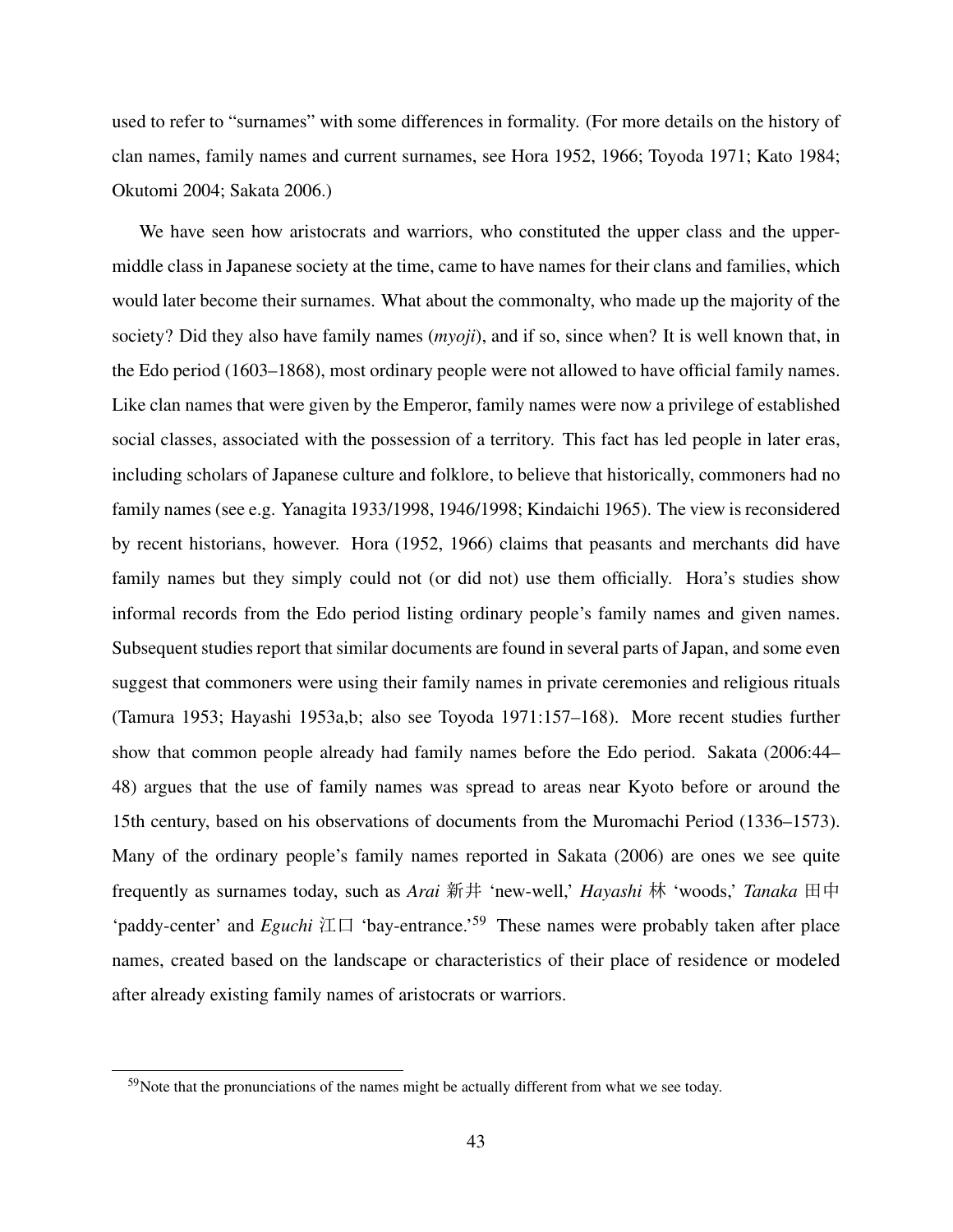used to refer to "surnames" with some differences in formality. (For more details on the history of clan names, family names and current surnames, see Hora 1952, 1966; Toyoda 1971; Kato 1984; Okutomi 2004; Sakata 2006.)

We have seen how aristocrats and warriors, who constituted the upper class and the upper-middle class in Japanese society at the time, came to have names for their clans and families, which would later become their surnames. What about the commonalty, who made up the majority of the society? Did they also have family names (*myoji*), and if so, since when? It is well known that, in the Edo period (1603–1868), most ordinary people were not allowed to have official family names. Like clan names that were given by the Emperor, family names were now a privilege of established social classes, associated with the possession of a territory. This fact has led people in later eras, including scholars of Japanese culture and folklore, to believe that historically, commoners had no family names (see e.g. Yanagita 1933/1998, 1946/1998; Kindaichi 1965). The view is reconsidered by recent historians, however. Hora (1952, 1966) claims that peasants and merchants did have family names but they simply could not (or did not) use them officially. Hora's studies show informal records from the Edo period listing ordinary people's family names and given names. Subsequent studies report that similar documents are found in several parts of Japan, and some even suggest that commoners were using their family names in private ceremonies and religious rituals (Tamura 1953; Hayashi 1953a,b; also see Toyoda 1971:157–168). More recent studies further show that common people already had family names before the Edo period. Sakata (2006:44–48) argues that the use of family names was spread to areas near Kyoto before or around the 15th century, based on his observations of documents from the Muromachi Period (1336–1573). Many of the ordinary people's family names reported in Sakata (2006) are ones we see quite frequently as surnames today, such as *Arai* 新井 'new-well,' *Hayashi* 林 'woods,' *Tanaka* 田中 'paddy-center' and *Eguchi* 江口 'bay-entrance.'[59] These names were probably taken after place names, created based on the landscape or characteristics of their place of residence or modeled after already existing family names of aristocrats or warriors.

[59]Note that the pronunciations of the names might be actually different from what we see today.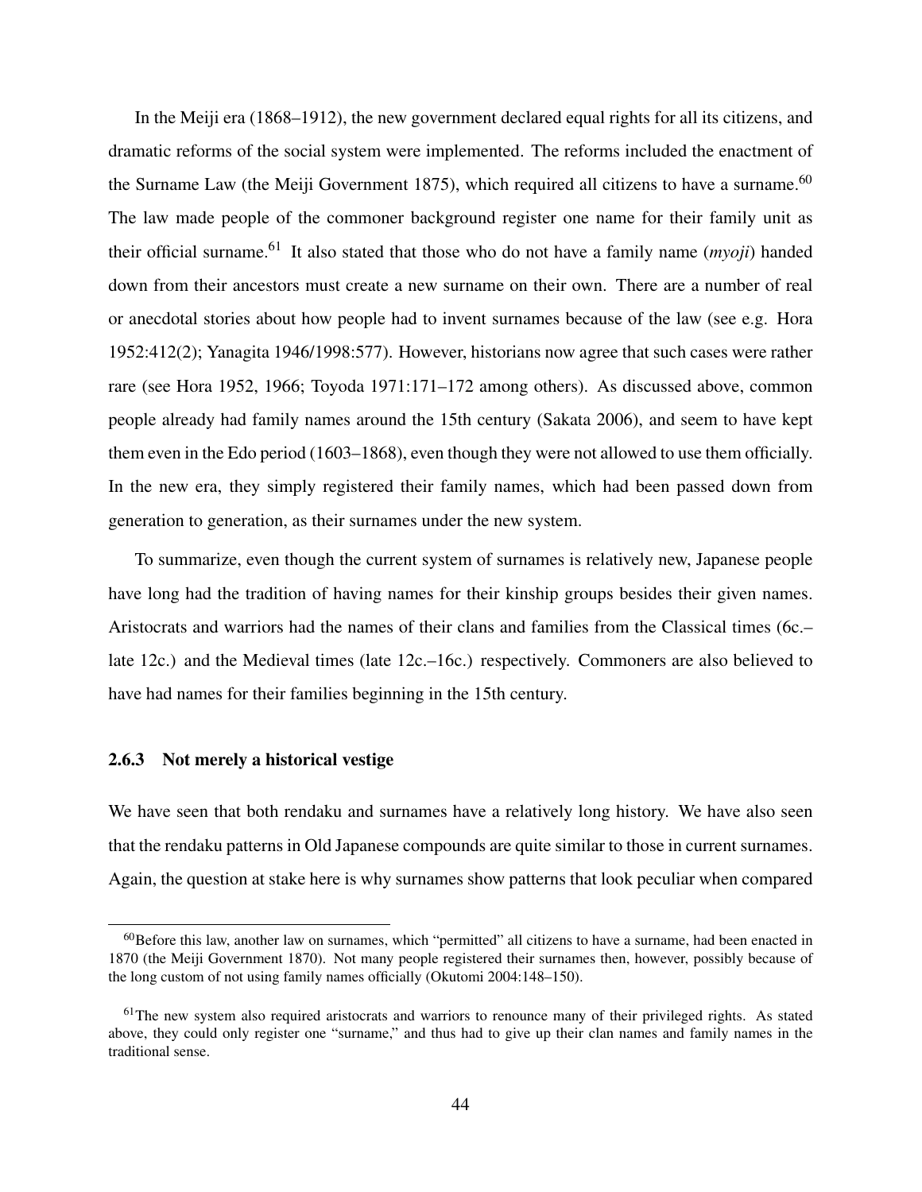In the Meiji era (1868–1912), the new government declared equal rights for all its citizens, and dramatic reforms of the social system were implemented. The reforms included the enactment of the Surname Law (the Meiji Government 1875), which required all citizens to have a surname.[60] The law made people of the commoner background register one name for their family unit as their official surname.[61] It also stated that those who do not have a family name (*myoji*) handed down from their ancestors must create a new surname on their own. There are a number of real or anecdotal stories about how people had to invent surnames because of the law (see e.g. Hora 1952:412(2); Yanagita 1946/1998:577). However, historians now agree that such cases were rather rare (see Hora 1952, 1966; Toyoda 1971:171–172 among others). As discussed above, common people already had family names around the 15th century (Sakata 2006), and seem to have kept them even in the Edo period (1603–1868), even though they were not allowed to use them officially. In the new era, they simply registered their family names, which had been passed down from generation to generation, as their surnames under the new system.

To summarize, even though the current system of surnames is relatively new, Japanese people have long had the tradition of having names for their kinship groups besides their given names. Aristocrats and warriors had the names of their clans and families from the Classical times (6c.–late 12c.) and the Medieval times (late 12c.–16c.) respectively. Commoners are also believed to have had names for their families beginning in the 15th century.

### 2.6.3 Not merely a historical vestige

We have seen that both rendaku and surnames have a relatively long history. We have also seen that the rendaku patterns in Old Japanese compounds are quite similar to those in current surnames. Again, the question at stake here is why surnames show patterns that look peculiar when compared

[60] Before this law, another law on surnames, which "permitted" all citizens to have a surname, had been enacted in 1870 (the Meiji Government 1870). Not many people registered their surnames then, however, possibly because of the long custom of not using family names officially (Okutomi 2004:148–150).

[61] The new system also required aristocrats and warriors to renounce many of their privileged rights. As stated above, they could only register one "surname," and thus had to give up their clan names and family names in the traditional sense.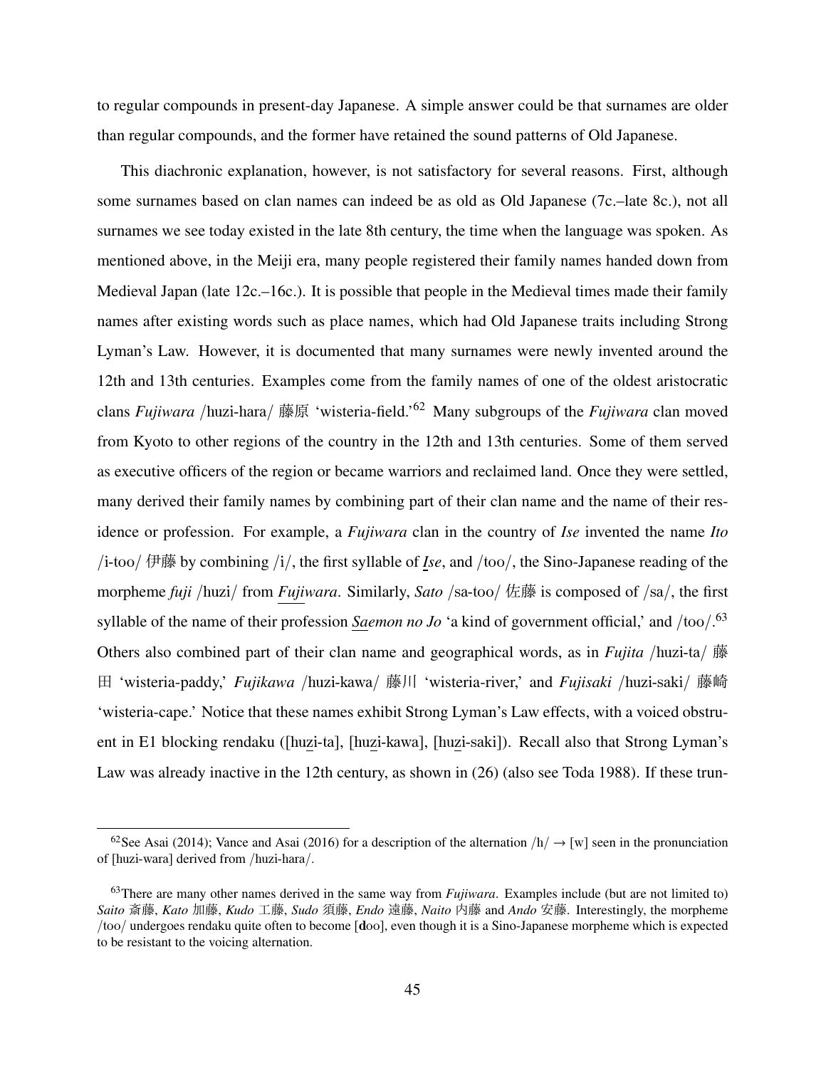to regular compounds in present-day Japanese. A simple answer could be that surnames are older than regular compounds, and the former have retained the sound patterns of Old Japanese.

This diachronic explanation, however, is not satisfactory for several reasons. First, although some surnames based on clan names can indeed be as old as Old Japanese (7c.–late 8c.), not all surnames we see today existed in the late 8th century, the time when the language was spoken. As mentioned above, in the Meiji era, many people registered their family names handed down from Medieval Japan (late 12c.–16c.). It is possible that people in the Medieval times made their family names after existing words such as place names, which had Old Japanese traits including Strong Lyman's Law. However, it is documented that many surnames were newly invented around the 12th and 13th centuries. Examples come from the family names of one of the oldest aristocratic clans *Fujiwara* /huzi-hara/ 藤原 'wisteria-field.'[62] Many subgroups of the *Fujiwara* clan moved from Kyoto to other regions of the country in the 12th and 13th centuries. Some of them served as executive officers of the region or became warriors and reclaimed land. Once they were settled, many derived their family names by combining part of their clan name and the name of their residence or profession. For example, a *Fujiwara* clan in the country of *Ise* invented the name *Ito* /i-too/ 伊藤 by combining /i/, the first syllable of ***I**se*, and /too/, the Sino-Japanese reading of the morpheme *fuji* /huzi/ from *Fuji*wara. Similarly, *Sato* /sa-too/ 佐藤 is composed of /sa/, the first syllable of the name of their profession ***Sa**emon no Jo* 'a kind of government official,' and /too/.[63] Others also combined part of their clan name and geographical words, as in *Fujita* /huzi-ta/ 藤田 'wisteria-paddy,' *Fujikawa* /huzi-kawa/ 藤川 'wisteria-river,' and *Fujisaki* /huzi-saki/ 藤崎 'wisteria-cape.' Notice that these names exhibit Strong Lyman's Law effects, with a voiced obstruent in E1 blocking rendaku ([huzi-ta], [huzi-kawa], [huzi-saki]). Recall also that Strong Lyman's Law was already inactive in the 12th century, as shown in (26) (also see Toda 1988). If these trun-

---

[62] See Asai (2014); Vance and Asai (2016) for a description of the alternation /h/ → [w] seen in the pronunciation of [huzi-wara] derived from /huzi-hara/.

[63] There are many other names derived in the same way from *Fujiwara*. Examples include (but are not limited to) *Saito* 斎藤, *Kato* 加藤, *Kudo* 工藤, *Sudo* 須藤, *Endo* 遠藤, *Naito* 内藤 and *Ando* 安藤. Interestingly, the morpheme /too/ undergoes rendaku quite often to become [**d**oo], even though it is a Sino-Japanese morpheme which is expected to be resistant to the voicing alternation.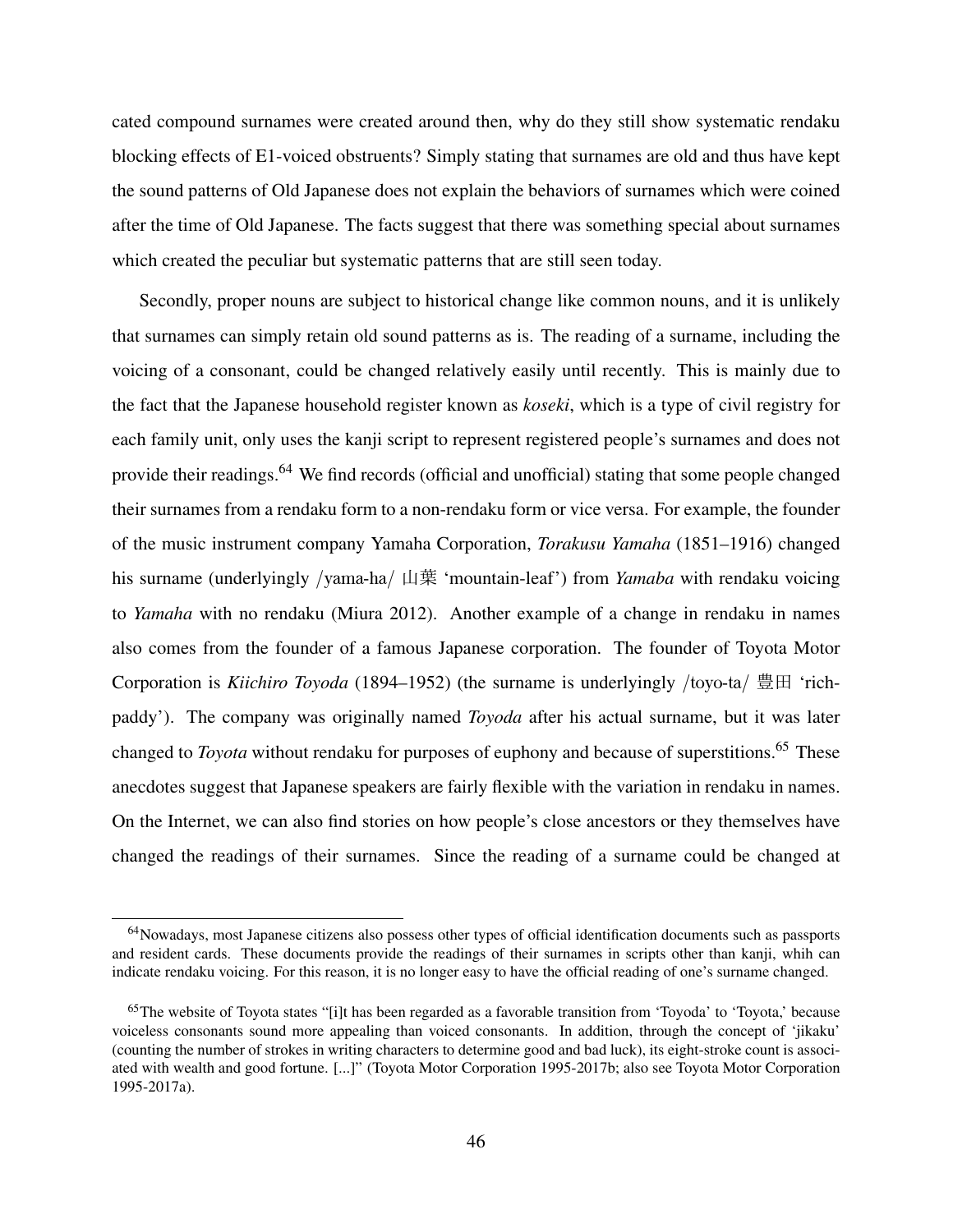cated compound surnames were created around then, why do they still show systematic rendaku blocking effects of E1-voiced obstruents? Simply stating that surnames are old and thus have kept the sound patterns of Old Japanese does not explain the behaviors of surnames which were coined after the time of Old Japanese. The facts suggest that there was something special about surnames which created the peculiar but systematic patterns that are still seen today.

Secondly, proper nouns are subject to historical change like common nouns, and it is unlikely that surnames can simply retain old sound patterns as is. The reading of a surname, including the voicing of a consonant, could be changed relatively easily until recently. This is mainly due to the fact that the Japanese household register known as *koseki*, which is a type of civil registry for each family unit, only uses the kanji script to represent registered people's surnames and does not provide their readings.[64] We find records (official and unofficial) stating that some people changed their surnames from a rendaku form to a non-rendaku form or vice versa. For example, the founder of the music instrument company Yamaha Corporation, *Torakusu Yamaha* (1851–1916) changed his surname (underlyingly /yama-ha/ 山葉 'mountain-leaf') from *Yamaba* with rendaku voicing to *Yamaha* with no rendaku (Miura 2012). Another example of a change in rendaku in names also comes from the founder of a famous Japanese corporation. The founder of Toyota Motor Corporation is *Kiichiro Toyoda* (1894–1952) (the surname is underlyingly /toyo-ta/ 豊田 'rich-paddy'). The company was originally named *Toyoda* after his actual surname, but it was later changed to *Toyota* without rendaku for purposes of euphony and because of superstitions.[65] These anecdotes suggest that Japanese speakers are fairly flexible with the variation in rendaku in names. On the Internet, we can also find stories on how people's close ancestors or they themselves have changed the readings of their surnames. Since the reading of a surname could be changed at

[64] Nowadays, most Japanese citizens also possess other types of official identification documents such as passports and resident cards. These documents provide the readings of their surnames in scripts other than kanji, whih can indicate rendaku voicing. For this reason, it is no longer easy to have the official reading of one's surname changed.

[65] The website of Toyota states "[i]t has been regarded as a favorable transition from 'Toyoda' to 'Toyota,' because voiceless consonants sound more appealing than voiced consonants. In addition, through the concept of 'jikaku' (counting the number of strokes in writing characters to determine good and bad luck), its eight-stroke count is associated with wealth and good fortune. [...]" (Toyota Motor Corporation 1995-2017b; also see Toyota Motor Corporation 1995-2017a).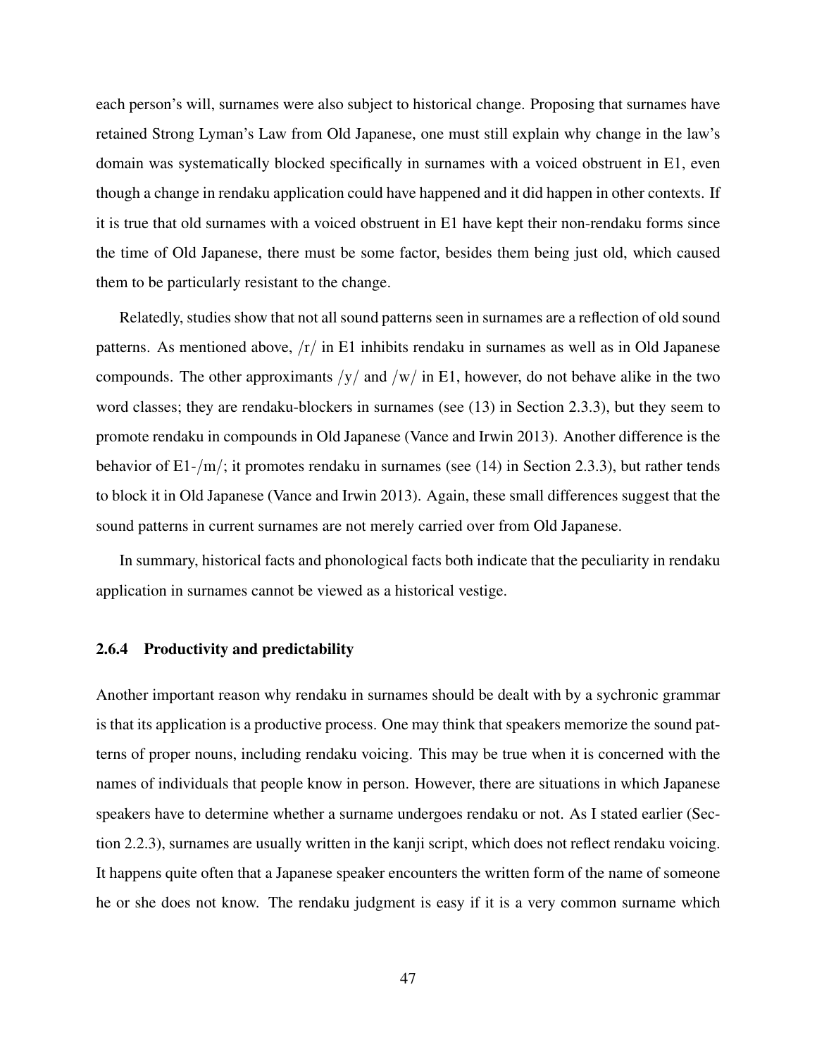each person's will, surnames were also subject to historical change. Proposing that surnames have retained Strong Lyman's Law from Old Japanese, one must still explain why change in the law's domain was systematically blocked specifically in surnames with a voiced obstruent in E1, even though a change in rendaku application could have happened and it did happen in other contexts. If it is true that old surnames with a voiced obstruent in E1 have kept their non-rendaku forms since the time of Old Japanese, there must be some factor, besides them being just old, which caused them to be particularly resistant to the change.

Relatedly, studies show that not all sound patterns seen in surnames are a reflection of old sound patterns. As mentioned above, /r/ in E1 inhibits rendaku in surnames as well as in Old Japanese compounds. The other approximants /y/ and /w/ in E1, however, do not behave alike in the two word classes; they are rendaku-blockers in surnames (see (13) in Section 2.3.3), but they seem to promote rendaku in compounds in Old Japanese (Vance and Irwin 2013). Another difference is the behavior of E1-/m/; it promotes rendaku in surnames (see (14) in Section 2.3.3), but rather tends to block it in Old Japanese (Vance and Irwin 2013). Again, these small differences suggest that the sound patterns in current surnames are not merely carried over from Old Japanese.

In summary, historical facts and phonological facts both indicate that the peculiarity in rendaku application in surnames cannot be viewed as a historical vestige.

### 2.6.4 Productivity and predictability

Another important reason why rendaku in surnames should be dealt with by a sychronic grammar is that its application is a productive process. One may think that speakers memorize the sound patterns of proper nouns, including rendaku voicing. This may be true when it is concerned with the names of individuals that people know in person. However, there are situations in which Japanese speakers have to determine whether a surname undergoes rendaku or not. As I stated earlier (Section 2.2.3), surnames are usually written in the kanji script, which does not reflect rendaku voicing. It happens quite often that a Japanese speaker encounters the written form of the name of someone he or she does not know. The rendaku judgment is easy if it is a very common surname which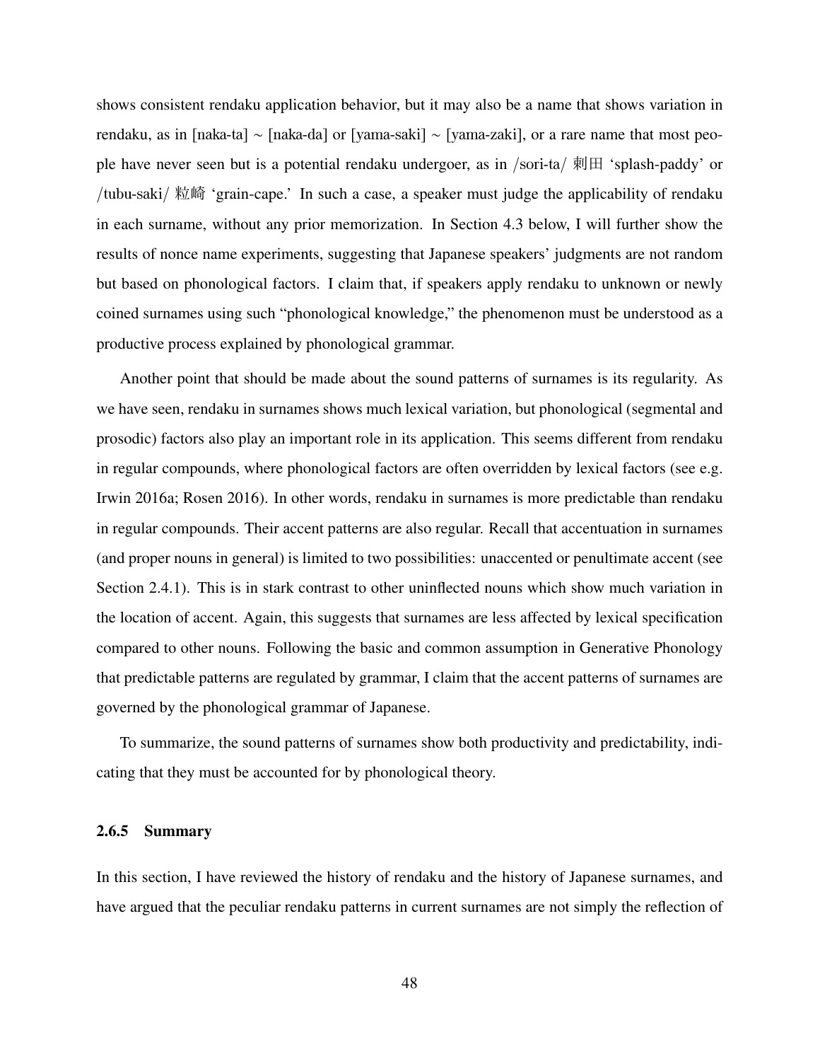shows consistent rendaku application behavior, but it may also be a name that shows variation in rendaku, as in [naka-ta] ~ [naka-da] or [yama-saki] ~ [yama-zaki], or a rare name that most people have never seen but is a potential rendaku undergoer, as in /sori-ta/ 剃田 'splash-paddy' or /tubu-saki/ 粒崎 'grain-cape.' In such a case, a speaker must judge the applicability of rendaku in each surname, without any prior memorization. In Section 4.3 below, I will further show the results of nonce name experiments, suggesting that Japanese speakers' judgments are not random but based on phonological factors. I claim that, if speakers apply rendaku to unknown or newly coined surnames using such "phonological knowledge," the phenomenon must be understood as a productive process explained by phonological grammar.

Another point that should be made about the sound patterns of surnames is its regularity. As we have seen, rendaku in surnames shows much lexical variation, but phonological (segmental and prosodic) factors also play an important role in its application. This seems different from rendaku in regular compounds, where phonological factors are often overridden by lexical factors (see e.g. Irwin 2016a; Rosen 2016). In other words, rendaku in surnames is more predictable than rendaku in regular compounds. Their accent patterns are also regular. Recall that accentuation in surnames (and proper nouns in general) is limited to two possibilities: unaccented or penultimate accent (see Section 2.4.1). This is in stark contrast to other uninflected nouns which show much variation in the location of accent. Again, this suggests that surnames are less affected by lexical specification compared to other nouns. Following the basic and common assumption in Generative Phonology that predictable patterns are regulated by grammar, I claim that the accent patterns of surnames are governed by the phonological grammar of Japanese.

To summarize, the sound patterns of surnames show both productivity and predictability, indicating that they must be accounted for by phonological theory.

### 2.6.5 Summary

In this section, I have reviewed the history of rendaku and the history of Japanese surnames, and have argued that the peculiar rendaku patterns in current surnames are not simply the reflection of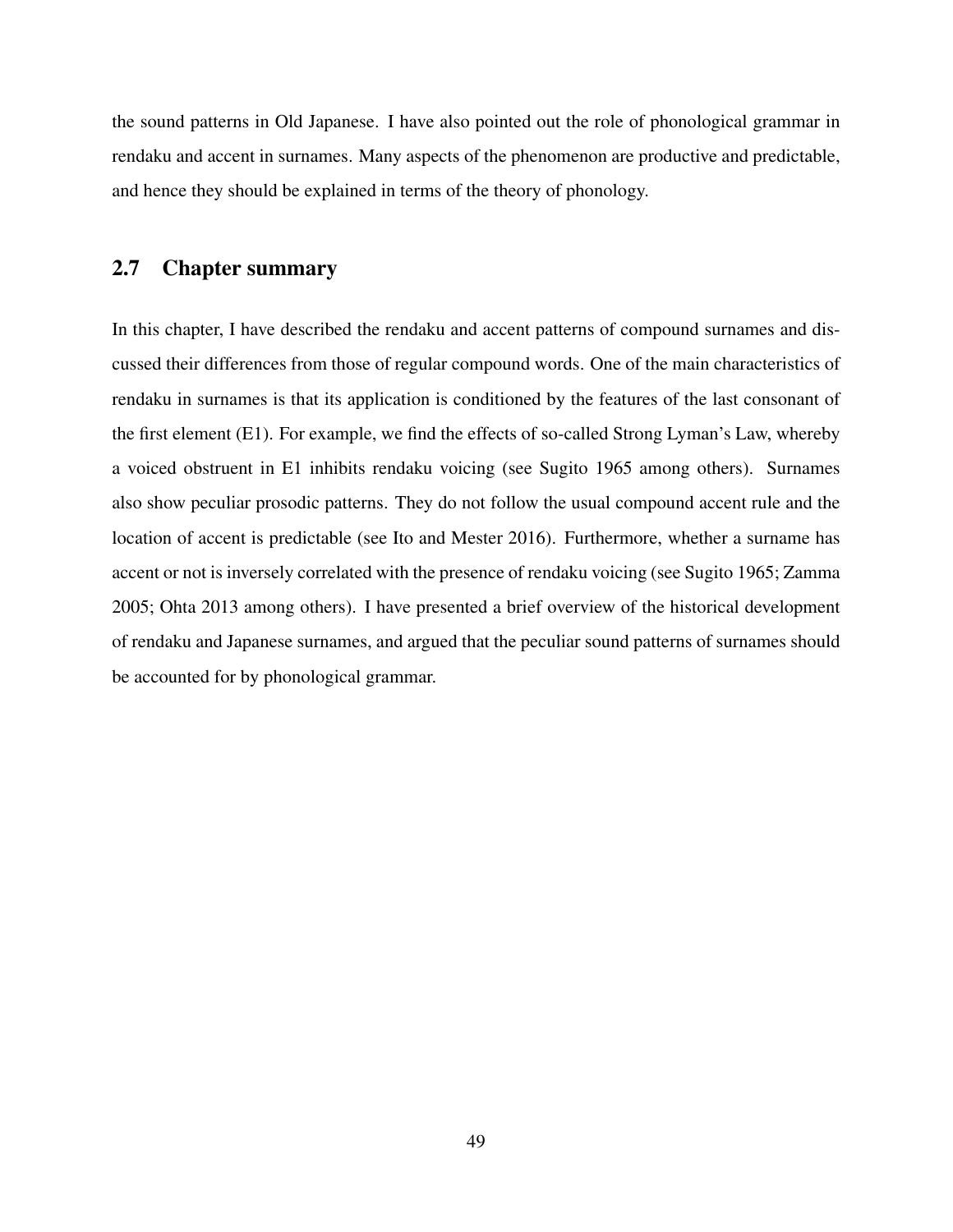the sound patterns in Old Japanese. I have also pointed out the role of phonological grammar in rendaku and accent in surnames. Many aspects of the phenomenon are productive and predictable, and hence they should be explained in terms of the theory of phonology.

## 2.7 Chapter summary

In this chapter, I have described the rendaku and accent patterns of compound surnames and discussed their differences from those of regular compound words. One of the main characteristics of rendaku in surnames is that its application is conditioned by the features of the last consonant of the first element (E1). For example, we find the effects of so-called Strong Lyman's Law, whereby a voiced obstruent in E1 inhibits rendaku voicing (see Sugito 1965 among others). Surnames also show peculiar prosodic patterns. They do not follow the usual compound accent rule and the location of accent is predictable (see Ito and Mester 2016). Furthermore, whether a surname has accent or not is inversely correlated with the presence of rendaku voicing (see Sugito 1965; Zamma 2005; Ohta 2013 among others). I have presented a brief overview of the historical development of rendaku and Japanese surnames, and argued that the peculiar sound patterns of surnames should be accounted for by phonological grammar.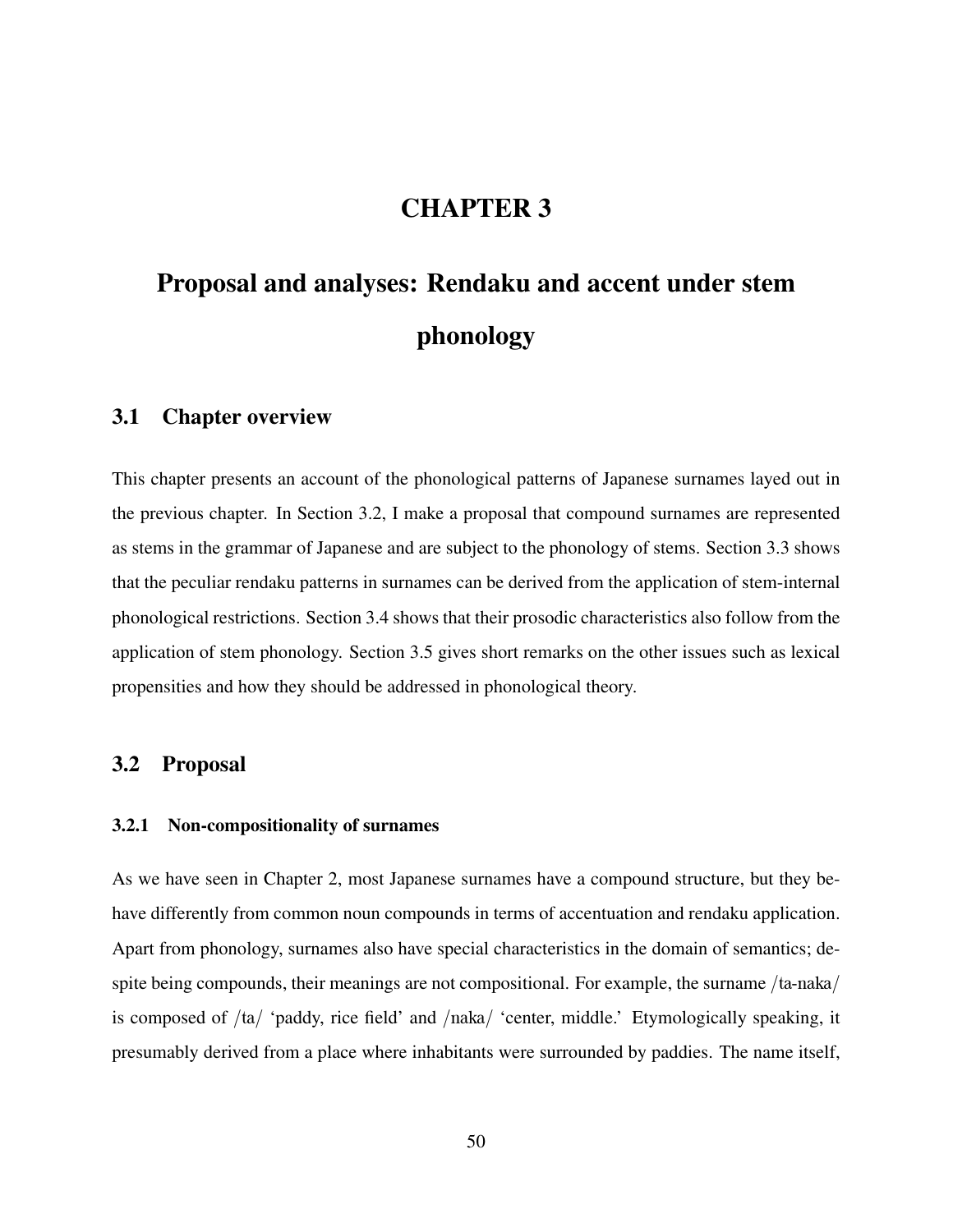# CHAPTER 3

# Proposal and analyses: Rendaku and accent under stem phonology

## 3.1 Chapter overview

This chapter presents an account of the phonological patterns of Japanese surnames layed out in the previous chapter. In Section 3.2, I make a proposal that compound surnames are represented as stems in the grammar of Japanese and are subject to the phonology of stems. Section 3.3 shows that the peculiar rendaku patterns in surnames can be derived from the application of stem-internal phonological restrictions. Section 3.4 shows that their prosodic characteristics also follow from the application of stem phonology. Section 3.5 gives short remarks on the other issues such as lexical propensities and how they should be addressed in phonological theory.

## 3.2 Proposal

### 3.2.1 Non-compositionality of surnames

As we have seen in Chapter 2, most Japanese surnames have a compound structure, but they behave differently from common noun compounds in terms of accentuation and rendaku application. Apart from phonology, surnames also have special characteristics in the domain of semantics; despite being compounds, their meanings are not compositional. For example, the surname /ta-naka/ is composed of /ta/ 'paddy, rice field' and /naka/ 'center, middle.' Etymologically speaking, it presumably derived from a place where inhabitants were surrounded by paddies. The name itself,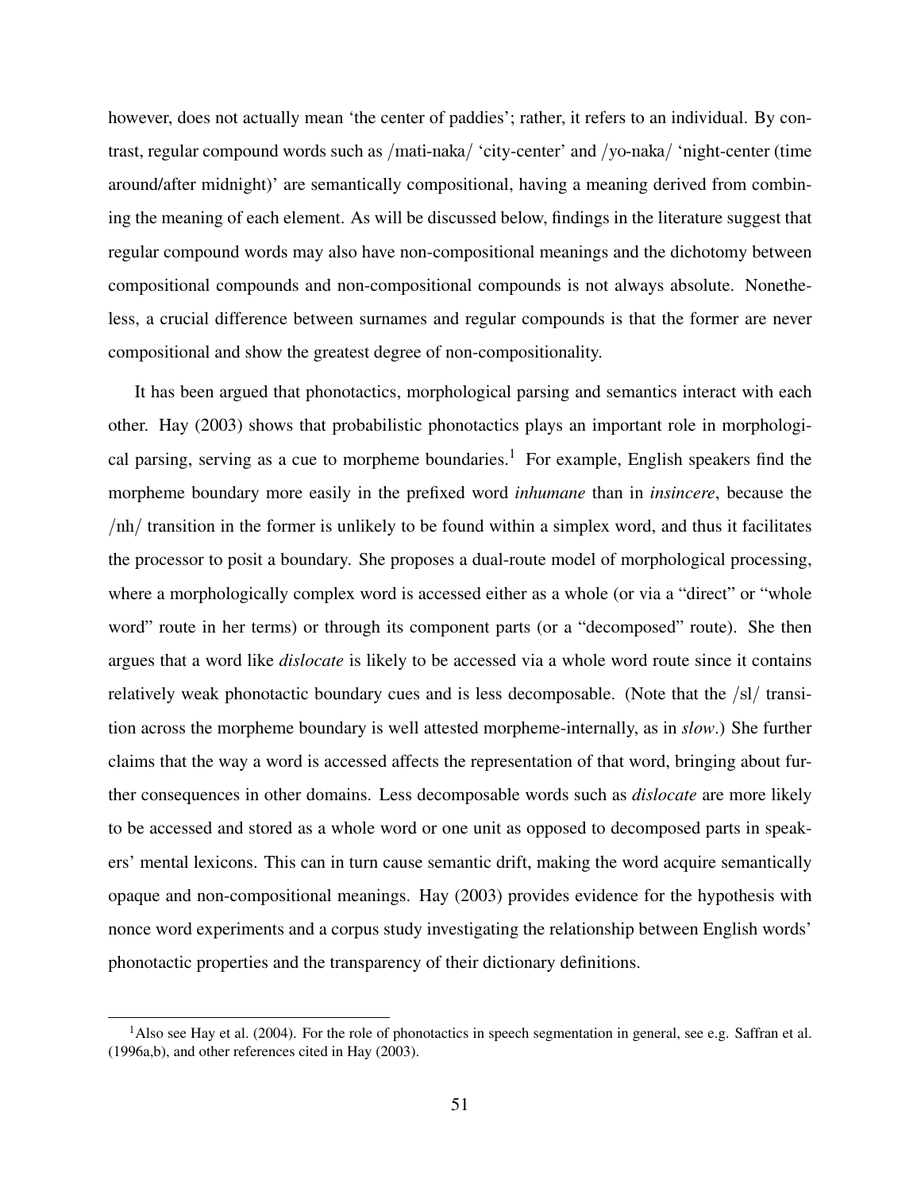however, does not actually mean 'the center of paddies'; rather, it refers to an individual. By contrast, regular compound words such as /mati-naka/ 'city-center' and /yo-naka/ 'night-center (time around/after midnight)' are semantically compositional, having a meaning derived from combining the meaning of each element. As will be discussed below, findings in the literature suggest that regular compound words may also have non-compositional meanings and the dichotomy between compositional compounds and non-compositional compounds is not always absolute. Nonetheless, a crucial difference between surnames and regular compounds is that the former are never compositional and show the greatest degree of non-compositionality.

It has been argued that phonotactics, morphological parsing and semantics interact with each other. Hay (2003) shows that probabilistic phonotactics plays an important role in morphological parsing, serving as a cue to morpheme boundaries.[1] For example, English speakers find the morpheme boundary more easily in the prefixed word *inhumane* than in *insincere*, because the /nh/ transition in the former is unlikely to be found within a simplex word, and thus it facilitates the processor to posit a boundary. She proposes a dual-route model of morphological processing, where a morphologically complex word is accessed either as a whole (or via a "direct" or "whole word" route in her terms) or through its component parts (or a "decomposed" route). She then argues that a word like *dislocate* is likely to be accessed via a whole word route since it contains relatively weak phonotactic boundary cues and is less decomposable. (Note that the /sl/ transition across the morpheme boundary is well attested morpheme-internally, as in *slow*.) She further claims that the way a word is accessed affects the representation of that word, bringing about further consequences in other domains. Less decomposable words such as *dislocate* are more likely to be accessed and stored as a whole word or one unit as opposed to decomposed parts in speakers' mental lexicons. This can in turn cause semantic drift, making the word acquire semantically opaque and non-compositional meanings. Hay (2003) provides evidence for the hypothesis with nonce word experiments and a corpus study investigating the relationship between English words' phonotactic properties and the transparency of their dictionary definitions.

[1] Also see Hay et al. (2004). For the role of phonotactics in speech segmentation in general, see e.g. Saffran et al. (1996a,b), and other references cited in Hay (2003).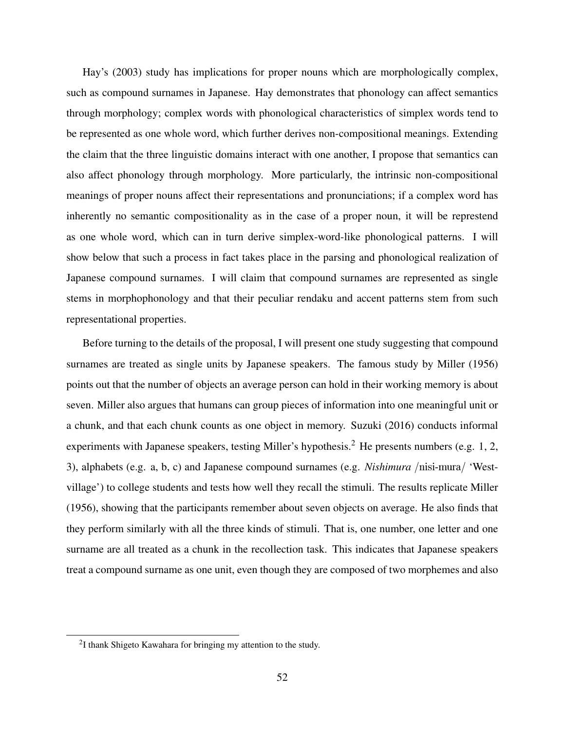Hay's (2003) study has implications for proper nouns which are morphologically complex, such as compound surnames in Japanese. Hay demonstrates that phonology can affect semantics through morphology; complex words with phonological characteristics of simplex words tend to be represented as one whole word, which further derives non-compositional meanings. Extending the claim that the three linguistic domains interact with one another, I propose that semantics can also affect phonology through morphology. More particularly, the intrinsic non-compositional meanings of proper nouns affect their representations and pronunciations; if a complex word has inherently no semantic compositionality as in the case of a proper noun, it will be represtend as one whole word, which can in turn derive simplex-word-like phonological patterns. I will show below that such a process in fact takes place in the parsing and phonological realization of Japanese compound surnames. I will claim that compound surnames are represented as single stems in morphophonology and that their peculiar rendaku and accent patterns stem from such representational properties.

Before turning to the details of the proposal, I will present one study suggesting that compound surnames are treated as single units by Japanese speakers. The famous study by Miller (1956) points out that the number of objects an average person can hold in their working memory is about seven. Miller also argues that humans can group pieces of information into one meaningful unit or a chunk, and that each chunk counts as one object in memory. Suzuki (2016) conducts informal experiments with Japanese speakers, testing Miller's hypothesis.[2] He presents numbers (e.g. 1, 2, 3), alphabets (e.g. a, b, c) and Japanese compound surnames (e.g. *Nishimura* /nisi-mura/ 'West-village') to college students and tests how well they recall the stimuli. The results replicate Miller (1956), showing that the participants remember about seven objects on average. He also finds that they perform similarly with all the three kinds of stimuli. That is, one number, one letter and one surname are all treated as a chunk in the recollection task. This indicates that Japanese speakers treat a compound surname as one unit, even though they are composed of two morphemes and also

[2] I thank Shigeto Kawahara for bringing my attention to the study.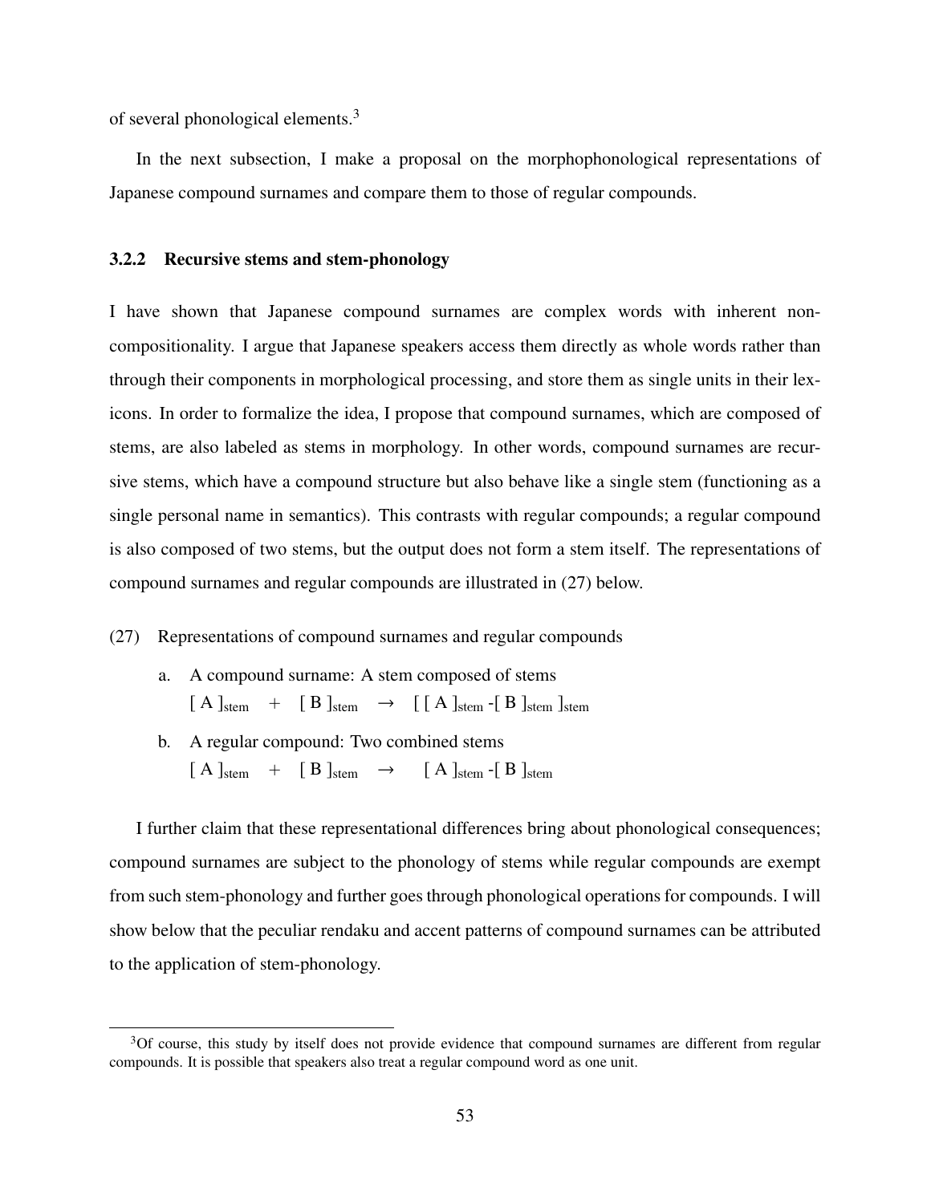of several phonological elements.[3]

In the next subsection, I make a proposal on the morphophonological representations of Japanese compound surnames and compare them to those of regular compounds.

### 3.2.2 Recursive stems and stem-phonology

I have shown that Japanese compound surnames are complex words with inherent non-compositionality. I argue that Japanese speakers access them directly as whole words rather than through their components in morphological processing, and store them as single units in their lexicons. In order to formalize the idea, I propose that compound surnames, which are composed of stems, are also labeled as stems in morphology. In other words, compound surnames are recursive stems, which have a compound structure but also behave like a single stem (functioning as a single personal name in semantics). This contrasts with regular compounds; a regular compound is also composed of two stems, but the output does not form a stem itself. The representations of compound surnames and regular compounds are illustrated in (27) below.

(27) Representations of compound surnames and regular compounds

a. A compound surname: A stem composed of stems
   $[\text{ A }]_{\text{stem}} \;+\; [\text{ B }]_{\text{stem}} \;\rightarrow\; [\,[\text{ A }]_{\text{stem}}\text{-}[\text{ B }]_{\text{stem}}\,]_{\text{stem}}$

b. A regular compound: Two combined stems
   $[\text{ A }]_{\text{stem}} \;+\; [\text{ B }]_{\text{stem}} \;\rightarrow\; [\text{ A }]_{\text{stem}}\text{-}[\text{ B }]_{\text{stem}}$

I further claim that these representational differences bring about phonological consequences; compound surnames are subject to the phonology of stems while regular compounds are exempt from such stem-phonology and further goes through phonological operations for compounds. I will show below that the peculiar rendaku and accent patterns of compound surnames can be attributed to the application of stem-phonology.

[3] Of course, this study by itself does not provide evidence that compound surnames are different from regular compounds. It is possible that speakers also treat a regular compound word as one unit.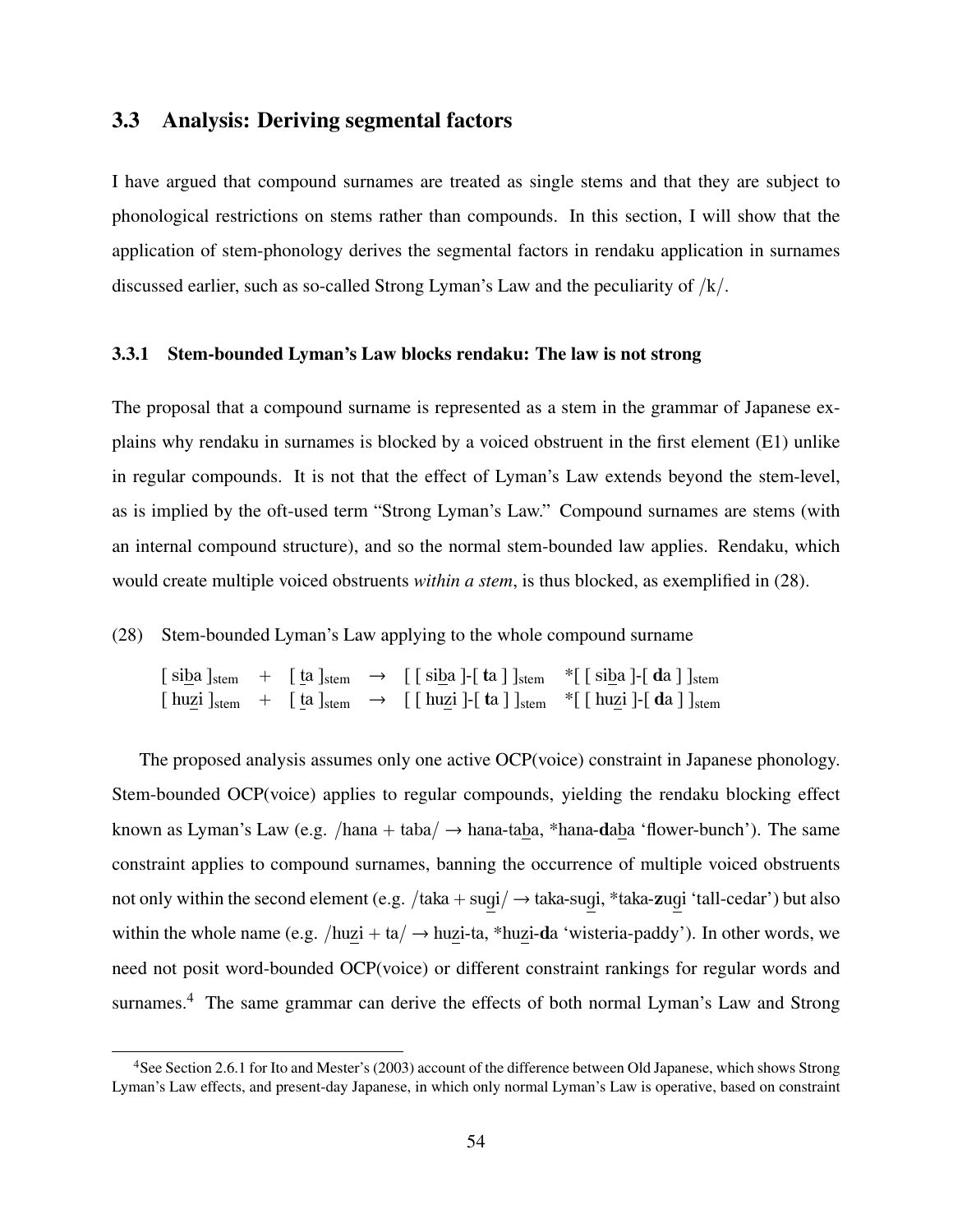## 3.3 Analysis: Deriving segmental factors

I have argued that compound surnames are treated as single stems and that they are subject to phonological restrictions on stems rather than compounds. In this section, I will show that the application of stem-phonology derives the segmental factors in rendaku application in surnames discussed earlier, such as so-called Strong Lyman's Law and the peculiarity of /k/.

### 3.3.1 Stem-bounded Lyman's Law blocks rendaku: The law is not strong

The proposal that a compound surname is represented as a stem in the grammar of Japanese explains why rendaku in surnames is blocked by a voiced obstruent in the first element (E1) unlike in regular compounds. It is not that the effect of Lyman's Law extends beyond the stem-level, as is implied by the oft-used term "Strong Lyman's Law." Compound surnames are stems (with an internal compound structure), and so the normal stem-bounded law applies. Rendaku, which would create multiple voiced obstruents *within a stem*, is thus blocked, as exemplified in (28).

(28) Stem-bounded Lyman's Law applying to the whole compound surname

[ si<u>b</u>a ]$_{\text{stem}}$ + [ <u>t</u>a ]$_{\text{stem}}$ → [ [ si<u>b</u>a ]-[ **t**a ] ]$_{\text{stem}}$ *[ [ si<u>b</u>a ]-[ **d**a ] ]$_{\text{stem}}$

[ hu<u>z</u>i ]$_{\text{stem}}$ + [ <u>t</u>a ]$_{\text{stem}}$ → [ [ hu<u>z</u>i ]-[ **t**a ] ]$_{\text{stem}}$ *[ [ hu<u>z</u>i ]-[ **d**a ] ]$_{\text{stem}}$

The proposed analysis assumes only one active OCP(voice) constraint in Japanese phonology. Stem-bounded OCP(voice) applies to regular compounds, yielding the rendaku blocking effect known as Lyman's Law (e.g. /hana + taba/ → hana-ta<u>b</u>a, *hana-**d**a<u>b</u>a 'flower-bunch'). The same constraint applies to compound surnames, banning the occurrence of multiple voiced obstruents not only within the second element (e.g. /taka + su<u>g</u>i/ → taka-su<u>g</u>i, *taka-**z**u<u>g</u>i 'tall-cedar') but also within the whole name (e.g. /hu<u>z</u>i + ta/ → hu<u>z</u>i-ta, *hu<u>z</u>i-**d**a 'wisteria-paddy'). In other words, we need not posit word-bounded OCP(voice) or different constraint rankings for regular words and surnames.[4] The same grammar can derive the effects of both normal Lyman's Law and Strong

[4] See Section 2.6.1 for Ito and Mester's (2003) account of the difference between Old Japanese, which shows Strong Lyman's Law effects, and present-day Japanese, in which only normal Lyman's Law is operative, based on constraint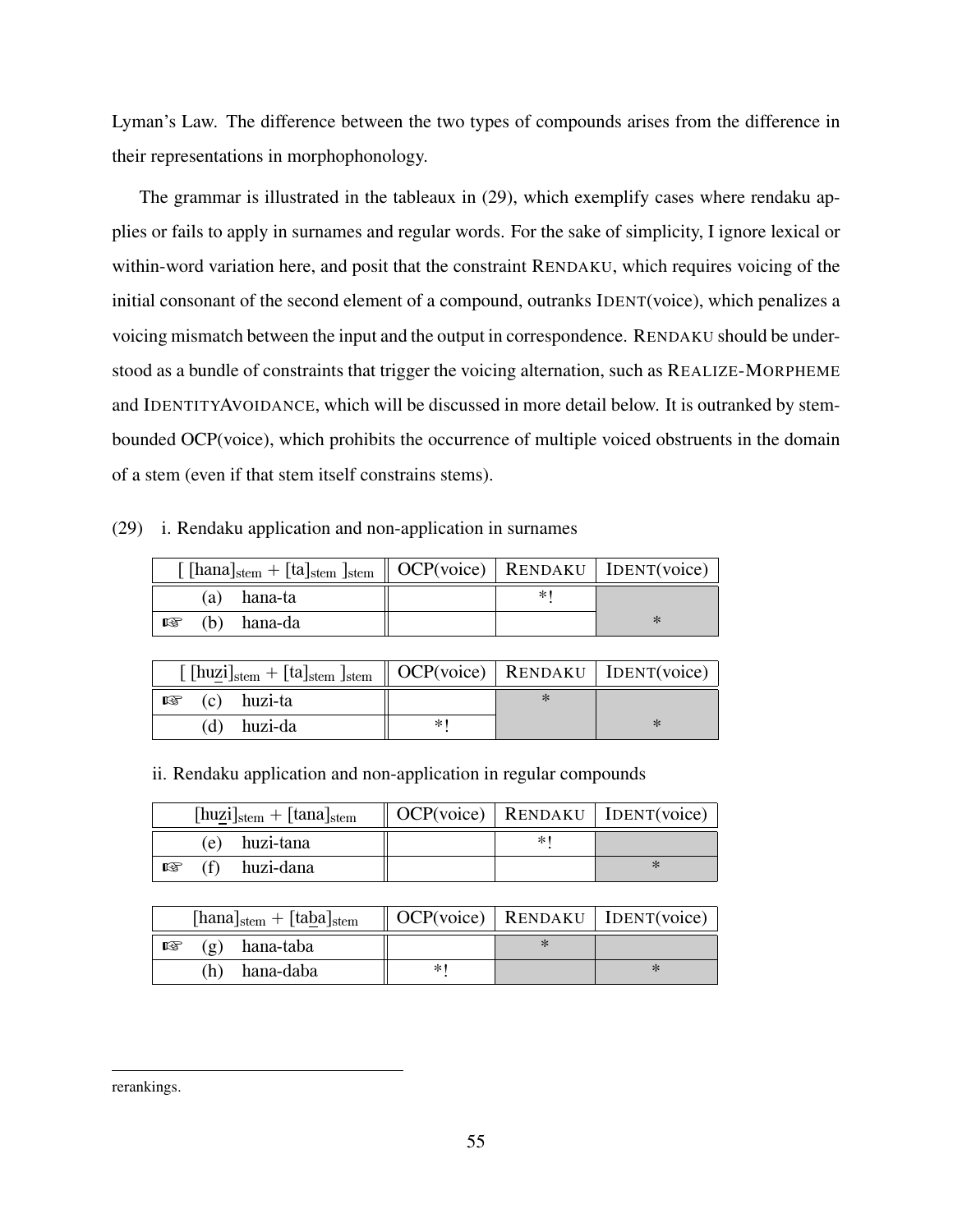Lyman's Law. The difference between the two types of compounds arises from the difference in their representations in morphophonology.

The grammar is illustrated in the tableaux in (29), which exemplify cases where rendaku applies or fails to apply in surnames and regular words. For the sake of simplicity, I ignore lexical or within-word variation here, and posit that the constraint RENDAKU, which requires voicing of the initial consonant of the second element of a compound, outranks IDENT(voice), which penalizes a voicing mismatch between the input and the output in correspondence. RENDAKU should be understood as a bundle of constraints that trigger the voicing alternation, such as REALIZE-MORPHEME and IDENTITYAVOIDANCE, which will be discussed in more detail below. It is outranked by stem-bounded OCP(voice), which prohibits the occurrence of multiple voiced obstruents in the domain of a stem (even if that stem itself constrains stems).

(29) i. Rendaku application and non-application in surnames

| $[\,[\text{hana}]_{\text{stem}} + [\text{ta}]_{\text{stem}}\,]_{\text{stem}}$ | OCP(voice) | RENDAKU | IDENT(voice) |
|---|---|---|---|
| (a) hana-ta | | *! | |
| ☞ (b) hana-da | | | * |

| $[\,[\text{hu\underline{z}i}]_{\text{stem}} + [\text{ta}]_{\text{stem}}\,]_{\text{stem}}$ | OCP(voice) | RENDAKU | IDENT(voice) |
|---|---|---|---|
| ☞ (c) huzi-ta | | * | |
| (d) huzi-da | *! | | * |

ii. Rendaku application and non-application in regular compounds

| $[\text{hu\underline{z}i}]_{\text{stem}} + [\text{tana}]_{\text{stem}}$ | OCP(voice) | RENDAKU | IDENT(voice) |
|---|---|---|---|
| (e) huzi-tana | | *! | |
| ☞ (f) huzi-dana | | | * |

| $[\text{hana}]_{\text{stem}} + [\text{ta\underline{b}a}]_{\text{stem}}$ | OCP(voice) | RENDAKU | IDENT(voice) |
|---|---|---|---|
| ☞ (g) hana-taba | | * | |
| (h) hana-daba | *! | | * |

rerankings.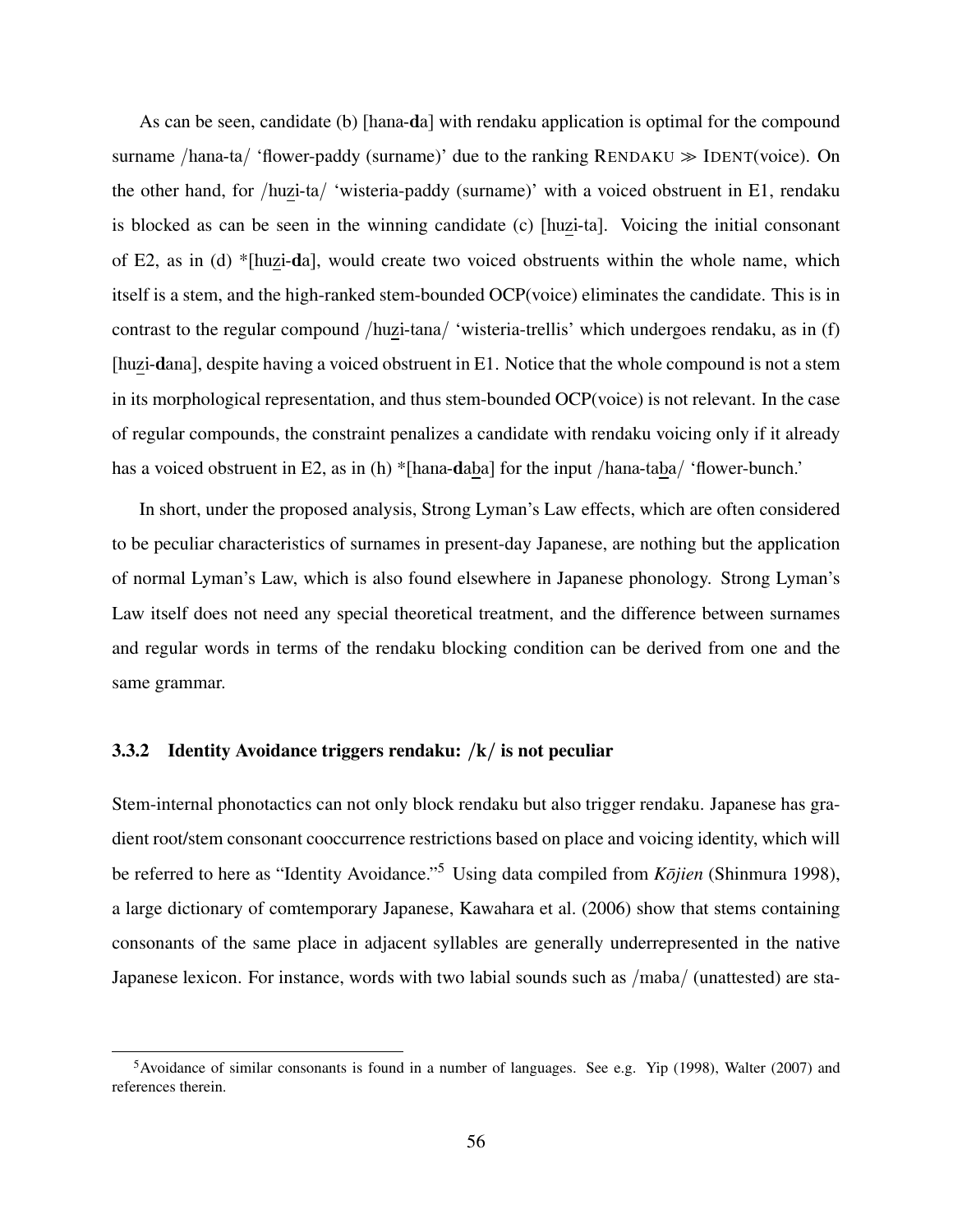As can be seen, candidate (b) [hana-**d**a] with rendaku application is optimal for the compound surname /hana-ta/ 'flower-paddy (surname)' due to the ranking RENDAKU ≫ IDENT(voice). On the other hand, for /huz̲i-ta/ 'wisteria-paddy (surname)' with a voiced obstruent in E1, rendaku is blocked as can be seen in the winning candidate (c) [huz̲i-ta]. Voicing the initial consonant of E2, as in (d) *[huz̲i-**d**a], would create two voiced obstruents within the whole name, which itself is a stem, and the high-ranked stem-bounded OCP(voice) eliminates the candidate. This is in contrast to the regular compound /huz̲i-tana/ 'wisteria-trellis' which undergoes rendaku, as in (f) [huz̲i-**d**ana], despite having a voiced obstruent in E1. Notice that the whole compound is not a stem in its morphological representation, and thus stem-bounded OCP(voice) is not relevant. In the case of regular compounds, the constraint penalizes a candidate with rendaku voicing only if it already has a voiced obstruent in E2, as in (h) *[hana-**d**ab̲a] for the input /hana-tab̲a/ 'flower-bunch.'

In short, under the proposed analysis, Strong Lyman's Law effects, which are often considered to be peculiar characteristics of surnames in present-day Japanese, are nothing but the application of normal Lyman's Law, which is also found elsewhere in Japanese phonology. Strong Lyman's Law itself does not need any special theoretical treatment, and the difference between surnames and regular words in terms of the rendaku blocking condition can be derived from one and the same grammar.

### 3.3.2 Identity Avoidance triggers rendaku: /k/ is not peculiar

Stem-internal phonotactics can not only block rendaku but also trigger rendaku. Japanese has gradient root/stem consonant cooccurrence restrictions based on place and voicing identity, which will be referred to here as "Identity Avoidance."[5] Using data compiled from *Kōjien* (Shinmura 1998), a large dictionary of comtemporary Japanese, Kawahara et al. (2006) show that stems containing consonants of the same place in adjacent syllables are generally underrepresented in the native Japanese lexicon. For instance, words with two labial sounds such as /maba/ (unattested) are sta-

[5] Avoidance of similar consonants is found in a number of languages. See e.g. Yip (1998), Walter (2007) and references therein.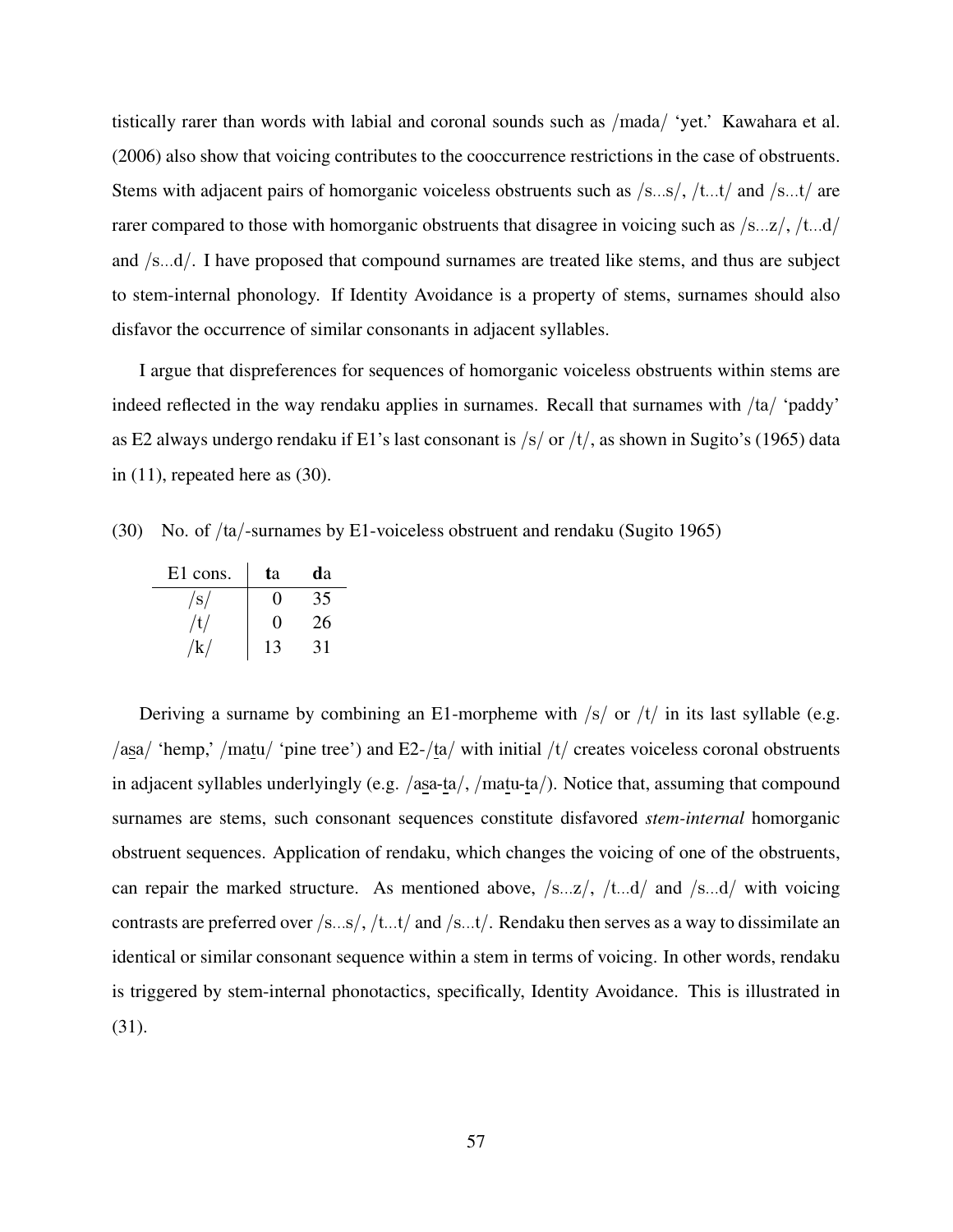tistically rarer than words with labial and coronal sounds such as /mada/ 'yet.' Kawahara et al. (2006) also show that voicing contributes to the cooccurrence restrictions in the case of obstruents. Stems with adjacent pairs of homorganic voiceless obstruents such as /s...s/, /t...t/ and /s...t/ are rarer compared to those with homorganic obstruents that disagree in voicing such as /s...z/, /t...d/ and /s...d/. I have proposed that compound surnames are treated like stems, and thus are subject to stem-internal phonology. If Identity Avoidance is a property of stems, surnames should also disfavor the occurrence of similar consonants in adjacent syllables.

I argue that dispreferences for sequences of homorganic voiceless obstruents within stems are indeed reflected in the way rendaku applies in surnames. Recall that surnames with /ta/ 'paddy' as E2 always undergo rendaku if E1's last consonant is /s/ or /t/, as shown in Sugito's (1965) data in (11), repeated here as (30).

(30) No. of /ta/-surnames by E1-voiceless obstruent and rendaku (Sugito 1965)

| E1 cons. | **t**a | **d**a |
|---|---|---|
| /s/ | 0 | 35 |
| /t/ | 0 | 26 |
| /k/ | 13 | 31 |

Deriving a surname by combining an E1-morpheme with /s/ or /t/ in its last syllable (e.g. /as̲a/ 'hemp,' /mat̲u/ 'pine tree') and E2-/t̲a/ with initial /t/ creates voiceless coronal obstruents in adjacent syllables underlyingly (e.g. /as̲a-t̲a/, /mat̲u-t̲a/). Notice that, assuming that compound surnames are stems, such consonant sequences constitute disfavored *stem-internal* homorganic obstruent sequences. Application of rendaku, which changes the voicing of one of the obstruents, can repair the marked structure. As mentioned above, /s...z/, /t...d/ and /s...d/ with voicing contrasts are preferred over /s...s/, /t...t/ and /s...t/. Rendaku then serves as a way to dissimilate an identical or similar consonant sequence within a stem in terms of voicing. In other words, rendaku is triggered by stem-internal phonotactics, specifically, Identity Avoidance. This is illustrated in (31).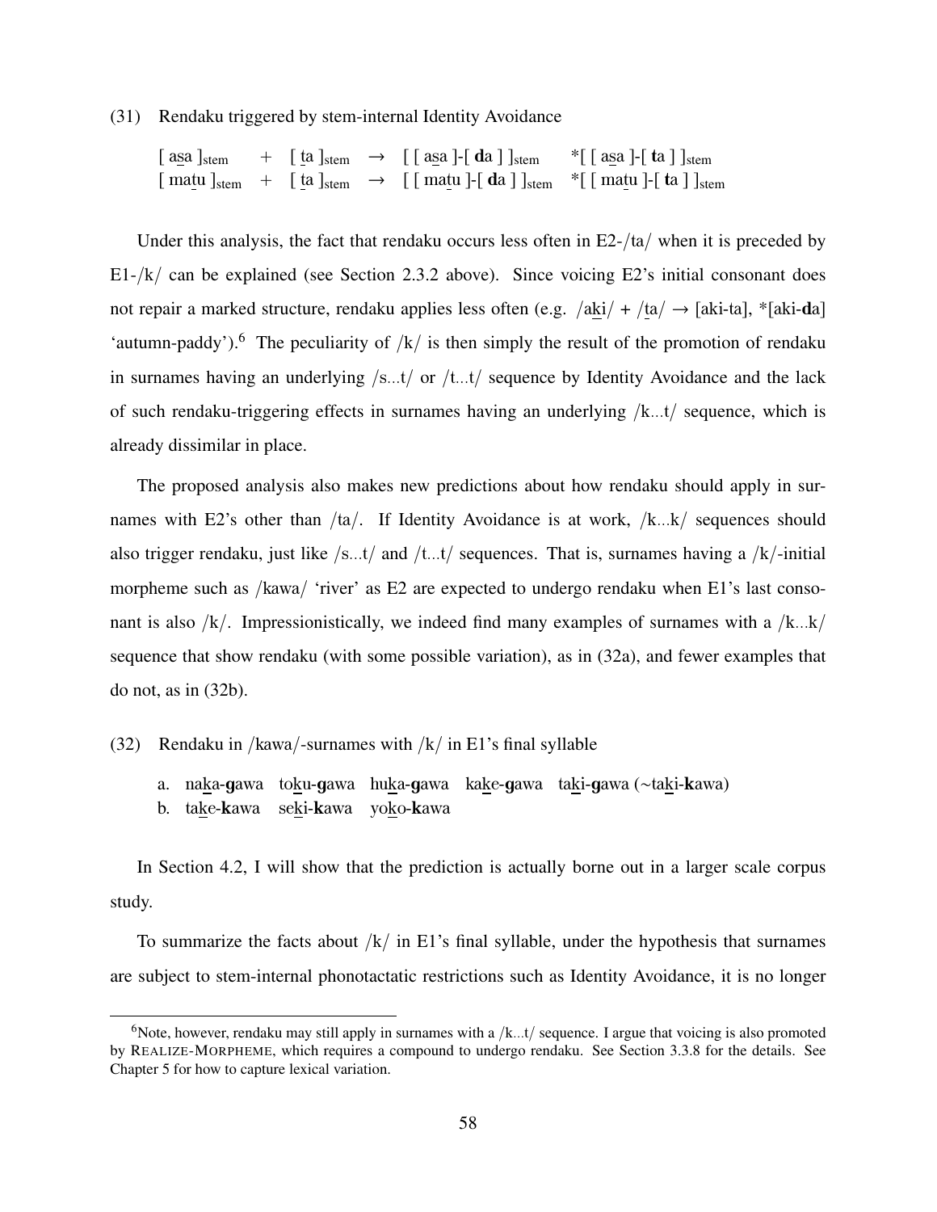(31) Rendaku triggered by stem-internal Identity Avoidance

[ as̲a ]$_{stem}$ + [ t̲a ]$_{stem}$ → [ [ as̲a ]-[ **d**a ] ]$_{stem}$ *[ [ as̲a ]-[ **t**a ] ]$_{stem}$
[ mat̲u ]$_{stem}$ + [ t̲a ]$_{stem}$ → [ [ mat̲u ]-[ **d**a ] ]$_{stem}$ *[ [ mat̲u ]-[ **t**a ] ]$_{stem}$

Under this analysis, the fact that rendaku occurs less often in E2-/ta/ when it is preceded by E1-/k/ can be explained (see Section 2.3.2 above). Since voicing E2's initial consonant does not repair a marked structure, rendaku applies less often (e.g. /ak̲i/ + /t̲a/ → [aki-ta], *[aki-**d**a] 'autumn-paddy').[6] The peculiarity of /k/ is then simply the result of the promotion of rendaku in surnames having an underlying /s...t/ or /t...t/ sequence by Identity Avoidance and the lack of such rendaku-triggering effects in surnames having an underlying /k...t/ sequence, which is already dissimilar in place.

The proposed analysis also makes new predictions about how rendaku should apply in surnames with E2's other than /ta/. If Identity Avoidance is at work, /k...k/ sequences should also trigger rendaku, just like /s...t/ and /t...t/ sequences. That is, surnames having a /k/-initial morpheme such as /kawa/ 'river' as E2 are expected to undergo rendaku when E1's last consonant is also /k/. Impressionistically, we indeed find many examples of surnames with a /k...k/ sequence that show rendaku (with some possible variation), as in (32a), and fewer examples that do not, as in (32b).

(32) Rendaku in /kawa/-surnames with /k/ in E1's final syllable

a. nak̲a-**g**awa tok̲u-**g**awa huk̲a-**g**awa kak̲e-**g**awa tak̲i-**g**awa (~tak̲i-**k**awa)
b. tak̲e-**k**awa sek̲i-**k**awa yok̲o-**k**awa

In Section 4.2, I will show that the prediction is actually borne out in a larger scale corpus study.

To summarize the facts about /k/ in E1's final syllable, under the hypothesis that surnames are subject to stem-internal phonotactatic restrictions such as Identity Avoidance, it is no longer

[6] Note, however, rendaku may still apply in surnames with a /k...t/ sequence. I argue that voicing is also promoted by REALIZE-MORPHEME, which requires a compound to undergo rendaku. See Section 3.3.8 for the details. See Chapter 5 for how to capture lexical variation.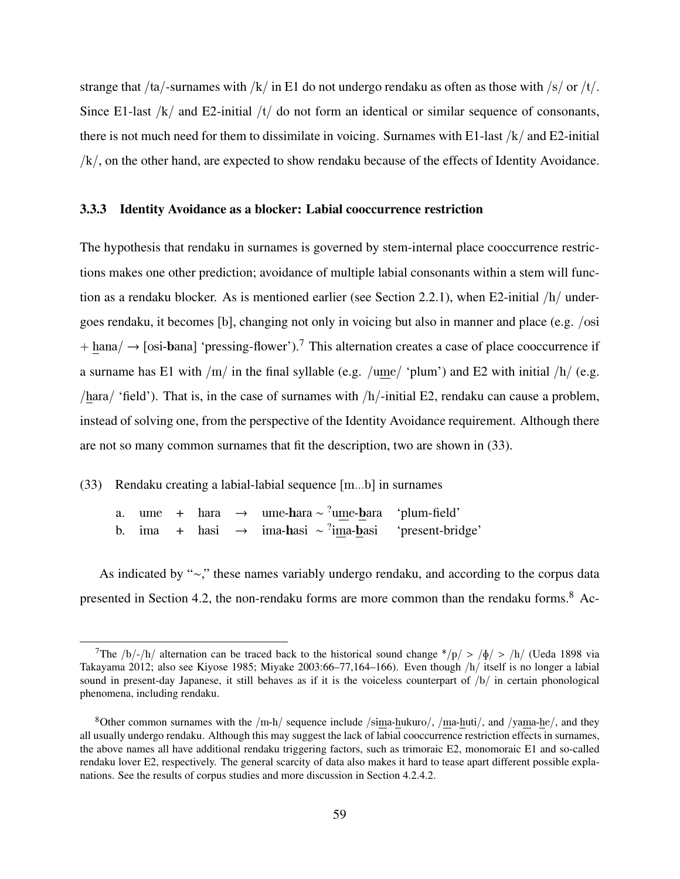strange that /ta/-surnames with /k/ in E1 do not undergo rendaku as often as those with /s/ or /t/. Since E1-last /k/ and E2-initial /t/ do not form an identical or similar sequence of consonants, there is not much need for them to dissimilate in voicing. Surnames with E1-last /k/ and E2-initial /k/, on the other hand, are expected to show rendaku because of the effects of Identity Avoidance.

### 3.3.3 Identity Avoidance as a blocker: Labial cooccurrence restriction

The hypothesis that rendaku in surnames is governed by stem-internal place cooccurrence restrictions makes one other prediction; avoidance of multiple labial consonants within a stem will function as a rendaku blocker. As is mentioned earlier (see Section 2.2.1), when E2-initial /h/ undergoes rendaku, it becomes [b], changing not only in voicing but also in manner and place (e.g. /osi + h̲ana/ → [osi-**b**ana] 'pressing-flower').[7] This alternation creates a case of place cooccurrence if a surname has E1 with /m/ in the final syllable (e.g. /um̲e/ 'plum') and E2 with initial /h/ (e.g. /h̲ara/ 'field'). That is, in the case of surnames with /h/-initial E2, rendaku can cause a problem, instead of solving one, from the perspective of the Identity Avoidance requirement. Although there are not so many common surnames that fit the description, two are shown in (33).

(33) Rendaku creating a labial-labial sequence [m...b] in surnames

a. ume + hara → ume-**h**ara ~ ?um̲e-**b̲**ara 'plum-field'
b. ima + hasi → ima-**h**asi ~ ?im̲a-**b̲**asi 'present-bridge'

As indicated by "~," these names variably undergo rendaku, and according to the corpus data presented in Section 4.2, the non-rendaku forms are more common than the rendaku forms.[8] Ac-

---

[7] The /b/-/h/ alternation can be traced back to the historical sound change */p/ > /ɸ/ > /h/ (Ueda 1898 via Takayama 2012; also see Kiyose 1985; Miyake 2003:66–77,164–166). Even though /h/ itself is no longer a labial sound in present-day Japanese, it still behaves as if it is the voiceless counterpart of /b/ in certain phonological phenomena, including rendaku.

[8] Other common surnames with the /m-h/ sequence include /sim̲a-h̲ukuro/, /m̲a-h̲uti/, and /yam̲a-h̲e/, and they all usually undergo rendaku. Although this may suggest the lack of labial cooccurrence restriction effects in surnames, the above names all have additional rendaku triggering factors, such as trimoraic E2, monomoraic E1 and so-called rendaku lover E2, respectively. The general scarcity of data also makes it hard to tease apart different possible explanations. See the results of corpus studies and more discussion in Section 4.2.4.2.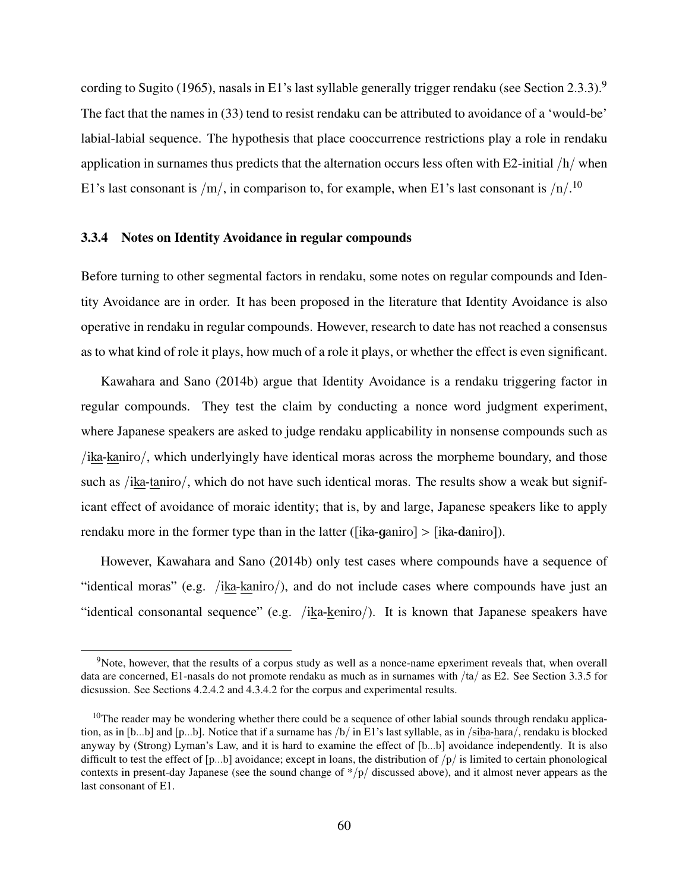cording to Sugito (1965), nasals in E1's last syllable generally trigger rendaku (see Section 2.3.3).[9] The fact that the names in (33) tend to resist rendaku can be attributed to avoidance of a 'would-be' labial-labial sequence. The hypothesis that place cooccurrence restrictions play a role in rendaku application in surnames thus predicts that the alternation occurs less often with E2-initial /h/ when E1's last consonant is /m/, in comparison to, for example, when E1's last consonant is /n/.[10]

### 3.3.4 Notes on Identity Avoidance in regular compounds

Before turning to other segmental factors in rendaku, some notes on regular compounds and Identity Avoidance are in order. It has been proposed in the literature that Identity Avoidance is also operative in rendaku in regular compounds. However, research to date has not reached a consensus as to what kind of role it plays, how much of a role it plays, or whether the effect is even significant.

Kawahara and Sano (2014b) argue that Identity Avoidance is a rendaku triggering factor in regular compounds. They test the claim by conducting a nonce word judgment experiment, where Japanese speakers are asked to judge rendaku applicability in nonsense compounds such as /i<u>ka</u>-<u>ka</u>niro/, which underlyingly have identical moras across the morpheme boundary, and those such as /i<u>ka</u>-<u>ta</u>niro/, which do not have such identical moras. The results show a weak but significant effect of avoidance of moraic identity; that is, by and large, Japanese speakers like to apply rendaku more in the former type than in the latter ([ika-**g**aniro] > [ika-**d**aniro]).

However, Kawahara and Sano (2014b) only test cases where compounds have a sequence of "identical moras" (e.g. /i<u>ka</u>-<u>ka</u>niro/), and do not include cases where compounds have just an "identical consonantal sequence" (e.g. /i<u>k</u>a-<u>k</u>eniro/). It is known that Japanese speakers have

---

[9] Note, however, that the results of a corpus study as well as a nonce-name epxeriment reveals that, when overall data are concerned, E1-nasals do not promote rendaku as much as in surnames with /ta/ as E2. See Section 3.3.5 for dicsussion. See Sections 4.2.4.2 and 4.3.4.2 for the corpus and experimental results.

[10] The reader may be wondering whether there could be a sequence of other labial sounds through rendaku application, as in [b...b] and [p...b]. Notice that if a surname has /b/ in E1's last syllable, as in /si<u>b</u>a-<u>h</u>ara/, rendaku is blocked anyway by (Strong) Lyman's Law, and it is hard to examine the effect of [b...b] avoidance independently. It is also difficult to test the effect of [p...b] avoidance; except in loans, the distribution of /p/ is limited to certain phonological contexts in present-day Japanese (see the sound change of */p/ discussed above), and it almost never appears as the last consonant of E1.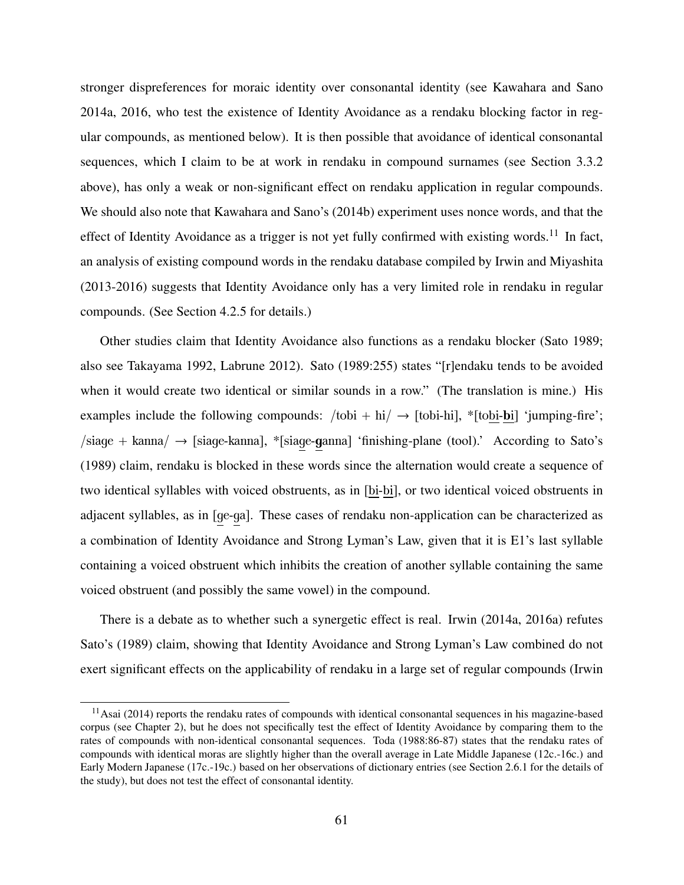stronger dispreferences for moraic identity over consonantal identity (see Kawahara and Sano 2014a, 2016, who test the existence of Identity Avoidance as a rendaku blocking factor in regular compounds, as mentioned below). It is then possible that avoidance of identical consonantal sequences, which I claim to be at work in rendaku in compound surnames (see Section 3.3.2 above), has only a weak or non-significant effect on rendaku application in regular compounds. We should also note that Kawahara and Sano's (2014b) experiment uses nonce words, and that the effect of Identity Avoidance as a trigger is not yet fully confirmed with existing words.[11] In fact, an analysis of existing compound words in the rendaku database compiled by Irwin and Miyashita (2013-2016) suggests that Identity Avoidance only has a very limited role in rendaku in regular compounds. (See Section 4.2.5 for details.)

Other studies claim that Identity Avoidance also functions as a rendaku blocker (Sato 1989; also see Takayama 1992, Labrune 2012). Sato (1989:255) states "[r]endaku tends to be avoided when it would create two identical or similar sounds in a row." (The translation is mine.) His examples include the following compounds: /tobi + hi/ → [tobi-hi], *[tobi-**b**i] 'jumping-fire'; /siage + kanna/ → [siage-kanna], *[siage-**g**anna] 'finishing-plane (tool).' According to Sato's (1989) claim, rendaku is blocked in these words since the alternation would create a sequence of two identical syllables with voiced obstruents, as in [bi-bi], or two identical voiced obstruents in adjacent syllables, as in [ge-ga]. These cases of rendaku non-application can be characterized as a combination of Identity Avoidance and Strong Lyman's Law, given that it is E1's last syllable containing a voiced obstruent which inhibits the creation of another syllable containing the same voiced obstruent (and possibly the same vowel) in the compound.

There is a debate as to whether such a synergetic effect is real. Irwin (2014a, 2016a) refutes Sato's (1989) claim, showing that Identity Avoidance and Strong Lyman's Law combined do not exert significant effects on the applicability of rendaku in a large set of regular compounds (Irwin

---

[11] Asai (2014) reports the rendaku rates of compounds with identical consonantal sequences in his magazine-based corpus (see Chapter 2), but he does not specifically test the effect of Identity Avoidance by comparing them to the rates of compounds with non-identical consonantal sequences. Toda (1988:86-87) states that the rendaku rates of compounds with identical moras are slightly higher than the overall average in Late Middle Japanese (12c.-16c.) and Early Modern Japanese (17c.-19c.) based on her observations of dictionary entries (see Section 2.6.1 for the details of the study), but does not test the effect of consonantal identity.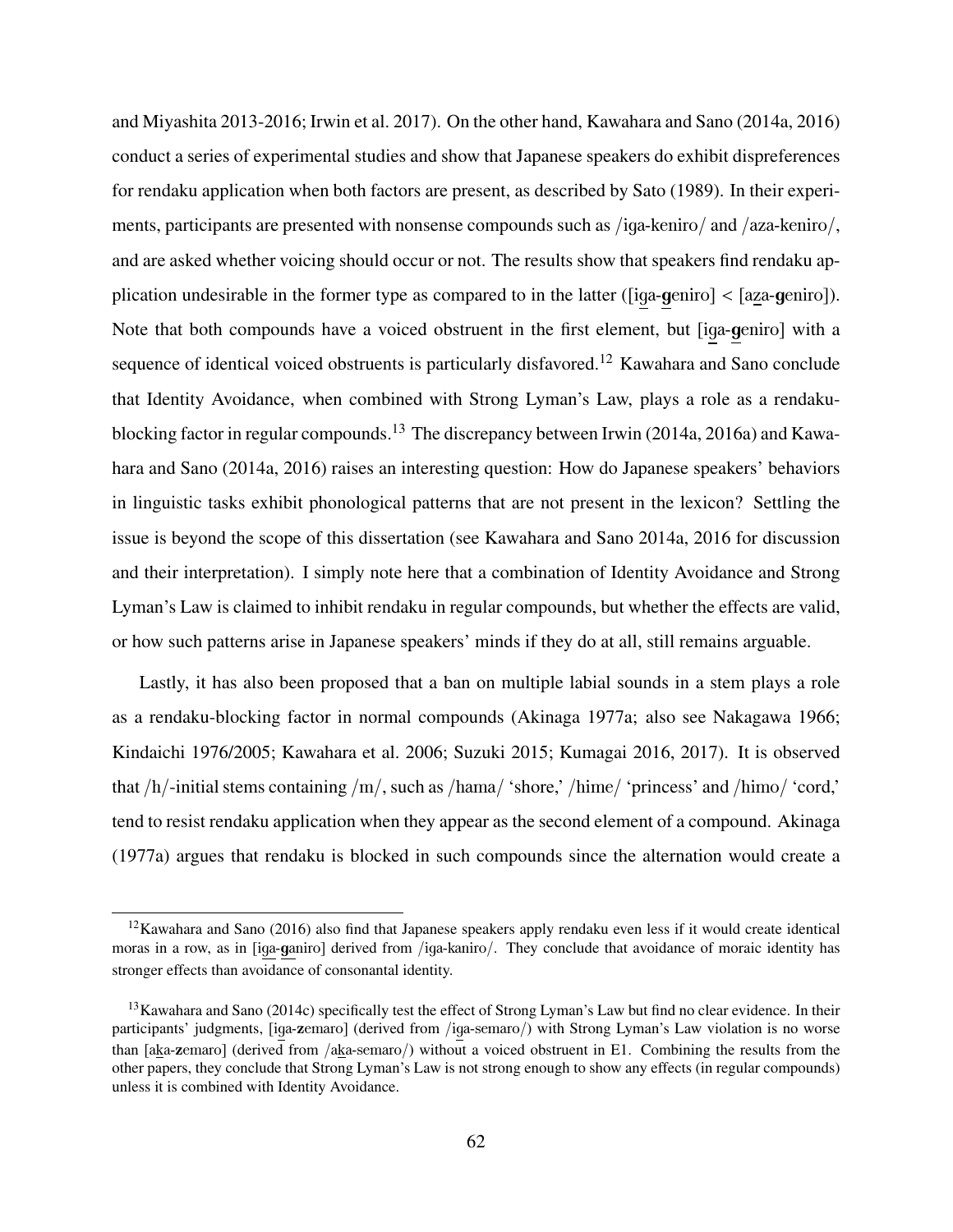and Miyashita 2013-2016; Irwin et al. 2017). On the other hand, Kawahara and Sano (2014a, 2016) conduct a series of experimental studies and show that Japanese speakers do exhibit dispreferences for rendaku application when both factors are present, as described by Sato (1989). In their experiments, participants are presented with nonsense compounds such as /iga-keniro/ and /aza-keniro/, and are asked whether voicing should occur or not. The results show that speakers find rendaku application undesirable in the former type as compared to in the latter ([iga-**g**eniro] < [aza-**g**eniro]). Note that both compounds have a voiced obstruent in the first element, but [iga-**g**eniro] with a sequence of identical voiced obstruents is particularly disfavored.[12] Kawahara and Sano conclude that Identity Avoidance, when combined with Strong Lyman's Law, plays a role as a rendaku-blocking factor in regular compounds.[13] The discrepancy between Irwin (2014a, 2016a) and Kawahara and Sano (2014a, 2016) raises an interesting question: How do Japanese speakers' behaviors in linguistic tasks exhibit phonological patterns that are not present in the lexicon? Settling the issue is beyond the scope of this dissertation (see Kawahara and Sano 2014a, 2016 for discussion and their interpretation). I simply note here that a combination of Identity Avoidance and Strong Lyman's Law is claimed to inhibit rendaku in regular compounds, but whether the effects are valid, or how such patterns arise in Japanese speakers' minds if they do at all, still remains arguable.

Lastly, it has also been proposed that a ban on multiple labial sounds in a stem plays a role as a rendaku-blocking factor in normal compounds (Akinaga 1977a; also see Nakagawa 1966; Kindaichi 1976/2005; Kawahara et al. 2006; Suzuki 2015; Kumagai 2016, 2017). It is observed that /h/-initial stems containing /m/, such as /hama/ 'shore,' /hime/ 'princess' and /himo/ 'cord,' tend to resist rendaku application when they appear as the second element of a compound. Akinaga (1977a) argues that rendaku is blocked in such compounds since the alternation would create a

---

[12] Kawahara and Sano (2016) also find that Japanese speakers apply rendaku even less if it would create identical moras in a row, as in [iga-**g**aniro] derived from /iga-kaniro/. They conclude that avoidance of moraic identity has stronger effects than avoidance of consonantal identity.

[13] Kawahara and Sano (2014c) specifically test the effect of Strong Lyman's Law but find no clear evidence. In their participants' judgments, [iga-**z**emaro] (derived from /iga-semaro/) with Strong Lyman's Law violation is no worse than [aka-**z**emaro] (derived from /aka-semaro/) without a voiced obstruent in E1. Combining the results from the other papers, they conclude that Strong Lyman's Law is not strong enough to show any effects (in regular compounds) unless it is combined with Identity Avoidance.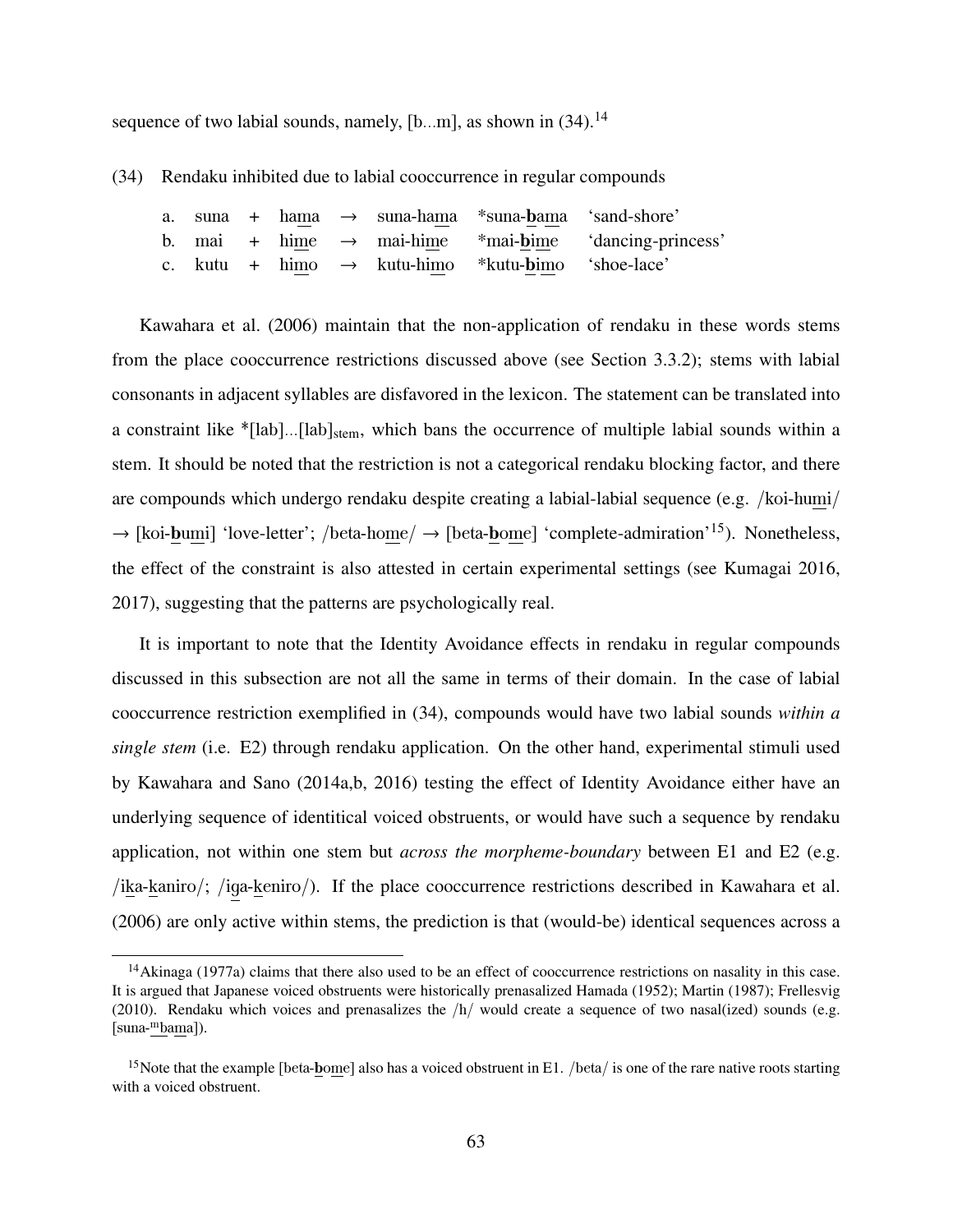sequence of two labial sounds, namely, [b...m], as shown in (34).[14]

(34) Rendaku inhibited due to labial cooccurrence in regular compounds

| | | | | | | | |
|---|---|---|---|---|---|---|---|
| a. | suna | + | hama | → | suna-hama | *suna-**b**ama | 'sand-shore' |
| b. | mai | + | hime | → | mai-hime | *mai-**b**ime | 'dancing-princess' |
| c. | kutu | + | himo | → | kutu-himo | *kutu-**b**imo | 'shoe-lace' |

Kawahara et al. (2006) maintain that the non-application of rendaku in these words stems from the place cooccurrence restrictions discussed above (see Section 3.3.2); stems with labial consonants in adjacent syllables are disfavored in the lexicon. The statement can be translated into a constraint like $*[\text{lab}]...[\text{lab}]_{\text{stem}}$, which bans the occurrence of multiple labial sounds within a stem. It should be noted that the restriction is not a categorical rendaku blocking factor, and there are compounds which undergo rendaku despite creating a labial-labial sequence (e.g. /koi-humi/ → [koi-**b**umi] 'love-letter'; /beta-home/ → [beta-**b**ome] 'complete-admiration'[15]). Nonetheless, the effect of the constraint is also attested in certain experimental settings (see Kumagai 2016, 2017), suggesting that the patterns are psychologically real.

It is important to note that the Identity Avoidance effects in rendaku in regular compounds discussed in this subsection are not all the same in terms of their domain. In the case of labial cooccurrence restriction exemplified in (34), compounds would have two labial sounds *within a single stem* (i.e. E2) through rendaku application. On the other hand, experimental stimuli used by Kawahara and Sano (2014a,b, 2016) testing the effect of Identity Avoidance either have an underlying sequence of identitical voiced obstruents, or would have such a sequence by rendaku application, not within one stem but *across the morpheme-boundary* between E1 and E2 (e.g. /ika-kaniro/; /iga-keniro/). If the place cooccurrence restrictions described in Kawahara et al. (2006) are only active within stems, the prediction is that (would-be) identical sequences across a

[14] Akinaga (1977a) claims that there also used to be an effect of cooccurrence restrictions on nasality in this case. It is argued that Japanese voiced obstruents were historically prenasalized Hamada (1952); Martin (1987); Frellesvig (2010). Rendaku which voices and prenasalizes the /h/ would create a sequence of two nasal(ized) sounds (e.g. [suna-ᵐbama]).

[15] Note that the example [beta-**b**ome] also has a voiced obstruent in E1. /beta/ is one of the rare native roots starting with a voiced obstruent.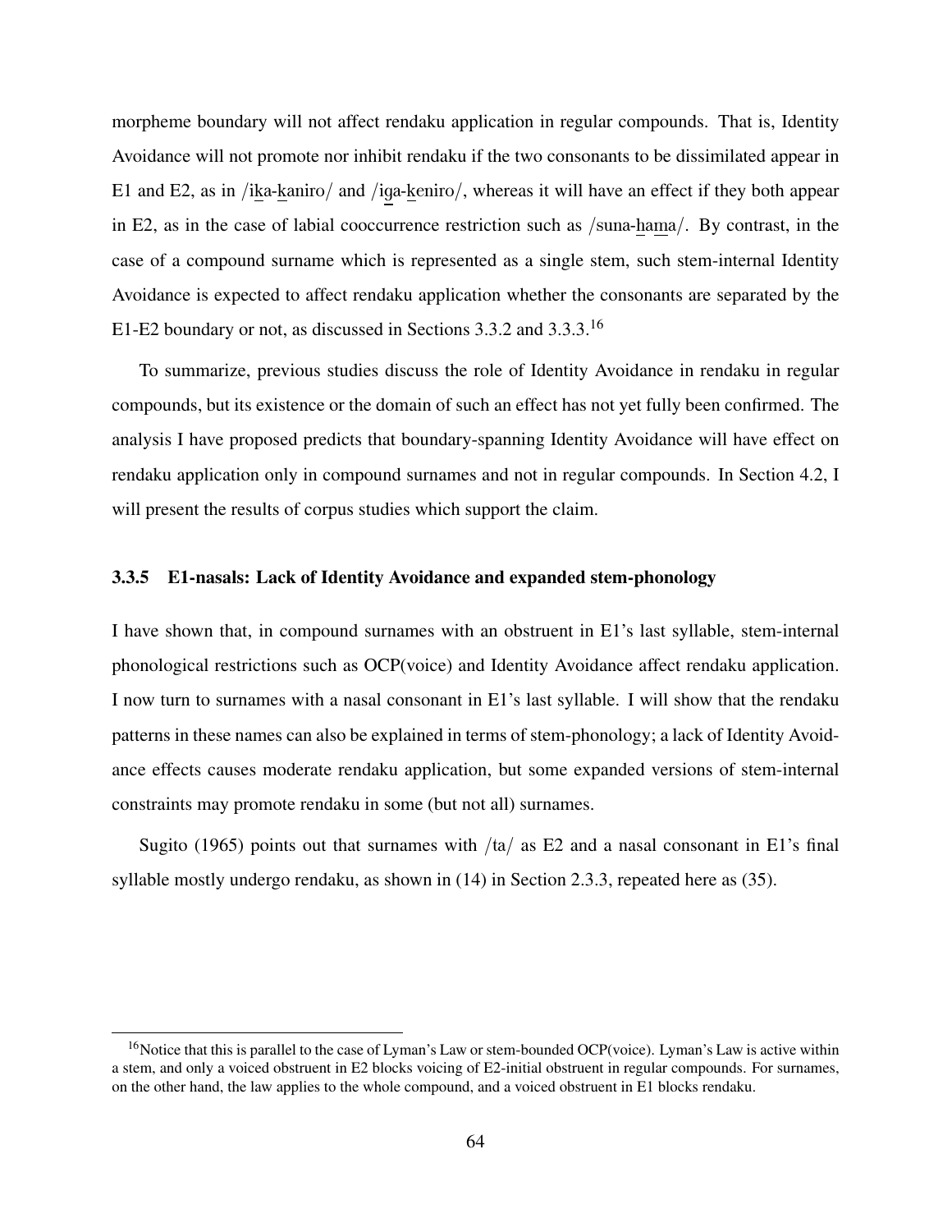morpheme boundary will not affect rendaku application in regular compounds. That is, Identity Avoidance will not promote nor inhibit rendaku if the two consonants to be dissimilated appear in E1 and E2, as in /ik̲a-k̲aniro/ and /ig̲a-k̲eniro/, whereas it will have an effect if they both appear in E2, as in the case of labial cooccurrence restriction such as /suna-h̲am̲a/. By contrast, in the case of a compound surname which is represented as a single stem, such stem-internal Identity Avoidance is expected to affect rendaku application whether the consonants are separated by the E1-E2 boundary or not, as discussed in Sections 3.3.2 and 3.3.3.[16]

To summarize, previous studies discuss the role of Identity Avoidance in rendaku in regular compounds, but its existence or the domain of such an effect has not yet fully been confirmed. The analysis I have proposed predicts that boundary-spanning Identity Avoidance will have effect on rendaku application only in compound surnames and not in regular compounds. In Section 4.2, I will present the results of corpus studies which support the claim.

### 3.3.5 E1-nasals: Lack of Identity Avoidance and expanded stem-phonology

I have shown that, in compound surnames with an obstruent in E1's last syllable, stem-internal phonological restrictions such as OCP(voice) and Identity Avoidance affect rendaku application. I now turn to surnames with a nasal consonant in E1's last syllable. I will show that the rendaku patterns in these names can also be explained in terms of stem-phonology; a lack of Identity Avoidance effects causes moderate rendaku application, but some expanded versions of stem-internal constraints may promote rendaku in some (but not all) surnames.

Sugito (1965) points out that surnames with /ta/ as E2 and a nasal consonant in E1's final syllable mostly undergo rendaku, as shown in (14) in Section 2.3.3, repeated here as (35).

---

[16] Notice that this is parallel to the case of Lyman's Law or stem-bounded OCP(voice). Lyman's Law is active within a stem, and only a voiced obstruent in E2 blocks voicing of E2-initial obstruent in regular compounds. For surnames, on the other hand, the law applies to the whole compound, and a voiced obstruent in E1 blocks rendaku.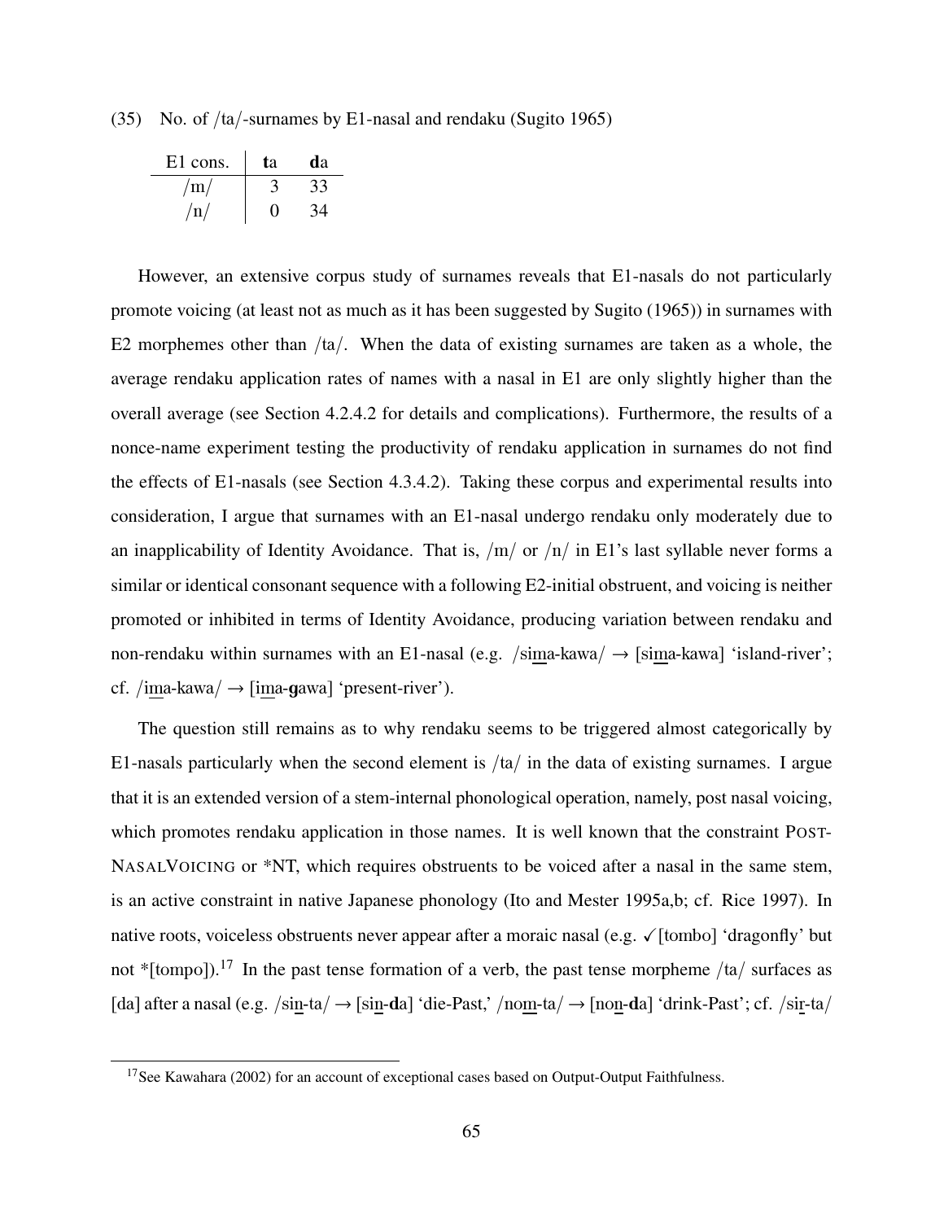(35) No. of /ta/-surnames by E1-nasal and rendaku (Sugito 1965)

| E1 cons. | **t**a | **d**a |
|---|---|---|
| /m/ | 3 | 33 |
| /n/ | 0 | 34 |

However, an extensive corpus study of surnames reveals that E1-nasals do not particularly promote voicing (at least not as much as it has been suggested by Sugito (1965)) in surnames with E2 morphemes other than /ta/. When the data of existing surnames are taken as a whole, the average rendaku application rates of names with a nasal in E1 are only slightly higher than the overall average (see Section 4.2.4.2 for details and complications). Furthermore, the results of a nonce-name experiment testing the productivity of rendaku application in surnames do not find the effects of E1-nasals (see Section 4.3.4.2). Taking these corpus and experimental results into consideration, I argue that surnames with an E1-nasal undergo rendaku only moderately due to an inapplicability of Identity Avoidance. That is, /m/ or /n/ in E1's last syllable never forms a similar or identical consonant sequence with a following E2-initial obstruent, and voicing is neither promoted or inhibited in terms of Identity Avoidance, producing variation between rendaku and non-rendaku within surnames with an E1-nasal (e.g. /si<u>m</u>a-kawa/ → [si<u>m</u>a-kawa] 'island-river'; cf. /i<u>m</u>a-kawa/ → [i<u>m</u>a-**g**awa] 'present-river').

The question still remains as to why rendaku seems to be triggered almost categorically by E1-nasals particularly when the second element is /ta/ in the data of existing surnames. I argue that it is an extended version of a stem-internal phonological operation, namely, post nasal voicing, which promotes rendaku application in those names. It is well known that the constraint POST-NASALVOICING or *NT, which requires obstruents to be voiced after a nasal in the same stem, is an active constraint in native Japanese phonology (Ito and Mester 1995a,b; cf. Rice 1997). In native roots, voiceless obstruents never appear after a moraic nasal (e.g. ✓[tombo] 'dragonfly' but not *[tompo]).[17] In the past tense formation of a verb, the past tense morpheme /ta/ surfaces as [da] after a nasal (e.g. /si<u>n</u>-ta/ → [si<u>n</u>-**d**a] 'die-Past,' /no<u>m</u>-ta/ → [no<u>n</u>-**d**a] 'drink-Past'; cf. /si<u>r</u>-ta/

[17] See Kawahara (2002) for an account of exceptional cases based on Output-Output Faithfulness.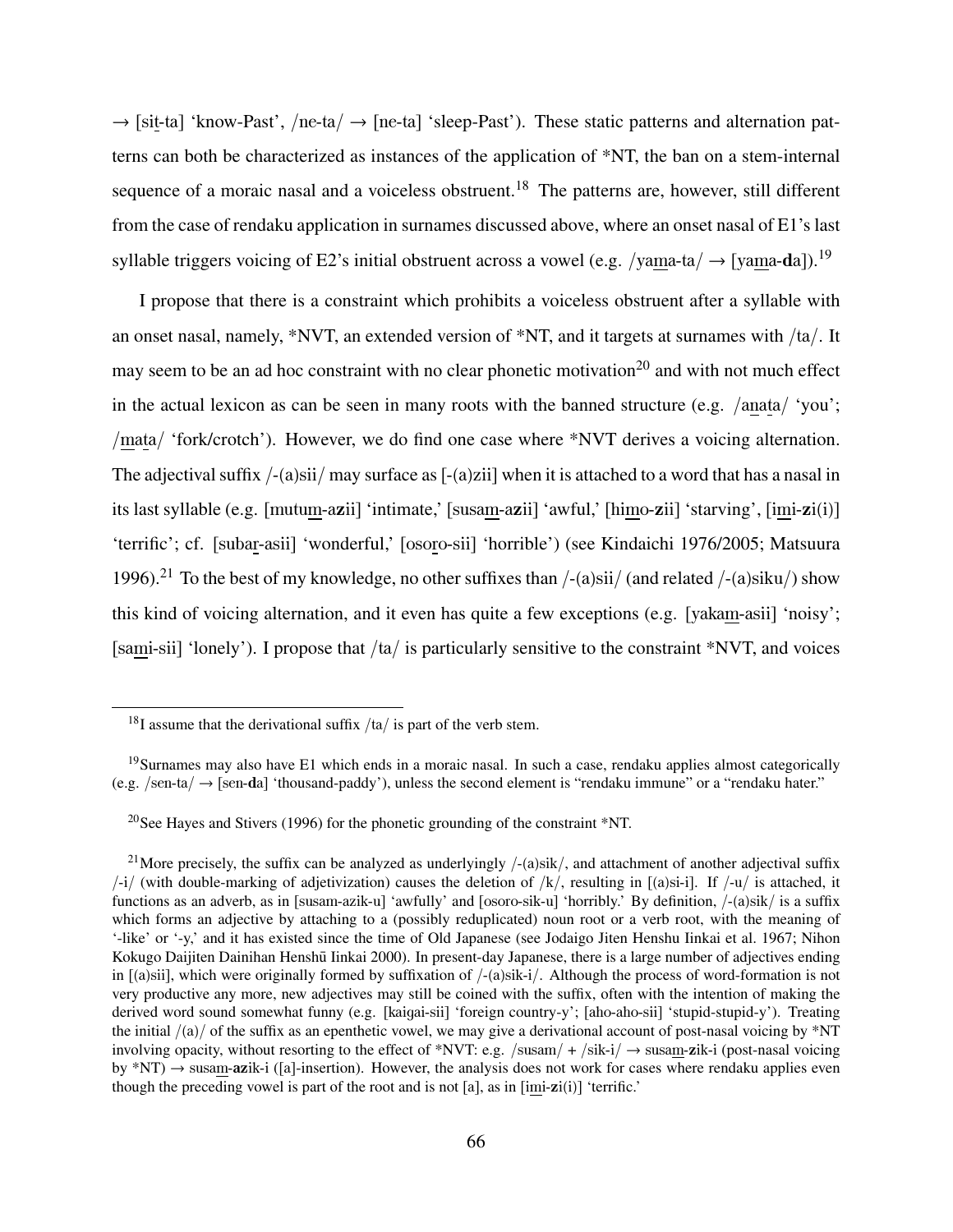→ [si<u>t</u>-ta] 'know-Past', /ne-ta/ → [ne-ta] 'sleep-Past'). These static patterns and alternation patterns can both be characterized as instances of the application of *NT, the ban on a stem-internal sequence of a moraic nasal and a voiceless obstruent.[18] The patterns are, however, still different from the case of rendaku application in surnames discussed above, where an onset nasal of E1's last syllable triggers voicing of E2's initial obstruent across a vowel (e.g. /ya<u>m</u>a-ta/ → [ya<u>m</u>a-**d**a]).[19]

I propose that there is a constraint which prohibits a voiceless obstruent after a syllable with an onset nasal, namely, *NVT, an extended version of *NT, and it targets at surnames with /ta/. It may seem to be an ad hoc constraint with no clear phonetic motivation[20] and with not much effect in the actual lexicon as can be seen in many roots with the banned structure (e.g. /a<u>n</u>a<u>t</u>a/ 'you'; /<u>m</u>a<u>t</u>a/ 'fork/crotch'). However, we do find one case where *NVT derives a voicing alternation. The adjectival suffix /-(a)sii/ may surface as [-(a)zii] when it is attached to a word that has a nasal in its last syllable (e.g. [mutu<u>m</u>-a**z**ii] 'intimate,' [susa<u>m</u>-a**z**ii] 'awful,' [hi<u>m</u>o-**z**ii] 'starving', [i<u>m</u>i-**z**i(i)] 'terrific'; cf. [suba<u>r</u>-asii] 'wonderful,' [oso<u>r</u>o-sii] 'horrible') (see Kindaichi 1976/2005; Matsuura 1996).[21] To the best of my knowledge, no other suffixes than /-(a)sii/ (and related /-(a)siku/) show this kind of voicing alternation, and it even has quite a few exceptions (e.g. [yaka<u>m</u>-asii] 'noisy'; [sa<u>m</u>i-sii] 'lonely'). I propose that /ta/ is particularly sensitive to the constraint *NVT, and voices

---

[18] I assume that the derivational suffix /ta/ is part of the verb stem.

[19] Surnames may also have E1 which ends in a moraic nasal. In such a case, rendaku applies almost categorically (e.g. /sen-ta/ → [sen-**d**a] 'thousand-paddy'), unless the second element is "rendaku immune" or a "rendaku hater."

[20] See Hayes and Stivers (1996) for the phonetic grounding of the constraint *NT.

[21] More precisely, the suffix can be analyzed as underlyingly /-(a)sik/, and attachment of another adjectival suffix /-i/ (with double-marking of adjetivization) causes the deletion of /k/, resulting in [(a)si-i]. If /-u/ is attached, it functions as an adverb, as in [susam-azik-u] 'awfully' and [osoro-sik-u] 'horribly.' By definition, /-(a)sik/ is a suffix which forms an adjective by attaching to a (possibly reduplicated) noun root or a verb root, with the meaning of '-like' or '-y,' and it has existed since the time of Old Japanese (see Jodaigo Jiten Henshu Iinkai et al. 1967; Nihon Kokugo Daijiten Dainihan Henshū Iinkai 2000). In present-day Japanese, there is a large number of adjectives ending in [(a)sii], which were originally formed by suffixation of /-(a)sik-i/. Although the process of word-formation is not very productive any more, new adjectives may still be coined with the suffix, often with the intention of making the derived word sound somewhat funny (e.g. [kaigai-sii] 'foreign country-y'; [aho-aho-sii] 'stupid-stupid-y'). Treating the initial /(a)/ of the suffix as an epenthetic vowel, we may give a derivational account of post-nasal voicing by *NT involving opacity, without resorting to the effect of *NVT: e.g. /susam/ + /sik-i/ → susa<u>m</u>-**z**ik-i (post-nasal voicing by *NT) → susa<u>m</u>-a**z**ik-i ([a]-insertion). However, the analysis does not work for cases where rendaku applies even though the preceding vowel is part of the root and is not [a], as in [i<u>m</u>i-**z**i(i)] 'terrific.'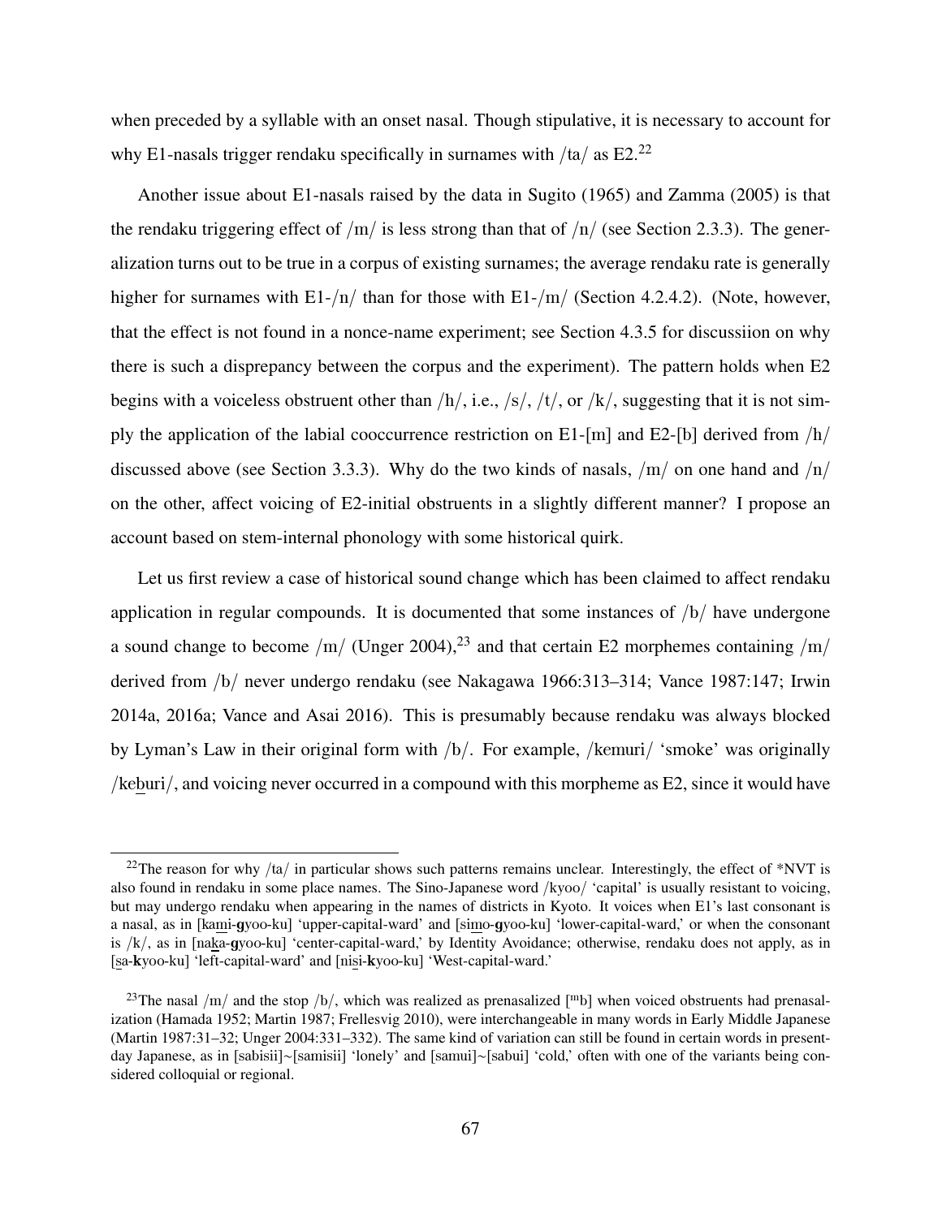when preceded by a syllable with an onset nasal. Though stipulative, it is necessary to account for why E1-nasals trigger rendaku specifically in surnames with /ta/ as E2.[22]

Another issue about E1-nasals raised by the data in Sugito (1965) and Zamma (2005) is that the rendaku triggering effect of /m/ is less strong than that of /n/ (see Section 2.3.3). The generalization turns out to be true in a corpus of existing surnames; the average rendaku rate is generally higher for surnames with E1-/n/ than for those with E1-/m/ (Section 4.2.4.2). (Note, however, that the effect is not found in a nonce-name experiment; see Section 4.3.5 for discussiion on why there is such a disprepancy between the corpus and the experiment). The pattern holds when E2 begins with a voiceless obstruent other than /h/, i.e., /s/, /t/, or /k/, suggesting that it is not simply the application of the labial cooccurrence restriction on E1-[m] and E2-[b] derived from /h/ discussed above (see Section 3.3.3). Why do the two kinds of nasals, /m/ on one hand and /n/ on the other, affect voicing of E2-initial obstruents in a slightly different manner? I propose an account based on stem-internal phonology with some historical quirk.

Let us first review a case of historical sound change which has been claimed to affect rendaku application in regular compounds. It is documented that some instances of /b/ have undergone a sound change to become /m/ (Unger 2004),[23] and that certain E2 morphemes containing /m/ derived from /b/ never undergo rendaku (see Nakagawa 1966:313–314; Vance 1987:147; Irwin 2014a, 2016a; Vance and Asai 2016). This is presumably because rendaku was always blocked by Lyman's Law in their original form with /b/. For example, /kemuri/ 'smoke' was originally /keburi/, and voicing never occurred in a compound with this morpheme as E2, since it would have

---

[22]The reason for why /ta/ in particular shows such patterns remains unclear. Interestingly, the effect of *NVT is also found in rendaku in some place names. The Sino-Japanese word /kyoo/ 'capital' is usually resistant to voicing, but may undergo rendaku when appearing in the names of districts in Kyoto. It voices when E1's last consonant is a nasal, as in [kami-**g**yoo-ku] 'upper-capital-ward' and [simo-**g**yoo-ku] 'lower-capital-ward,' or when the consonant is /k/, as in [naka-**g**yoo-ku] 'center-capital-ward,' by Identity Avoidance; otherwise, rendaku does not apply, as in [sa-**k**yoo-ku] 'left-capital-ward' and [nisi-**k**yoo-ku] 'West-capital-ward.'

[23]The nasal /m/ and the stop /b/, which was realized as prenasalized [$^{m}$b] when voiced obstruents had prenasalization (Hamada 1952; Martin 1987; Frellesvig 2010), were interchangeable in many words in Early Middle Japanese (Martin 1987:31–32; Unger 2004:331–332). The same kind of variation can still be found in certain words in present-day Japanese, as in [sabisii]~[samisii] 'lonely' and [samui]~[sabui] 'cold,' often with one of the variants being considered colloquial or regional.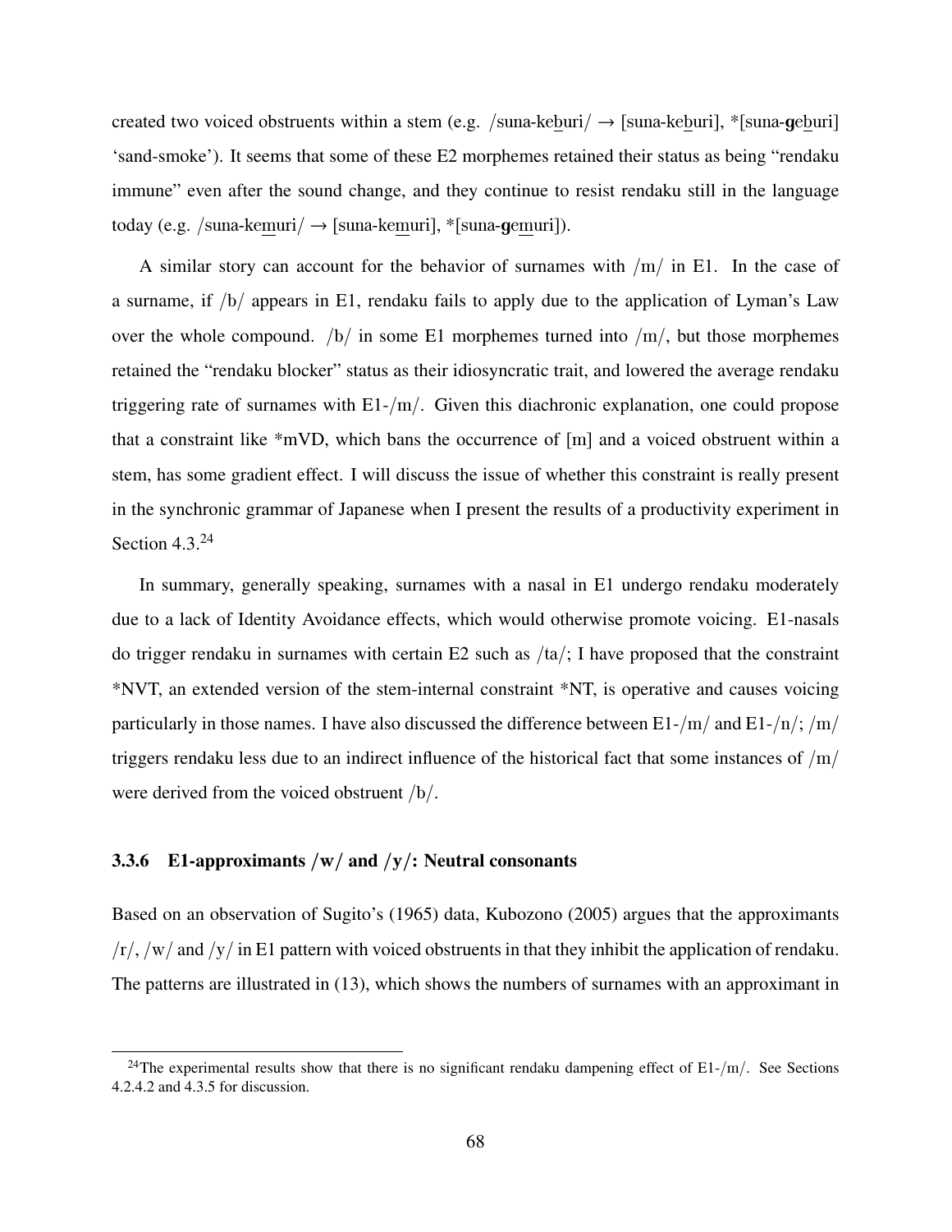created two voiced obstruents within a stem (e.g. /suna-ke<u>b</u>uri/ → [suna-ke<u>b</u>uri], *[suna-**g**e<u>b</u>uri] 'sand-smoke'). It seems that some of these E2 morphemes retained their status as being "rendaku immune" even after the sound change, and they continue to resist rendaku still in the language today (e.g. /suna-ke<u>m</u>uri/ → [suna-ke<u>m</u>uri], *[suna-**g**e<u>m</u>uri]).

A similar story can account for the behavior of surnames with /m/ in E1. In the case of a surname, if /b/ appears in E1, rendaku fails to apply due to the application of Lyman's Law over the whole compound. /b/ in some E1 morphemes turned into /m/, but those morphemes retained the "rendaku blocker" status as their idiosyncratic trait, and lowered the average rendaku triggering rate of surnames with E1-/m/. Given this diachronic explanation, one could propose that a constraint like *mVD, which bans the occurrence of [m] and a voiced obstruent within a stem, has some gradient effect. I will discuss the issue of whether this constraint is really present in the synchronic grammar of Japanese when I present the results of a productivity experiment in Section 4.3.[24]

In summary, generally speaking, surnames with a nasal in E1 undergo rendaku moderately due to a lack of Identity Avoidance effects, which would otherwise promote voicing. E1-nasals do trigger rendaku in surnames with certain E2 such as /ta/; I have proposed that the constraint *NVT, an extended version of the stem-internal constraint *NT, is operative and causes voicing particularly in those names. I have also discussed the difference between E1-/m/ and E1-/n/; /m/ triggers rendaku less due to an indirect influence of the historical fact that some instances of /m/ were derived from the voiced obstruent /b/.

### 3.3.6 E1-approximants /w/ and /y/: Neutral consonants

Based on an observation of Sugito's (1965) data, Kubozono (2005) argues that the approximants /r/, /w/ and /y/ in E1 pattern with voiced obstruents in that they inhibit the application of rendaku. The patterns are illustrated in (13), which shows the numbers of surnames with an approximant in

[24] The experimental results show that there is no significant rendaku dampening effect of E1-/m/. See Sections 4.2.4.2 and 4.3.5 for discussion.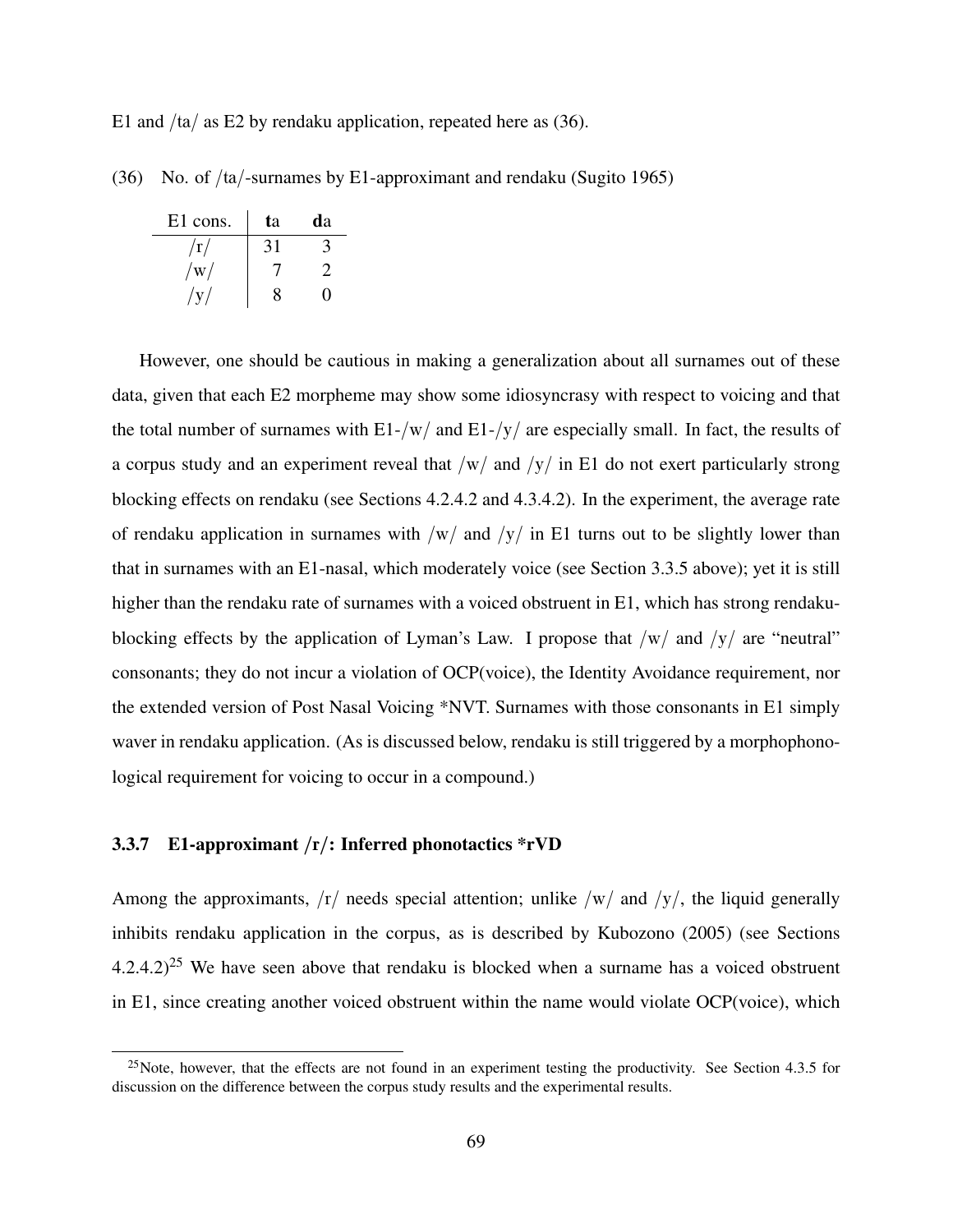E1 and /ta/ as E2 by rendaku application, repeated here as (36).

(36) No. of /ta/-surnames by E1-approximant and rendaku (Sugito 1965)

| E1 cons. | **t**a | **d**a |
|---|---|---|
| /r/ | 31 | 3 |
| /w/ | 7 | 2 |
| /y/ | 8 | 0 |

However, one should be cautious in making a generalization about all surnames out of these data, given that each E2 morpheme may show some idiosyncrasy with respect to voicing and that the total number of surnames with E1-/w/ and E1-/y/ are especially small. In fact, the results of a corpus study and an experiment reveal that /w/ and /y/ in E1 do not exert particularly strong blocking effects on rendaku (see Sections 4.2.4.2 and 4.3.4.2). In the experiment, the average rate of rendaku application in surnames with /w/ and /y/ in E1 turns out to be slightly lower than that in surnames with an E1-nasal, which moderately voice (see Section 3.3.5 above); yet it is still higher than the rendaku rate of surnames with a voiced obstruent in E1, which has strong rendaku-blocking effects by the application of Lyman's Law. I propose that /w/ and /y/ are "neutral" consonants; they do not incur a violation of OCP(voice), the Identity Avoidance requirement, nor the extended version of Post Nasal Voicing *NVT. Surnames with those consonants in E1 simply waver in rendaku application. (As is discussed below, rendaku is still triggered by a morphophonological requirement for voicing to occur in a compound.)

### 3.3.7 E1-approximant /r/: Inferred phonotactics *rVD

Among the approximants, /r/ needs special attention; unlike /w/ and /y/, the liquid generally inhibits rendaku application in the corpus, as is described by Kubozono (2005) (see Sections 4.2.4.2)[25] We have seen above that rendaku is blocked when a surname has a voiced obstruent in E1, since creating another voiced obstruent within the name would violate OCP(voice), which

[25] Note, however, that the effects are not found in an experiment testing the productivity. See Section 4.3.5 for discussion on the difference between the corpus study results and the experimental results.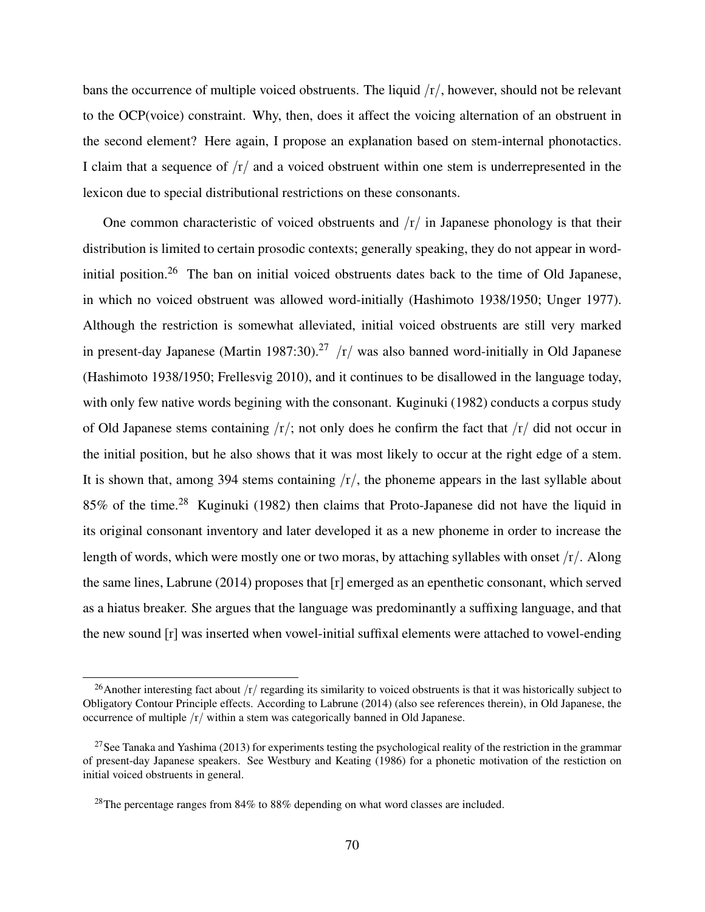bans the occurrence of multiple voiced obstruents. The liquid /r/, however, should not be relevant to the OCP(voice) constraint. Why, then, does it affect the voicing alternation of an obstruent in the second element? Here again, I propose an explanation based on stem-internal phonotactics. I claim that a sequence of /r/ and a voiced obstruent within one stem is underrepresented in the lexicon due to special distributional restrictions on these consonants.

One common characteristic of voiced obstruents and /r/ in Japanese phonology is that their distribution is limited to certain prosodic contexts; generally speaking, they do not appear in word-initial position.[26] The ban on initial voiced obstruents dates back to the time of Old Japanese, in which no voiced obstruent was allowed word-initially (Hashimoto 1938/1950; Unger 1977). Although the restriction is somewhat alleviated, initial voiced obstruents are still very marked in present-day Japanese (Martin 1987:30).[27] /r/ was also banned word-initially in Old Japanese (Hashimoto 1938/1950; Frellesvig 2010), and it continues to be disallowed in the language today, with only few native words begining with the consonant. Kuginuki (1982) conducts a corpus study of Old Japanese stems containing /r/; not only does he confirm the fact that /r/ did not occur in the initial position, but he also shows that it was most likely to occur at the right edge of a stem. It is shown that, among 394 stems containing /r/, the phoneme appears in the last syllable about 85% of the time.[28] Kuginuki (1982) then claims that Proto-Japanese did not have the liquid in its original consonant inventory and later developed it as a new phoneme in order to increase the length of words, which were mostly one or two moras, by attaching syllables with onset /r/. Along the same lines, Labrune (2014) proposes that [r] emerged as an epenthetic consonant, which served as a hiatus breaker. She argues that the language was predominantly a suffixing language, and that the new sound [r] was inserted when vowel-initial suffixal elements were attached to vowel-ending

[26] Another interesting fact about /r/ regarding its similarity to voiced obstruents is that it was historically subject to Obligatory Contour Principle effects. According to Labrune (2014) (also see references therein), in Old Japanese, the occurrence of multiple /r/ within a stem was categorically banned in Old Japanese.

[27] See Tanaka and Yashima (2013) for experiments testing the psychological reality of the restriction in the grammar of present-day Japanese speakers. See Westbury and Keating (1986) for a phonetic motivation of the restiction on initial voiced obstruents in general.

[28] The percentage ranges from 84% to 88% depending on what word classes are included.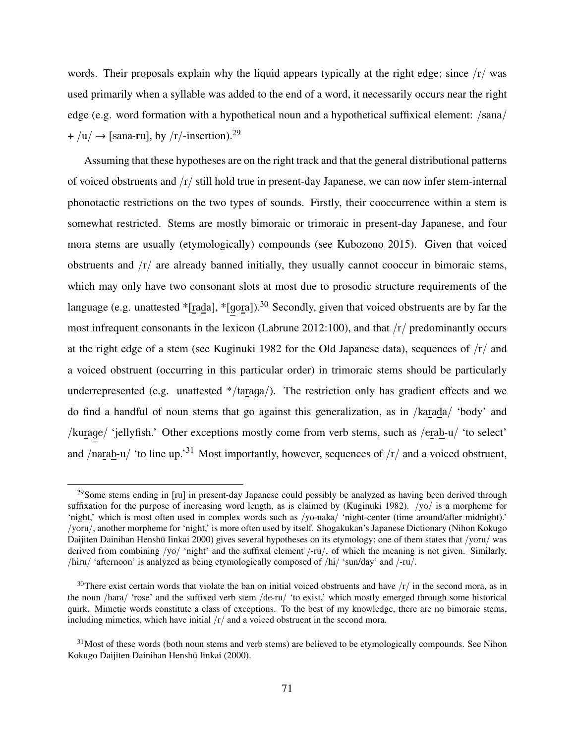words. Their proposals explain why the liquid appears typically at the right edge; since /r/ was used primarily when a syllable was added to the end of a word, it necessarily occurs near the right edge (e.g. word formation with a hypothetical noun and a hypothetical suffixical element: /sana/ + /u/ → [sana-**r**u], by /r/-insertion).[29]

Assuming that these hypotheses are on the right track and that the general distributional patterns of voiced obstruents and /r/ still hold true in present-day Japanese, we can now infer stem-internal phonotactic restrictions on the two types of sounds. Firstly, their cooccurrence within a stem is somewhat restricted. Stems are mostly bimoraic or trimoraic in present-day Japanese, and four mora stems are usually (etymologically) compounds (see Kubozono 2015). Given that voiced obstruents and /r/ are already banned initially, they usually cannot cooccur in bimoraic stems, which may only have two consonant slots at most due to prosodic structure requirements of the language (e.g. unattested *[r̲ad̲a], *[g̲or̲a]).[30] Secondly, given that voiced obstruents are by far the most infrequent consonants in the lexicon (Labrune 2012:100), and that /r/ predominantly occurs at the right edge of a stem (see Kuginuki 1982 for the Old Japanese data), sequences of /r/ and a voiced obstruent (occurring in this particular order) in trimoraic stems should be particularly underrepresented (e.g. unattested */tar̲ag̲a/). The restriction only has gradient effects and we do find a handful of noun stems that go against this generalization, as in /kar̲ad̲a/ 'body' and /kur̲ag̲e/ 'jellyfish.' Other exceptions mostly come from verb stems, such as /er̲ab̲-u/ 'to select' and /nar̲ab̲-u/ 'to line up.'[31] Most importantly, however, sequences of /r/ and a voiced obstruent,

---

[29]Some stems ending in [ru] in present-day Japanese could possibly be analyzed as having been derived through suffixation for the purpose of increasing word length, as is claimed by (Kuginuki 1982). /yo/ is a morpheme for 'night,' which is most often used in complex words such as /yo-naka/ 'night-center (time around/after midnight).' /yoru/, another morpheme for 'night,' is more often used by itself. Shogakukan's Japanese Dictionary (Nihon Kokugo Daijiten Dainihan Henshū Iinkai 2000) gives several hypotheses on its etymology; one of them states that /yoru/ was derived from combining /yo/ 'night' and the suffixal element /-ru/, of which the meaning is not given. Similarly, /hiru/ 'afternoon' is analyzed as being etymologically composed of /hi/ 'sun/day' and /-ru/.

[30]There exist certain words that violate the ban on initial voiced obstruents and have /r/ in the second mora, as in the noun /bara/ 'rose' and the suffixed verb stem /de-ru/ 'to exist,' which mostly emerged through some historical quirk. Mimetic words constitute a class of exceptions. To the best of my knowledge, there are no bimoraic stems, including mimetics, which have initial /r/ and a voiced obstruent in the second mora.

[31]Most of these words (both noun stems and verb stems) are believed to be etymologically compounds. See Nihon Kokugo Daijiten Dainihan Henshū Iinkai (2000).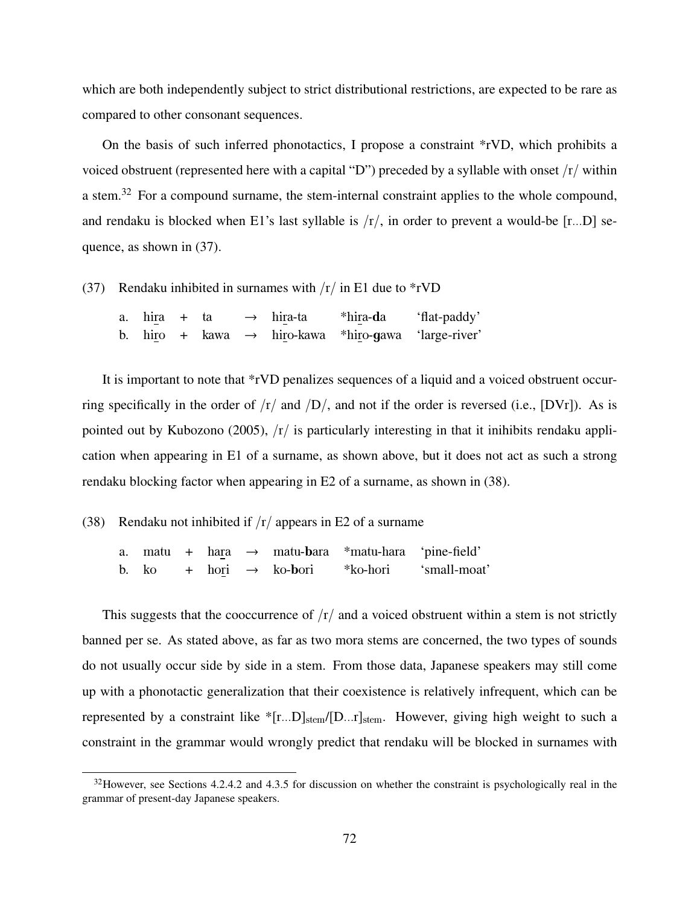which are both independently subject to strict distributional restrictions, are expected to be rare as compared to other consonant sequences.

On the basis of such inferred phonotactics, I propose a constraint *rVD, which prohibits a voiced obstruent (represented here with a capital "D") preceded by a syllable with onset /r/ within a stem.[32] For a compound surname, the stem-internal constraint applies to the whole compound, and rendaku is blocked when E1's last syllable is /r/, in order to prevent a would-be [r...D] sequence, as shown in (37).

(37) Rendaku inhibited in surnames with /r/ in E1 due to *rVD

| | | | | | | | |
|---|---|---|---|---|---|---|---|
| a. | hira | + | ta | → | hira-ta | *hira-**d**a | 'flat-paddy' |
| b. | hiro | + | kawa | → | hiro-kawa | *hiro-**g**awa | 'large-river' |

It is important to note that *rVD penalizes sequences of a liquid and a voiced obstruent occurring specifically in the order of /r/ and /D/, and not if the order is reversed (i.e., [DVr]). As is pointed out by Kubozono (2005), /r/ is particularly interesting in that it inihibits rendaku application when appearing in E1 of a surname, as shown above, but it does not act as such a strong rendaku blocking factor when appearing in E2 of a surname, as shown in (38).

(38) Rendaku not inhibited if /r/ appears in E2 of a surname

| | | | | | | | |
|---|---|---|---|---|---|---|---|
| a. | matu | + | hara | → | matu-**b**ara | *matu-hara | 'pine-field' |
| b. | ko | + | hori | → | ko-**b**ori | *ko-hori | 'small-moat' |

This suggests that the cooccurrence of /r/ and a voiced obstruent within a stem is not strictly banned per se. As stated above, as far as two mora stems are concerned, the two types of sounds do not usually occur side by side in a stem. From those data, Japanese speakers may still come up with a phonotactic generalization that their coexistence is relatively infrequent, which can be represented by a constraint like *$[\text{r...D}]_{\text{stem}}/[\text{D...r}]_{\text{stem}}$. However, giving high weight to such a constraint in the grammar would wrongly predict that rendaku will be blocked in surnames with

[32] However, see Sections 4.2.4.2 and 4.3.5 for discussion on whether the constraint is psychologically real in the grammar of present-day Japanese speakers.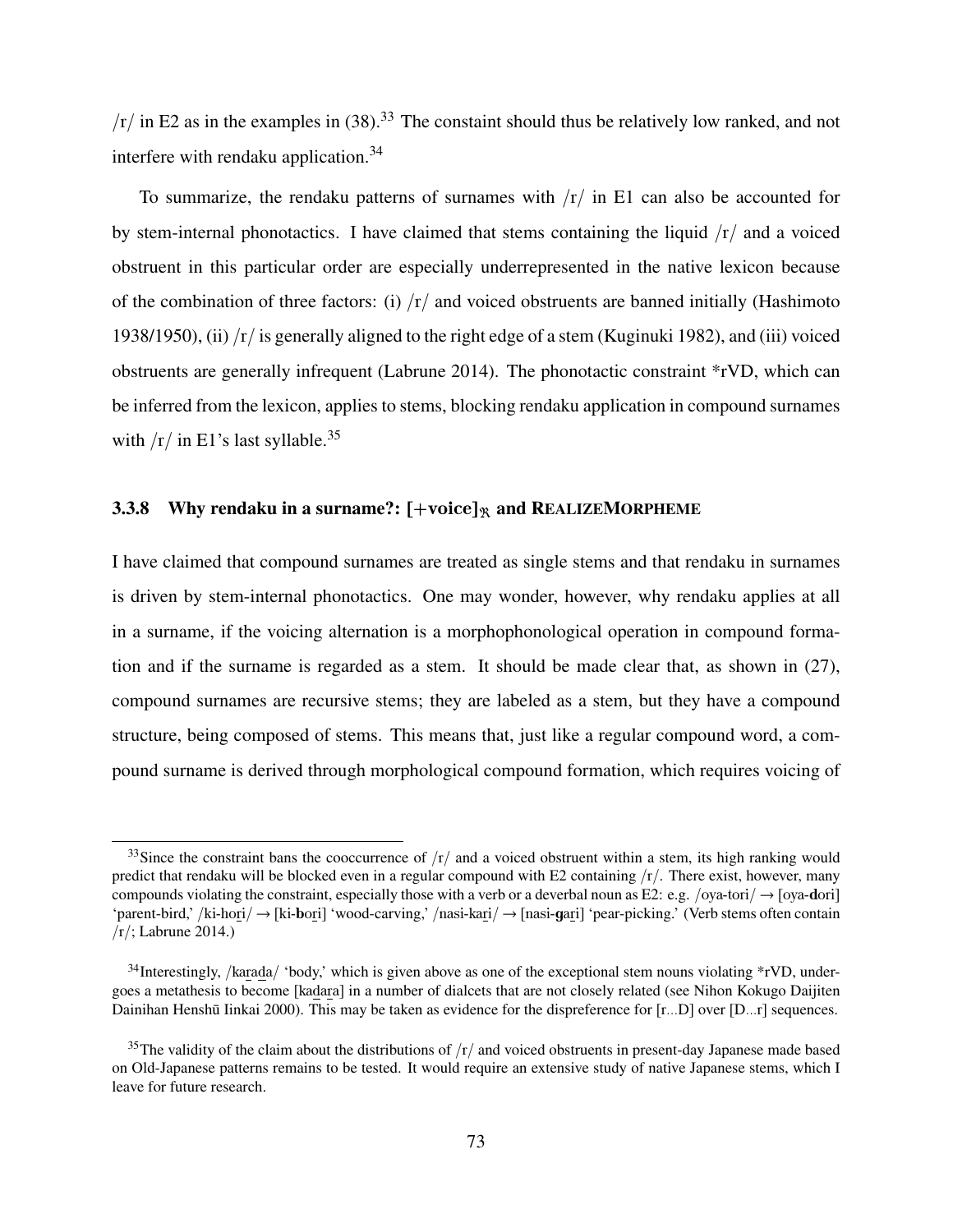/r/ in E2 as in the examples in (38).[33] The constaint should thus be relatively low ranked, and not interfere with rendaku application.[34]

To summarize, the rendaku patterns of surnames with /r/ in E1 can also be accounted for by stem-internal phonotactics. I have claimed that stems containing the liquid /r/ and a voiced obstruent in this particular order are especially underrepresented in the native lexicon because of the combination of three factors: (i) /r/ and voiced obstruents are banned initially (Hashimoto 1938/1950), (ii) /r/ is generally aligned to the right edge of a stem (Kuginuki 1982), and (iii) voiced obstruents are generally infrequent (Labrune 2014). The phonotactic constraint *rVD, which can be inferred from the lexicon, applies to stems, blocking rendaku application in compound surnames with /r/ in E1's last syllable.[35]

### 3.3.8 Why rendaku in a surname?: $[+\text{voice}]_{\mathfrak{R}}$ and REALIZEMORPHEME

I have claimed that compound surnames are treated as single stems and that rendaku in surnames is driven by stem-internal phonotactics. One may wonder, however, why rendaku applies at all in a surname, if the voicing alternation is a morphophonological operation in compound formation and if the surname is regarded as a stem. It should be made clear that, as shown in (27), compound surnames are recursive stems; they are labeled as a stem, but they have a compound structure, being composed of stems. This means that, just like a regular compound word, a compound surname is derived through morphological compound formation, which requires voicing of

---

[33] Since the constraint bans the cooccurrence of /r/ and a voiced obstruent within a stem, its high ranking would predict that rendaku will be blocked even in a regular compound with E2 containing /r/. There exist, however, many compounds violating the constraint, especially those with a verb or a deverbal noun as E2: e.g. /oya-tori/ → [oya-**d**ori] 'parent-bird,' /ki-hori/ → [ki-**b**ori] 'wood-carving,' /nasi-kari/ → [nasi-**g**ari] 'pear-picking.' (Verb stems often contain /r/; Labrune 2014.)

[34] Interestingly, /karada/ 'body,' which is given above as one of the exceptional stem nouns violating *rVD, undergoes a metathesis to become [kadara] in a number of dialcets that are not closely related (see Nihon Kokugo Daijiten Dainihan Henshū Iinkai 2000). This may be taken as evidence for the dispreference for [r...D] over [D...r] sequences.

[35] The validity of the claim about the distributions of /r/ and voiced obstruents in present-day Japanese made based on Old-Japanese patterns remains to be tested. It would require an extensive study of native Japanese stems, which I leave for future research.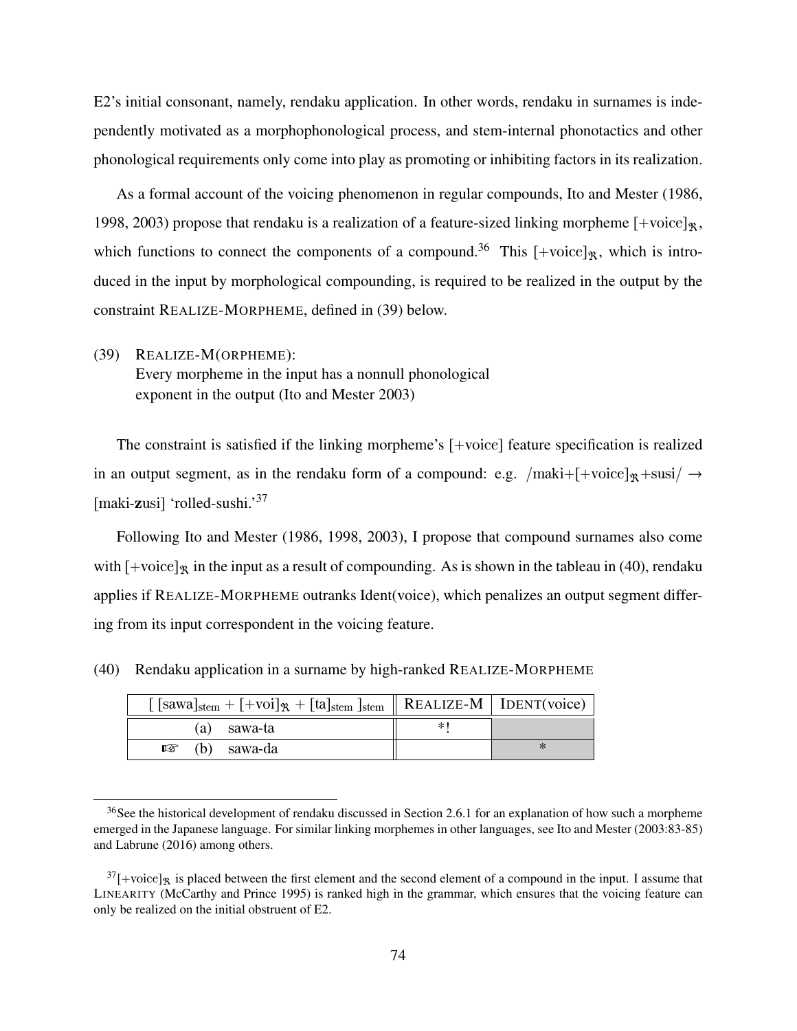E2's initial consonant, namely, rendaku application. In other words, rendaku in surnames is independently motivated as a morphophonological process, and stem-internal phonotactics and other phonological requirements only come into play as promoting or inhibiting factors in its realization.

As a formal account of the voicing phenomenon in regular compounds, Ito and Mester (1986, 1998, 2003) propose that rendaku is a realization of a feature-sized linking morpheme $[+\text{voice}]_{\mathfrak{R}}$, which functions to connect the components of a compound.[36] This $[+\text{voice}]_{\mathfrak{R}}$, which is introduced in the input by morphological compounding, is required to be realized in the output by the constraint REALIZE-MORPHEME, defined in (39) below.

(39) REALIZE-M(ORPHEME):
Every morpheme in the input has a nonnull phonological exponent in the output (Ito and Mester 2003)

The constraint is satisfied if the linking morpheme's [+voice] feature specification is realized in an output segment, as in the rendaku form of a compound: e.g. /maki+$[+\text{voice}]_{\mathfrak{R}}$+susi/ → [maki-**z**usi] 'rolled-sushi.'[37]

Following Ito and Mester (1986, 1998, 2003), I propose that compound surnames also come with $[+\text{voice}]_{\mathfrak{R}}$ in the input as a result of compounding. As is shown in the tableau in (40), rendaku applies if REALIZE-MORPHEME outranks Ident(voice), which penalizes an output segment differing from its input correspondent in the voicing feature.

(40) Rendaku application in a surname by high-ranked REALIZE-MORPHEME

| $[\,[\text{sawa}]_{\text{stem}} + [+\text{voi}]_{\mathfrak{R}} + [\text{ta}]_{\text{stem}}\,]_{\text{stem}}$ | REALIZE-M | IDENT(voice) |
|---|---|---|
| (a) sawa-ta | *! | |
| ☞ (b) sawa-da | | * |

[36] See the historical development of rendaku discussed in Section 2.6.1 for an explanation of how such a morpheme emerged in the Japanese language. For similar linking morphemes in other languages, see Ito and Mester (2003:83-85) and Labrune (2016) among others.

[37] $[+\text{voice}]_{\mathfrak{R}}$ is placed between the first element and the second element of a compound in the input. I assume that LINEARITY (McCarthy and Prince 1995) is ranked high in the grammar, which ensures that the voicing feature can only be realized on the initial obstruent of E2.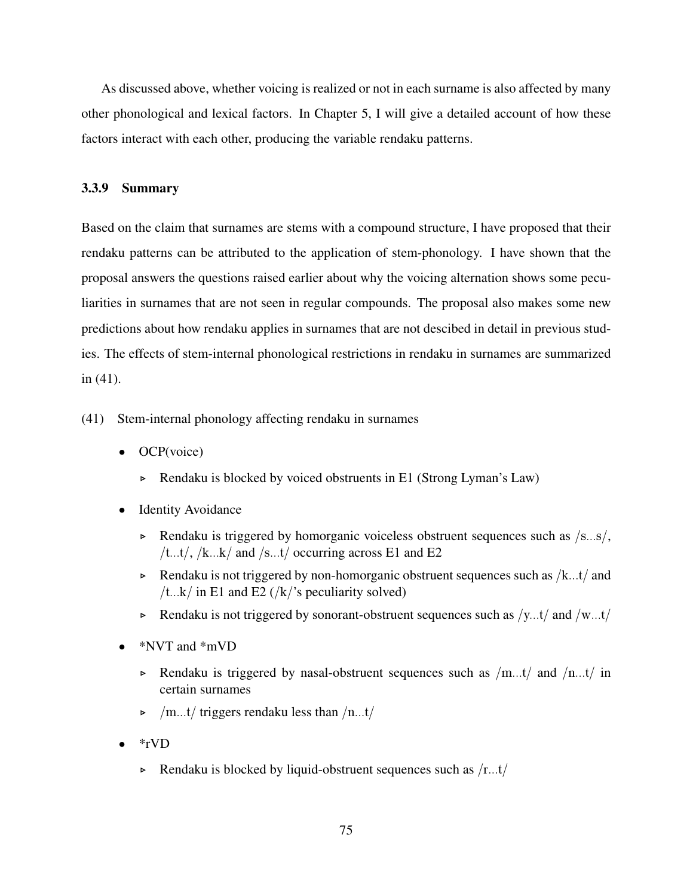As discussed above, whether voicing is realized or not in each surname is also affected by many other phonological and lexical factors. In Chapter 5, I will give a detailed account of how these factors interact with each other, producing the variable rendaku patterns.

### 3.3.9 Summary

Based on the claim that surnames are stems with a compound structure, I have proposed that their rendaku patterns can be attributed to the application of stem-phonology. I have shown that the proposal answers the questions raised earlier about why the voicing alternation shows some peculiarities in surnames that are not seen in regular compounds. The proposal also makes some new predictions about how rendaku applies in surnames that are not descibed in detail in previous studies. The effects of stem-internal phonological restrictions in rendaku in surnames are summarized in (41).

(41) Stem-internal phonology affecting rendaku in surnames

- OCP(voice)
  - ▹ Rendaku is blocked by voiced obstruents in E1 (Strong Lyman's Law)
- Identity Avoidance
  - ▹ Rendaku is triggered by homorganic voiceless obstruent sequences such as /s...s/, /t...t/, /k...k/ and /s...t/ occurring across E1 and E2
  - ▹ Rendaku is not triggered by non-homorganic obstruent sequences such as /k...t/ and /t...k/ in E1 and E2 (/k/'s peculiarity solved)
  - ▹ Rendaku is not triggered by sonorant-obstruent sequences such as /y...t/ and /w...t/
- *NVT and *mVD
  - ▹ Rendaku is triggered by nasal-obstruent sequences such as /m...t/ and /n...t/ in certain surnames
  - ▹ /m...t/ triggers rendaku less than /n...t/
- *rVD
  - ▹ Rendaku is blocked by liquid-obstruent sequences such as /r...t/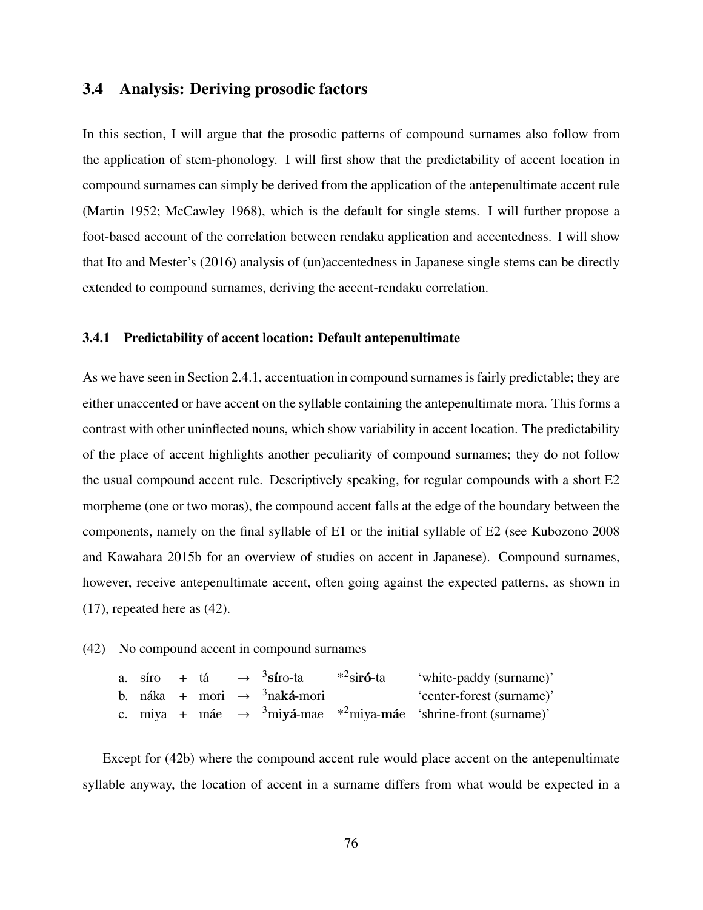## 3.4 Analysis: Deriving prosodic factors

In this section, I will argue that the prosodic patterns of compound surnames also follow from the application of stem-phonology. I will first show that the predictability of accent location in compound surnames can simply be derived from the application of the antepenultimate accent rule (Martin 1952; McCawley 1968), which is the default for single stems. I will further propose a foot-based account of the correlation between rendaku application and accentedness. I will show that Ito and Mester's (2016) analysis of (un)accentedness in Japanese single stems can be directly extended to compound surnames, deriving the accent-rendaku correlation.

### 3.4.1 Predictability of accent location: Default antepenultimate

As we have seen in Section 2.4.1, accentuation in compound surnames is fairly predictable; they are either unaccented or have accent on the syllable containing the antepenultimate mora. This forms a contrast with other uninflected nouns, which show variability in accent location. The predictability of the place of accent highlights another peculiarity of compound surnames; they do not follow the usual compound accent rule. Descriptively speaking, for regular compounds with a short E2 morpheme (one or two moras), the compound accent falls at the edge of the boundary between the components, namely on the final syllable of E1 or the initial syllable of E2 (see Kubozono 2008 and Kawahara 2015b for an overview of studies on accent in Japanese). Compound surnames, however, receive antepenultimate accent, often going against the expected patterns, as shown in (17), repeated here as (42).

(42) No compound accent in compound surnames

| | | | | | | | |
|---|---|---|---|---|---|---|---|
| a. | síro | + | tá | → | $^3$**sí**ro-ta | \*$^2$si**ró**-ta | 'white-paddy (surname)' |
| b. | náka | + | mori | → | $^3$na**ká**-mori | | 'center-forest (surname)' |
| c. | miya | + | máe | → | $^3$mi**yá**-mae | \*$^2$miya-**má**e | 'shrine-front (surname)' |

Except for (42b) where the compound accent rule would place accent on the antepenultimate syllable anyway, the location of accent in a surname differs from what would be expected in a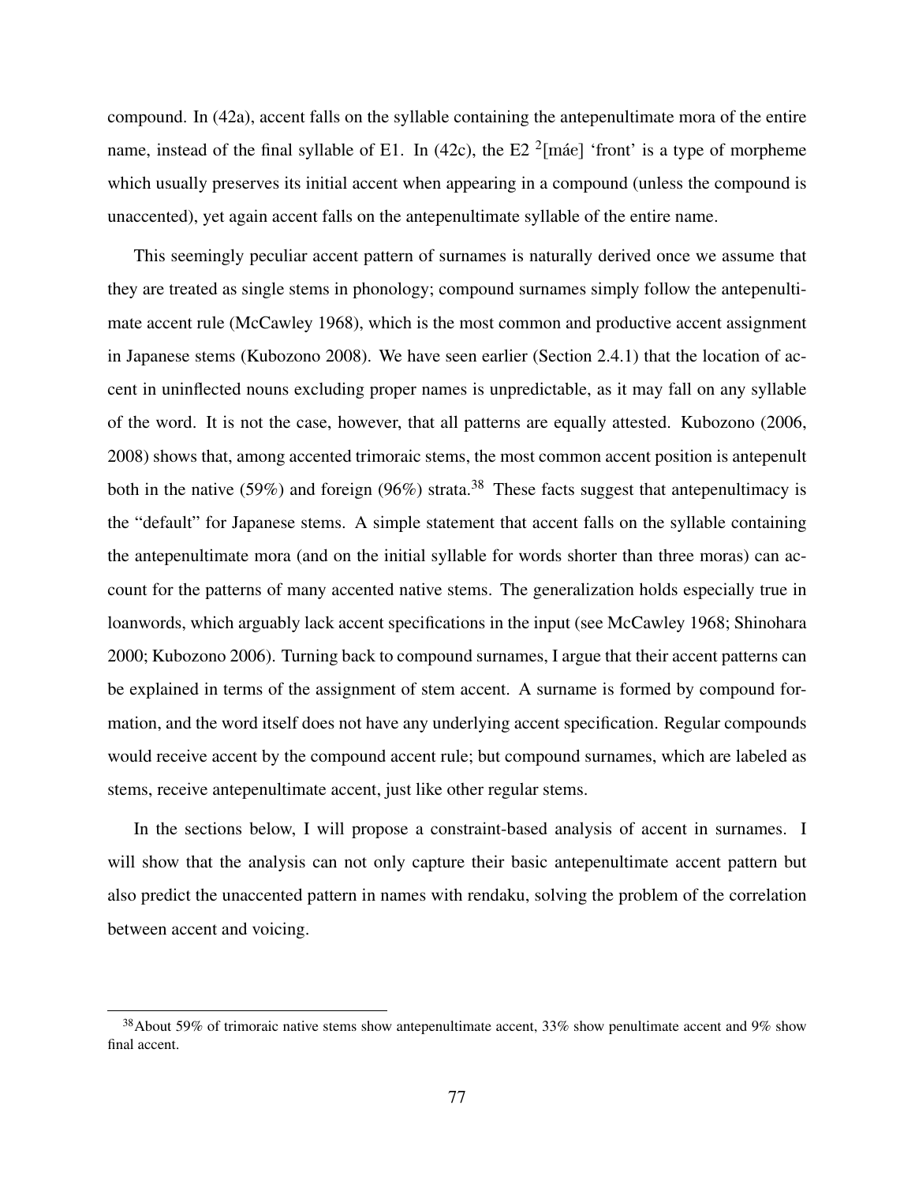compound. In (42a), accent falls on the syllable containing the antepenultimate mora of the entire name, instead of the final syllable of E1. In (42c), the E2 $^2$[máe] 'front' is a type of morpheme which usually preserves its initial accent when appearing in a compound (unless the compound is unaccented), yet again accent falls on the antepenultimate syllable of the entire name.

This seemingly peculiar accent pattern of surnames is naturally derived once we assume that they are treated as single stems in phonology; compound surnames simply follow the antepenultimate accent rule (McCawley 1968), which is the most common and productive accent assignment in Japanese stems (Kubozono 2008). We have seen earlier (Section 2.4.1) that the location of accent in uninflected nouns excluding proper names is unpredictable, as it may fall on any syllable of the word. It is not the case, however, that all patterns are equally attested. Kubozono (2006, 2008) shows that, among accented trimoraic stems, the most common accent position is antepenult both in the native (59%) and foreign (96%) strata.[38] These facts suggest that antepenultimacy is the "default" for Japanese stems. A simple statement that accent falls on the syllable containing the antepenultimate mora (and on the initial syllable for words shorter than three moras) can account for the patterns of many accented native stems. The generalization holds especially true in loanwords, which arguably lack accent specifications in the input (see McCawley 1968; Shinohara 2000; Kubozono 2006). Turning back to compound surnames, I argue that their accent patterns can be explained in terms of the assignment of stem accent. A surname is formed by compound formation, and the word itself does not have any underlying accent specification. Regular compounds would receive accent by the compound accent rule; but compound surnames, which are labeled as stems, receive antepenultimate accent, just like other regular stems.

In the sections below, I will propose a constraint-based analysis of accent in surnames. I will show that the analysis can not only capture their basic antepenultimate accent pattern but also predict the unaccented pattern in names with rendaku, solving the problem of the correlation between accent and voicing.

[38] About 59% of trimoraic native stems show antepenultimate accent, 33% show penultimate accent and 9% show final accent.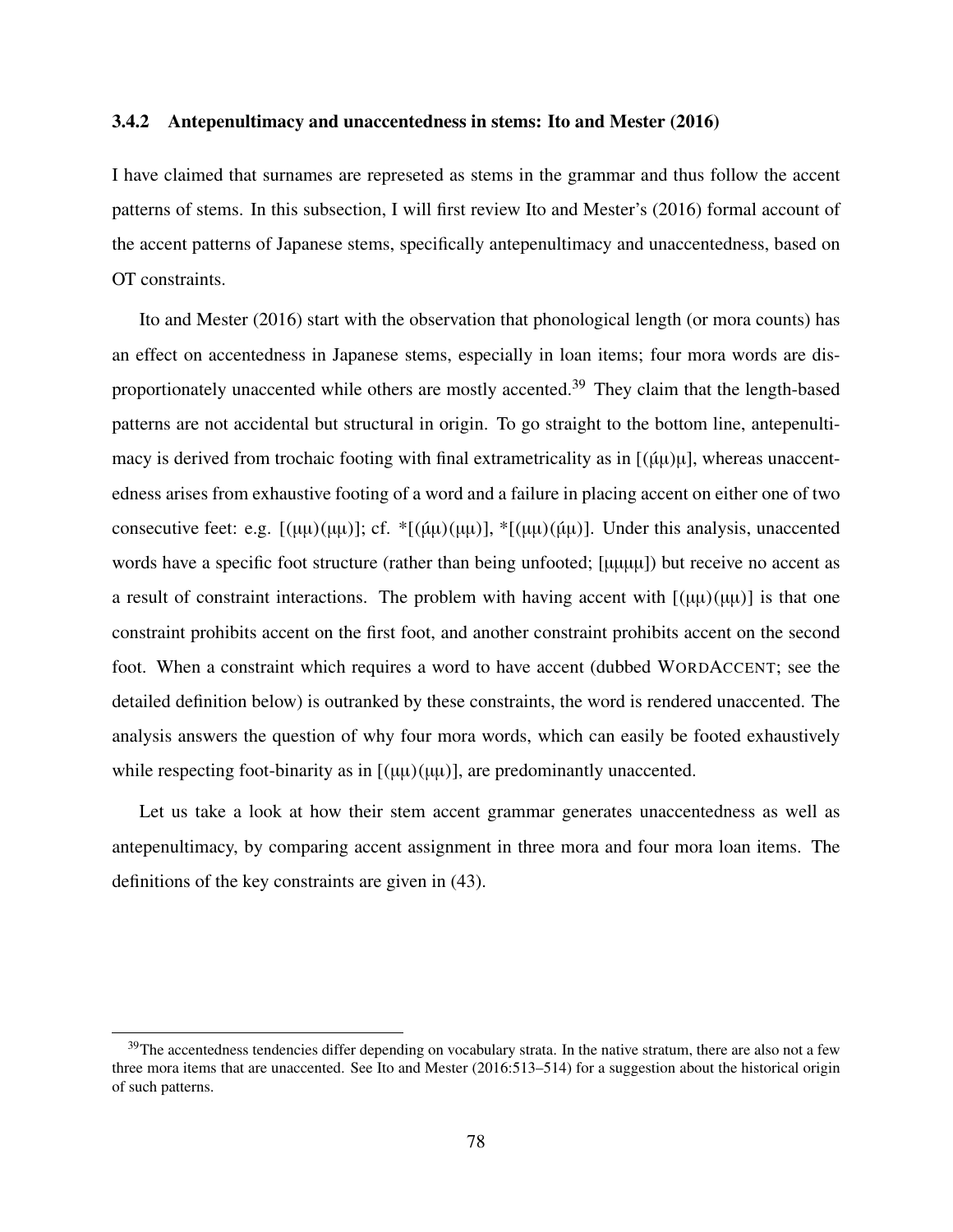### 3.4.2 Antepenultimacy and unaccentedness in stems: Ito and Mester (2016)

I have claimed that surnames are represeted as stems in the grammar and thus follow the accent patterns of stems. In this subsection, I will first review Ito and Mester's (2016) formal account of the accent patterns of Japanese stems, specifically antepenultimacy and unaccentedness, based on OT constraints.

Ito and Mester (2016) start with the observation that phonological length (or mora counts) has an effect on accentedness in Japanese stems, especially in loan items; four mora words are disproportionately unaccented while others are mostly accented.[39] They claim that the length-based patterns are not accidental but structural in origin. To go straight to the bottom line, antepenultimacy is derived from trochaic footing with final extrametricality as in [(μ́μ)μ], whereas unaccentedness arises from exhaustive footing of a word and a failure in placing accent on either one of two consecutive feet: e.g. [(μμ)(μμ)]; cf. *[(μ́μ)(μμ)], *[(μμ)(μ́μ)]. Under this analysis, unaccented words have a specific foot structure (rather than being unfooted; [μμμμ]) but receive no accent as a result of constraint interactions. The problem with having accent with [(μμ)(μμ)] is that one constraint prohibits accent on the first foot, and another constraint prohibits accent on the second foot. When a constraint which requires a word to have accent (dubbed WORDACCENT; see the detailed definition below) is outranked by these constraints, the word is rendered unaccented. The analysis answers the question of why four mora words, which can easily be footed exhaustively while respecting foot-binarity as in [(μμ)(μμ)], are predominantly unaccented.

Let us take a look at how their stem accent grammar generates unaccentedness as well as antepenultimacy, by comparing accent assignment in three mora and four mora loan items. The definitions of the key constraints are given in (43).

[39] The accentedness tendencies differ depending on vocabulary strata. In the native stratum, there are also not a few three mora items that are unaccented. See Ito and Mester (2016:513–514) for a suggestion about the historical origin of such patterns.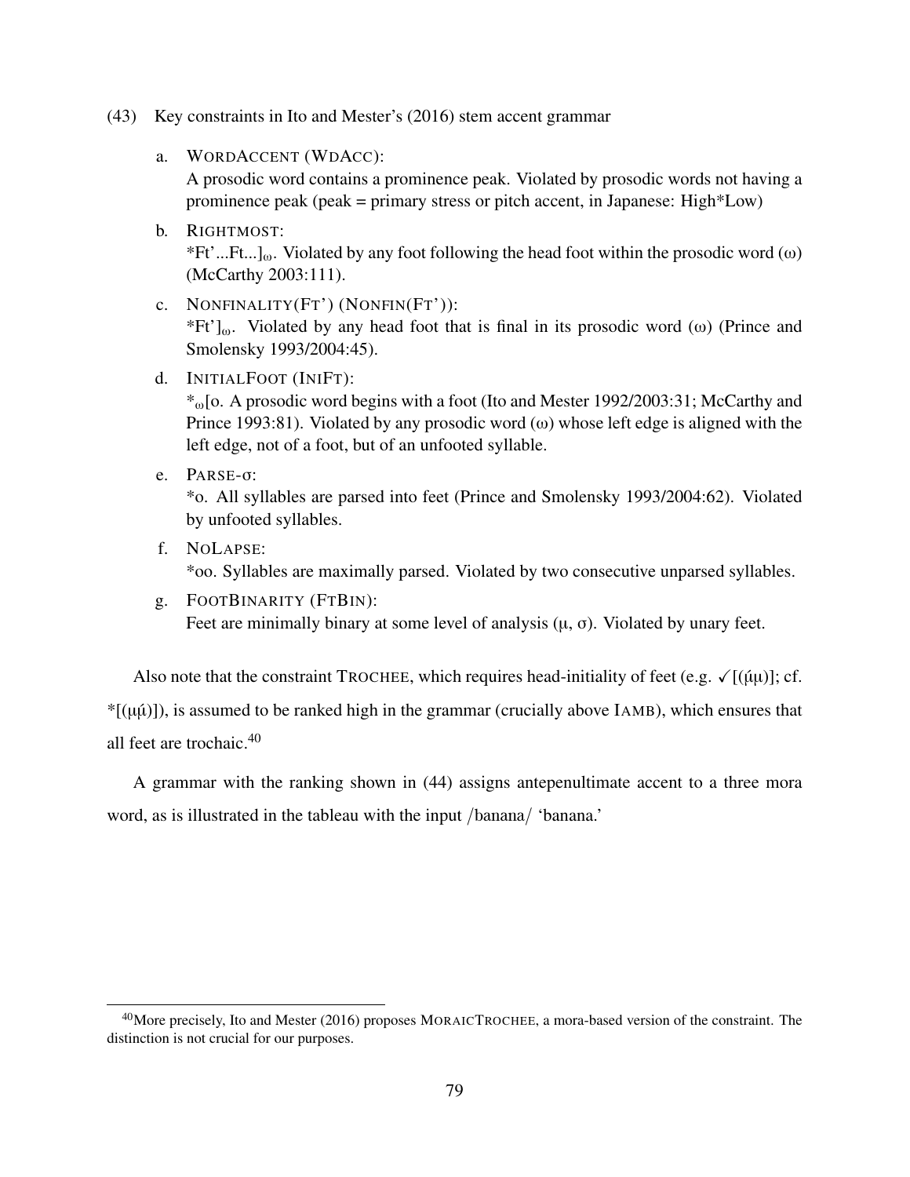(43) Key constraints in Ito and Mester's (2016) stem accent grammar

a. WORDACCENT (WDACC):
A prosodic word contains a prominence peak. Violated by prosodic words not having a prominence peak (peak = primary stress or pitch accent, in Japanese: High*Low)

b. RIGHTMOST:
*Ft'...Ft...]$_{\omega}$. Violated by any foot following the head foot within the prosodic word (ω) (McCarthy 2003:111).

c. NONFINALITY(FT') (NONFIN(FT')):
*Ft']$_{\omega}$. Violated by any head foot that is final in its prosodic word (ω) (Prince and Smolensky 1993/2004:45).

d. INITIALFOOT (INIFT):
*$_{\omega}$[o. A prosodic word begins with a foot (Ito and Mester 1992/2003:31; McCarthy and Prince 1993:81). Violated by any prosodic word (ω) whose left edge is aligned with the left edge, not of a foot, but of an unfooted syllable.

e. PARSE-σ:
*o. All syllables are parsed into feet (Prince and Smolensky 1993/2004:62). Violated by unfooted syllables.

f. NOLAPSE:
*oo. Syllables are maximally parsed. Violated by two consecutive unparsed syllables.

g. FOOTBINARITY (FTBIN):
Feet are minimally binary at some level of analysis (μ, σ). Violated by unary feet.

Also note that the constraint TROCHEE, which requires head-initiality of feet (e.g. ✓[(μ́μ)]; cf. *[(μμ́)]), is assumed to be ranked high in the grammar (crucially above IAMB), which ensures that all feet are trochaic.[40]

A grammar with the ranking shown in (44) assigns antepenultimate accent to a three mora word, as is illustrated in the tableau with the input /banana/ 'banana.'

[40]More precisely, Ito and Mester (2016) proposes MORAICTROCHEE, a mora-based version of the constraint. The distinction is not crucial for our purposes.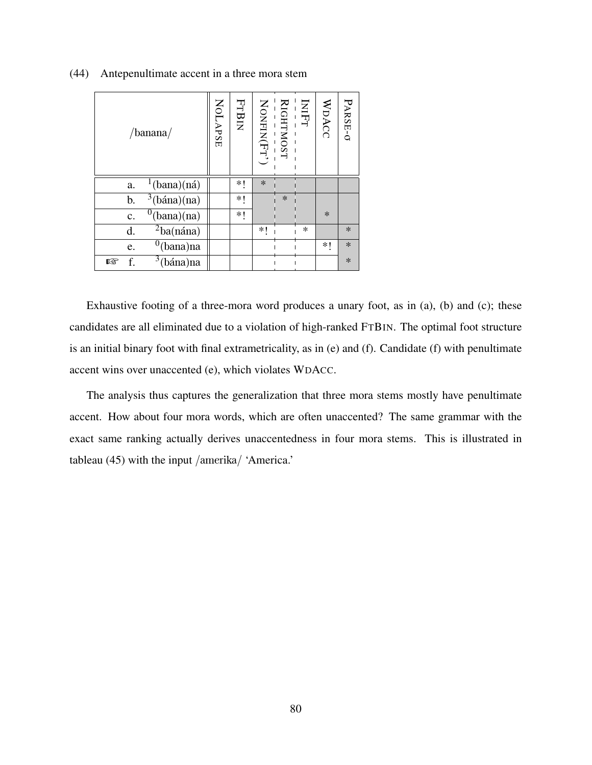(44) Antepenultimate accent in a three mora stem

| | /banana/ | NoLapse | FtBin | NonFin(Ft') | Rightmost | IniFt | WdAcc | Parse-σ |
|---|---|---|---|---|---|---|---|---|
| | a. [1](bana)(ná) | | *! | * | | | | |
| | b. [3](bána)(na) | | *! | | * | | | |
| | c. [0](bana)(na) | | *! | | | | * | |
| | d. [2]ba(nána) | | | *! | | * | | * |
| | e. [0](bana)na | | | | | | *! | * |
| ☞ | f. [3](bána)na | | | | | | | * |

Exhaustive footing of a three-mora word produces a unary foot, as in (a), (b) and (c); these candidates are all eliminated due to a violation of high-ranked FtBin. The optimal foot structure is an initial binary foot with final extrametricality, as in (e) and (f). Candidate (f) with penultimate accent wins over unaccented (e), which violates WdAcc.

The analysis thus captures the generalization that three mora stems mostly have penultimate accent. How about four mora words, which are often unaccented? The same grammar with the exact same ranking actually derives unaccentedness in four mora stems. This is illustrated in tableau (45) with the input /amerika/ 'America.'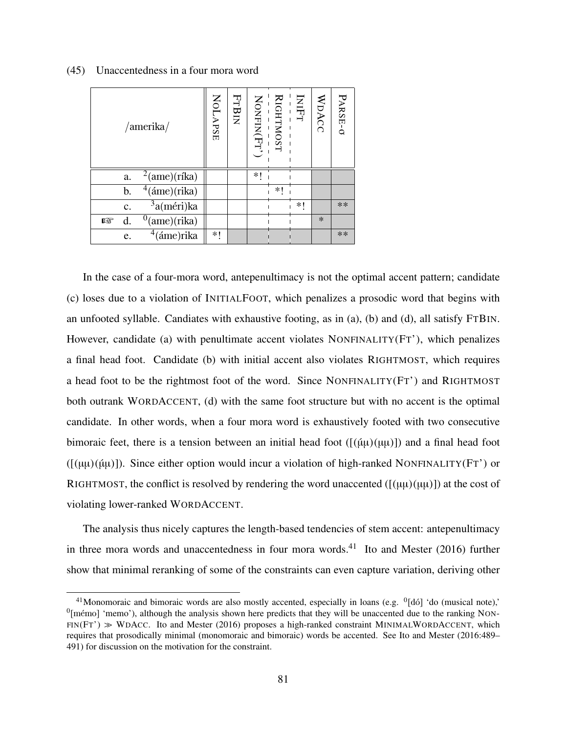(45) Unaccentedness in a four mora word

| | /amerika/ | NoLapse | FtBin | NonFin(Ft') | Rightmost | IniFt | WdAcc | Parse-σ |
|---|---|---|---|---|---|---|---|---|
| | a. [2](ame)(ríka) | | | *! | | | | |
| | b. [4](áme)(rika) | | | | *! | | | |
| | c. [3]a(méri)ka | | | | | *! | | ** |
| ☞ | d. [0](ame)(rika) | | | | | | * | |
| | e. [4](áme)rika | *! | | | | | | ** |

In the case of a four-mora word, antepenultimacy is not the optimal accent pattern; candidate (c) loses due to a violation of InitialFoot, which penalizes a prosodic word that begins with an unfooted syllable. Candiates with exhaustive footing, as in (a), (b) and (d), all satisfy FtBin. However, candidate (a) with penultimate accent violates Nonfinality(Ft'), which penalizes a final head foot. Candidate (b) with initial accent also violates Rightmost, which requires a head foot to be the rightmost foot of the word. Since Nonfinality(Ft') and Rightmost both outrank WordAccent, (d) with the same foot structure but with no accent is the optimal candidate. In other words, when a four mora word is exhaustively footed with two consecutive bimoraic feet, there is a tension between an initial head foot ([(μ́μ)(μμ)]) and a final head foot ([(μμ)(μ́μ)]). Since either option would incur a violation of high-ranked Nonfinality(Ft') or Rightmost, the conflict is resolved by rendering the word unaccented ([(μμ)(μμ)]) at the cost of violating lower-ranked WordAccent.

The analysis thus nicely captures the length-based tendencies of stem accent: antepenultimacy in three mora words and unaccentedness in four mora words.[41] Ito and Mester (2016) further show that minimal reranking of some of the constraints can even capture variation, deriving other

[41] Monomoraic and bimoraic words are also mostly accented, especially in loans (e.g. [0][dó] 'do (musical note),' [0][mémo] 'memo'), although the analysis shown here predicts that they will be unaccented due to the ranking Nonfin(Ft') ≫ WdAcc. Ito and Mester (2016) proposes a high-ranked constraint MinimalWordAccent, which requires that prosodically minimal (monomoraic and bimoraic) words be accented. See Ito and Mester (2016:489–491) for discussion on the motivation for the constraint.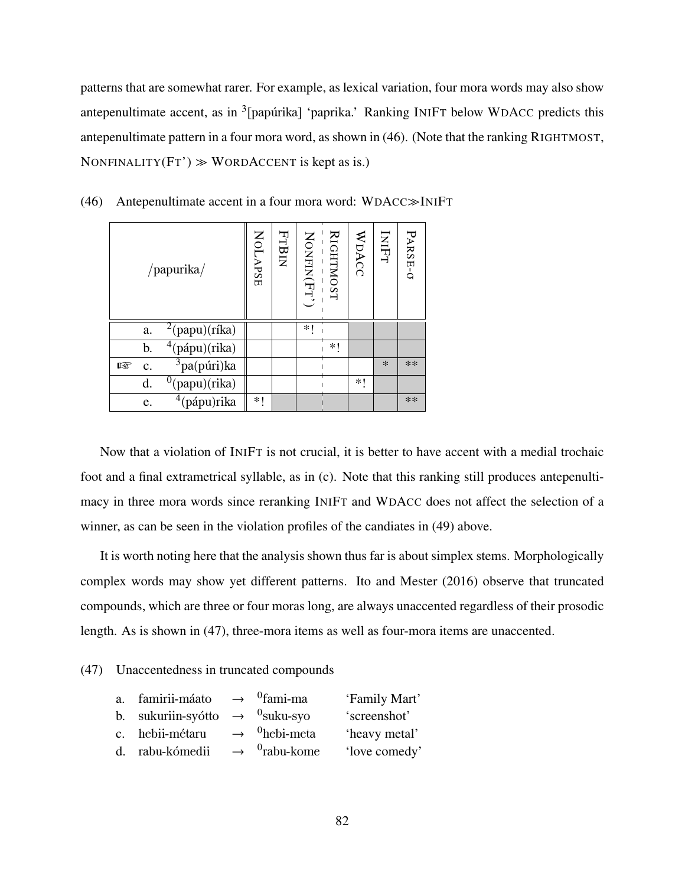patterns that are somewhat rarer. For example, as lexical variation, four mora words may also show antepenultimate accent, as in $^3$[papúrika] 'paprika.' Ranking INIFT below WDACC predicts this antepenultimate pattern in a four mora word, as shown in (46). (Note that the ranking RIGHTMOST, NONFINALITY(FT') ≫ WORDACCENT is kept as is.)

(46) Antepenultimate accent in a four mora word: WDACC≫INIFT

| | | /papurika/ | NOLAPSE | FTBIN | NONFIN(FT') | RIGHTMOST | WDACC | INIFT | PARSE-σ |
|---|---|---|---|---|---|---|---|---|---|
| | a. | $^2$(papu)(ríka) | | | *! | | | | |
| | b. | $^4$(pápu)(rika) | | | | *! | | | |
| ☞ | c. | $^3$pa(púri)ka | | | | | | * | ** |
| | d. | $^0$(papu)(rika) | | | | | *! | | |
| | e. | $^4$(pápu)rika | *! | | | | | | ** |

Now that a violation of INIFT is not crucial, it is better to have accent with a medial trochaic foot and a final extrametrical syllable, as in (c). Note that this ranking still produces antepenultimacy in three mora words since reranking INIFT and WDACC does not affect the selection of a winner, as can be seen in the violation profiles of the candiates in (49) above.

It is worth noting here that the analysis shown thus far is about simplex stems. Morphologically complex words may show yet different patterns. Ito and Mester (2016) observe that truncated compounds, which are three or four moras long, are always unaccented regardless of their prosodic length. As is shown in (47), three-mora items as well as four-mora items are unaccented.

(47) Unaccentedness in truncated compounds

| | | | | |
|---|---|---|---|---|
| a. | famirii-máato | → | $^0$fami-ma | 'Family Mart' |
| b. | sukuriin-syótto | → | $^0$suku-syo | 'screenshot' |
| c. | hebii-métaru | → | $^0$hebi-meta | 'heavy metal' |
| d. | rabu-kómedii | → | $^0$rabu-kome | 'love comedy' |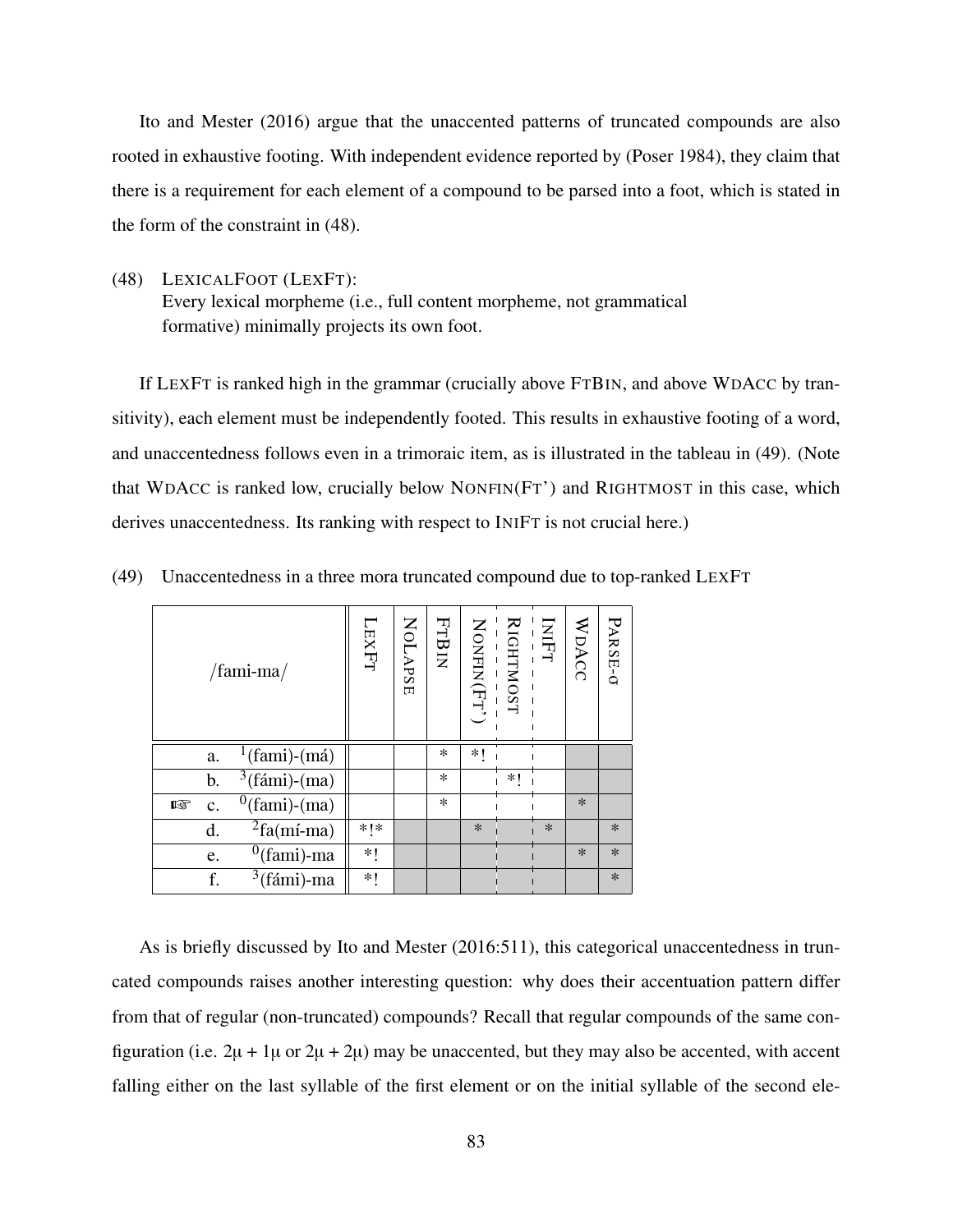Ito and Mester (2016) argue that the unaccented patterns of truncated compounds are also rooted in exhaustive footing. With independent evidence reported by (Poser 1984), they claim that there is a requirement for each element of a compound to be parsed into a foot, which is stated in the form of the constraint in (48).

(48) LEXICALFOOT (LEXFT):
Every lexical morpheme (i.e., full content morpheme, not grammatical formative) minimally projects its own foot.

If LEXFT is ranked high in the grammar (crucially above FTBIN, and above WDACC by transitivity), each element must be independently footed. This results in exhaustive footing of a word, and unaccentedness follows even in a trimoraic item, as is illustrated in the tableau in (49). (Note that WDACC is ranked low, crucially below NONFIN(FT') and RIGHTMOST in this case, which derives unaccentedness. Its ranking with respect to INIFT is not crucial here.)

(49) Unaccentedness in a three mora truncated compound due to top-ranked LEXFT

| /fami-ma/ | | | LEXFT | NOLAPSE | FTBIN | NONFIN(FT') | RIGHTMOST | INIFT | WDACC | PARSE-σ |
|---|---|---|---|---|---|---|---|---|---|---|
| | a. | $^{1}$(fami)-(má) | | | * | *! | | | | |
| | b. | $^{3}$(fámi)-(ma) | | | * | | *! | | | |
| ☞ | c. | $^{0}$(fami)-(ma) | | | * | | | | * | |
| | d. | $^{2}$fa(mí-ma) | *!* | | | * | | * | | * |
| | e. | $^{0}$(fami)-ma | *! | | | | | | * | * |
| | f. | $^{3}$(fámi)-ma | *! | | | | | | | * |

As is briefly discussed by Ito and Mester (2016:511), this categorical unaccentedness in truncated compounds raises another interesting question: why does their accentuation pattern differ from that of regular (non-truncated) compounds? Recall that regular compounds of the same configuration (i.e. 2μ + 1μ or 2μ + 2μ) may be unaccented, but they may also be accented, with accent falling either on the last syllable of the first element or on the initial syllable of the second ele-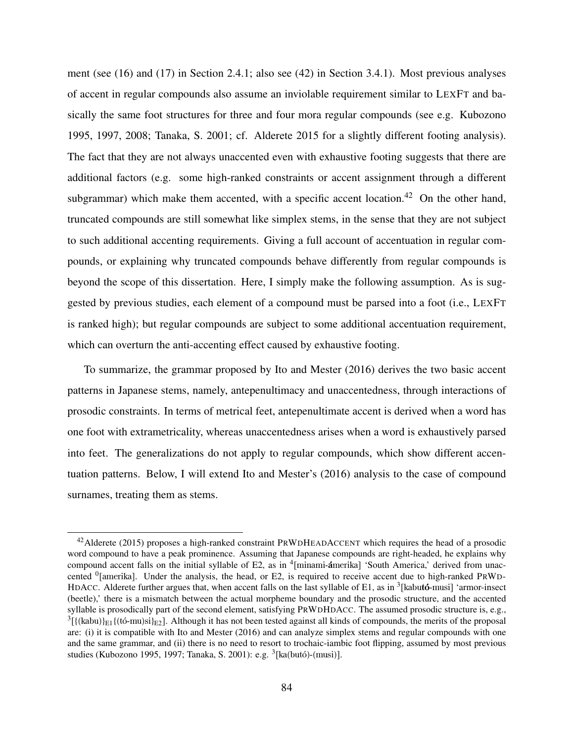ment (see (16) and (17) in Section 2.4.1; also see (42) in Section 3.4.1). Most previous analyses of accent in regular compounds also assume an inviolable requirement similar to LEXFT and basically the same foot structures for three and four mora regular compounds (see e.g. Kubozono 1995, 1997, 2008; Tanaka, S. 2001; cf. Alderete 2015 for a slightly different footing analysis). The fact that they are not always unaccented even with exhaustive footing suggests that there are additional factors (e.g. some high-ranked constraints or accent assignment through a different subgrammar) which make them accented, with a specific accent location.[42] On the other hand, truncated compounds are still somewhat like simplex stems, in the sense that they are not subject to such additional accenting requirements. Giving a full account of accentuation in regular compounds, or explaining why truncated compounds behave differently from regular compounds is beyond the scope of this dissertation. Here, I simply make the following assumption. As is suggested by previous studies, each element of a compound must be parsed into a foot (i.e., LEXFT is ranked high); but regular compounds are subject to some additional accentuation requirement, which can overturn the anti-accenting effect caused by exhaustive footing.

To summarize, the grammar proposed by Ito and Mester (2016) derives the two basic accent patterns in Japanese stems, namely, antepenultimacy and unaccentedness, through interactions of prosodic constraints. In terms of metrical feet, antepenultimate accent is derived when a word has one foot with extrametricality, whereas unaccentedness arises when a word is exhaustively parsed into feet. The generalizations do not apply to regular compounds, which show different accentuation patterns. Below, I will extend Ito and Mester's (2016) analysis to the case of compound surnames, treating them as stems.

---

[42] Alderete (2015) proposes a high-ranked constraint PRWDHEADACCENT which requires the head of a prosodic word compound to have a peak prominence. Assuming that Japanese compounds are right-headed, he explains why compound accent falls on the initial syllable of E2, as in $^{4}$[minami-**á**merika] 'South America,' derived from unaccented $^{0}$[amerika]. Under the analysis, the head, or E2, is required to receive accent due to high-ranked PRWDHDACC. Alderete further argues that, when accent falls on the last syllable of E1, as in $^{3}$[kabu**tó**-musi] 'armor-insect (beetle),' there is a mismatch between the actual morpheme boundary and the prosodic structure, and the accented syllable is prosodically part of the second element, satisfying PRWDHDACC. The assumed prosodic structure is, e.g., $^{3}$[{(kabu)}$_{E1}${(tó-mu)si}$_{E2}$]. Although it has not been tested against all kinds of compounds, the merits of the proposal are: (i) it is compatible with Ito and Mester (2016) and can analyze simplex stems and regular compounds with one and the same grammar, and (ii) there is no need to resort to trochaic-iambic foot flipping, assumed by most previous studies (Kubozono 1995, 1997; Tanaka, S. 2001): e.g. $^{3}$[ka(butó)-(musi)].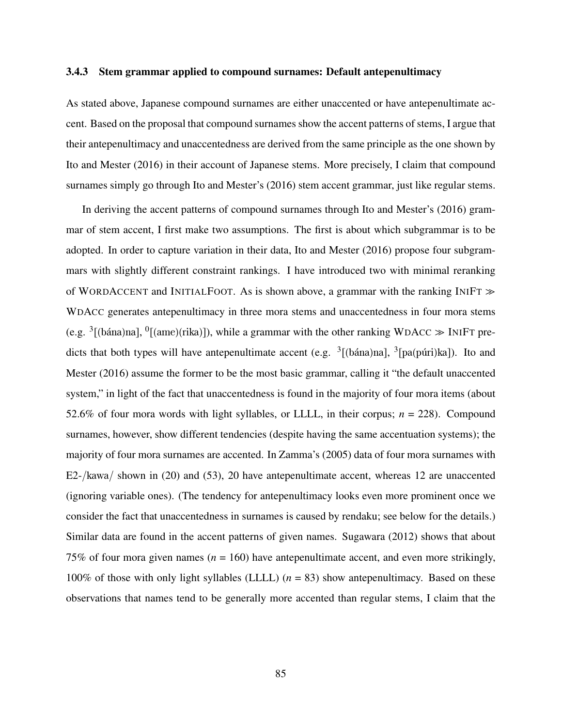### 3.4.3 Stem grammar applied to compound surnames: Default antepenultimacy

As stated above, Japanese compound surnames are either unaccented or have antepenultimate accent. Based on the proposal that compound surnames show the accent patterns of stems, I argue that their antepenultimacy and unaccentedness are derived from the same principle as the one shown by Ito and Mester (2016) in their account of Japanese stems. More precisely, I claim that compound surnames simply go through Ito and Mester's (2016) stem accent grammar, just like regular stems.

In deriving the accent patterns of compound surnames through Ito and Mester's (2016) grammar of stem accent, I first make two assumptions. The first is about which subgrammar is to be adopted. In order to capture variation in their data, Ito and Mester (2016) propose four subgrammars with slightly different constraint rankings. I have introduced two with minimal reranking of WORDACCENT and INITIALFOOT. As is shown above, a grammar with the ranking INIFT ≫ WDACC generates antepenultimacy in three mora stems and unaccentedness in four mora stems (e.g. $^3$[(bána)na], $^0$[(ame)(rika)]), while a grammar with the other ranking WDACC ≫ INIFT predicts that both types will have antepenultimate accent (e.g. $^3$[(bána)na], $^3$[pa(púri)ka]). Ito and Mester (2016) assume the former to be the most basic grammar, calling it "the default unaccented system," in light of the fact that unaccentedness is found in the majority of four mora items (about 52.6% of four mora words with light syllables, or LLLL, in their corpus; *n* = 228). Compound surnames, however, show different tendencies (despite having the same accentuation systems); the majority of four mora surnames are accented. In Zamma's (2005) data of four mora surnames with E2-/kawa/ shown in (20) and (53), 20 have antepenultimate accent, whereas 12 are unaccented (ignoring variable ones). (The tendency for antepenultimacy looks even more prominent once we consider the fact that unaccentedness in surnames is caused by rendaku; see below for the details.) Similar data are found in the accent patterns of given names. Sugawara (2012) shows that about 75% of four mora given names (*n* = 160) have antepenultimate accent, and even more strikingly, 100% of those with only light syllables (LLLL) (*n* = 83) show antepenultimacy. Based on these observations that names tend to be generally more accented than regular stems, I claim that the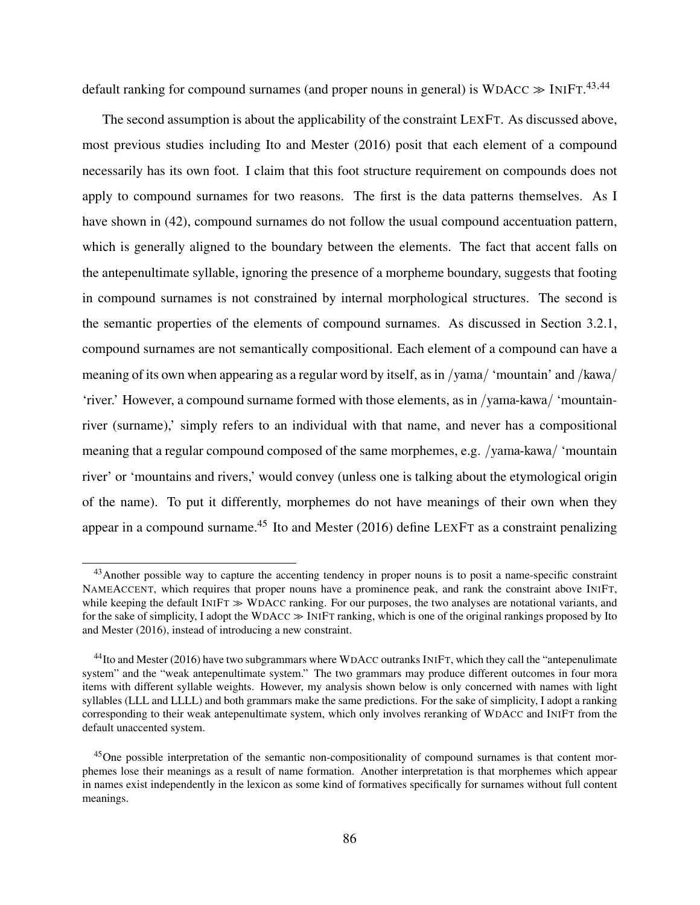default ranking for compound surnames (and proper nouns in general) is WDACC ≫ INIFT.[43,44]

The second assumption is about the applicability of the constraint LEXFT. As discussed above, most previous studies including Ito and Mester (2016) posit that each element of a compound necessarily has its own foot. I claim that this foot structure requirement on compounds does not apply to compound surnames for two reasons. The first is the data patterns themselves. As I have shown in (42), compound surnames do not follow the usual compound accentuation pattern, which is generally aligned to the boundary between the elements. The fact that accent falls on the antepenultimate syllable, ignoring the presence of a morpheme boundary, suggests that footing in compound surnames is not constrained by internal morphological structures. The second is the semantic properties of the elements of compound surnames. As discussed in Section 3.2.1, compound surnames are not semantically compositional. Each element of a compound can have a meaning of its own when appearing as a regular word by itself, as in /yama/ 'mountain' and /kawa/ 'river.' However, a compound surname formed with those elements, as in /yama-kawa/ 'mountain-river (surname),' simply refers to an individual with that name, and never has a compositional meaning that a regular compound composed of the same morphemes, e.g. /yama-kawa/ 'mountain river' or 'mountains and rivers,' would convey (unless one is talking about the etymological origin of the name). To put it differently, morphemes do not have meanings of their own when they appear in a compound surname.[45] Ito and Mester (2016) define LEXFT as a constraint penalizing

---

[43] Another possible way to capture the accenting tendency in proper nouns is to posit a name-specific constraint NAMEACCENT, which requires that proper nouns have a prominence peak, and rank the constraint above INIFT, while keeping the default INIFT ≫ WDACC ranking. For our purposes, the two analyses are notational variants, and for the sake of simplicity, I adopt the WDACC ≫ INIFT ranking, which is one of the original rankings proposed by Ito and Mester (2016), instead of introducing a new constraint.

[44] Ito and Mester (2016) have two subgrammars where WDACC outranks INIFT, which they call the "antepenulimate system" and the "weak antepenultimate system." The two grammars may produce different outcomes in four mora items with different syllable weights. However, my analysis shown below is only concerned with names with light syllables (LLL and LLLL) and both grammars make the same predictions. For the sake of simplicity, I adopt a ranking corresponding to their weak antepenultimate system, which only involves reranking of WDACC and INIFT from the default unaccented system.

[45] One possible interpretation of the semantic non-compositionality of compound surnames is that content morphemes lose their meanings as a result of name formation. Another interpretation is that morphemes which appear in names exist independently in the lexicon as some kind of formatives specifically for surnames without full content meanings.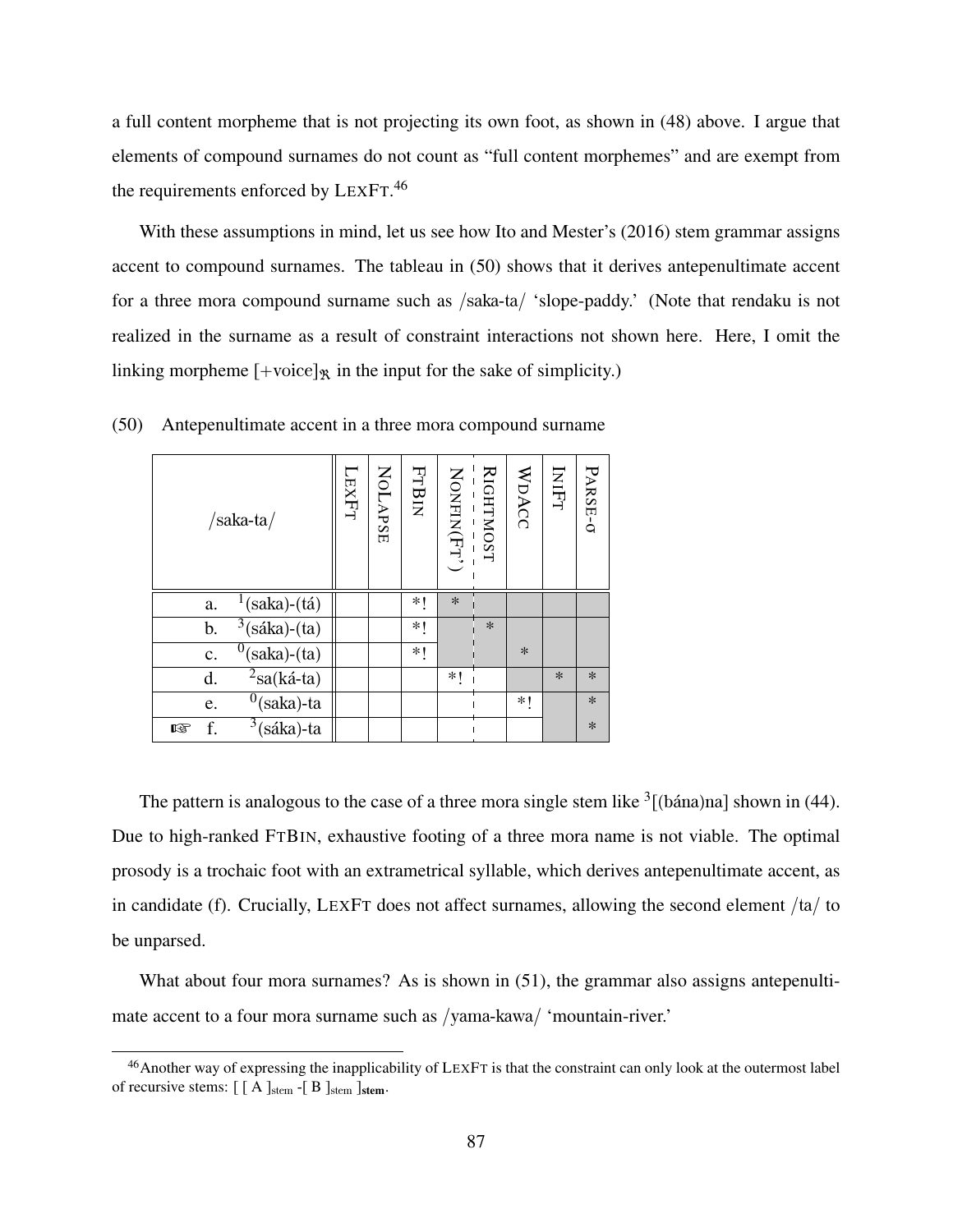a full content morpheme that is not projecting its own foot, as shown in (48) above. I argue that elements of compound surnames do not count as "full content morphemes" and are exempt from the requirements enforced by LEXFT.[46]

With these assumptions in mind, let us see how Ito and Mester's (2016) stem grammar assigns accent to compound surnames. The tableau in (50) shows that it derives antepenultimate accent for a three mora compound surname such as /saka-ta/ 'slope-paddy.' (Note that rendaku is not realized in the surname as a result of constraint interactions not shown here. Here, I omit the linking morpheme $[+\text{voice}]_{\mathfrak{R}}$ in the input for the sake of simplicity.)

(50) Antepenultimate accent in a three mora compound surname

| /saka-ta/ | | LEXFT | NOLAPSE | FTBIN | NONFIN(FT') | RIGHTMOST | WDACC | INIFT | PARSE-σ |
|---|---|---|---|---|---|---|---|---|---|
| | a. [1](saka)-(tá) | | | *! | * | | | | |
| | b. [3](sáka)-(ta) | | | *! | | * | | | |
| | c. [0](saka)-(ta) | | | *! | | | * | | |
| | d. [2]sa(ká-ta) | | | | *! | | | * | * |
| | e. [0](saka)-ta | | | | | | *! | | * |
| ☞ | f. [3](sáka)-ta | | | | | | | | * |

The pattern is analogous to the case of a three mora single stem like [3][(bána)na] shown in (44). Due to high-ranked FTBIN, exhaustive footing of a three mora name is not viable. The optimal prosody is a trochaic foot with an extrametrical syllable, which derives antepenultimate accent, as in candidate (f). Crucially, LEXFT does not affect surnames, allowing the second element /ta/ to be unparsed.

What about four mora surnames? As is shown in (51), the grammar also assigns antepenultimate accent to a four mora surname such as /yama-kawa/ 'mountain-river.'

[46] Another way of expressing the inapplicability of LEXFT is that the constraint can only look at the outermost label of recursive stems: $[\,[\text{ A }]_{\text{stem}}\text{ -}[\text{ B }]_{\text{stem}}\,]_{\textbf{stem}}$.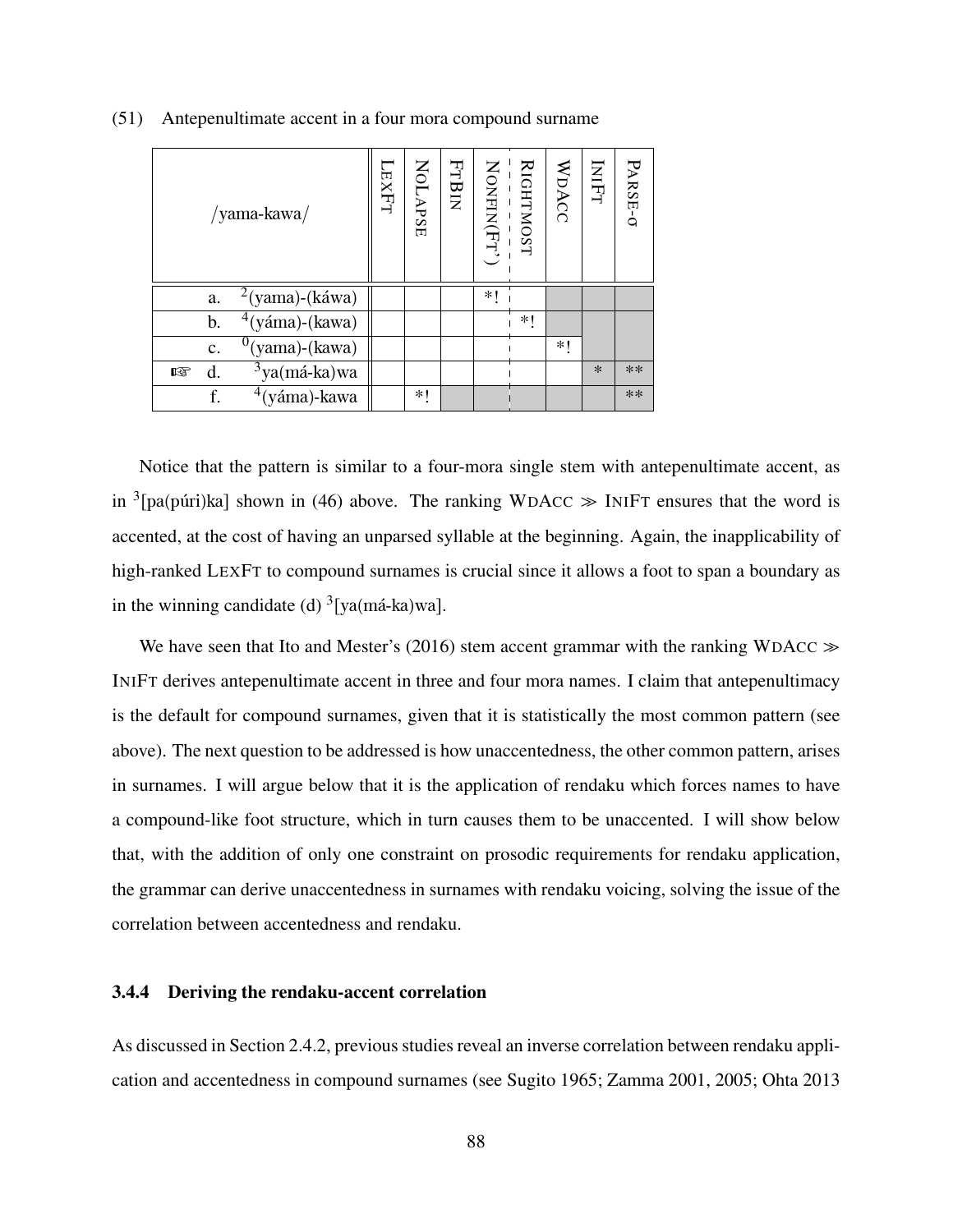(51) Antepenultimate accent in a four mora compound surname

| | /yama-kawa/ | LEXFT | NOLAPSE | FTBIN | NONFIN(FT') | RIGHTMOST | WDACC | INIFT | PARSE-σ |
|---|---|---|---|---|---|---|---|---|---|
| | a. $^{2}$(yama)-(káwa) | | | | *! | | | | |
| | b. $^{4}$(yáma)-(kawa) | | | | | *! | | | |
| | c. $^{0}$(yama)-(kawa) | | | | | | *! | | |
| ☞ | d. $^{3}$ya(má-ka)wa | | | | | | | * | ** |
| | f. $^{4}$(yáma)-kawa | | *! | | | | | | ** |

Notice that the pattern is similar to a four-mora single stem with antepenultimate accent, as in $^{3}$[pa(púri)ka] shown in (46) above. The ranking WDACC ≫ INIFT ensures that the word is accented, at the cost of having an unparsed syllable at the beginning. Again, the inapplicability of high-ranked LEXFT to compound surnames is crucial since it allows a foot to span a boundary as in the winning candidate (d) $^{3}$[ya(má-ka)wa].

We have seen that Ito and Mester's (2016) stem accent grammar with the ranking WDACC ≫ INIFT derives antepenultimate accent in three and four mora names. I claim that antepenultimacy is the default for compound surnames, given that it is statistically the most common pattern (see above). The next question to be addressed is how unaccentedness, the other common pattern, arises in surnames. I will argue below that it is the application of rendaku which forces names to have a compound-like foot structure, which in turn causes them to be unaccented. I will show below that, with the addition of only one constraint on prosodic requirements for rendaku application, the grammar can derive unaccentedness in surnames with rendaku voicing, solving the issue of the correlation between accentedness and rendaku.

### 3.4.4 Deriving the rendaku-accent correlation

As discussed in Section 2.4.2, previous studies reveal an inverse correlation between rendaku application and accentedness in compound surnames (see Sugito 1965; Zamma 2001, 2005; Ohta 2013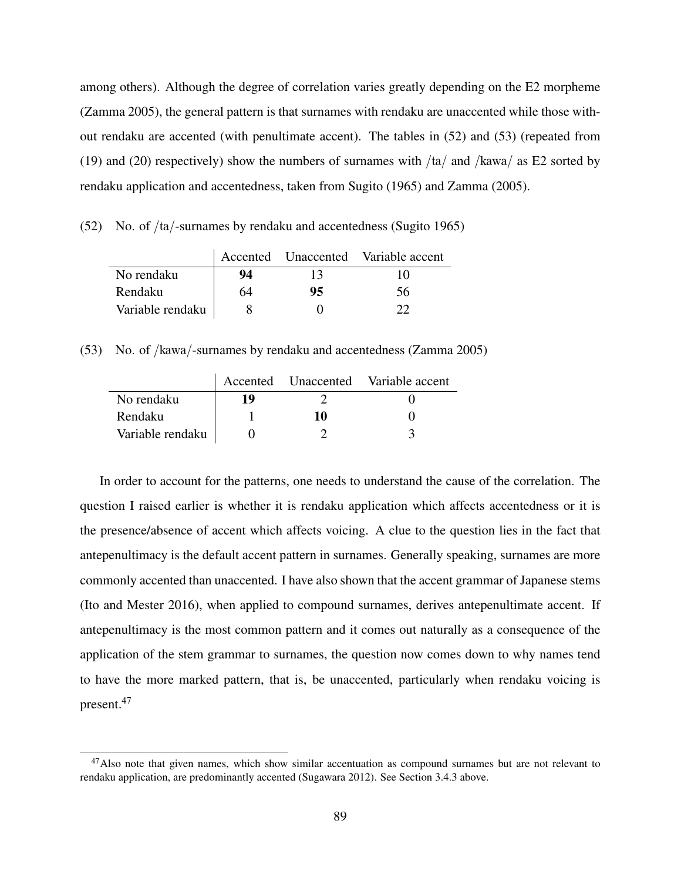among others). Although the degree of correlation varies greatly depending on the E2 morpheme (Zamma 2005), the general pattern is that surnames with rendaku are unaccented while those without rendaku are accented (with penultimate accent). The tables in (52) and (53) (repeated from (19) and (20) respectively) show the numbers of surnames with /ta/ and /kawa/ as E2 sorted by rendaku application and accentedness, taken from Sugito (1965) and Zamma (2005).

(52) No. of /ta/-surnames by rendaku and accentedness (Sugito 1965)

| | Accented | Unaccented | Variable accent |
|---|---|---|---|
| No rendaku | **94** | 13 | 10 |
| Rendaku | 64 | **95** | 56 |
| Variable rendaku | 8 | 0 | 22 |

(53) No. of /kawa/-surnames by rendaku and accentedness (Zamma 2005)

| | Accented | Unaccented | Variable accent |
|---|---|---|---|
| No rendaku | **19** | 2 | 0 |
| Rendaku | 1 | **10** | 0 |
| Variable rendaku | 0 | 2 | 3 |

In order to account for the patterns, one needs to understand the cause of the correlation. The question I raised earlier is whether it is rendaku application which affects accentedness or it is the presence/absence of accent which affects voicing. A clue to the question lies in the fact that antepenultimacy is the default accent pattern in surnames. Generally speaking, surnames are more commonly accented than unaccented. I have also shown that the accent grammar of Japanese stems (Ito and Mester 2016), when applied to compound surnames, derives antepenultimate accent. If antepenultimacy is the most common pattern and it comes out naturally as a consequence of the application of the stem grammar to surnames, the question now comes down to why names tend to have the more marked pattern, that is, be unaccented, particularly when rendaku voicing is present.[47]

[47] Also note that given names, which show similar accentuation as compound surnames but are not relevant to rendaku application, are predominantly accented (Sugawara 2012). See Section 3.4.3 above.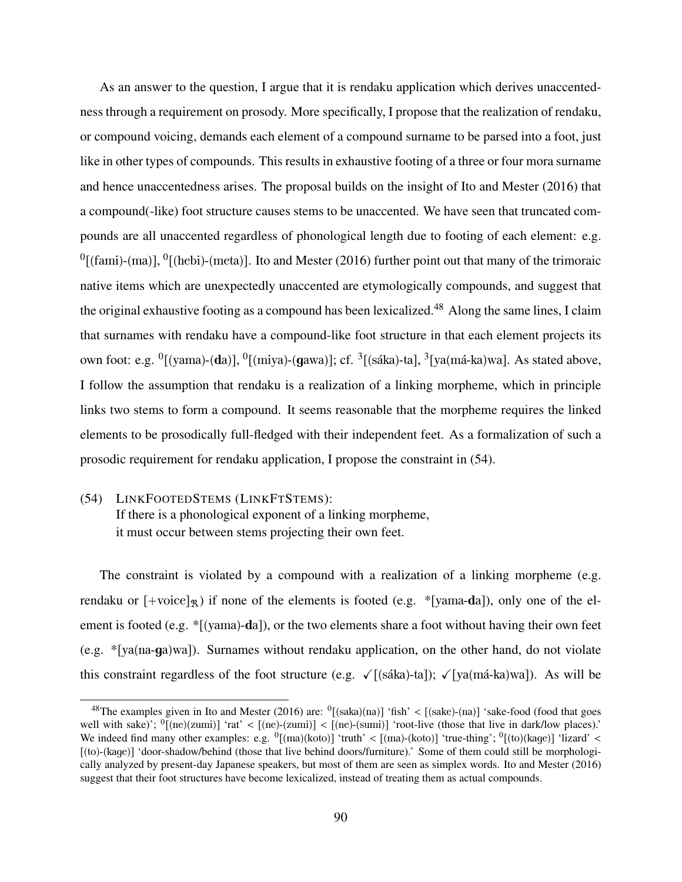As an answer to the question, I argue that it is rendaku application which derives unaccentedness through a requirement on prosody. More specifically, I propose that the realization of rendaku, or compound voicing, demands each element of a compound surname to be parsed into a foot, just like in other types of compounds. This results in exhaustive footing of a three or four mora surname and hence unaccentedness arises. The proposal builds on the insight of Ito and Mester (2016) that a compound(-like) foot structure causes stems to be unaccented. We have seen that truncated compounds are all unaccented regardless of phonological length due to footing of each element: e.g. $^{0}$[(fami)-(ma)], $^{0}$[(hebi)-(meta)]. Ito and Mester (2016) further point out that many of the trimoraic native items which are unexpectedly unaccented are etymologically compounds, and suggest that the original exhaustive footing as a compound has been lexicalized.[48] Along the same lines, I claim that surnames with rendaku have a compound-like foot structure in that each element projects its own foot: e.g. $^{0}$[(yama)-(**d**a)], $^{0}$[(miya)-(**g**awa)]; cf. $^{3}$[(sáka)-ta], $^{3}$[ya(má-ka)wa]. As stated above, I follow the assumption that rendaku is a realization of a linking morpheme, which in principle links two stems to form a compound. It seems reasonable that the morpheme requires the linked elements to be prosodically full-fledged with their independent feet. As a formalization of such a prosodic requirement for rendaku application, I propose the constraint in (54).

(54) LINKFOOTEDSTEMS (LINKFTSTEMS):
If there is a phonological exponent of a linking morpheme,
it must occur between stems projecting their own feet.

The constraint is violated by a compound with a realization of a linking morpheme (e.g. rendaku or $[+\text{voice}]_{\mathfrak{R}}$) if none of the elements is footed (e.g. *[yama-**d**a]), only one of the element is footed (e.g. *[(yama)-**d**a]), or the two elements share a foot without having their own feet (e.g. *[ya(na-**g**a)wa]). Surnames without rendaku application, on the other hand, do not violate this constraint regardless of the foot structure (e.g. ✓[(sáka)-ta]; ✓[ya(má-ka)wa]). As will be

[48] The examples given in Ito and Mester (2016) are: $^{0}$[(saka)(na)] 'fish' < [(sake)-(na)] 'sake-food (food that goes well with sake)'; $^{0}$[(ne)(zumi)] 'rat' < [(ne)-(zumi)] < [(ne)-(sumi)] 'root-live (those that live in dark/low places).' We indeed find many other examples: e.g. $^{0}$[(ma)(koto)] 'truth' < [(ma)-(koto)] 'true-thing'; $^{0}$[(to)(kage)] 'lizard' < [(to)-(kage)] 'door-shadow/behind (those that live behind doors/furniture).' Some of them could still be morphologically analyzed by present-day Japanese speakers, but most of them are seen as simplex words. Ito and Mester (2016) suggest that their foot structures have become lexicalized, instead of treating them as actual compounds.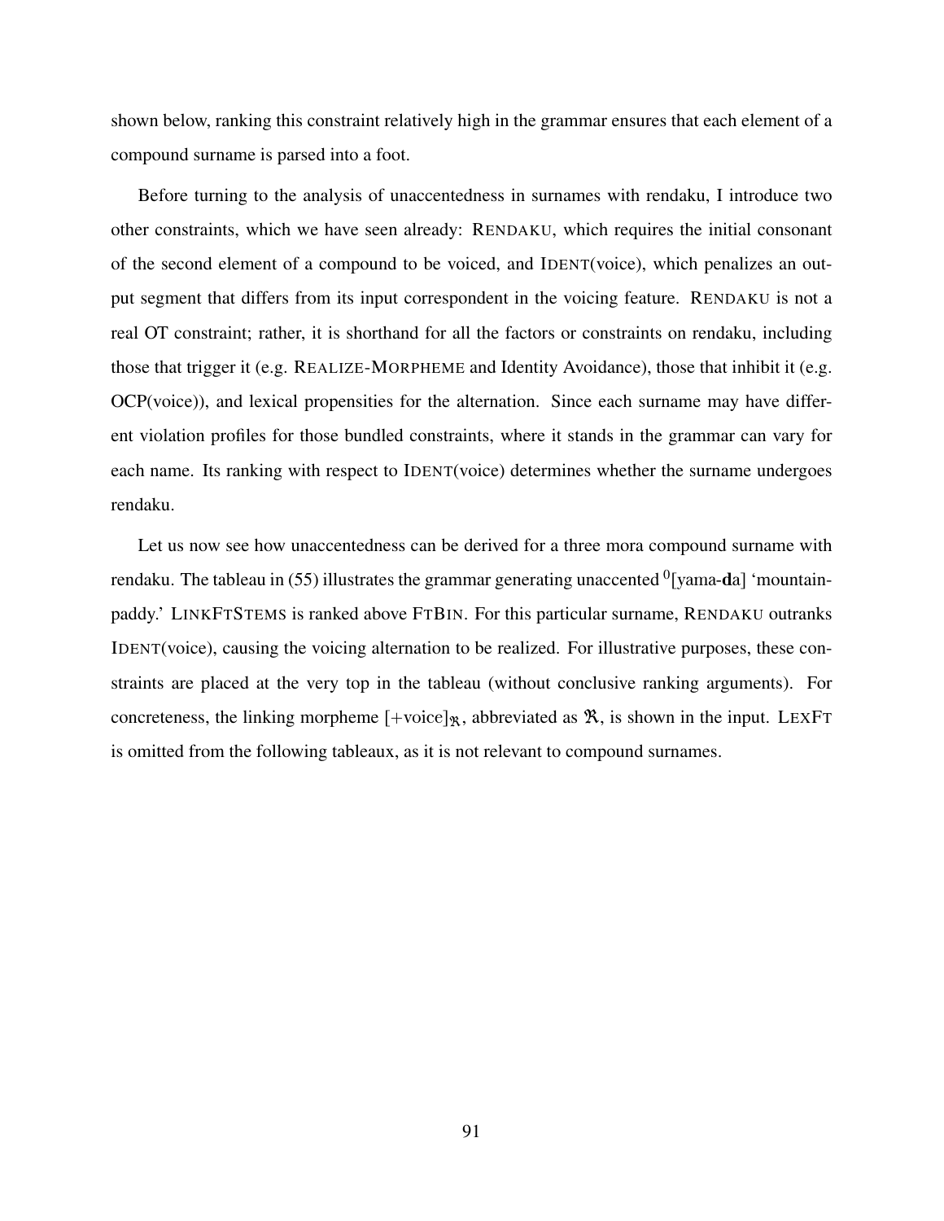shown below, ranking this constraint relatively high in the grammar ensures that each element of a compound surname is parsed into a foot.

Before turning to the analysis of unaccentedness in surnames with rendaku, I introduce two other constraints, which we have seen already: RENDAKU, which requires the initial consonant of the second element of a compound to be voiced, and IDENT(voice), which penalizes an output segment that differs from its input correspondent in the voicing feature. RENDAKU is not a real OT constraint; rather, it is shorthand for all the factors or constraints on rendaku, including those that trigger it (e.g. REALIZE-MORPHEME and Identity Avoidance), those that inhibit it (e.g. OCP(voice)), and lexical propensities for the alternation. Since each surname may have different violation profiles for those bundled constraints, where it stands in the grammar can vary for each name. Its ranking with respect to IDENT(voice) determines whether the surname undergoes rendaku.

Let us now see how unaccentedness can be derived for a three mora compound surname with rendaku. The tableau in (55) illustrates the grammar generating unaccented $^{0}$[yama-**d**a] 'mountain-paddy.' LINKFTSTEMS is ranked above FTBIN. For this particular surname, RENDAKU outranks IDENT(voice), causing the voicing alternation to be realized. For illustrative purposes, these constraints are placed at the very top in the tableau (without conclusive ranking arguments). For concreteness, the linking morpheme $[+\text{voice}]_{\mathfrak{R}}$, abbreviated as $\mathfrak{R}$, is shown in the input. LEXFT is omitted from the following tableaux, as it is not relevant to compound surnames.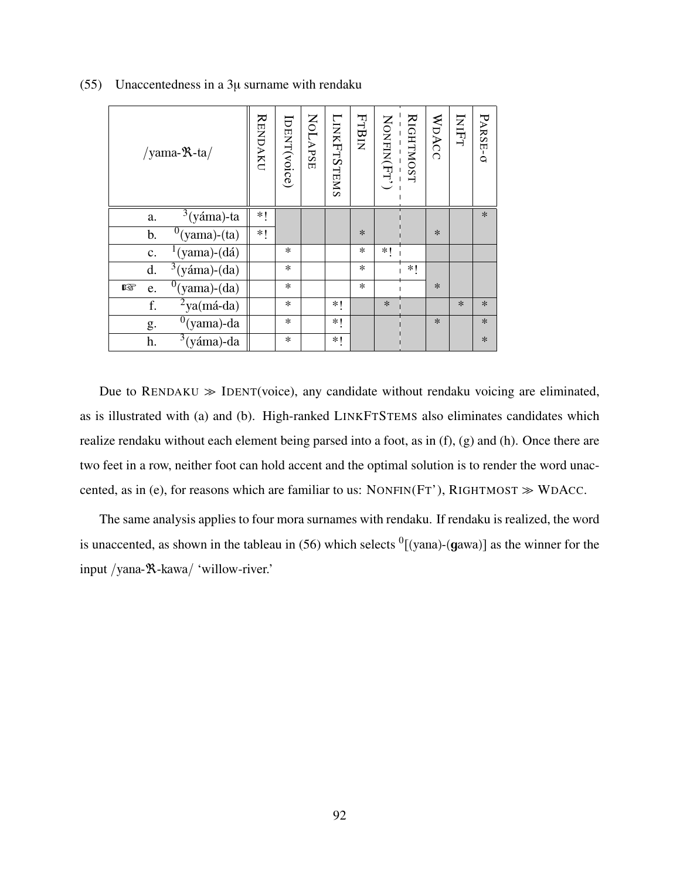(55) Unaccentedness in a 3μ surname with rendaku

| | /yama-ℜ-ta/ | RENDAKU | IDENT(voice) | NOLAPSE | LINKFTSTEMS | FTBIN | NONFIN(FT') | RIGHTMOST | WDACC | INIFT | PARSE-σ |
|---|---|---|---|---|---|---|---|---|---|---|---|
| | a. ³(yáma)-ta | *! | | | | | | | | | * |
| | b. ⁰(yama)-(ta) | *! | | | | * | | | * | | |
| | c. ¹(yama)-(dá) | | * | | | * | *! | | | | |
| | d. ³(yáma)-(da) | | * | | | * | | *! | | | |
| ☞ | e. ⁰(yama)-(da) | | * | | | * | | | * | | |
| | f. ²ya(má-da) | | * | | *! | | * | | | * | * |
| | g. ⁰(yama)-da | | * | | *! | | | | * | | * |
| | h. ³(yáma)-da | | * | | *! | | | | | | * |

Due to RENDAKU ≫ IDENT(voice), any candidate without rendaku voicing are eliminated, as is illustrated with (a) and (b). High-ranked LINKFTSTEMS also eliminates candidates which realize rendaku without each element being parsed into a foot, as in (f), (g) and (h). Once there are two feet in a row, neither foot can hold accent and the optimal solution is to render the word unaccented, as in (e), for reasons which are familiar to us: NONFIN(FT'), RIGHTMOST ≫ WDACC.

The same analysis applies to four mora surnames with rendaku. If rendaku is realized, the word is unaccented, as shown in the tableau in (56) which selects ⁰[(yana)-(**g**awa)] as the winner for the input /yana-ℜ-kawa/ 'willow-river.'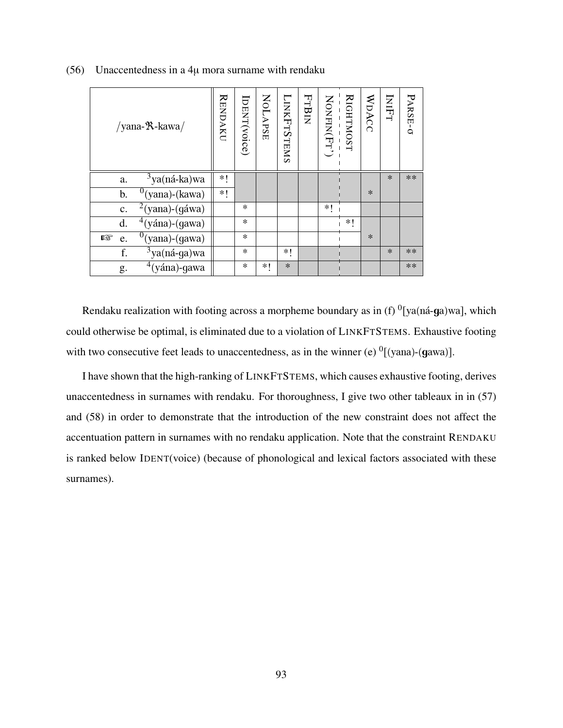(56) Unaccentedness in a 4μ mora surname with rendaku

| /yana-ℜ-kawa/ | RENDAKU | IDENT(voice) | NOLAPSE | LINKFTSTEMS | FTBIN | NONFIN(FT') | RIGHTMOST | WDACC | INIFT | PARSE-σ |
|---|---|---|---|---|---|---|---|---|---|---|
| a. $^{3}$ya(ná-ka)wa | *! | | | | | | | | * | ** |
| b. $^{0}$(yana)-(kawa) | *! | | | | | | | * | | |
| c. $^{2}$(yana)-(gáwa) | | * | | | | *! | | | | |
| d. $^{4}$(yána)-(gawa) | | * | | | | | *! | | | |
| ☞ e. $^{0}$(yana)-(gawa) | | * | | | | | | * | | |
| f. $^{3}$ya(ná-ga)wa | | * | | *! | | | | | * | ** |
| g. $^{4}$(yána)-gawa | | * | *! | * | | | | | | ** |

Rendaku realization with footing across a morpheme boundary as in (f) $^{0}$[ya(ná-**g**a)wa], which could otherwise be optimal, is eliminated due to a violation of LINKFTSTEMS. Exhaustive footing with two consecutive feet leads to unaccentedness, as in the winner (e) $^{0}$[(yana)-(**g**awa)].

I have shown that the high-ranking of LINKFTSTEMS, which causes exhaustive footing, derives unaccentedness in surnames with rendaku. For thoroughness, I give two other tableaux in in (57) and (58) in order to demonstrate that the introduction of the new constraint does not affect the accentuation pattern in surnames with no rendaku application. Note that the constraint RENDAKU is ranked below IDENT(voice) (because of phonological and lexical factors associated with these surnames).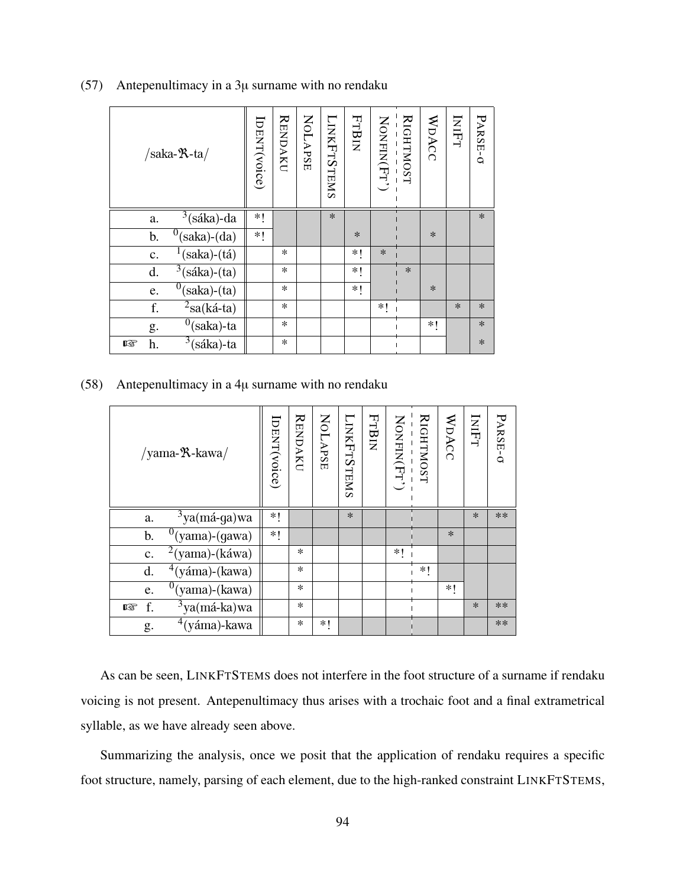(57) Antepenultimacy in a 3μ surname with no rendaku

| | /saka-ℜ-ta/ | IDENT(voice) | RENDAKU | NOLAPSE | LINKFTSTEMS | FTBIN | NONFIN(FT') | RIGHTMOST | WDACC | INIFT | PARSE-σ |
|---|---|---|---|---|---|---|---|---|---|---|---|
| | a. ³(sáka)-da | *! | | | * | | | | | | * |
| | b. ⁰(saka)-(da) | *! | | | | * | | | * | | |
| | c. ¹(saka)-(tá) | | * | | | *! | * | | | | |
| | d. ³(sáka)-(ta) | | * | | | *! | | * | | | |
| | e. ⁰(saka)-(ta) | | * | | | *! | | | * | | |
| | f. ²sa(ká-ta) | | * | | | | *! | | | * | * |
| | g. ⁰(saka)-ta | | * | | | | | | *! | | * |
| ☞ | h. ³(sáka)-ta | | * | | | | | | | | * |

(58) Antepenultimacy in a 4μ surname with no rendaku

| | /yama-ℜ-kawa/ | IDENT(voice) | RENDAKU | NOLAPSE | LINKFTSTEMS | FTBIN | NONFIN(FT') | RIGHTMOST | WDACC | INIFT | PARSE-σ |
|---|---|---|---|---|---|---|---|---|---|---|---|
| | a. ³ya(má-ga)wa | *! | | | * | | | | | * | ** |
| | b. ⁰(yama)-(gawa) | *! | | | | | | | * | | |
| | c. ²(yama)-(káwa) | | * | | | | *! | | | | |
| | d. ⁴(yáma)-(kawa) | | * | | | | | *! | | | |
| | e. ⁰(yama)-(kawa) | | * | | | | | | *! | | |
| ☞ | f. ³ya(má-ka)wa | | * | | | | | | | * | ** |
| | g. ⁴(yáma)-kawa | | * | *! | | | | | | | ** |

As can be seen, LINKFTSTEMS does not interfere in the foot structure of a surname if rendaku voicing is not present. Antepenultimacy thus arises with a trochaic foot and a final extrametrical syllable, as we have already seen above.

Summarizing the analysis, once we posit that the application of rendaku requires a specific foot structure, namely, parsing of each element, due to the high-ranked constraint LINKFTSTEMS,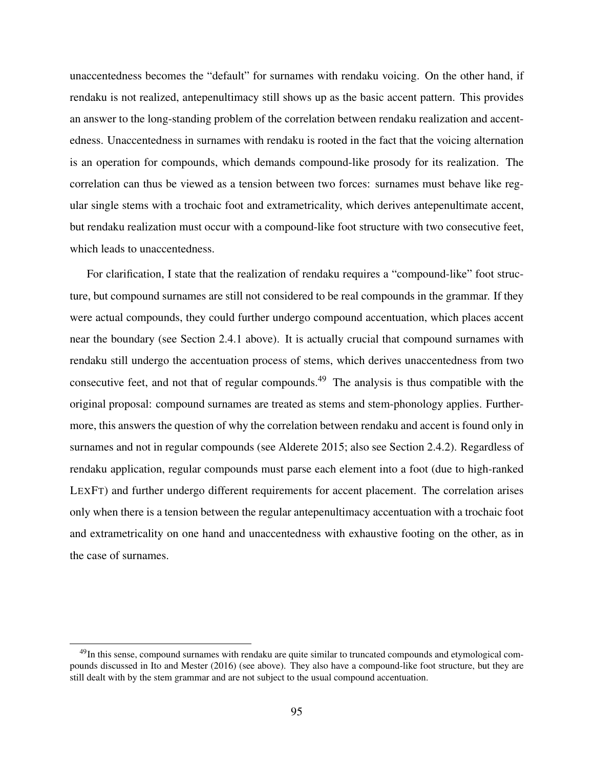unaccentedness becomes the "default" for surnames with rendaku voicing. On the other hand, if rendaku is not realized, antepenultimacy still shows up as the basic accent pattern. This provides an answer to the long-standing problem of the correlation between rendaku realization and accentedness. Unaccentedness in surnames with rendaku is rooted in the fact that the voicing alternation is an operation for compounds, which demands compound-like prosody for its realization. The correlation can thus be viewed as a tension between two forces: surnames must behave like regular single stems with a trochaic foot and extrametricality, which derives antepenultimate accent, but rendaku realization must occur with a compound-like foot structure with two consecutive feet, which leads to unaccentedness.

For clarification, I state that the realization of rendaku requires a "compound-like" foot structure, but compound surnames are still not considered to be real compounds in the grammar. If they were actual compounds, they could further undergo compound accentuation, which places accent near the boundary (see Section 2.4.1 above). It is actually crucial that compound surnames with rendaku still undergo the accentuation process of stems, which derives unaccentedness from two consecutive feet, and not that of regular compounds.[49] The analysis is thus compatible with the original proposal: compound surnames are treated as stems and stem-phonology applies. Furthermore, this answers the question of why the correlation between rendaku and accent is found only in surnames and not in regular compounds (see Alderete 2015; also see Section 2.4.2). Regardless of rendaku application, regular compounds must parse each element into a foot (due to high-ranked LEXFT) and further undergo different requirements for accent placement. The correlation arises only when there is a tension between the regular antepenultimacy accentuation with a trochaic foot and extrametricality on one hand and unaccentedness with exhaustive footing on the other, as in the case of surnames.

[49] In this sense, compound surnames with rendaku are quite similar to truncated compounds and etymological compounds discussed in Ito and Mester (2016) (see above). They also have a compound-like foot structure, but they are still dealt with by the stem grammar and are not subject to the usual compound accentuation.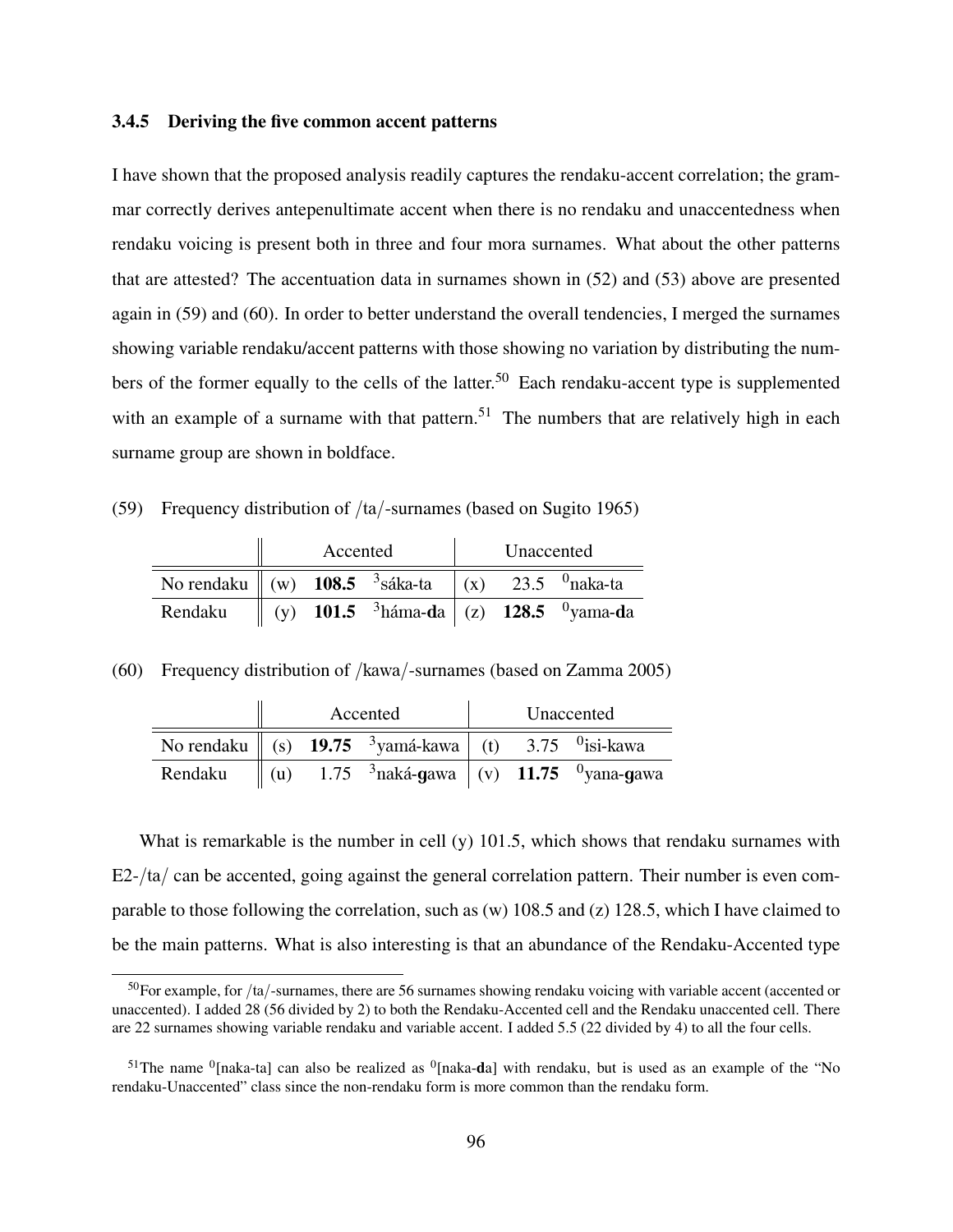### 3.4.5 Deriving the five common accent patterns

I have shown that the proposed analysis readily captures the rendaku-accent correlation; the grammar correctly derives antepenultimate accent when there is no rendaku and unaccentedness when rendaku voicing is present both in three and four mora surnames. What about the other patterns that are attested? The accentuation data in surnames shown in (52) and (53) above are presented again in (59) and (60). In order to better understand the overall tendencies, I merged the surnames showing variable rendaku/accent patterns with those showing no variation by distributing the numbers of the former equally to the cells of the latter.[50] Each rendaku-accent type is supplemented with an example of a surname with that pattern.[51] The numbers that are relatively high in each surname group are shown in boldface.

(59) Frequency distribution of /ta/-surnames (based on Sugito 1965)

| | Accented | | | Unaccented | | |
|---|---|---|---|---|---|---|
| No rendaku | (w) | **108.5** | $^{3}$sáka-ta | (x) | 23.5 | $^{0}$naka-ta |
| Rendaku | (y) | **101.5** | $^{3}$háma-**d**a | (z) | **128.5** | $^{0}$yama-**d**a |

(60) Frequency distribution of /kawa/-surnames (based on Zamma 2005)

| | Accented | | | Unaccented | | |
|---|---|---|---|---|---|---|
| No rendaku | (s) | **19.75** | $^{3}$yamá-kawa | (t) | 3.75 | $^{0}$isi-kawa |
| Rendaku | (u) | 1.75 | $^{3}$naká-**g**awa | (v) | **11.75** | $^{0}$yana-**g**awa |

What is remarkable is the number in cell (y) 101.5, which shows that rendaku surnames with E2-/ta/ can be accented, going against the general correlation pattern. Their number is even comparable to those following the correlation, such as (w) 108.5 and (z) 128.5, which I have claimed to be the main patterns. What is also interesting is that an abundance of the Rendaku-Accented type

---

[50] For example, for /ta/-surnames, there are 56 surnames showing rendaku voicing with variable accent (accented or unaccented). I added 28 (56 divided by 2) to both the Rendaku-Accented cell and the Rendaku unaccented cell. There are 22 surnames showing variable rendaku and variable accent. I added 5.5 (22 divided by 4) to all the four cells.

[51] The name $^{0}$[naka-ta] can also be realized as $^{0}$[naka-**d**a] with rendaku, but is used as an example of the "No rendaku-Unaccented" class since the non-rendaku form is more common than the rendaku form.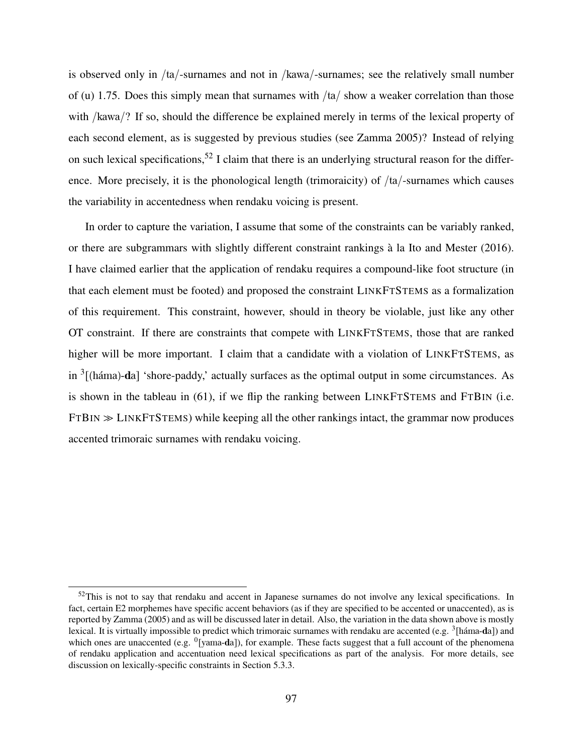is observed only in /ta/-surnames and not in /kawa/-surnames; see the relatively small number of (u) 1.75. Does this simply mean that surnames with /ta/ show a weaker correlation than those with /kawa/? If so, should the difference be explained merely in terms of the lexical property of each second element, as is suggested by previous studies (see Zamma 2005)? Instead of relying on such lexical specifications,[52] I claim that there is an underlying structural reason for the difference. More precisely, it is the phonological length (trimoraicity) of /ta/-surnames which causes the variability in accentedness when rendaku voicing is present.

In order to capture the variation, I assume that some of the constraints can be variably ranked, or there are subgrammars with slightly different constraint rankings à la Ito and Mester (2016). I have claimed earlier that the application of rendaku requires a compound-like foot structure (in that each element must be footed) and proposed the constraint LINKFTSTEMS as a formalization of this requirement. This constraint, however, should in theory be violable, just like any other OT constraint. If there are constraints that compete with LINKFTSTEMS, those that are ranked higher will be more important. I claim that a candidate with a violation of LINKFTSTEMS, as in $^{3}$[(háma)-**d**a] 'shore-paddy,' actually surfaces as the optimal output in some circumstances. As is shown in the tableau in (61), if we flip the ranking between LINKFTSTEMS and FTBIN (i.e. FTBIN $\gg$ LINKFTSTEMS) while keeping all the other rankings intact, the grammar now produces accented trimoraic surnames with rendaku voicing.

---

[52] This is not to say that rendaku and accent in Japanese surnames do not involve any lexical specifications. In fact, certain E2 morphemes have specific accent behaviors (as if they are specified to be accented or unaccented), as is reported by Zamma (2005) and as will be discussed later in detail. Also, the variation in the data shown above is mostly lexical. It is virtually impossible to predict which trimoraic surnames with rendaku are accented (e.g. $^{3}$[háma-**d**a]) and which ones are unaccented (e.g. $^{0}$[yama-**d**a]), for example. These facts suggest that a full account of the phenomena of rendaku application and accentuation need lexical specifications as part of the analysis. For more details, see discussion on lexically-specific constraints in Section 5.3.3.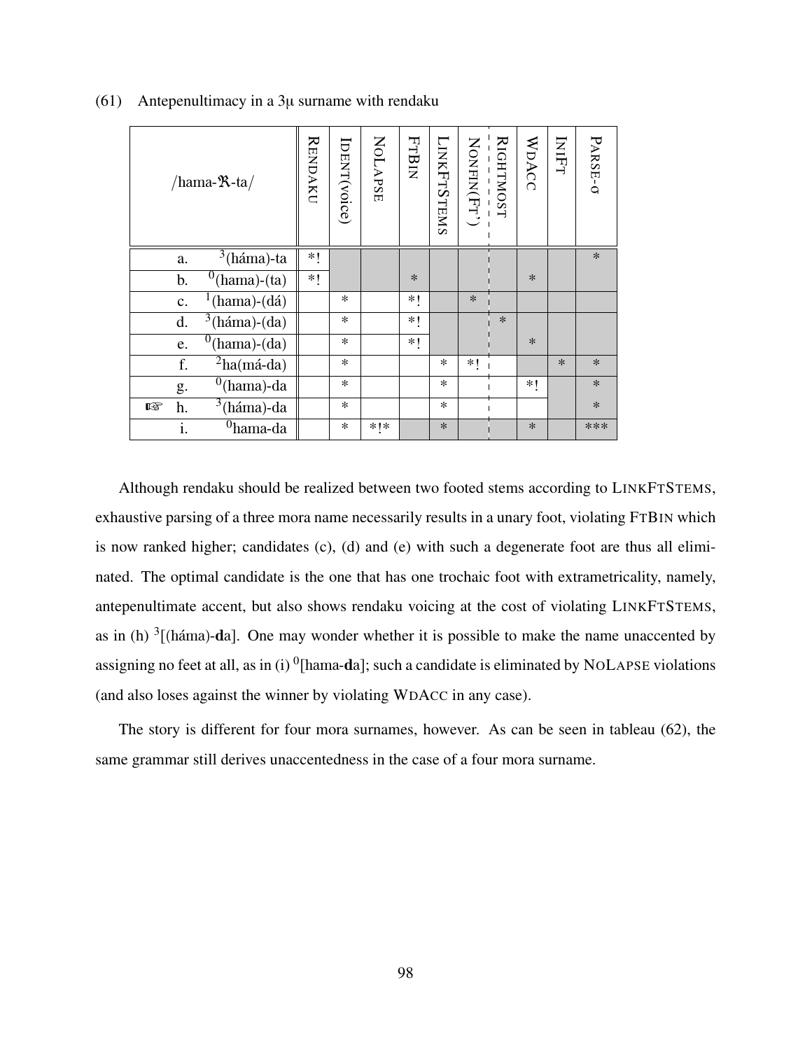(61) Antepenultimacy in a 3μ surname with rendaku

| /hama-ℜ-ta/ | RENDAKU | IDENT(voice) | NOLAPSE | FTBIN | LINKFTSTEMS | NONFIN(FT') | RIGHTMOST | WDACC | INIFT | PARSE-σ |
|---|---|---|---|---|---|---|---|---|---|---|
| a. $^{3}$(háma)-ta | *! | | | | | | | | | * |
| b. $^{0}$(hama)-(ta) | *! | | | * | | | | * | | |
| c. $^{1}$(hama)-(dá) | | * | | *! | | * | | | | |
| d. $^{3}$(háma)-(da) | | * | | *! | | | * | | | |
| e. $^{0}$(hama)-(da) | | * | | *! | | | | * | | |
| f. $^{2}$ha(má-da) | | * | | | * | *! | | | * | * |
| g. $^{0}$(hama)-da | | * | | | * | | | *! | | * |
| ☞ h. $^{3}$(háma)-da | | * | | | * | | | | | * |
| i. $^{0}$hama-da | | * | *!* | | * | | | * | | *** |

Although rendaku should be realized between two footed stems according to LINKFTSTEMS, exhaustive parsing of a three mora name necessarily results in a unary foot, violating FTBIN which is now ranked higher; candidates (c), (d) and (e) with such a degenerate foot are thus all eliminated. The optimal candidate is the one that has one trochaic foot with extrametricality, namely, antepenultimate accent, but also shows rendaku voicing at the cost of violating LINKFTSTEMS, as in (h) $^{3}$[(háma)-**d**a]. One may wonder whether it is possible to make the name unaccented by assigning no feet at all, as in (i) $^{0}$[hama-**d**a]; such a candidate is eliminated by NOLAPSE violations (and also loses against the winner by violating WDACC in any case).

The story is different for four mora surnames, however. As can be seen in tableau (62), the same grammar still derives unaccentedness in the case of a four mora surname.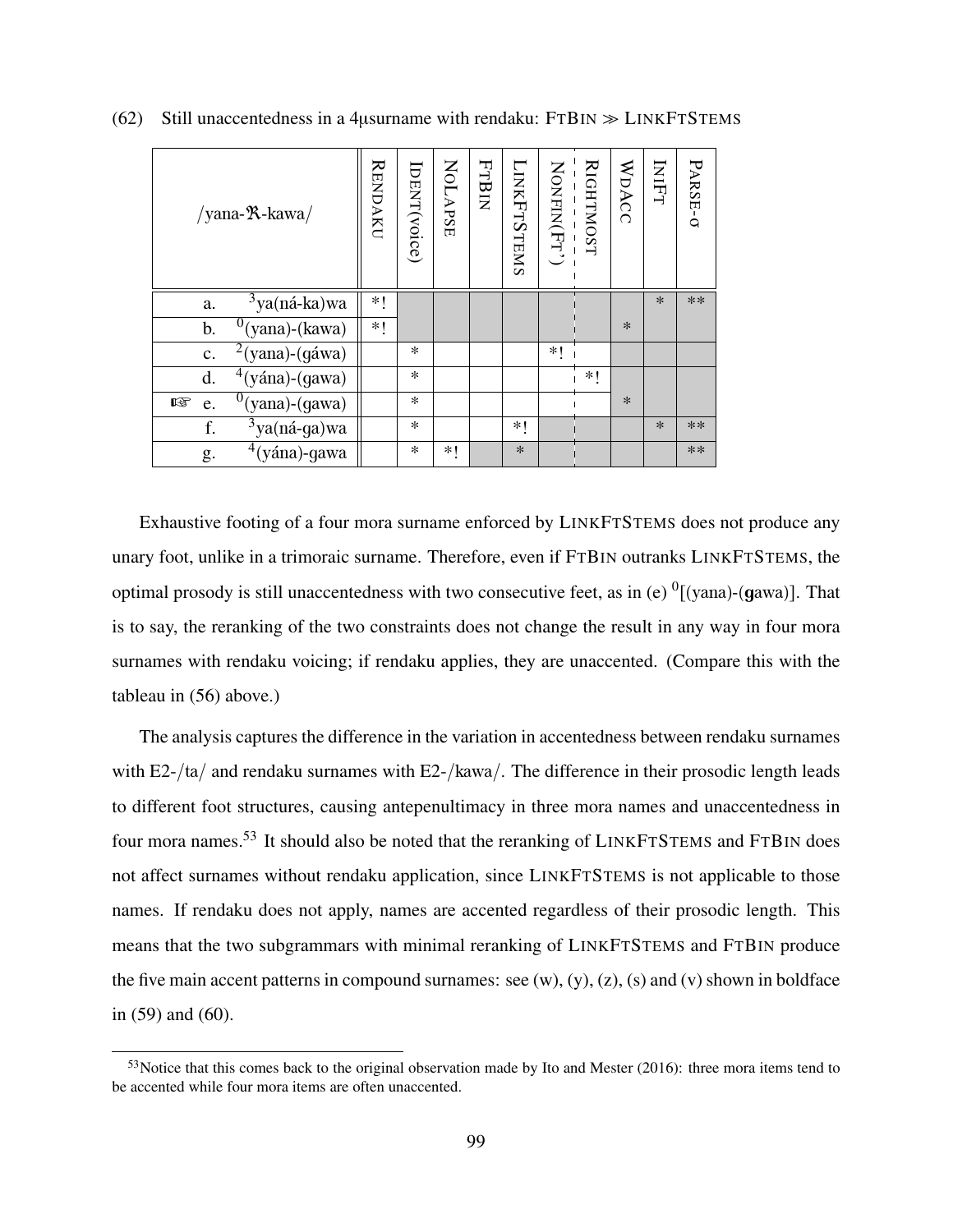(62) Still unaccentedness in a 4μsurname with rendaku: FTBIN ≫ LINKFTSTEMS

| /yana-ℜ-kawa/ | RENDAKU | IDENT(voice) | NOLAPSE | FTBIN | LINKFTSTEMS | NONFIN(FT') | RIGHTMOST | WDACC | INIFT | PARSE-σ |
|---|---|---|---|---|---|---|---|---|---|---|
| a. ³ya(ná-ka)wa | *! | | | | | | | | * | ** |
| b. ⁰(yana)-(kawa) | *! | | | | | | | * | | |
| c. ²(yana)-(gáwa) | | * | | | | *! | | | | |
| d. ⁴(yána)-(gawa) | | * | | | | | *! | | | |
| ☞ e. ⁰(yana)-(gawa) | | * | | | | | | * | | |
| f. ³ya(ná-ga)wa | | * | | | *! | | | | * | ** |
| g. ⁴(yána)-gawa | | * | *! | | * | | | | | ** |

Exhaustive footing of a four mora surname enforced by LINKFTSTEMS does not produce any unary foot, unlike in a trimoraic surname. Therefore, even if FTBIN outranks LINKFTSTEMS, the optimal prosody is still unaccentedness with two consecutive feet, as in (e) ⁰[(yana)-(**g**awa)]. That is to say, the reranking of the two constraints does not change the result in any way in four mora surnames with rendaku voicing; if rendaku applies, they are unaccented. (Compare this with the tableau in (56) above.)

The analysis captures the difference in the variation in accentedness between rendaku surnames with E2-/ta/ and rendaku surnames with E2-/kawa/. The difference in their prosodic length leads to different foot structures, causing antepenultimacy in three mora names and unaccentedness in four mora names.[53] It should also be noted that the reranking of LINKFTSTEMS and FTBIN does not affect surnames without rendaku application, since LINKFTSTEMS is not applicable to those names. If rendaku does not apply, names are accented regardless of their prosodic length. This means that the two subgrammars with minimal reranking of LINKFTSTEMS and FTBIN produce the five main accent patterns in compound surnames: see (w), (y), (z), (s) and (v) shown in boldface in (59) and (60).

[53] Notice that this comes back to the original observation made by Ito and Mester (2016): three mora items tend to be accented while four mora items are often unaccented.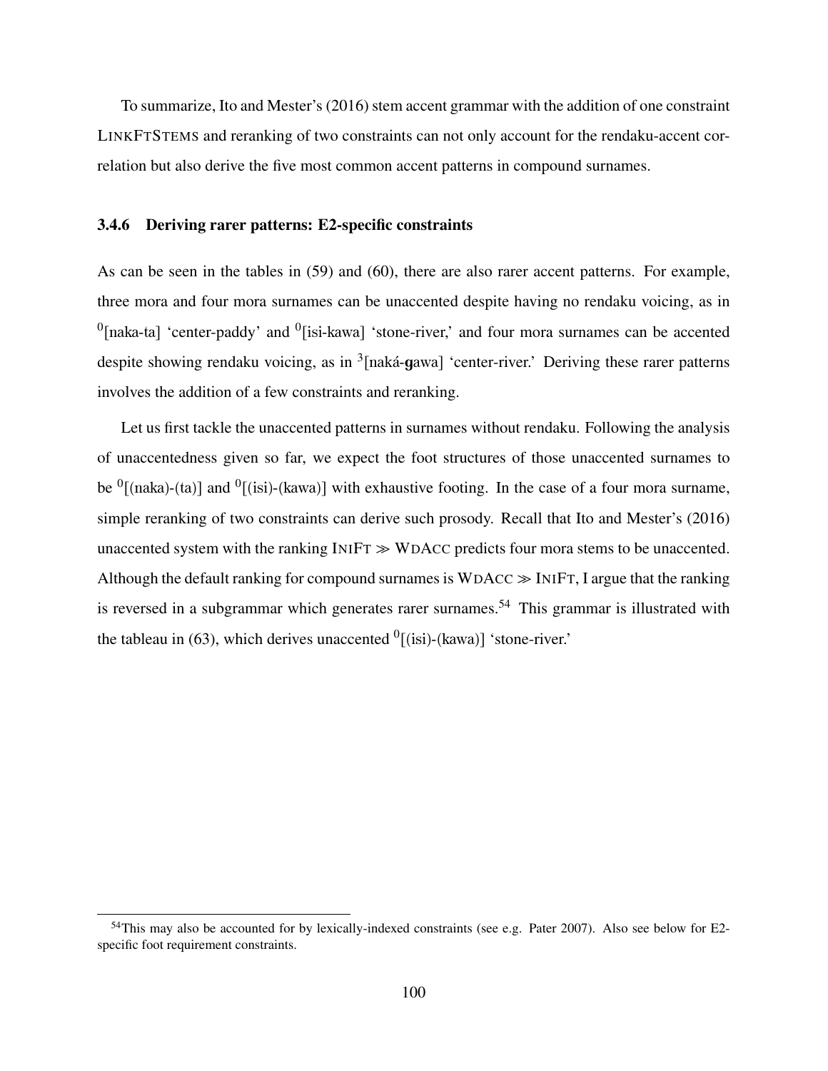To summarize, Ito and Mester's (2016) stem accent grammar with the addition of one constraint LINKFTSTEMS and reranking of two constraints can not only account for the rendaku-accent correlation but also derive the five most common accent patterns in compound surnames.

### 3.4.6 Deriving rarer patterns: E2-specific constraints

As can be seen in the tables in (59) and (60), there are also rarer accent patterns. For example, three mora and four mora surnames can be unaccented despite having no rendaku voicing, as in $^0$[naka-ta] 'center-paddy' and $^0$[isi-kawa] 'stone-river,' and four mora surnames can be accented despite showing rendaku voicing, as in $^3$[naká-**g**awa] 'center-river.' Deriving these rarer patterns involves the addition of a few constraints and reranking.

Let us first tackle the unaccented patterns in surnames without rendaku. Following the analysis of unaccentedness given so far, we expect the foot structures of those unaccented surnames to be $^0$[(naka)-(ta)] and $^0$[(isi)-(kawa)] with exhaustive footing. In the case of a four mora surname, simple reranking of two constraints can derive such prosody. Recall that Ito and Mester's (2016) unaccented system with the ranking INIFT ≫ WDACC predicts four mora stems to be unaccented. Although the default ranking for compound surnames is WDACC ≫ INIFT, I argue that the ranking is reversed in a subgrammar which generates rarer surnames.[54] This grammar is illustrated with the tableau in (63), which derives unaccented $^0$[(isi)-(kawa)] 'stone-river.'

[54] This may also be accounted for by lexically-indexed constraints (see e.g. Pater 2007). Also see below for E2-specific foot requirement constraints.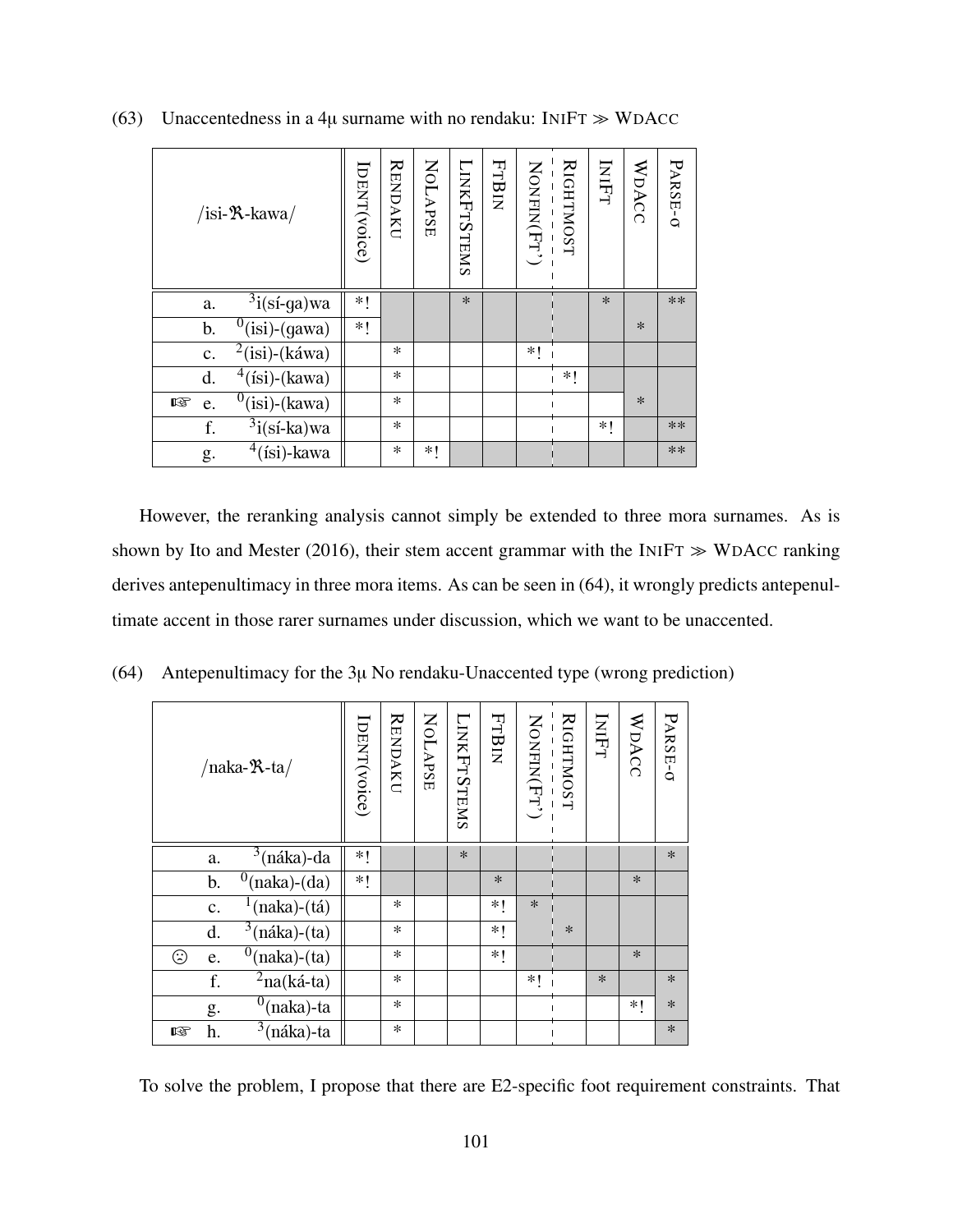(63) Unaccentedness in a 4μ surname with no rendaku: INIFT ≫ WDACC

| | /isi-ℜ-kawa/ | IDENT(voice) | RENDAKU | NOLAPSE | LINKFTSTEMS | FTBIN | NONFIN(FT') | RIGHTMOST | INIFT | WDACC | PARSE-σ |
|---|---|---|---|---|---|---|---|---|---|---|---|
| | a. $^{3}$i(sí-ga)wa | *! | | | * | | | | * | | ** |
| | b. $^{0}$(isi)-(gawa) | *! | | | | | | | | * | |
| | c. $^{2}$(isi)-(káwa) | | * | | | | *! | | | | |
| | d. $^{4}$(ísi)-(kawa) | | * | | | | | *! | | | |
| ☞ | e. $^{0}$(isi)-(kawa) | | * | | | | | | | * | |
| | f. $^{3}$i(sí-ka)wa | | * | | | | | | *! | | ** |
| | g. $^{4}$(ísi)-kawa | | * | *! | | | | | | | ** |

However, the reranking analysis cannot simply be extended to three mora surnames. As is shown by Ito and Mester (2016), their stem accent grammar with the INIFT ≫ WDACC ranking derives antepenultimacy in three mora items. As can be seen in (64), it wrongly predicts antepenultimate accent in those rarer surnames under discussion, which we want to be unaccented.

(64) Antepenultimacy for the 3μ No rendaku-Unaccented type (wrong prediction)

| | /naka-ℜ-ta/ | IDENT(voice) | RENDAKU | NOLAPSE | LINKFTSTEMS | FTBIN | NONFIN(FT') | RIGHTMOST | INIFT | WDACC | PARSE-σ |
|---|---|---|---|---|---|---|---|---|---|---|---|
| | a. $^{3}$(náka)-da | *! | | | * | | | | | | * |
| | b. $^{0}$(naka)-(da) | *! | | | | * | | | | * | |
| | c. $^{1}$(naka)-(tá) | | * | | | *! | * | | | | |
| | d. $^{3}$(náka)-(ta) | | * | | | *! | | * | | | |
| ☹ | e. $^{0}$(naka)-(ta) | | * | | | *! | | | | * | |
| | f. $^{2}$na(ká-ta) | | * | | | | *! | | * | | * |
| | g. $^{0}$(naka)-ta | | * | | | | | | | *! | * |
| ☞ | h. $^{3}$(náka)-ta | | * | | | | | | | | * |

To solve the problem, I propose that there are E2-specific foot requirement constraints. That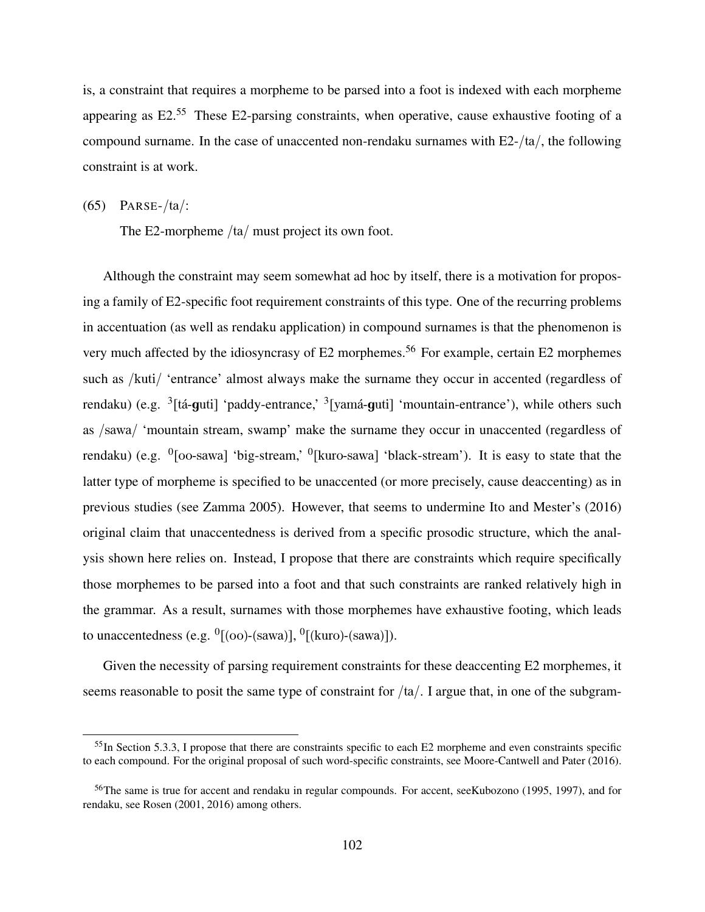is, a constraint that requires a morpheme to be parsed into a foot is indexed with each morpheme appearing as E2.[55] These E2-parsing constraints, when operative, cause exhaustive footing of a compound surname. In the case of unaccented non-rendaku surnames with E2-/ta/, the following constraint is at work.

(65) PARSE-/ta/:

The E2-morpheme /ta/ must project its own foot.

Although the constraint may seem somewhat ad hoc by itself, there is a motivation for proposing a family of E2-specific foot requirement constraints of this type. One of the recurring problems in accentuation (as well as rendaku application) in compound surnames is that the phenomenon is very much affected by the idiosyncrasy of E2 morphemes.[56] For example, certain E2 morphemes such as /kuti/ 'entrance' almost always make the surname they occur in accented (regardless of rendaku) (e.g. $^{3}$[tá-**g**uti] 'paddy-entrance,' $^{3}$[yamá-**g**uti] 'mountain-entrance'), while others such as /sawa/ 'mountain stream, swamp' make the surname they occur in unaccented (regardless of rendaku) (e.g. $^{0}$[oo-sawa] 'big-stream,' $^{0}$[kuro-sawa] 'black-stream'). It is easy to state that the latter type of morpheme is specified to be unaccented (or more precisely, cause deaccenting) as in previous studies (see Zamma 2005). However, that seems to undermine Ito and Mester's (2016) original claim that unaccentedness is derived from a specific prosodic structure, which the analysis shown here relies on. Instead, I propose that there are constraints which require specifically those morphemes to be parsed into a foot and that such constraints are ranked relatively high in the grammar. As a result, surnames with those morphemes have exhaustive footing, which leads to unaccentedness (e.g. $^{0}$[(oo)-(sawa)], $^{0}$[(kuro)-(sawa)]).

Given the necessity of parsing requirement constraints for these deaccenting E2 morphemes, it seems reasonable to posit the same type of constraint for /ta/. I argue that, in one of the subgram-

[55] In Section 5.3.3, I propose that there are constraints specific to each E2 morpheme and even constraints specific to each compound. For the original proposal of such word-specific constraints, see Moore-Cantwell and Pater (2016).

[56] The same is true for accent and rendaku in regular compounds. For accent, seeKubozono (1995, 1997), and for rendaku, see Rosen (2001, 2016) among others.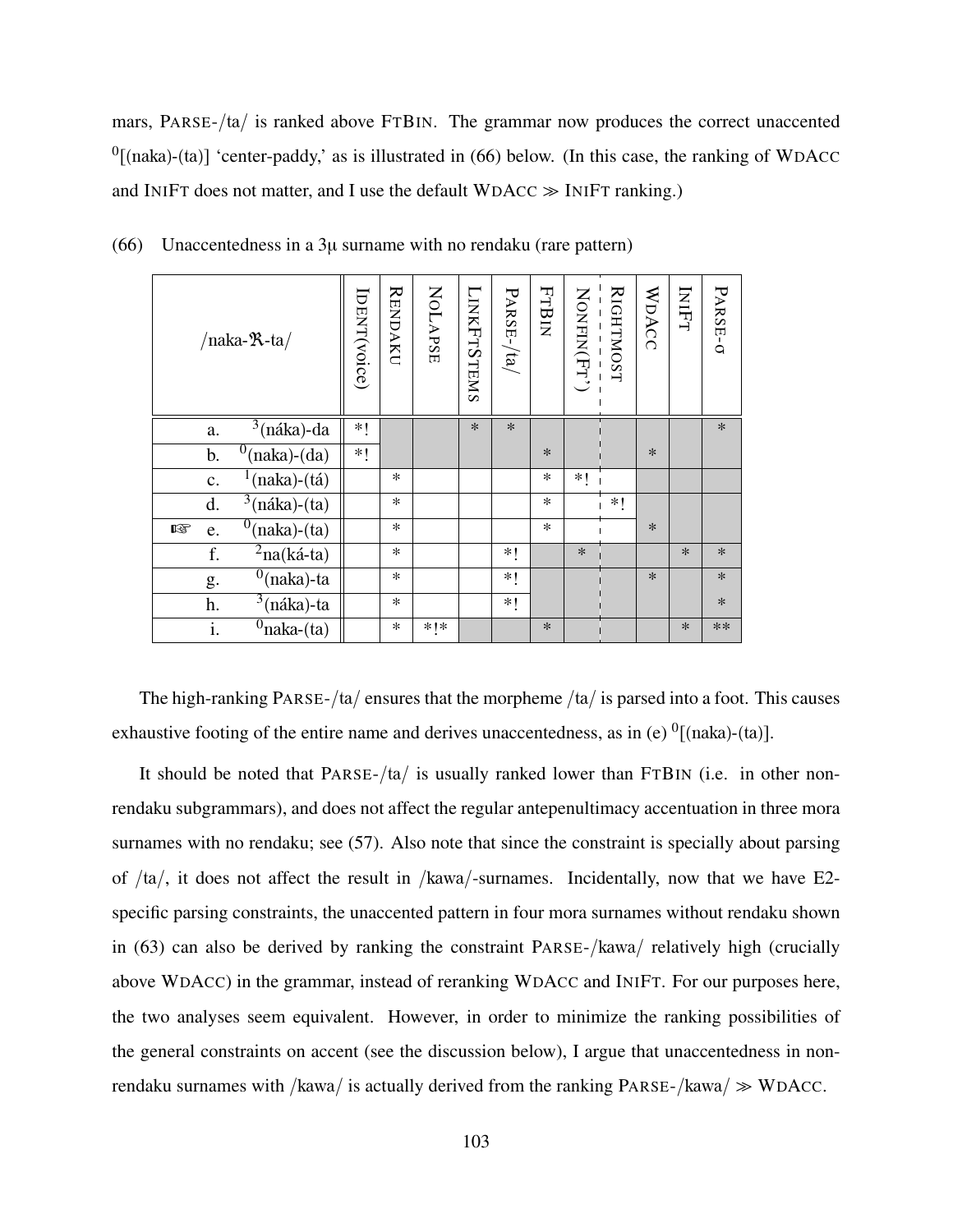mars, PARSE-/ta/ is ranked above FTBIN. The grammar now produces the correct unaccented $^{0}$[(naka)-(ta)] 'center-paddy,' as is illustrated in (66) below. (In this case, the ranking of WDACC and INIFT does not matter, and I use the default WDACC ≫ INIFT ranking.)

(66) Unaccentedness in a 3μ surname with no rendaku (rare pattern)

| | /naka-ℜ-ta/ | IDENT(voice) | RENDAKU | NOLAPSE | LINKFTSTEMS | PARSE-/ta/ | FTBIN | NONFIN(FT') | RIGHTMOST | WDACC | INIFT | PARSE-σ |
|---|---|---|---|---|---|---|---|---|---|---|---|---|
| | a. $^{3}$(náka)-da | *! | | | * | * | | | | | | * |
| | b. $^{0}$(naka)-(da) | *! | | | | | * | | | * | | |
| | c. $^{1}$(naka)-(tá) | | * | | | | * | *! | | | | |
| | d. $^{3}$(náka)-(ta) | | * | | | | * | | *! | | | |
| ☞ | e. $^{0}$(naka)-(ta) | | * | | | | * | | | * | | |
| | f. $^{2}$na(ká-ta) | | * | | | *! | | * | | | * | * |
| | g. $^{0}$(naka)-ta | | * | | | *! | | | | * | | * |
| | h. $^{3}$(náka)-ta | | * | | | *! | | | | | | * |
| | i. $^{0}$naka-(ta) | | * | *!* | | | * | | | | * | ** |

The high-ranking PARSE-/ta/ ensures that the morpheme /ta/ is parsed into a foot. This causes exhaustive footing of the entire name and derives unaccentedness, as in (e) $^{0}$[(naka)-(ta)].

It should be noted that PARSE-/ta/ is usually ranked lower than FTBIN (i.e. in other non-rendaku subgrammars), and does not affect the regular antepenultimacy accentuation in three mora surnames with no rendaku; see (57). Also note that since the constraint is specially about parsing of /ta/, it does not affect the result in /kawa/-surnames. Incidentally, now that we have E2-specific parsing constraints, the unaccented pattern in four mora surnames without rendaku shown in (63) can also be derived by ranking the constraint PARSE-/kawa/ relatively high (crucially above WDACC) in the grammar, instead of reranking WDACC and INIFT. For our purposes here, the two analyses seem equivalent. However, in order to minimize the ranking possibilities of the general constraints on accent (see the discussion below), I argue that unaccentedness in non-rendaku surnames with /kawa/ is actually derived from the ranking PARSE-/kawa/ ≫ WDACC.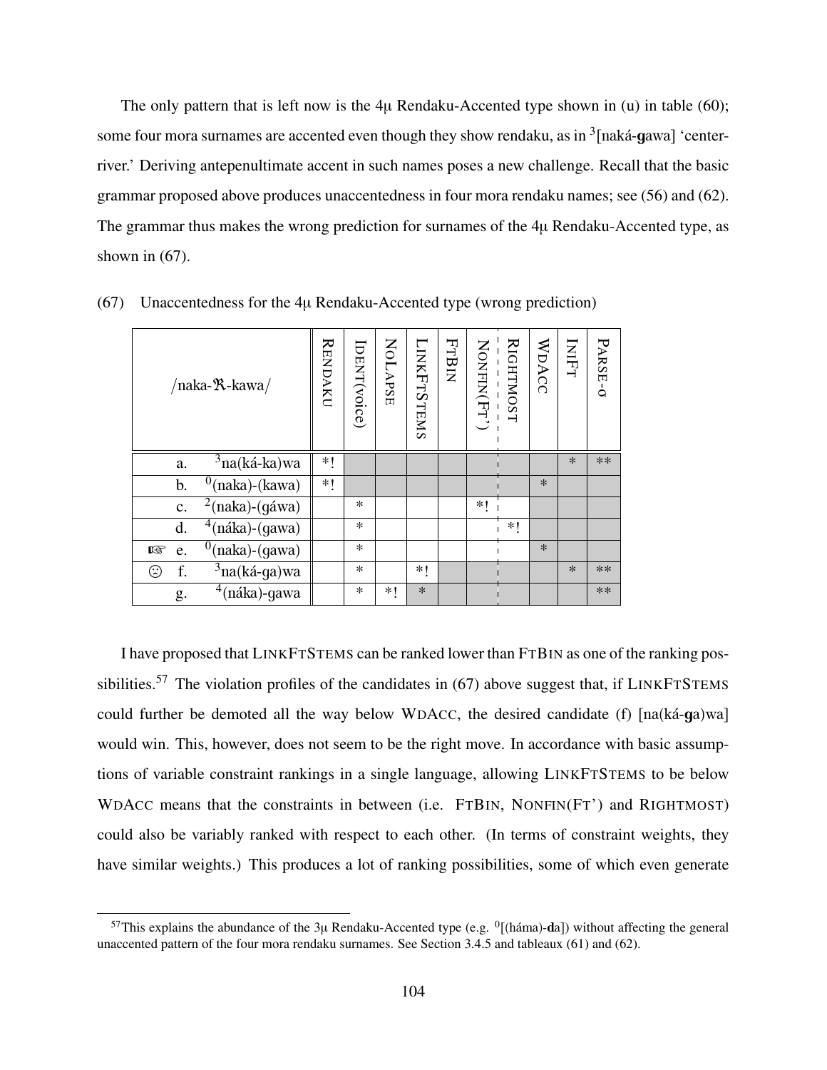The only pattern that is left now is the 4μ Rendaku-Accented type shown in (u) in table (60); some four mora surnames are accented even though they show rendaku, as in [3][naká-**g**awa] 'center-river.' Deriving antepenultimate accent in such names poses a new challenge. Recall that the basic grammar proposed above produces unaccentedness in four mora rendaku names; see (56) and (62). The grammar thus makes the wrong prediction for surnames of the 4μ Rendaku-Accented type, as shown in (67).

(67) Unaccentedness for the 4μ Rendaku-Accented type (wrong prediction)

| | | /naka-ℜ-kawa/ | RENDAKU | IDENT(voice) | NOLAPSE | LINKFTSTEMS | FTBIN | NONFIN(FT') | RIGHTMOST | WDACC | INIFT | PARSE-σ |
|---|---|---|---|---|---|---|---|---|---|---|---|---|
| | a. | [3]na(ká-ka)wa | *! | | | | | | | | * | ** |
| | b. | [0](naka)-(kawa) | *! | | | | | | | * | | |
| | c. | [2](naka)-(gáwa) | | * | | | | *! | | | | |
| | d. | [4](náka)-(gawa) | | * | | | | | *! | | | |
| ☞ | e. | [0](naka)-(gawa) | | * | | | | | | * | | |
| ☹ | f. | [3]na(ká-ga)wa | | * | | *! | | | | | * | ** |
| | g. | [4](náka)-gawa | | * | *! | * | | | | | | ** |

I have proposed that LINKFTSTEMS can be ranked lower than FTBIN as one of the ranking possibilities.[57] The violation profiles of the candidates in (67) above suggest that, if LINKFTSTEMS could further be demoted all the way below WDACC, the desired candidate (f) [na(ká-**g**a)wa] would win. This, however, does not seem to be the right move. In accordance with basic assumptions of variable constraint rankings in a single language, allowing LINKFTSTEMS to be below WDACC means that the constraints in between (i.e. FTBIN, NONFIN(FT') and RIGHTMOST) could also be variably ranked with respect to each other. (In terms of constraint weights, they have similar weights.) This produces a lot of ranking possibilities, some of which even generate

[57]This explains the abundance of the 3μ Rendaku-Accented type (e.g. [0][(háma)-**d**a]) without affecting the general unaccented pattern of the four mora rendaku surnames. See Section 3.4.5 and tableaux (61) and (62).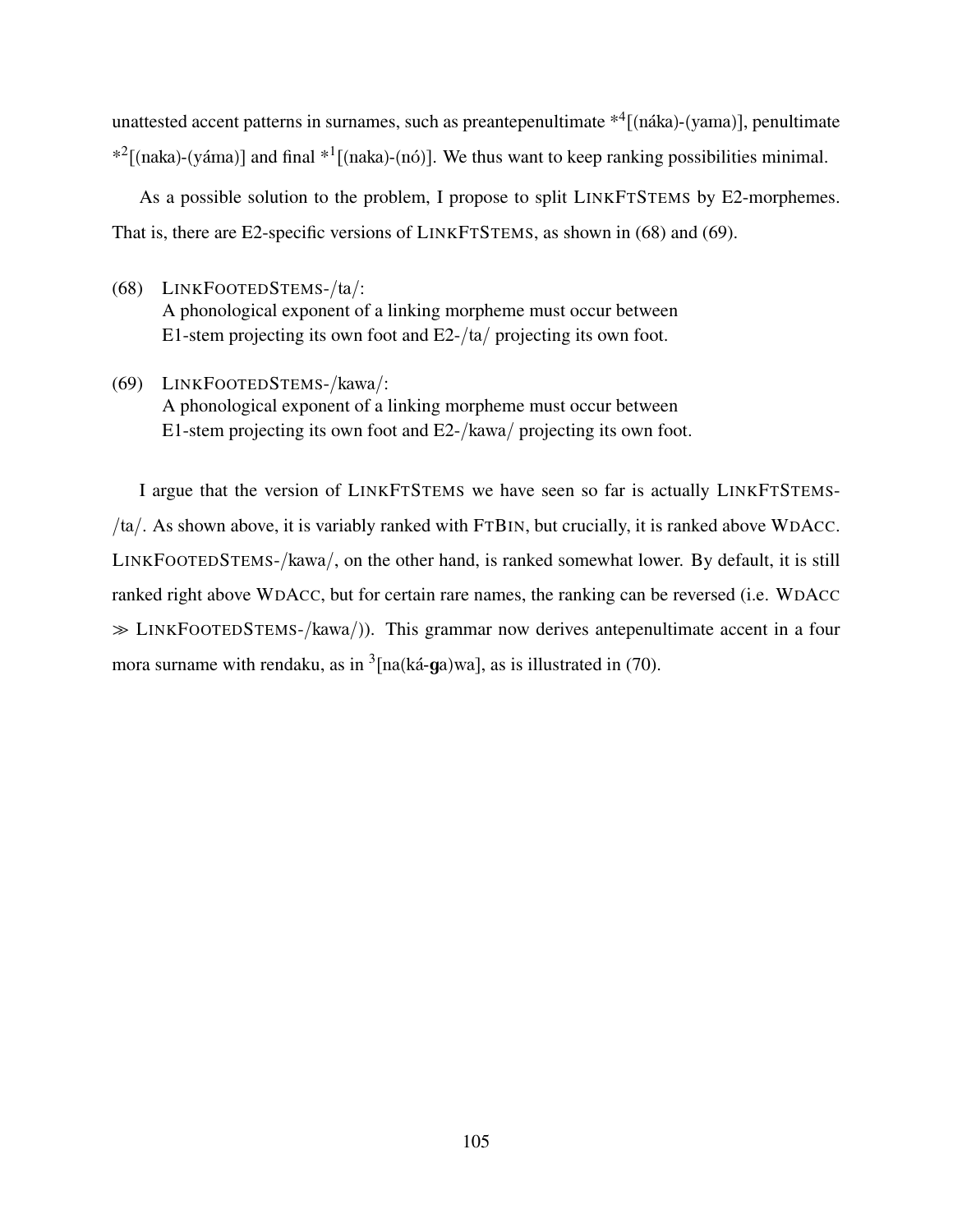unattested accent patterns in surnames, such as preantepenultimate *$^4$[(náka)-(yama)], penultimate *$^2$[(naka)-(yáma)] and final *$^1$[(naka)-(nó)]. We thus want to keep ranking possibilities minimal.

As a possible solution to the problem, I propose to split LINKFTSTEMS by E2-morphemes. That is, there are E2-specific versions of LINKFTSTEMS, as shown in (68) and (69).

(68) LINKFOOTEDSTEMS-/ta/:
A phonological exponent of a linking morpheme must occur between E1-stem projecting its own foot and E2-/ta/ projecting its own foot.

(69) LINKFOOTEDSTEMS-/kawa/:
A phonological exponent of a linking morpheme must occur between E1-stem projecting its own foot and E2-/kawa/ projecting its own foot.

I argue that the version of LINKFTSTEMS we have seen so far is actually LINKFTSTEMS-/ta/. As shown above, it is variably ranked with FTBIN, but crucially, it is ranked above WDACC. LINKFOOTEDSTEMS-/kawa/, on the other hand, is ranked somewhat lower. By default, it is still ranked right above WDACC, but for certain rare names, the ranking can be reversed (i.e. WDACC $\gg$ LINKFOOTEDSTEMS-/kawa/)). This grammar now derives antepenultimate accent in a four mora surname with rendaku, as in $^3$[na(ká-**g**a)wa], as is illustrated in (70).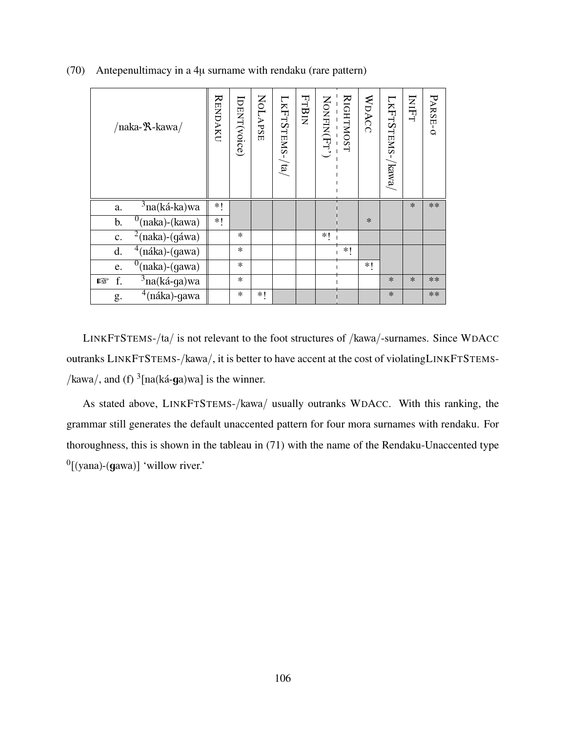(70) Antepenultimacy in a 4μ surname with rendaku (rare pattern)

| /naka-ℜ-kawa/ | RENDAKU | IDENT(voice) | NOLAPSE | LKFTSTEMS-/ta/ | FTBIN | NONFIN(FT') | RIGHTMOST | WDACC | LKFTSTEMS-/kawa/ | INIFT | PARSE-σ |
|---|---|---|---|---|---|---|---|---|---|---|---|
| a. $^3$na(ká-ka)wa | *! | | | | | | | | | * | ** |
| b. $^0$(naka)-(kawa) | *! | | | | | | | * | | | |
| c. $^2$(naka)-(gáwa) | | * | | | | *! | | | | | |
| d. $^4$(náka)-(gawa) | | * | | | | | *! | | | | |
| e. $^0$(naka)-(gawa) | | * | | | | | | *! | | | |
| ☞ f. $^3$na(ká-ga)wa | | * | | | | | | | * | * | ** |
| g. $^4$(náka)-gawa | | * | *! | | | | | | * | | ** |

LINKFTSTEMS-/ta/ is not relevant to the foot structures of /kawa/-surnames. Since WDACC outranks LINKFTSTEMS-/kawa/, it is better to have accent at the cost of violatingLINKFTSTEMS-/kawa/, and (f) $^3$[na(ká-**g**a)wa] is the winner.

As stated above, LINKFTSTEMS-/kawa/ usually outranks WDACC. With this ranking, the grammar still generates the default unaccented pattern for four mora surnames with rendaku. For thoroughness, this is shown in the tableau in (71) with the name of the Rendaku-Unaccented type $^0$[(yana)-(**g**awa)] 'willow river.'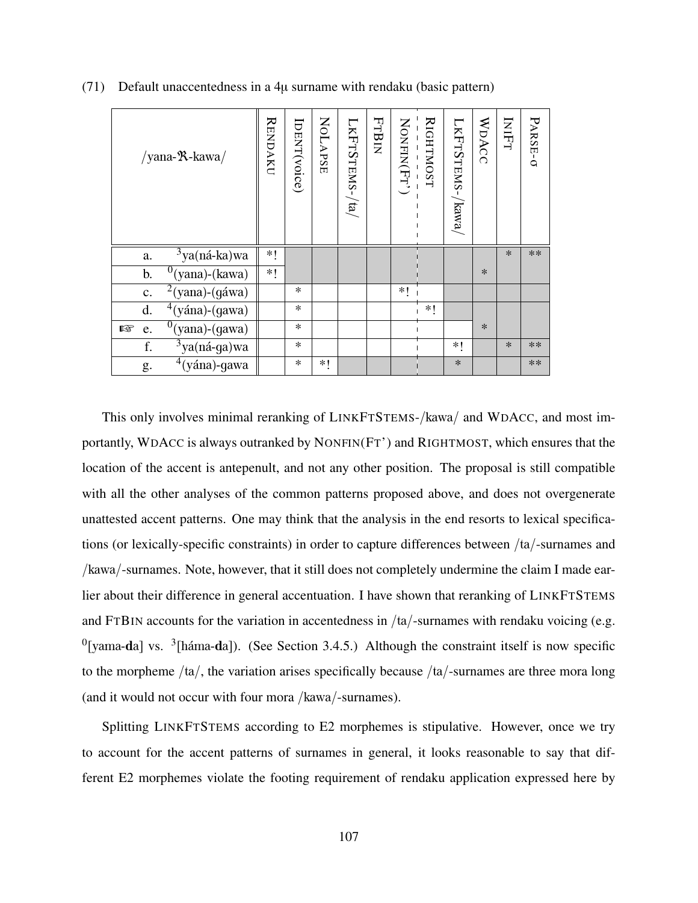(71) Default unaccentedness in a 4μ surname with rendaku (basic pattern)

| | /yana-ℜ-kawa/ | RENDAKU | IDENT(voice) | NOLAPSE | LKFTSTEMS-/ta/ | FTBIN | NONFIN(FT') | RIGHTMOST | LKFTSTEMS-/kawa/ | WDACC | INIFT | PARSE-σ |
|---|---|---|---|---|---|---|---|---|---|---|---|---|
| | a. [3]ya(ná-ka)wa | *! | | | | | | | | | * | ** |
| | b. [0](yana)-(kawa) | *! | | | | | | | | * | | |
| | c. [2](yana)-(gáwa) | | * | | | | *! | | | | | |
| | d. [4](yána)-(gawa) | | * | | | | | *! | | | | |
| ☞ | e. [0](yana)-(gawa) | | * | | | | | | | * | | |
| | f. [3]ya(ná-ga)wa | | * | | | | | | *! | | * | ** |
| | g. [4](yána)-gawa | | * | *! | | | | | * | | | ** |

This only involves minimal reranking of LINKFTSTEMS-/kawa/ and WDACC, and most importantly, WDACC is always outranked by NONFIN(FT') and RIGHTMOST, which ensures that the location of the accent is antepenult, and not any other position. The proposal is still compatible with all the other analyses of the common patterns proposed above, and does not overgenerate unattested accent patterns. One may think that the analysis in the end resorts to lexical specifications (or lexically-specific constraints) in order to capture differences between /ta/-surnames and /kawa/-surnames. Note, however, that it still does not completely undermine the claim I made earlier about their difference in general accentuation. I have shown that reranking of LINKFTSTEMS and FTBIN accounts for the variation in accentedness in /ta/-surnames with rendaku voicing (e.g. [0][yama-**d**a] vs. [3][háma-**d**a]). (See Section 3.4.5.) Although the constraint itself is now specific to the morpheme /ta/, the variation arises specifically because /ta/-surnames are three mora long (and it would not occur with four mora /kawa/-surnames).

Splitting LINKFTSTEMS according to E2 morphemes is stipulative. However, once we try to account for the accent patterns of surnames in general, it looks reasonable to say that different E2 morphemes violate the footing requirement of rendaku application expressed here by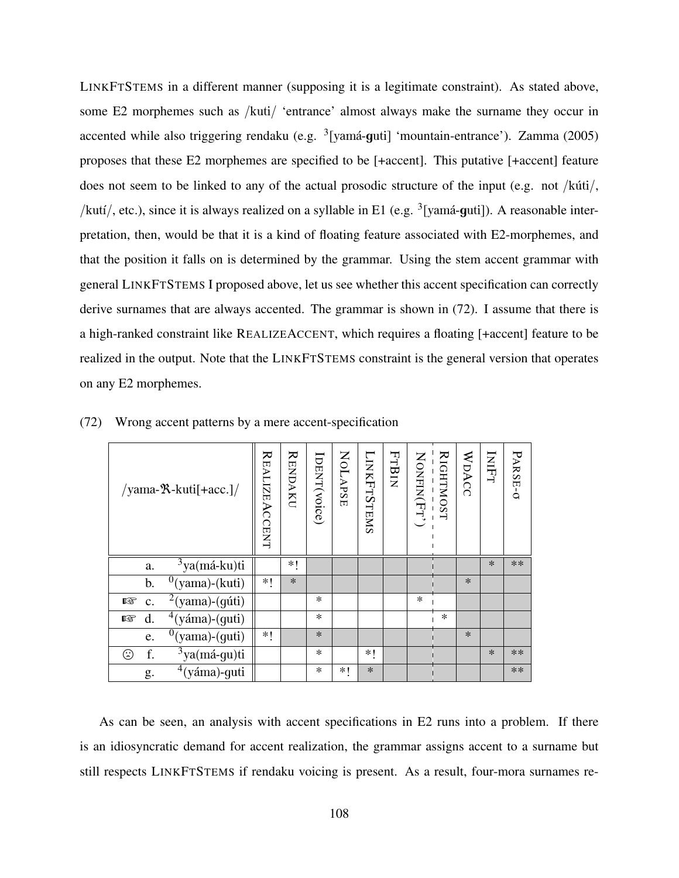LINKFTSTEMS in a different manner (supposing it is a legitimate constraint). As stated above, some E2 morphemes such as /kuti/ 'entrance' almost always make the surname they occur in accented while also triggering rendaku (e.g. [3][yamá-**g**uti] 'mountain-entrance'). Zamma (2005) proposes that these E2 morphemes are specified to be [+accent]. This putative [+accent] feature does not seem to be linked to any of the actual prosodic structure of the input (e.g. not /kúti/, /kutí/, etc.), since it is always realized on a syllable in E1 (e.g. [3][yamá-**g**uti]). A reasonable interpretation, then, would be that it is a kind of floating feature associated with E2-morphemes, and that the position it falls on is determined by the grammar. Using the stem accent grammar with general LINKFTSTEMS I proposed above, let us see whether this accent specification can correctly derive surnames that are always accented. The grammar is shown in (72). I assume that there is a high-ranked constraint like REALIZEACCENT, which requires a floating [+accent] feature to be realized in the output. Note that the LINKFTSTEMS constraint is the general version that operates on any E2 morphemes.

(72) Wrong accent patterns by a mere accent-specification

| /yama-ℜ-kuti[+acc.]/ | REALIZEACCENT | RENDAKU | IDENT(voice) | NOLAPSE | LINKFTSTEMS | FTBIN | NONFIN(FT') | RIGHTMOST | WDACC | INIFT | PARSE-σ |
|---|---|---|---|---|---|---|---|---|---|---|---|
| a. [3]ya(má-ku)ti | | *! | | | | | | | | * | ** |
| b. [0](yama)-(kuti) | *! | * | | | | | | | * | | |
| ☞ c. [2](yama)-(gúti) | | | * | | | | * | | | | |
| ☞ d. [4](yáma)-(guti) | | | * | | | | | * | | | |
| e. [0](yama)-(guti) | *! | | * | | | | | | * | | |
| ☹ f. [3]ya(má-gu)ti | | | * | | *! | | | | | * | ** |
| g. [4](yáma)-guti | | | * | *! | * | | | | | | ** |

As can be seen, an analysis with accent specifications in E2 runs into a problem. If there is an idiosyncratic demand for accent realization, the grammar assigns accent to a surname but still respects LINKFTSTEMS if rendaku voicing is present. As a result, four-mora surnames re-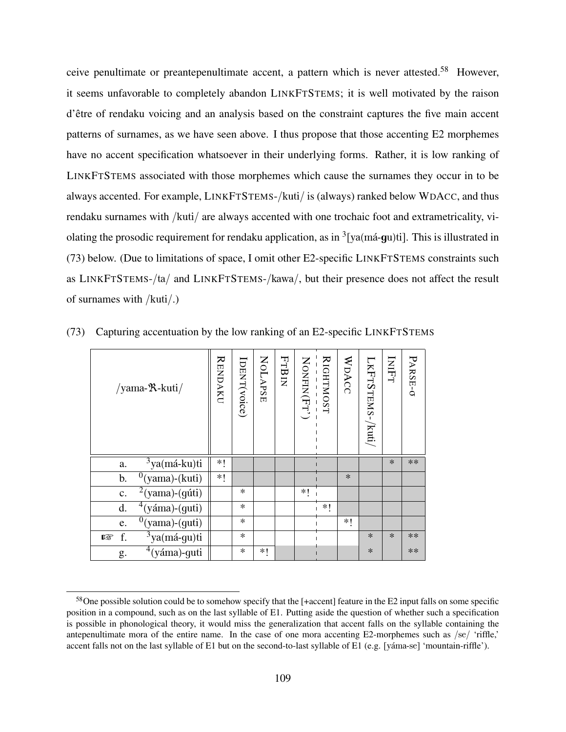ceive penultimate or preantepenultimate accent, a pattern which is never attested.[58] However, it seems unfavorable to completely abandon LINKFTSTEMS; it is well motivated by the raison d'être of rendaku voicing and an analysis based on the constraint captures the five main accent patterns of surnames, as we have seen above. I thus propose that those accenting E2 morphemes have no accent specification whatsoever in their underlying forms. Rather, it is low ranking of LINKFTSTEMS associated with those morphemes which cause the surnames they occur in to be always accented. For example, LINKFTSTEMS-/kuti/ is (always) ranked below WDACC, and thus rendaku surnames with /kuti/ are always accented with one trochaic foot and extrametricality, violating the prosodic requirement for rendaku application, as in $^3$[ya(má-**g**u)ti]. This is illustrated in (73) below. (Due to limitations of space, I omit other E2-specific LINKFTSTEMS constraints such as LINKFTSTEMS-/ta/ and LINKFTSTEMS-/kawa/, but their presence does not affect the result of surnames with /kuti/.)

(73) Capturing accentuation by the low ranking of an E2-specific LINKFTSTEMS

| /yama-ℜ-kuti/ | RENDAKU | IDENT(voice) | NOLAPSE | FTBIN | NONFIN(FT') | RIGHTMOST | WDACC | LKFTSTEMS-/kuti/ | INIFT | PARSE-σ |
|---|---|---|---|---|---|---|---|---|---|---|
| a. $^3$ya(má-ku)ti | *! | | | | | | | | * | ** |
| b. $^0$(yama)-(kuti) | *! | | | | | | * | | | |
| c. $^2$(yama)-(gúti) | | * | | | *! | | | | | |
| d. $^4$(yáma)-(guti) | | * | | | | *! | | | | |
| e. $^0$(yama)-(guti) | | * | | | | | *! | | | |
| ☞ f. $^3$ya(má-gu)ti | | * | | | | | | * | * | ** |
| g. $^4$(yáma)-guti | | * | *! | | | | | * | | ** |

[58] One possible solution could be to somehow specify that the [+accent] feature in the E2 input falls on some specific position in a compound, such as on the last syllable of E1. Putting aside the question of whether such a specification is possible in phonological theory, it would miss the generalization that accent falls on the syllable containing the antepenultimate mora of the entire name. In the case of one mora accenting E2-morphemes such as /se/ 'riffle,' accent falls not on the last syllable of E1 but on the second-to-last syllable of E1 (e.g. [yáma-se] 'mountain-riffle').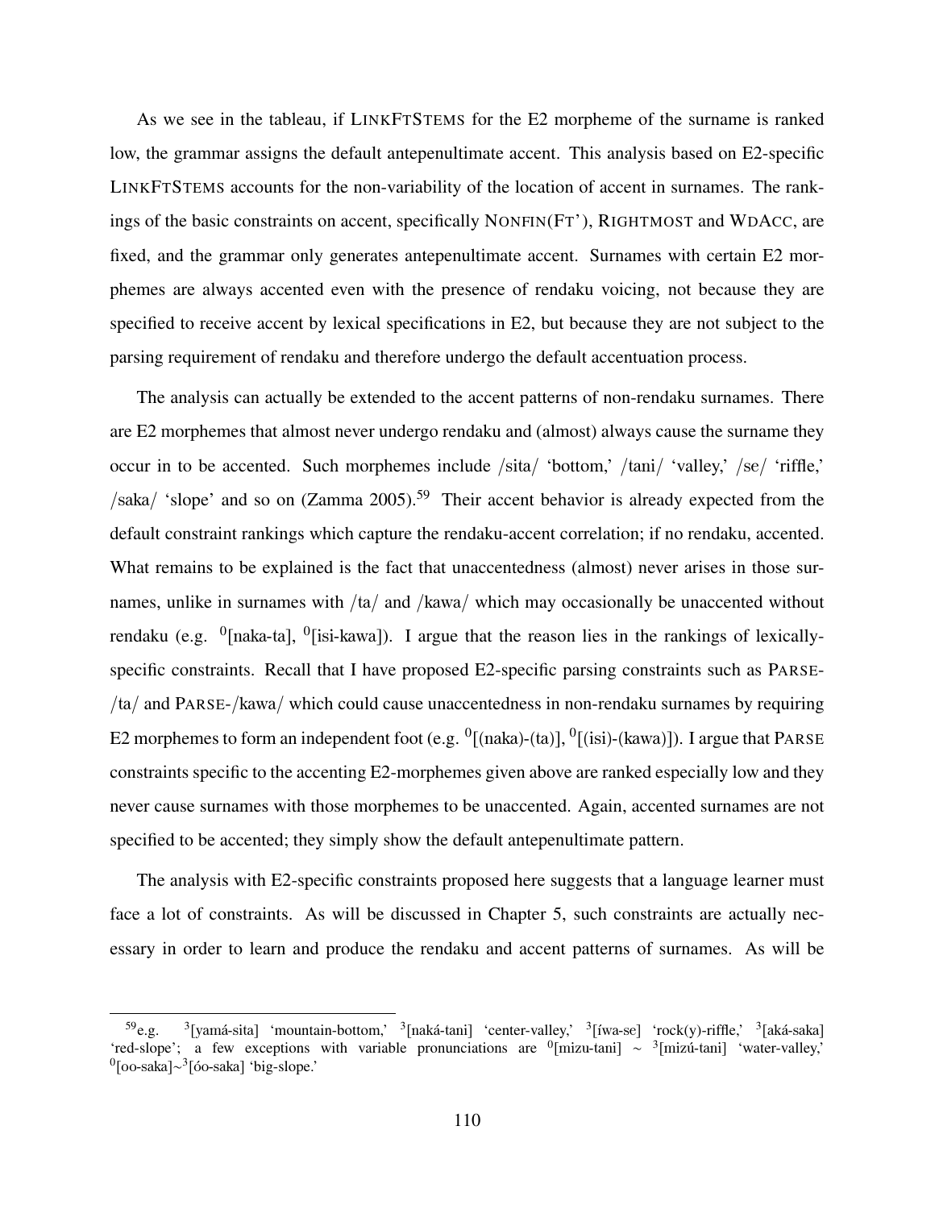As we see in the tableau, if LINKFTSTEMS for the E2 morpheme of the surname is ranked low, the grammar assigns the default antepenultimate accent. This analysis based on E2-specific LINKFTSTEMS accounts for the non-variability of the location of accent in surnames. The rankings of the basic constraints on accent, specifically NONFIN(FT'), RIGHTMOST and WDACC, are fixed, and the grammar only generates antepenultimate accent. Surnames with certain E2 morphemes are always accented even with the presence of rendaku voicing, not because they are specified to receive accent by lexical specifications in E2, but because they are not subject to the parsing requirement of rendaku and therefore undergo the default accentuation process.

The analysis can actually be extended to the accent patterns of non-rendaku surnames. There are E2 morphemes that almost never undergo rendaku and (almost) always cause the surname they occur in to be accented. Such morphemes include /sita/ 'bottom,' /tani/ 'valley,' /se/ 'riffle,' /saka/ 'slope' and so on (Zamma 2005).[59] Their accent behavior is already expected from the default constraint rankings which capture the rendaku-accent correlation; if no rendaku, accented. What remains to be explained is the fact that unaccentedness (almost) never arises in those surnames, unlike in surnames with /ta/ and /kawa/ which may occasionally be unaccented without rendaku (e.g. $^0$[naka-ta], $^0$[isi-kawa]). I argue that the reason lies in the rankings of lexically-specific constraints. Recall that I have proposed E2-specific parsing constraints such as PARSE-/ta/ and PARSE-/kawa/ which could cause unaccentedness in non-rendaku surnames by requiring E2 morphemes to form an independent foot (e.g. $^0$[(naka)-(ta)], $^0$[(isi)-(kawa)]). I argue that PARSE constraints specific to the accenting E2-morphemes given above are ranked especially low and they never cause surnames with those morphemes to be unaccented. Again, accented surnames are not specified to be accented; they simply show the default antepenultimate pattern.

The analysis with E2-specific constraints proposed here suggests that a language learner must face a lot of constraints. As will be discussed in Chapter 5, such constraints are actually necessary in order to learn and produce the rendaku and accent patterns of surnames. As will be

---

[59] e.g. $^3$[yamá-sita] 'mountain-bottom,' $^3$[naká-tani] 'center-valley,' $^3$[íwa-se] 'rock(y)-riffle,' $^3$[aká-saka] 'red-slope'; a few exceptions with variable pronunciations are $^0$[mizu-tani] ~ $^3$[mizú-tani] 'water-valley,' $^0$[oo-saka]~$^3$[óo-saka] 'big-slope.'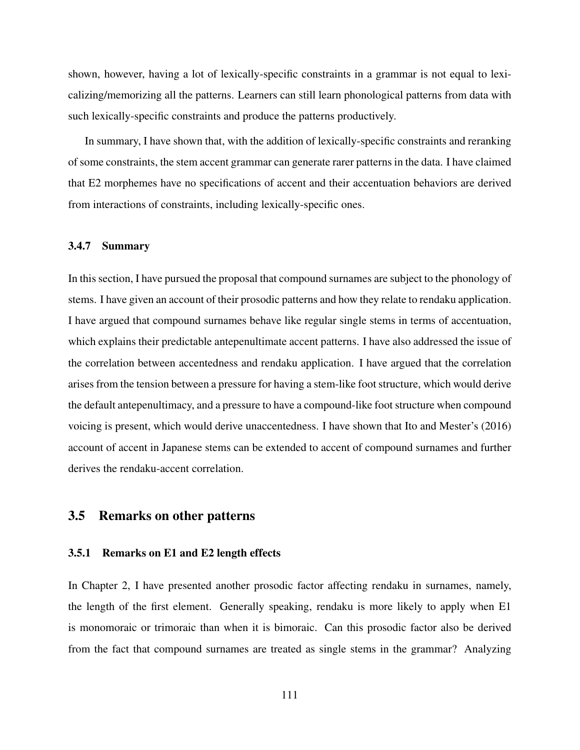shown, however, having a lot of lexically-specific constraints in a grammar is not equal to lexicalizing/memorizing all the patterns. Learners can still learn phonological patterns from data with such lexically-specific constraints and produce the patterns productively.

In summary, I have shown that, with the addition of lexically-specific constraints and reranking of some constraints, the stem accent grammar can generate rarer patterns in the data. I have claimed that E2 morphemes have no specifications of accent and their accentuation behaviors are derived from interactions of constraints, including lexically-specific ones.

### 3.4.7 Summary

In this section, I have pursued the proposal that compound surnames are subject to the phonology of stems. I have given an account of their prosodic patterns and how they relate to rendaku application. I have argued that compound surnames behave like regular single stems in terms of accentuation, which explains their predictable antepenultimate accent patterns. I have also addressed the issue of the correlation between accentedness and rendaku application. I have argued that the correlation arises from the tension between a pressure for having a stem-like foot structure, which would derive the default antepenultimacy, and a pressure to have a compound-like foot structure when compound voicing is present, which would derive unaccentedness. I have shown that Ito and Mester's (2016) account of accent in Japanese stems can be extended to accent of compound surnames and further derives the rendaku-accent correlation.

## 3.5 Remarks on other patterns

### 3.5.1 Remarks on E1 and E2 length effects

In Chapter 2, I have presented another prosodic factor affecting rendaku in surnames, namely, the length of the first element. Generally speaking, rendaku is more likely to apply when E1 is monomoraic or trimoraic than when it is bimoraic. Can this prosodic factor also be derived from the fact that compound surnames are treated as single stems in the grammar? Analyzing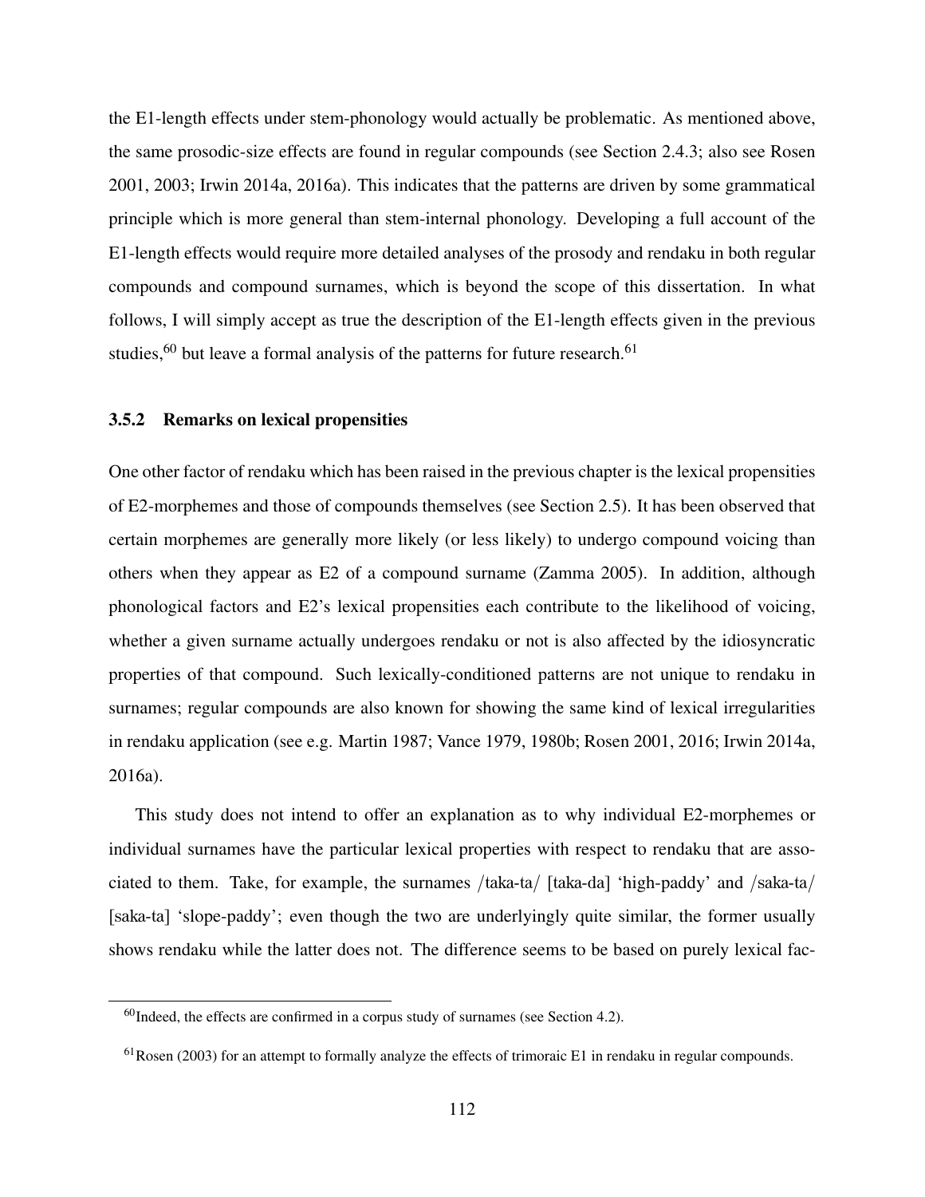the E1-length effects under stem-phonology would actually be problematic. As mentioned above, the same prosodic-size effects are found in regular compounds (see Section 2.4.3; also see Rosen 2001, 2003; Irwin 2014a, 2016a). This indicates that the patterns are driven by some grammatical principle which is more general than stem-internal phonology. Developing a full account of the E1-length effects would require more detailed analyses of the prosody and rendaku in both regular compounds and compound surnames, which is beyond the scope of this dissertation. In what follows, I will simply accept as true the description of the E1-length effects given in the previous studies,[60] but leave a formal analysis of the patterns for future research.[61]

### 3.5.2 Remarks on lexical propensities

One other factor of rendaku which has been raised in the previous chapter is the lexical propensities of E2-morphemes and those of compounds themselves (see Section 2.5). It has been observed that certain morphemes are generally more likely (or less likely) to undergo compound voicing than others when they appear as E2 of a compound surname (Zamma 2005). In addition, although phonological factors and E2's lexical propensities each contribute to the likelihood of voicing, whether a given surname actually undergoes rendaku or not is also affected by the idiosyncratic properties of that compound. Such lexically-conditioned patterns are not unique to rendaku in surnames; regular compounds are also known for showing the same kind of lexical irregularities in rendaku application (see e.g. Martin 1987; Vance 1979, 1980b; Rosen 2001, 2016; Irwin 2014a, 2016a).

This study does not intend to offer an explanation as to why individual E2-morphemes or individual surnames have the particular lexical properties with respect to rendaku that are associated to them. Take, for example, the surnames /taka-ta/ [taka-da] 'high-paddy' and /saka-ta/ [saka-ta] 'slope-paddy'; even though the two are underlyingly quite similar, the former usually shows rendaku while the latter does not. The difference seems to be based on purely lexical fac-

[60] Indeed, the effects are confirmed in a corpus study of surnames (see Section 4.2).

[61] Rosen (2003) for an attempt to formally analyze the effects of trimoraic E1 in rendaku in regular compounds.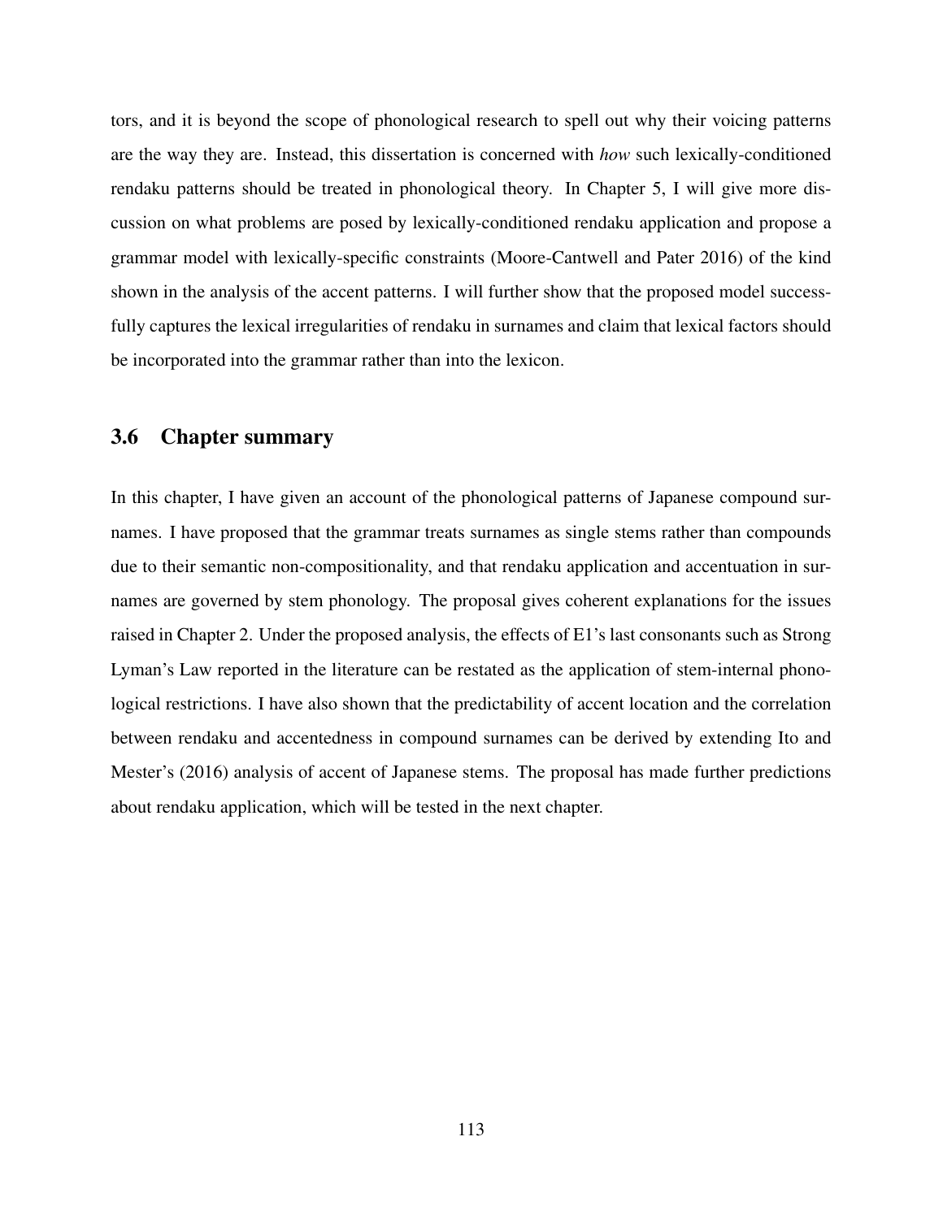tors, and it is beyond the scope of phonological research to spell out why their voicing patterns are the way they are. Instead, this dissertation is concerned with *how* such lexically-conditioned rendaku patterns should be treated in phonological theory. In Chapter 5, I will give more discussion on what problems are posed by lexically-conditioned rendaku application and propose a grammar model with lexically-specific constraints (Moore-Cantwell and Pater 2016) of the kind shown in the analysis of the accent patterns. I will further show that the proposed model successfully captures the lexical irregularities of rendaku in surnames and claim that lexical factors should be incorporated into the grammar rather than into the lexicon.

## 3.6 Chapter summary

In this chapter, I have given an account of the phonological patterns of Japanese compound surnames. I have proposed that the grammar treats surnames as single stems rather than compounds due to their semantic non-compositionality, and that rendaku application and accentuation in surnames are governed by stem phonology. The proposal gives coherent explanations for the issues raised in Chapter 2. Under the proposed analysis, the effects of E1's last consonants such as Strong Lyman's Law reported in the literature can be restated as the application of stem-internal phonological restrictions. I have also shown that the predictability of accent location and the correlation between rendaku and accentedness in compound surnames can be derived by extending Ito and Mester's (2016) analysis of accent of Japanese stems. The proposal has made further predictions about rendaku application, which will be tested in the next chapter.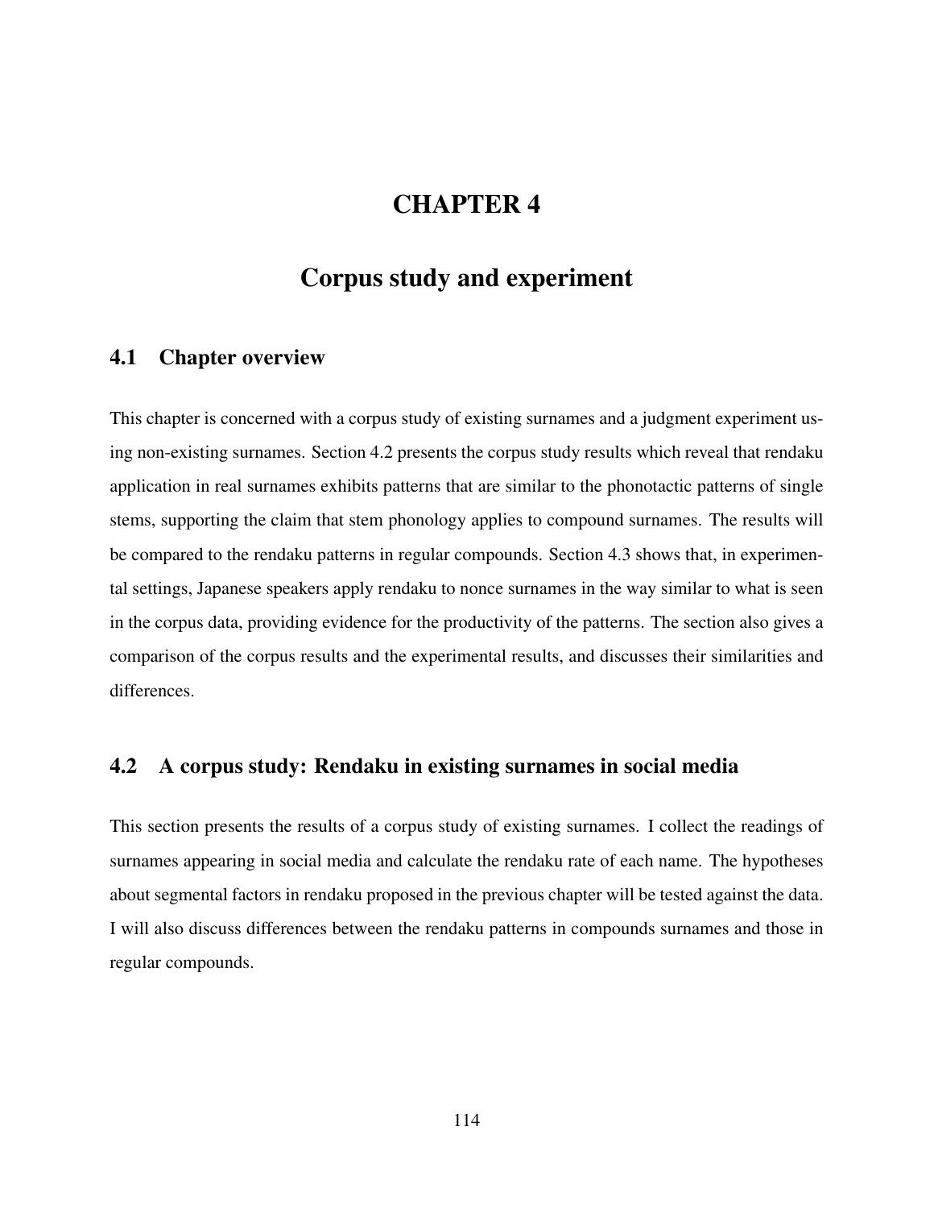# CHAPTER 4

# Corpus study and experiment

## 4.1 Chapter overview

This chapter is concerned with a corpus study of existing surnames and a judgment experiment using non-existing surnames. Section 4.2 presents the corpus study results which reveal that rendaku application in real surnames exhibits patterns that are similar to the phonotactic patterns of single stems, supporting the claim that stem phonology applies to compound surnames. The results will be compared to the rendaku patterns in regular compounds. Section 4.3 shows that, in experimental settings, Japanese speakers apply rendaku to nonce surnames in the way similar to what is seen in the corpus data, providing evidence for the productivity of the patterns. The section also gives a comparison of the corpus results and the experimental results, and discusses their similarities and differences.

## 4.2 A corpus study: Rendaku in existing surnames in social media

This section presents the results of a corpus study of existing surnames. I collect the readings of surnames appearing in social media and calculate the rendaku rate of each name. The hypotheses about segmental factors in rendaku proposed in the previous chapter will be tested against the data. I will also discuss differences between the rendaku patterns in compounds surnames and those in regular compounds.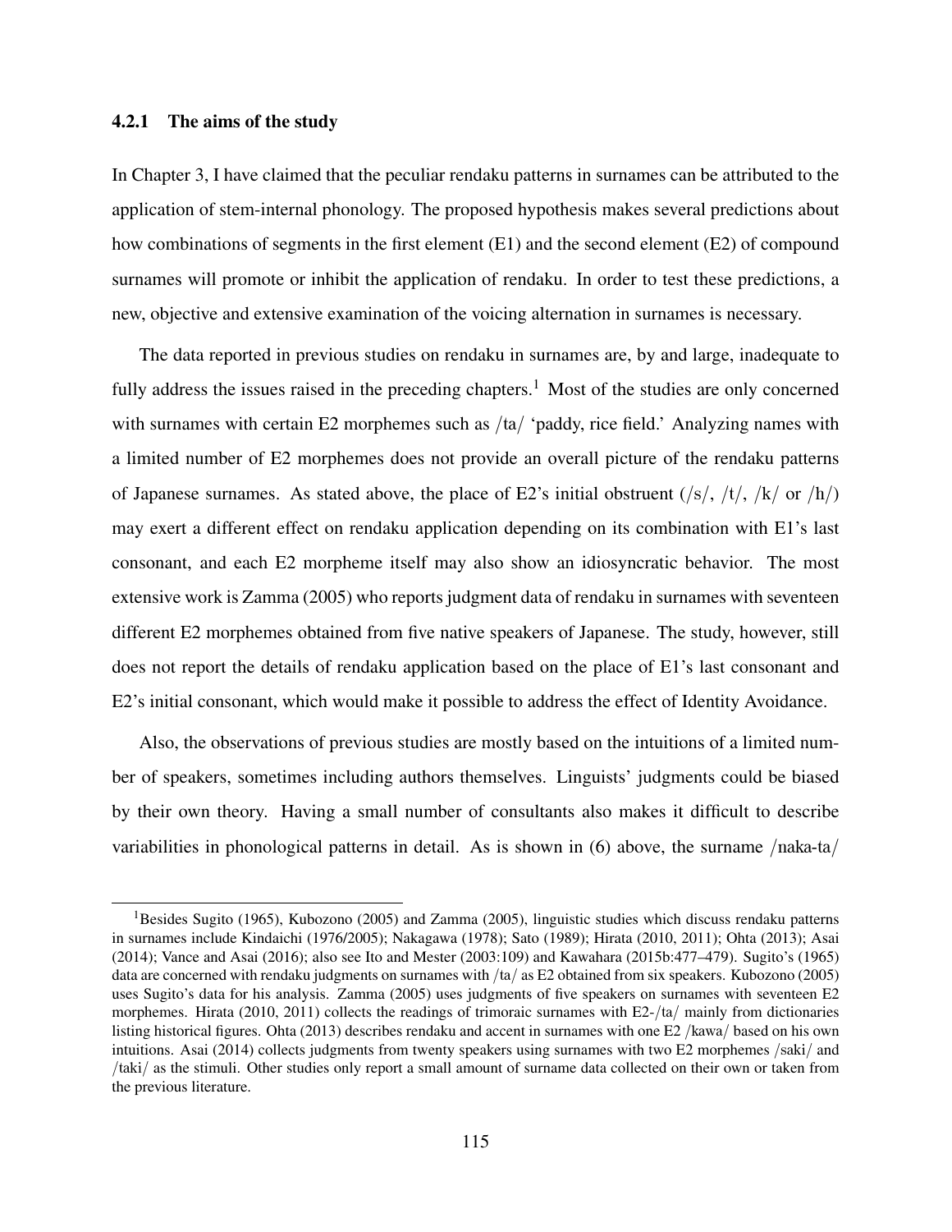### 4.2.1 The aims of the study

In Chapter 3, I have claimed that the peculiar rendaku patterns in surnames can be attributed to the application of stem-internal phonology. The proposed hypothesis makes several predictions about how combinations of segments in the first element (E1) and the second element (E2) of compound surnames will promote or inhibit the application of rendaku. In order to test these predictions, a new, objective and extensive examination of the voicing alternation in surnames is necessary.

The data reported in previous studies on rendaku in surnames are, by and large, inadequate to fully address the issues raised in the preceding chapters.[1] Most of the studies are only concerned with surnames with certain E2 morphemes such as /ta/ 'paddy, rice field.' Analyzing names with a limited number of E2 morphemes does not provide an overall picture of the rendaku patterns of Japanese surnames. As stated above, the place of E2's initial obstruent (/s/, /t/, /k/ or /h/) may exert a different effect on rendaku application depending on its combination with E1's last consonant, and each E2 morpheme itself may also show an idiosyncratic behavior. The most extensive work is Zamma (2005) who reports judgment data of rendaku in surnames with seventeen different E2 morphemes obtained from five native speakers of Japanese. The study, however, still does not report the details of rendaku application based on the place of E1's last consonant and E2's initial consonant, which would make it possible to address the effect of Identity Avoidance.

Also, the observations of previous studies are mostly based on the intuitions of a limited number of speakers, sometimes including authors themselves. Linguists' judgments could be biased by their own theory. Having a small number of consultants also makes it difficult to describe variabilities in phonological patterns in detail. As is shown in (6) above, the surname /naka-ta/

[1] Besides Sugito (1965), Kubozono (2005) and Zamma (2005), linguistic studies which discuss rendaku patterns in surnames include Kindaichi (1976/2005); Nakagawa (1978); Sato (1989); Hirata (2010, 2011); Ohta (2013); Asai (2014); Vance and Asai (2016); also see Ito and Mester (2003:109) and Kawahara (2015b:477–479). Sugito's (1965) data are concerned with rendaku judgments on surnames with /ta/ as E2 obtained from six speakers. Kubozono (2005) uses Sugito's data for his analysis. Zamma (2005) uses judgments of five speakers on surnames with seventeen E2 morphemes. Hirata (2010, 2011) collects the readings of trimoraic surnames with E2-/ta/ mainly from dictionaries listing historical figures. Ohta (2013) describes rendaku and accent in surnames with one E2 /kawa/ based on his own intuitions. Asai (2014) collects judgments from twenty speakers using surnames with two E2 morphemes /saki/ and /taki/ as the stimuli. Other studies only report a small amount of surname data collected on their own or taken from the previous literature.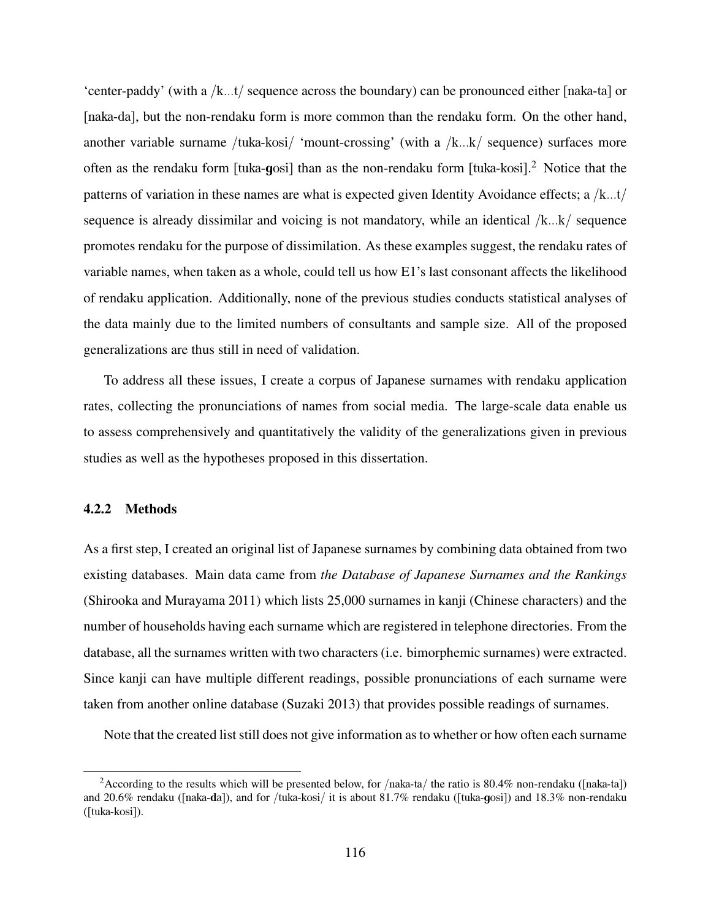'center-paddy' (with a /k...t/ sequence across the boundary) can be pronounced either [naka-ta] or [naka-da], but the non-rendaku form is more common than the rendaku form. On the other hand, another variable surname /tuka-kosi/ 'mount-crossing' (with a /k...k/ sequence) surfaces more often as the rendaku form [tuka-**g**osi] than as the non-rendaku form [tuka-kosi].[2] Notice that the patterns of variation in these names are what is expected given Identity Avoidance effects; a /k...t/ sequence is already dissimilar and voicing is not mandatory, while an identical /k...k/ sequence promotes rendaku for the purpose of dissimilation. As these examples suggest, the rendaku rates of variable names, when taken as a whole, could tell us how E1's last consonant affects the likelihood of rendaku application. Additionally, none of the previous studies conducts statistical analyses of the data mainly due to the limited numbers of consultants and sample size. All of the proposed generalizations are thus still in need of validation.

To address all these issues, I create a corpus of Japanese surnames with rendaku application rates, collecting the pronunciations of names from social media. The large-scale data enable us to assess comprehensively and quantitatively the validity of the generalizations given in previous studies as well as the hypotheses proposed in this dissertation.

### 4.2.2 Methods

As a first step, I created an original list of Japanese surnames by combining data obtained from two existing databases. Main data came from *the Database of Japanese Surnames and the Rankings* (Shirooka and Murayama 2011) which lists 25,000 surnames in kanji (Chinese characters) and the number of households having each surname which are registered in telephone directories. From the database, all the surnames written with two characters (i.e. bimorphemic surnames) were extracted. Since kanji can have multiple different readings, possible pronunciations of each surname were taken from another online database (Suzaki 2013) that provides possible readings of surnames.

Note that the created list still does not give information as to whether or how often each surname

[2] According to the results which will be presented below, for /naka-ta/ the ratio is 80.4% non-rendaku ([naka-ta]) and 20.6% rendaku ([naka-**d**a]), and for /tuka-kosi/ it is about 81.7% rendaku ([tuka-**g**osi]) and 18.3% non-rendaku ([tuka-kosi]).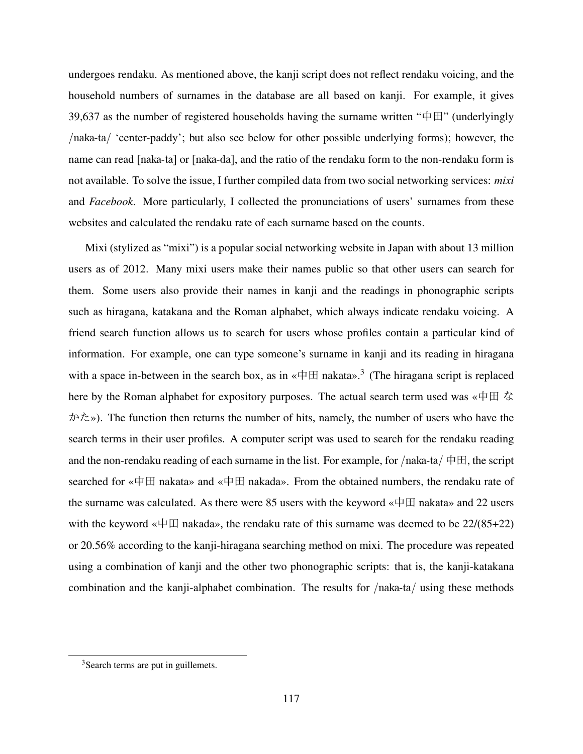undergoes rendaku. As mentioned above, the kanji script does not reflect rendaku voicing, and the household numbers of surnames in the database are all based on kanji. For example, it gives 39,637 as the number of registered households having the surname written "中田" (underlyingly /naka-ta/ 'center-paddy'; but also see below for other possible underlying forms); however, the name can read [naka-ta] or [naka-da], and the ratio of the rendaku form to the non-rendaku form is not available. To solve the issue, I further compiled data from two social networking services: *mixi* and *Facebook*. More particularly, I collected the pronunciations of users' surnames from these websites and calculated the rendaku rate of each surname based on the counts.

Mixi (stylized as "mixi") is a popular social networking website in Japan with about 13 million users as of 2012. Many mixi users make their names public so that other users can search for them. Some users also provide their names in kanji and the readings in phonographic scripts such as hiragana, katakana and the Roman alphabet, which always indicate rendaku voicing. A friend search function allows us to search for users whose profiles contain a particular kind of information. For example, one can type someone's surname in kanji and its reading in hiragana with a space in-between in the search box, as in «中田 nakata».[3] (The hiragana script is replaced here by the Roman alphabet for expository purposes. The actual search term used was «中田 なかた»). The function then returns the number of hits, namely, the number of users who have the search terms in their user profiles. A computer script was used to search for the rendaku reading and the non-rendaku reading of each surname in the list. For example, for /naka-ta/ 中田, the script searched for «中田 nakata» and «中田 nakada». From the obtained numbers, the rendaku rate of the surname was calculated. As there were 85 users with the keyword «中田 nakata» and 22 users with the keyword «中田 nakada», the rendaku rate of this surname was deemed to be 22/(85+22) or 20.56% according to the kanji-hiragana searching method on mixi. The procedure was repeated using a combination of kanji and the other two phonographic scripts: that is, the kanji-katakana combination and the kanji-alphabet combination. The results for /naka-ta/ using these methods

[3] Search terms are put in guillemets.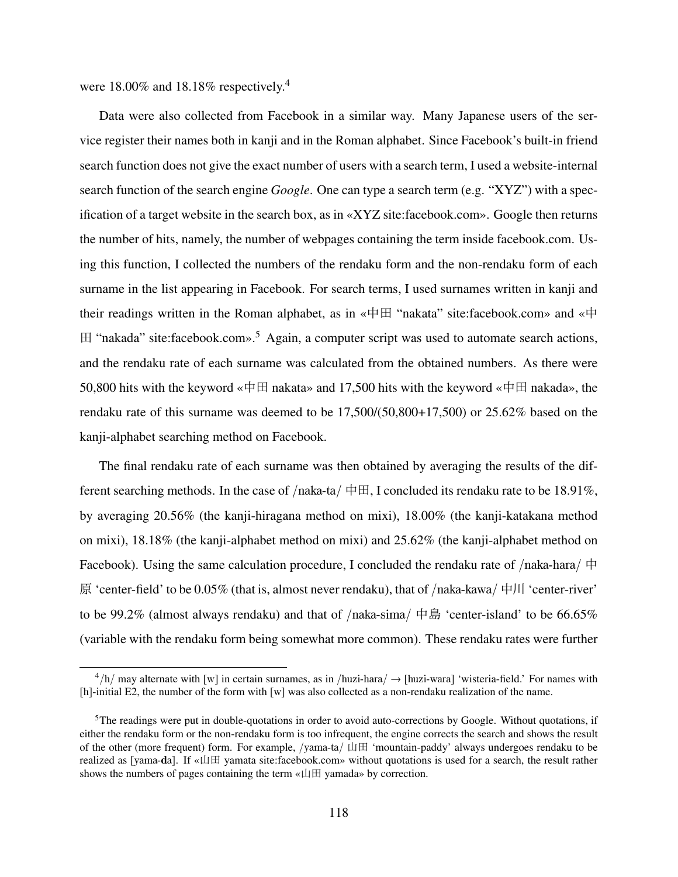were 18.00% and 18.18% respectively.[4]

Data were also collected from Facebook in a similar way. Many Japanese users of the service register their names both in kanji and in the Roman alphabet. Since Facebook's built-in friend search function does not give the exact number of users with a search term, I used a website-internal search function of the search engine *Google*. One can type a search term (e.g. "XYZ") with a specification of a target website in the search box, as in «XYZ site:facebook.com». Google then returns the number of hits, namely, the number of webpages containing the term inside facebook.com. Using this function, I collected the numbers of the rendaku form and the non-rendaku form of each surname in the list appearing in Facebook. For search terms, I used surnames written in kanji and their readings written in the Roman alphabet, as in «中田 "nakata" site:facebook.com» and «中田 "nakada" site:facebook.com».[5] Again, a computer script was used to automate search actions, and the rendaku rate of each surname was calculated from the obtained numbers. As there were 50,800 hits with the keyword «中田 nakata» and 17,500 hits with the keyword «中田 nakada», the rendaku rate of this surname was deemed to be 17,500/(50,800+17,500) or 25.62% based on the kanji-alphabet searching method on Facebook.

The final rendaku rate of each surname was then obtained by averaging the results of the different searching methods. In the case of /naka-ta/ 中田, I concluded its rendaku rate to be 18.91%, by averaging 20.56% (the kanji-hiragana method on mixi), 18.00% (the kanji-katakana method on mixi), 18.18% (the kanji-alphabet method on mixi) and 25.62% (the kanji-alphabet method on Facebook). Using the same calculation procedure, I concluded the rendaku rate of /naka-hara/ 中原 'center-field' to be 0.05% (that is, almost never rendaku), that of /naka-kawa/ 中川 'center-river' to be 99.2% (almost always rendaku) and that of /naka-sima/ 中島 'center-island' to be 66.65% (variable with the rendaku form being somewhat more common). These rendaku rates were further

---

[4] /h/ may alternate with [w] in certain surnames, as in /huzi-hara/ → [huzi-wara] 'wisteria-field.' For names with [h]-initial E2, the number of the form with [w] was also collected as a non-rendaku realization of the name.

[5] The readings were put in double-quotations in order to avoid auto-corrections by Google. Without quotations, if either the rendaku form or the non-rendaku form is too infrequent, the engine corrects the search and shows the result of the other (more frequent) form. For example, /yama-ta/ 山田 'mountain-paddy' always undergoes rendaku to be realized as [yama-**d**a]. If «山田 yamata site:facebook.com» without quotations is used for a search, the result rather shows the numbers of pages containing the term «山田 yamada» by correction.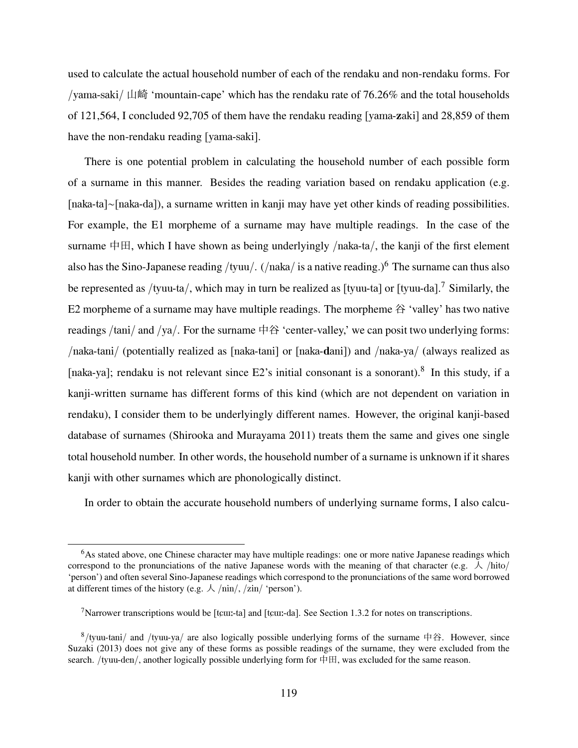used to calculate the actual household number of each of the rendaku and non-rendaku forms. For /yama-saki/ 山崎 'mountain-cape' which has the rendaku rate of 76.26% and the total households of 121,564, I concluded 92,705 of them have the rendaku reading [yama-**z**aki] and 28,859 of them have the non-rendaku reading [yama-saki].

There is one potential problem in calculating the household number of each possible form of a surname in this manner. Besides the reading variation based on rendaku application (e.g. [naka-ta]~[naka-da]), a surname written in kanji may have yet other kinds of reading possibilities. For example, the E1 morpheme of a surname may have multiple readings. In the case of the surname 中田, which I have shown as being underlyingly /naka-ta/, the kanji of the first element also has the Sino-Japanese reading /tyuu/. (/naka/ is a native reading.)[6] The surname can thus also be represented as /tyuu-ta/, which may in turn be realized as [tyuu-ta] or [tyuu-da].[7] Similarly, the E2 morpheme of a surname may have multiple readings. The morpheme 谷 'valley' has two native readings /tani/ and /ya/. For the surname 中谷 'center-valley,' we can posit two underlying forms: /naka-tani/ (potentially realized as [naka-tani] or [naka-**d**ani]) and /naka-ya/ (always realized as [naka-ya]; rendaku is not relevant since E2's initial consonant is a sonorant).[8] In this study, if a kanji-written surname has different forms of this kind (which are not dependent on variation in rendaku), I consider them to be underlyingly different names. However, the original kanji-based database of surnames (Shirooka and Murayama 2011) treats them the same and gives one single total household number. In other words, the household number of a surname is unknown if it shares kanji with other surnames which are phonologically distinct.

In order to obtain the accurate household numbers of underlying surname forms, I also calcu-

---

[6] As stated above, one Chinese character may have multiple readings: one or more native Japanese readings which correspond to the pronunciations of the native Japanese words with the meaning of that character (e.g. 人 /hito/ 'person') and often several Sino-Japanese readings which correspond to the pronunciations of the same word borrowed at different times of the history (e.g. 人 /nin/, /zin/ 'person').

[7] Narrower transcriptions would be [t̠ɕɯː-ta] and [t̠ɕɯː-da]. See Section 1.3.2 for notes on transcriptions.

[8] /tyuu-tani/ and /tyuu-ya/ are also logically possible underlying forms of the surname 中谷. However, since Suzaki (2013) does not give any of these forms as possible readings of the surname, they were excluded from the search. /tyuu-den/, another logically possible underlying form for 中田, was excluded for the same reason.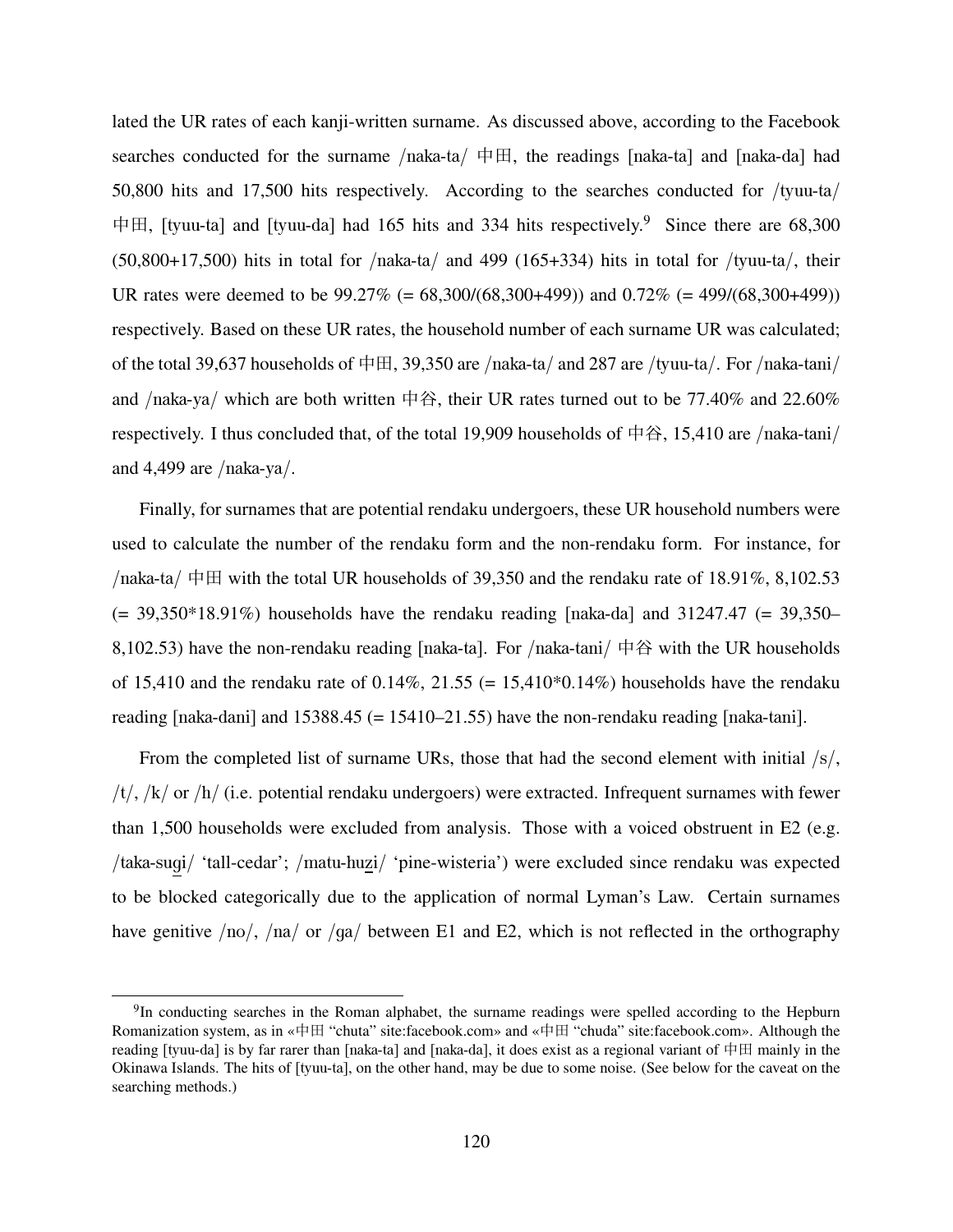lated the UR rates of each kanji-written surname. As discussed above, according to the Facebook searches conducted for the surname /naka-ta/ 中田, the readings [naka-ta] and [naka-da] had 50,800 hits and 17,500 hits respectively. According to the searches conducted for /tyuu-ta/ 中田, [tyuu-ta] and [tyuu-da] had 165 hits and 334 hits respectively.[9] Since there are 68,300 (50,800+17,500) hits in total for /naka-ta/ and 499 (165+334) hits in total for /tyuu-ta/, their UR rates were deemed to be 99.27% (= 68,300/(68,300+499)) and 0.72% (= 499/(68,300+499)) respectively. Based on these UR rates, the household number of each surname UR was calculated; of the total 39,637 households of 中田, 39,350 are /naka-ta/ and 287 are /tyuu-ta/. For /naka-tani/ and /naka-ya/ which are both written 中谷, their UR rates turned out to be 77.40% and 22.60% respectively. I thus concluded that, of the total 19,909 households of 中谷, 15,410 are /naka-tani/ and 4,499 are /naka-ya/.

Finally, for surnames that are potential rendaku undergoers, these UR household numbers were used to calculate the number of the rendaku form and the non-rendaku form. For instance, for /naka-ta/ 中田 with the total UR households of 39,350 and the rendaku rate of 18.91%, 8,102.53 (= 39,350*18.91%) households have the rendaku reading [naka-da] and 31247.47 (= 39,350–8,102.53) have the non-rendaku reading [naka-ta]. For /naka-tani/ 中谷 with the UR households of 15,410 and the rendaku rate of 0.14%, 21.55 (= 15,410*0.14%) households have the rendaku reading [naka-dani] and 15388.45 (= 15410–21.55) have the non-rendaku reading [naka-tani].

From the completed list of surname URs, those that had the second element with initial /s/, /t/, /k/ or /h/ (i.e. potential rendaku undergoers) were extracted. Infrequent surnames with fewer than 1,500 households were excluded from analysis. Those with a voiced obstruent in E2 (e.g. /taka-s<u>u</u>gi/ 'tall-cedar'; /matu-hu<u>z</u>i/ 'pine-wisteria') were excluded since rendaku was expected to be blocked categorically due to the application of normal Lyman's Law. Certain surnames have genitive /no/, /na/ or /ga/ between E1 and E2, which is not reflected in the orthography

---

[9] In conducting searches in the Roman alphabet, the surname readings were spelled according to the Hepburn Romanization system, as in «中田 "chuta" site:facebook.com» and «中田 "chuda" site:facebook.com». Although the reading [tyuu-da] is by far rarer than [naka-ta] and [naka-da], it does exist as a regional variant of 中田 mainly in the Okinawa Islands. The hits of [tyuu-ta], on the other hand, may be due to some noise. (See below for the caveat on the searching methods.)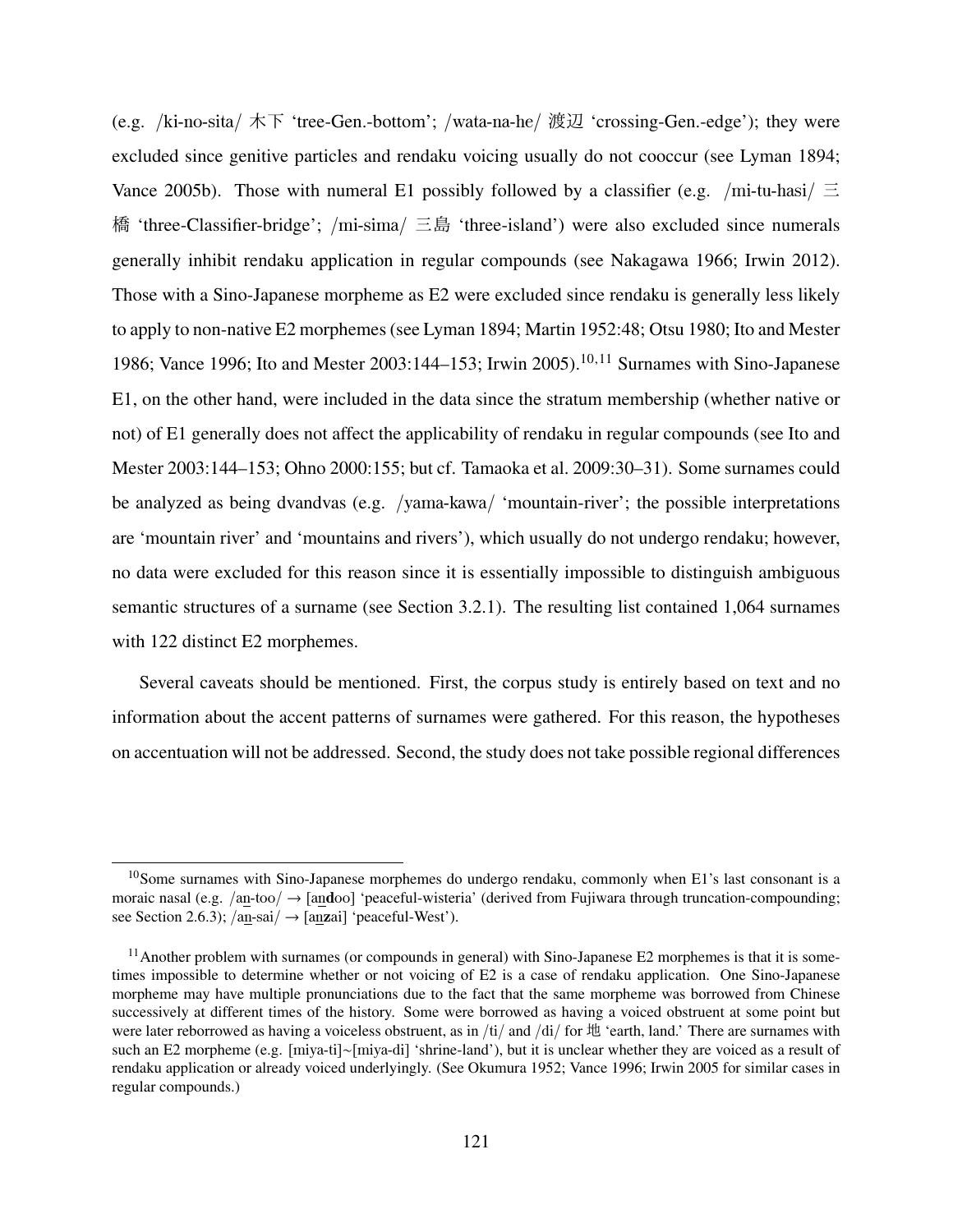(e.g. /ki-no-sita/ 木下 'tree-Gen.-bottom'; /wata-na-he/ 渡辺 'crossing-Gen.-edge'); they were excluded since genitive particles and rendaku voicing usually do not cooccur (see Lyman 1894; Vance 2005b). Those with numeral E1 possibly followed by a classifier (e.g. /mi-tu-hasi/ 三橋 'three-Classifier-bridge'; /mi-sima/ 三島 'three-island') were also excluded since numerals generally inhibit rendaku application in regular compounds (see Nakagawa 1966; Irwin 2012). Those with a Sino-Japanese morpheme as E2 were excluded since rendaku is generally less likely to apply to non-native E2 morphemes (see Lyman 1894; Martin 1952:48; Otsu 1980; Ito and Mester 1986; Vance 1996; Ito and Mester 2003:144–153; Irwin 2005).[10,11] Surnames with Sino-Japanese E1, on the other hand, were included in the data since the stratum membership (whether native or not) of E1 generally does not affect the applicability of rendaku in regular compounds (see Ito and Mester 2003:144–153; Ohno 2000:155; but cf. Tamaoka et al. 2009:30–31). Some surnames could be analyzed as being dvandvas (e.g. /yama-kawa/ 'mountain-river'; the possible interpretations are 'mountain river' and 'mountains and rivers'), which usually do not undergo rendaku; however, no data were excluded for this reason since it is essentially impossible to distinguish ambiguous semantic structures of a surname (see Section 3.2.1). The resulting list contained 1,064 surnames with 122 distinct E2 morphemes.

Several caveats should be mentioned. First, the corpus study is entirely based on text and no information about the accent patterns of surnames were gathered. For this reason, the hypotheses on accentuation will not be addressed. Second, the study does not take possible regional differences

---

[10] Some surnames with Sino-Japanese morphemes do undergo rendaku, commonly when E1's last consonant is a moraic nasal (e.g. /a<u>n</u>-too/ → [a<u>n</u>**d**oo] 'peaceful-wisteria' (derived from Fujiwara through truncation-compounding; see Section 2.6.3); /a<u>n</u>-sai/ → [a<u>n</u>**z**ai] 'peaceful-West').

[11] Another problem with surnames (or compounds in general) with Sino-Japanese E2 morphemes is that it is sometimes impossible to determine whether or not voicing of E2 is a case of rendaku application. One Sino-Japanese morpheme may have multiple pronunciations due to the fact that the same morpheme was borrowed from Chinese successively at different times of the history. Some were borrowed as having a voiced obstruent at some point but were later reborrowed as having a voiceless obstruent, as in /ti/ and /di/ for 地 'earth, land.' There are surnames with such an E2 morpheme (e.g. [miya-ti]~[miya-di] 'shrine-land'), but it is unclear whether they are voiced as a result of rendaku application or already voiced underlyingly. (See Okumura 1952; Vance 1996; Irwin 2005 for similar cases in regular compounds.)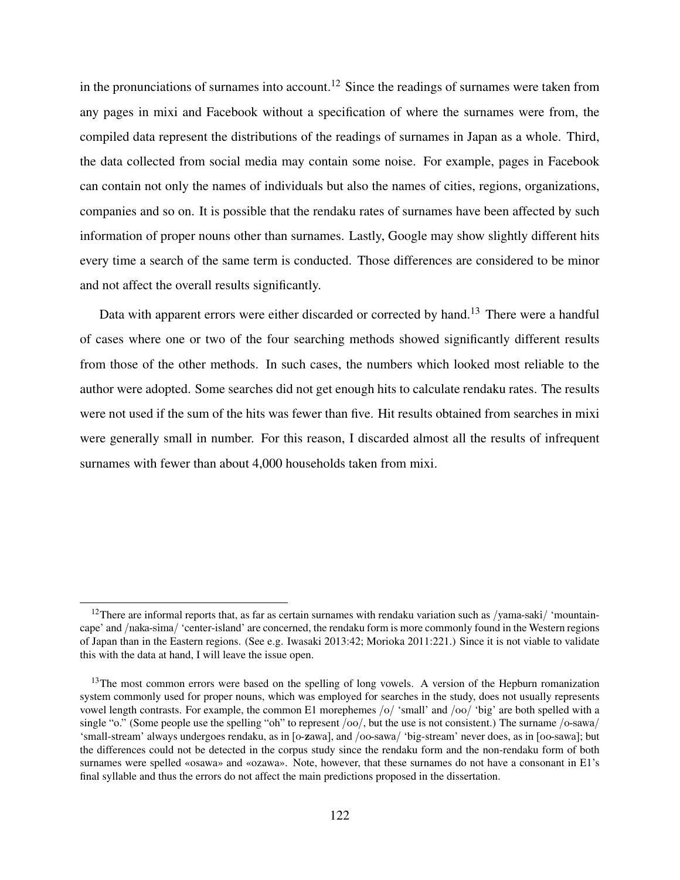in the pronunciations of surnames into account.[12] Since the readings of surnames were taken from any pages in mixi and Facebook without a specification of where the surnames were from, the compiled data represent the distributions of the readings of surnames in Japan as a whole. Third, the data collected from social media may contain some noise. For example, pages in Facebook can contain not only the names of individuals but also the names of cities, regions, organizations, companies and so on. It is possible that the rendaku rates of surnames have been affected by such information of proper nouns other than surnames. Lastly, Google may show slightly different hits every time a search of the same term is conducted. Those differences are considered to be minor and not affect the overall results significantly.

Data with apparent errors were either discarded or corrected by hand.[13] There were a handful of cases where one or two of the four searching methods showed significantly different results from those of the other methods. In such cases, the numbers which looked most reliable to the author were adopted. Some searches did not get enough hits to calculate rendaku rates. The results were not used if the sum of the hits was fewer than five. Hit results obtained from searches in mixi were generally small in number. For this reason, I discarded almost all the results of infrequent surnames with fewer than about 4,000 households taken from mixi.

---

[12] There are informal reports that, as far as certain surnames with rendaku variation such as /yama-saki/ 'mountain-cape' and /naka-sima/ 'center-island' are concerned, the rendaku form is more commonly found in the Western regions of Japan than in the Eastern regions. (See e.g. Iwasaki 2013:42; Morioka 2011:221.) Since it is not viable to validate this with the data at hand, I will leave the issue open.

[13] The most common errors were based on the spelling of long vowels. A version of the Hepburn romanization system commonly used for proper nouns, which was employed for searches in the study, does not usually represents vowel length contrasts. For example, the common E1 morephemes /o/ 'small' and /oo/ 'big' are both spelled with a single "o." (Some people use the spelling "oh" to represent /oo/, but the use is not consistent.) The surname /o-sawa/ 'small-stream' always undergoes rendaku, as in [o-**z**awa], and /oo-sawa/ 'big-stream' never does, as in [oo-sawa]; but the differences could not be detected in the corpus study since the rendaku form and the non-rendaku form of both surnames were spelled «osawa» and «ozawa». Note, however, that these surnames do not have a consonant in E1's final syllable and thus the errors do not affect the main predictions proposed in the dissertation.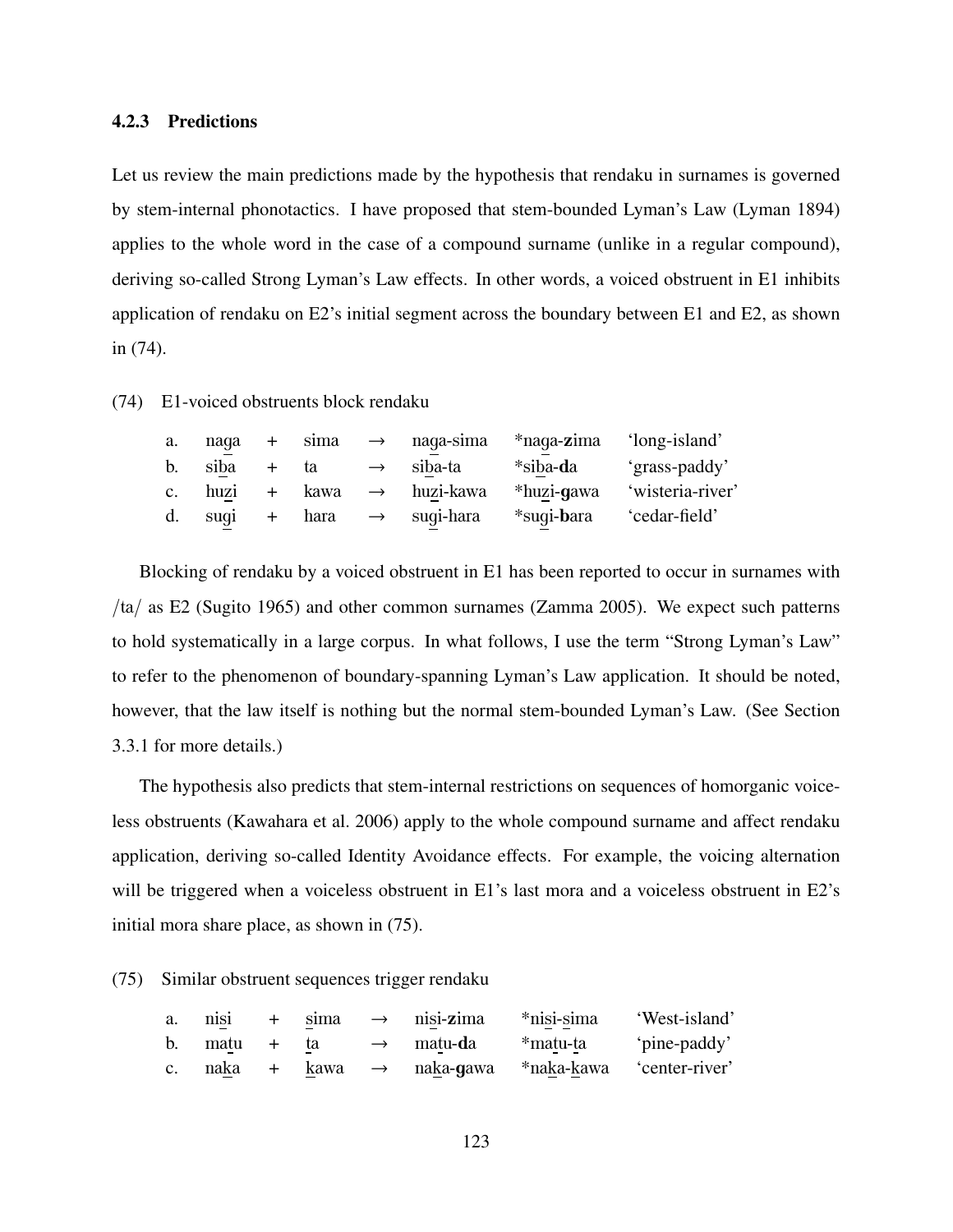### 4.2.3 Predictions

Let us review the main predictions made by the hypothesis that rendaku in surnames is governed by stem-internal phonotactics. I have proposed that stem-bounded Lyman's Law (Lyman 1894) applies to the whole word in the case of a compound surname (unlike in a regular compound), deriving so-called Strong Lyman's Law effects. In other words, a voiced obstruent in E1 inhibits application of rendaku on E2's initial segment across the boundary between E1 and E2, as shown in (74).

(74) E1-voiced obstruents block rendaku

| | | | | | | | |
|---|---|---|---|---|---|---|---|
| a. | naga | + | sima | → | naga-sima | *naga-**z**ima | 'long-island' |
| b. | siba | + | ta | → | siba-ta | *siba-**d**a | 'grass-paddy' |
| c. | huzi | + | kawa | → | huzi-kawa | *huzi-**g**awa | 'wisteria-river' |
| d. | sugi | + | hara | → | sugi-hara | *sugi-**b**ara | 'cedar-field' |

Blocking of rendaku by a voiced obstruent in E1 has been reported to occur in surnames with /ta/ as E2 (Sugito 1965) and other common surnames (Zamma 2005). We expect such patterns to hold systematically in a large corpus. In what follows, I use the term "Strong Lyman's Law" to refer to the phenomenon of boundary-spanning Lyman's Law application. It should be noted, however, that the law itself is nothing but the normal stem-bounded Lyman's Law. (See Section 3.3.1 for more details.)

The hypothesis also predicts that stem-internal restrictions on sequences of homorganic voiceless obstruents (Kawahara et al. 2006) apply to the whole compound surname and affect rendaku application, deriving so-called Identity Avoidance effects. For example, the voicing alternation will be triggered when a voiceless obstruent in E1's last mora and a voiceless obstruent in E2's initial mora share place, as shown in (75).

(75) Similar obstruent sequences trigger rendaku

| | | | | | | | |
|---|---|---|---|---|---|---|---|
| a. | nisi | + | sima | → | nisi-**z**ima | *nisi-sima | 'West-island' |
| b. | matu | + | ta | → | matu-**d**a | *matu-ta | 'pine-paddy' |
| c. | naka | + | kawa | → | naka-**g**awa | *naka-kawa | 'center-river' |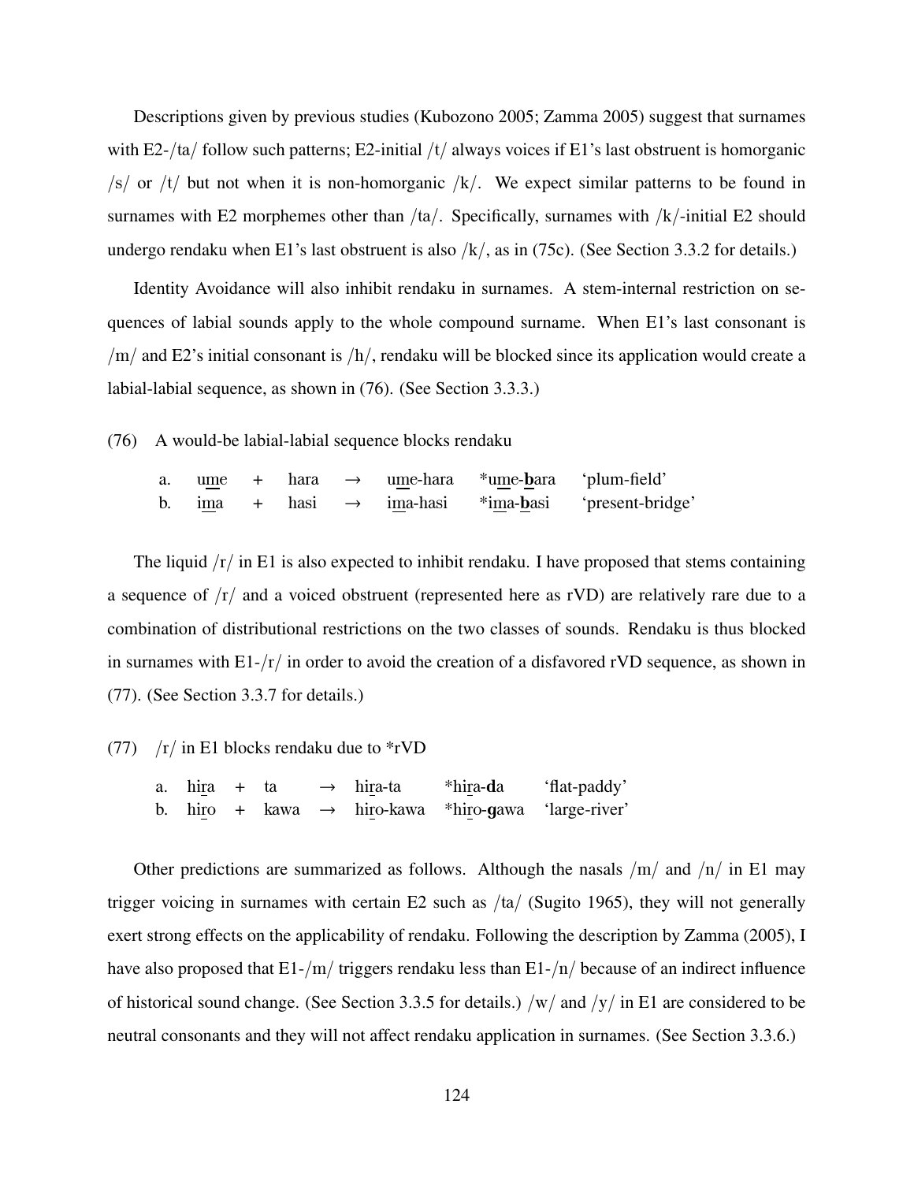Descriptions given by previous studies (Kubozono 2005; Zamma 2005) suggest that surnames with E2-/ta/ follow such patterns; E2-initial /t/ always voices if E1's last obstruent is homorganic /s/ or /t/ but not when it is non-homorganic /k/. We expect similar patterns to be found in surnames with E2 morphemes other than /ta/. Specifically, surnames with /k/-initial E2 should undergo rendaku when E1's last obstruent is also /k/, as in (75c). (See Section 3.3.2 for details.)

Identity Avoidance will also inhibit rendaku in surnames. A stem-internal restriction on sequences of labial sounds apply to the whole compound surname. When E1's last consonant is /m/ and E2's initial consonant is /h/, rendaku will be blocked since its application would create a labial-labial sequence, as shown in (76). (See Section 3.3.3.)

(76) A would-be labial-labial sequence blocks rendaku

| | | | | | | | |
|---|---|---|---|---|---|---|---|
| a. | u<u>m</u>e | + | hara | → | u<u>m</u>e-hara | *u<u>m</u>e-**<u>b</u>**ara | 'plum-field' |
| b. | i<u>m</u>a | + | hasi | → | i<u>m</u>a-hasi | *i<u>m</u>a-**<u>b</u>**asi | 'present-bridge' |

The liquid /r/ in E1 is also expected to inhibit rendaku. I have proposed that stems containing a sequence of /r/ and a voiced obstruent (represented here as rVD) are relatively rare due to a combination of distributional restrictions on the two classes of sounds. Rendaku is thus blocked in surnames with E1-/r/ in order to avoid the creation of a disfavored rVD sequence, as shown in (77). (See Section 3.3.7 for details.)

(77) /r/ in E1 blocks rendaku due to *rVD

| | | | | | | | |
|---|---|---|---|---|---|---|---|
| a. | hi<u>r</u>a | + | ta | → | hi<u>r</u>a-ta | *hi<u>r</u>a-**d**a | 'flat-paddy' |
| b. | hi<u>r</u>o | + | kawa | → | hi<u>r</u>o-kawa | *hi<u>r</u>o-**g**awa | 'large-river' |

Other predictions are summarized as follows. Although the nasals /m/ and /n/ in E1 may trigger voicing in surnames with certain E2 such as /ta/ (Sugito 1965), they will not generally exert strong effects on the applicability of rendaku. Following the description by Zamma (2005), I have also proposed that E1-/m/ triggers rendaku less than E1-/n/ because of an indirect influence of historical sound change. (See Section 3.3.5 for details.) /w/ and /y/ in E1 are considered to be neutral consonants and they will not affect rendaku application in surnames. (See Section 3.3.6.)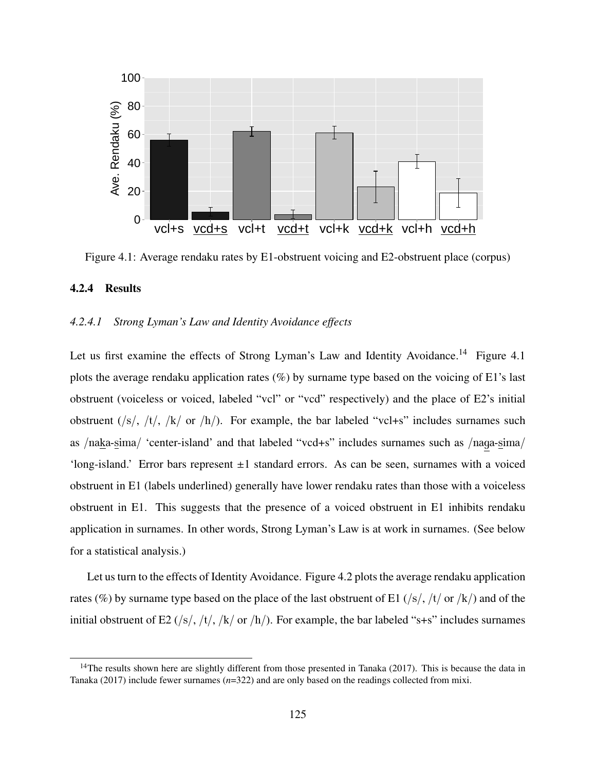Figure 4.1: Average rendaku rates by E1-obstruent voicing and E2-obstruent place (corpus)

### 4.2.4 Results

#### *4.2.4.1 Strong Lyman's Law and Identity Avoidance effects*

Let us first examine the effects of Strong Lyman's Law and Identity Avoidance.[14] Figure 4.1 plots the average rendaku application rates (%) by surname type based on the voicing of E1's last obstruent (voiceless or voiced, labeled "vcl" or "vcd" respectively) and the place of E2's initial obstruent (/s/, /t/, /k/ or /h/). For example, the bar labeled "vcl+s" includes surnames such as /naka-sima/ 'center-island' and that labeled "vcd+s" includes surnames such as /naga-sima/ 'long-island.' Error bars represent ±1 standard errors. As can be seen, surnames with a voiced obstruent in E1 (labels underlined) generally have lower rendaku rates than those with a voiceless obstruent in E1. This suggests that the presence of a voiced obstruent in E1 inhibits rendaku application in surnames. In other words, Strong Lyman's Law is at work in surnames. (See below for a statistical analysis.)

Let us turn to the effects of Identity Avoidance. Figure 4.2 plots the average rendaku application rates (%) by surname type based on the place of the last obstruent of E1 (/s/, /t/ or /k/) and of the initial obstruent of E2 (/s/, /t/, /k/ or /h/). For example, the bar labeled "s+s" includes surnames

[14] The results shown here are slightly different from those presented in Tanaka (2017). This is because the data in Tanaka (2017) include fewer surnames (*n*=322) and are only based on the readings collected from mixi.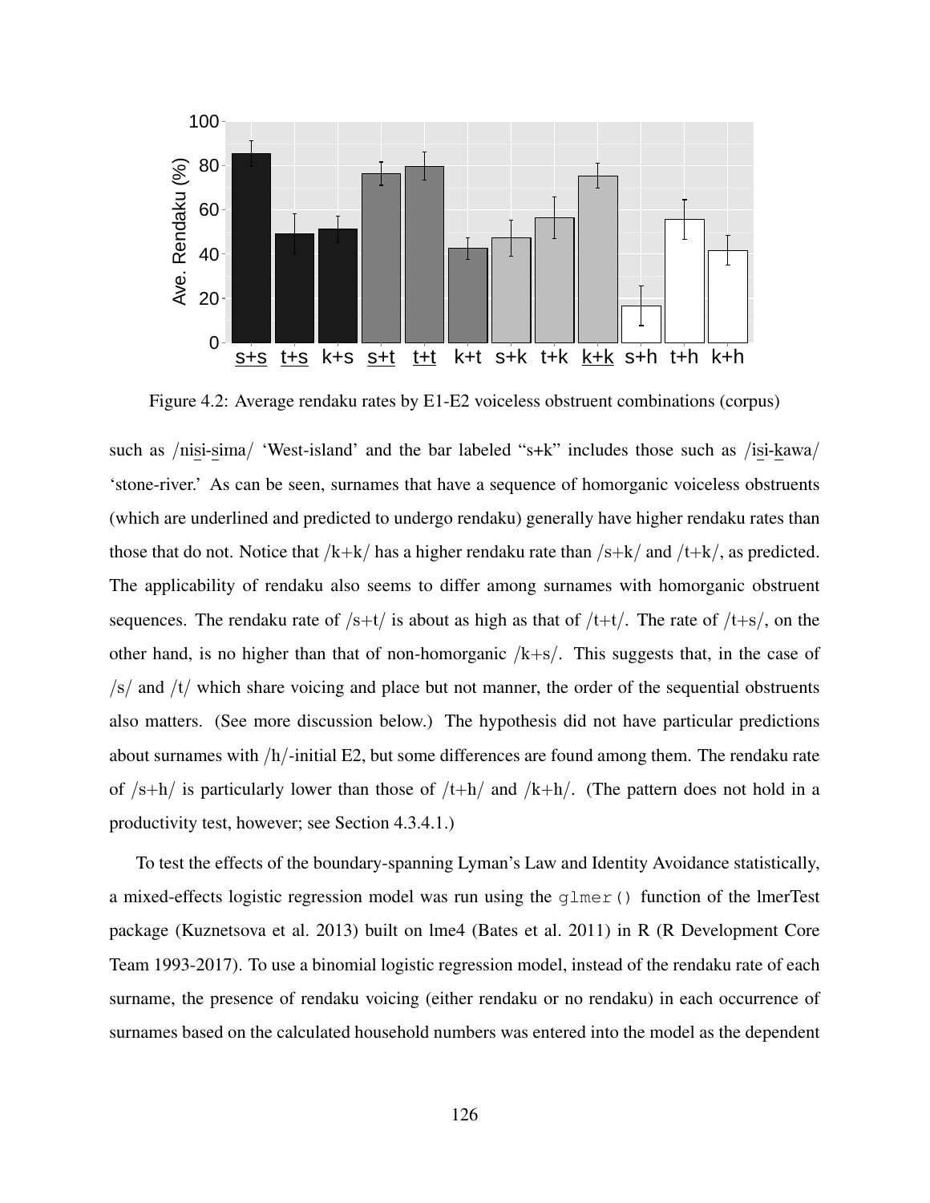Figure 4.2: Average rendaku rates by E1-E2 voiceless obstruent combinations (corpus)

such as /nis̲i-s̲ima/ 'West-island' and the bar labeled "s+k" includes those such as /is̲i-k̲awa/ 'stone-river.' As can be seen, surnames that have a sequence of homorganic voiceless obstruents (which are underlined and predicted to undergo rendaku) generally have higher rendaku rates than those that do not. Notice that /k+k/ has a higher rendaku rate than /s+k/ and /t+k/, as predicted. The applicability of rendaku also seems to differ among surnames with homorganic obstruent sequences. The rendaku rate of /s+t/ is about as high as that of /t+t/. The rate of /t+s/, on the other hand, is no higher than that of non-homorganic /k+s/. This suggests that, in the case of /s/ and /t/ which share voicing and place but not manner, the order of the sequential obstruents also matters. (See more discussion below.) The hypothesis did not have particular predictions about surnames with /h/-initial E2, but some differences are found among them. The rendaku rate of /s+h/ is particularly lower than those of /t+h/ and /k+h/. (The pattern does not hold in a productivity test, however; see Section 4.3.4.1.)

To test the effects of the boundary-spanning Lyman's Law and Identity Avoidance statistically, a mixed-effects logistic regression model was run using the `glmer()` function of the lmerTest package (Kuznetsova et al. 2013) built on lme4 (Bates et al. 2011) in R (R Development Core Team 1993-2017). To use a binomial logistic regression model, instead of the rendaku rate of each surname, the presence of rendaku voicing (either rendaku or no rendaku) in each occurrence of surnames based on the calculated household numbers was entered into the model as the dependent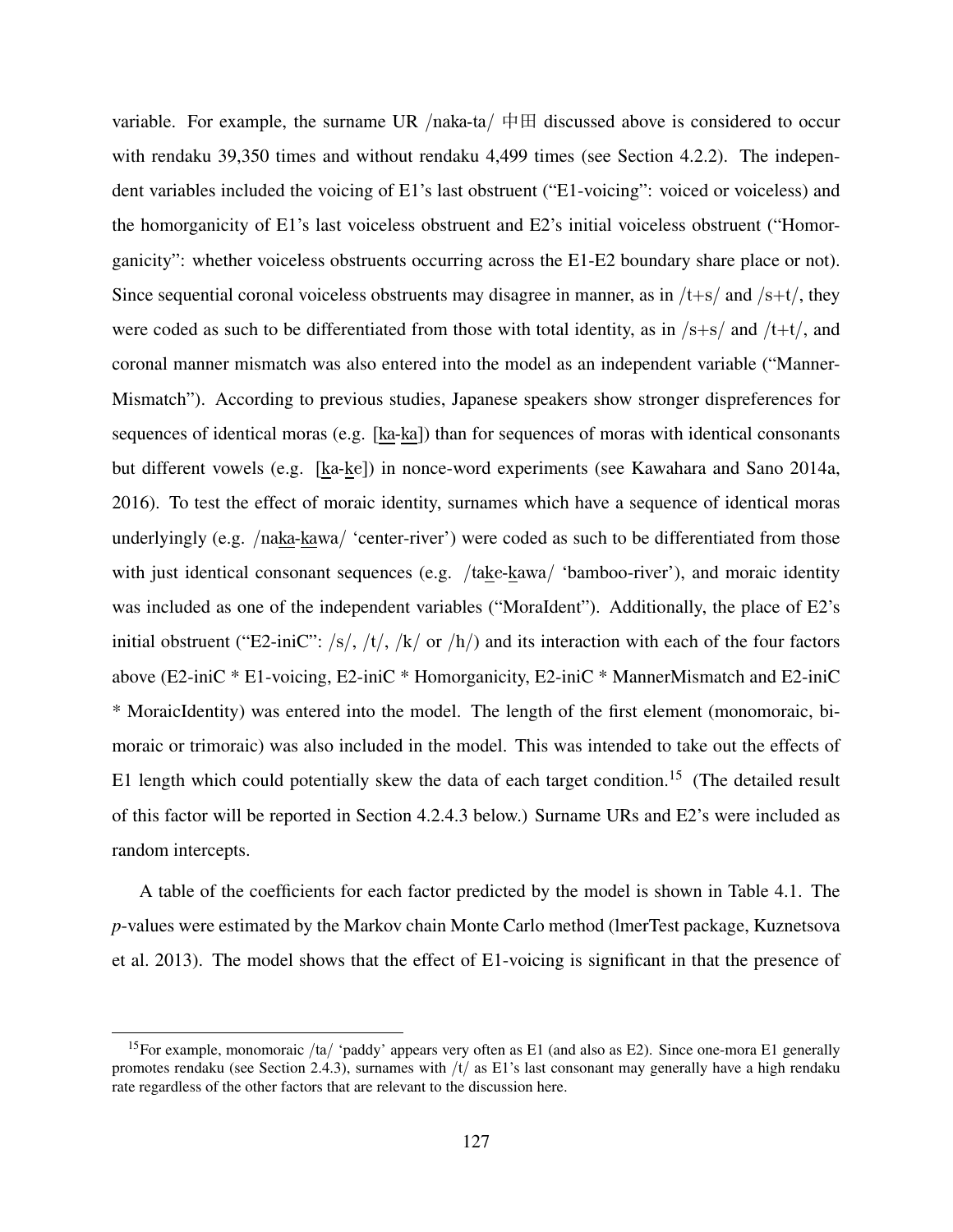variable. For example, the surname UR /naka-ta/ 中田 discussed above is considered to occur with rendaku 39,350 times and without rendaku 4,499 times (see Section 4.2.2). The independent variables included the voicing of E1's last obstruent ("E1-voicing": voiced or voiceless) and the homorganicity of E1's last voiceless obstruent and E2's initial voiceless obstruent ("Homorganicity": whether voiceless obstruents occurring across the E1-E2 boundary share place or not). Since sequential coronal voiceless obstruents may disagree in manner, as in /t+s/ and /s+t/, they were coded as such to be differentiated from those with total identity, as in /s+s/ and /t+t/, and coronal manner mismatch was also entered into the model as an independent variable ("MannerMismatch"). According to previous studies, Japanese speakers show stronger dispreferences for sequences of identical moras (e.g. [ka-ka]) than for sequences of moras with identical consonants but different vowels (e.g. [ka-ke]) in nonce-word experiments (see Kawahara and Sano 2014a, 2016). To test the effect of moraic identity, surnames which have a sequence of identical moras underlyingly (e.g. /naka-kawa/ 'center-river') were coded as such to be differentiated from those with just identical consonant sequences (e.g. /take-kawa/ 'bamboo-river'), and moraic identity was included as one of the independent variables ("MoraIdent"). Additionally, the place of E2's initial obstruent ("E2-iniC": /s/, /t/, /k/ or /h/) and its interaction with each of the four factors above (E2-iniC * E1-voicing, E2-iniC * Homorganicity, E2-iniC * MannerMismatch and E2-iniC * MoraicIdentity) was entered into the model. The length of the first element (monomoraic, bimoraic or trimoraic) was also included in the model. This was intended to take out the effects of E1 length which could potentially skew the data of each target condition.[15] (The detailed result of this factor will be reported in Section 4.2.4.3 below.) Surname URs and E2's were included as random intercepts.

A table of the coefficients for each factor predicted by the model is shown in Table 4.1. The *p*-values were estimated by the Markov chain Monte Carlo method (lmerTest package, Kuznetsova et al. 2013). The model shows that the effect of E1-voicing is significant in that the presence of

[15] For example, monomoraic /ta/ 'paddy' appears very often as E1 (and also as E2). Since one-mora E1 generally promotes rendaku (see Section 2.4.3), surnames with /t/ as E1's last consonant may generally have a high rendaku rate regardless of the other factors that are relevant to the discussion here.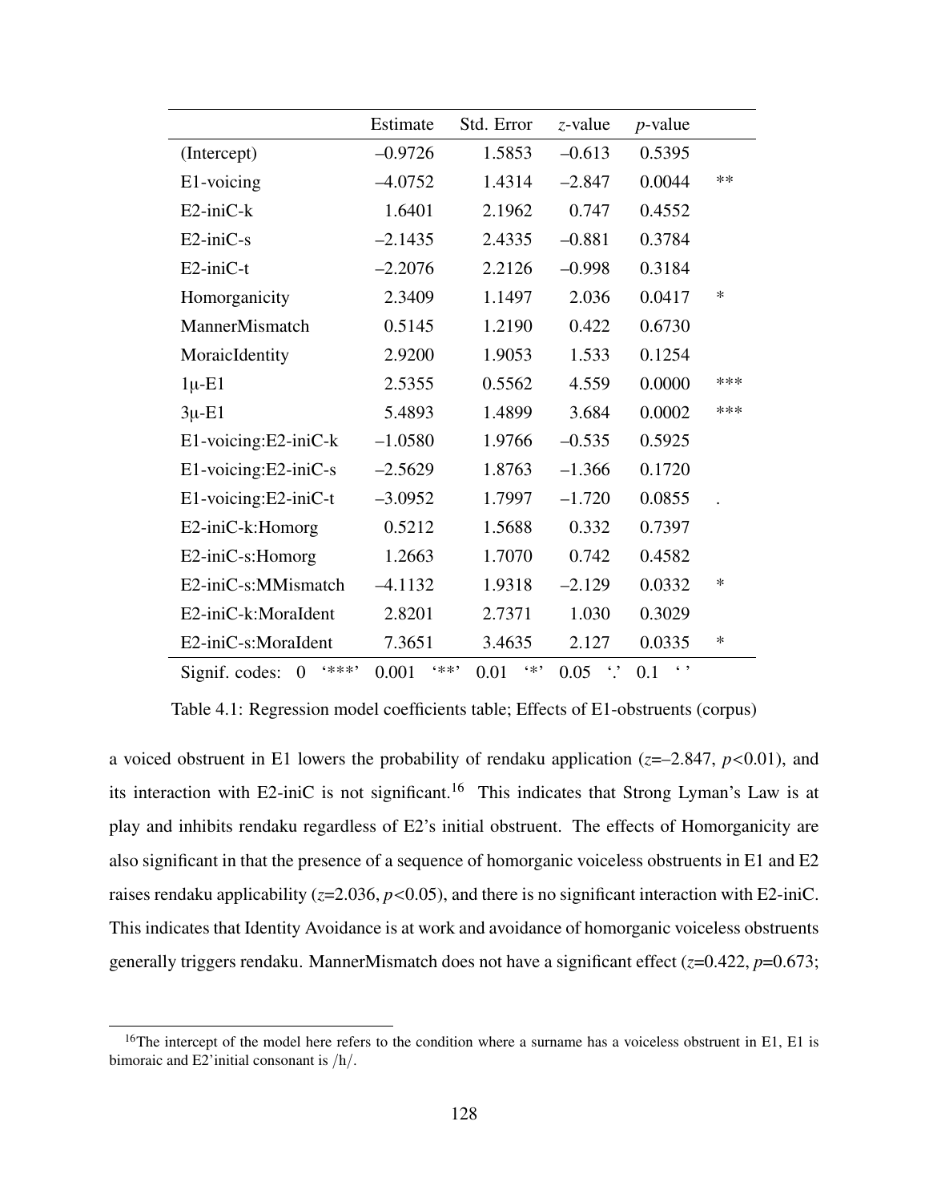| | Estimate | Std. Error | $z$-value | $p$-value | |
|---|---|---|---|---|---|
| (Intercept) | –0.9726 | 1.5853 | –0.613 | 0.5395 | |
| E1-voicing | –4.0752 | 1.4314 | –2.847 | 0.0044 | ** |
| E2-iniC-k | 1.6401 | 2.1962 | 0.747 | 0.4552 | |
| E2-iniC-s | –2.1435 | 2.4335 | –0.881 | 0.3784 | |
| E2-iniC-t | –2.2076 | 2.2126 | –0.998 | 0.3184 | |
| Homorganicity | 2.3409 | 1.1497 | 2.036 | 0.0417 | * |
| MannerMismatch | 0.5145 | 1.2190 | 0.422 | 0.6730 | |
| MoraicIdentity | 2.9200 | 1.9053 | 1.533 | 0.1254 | |
| 1μ-E1 | 2.5355 | 0.5562 | 4.559 | 0.0000 | *** |
| 3μ-E1 | 5.4893 | 1.4899 | 3.684 | 0.0002 | *** |
| E1-voicing:E2-iniC-k | –1.0580 | 1.9766 | –0.535 | 0.5925 | |
| E1-voicing:E2-iniC-s | –2.5629 | 1.8763 | –1.366 | 0.1720 | |
| E1-voicing:E2-iniC-t | –3.0952 | 1.7997 | –1.720 | 0.0855 | . |
| E2-iniC-k:Homorg | 0.5212 | 1.5688 | 0.332 | 0.7397 | |
| E2-iniC-s:Homorg | 1.2663 | 1.7070 | 0.742 | 0.4582 | |
| E2-iniC-s:MMismatch | –4.1132 | 1.9318 | –2.129 | 0.0332 | * |
| E2-iniC-k:MoraIdent | 2.8201 | 2.7371 | 1.030 | 0.3029 | |
| E2-iniC-s:MoraIdent | 7.3651 | 3.4635 | 2.127 | 0.0335 | * |

Signif. codes: 0 '***' 0.001 '**' 0.01 '*' 0.05 '.' 0.1 ' '

Table 4.1: Regression model coefficients table; Effects of E1-obstruents (corpus)

a voiced obstruent in E1 lowers the probability of rendaku application ($z$=–2.847, $p<0.01$), and its interaction with E2-iniC is not significant.[16] This indicates that Strong Lyman's Law is at play and inhibits rendaku regardless of E2's initial obstruent. The effects of Homorganicity are also significant in that the presence of a sequence of homorganic voiceless obstruents in E1 and E2 raises rendaku applicability ($z$=2.036, $p<0.05$), and there is no significant interaction with E2-iniC. This indicates that Identity Avoidance is at work and avoidance of homorganic voiceless obstruents generally triggers rendaku. MannerMismatch does not have a significant effect ($z$=0.422, $p$=0.673;

[16]The intercept of the model here refers to the condition where a surname has a voiceless obstruent in E1, E1 is bimoraic and E2'initial consonant is /h/.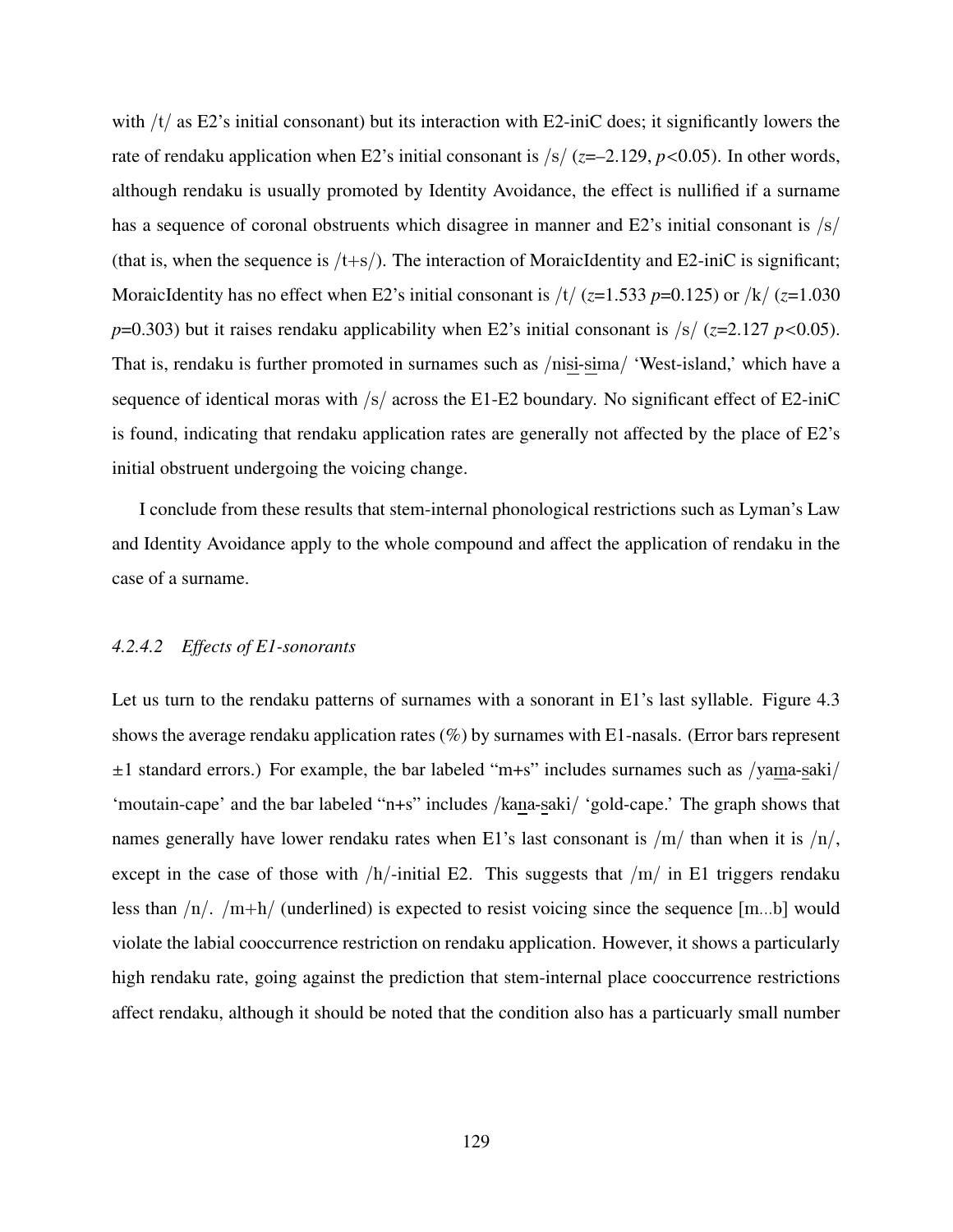with /t/ as E2's initial consonant) but its interaction with E2-iniC does; it significantly lowers the rate of rendaku application when E2's initial consonant is /s/ ($z$=–2.129, $p<0.05$). In other words, although rendaku is usually promoted by Identity Avoidance, the effect is nullified if a surname has a sequence of coronal obstruents which disagree in manner and E2's initial consonant is /s/ (that is, when the sequence is /t+s/). The interaction of MoraicIdentity and E2-iniC is significant; MoraicIdentity has no effect when E2's initial consonant is /t/ ($z$=1.533 $p$=0.125) or /k/ ($z$=1.030 $p$=0.303) but it raises rendaku applicability when E2's initial consonant is /s/ ($z$=2.127 $p<0.05$). That is, rendaku is further promoted in surnames such as /nisi-sima/ 'West-island,' which have a sequence of identical moras with /s/ across the E1-E2 boundary. No significant effect of E2-iniC is found, indicating that rendaku application rates are generally not affected by the place of E2's initial obstruent undergoing the voicing change.

I conclude from these results that stem-internal phonological restrictions such as Lyman's Law and Identity Avoidance apply to the whole compound and affect the application of rendaku in the case of a surname.

#### *4.2.4.2 Effects of E1-sonorants*

Let us turn to the rendaku patterns of surnames with a sonorant in E1's last syllable. Figure 4.3 shows the average rendaku application rates (%) by surnames with E1-nasals. (Error bars represent ±1 standard errors.) For example, the bar labeled "m+s" includes surnames such as /yama-saki/ 'moutain-cape' and the bar labeled "n+s" includes /kana-saki/ 'gold-cape.' The graph shows that names generally have lower rendaku rates when E1's last consonant is /m/ than when it is /n/, except in the case of those with /h/-initial E2. This suggests that /m/ in E1 triggers rendaku less than /n/. /m+h/ (underlined) is expected to resist voicing since the sequence [m...b] would violate the labial cooccurrence restriction on rendaku application. However, it shows a particularly high rendaku rate, going against the prediction that stem-internal place cooccurrence restrictions affect rendaku, although it should be noted that the condition also has a particuarly small number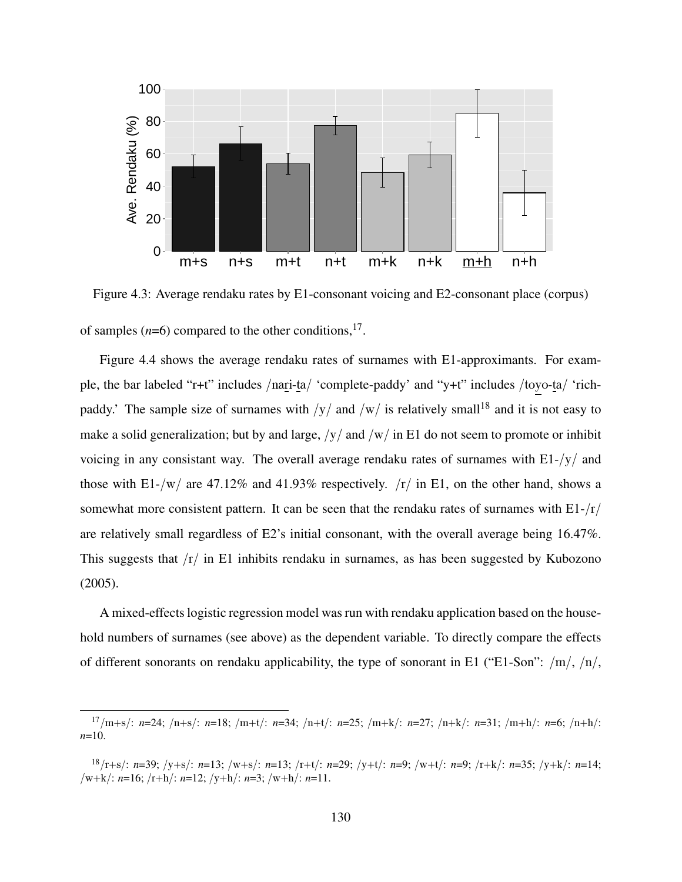Figure 4.3: Average rendaku rates by E1-consonant voicing and E2-consonant place (corpus)

of samples (*n*=6) compared to the other conditions,[17].

Figure 4.4 shows the average rendaku rates of surnames with E1-approximants. For example, the bar labeled "r+t" includes /nari-ta/ 'complete-paddy' and "y+t" includes /toyo-ta/ 'rich-paddy.' The sample size of surnames with /y/ and /w/ is relatively small[18] and it is not easy to make a solid generalization; but by and large, /y/ and /w/ in E1 do not seem to promote or inhibit voicing in any consistant way. The overall average rendaku rates of surnames with E1-/y/ and those with E1-/w/ are 47.12% and 41.93% respectively. /r/ in E1, on the other hand, shows a somewhat more consistent pattern. It can be seen that the rendaku rates of surnames with E1-/r/ are relatively small regardless of E2's initial consonant, with the overall average being 16.47%. This suggests that /r/ in E1 inhibits rendaku in surnames, as has been suggested by Kubozono (2005).

A mixed-effects logistic regression model was run with rendaku application based on the household numbers of surnames (see above) as the dependent variable. To directly compare the effects of different sonorants on rendaku applicability, the type of sonorant in E1 ("E1-Son": /m/, /n/,

[17] /m+s/: *n*=24; /n+s/: *n*=18; /m+t/: *n*=34; /n+t/: *n*=25; /m+k/: *n*=27; /n+k/: *n*=31; /m+h/: *n*=6; /n+h/: *n*=10.

[18] /r+s/: *n*=39; /y+s/: *n*=13; /w+s/: *n*=13; /r+t/: *n*=29; /y+t/: *n*=9; /w+t/: *n*=9; /r+k/: *n*=35; /y+k/: *n*=14; /w+k/: *n*=16; /r+h/: *n*=12; /y+h/: *n*=3; /w+h/: *n*=11.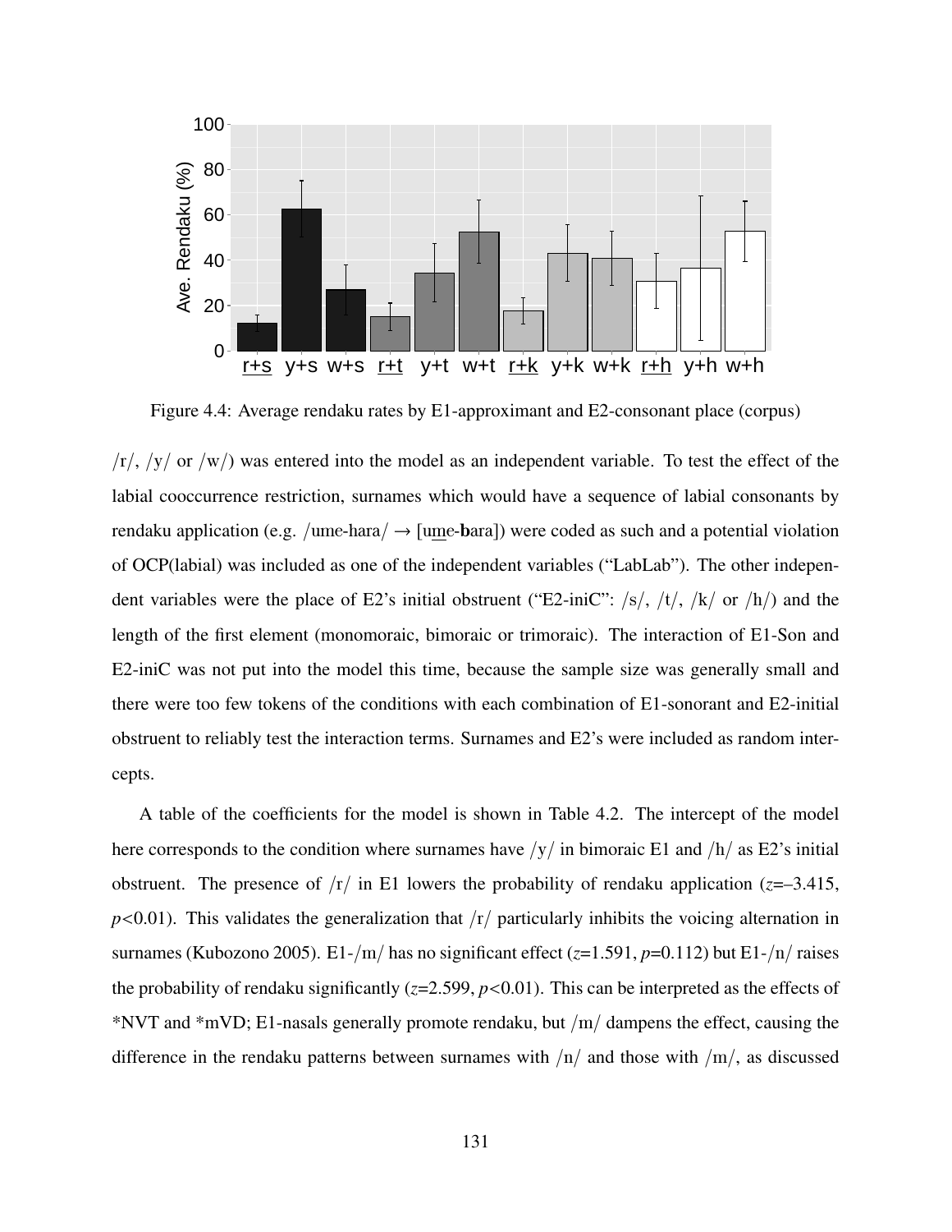Figure 4.4: Average rendaku rates by E1-approximant and E2-consonant place (corpus)

/r/, /y/ or /w/) was entered into the model as an independent variable. To test the effect of the labial cooccurrence restriction, surnames which would have a sequence of labial consonants by rendaku application (e.g. /ume-hara/ → [u<u>m</u>e-**b**ara]) were coded as such and a potential violation of OCP(labial) was included as one of the independent variables ("LabLab"). The other independent variables were the place of E2's initial obstruent ("E2-iniC": /s/, /t/, /k/ or /h/) and the length of the first element (monomoraic, bimoraic or trimoraic). The interaction of E1-Son and E2-iniC was not put into the model this time, because the sample size was generally small and there were too few tokens of the conditions with each combination of E1-sonorant and E2-initial obstruent to reliably test the interaction terms. Surnames and E2's were included as random intercepts.

A table of the coefficients for the model is shown in Table 4.2. The intercept of the model here corresponds to the condition where surnames have /y/ in bimoraic E1 and /h/ as E2's initial obstruent. The presence of /r/ in E1 lowers the probability of rendaku application ($z$=–3.415, $p$<0.01). This validates the generalization that /r/ particularly inhibits the voicing alternation in surnames (Kubozono 2005). E1-/m/ has no significant effect ($z$=1.591, $p$=0.112) but E1-/n/ raises the probability of rendaku significantly ($z$=2.599, $p$<0.01). This can be interpreted as the effects of *NVT and *mVD; E1-nasals generally promote rendaku, but /m/ dampens the effect, causing the difference in the rendaku patterns between surnames with /n/ and those with /m/, as discussed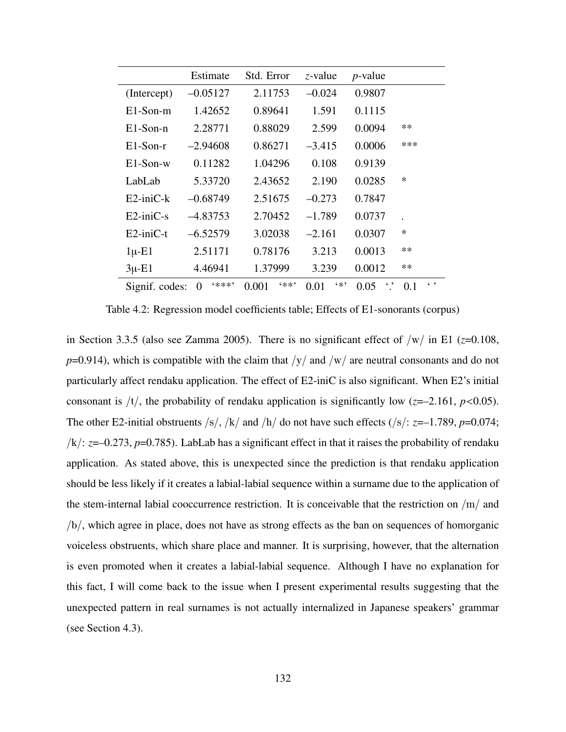| | Estimate | Std. Error | *z*-value | *p*-value | |
|---|---|---|---|---|---|
| (Intercept) | –0.05127 | 2.11753 | –0.024 | 0.9807 | |
| E1-Son-m | 1.42652 | 0.89641 | 1.591 | 0.1115 | |
| E1-Son-n | 2.28771 | 0.88029 | 2.599 | 0.0094 | ** |
| E1-Son-r | –2.94608 | 0.86271 | –3.415 | 0.0006 | *** |
| E1-Son-w | 0.11282 | 1.04296 | 0.108 | 0.9139 | |
| LabLab | 5.33720 | 2.43652 | 2.190 | 0.0285 | * |
| E2-iniC-k | –0.68749 | 2.51675 | –0.273 | 0.7847 | |
| E2-iniC-s | –4.83753 | 2.70452 | –1.789 | 0.0737 | . |
| E2-iniC-t | –6.52579 | 3.02038 | –2.161 | 0.0307 | * |
| 1μ-E1 | 2.51171 | 0.78176 | 3.213 | 0.0013 | ** |
| 3μ-E1 | 4.46941 | 1.37999 | 3.239 | 0.0012 | ** |

Signif. codes: 0 '***' 0.001 '**' 0.01 '*' 0.05 '.' 0.1 ' '

Table 4.2: Regression model coefficients table; Effects of E1-sonorants (corpus)

in Section 3.3.5 (also see Zamma 2005). There is no significant effect of /w/ in E1 ($z$=0.108, $p$=0.914), which is compatible with the claim that /y/ and /w/ are neutral consonants and do not particularly affect rendaku application. The effect of E2-iniC is also significant. When E2's initial consonant is /t/, the probability of rendaku application is significantly low ($z$=–2.161, $p<0.05$). The other E2-initial obstruents /s/, /k/ and /h/ do not have such effects (/s/: $z$=–1.789, $p$=0.074; /k/: $z$=–0.273, $p$=0.785). LabLab has a significant effect in that it raises the probability of rendaku application. As stated above, this is unexpected since the prediction is that rendaku application should be less likely if it creates a labial-labial sequence within a surname due to the application of the stem-internal labial cooccurrence restriction. It is conceivable that the restriction on /m/ and /b/, which agree in place, does not have as strong effects as the ban on sequences of homorganic voiceless obstruents, which share place and manner. It is surprising, however, that the alternation is even promoted when it creates a labial-labial sequence. Although I have no explanation for this fact, I will come back to the issue when I present experimental results suggesting that the unexpected pattern in real surnames is not actually internalized in Japanese speakers' grammar (see Section 4.3).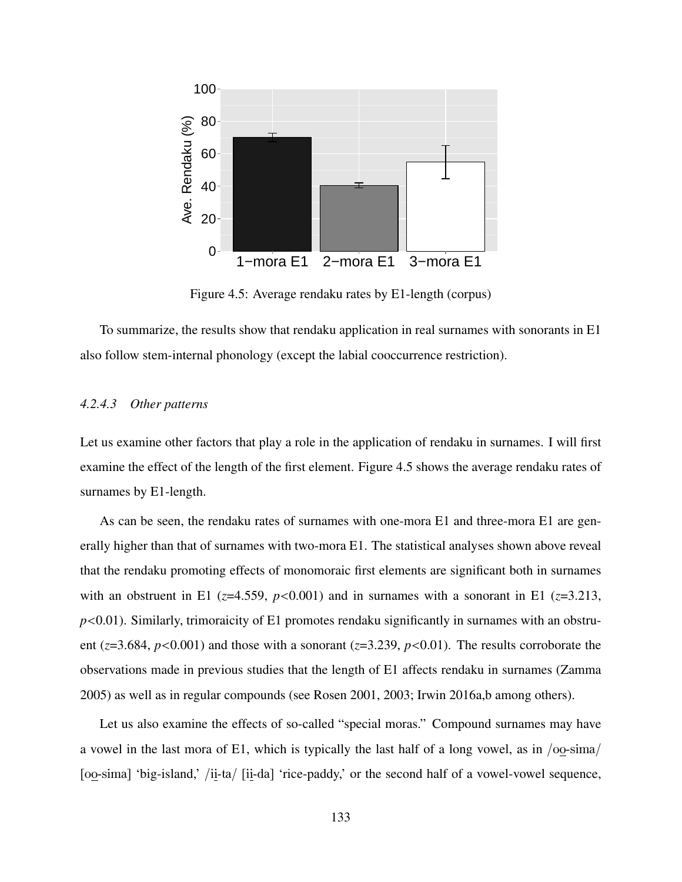Figure 4.5: Average rendaku rates by E1-length (corpus)

To summarize, the results show that rendaku application in real surnames with sonorants in E1 also follow stem-internal phonology (except the labial cooccurrence restriction).

#### *4.2.4.3 Other patterns*

Let us examine other factors that play a role in the application of rendaku in surnames. I will first examine the effect of the length of the first element. Figure 4.5 shows the average rendaku rates of surnames by E1-length.

As can be seen, the rendaku rates of surnames with one-mora E1 and three-mora E1 are generally higher than that of surnames with two-mora E1. The statistical analyses shown above reveal that the rendaku promoting effects of monomoraic first elements are significant both in surnames with an obstruent in E1 ($z$=4.559, $p$<0.001) and in surnames with a sonorant in E1 ($z$=3.213, $p$<0.01). Similarly, trimoraicity of E1 promotes rendaku significantly in surnames with an obstruent ($z$=3.684, $p$<0.001) and those with a sonorant ($z$=3.239, $p$<0.01). The results corroborate the observations made in previous studies that the length of E1 affects rendaku in surnames (Zamma 2005) as well as in regular compounds (see Rosen 2001, 2003; Irwin 2016a,b among others).

Let us also examine the effects of so-called "special moras." Compound surnames may have a vowel in the last mora of E1, which is typically the last half of a long vowel, as in /oo̲-sima/ [oo̲-sima] 'big-island,' /ii̲-ta/ [ii̲-da] 'rice-paddy,' or the second half of a vowel-vowel sequence,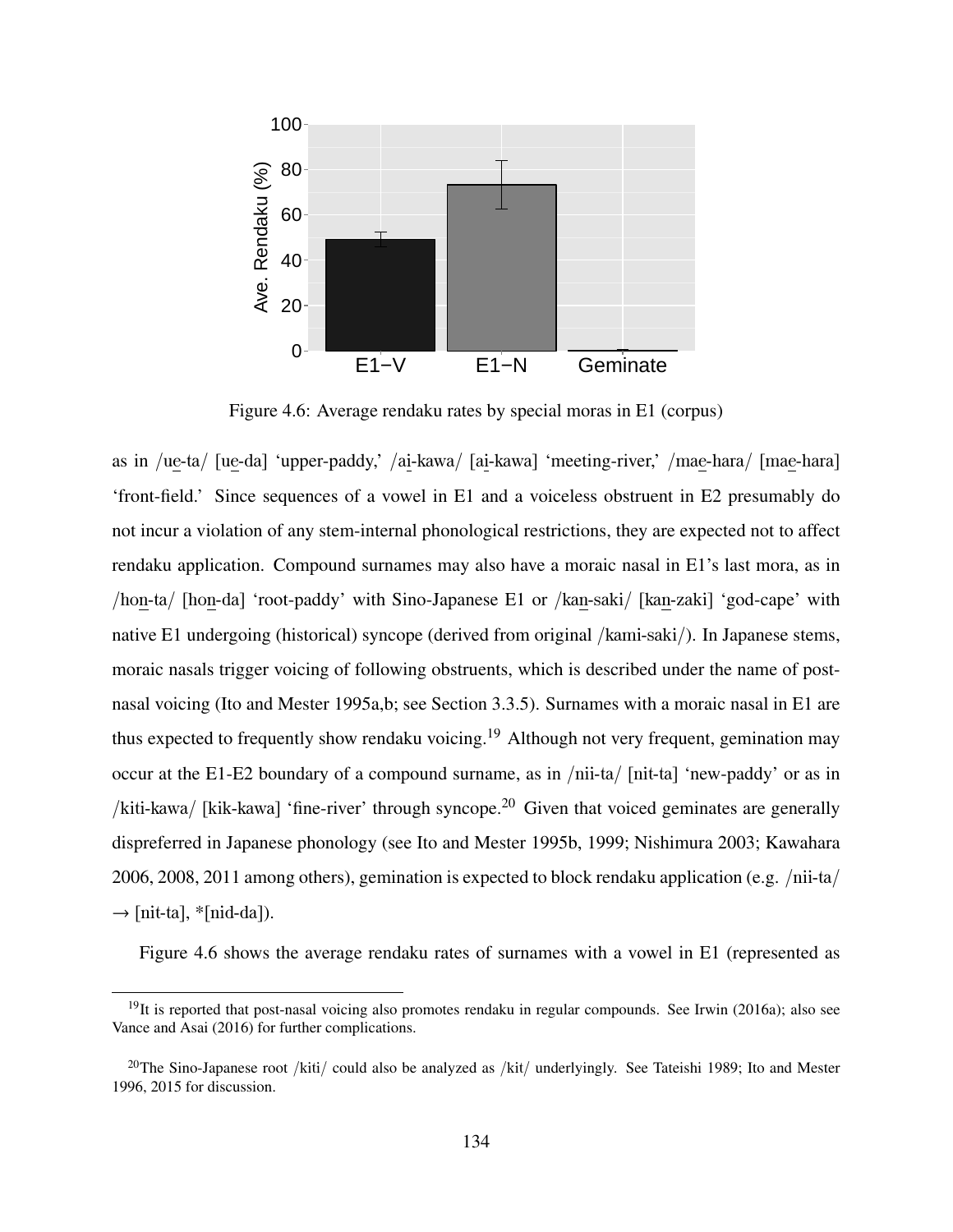Figure 4.6: Average rendaku rates by special moras in E1 (corpus)

as in /ue-ta/ [ue-da] 'upper-paddy,' /ai-kawa/ [ai-kawa] 'meeting-river,' /mae-hara/ [mae-hara] 'front-field.' Since sequences of a vowel in E1 and a voiceless obstruent in E2 presumably do not incur a violation of any stem-internal phonological restrictions, they are expected not to affect rendaku application. Compound surnames may also have a moraic nasal in E1's last mora, as in /hon-ta/ [hon-da] 'root-paddy' with Sino-Japanese E1 or /kan-saki/ [kan-zaki] 'god-cape' with native E1 undergoing (historical) syncope (derived from original /kami-saki/). In Japanese stems, moraic nasals trigger voicing of following obstruents, which is described under the name of post-nasal voicing (Ito and Mester 1995a,b; see Section 3.3.5). Surnames with a moraic nasal in E1 are thus expected to frequently show rendaku voicing.[19] Although not very frequent, gemination may occur at the E1-E2 boundary of a compound surname, as in /nii-ta/ [nit-ta] 'new-paddy' or as in /kiti-kawa/ [kik-kawa] 'fine-river' through syncope.[20] Given that voiced geminates are generally dispreferred in Japanese phonology (see Ito and Mester 1995b, 1999; Nishimura 2003; Kawahara 2006, 2008, 2011 among others), gemination is expected to block rendaku application (e.g. /nii-ta/ → [nit-ta], *[nid-da]).

Figure 4.6 shows the average rendaku rates of surnames with a vowel in E1 (represented as

---

[19]It is reported that post-nasal voicing also promotes rendaku in regular compounds. See Irwin (2016a); also see Vance and Asai (2016) for further complications.

[20]The Sino-Japanese root /kiti/ could also be analyzed as /kit/ underlyingly. See Tateishi 1989; Ito and Mester 1996, 2015 for discussion.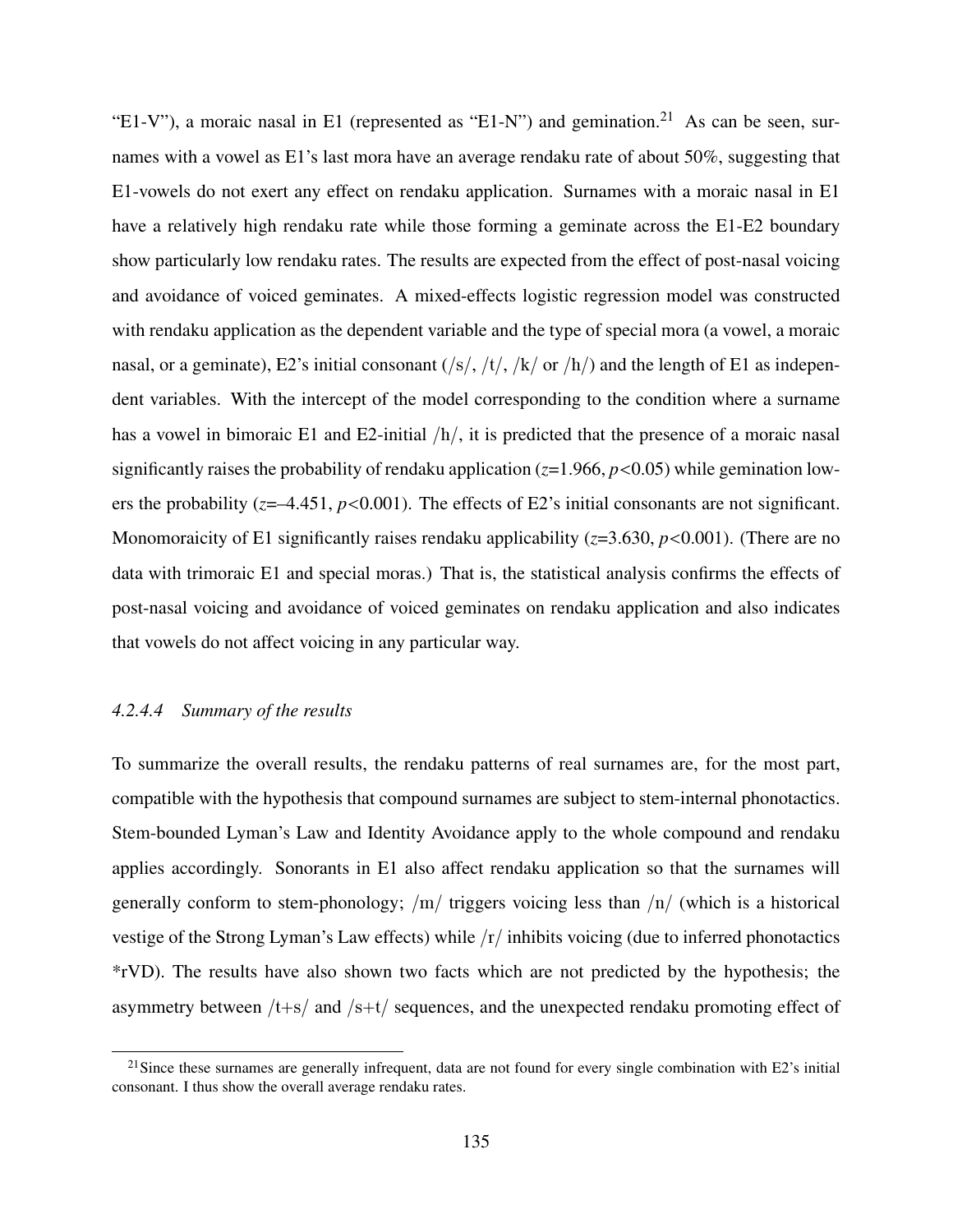"E1-V"), a moraic nasal in E1 (represented as "E1-N") and gemination.[21] As can be seen, surnames with a vowel as E1's last mora have an average rendaku rate of about 50%, suggesting that E1-vowels do not exert any effect on rendaku application. Surnames with a moraic nasal in E1 have a relatively high rendaku rate while those forming a geminate across the E1-E2 boundary show particularly low rendaku rates. The results are expected from the effect of post-nasal voicing and avoidance of voiced geminates. A mixed-effects logistic regression model was constructed with rendaku application as the dependent variable and the type of special mora (a vowel, a moraic nasal, or a geminate), E2's initial consonant (/s/, /t/, /k/ or /h/) and the length of E1 as independent variables. With the intercept of the model corresponding to the condition where a surname has a vowel in bimoraic E1 and E2-initial /h/, it is predicted that the presence of a moraic nasal significantly raises the probability of rendaku application ($z$=1.966, $p$<0.05) while gemination lowers the probability ($z$=–4.451, $p$<0.001). The effects of E2's initial consonants are not significant. Monomoraicity of E1 significantly raises rendaku applicability ($z$=3.630, $p$<0.001). (There are no data with trimoraic E1 and special moras.) That is, the statistical analysis confirms the effects of post-nasal voicing and avoidance of voiced geminates on rendaku application and also indicates that vowels do not affect voicing in any particular way.

#### *4.2.4.4 Summary of the results*

To summarize the overall results, the rendaku patterns of real surnames are, for the most part, compatible with the hypothesis that compound surnames are subject to stem-internal phonotactics. Stem-bounded Lyman's Law and Identity Avoidance apply to the whole compound and rendaku applies accordingly. Sonorants in E1 also affect rendaku application so that the surnames will generally conform to stem-phonology; /m/ triggers voicing less than /n/ (which is a historical vestige of the Strong Lyman's Law effects) while /r/ inhibits voicing (due to inferred phonotactics *rVD). The results have also shown two facts which are not predicted by the hypothesis; the asymmetry between /t+s/ and /s+t/ sequences, and the unexpected rendaku promoting effect of

---

[21] Since these surnames are generally infrequent, data are not found for every single combination with E2's initial consonant. I thus show the overall average rendaku rates.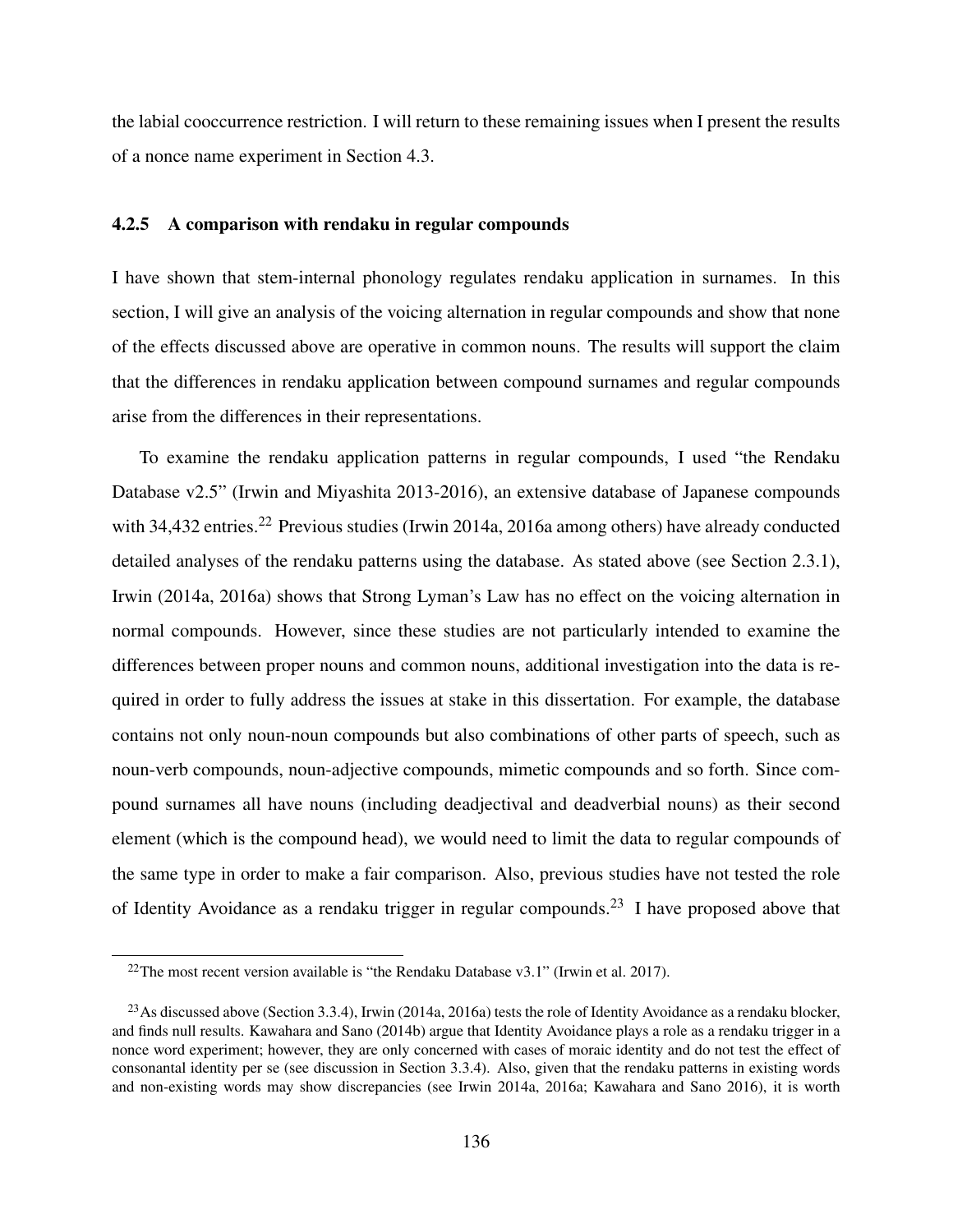the labial cooccurrence restriction. I will return to these remaining issues when I present the results of a nonce name experiment in Section 4.3.

### 4.2.5 A comparison with rendaku in regular compounds

I have shown that stem-internal phonology regulates rendaku application in surnames. In this section, I will give an analysis of the voicing alternation in regular compounds and show that none of the effects discussed above are operative in common nouns. The results will support the claim that the differences in rendaku application between compound surnames and regular compounds arise from the differences in their representations.

To examine the rendaku application patterns in regular compounds, I used "the Rendaku Database v2.5" (Irwin and Miyashita 2013-2016), an extensive database of Japanese compounds with 34,432 entries.[22] Previous studies (Irwin 2014a, 2016a among others) have already conducted detailed analyses of the rendaku patterns using the database. As stated above (see Section 2.3.1), Irwin (2014a, 2016a) shows that Strong Lyman's Law has no effect on the voicing alternation in normal compounds. However, since these studies are not particularly intended to examine the differences between proper nouns and common nouns, additional investigation into the data is required in order to fully address the issues at stake in this dissertation. For example, the database contains not only noun-noun compounds but also combinations of other parts of speech, such as noun-verb compounds, noun-adjective compounds, mimetic compounds and so forth. Since compound surnames all have nouns (including deadjectival and deadverbial nouns) as their second element (which is the compound head), we would need to limit the data to regular compounds of the same type in order to make a fair comparison. Also, previous studies have not tested the role of Identity Avoidance as a rendaku trigger in regular compounds.[23] I have proposed above that

[22] The most recent version available is "the Rendaku Database v3.1" (Irwin et al. 2017).

[23] As discussed above (Section 3.3.4), Irwin (2014a, 2016a) tests the role of Identity Avoidance as a rendaku blocker, and finds null results. Kawahara and Sano (2014b) argue that Identity Avoidance plays a role as a rendaku trigger in a nonce word experiment; however, they are only concerned with cases of moraic identity and do not test the effect of consonantal identity per se (see discussion in Section 3.3.4). Also, given that the rendaku patterns in existing words and non-existing words may show discrepancies (see Irwin 2014a, 2016a; Kawahara and Sano 2016), it is worth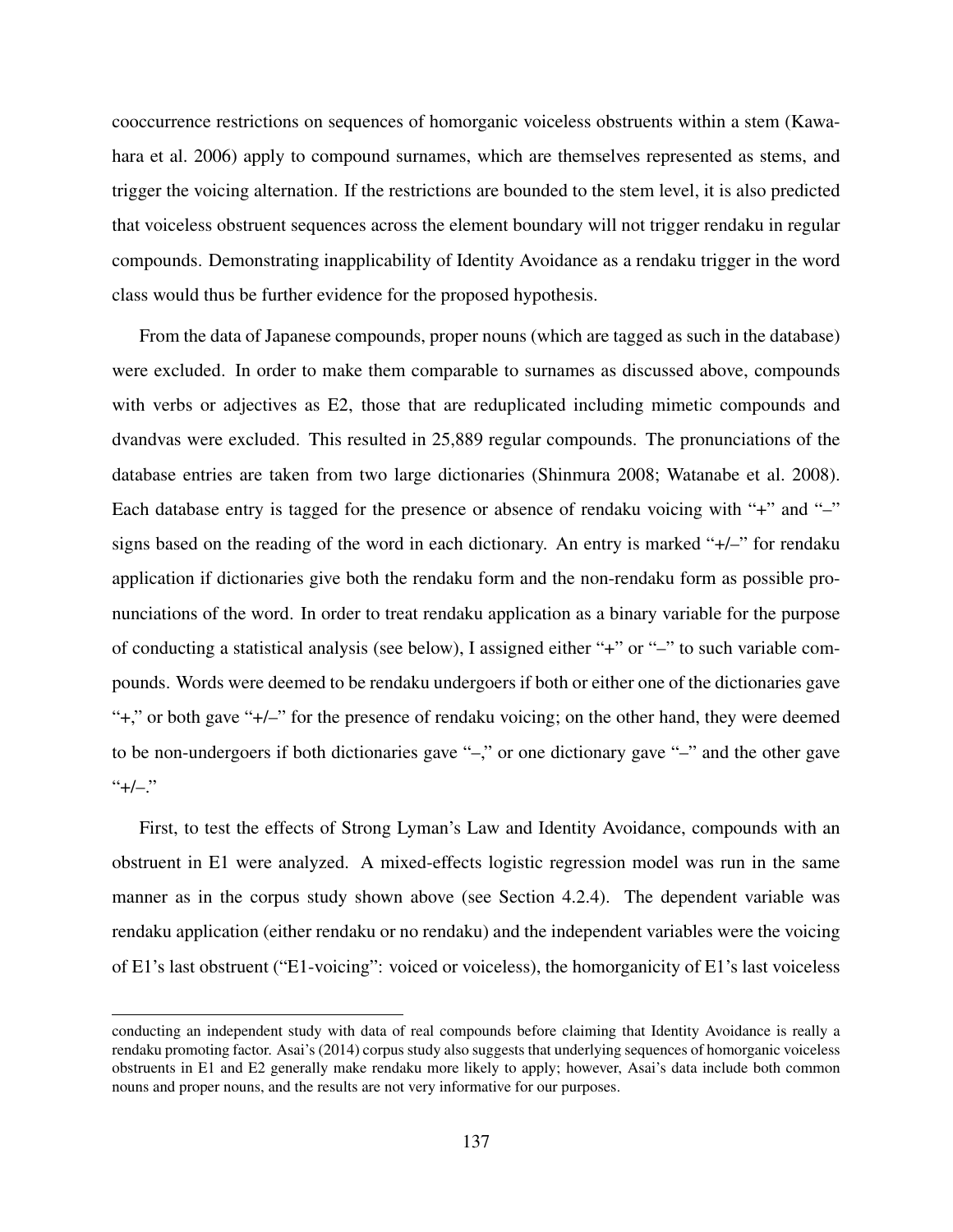cooccurrence restrictions on sequences of homorganic voiceless obstruents within a stem (Kawahara et al. 2006) apply to compound surnames, which are themselves represented as stems, and trigger the voicing alternation. If the restrictions are bounded to the stem level, it is also predicted that voiceless obstruent sequences across the element boundary will not trigger rendaku in regular compounds. Demonstrating inapplicability of Identity Avoidance as a rendaku trigger in the word class would thus be further evidence for the proposed hypothesis.

From the data of Japanese compounds, proper nouns (which are tagged as such in the database) were excluded. In order to make them comparable to surnames as discussed above, compounds with verbs or adjectives as E2, those that are reduplicated including mimetic compounds and dvandvas were excluded. This resulted in 25,889 regular compounds. The pronunciations of the database entries are taken from two large dictionaries (Shinmura 2008; Watanabe et al. 2008). Each database entry is tagged for the presence or absence of rendaku voicing with "+" and "–" signs based on the reading of the word in each dictionary. An entry is marked "+/–" for rendaku application if dictionaries give both the rendaku form and the non-rendaku form as possible pronunciations of the word. In order to treat rendaku application as a binary variable for the purpose of conducting a statistical analysis (see below), I assigned either "+" or "–" to such variable compounds. Words were deemed to be rendaku undergoers if both or either one of the dictionaries gave "+," or both gave "+/–" for the presence of rendaku voicing; on the other hand, they were deemed to be non-undergoers if both dictionaries gave "–," or one dictionary gave "–" and the other gave "+/–."

First, to test the effects of Strong Lyman's Law and Identity Avoidance, compounds with an obstruent in E1 were analyzed. A mixed-effects logistic regression model was run in the same manner as in the corpus study shown above (see Section 4.2.4). The dependent variable was rendaku application (either rendaku or no rendaku) and the independent variables were the voicing of E1's last obstruent ("E1-voicing": voiced or voiceless), the homorganicity of E1's last voiceless

conducting an independent study with data of real compounds before claiming that Identity Avoidance is really a rendaku promoting factor. Asai's (2014) corpus study also suggests that underlying sequences of homorganic voiceless obstruents in E1 and E2 generally make rendaku more likely to apply; however, Asai's data include both common nouns and proper nouns, and the results are not very informative for our purposes.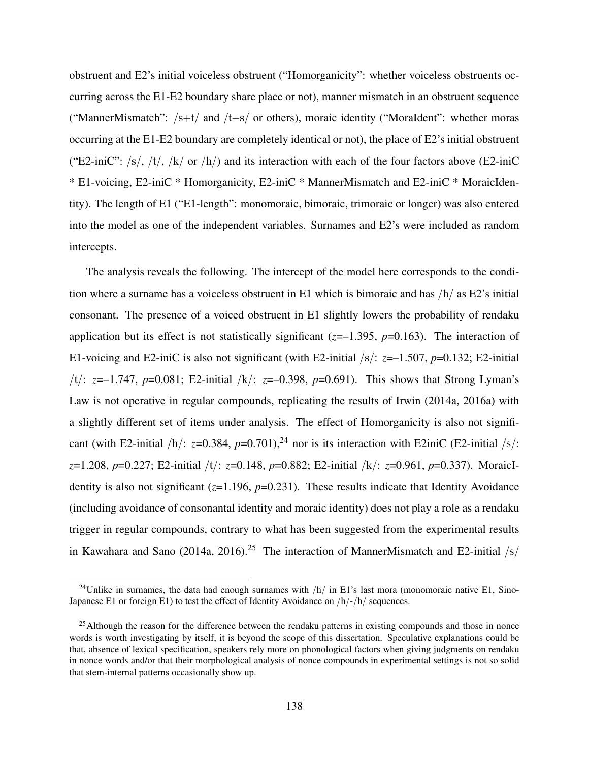obstruent and E2's initial voiceless obstruent ("Homorganicity": whether voiceless obstruents occurring across the E1-E2 boundary share place or not), manner mismatch in an obstruent sequence ("MannerMismatch": /s+t/ and /t+s/ or others), moraic identity ("MoraIdent": whether moras occurring at the E1-E2 boundary are completely identical or not), the place of E2's initial obstruent ("E2-iniC": /s/, /t/, /k/ or /h/) and its interaction with each of the four factors above (E2-iniC * E1-voicing, E2-iniC * Homorganicity, E2-iniC * MannerMismatch and E2-iniC * MoraicIdentity). The length of E1 ("E1-length": monomoraic, bimoraic, trimoraic or longer) was also entered into the model as one of the independent variables. Surnames and E2's were included as random intercepts.

The analysis reveals the following. The intercept of the model here corresponds to the condition where a surname has a voiceless obstruent in E1 which is bimoraic and has /h/ as E2's initial consonant. The presence of a voiced obstruent in E1 slightly lowers the probability of rendaku application but its effect is not statistically significant ($z$=–1.395, $p$=0.163). The interaction of E1-voicing and E2-iniC is also not significant (with E2-initial /s/: $z$=–1.507, $p$=0.132; E2-initial /t/: $z$=–1.747, $p$=0.081; E2-initial /k/: $z$=–0.398, $p$=0.691). This shows that Strong Lyman's Law is not operative in regular compounds, replicating the results of Irwin (2014a, 2016a) with a slightly different set of items under analysis. The effect of Homorganicity is also not significant (with E2-initial /h/: $z$=0.384, $p$=0.701),[24] nor is its interaction with E2iniC (E2-initial /s/: $z$=1.208, $p$=0.227; E2-initial /t/: $z$=0.148, $p$=0.882; E2-initial /k/: $z$=0.961, $p$=0.337). MoraicIdentity is also not significant ($z$=1.196, $p$=0.231). These results indicate that Identity Avoidance (including avoidance of consonantal identity and moraic identity) does not play a role as a rendaku trigger in regular compounds, contrary to what has been suggested from the experimental results in Kawahara and Sano (2014a, 2016).[25] The interaction of MannerMismatch and E2-initial /s/

[24]Unlike in surnames, the data had enough surnames with /h/ in E1's last mora (monomoraic native E1, Sino-Japanese E1 or foreign E1) to test the effect of Identity Avoidance on /h/-/h/ sequences.

[25]Although the reason for the difference between the rendaku patterns in existing compounds and those in nonce words is worth investigating by itself, it is beyond the scope of this dissertation. Speculative explanations could be that, absence of lexical specification, speakers rely more on phonological factors when giving judgments on rendaku in nonce words and/or that their morphological analysis of nonce compounds in experimental settings is not so solid that stem-internal patterns occasionally show up.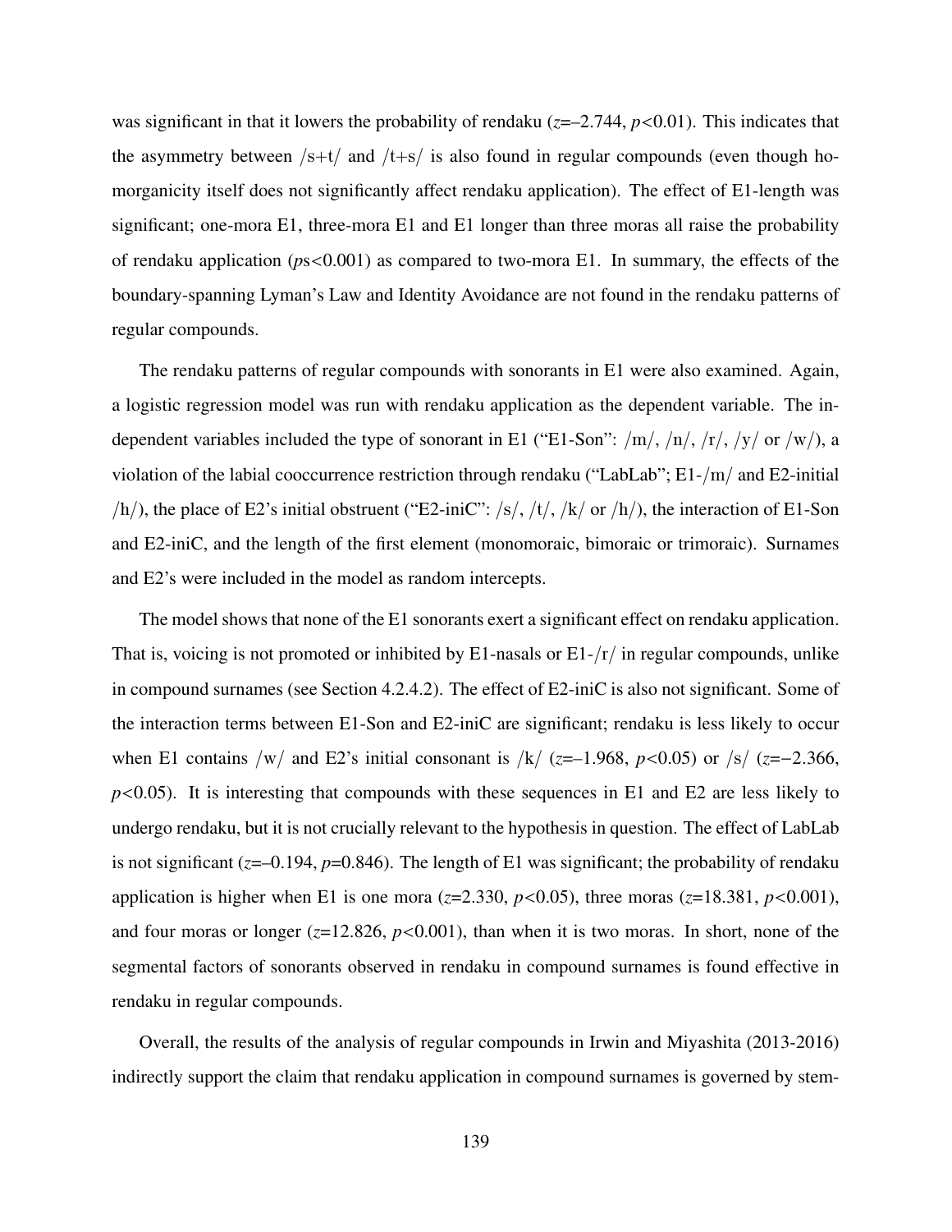was significant in that it lowers the probability of rendaku ($z$=–2.744, $p$<0.01). This indicates that the asymmetry between /s+t/ and /t+s/ is also found in regular compounds (even though homorganicity itself does not significantly affect rendaku application). The effect of E1-length was significant; one-mora E1, three-mora E1 and E1 longer than three moras all raise the probability of rendaku application ($p$s<0.001) as compared to two-mora E1. In summary, the effects of the boundary-spanning Lyman's Law and Identity Avoidance are not found in the rendaku patterns of regular compounds.

The rendaku patterns of regular compounds with sonorants in E1 were also examined. Again, a logistic regression model was run with rendaku application as the dependent variable. The independent variables included the type of sonorant in E1 ("E1-Son": /m/, /n/, /r/, /y/ or /w/), a violation of the labial cooccurrence restriction through rendaku ("LabLab"; E1-/m/ and E2-initial /h/), the place of E2's initial obstruent ("E2-iniC": /s/, /t/, /k/ or /h/), the interaction of E1-Son and E2-iniC, and the length of the first element (monomoraic, bimoraic or trimoraic). Surnames and E2's were included in the model as random intercepts.

The model shows that none of the E1 sonorants exert a significant effect on rendaku application. That is, voicing is not promoted or inhibited by E1-nasals or E1-/r/ in regular compounds, unlike in compound surnames (see Section 4.2.4.2). The effect of E2-iniC is also not significant. Some of the interaction terms between E1-Son and E2-iniC are significant; rendaku is less likely to occur when E1 contains /w/ and E2's initial consonant is /k/ ($z$=–1.968, $p$<0.05) or /s/ ($z$=−2.366, $p$<0.05). It is interesting that compounds with these sequences in E1 and E2 are less likely to undergo rendaku, but it is not crucially relevant to the hypothesis in question. The effect of LabLab is not significant ($z$=–0.194, $p$=0.846). The length of E1 was significant; the probability of rendaku application is higher when E1 is one mora ($z$=2.330, $p$<0.05), three moras ($z$=18.381, $p$<0.001), and four moras or longer ($z$=12.826, $p$<0.001), than when it is two moras. In short, none of the segmental factors of sonorants observed in rendaku in compound surnames is found effective in rendaku in regular compounds.

Overall, the results of the analysis of regular compounds in Irwin and Miyashita (2013-2016) indirectly support the claim that rendaku application in compound surnames is governed by stem-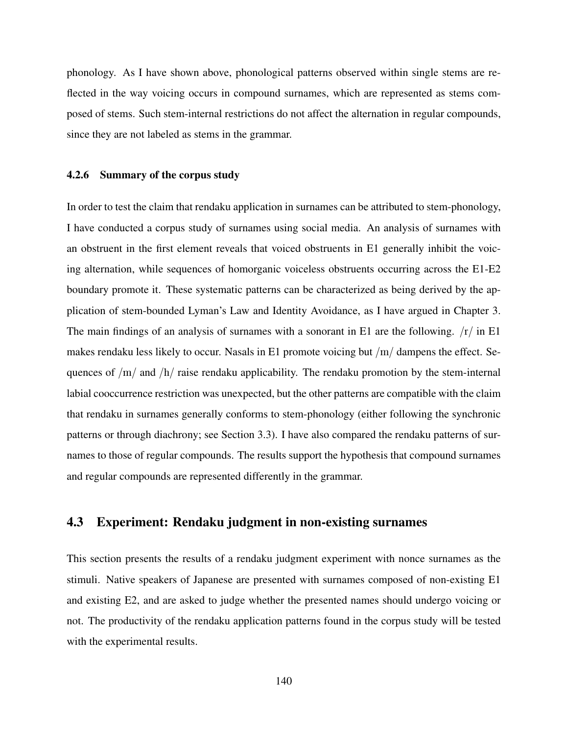phonology. As I have shown above, phonological patterns observed within single stems are reflected in the way voicing occurs in compound surnames, which are represented as stems composed of stems. Such stem-internal restrictions do not affect the alternation in regular compounds, since they are not labeled as stems in the grammar.

### 4.2.6 Summary of the corpus study

In order to test the claim that rendaku application in surnames can be attributed to stem-phonology, I have conducted a corpus study of surnames using social media. An analysis of surnames with an obstruent in the first element reveals that voiced obstruents in E1 generally inhibit the voicing alternation, while sequences of homorganic voiceless obstruents occurring across the E1-E2 boundary promote it. These systematic patterns can be characterized as being derived by the application of stem-bounded Lyman's Law and Identity Avoidance, as I have argued in Chapter 3. The main findings of an analysis of surnames with a sonorant in E1 are the following. /r/ in E1 makes rendaku less likely to occur. Nasals in E1 promote voicing but /m/ dampens the effect. Sequences of /m/ and /h/ raise rendaku applicability. The rendaku promotion by the stem-internal labial cooccurrence restriction was unexpected, but the other patterns are compatible with the claim that rendaku in surnames generally conforms to stem-phonology (either following the synchronic patterns or through diachrony; see Section 3.3). I have also compared the rendaku patterns of surnames to those of regular compounds. The results support the hypothesis that compound surnames and regular compounds are represented differently in the grammar.

## 4.3 Experiment: Rendaku judgment in non-existing surnames

This section presents the results of a rendaku judgment experiment with nonce surnames as the stimuli. Native speakers of Japanese are presented with surnames composed of non-existing E1 and existing E2, and are asked to judge whether the presented names should undergo voicing or not. The productivity of the rendaku application patterns found in the corpus study will be tested with the experimental results.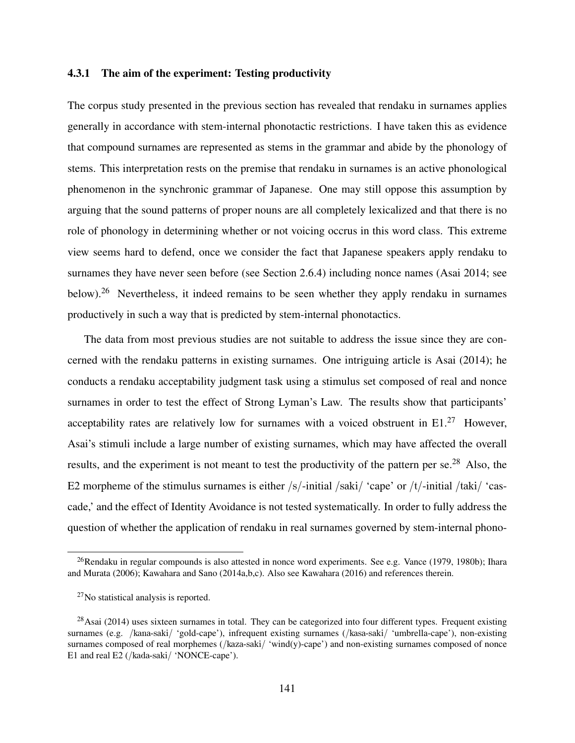### 4.3.1 The aim of the experiment: Testing productivity

The corpus study presented in the previous section has revealed that rendaku in surnames applies generally in accordance with stem-internal phonotactic restrictions. I have taken this as evidence that compound surnames are represented as stems in the grammar and abide by the phonology of stems. This interpretation rests on the premise that rendaku in surnames is an active phonological phenomenon in the synchronic grammar of Japanese. One may still oppose this assumption by arguing that the sound patterns of proper nouns are all completely lexicalized and that there is no role of phonology in determining whether or not voicing occrus in this word class. This extreme view seems hard to defend, once we consider the fact that Japanese speakers apply rendaku to surnames they have never seen before (see Section 2.6.4) including nonce names (Asai 2014; see below).[26] Nevertheless, it indeed remains to be seen whether they apply rendaku in surnames productively in such a way that is predicted by stem-internal phonotactics.

The data from most previous studies are not suitable to address the issue since they are concerned with the rendaku patterns in existing surnames. One intriguing article is Asai (2014); he conducts a rendaku acceptability judgment task using a stimulus set composed of real and nonce surnames in order to test the effect of Strong Lyman's Law. The results show that participants' acceptability rates are relatively low for surnames with a voiced obstruent in E1.[27] However, Asai's stimuli include a large number of existing surnames, which may have affected the overall results, and the experiment is not meant to test the productivity of the pattern per se.[28] Also, the E2 morpheme of the stimulus surnames is either /s/-initial /saki/ 'cape' or /t/-initial /taki/ 'cascade,' and the effect of Identity Avoidance is not tested systematically. In order to fully address the question of whether the application of rendaku in real surnames governed by stem-internal phono-

[26] Rendaku in regular compounds is also attested in nonce word experiments. See e.g. Vance (1979, 1980b); Ihara and Murata (2006); Kawahara and Sano (2014a,b,c). Also see Kawahara (2016) and references therein.

[27] No statistical analysis is reported.

[28] Asai (2014) uses sixteen surnames in total. They can be categorized into four different types. Frequent existing surnames (e.g. /kana-saki/ 'gold-cape'), infrequent existing surnames (/kasa-saki/ 'umbrella-cape'), non-existing surnames composed of real morphemes (/kaza-saki/ 'wind(y)-cape') and non-existing surnames composed of nonce E1 and real E2 (/kada-saki/ 'NONCE-cape').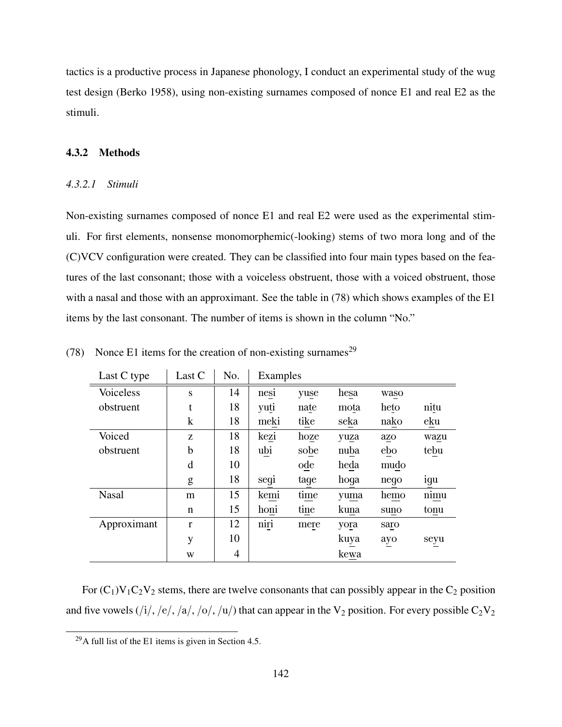tactics is a productive process in Japanese phonology, I conduct an experimental study of the wug test design (Berko 1958), using non-existing surnames composed of nonce E1 and real E2 as the stimuli.

### 4.3.2 Methods

#### *4.3.2.1 Stimuli*

Non-existing surnames composed of nonce E1 and real E2 were used as the experimental stimuli. For first elements, nonsense monomorphemic(-looking) stems of two mora long and of the (C)VCV configuration were created. They can be classified into four main types based on the features of the last consonant; those with a voiceless obstruent, those with a voiced obstruent, those with a nasal and those with an approximant. See the table in (78) which shows examples of the E1 items by the last consonant. The number of items is shown in the column "No."

(78) Nonce E1 items for the creation of non-existing surnames[29]

| Last C type | Last C | No. | Examples | | | | |
|---|---|---|---|---|---|---|---|
| Voiceless obstruent | s | 14 | nesi | yuse | hesa | waso | |
| | t | 18 | yuti | nate | mota | heto | nitu |
| | k | 18 | meki | tike | seka | nako | eku |
| Voiced obstruent | z | 18 | kezi | hoze | yuza | azo | wazu |
| | b | 18 | ubi | sobe | nuba | ebo | tebu |
| | d | 10 | | ode | heda | mudo | |
| | g | 18 | segi | tage | hoga | nego | igu |
| Nasal | m | 15 | kemi | time | yuma | hemo | nimu |
| | n | 15 | honi | tine | kuna | suno | tonu |
| Approximant | r | 12 | niri | mere | yora | saro | |
| | y | 10 | | | kuya | ayo | seyu |
| | w | 4 | | | kewa | | |

For $(C_1)V_1C_2V_2$ stems, there are twelve consonants that can possibly appear in the $C_2$ position and five vowels (/i/, /e/, /a/, /o/, /u/) that can appear in the $V_2$ position. For every possible $C_2V_2$

[29] A full list of the E1 items is given in Section 4.5.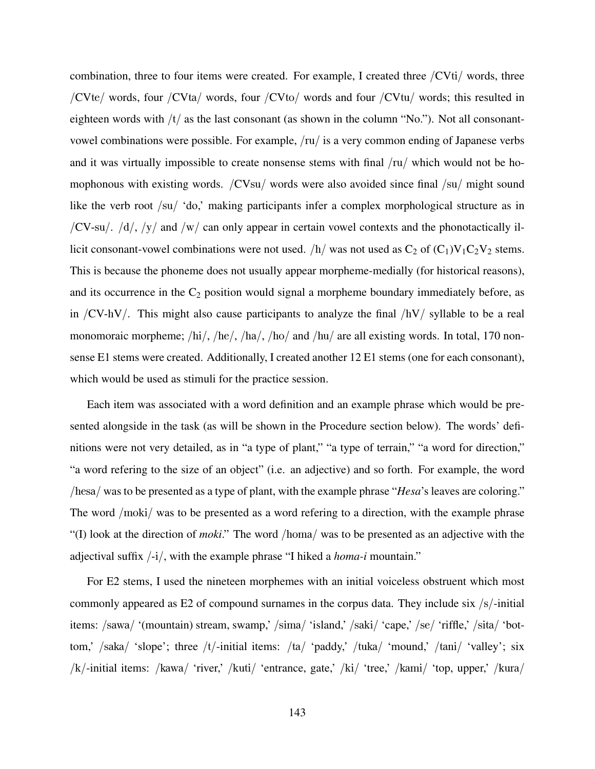combination, three to four items were created. For example, I created three /CVti/ words, three /CVte/ words, four /CVta/ words, four /CVto/ words and four /CVtu/ words; this resulted in eighteen words with /t/ as the last consonant (as shown in the column "No."). Not all consonant-vowel combinations were possible. For example, /ru/ is a very common ending of Japanese verbs and it was virtually impossible to create nonsense stems with final /ru/ which would not be homophonous with existing words. /CVsu/ words were also avoided since final /su/ might sound like the verb root /su/ 'do,' making participants infer a complex morphological structure as in /CV-su/. /d/, /y/ and /w/ can only appear in certain vowel contexts and the phonotactically illicit consonant-vowel combinations were not used. /h/ was not used as $C_2$ of $(C_1)V_1C_2V_2$ stems. This is because the phoneme does not usually appear morpheme-medially (for historical reasons), and its occurrence in the $C_2$ position would signal a morpheme boundary immediately before, as in /CV-hV/. This might also cause participants to analyze the final /hV/ syllable to be a real monomoraic morpheme; /hi/, /he/, /ha/, /ho/ and /hu/ are all existing words. In total, 170 nonsense E1 stems were created. Additionally, I created another 12 E1 stems (one for each consonant), which would be used as stimuli for the practice session.

Each item was associated with a word definition and an example phrase which would be presented alongside in the task (as will be shown in the Procedure section below). The words' definitions were not very detailed, as in "a type of plant," "a type of terrain," "a word for direction," "a word refering to the size of an object" (i.e. an adjective) and so forth. For example, the word /hesa/ was to be presented as a type of plant, with the example phrase "*Hesa*'s leaves are coloring." The word /moki/ was to be presented as a word refering to a direction, with the example phrase "(I) look at the direction of *moki*." The word /homa/ was to be presented as an adjective with the adjectival suffix /-i/, with the example phrase "I hiked a *homa-i* mountain."

For E2 stems, I used the nineteen morphemes with an initial voiceless obstruent which most commonly appeared as E2 of compound surnames in the corpus data. They include six /s/-initial items: /sawa/ '(mountain) stream, swamp,' /sima/ 'island,' /saki/ 'cape,' /se/ 'riffle,' /sita/ 'bottom,' /saka/ 'slope'; three /t/-initial items: /ta/ 'paddy,' /tuka/ 'mound,' /tani/ 'valley'; six /k/-initial items: /kawa/ 'river,' /kuti/ 'entrance, gate,' /ki/ 'tree,' /kami/ 'top, upper,' /kura/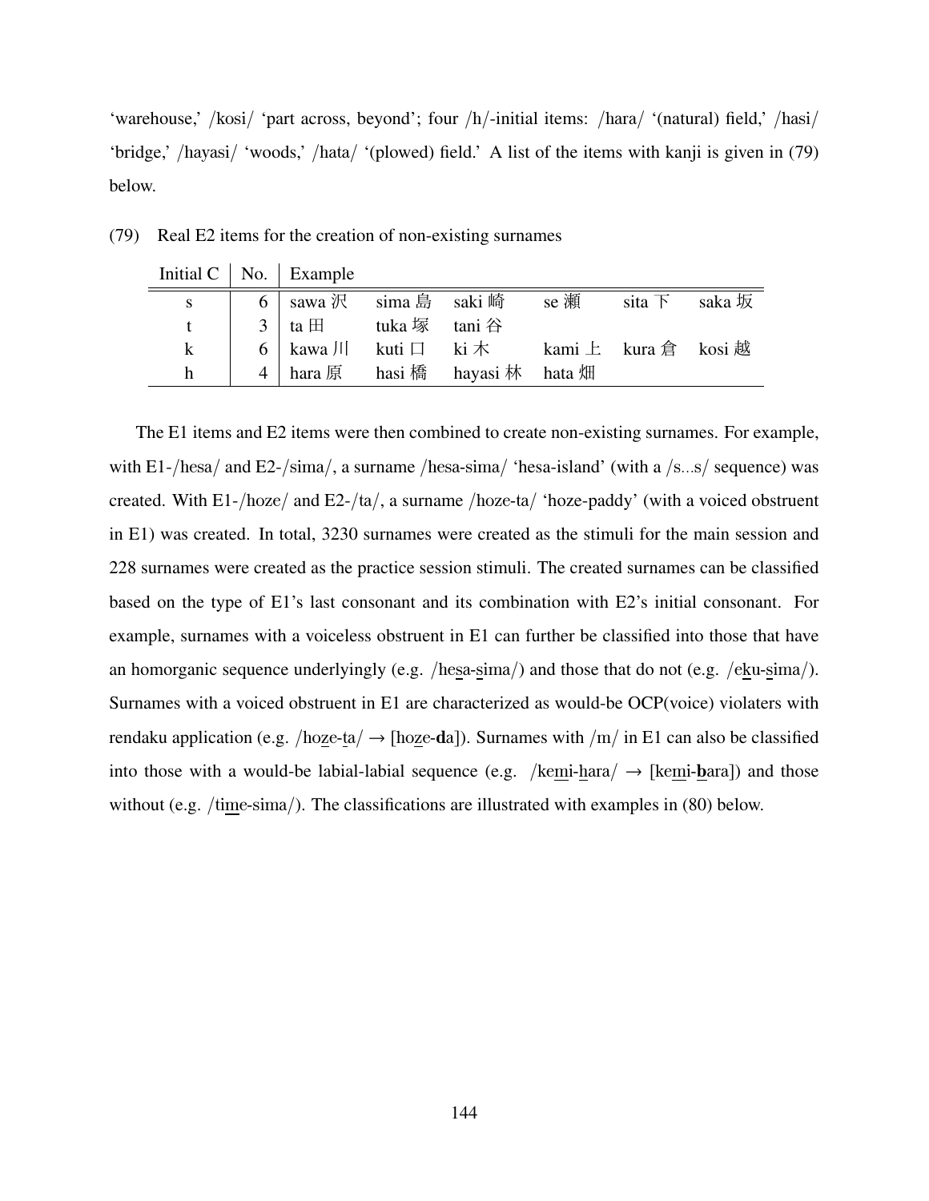'warehouse,' /kosi/ 'part across, beyond'; four /h/-initial items: /hara/ '(natural) field,' /hasi/ 'bridge,' /hayasi/ 'woods,' /hata/ '(plowed) field.' A list of the items with kanji is given in (79) below.

(79) Real E2 items for the creation of non-existing surnames

| Initial C | No. | Example | | | | | |
|---|---|---|---|---|---|---|---|
| s | 6 | sawa 沢 | sima 島 | saki 崎 | se 瀬 | sita 下 | saka 坂 |
| t | 3 | ta 田 | tuka 塚 | tani 谷 | | | |
| k | 6 | kawa 川 | kuti 口 | ki 木 | kami 上 | kura 倉 | kosi 越 |
| h | 4 | hara 原 | hasi 橋 | hayasi 林 | hata 畑 | | |

The E1 items and E2 items were then combined to create non-existing surnames. For example, with E1-/hesa/ and E2-/sima/, a surname /hesa-sima/ 'hesa-island' (with a /s...s/ sequence) was created. With E1-/hoze/ and E2-/ta/, a surname /hoze-ta/ 'hoze-paddy' (with a voiced obstruent in E1) was created. In total, 3230 surnames were created as the stimuli for the main session and 228 surnames were created as the practice session stimuli. The created surnames can be classified based on the type of E1's last consonant and its combination with E2's initial consonant. For example, surnames with a voiceless obstruent in E1 can further be classified into those that have an homorganic sequence underlyingly (e.g. /he<u>s</u>a-<u>s</u>ima/) and those that do not (e.g. /e<u>k</u>u-<u>s</u>ima/). Surnames with a voiced obstruent in E1 are characterized as would-be OCP(voice) violaters with rendaku application (e.g. /ho<u>z</u>e-<u>t</u>a/ → [ho<u>z</u>e-**d**a]). Surnames with /m/ in E1 can also be classified into those with a would-be labial-labial sequence (e.g. /ke<u>m</u>i-<u>h</u>ara/ → [ke<u>m</u>i-**b**ara]) and those without (e.g. /ti<u>m</u>e-sima/). The classifications are illustrated with examples in (80) below.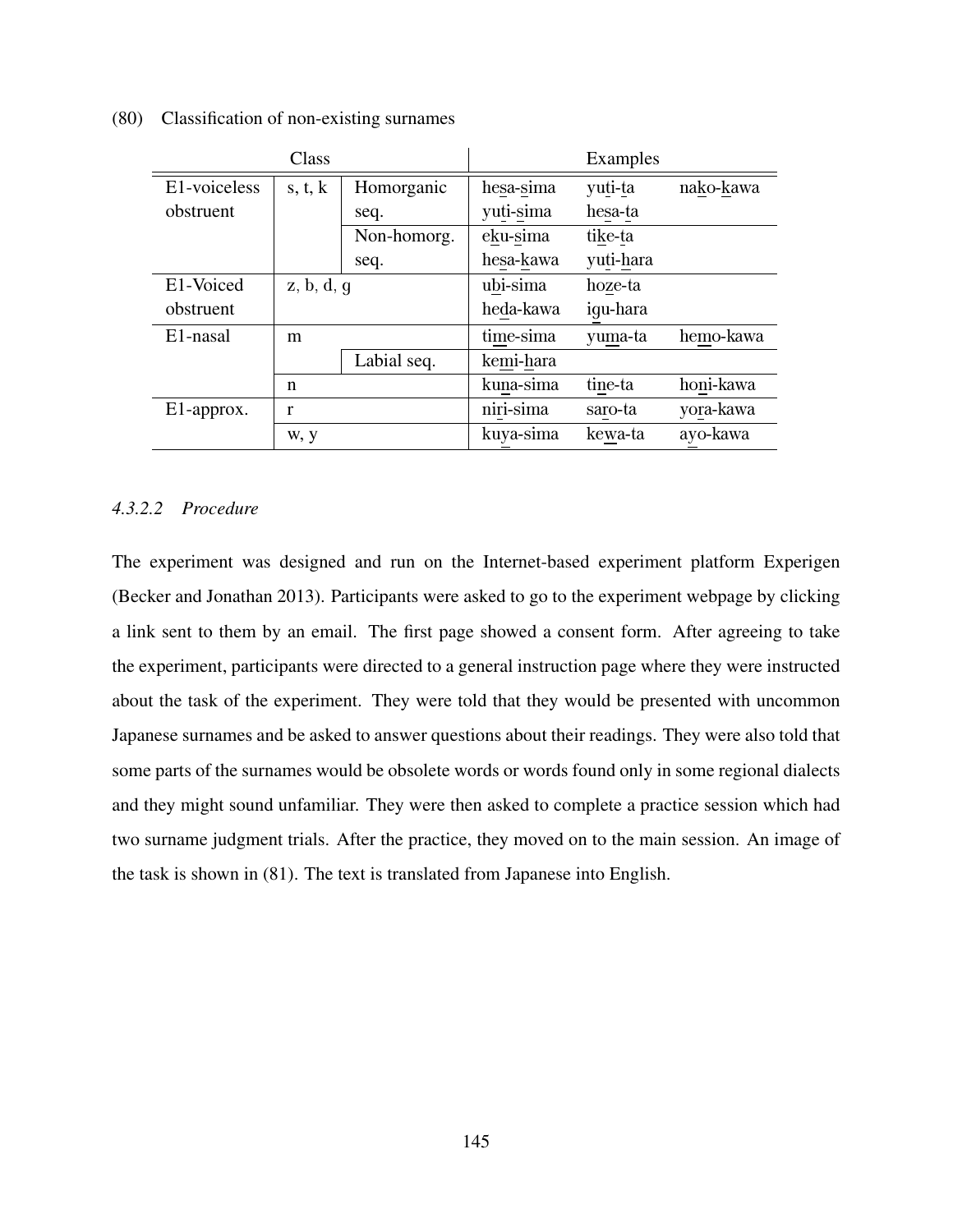(80) Classification of non-existing surnames

| Class | | | Examples | | |
|---|---|---|---|---|---|
| E1-voiceless obstruent | s, t, k | Homorganic seq. | hesa-sima | yuti-ta | nako-kawa |
| | | | yuti-sima | hesa-ta | |
| | | Non-homorg. seq. | eku-sima | tike-ta | |
| | | | hesa-kawa | yuti-hara | |
| E1-Voiced obstruent | z, b, d, g | | ubi-sima | hoze-ta | |
| | | | heda-kawa | igu-hara | |
| E1-nasal | m | | time-sima | yuma-ta | hemo-kawa |
| | | Labial seq. | kemi-hara | | |
| | n | | kuna-sima | tine-ta | honi-kawa |
| E1-approx. | r | | niri-sima | saro-ta | yora-kawa |
| | w, y | | kuya-sima | kewa-ta | ayo-kawa |

#### *4.3.2.2 Procedure*

The experiment was designed and run on the Internet-based experiment platform Experigen (Becker and Jonathan 2013). Participants were asked to go to the experiment webpage by clicking a link sent to them by an email. The first page showed a consent form. After agreeing to take the experiment, participants were directed to a general instruction page where they were instructed about the task of the experiment. They were told that they would be presented with uncommon Japanese surnames and be asked to answer questions about their readings. They were also told that some parts of the surnames would be obsolete words or words found only in some regional dialects and they might sound unfamiliar. They were then asked to complete a practice session which had two surname judgment trials. After the practice, they moved on to the main session. An image of the task is shown in (81). The text is translated from Japanese into English.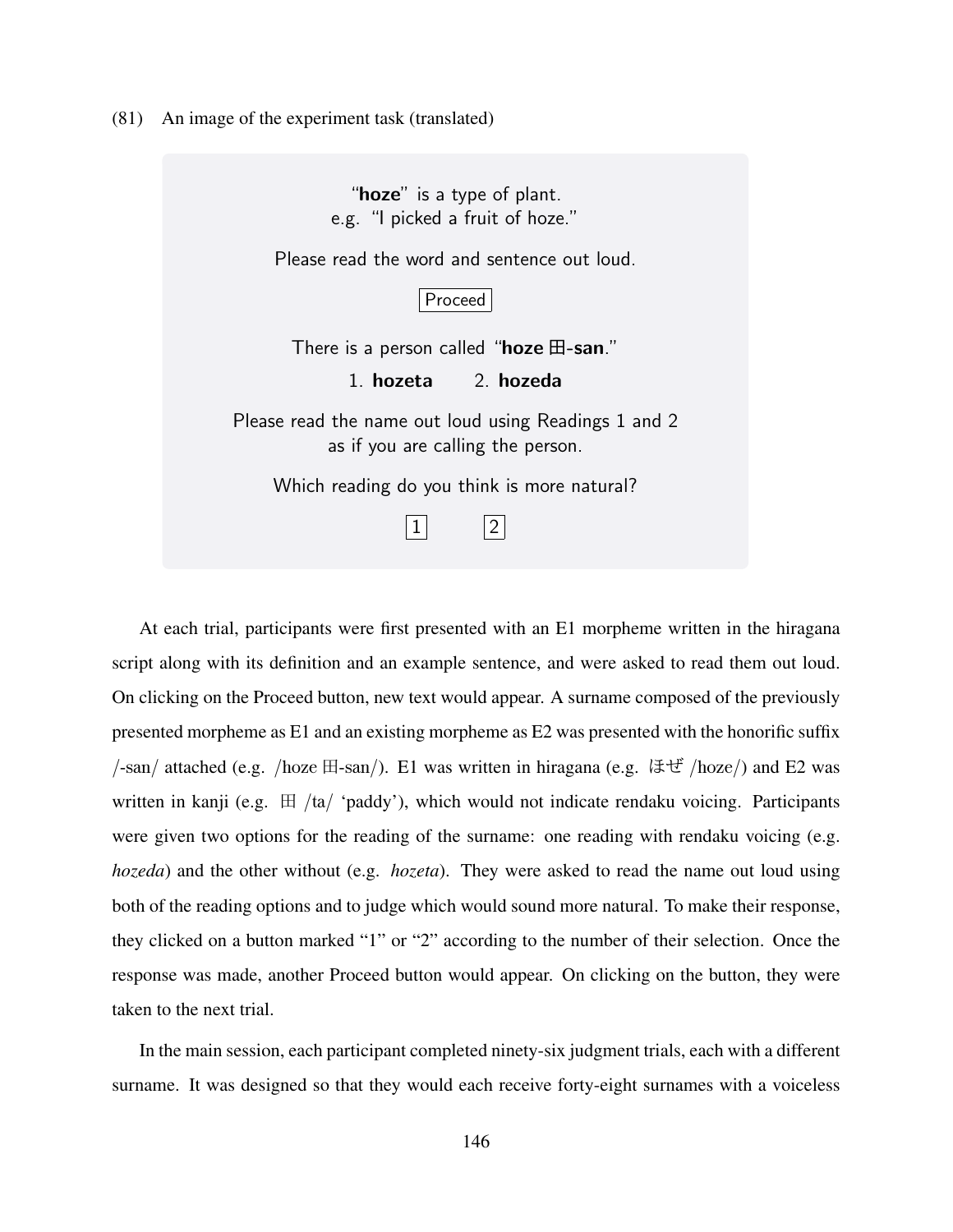(81) An image of the experiment task (translated)

> "**hoze**" is a type of plant.
> e.g. "I picked a fruit of hoze."
>
> Please read the word and sentence out loud.
>
> Proceed
>
> There is a person called "**hoze 田-san**."
>
> 1. **hozeta** 2. **hozeda**
>
> Please read the name out loud using Readings 1 and 2 as if you are calling the person.
>
> Which reading do you think is more natural?
>
> 1 2

At each trial, participants were first presented with an E1 morpheme written in the hiragana script along with its definition and an example sentence, and were asked to read them out loud. On clicking on the Proceed button, new text would appear. A surname composed of the previously presented morpheme as E1 and an existing morpheme as E2 was presented with the honorific suffix /-san/ attached (e.g. /hoze 田-san/). E1 was written in hiragana (e.g. ほぜ /hoze/) and E2 was written in kanji (e.g. 田 /ta/ 'paddy'), which would not indicate rendaku voicing. Participants were given two options for the reading of the surname: one reading with rendaku voicing (e.g. *hozeda*) and the other without (e.g. *hozeta*). They were asked to read the name out loud using both of the reading options and to judge which would sound more natural. To make their response, they clicked on a button marked "1" or "2" according to the number of their selection. Once the response was made, another Proceed button would appear. On clicking on the button, they were taken to the next trial.

In the main session, each participant completed ninety-six judgment trials, each with a different surname. It was designed so that they would each receive forty-eight surnames with a voiceless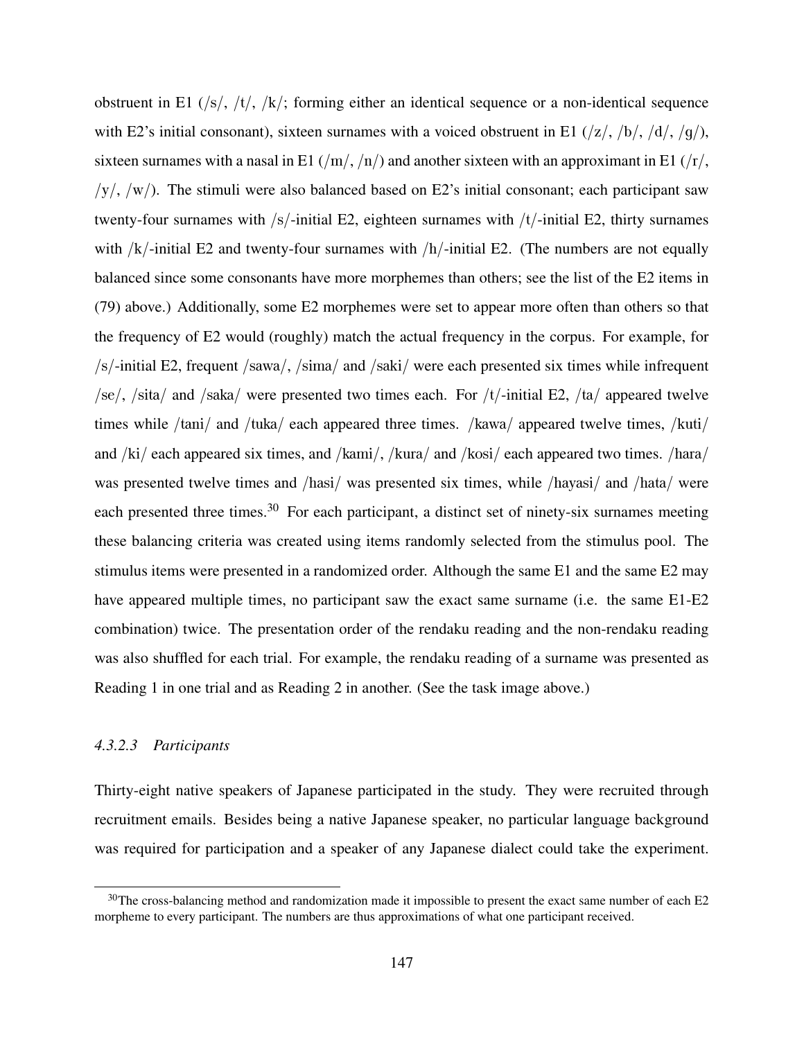obstruent in E1 (/s/, /t/, /k/; forming either an identical sequence or a non-identical sequence with E2's initial consonant), sixteen surnames with a voiced obstruent in E1 (/z/, /b/, /d/, /g/), sixteen surnames with a nasal in E1 (/m/, /n/) and another sixteen with an approximant in E1 (/r/, /y/, /w/). The stimuli were also balanced based on E2's initial consonant; each participant saw twenty-four surnames with /s/-initial E2, eighteen surnames with /t/-initial E2, thirty surnames with /k/-initial E2 and twenty-four surnames with /h/-initial E2. (The numbers are not equally balanced since some consonants have more morphemes than others; see the list of the E2 items in (79) above.) Additionally, some E2 morphemes were set to appear more often than others so that the frequency of E2 would (roughly) match the actual frequency in the corpus. For example, for /s/-initial E2, frequent /sawa/, /sima/ and /saki/ were each presented six times while infrequent /se/, /sita/ and /saka/ were presented two times each. For /t/-initial E2, /ta/ appeared twelve times while /tani/ and /tuka/ each appeared three times. /kawa/ appeared twelve times, /kuti/ and /ki/ each appeared six times, and /kami/, /kura/ and /kosi/ each appeared two times. /hara/ was presented twelve times and /hasi/ was presented six times, while /hayasi/ and /hata/ were each presented three times.[30] For each participant, a distinct set of ninety-six surnames meeting these balancing criteria was created using items randomly selected from the stimulus pool. The stimulus items were presented in a randomized order. Although the same E1 and the same E2 may have appeared multiple times, no participant saw the exact same surname (i.e. the same E1-E2 combination) twice. The presentation order of the rendaku reading and the non-rendaku reading was also shuffled for each trial. For example, the rendaku reading of a surname was presented as Reading 1 in one trial and as Reading 2 in another. (See the task image above.)

#### *4.3.2.3 Participants*

Thirty-eight native speakers of Japanese participated in the study. They were recruited through recruitment emails. Besides being a native Japanese speaker, no particular language background was required for participation and a speaker of any Japanese dialect could take the experiment.

[30] The cross-balancing method and randomization made it impossible to present the exact same number of each E2 morpheme to every participant. The numbers are thus approximations of what one participant received.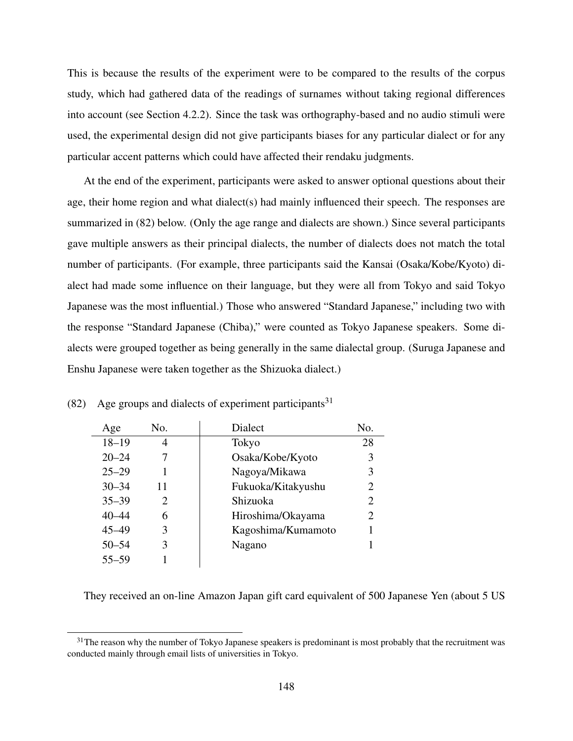This is because the results of the experiment were to be compared to the results of the corpus study, which had gathered data of the readings of surnames without taking regional differences into account (see Section 4.2.2). Since the task was orthography-based and no audio stimuli were used, the experimental design did not give participants biases for any particular dialect or for any particular accent patterns which could have affected their rendaku judgments.

At the end of the experiment, participants were asked to answer optional questions about their age, their home region and what dialect(s) had mainly influenced their speech. The responses are summarized in (82) below. (Only the age range and dialects are shown.) Since several participants gave multiple answers as their principal dialects, the number of dialects does not match the total number of participants. (For example, three participants said the Kansai (Osaka/Kobe/Kyoto) dialect had made some influence on their language, but they were all from Tokyo and said Tokyo Japanese was the most influential.) Those who answered "Standard Japanese," including two with the response "Standard Japanese (Chiba)," were counted as Tokyo Japanese speakers. Some dialects were grouped together as being generally in the same dialectal group. (Suruga Japanese and Enshu Japanese were taken together as the Shizuoka dialect.)

(82) Age groups and dialects of experiment participants[31]

| Age | No. | Dialect | No. |
|---|---|---|---|
| 18–19 | 4 | Tokyo | 28 |
| 20–24 | 7 | Osaka/Kobe/Kyoto | 3 |
| 25–29 | 1 | Nagoya/Mikawa | 3 |
| 30–34 | 11 | Fukuoka/Kitakyushu | 2 |
| 35–39 | 2 | Shizuoka | 2 |
| 40–44 | 6 | Hiroshima/Okayama | 2 |
| 45–49 | 3 | Kagoshima/Kumamoto | 1 |
| 50–54 | 3 | Nagano | 1 |
| 55–59 | 1 | | |

They received an on-line Amazon Japan gift card equivalent of 500 Japanese Yen (about 5 US

[31] The reason why the number of Tokyo Japanese speakers is predominant is most probably that the recruitment was conducted mainly through email lists of universities in Tokyo.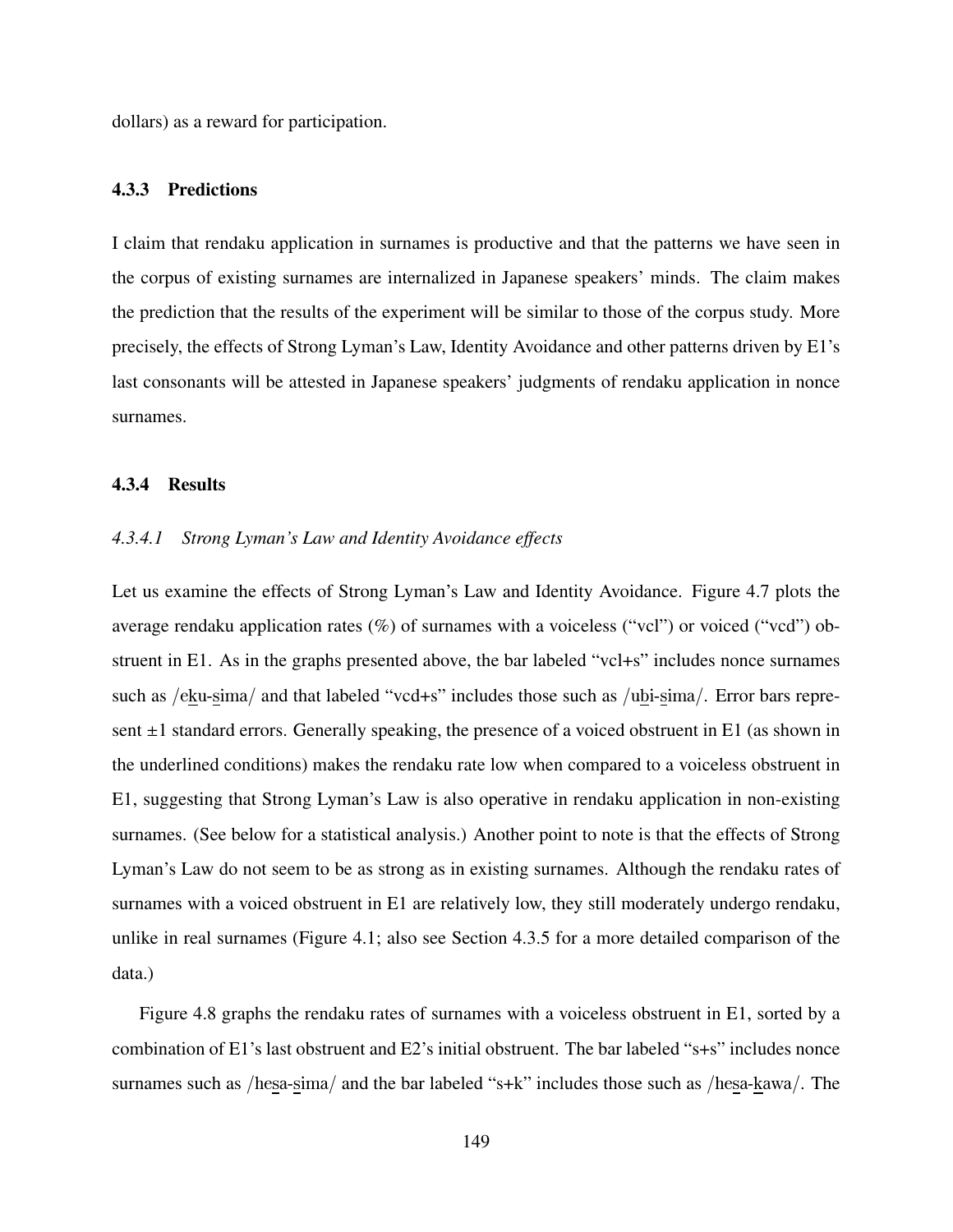dollars) as a reward for participation.

### 4.3.3 Predictions

I claim that rendaku application in surnames is productive and that the patterns we have seen in the corpus of existing surnames are internalized in Japanese speakers' minds. The claim makes the prediction that the results of the experiment will be similar to those of the corpus study. More precisely, the effects of Strong Lyman's Law, Identity Avoidance and other patterns driven by E1's last consonants will be attested in Japanese speakers' judgments of rendaku application in nonce surnames.

### 4.3.4 Results

#### *4.3.4.1 Strong Lyman's Law and Identity Avoidance effects*

Let us examine the effects of Strong Lyman's Law and Identity Avoidance. Figure 4.7 plots the average rendaku application rates (%) of surnames with a voiceless ("vcl") or voiced ("vcd") obstruent in E1. As in the graphs presented above, the bar labeled "vcl+s" includes nonce surnames such as /e<u>k</u>u-<u>s</u>ima/ and that labeled "vcd+s" includes those such as /u<u>b</u>i-<u>s</u>ima/. Error bars represent ±1 standard errors. Generally speaking, the presence of a voiced obstruent in E1 (as shown in the underlined conditions) makes the rendaku rate low when compared to a voiceless obstruent in E1, suggesting that Strong Lyman's Law is also operative in rendaku application in non-existing surnames. (See below for a statistical analysis.) Another point to note is that the effects of Strong Lyman's Law do not seem to be as strong as in existing surnames. Although the rendaku rates of surnames with a voiced obstruent in E1 are relatively low, they still moderately undergo rendaku, unlike in real surnames (Figure 4.1; also see Section 4.3.5 for a more detailed comparison of the data.)

Figure 4.8 graphs the rendaku rates of surnames with a voiceless obstruent in E1, sorted by a combination of E1's last obstruent and E2's initial obstruent. The bar labeled "s+s" includes nonce surnames such as /he<u>s</u>a-<u>s</u>ima/ and the bar labeled "s+k" includes those such as /he<u>s</u>a-<u>k</u>awa/. The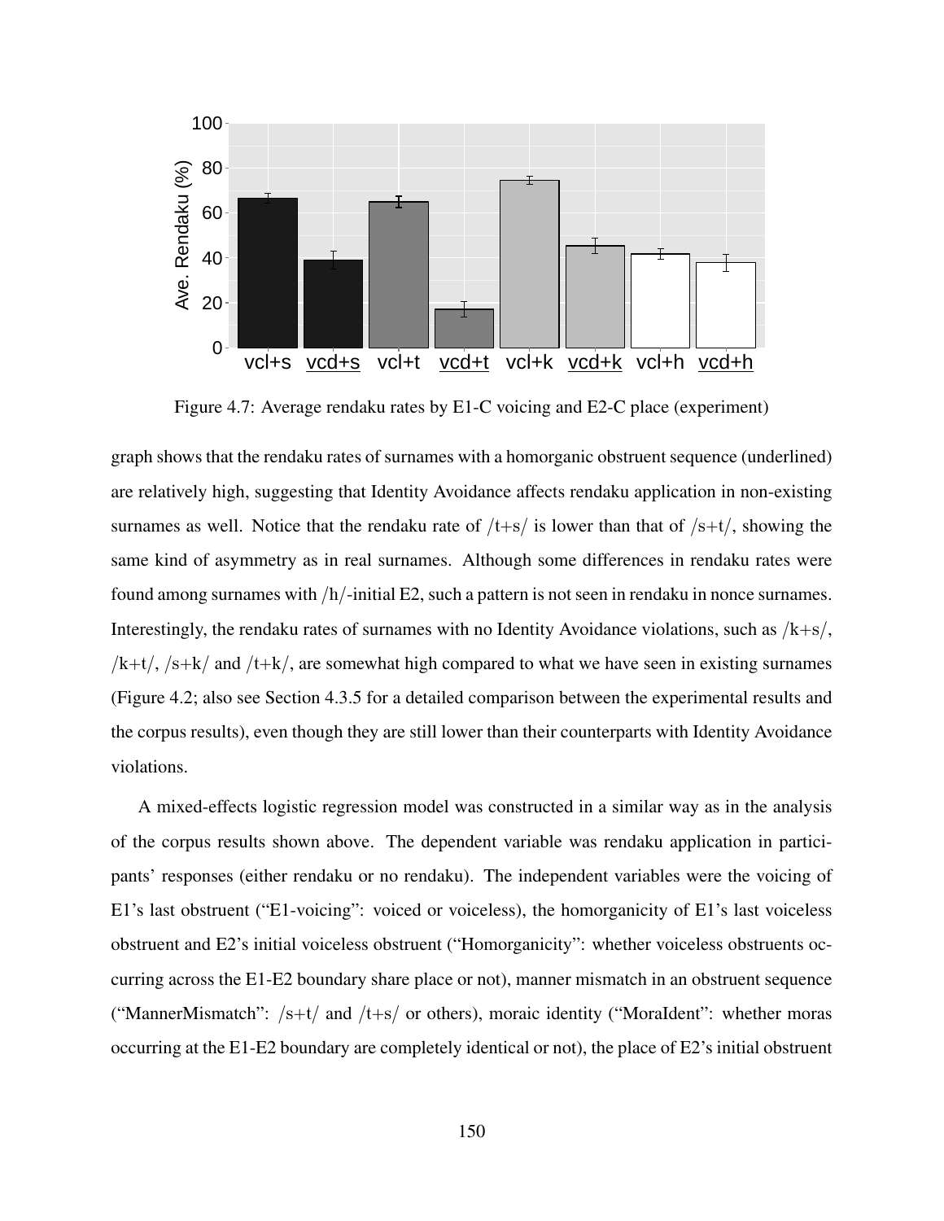Figure 4.7: Average rendaku rates by E1-C voicing and E2-C place (experiment)

graph shows that the rendaku rates of surnames with a homorganic obstruent sequence (underlined) are relatively high, suggesting that Identity Avoidance affects rendaku application in non-existing surnames as well. Notice that the rendaku rate of /t+s/ is lower than that of /s+t/, showing the same kind of asymmetry as in real surnames. Although some differences in rendaku rates were found among surnames with /h/-initial E2, such a pattern is not seen in rendaku in nonce surnames. Interestingly, the rendaku rates of surnames with no Identity Avoidance violations, such as /k+s/, /k+t/, /s+k/ and /t+k/, are somewhat high compared to what we have seen in existing surnames (Figure 4.2; also see Section 4.3.5 for a detailed comparison between the experimental results and the corpus results), even though they are still lower than their counterparts with Identity Avoidance violations.

A mixed-effects logistic regression model was constructed in a similar way as in the analysis of the corpus results shown above. The dependent variable was rendaku application in participants' responses (either rendaku or no rendaku). The independent variables were the voicing of E1's last obstruent ("E1-voicing": voiced or voiceless), the homorganicity of E1's last voiceless obstruent and E2's initial voiceless obstruent ("Homorganicity": whether voiceless obstruents occurring across the E1-E2 boundary share place or not), manner mismatch in an obstruent sequence ("MannerMismatch": /s+t/ and /t+s/ or others), moraic identity ("MoraIdent": whether moras occurring at the E1-E2 boundary are completely identical or not), the place of E2's initial obstruent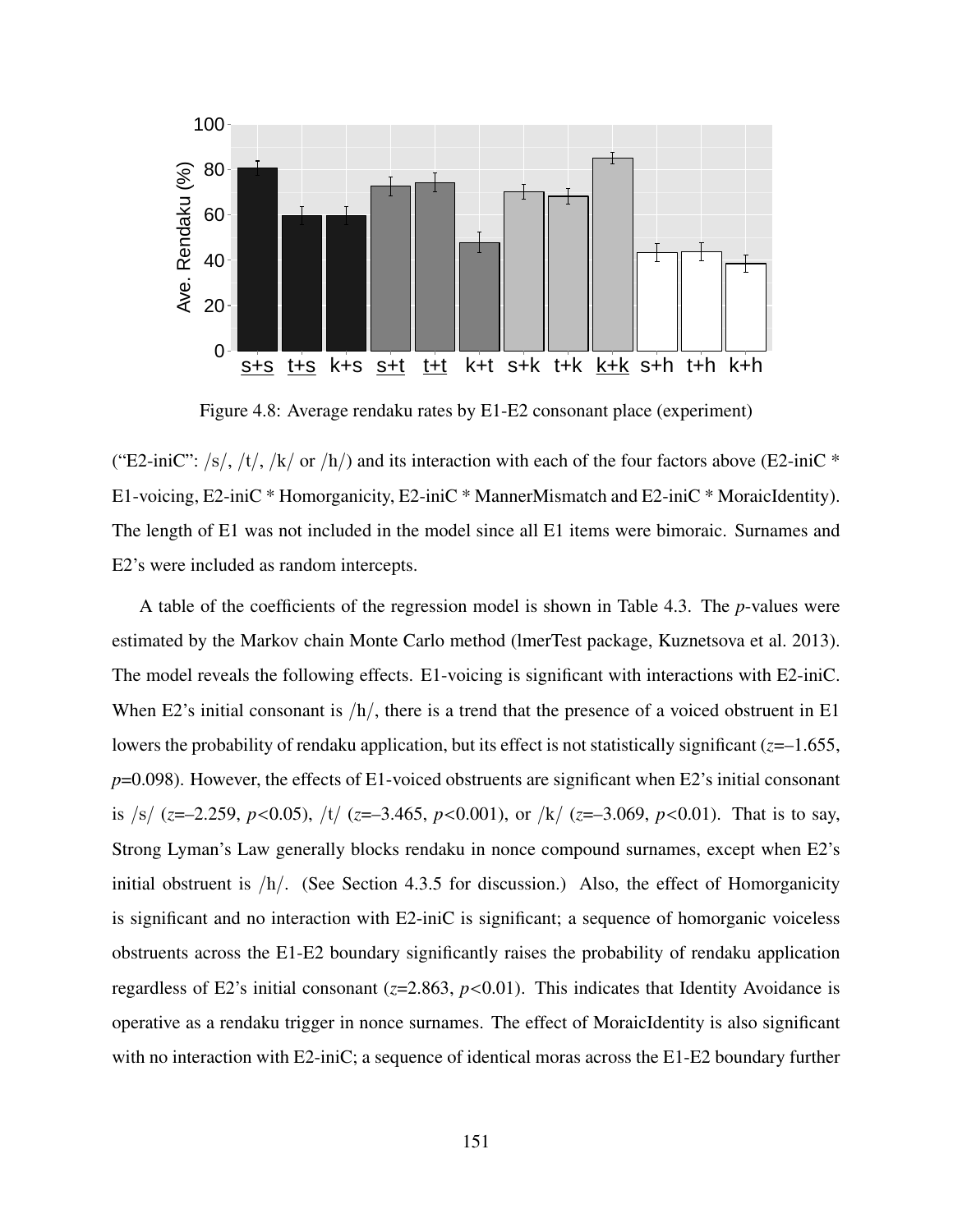Figure 4.8: Average rendaku rates by E1-E2 consonant place (experiment)

("E2-iniC": /s/, /t/, /k/ or /h/) and its interaction with each of the four factors above (E2-iniC * E1-voicing, E2-iniC * Homorganicity, E2-iniC * MannerMismatch and E2-iniC * MoraicIdentity). The length of E1 was not included in the model since all E1 items were bimoraic. Surnames and E2's were included as random intercepts.

A table of the coefficients of the regression model is shown in Table 4.3. The *p*-values were estimated by the Markov chain Monte Carlo method (lmerTest package, Kuznetsova et al. 2013). The model reveals the following effects. E1-voicing is significant with interactions with E2-iniC. When E2's initial consonant is /h/, there is a trend that the presence of a voiced obstruent in E1 lowers the probability of rendaku application, but its effect is not statistically significant ($z$=–1.655, $p$=0.098). However, the effects of E1-voiced obstruents are significant when E2's initial consonant is /s/ ($z$=–2.259, $p<0.05$), /t/ ($z$=–3.465, $p<0.001$), or /k/ ($z$=–3.069, $p<0.01$). That is to say, Strong Lyman's Law generally blocks rendaku in nonce compound surnames, except when E2's initial obstruent is /h/. (See Section 4.3.5 for discussion.) Also, the effect of Homorganicity is significant and no interaction with E2-iniC is significant; a sequence of homorganic voiceless obstruents across the E1-E2 boundary significantly raises the probability of rendaku application regardless of E2's initial consonant ($z$=2.863, $p<0.01$). This indicates that Identity Avoidance is operative as a rendaku trigger in nonce surnames. The effect of MoraicIdentity is also significant with no interaction with E2-iniC; a sequence of identical moras across the E1-E2 boundary further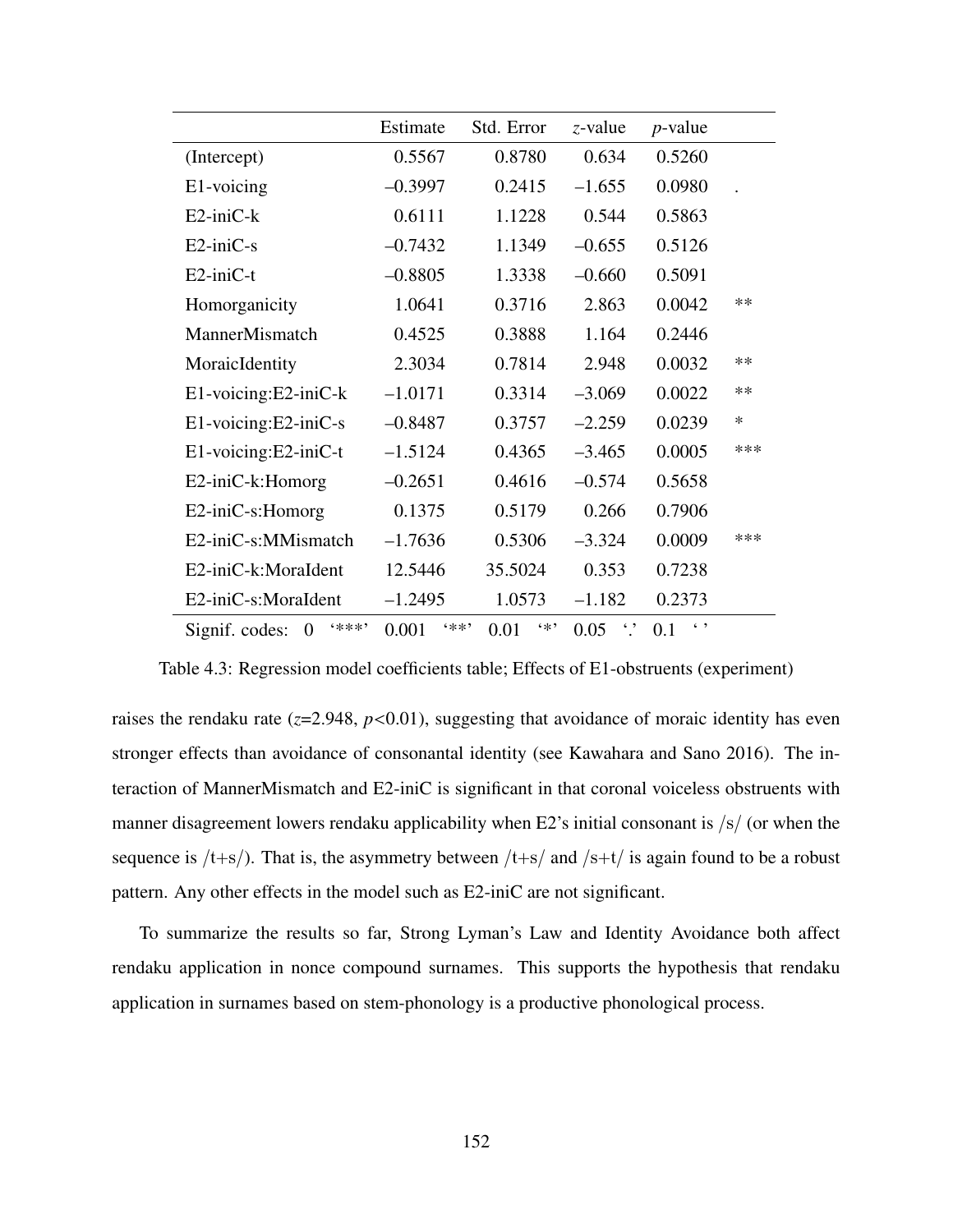| | Estimate | Std. Error | $z$-value | $p$-value | |
|---|---|---|---|---|---|
| (Intercept) | 0.5567 | 0.8780 | 0.634 | 0.5260 | |
| E1-voicing | –0.3997 | 0.2415 | –1.655 | 0.0980 | . |
| E2-iniC-k | 0.6111 | 1.1228 | 0.544 | 0.5863 | |
| E2-iniC-s | –0.7432 | 1.1349 | –0.655 | 0.5126 | |
| E2-iniC-t | –0.8805 | 1.3338 | –0.660 | 0.5091 | |
| Homorganicity | 1.0641 | 0.3716 | 2.863 | 0.0042 | ** |
| MannerMismatch | 0.4525 | 0.3888 | 1.164 | 0.2446 | |
| MoraicIdentity | 2.3034 | 0.7814 | 2.948 | 0.0032 | ** |
| E1-voicing:E2-iniC-k | –1.0171 | 0.3314 | –3.069 | 0.0022 | ** |
| E1-voicing:E2-iniC-s | –0.8487 | 0.3757 | –2.259 | 0.0239 | * |
| E1-voicing:E2-iniC-t | –1.5124 | 0.4365 | –3.465 | 0.0005 | *** |
| E2-iniC-k:Homorg | –0.2651 | 0.4616 | –0.574 | 0.5658 | |
| E2-iniC-s:Homorg | 0.1375 | 0.5179 | 0.266 | 0.7906 | |
| E2-iniC-s:MMismatch | –1.7636 | 0.5306 | –3.324 | 0.0009 | *** |
| E2-iniC-k:MoraIdent | 12.5446 | 35.5024 | 0.353 | 0.7238 | |
| E2-iniC-s:MoraIdent | –1.2495 | 1.0573 | –1.182 | 0.2373 | |

Signif. codes: 0 '***' 0.001 '**' 0.01 '*' 0.05 '.' 0.1 ' '

Table 4.3: Regression model coefficients table; Effects of E1-obstruents (experiment)

raises the rendaku rate ($z$=2.948, $p$<0.01), suggesting that avoidance of moraic identity has even stronger effects than avoidance of consonantal identity (see Kawahara and Sano 2016). The interaction of MannerMismatch and E2-iniC is significant in that coronal voiceless obstruents with manner disagreement lowers rendaku applicability when E2's initial consonant is /s/ (or when the sequence is /t+s/). That is, the asymmetry between /t+s/ and /s+t/ is again found to be a robust pattern. Any other effects in the model such as E2-iniC are not significant.

To summarize the results so far, Strong Lyman's Law and Identity Avoidance both affect rendaku application in nonce compound surnames. This supports the hypothesis that rendaku application in surnames based on stem-phonology is a productive phonological process.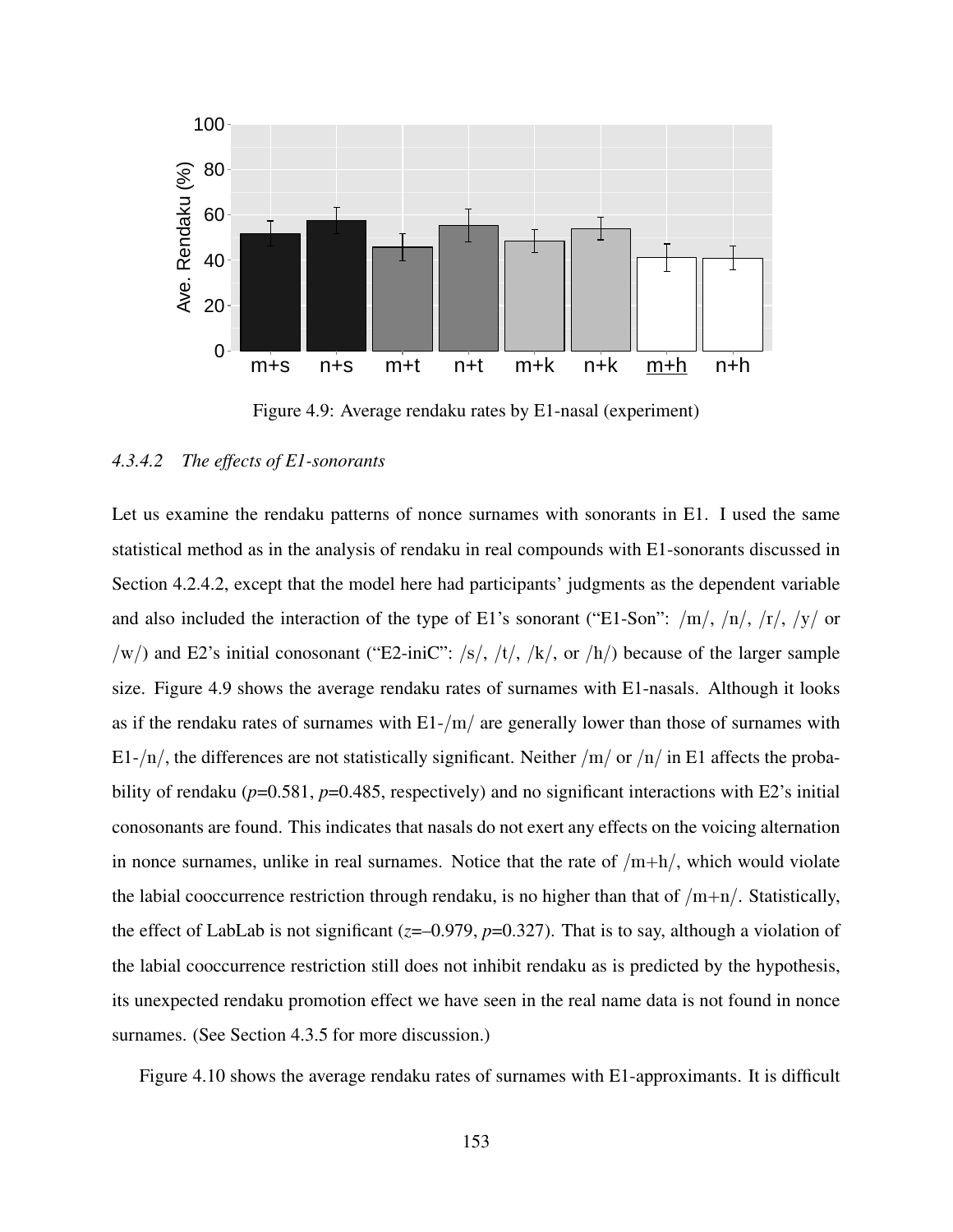Figure 4.9: Average rendaku rates by E1-nasal (experiment)

#### 4.3.4.2 *The effects of E1-sonorants*

Let us examine the rendaku patterns of nonce surnames with sonorants in E1. I used the same statistical method as in the analysis of rendaku in real compounds with E1-sonorants discussed in Section 4.2.4.2, except that the model here had participants' judgments as the dependent variable and also included the interaction of the type of E1's sonorant ("E1-Son": /m/, /n/, /r/, /y/ or /w/) and E2's initial conosonant ("E2-iniC": /s/, /t/, /k/, or /h/) because of the larger sample size. Figure 4.9 shows the average rendaku rates of surnames with E1-nasals. Although it looks as if the rendaku rates of surnames with E1-/m/ are generally lower than those of surnames with E1-/n/, the differences are not statistically significant. Neither /m/ or /n/ in E1 affects the probability of rendaku ($p$=0.581, $p$=0.485, respectively) and no significant interactions with E2's initial conosonants are found. This indicates that nasals do not exert any effects on the voicing alternation in nonce surnames, unlike in real surnames. Notice that the rate of /m+h/, which would violate the labial cooccurrence restriction through rendaku, is no higher than that of /m+n/. Statistically, the effect of LabLab is not significant ($z$=–0.979, $p$=0.327). That is to say, although a violation of the labial cooccurrence restriction still does not inhibit rendaku as is predicted by the hypothesis, its unexpected rendaku promotion effect we have seen in the real name data is not found in nonce surnames. (See Section 4.3.5 for more discussion.)

Figure 4.10 shows the average rendaku rates of surnames with E1-approximants. It is difficult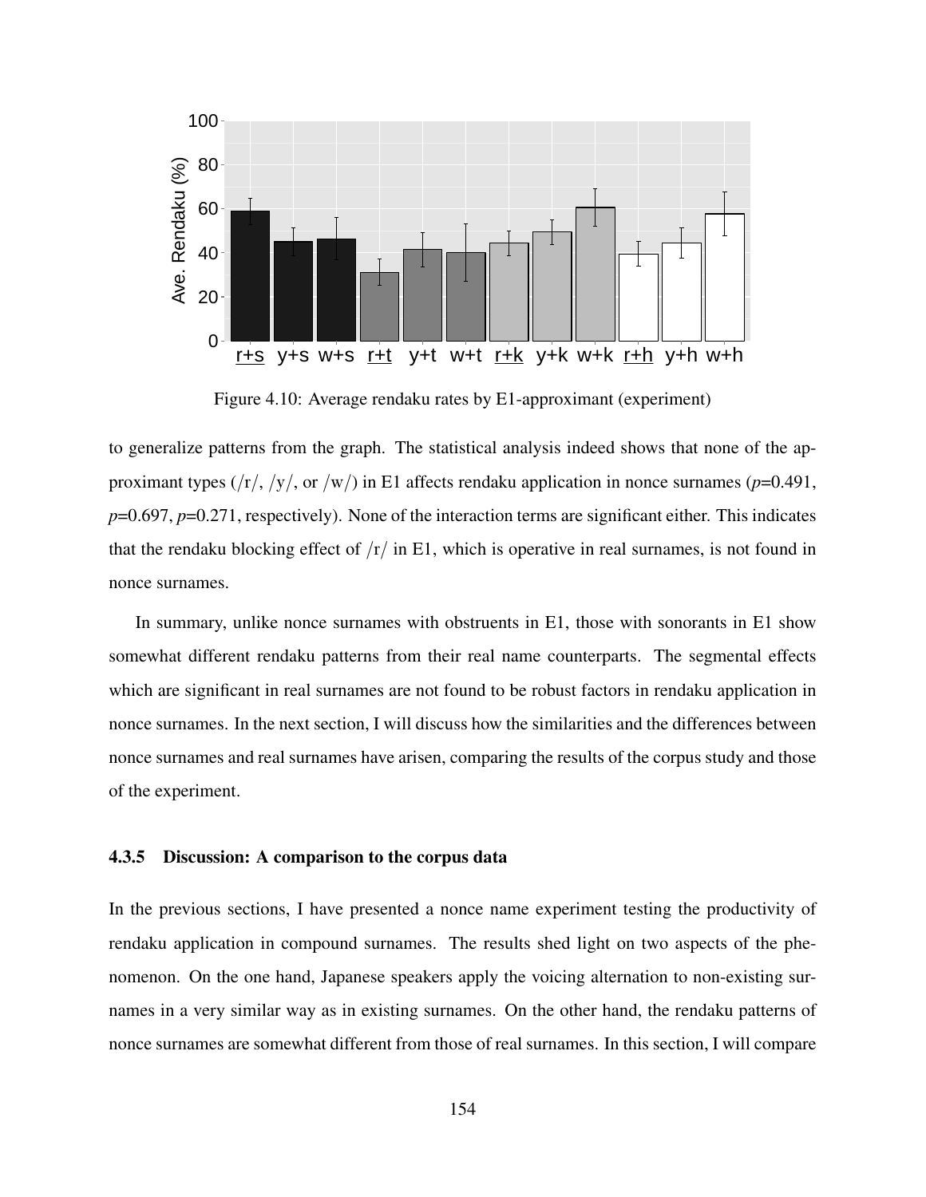Figure 4.10: Average rendaku rates by E1-approximant (experiment)

to generalize patterns from the graph. The statistical analysis indeed shows that none of the approximant types (/r/, /y/, or /w/) in E1 affects rendaku application in nonce surnames ($p$=0.491, $p$=0.697, $p$=0.271, respectively). None of the interaction terms are significant either. This indicates that the rendaku blocking effect of /r/ in E1, which is operative in real surnames, is not found in nonce surnames.

In summary, unlike nonce surnames with obstruents in E1, those with sonorants in E1 show somewhat different rendaku patterns from their real name counterparts. The segmental effects which are significant in real surnames are not found to be robust factors in rendaku application in nonce surnames. In the next section, I will discuss how the similarities and the differences between nonce surnames and real surnames have arisen, comparing the results of the corpus study and those of the experiment.

### 4.3.5 Discussion: A comparison to the corpus data

In the previous sections, I have presented a nonce name experiment testing the productivity of rendaku application in compound surnames. The results shed light on two aspects of the phenomenon. On the one hand, Japanese speakers apply the voicing alternation to non-existing surnames in a very similar way as in existing surnames. On the other hand, the rendaku patterns of nonce surnames are somewhat different from those of real surnames. In this section, I will compare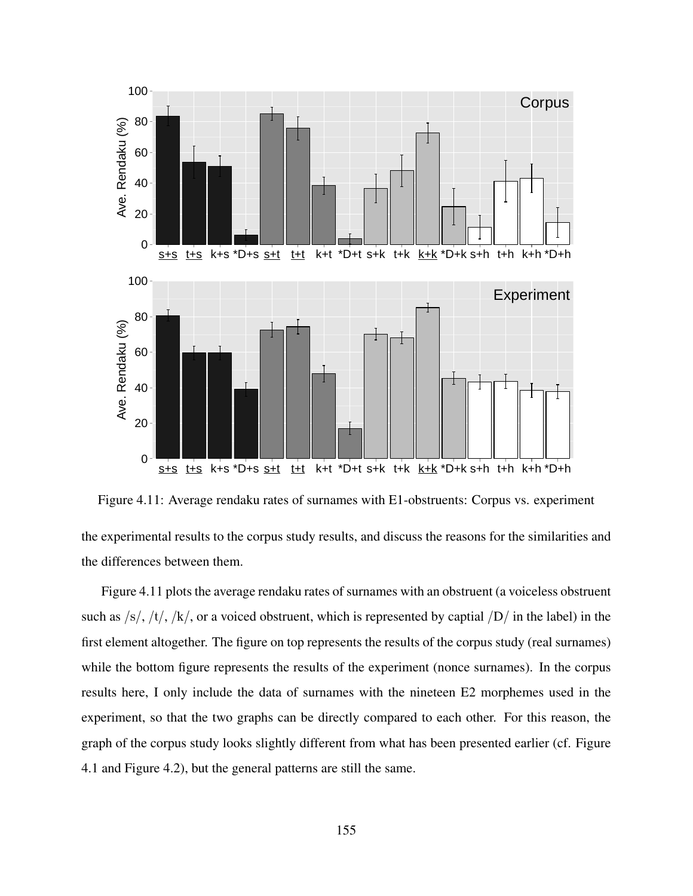Figure 4.11: Average rendaku rates of surnames with E1-obstruents: Corpus vs. experiment

the experimental results to the corpus study results, and discuss the reasons for the similarities and the differences between them.

Figure 4.11 plots the average rendaku rates of surnames with an obstruent (a voiceless obstruent such as /s/, /t/, /k/, or a voiced obstruent, which is represented by captial /D/ in the label) in the first element altogether. The figure on top represents the results of the corpus study (real surnames) while the bottom figure represents the results of the experiment (nonce surnames). In the corpus results here, I only include the data of surnames with the nineteen E2 morphemes used in the experiment, so that the two graphs can be directly compared to each other. For this reason, the graph of the corpus study looks slightly different from what has been presented earlier (cf. Figure 4.1 and Figure 4.2), but the general patterns are still the same.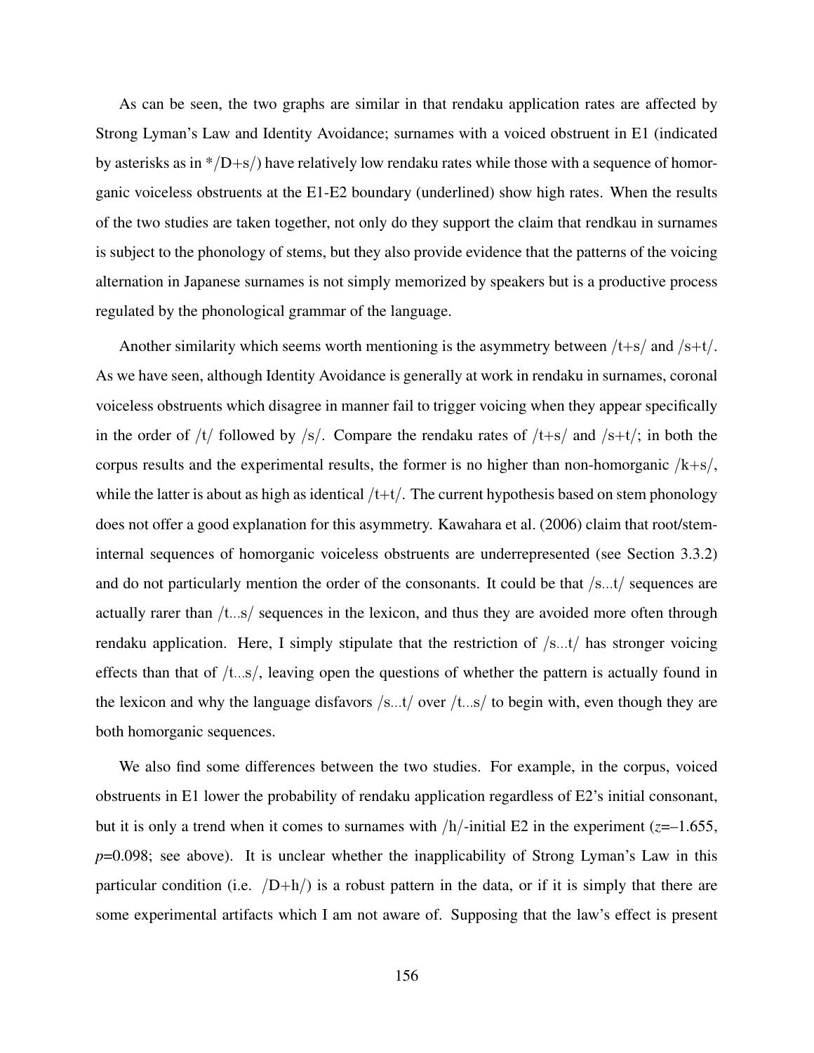As can be seen, the two graphs are similar in that rendaku application rates are affected by Strong Lyman's Law and Identity Avoidance; surnames with a voiced obstruent in E1 (indicated by asterisks as in */D+s/) have relatively low rendaku rates while those with a sequence of homorganic voiceless obstruents at the E1-E2 boundary (underlined) show high rates. When the results of the two studies are taken together, not only do they support the claim that rendkau in surnames is subject to the phonology of stems, but they also provide evidence that the patterns of the voicing alternation in Japanese surnames is not simply memorized by speakers but is a productive process regulated by the phonological grammar of the language.

Another similarity which seems worth mentioning is the asymmetry between /t+s/ and /s+t/. As we have seen, although Identity Avoidance is generally at work in rendaku in surnames, coronal voiceless obstruents which disagree in manner fail to trigger voicing when they appear specifically in the order of /t/ followed by /s/. Compare the rendaku rates of /t+s/ and /s+t/; in both the corpus results and the experimental results, the former is no higher than non-homorganic /k+s/, while the latter is about as high as identical /t+t/. The current hypothesis based on stem phonology does not offer a good explanation for this asymmetry. Kawahara et al. (2006) claim that root/stem-internal sequences of homorganic voiceless obstruents are underrepresented (see Section 3.3.2) and do not particularly mention the order of the consonants. It could be that /s...t/ sequences are actually rarer than /t...s/ sequences in the lexicon, and thus they are avoided more often through rendaku application. Here, I simply stipulate that the restriction of /s...t/ has stronger voicing effects than that of /t...s/, leaving open the questions of whether the pattern is actually found in the lexicon and why the language disfavors /s...t/ over /t...s/ to begin with, even though they are both homorganic sequences.

We also find some differences between the two studies. For example, in the corpus, voiced obstruents in E1 lower the probability of rendaku application regardless of E2's initial consonant, but it is only a trend when it comes to surnames with /h/-initial E2 in the experiment ($z$=–1.655, $p$=0.098; see above). It is unclear whether the inapplicability of Strong Lyman's Law in this particular condition (i.e. /D+h/) is a robust pattern in the data, or if it is simply that there are some experimental artifacts which I am not aware of. Supposing that the law's effect is present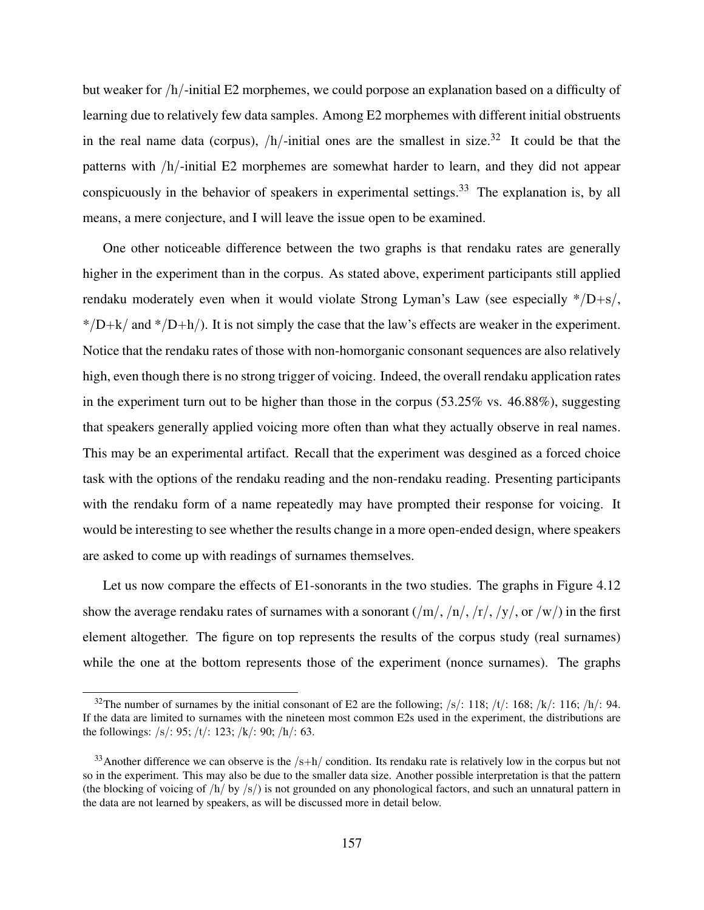but weaker for /h/-initial E2 morphemes, we could porpose an explanation based on a difficulty of learning due to relatively few data samples. Among E2 morphemes with different initial obstruents in the real name data (corpus), /h/-initial ones are the smallest in size.[32] It could be that the patterns with /h/-initial E2 morphemes are somewhat harder to learn, and they did not appear conspicuously in the behavior of speakers in experimental settings.[33] The explanation is, by all means, a mere conjecture, and I will leave the issue open to be examined.

One other noticeable difference between the two graphs is that rendaku rates are generally higher in the experiment than in the corpus. As stated above, experiment participants still applied rendaku moderately even when it would violate Strong Lyman's Law (see especially */D+s/, */D+k/ and */D+h/). It is not simply the case that the law's effects are weaker in the experiment. Notice that the rendaku rates of those with non-homorganic consonant sequences are also relatively high, even though there is no strong trigger of voicing. Indeed, the overall rendaku application rates in the experiment turn out to be higher than those in the corpus (53.25% vs. 46.88%), suggesting that speakers generally applied voicing more often than what they actually observe in real names. This may be an experimental artifact. Recall that the experiment was desgined as a forced choice task with the options of the rendaku reading and the non-rendaku reading. Presenting participants with the rendaku form of a name repeatedly may have prompted their response for voicing. It would be interesting to see whether the results change in a more open-ended design, where speakers are asked to come up with readings of surnames themselves.

Let us now compare the effects of E1-sonorants in the two studies. The graphs in Figure 4.12 show the average rendaku rates of surnames with a sonorant (/m/, /n/, /r/, /y/, or /w/) in the first element altogether. The figure on top represents the results of the corpus study (real surnames) while the one at the bottom represents those of the experiment (nonce surnames). The graphs

---

[32] The number of surnames by the initial consonant of E2 are the following; /s/: 118; /t/: 168; /k/: 116; /h/: 94. If the data are limited to surnames with the nineteen most common E2s used in the experiment, the distributions are the followings: /s/: 95; /t/: 123; /k/: 90; /h/: 63.

[33] Another difference we can observe is the /s+h/ condition. Its rendaku rate is relatively low in the corpus but not so in the experiment. This may also be due to the smaller data size. Another possible interpretation is that the pattern (the blocking of voicing of /h/ by /s/) is not grounded on any phonological factors, and such an unnatural pattern in the data are not learned by speakers, as will be discussed more in detail below.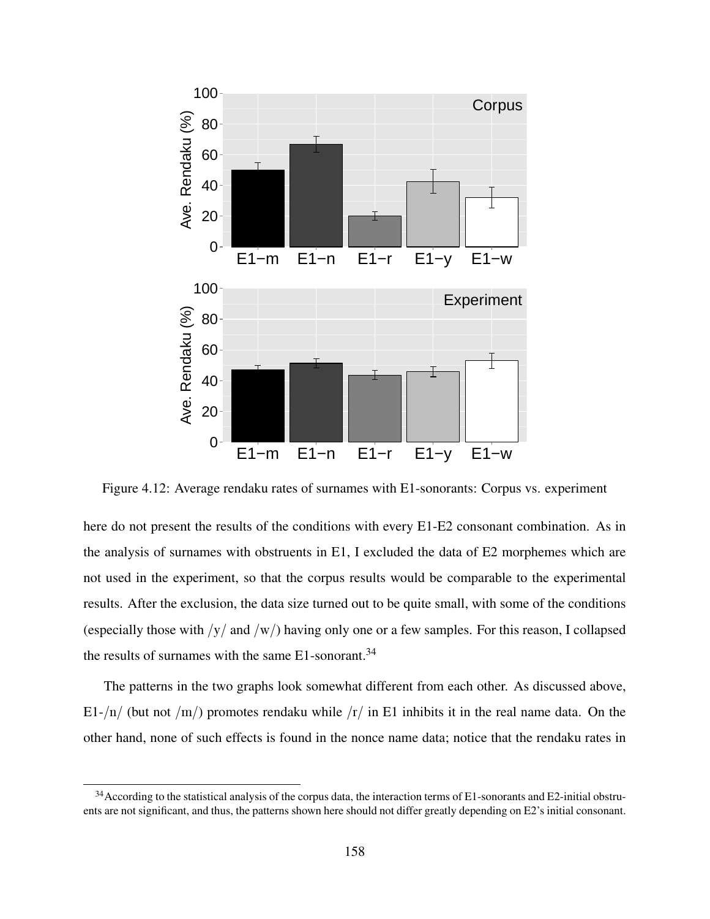Figure 4.12: Average rendaku rates of surnames with E1-sonorants: Corpus vs. experiment

here do not present the results of the conditions with every E1-E2 consonant combination. As in the analysis of surnames with obstruents in E1, I excluded the data of E2 morphemes which are not used in the experiment, so that the corpus results would be comparable to the experimental results. After the exclusion, the data size turned out to be quite small, with some of the conditions (especially those with /y/ and /w/) having only one or a few samples. For this reason, I collapsed the results of surnames with the same E1-sonorant.[34]

The patterns in the two graphs look somewhat different from each other. As discussed above, E1-/n/ (but not /m/) promotes rendaku while /r/ in E1 inhibits it in the real name data. On the other hand, none of such effects is found in the nonce name data; notice that the rendaku rates in

[34] According to the statistical analysis of the corpus data, the interaction terms of E1-sonorants and E2-initial obstruents are not significant, and thus, the patterns shown here should not differ greatly depending on E2's initial consonant.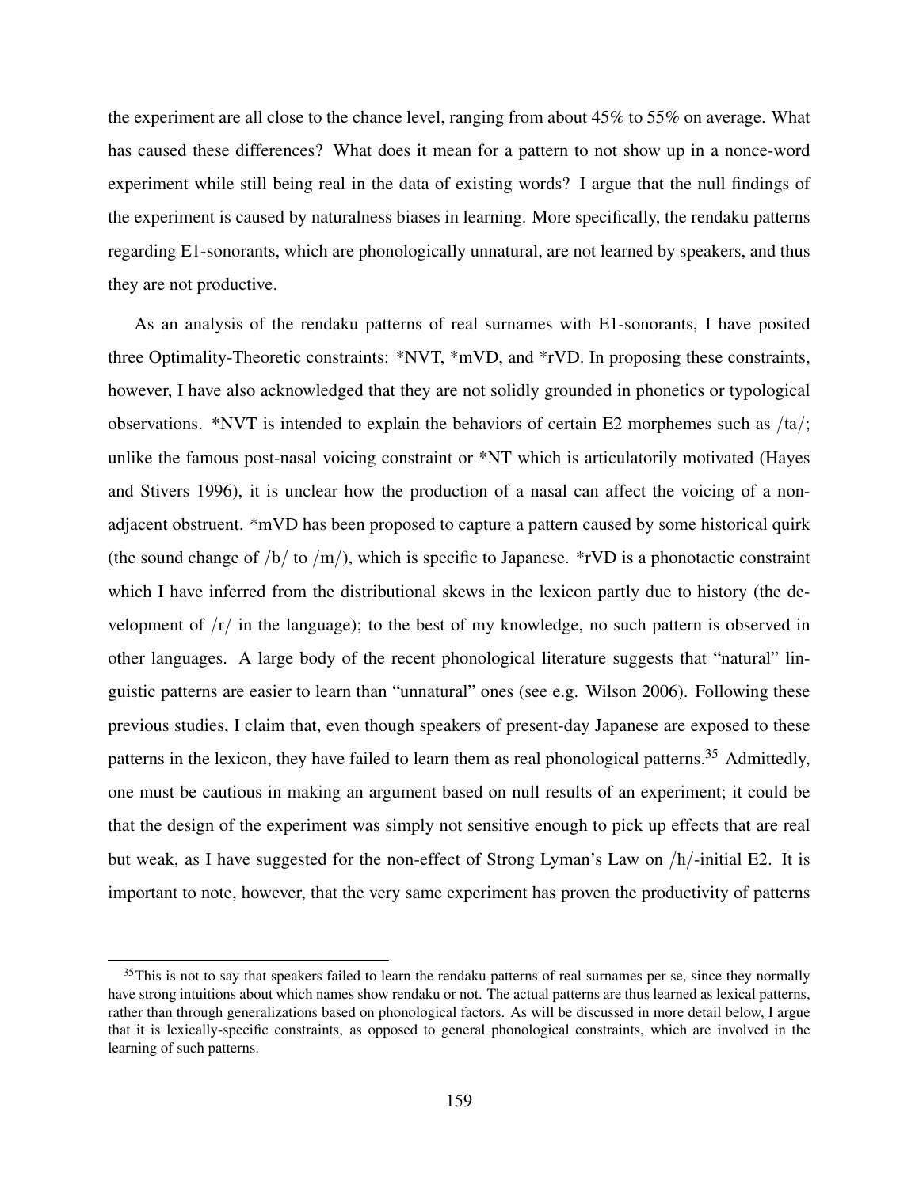the experiment are all close to the chance level, ranging from about 45% to 55% on average. What has caused these differences? What does it mean for a pattern to not show up in a nonce-word experiment while still being real in the data of existing words? I argue that the null findings of the experiment is caused by naturalness biases in learning. More specifically, the rendaku patterns regarding E1-sonorants, which are phonologically unnatural, are not learned by speakers, and thus they are not productive.

As an analysis of the rendaku patterns of real surnames with E1-sonorants, I have posited three Optimality-Theoretic constraints: *NVT, *mVD, and *rVD. In proposing these constraints, however, I have also acknowledged that they are not solidly grounded in phonetics or typological observations. *NVT is intended to explain the behaviors of certain E2 morphemes such as /ta/; unlike the famous post-nasal voicing constraint or *NT which is articulatorily motivated (Hayes and Stivers 1996), it is unclear how the production of a nasal can affect the voicing of a non-adjacent obstruent. *mVD has been proposed to capture a pattern caused by some historical quirk (the sound change of /b/ to /m/), which is specific to Japanese. *rVD is a phonotactic constraint which I have inferred from the distributional skews in the lexicon partly due to history (the development of /r/ in the language); to the best of my knowledge, no such pattern is observed in other languages. A large body of the recent phonological literature suggests that "natural" linguistic patterns are easier to learn than "unnatural" ones (see e.g. Wilson 2006). Following these previous studies, I claim that, even though speakers of present-day Japanese are exposed to these patterns in the lexicon, they have failed to learn them as real phonological patterns.[35] Admittedly, one must be cautious in making an argument based on null results of an experiment; it could be that the design of the experiment was simply not sensitive enough to pick up effects that are real but weak, as I have suggested for the non-effect of Strong Lyman's Law on /h/-initial E2. It is important to note, however, that the very same experiment has proven the productivity of patterns

[35] This is not to say that speakers failed to learn the rendaku patterns of real surnames per se, since they normally have strong intuitions about which names show rendaku or not. The actual patterns are thus learned as lexical patterns, rather than through generalizations based on phonological factors. As will be discussed in more detail below, I argue that it is lexically-specific constraints, as opposed to general phonological constraints, which are involved in the learning of such patterns.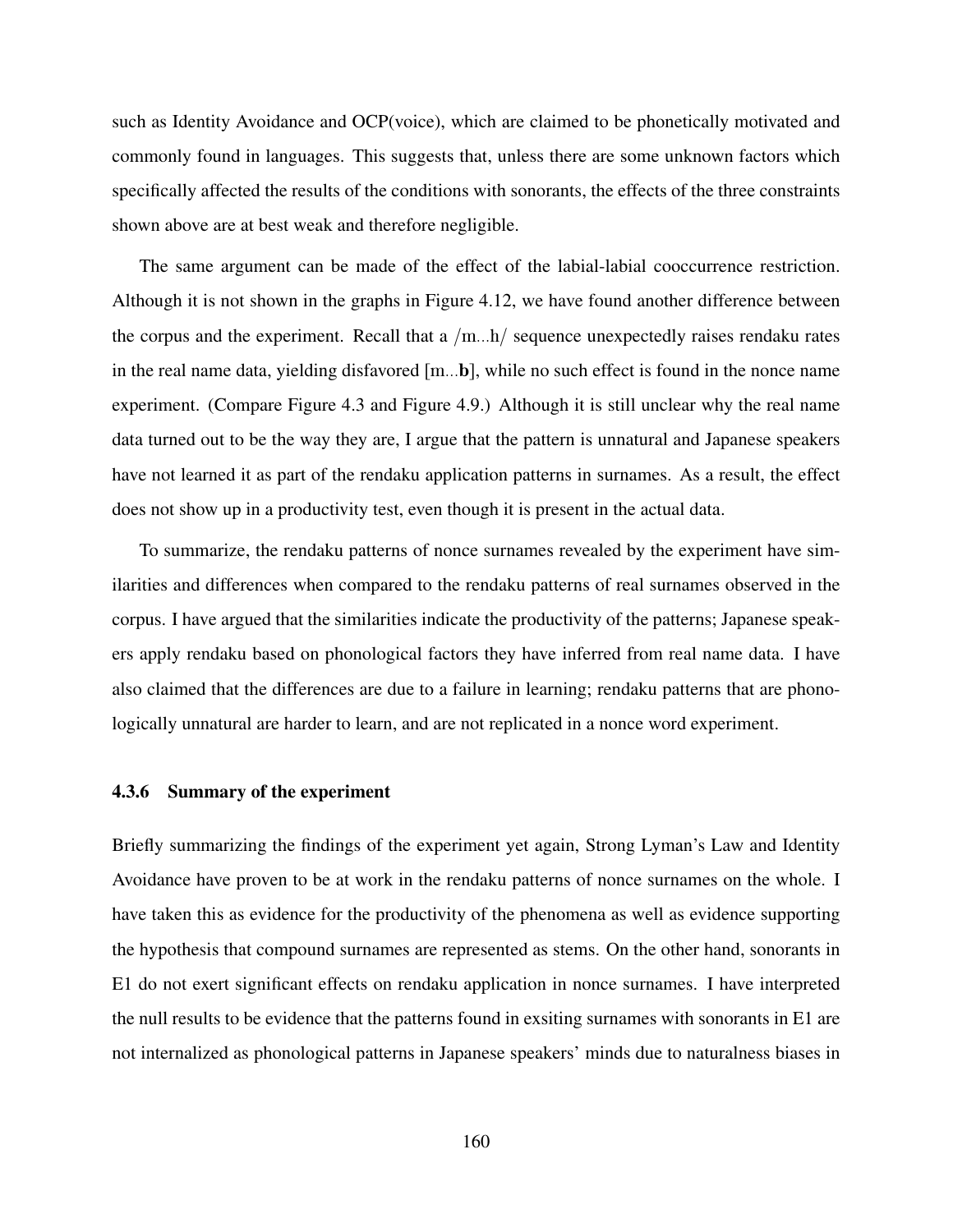such as Identity Avoidance and OCP(voice), which are claimed to be phonetically motivated and commonly found in languages. This suggests that, unless there are some unknown factors which specifically affected the results of the conditions with sonorants, the effects of the three constraints shown above are at best weak and therefore negligible.

The same argument can be made of the effect of the labial-labial cooccurrence restriction. Although it is not shown in the graphs in Figure 4.12, we have found another difference between the corpus and the experiment. Recall that a /m...h/ sequence unexpectedly raises rendaku rates in the real name data, yielding disfavored [m...**b**], while no such effect is found in the nonce name experiment. (Compare Figure 4.3 and Figure 4.9.) Although it is still unclear why the real name data turned out to be the way they are, I argue that the pattern is unnatural and Japanese speakers have not learned it as part of the rendaku application patterns in surnames. As a result, the effect does not show up in a productivity test, even though it is present in the actual data.

To summarize, the rendaku patterns of nonce surnames revealed by the experiment have similarities and differences when compared to the rendaku patterns of real surnames observed in the corpus. I have argued that the similarities indicate the productivity of the patterns; Japanese speakers apply rendaku based on phonological factors they have inferred from real name data. I have also claimed that the differences are due to a failure in learning; rendaku patterns that are phonologically unnatural are harder to learn, and are not replicated in a nonce word experiment.

### 4.3.6 Summary of the experiment

Briefly summarizing the findings of the experiment yet again, Strong Lyman's Law and Identity Avoidance have proven to be at work in the rendaku patterns of nonce surnames on the whole. I have taken this as evidence for the productivity of the phenomena as well as evidence supporting the hypothesis that compound surnames are represented as stems. On the other hand, sonorants in E1 do not exert significant effects on rendaku application in nonce surnames. I have interpreted the null results to be evidence that the patterns found in exsiting surnames with sonorants in E1 are not internalized as phonological patterns in Japanese speakers' minds due to naturalness biases in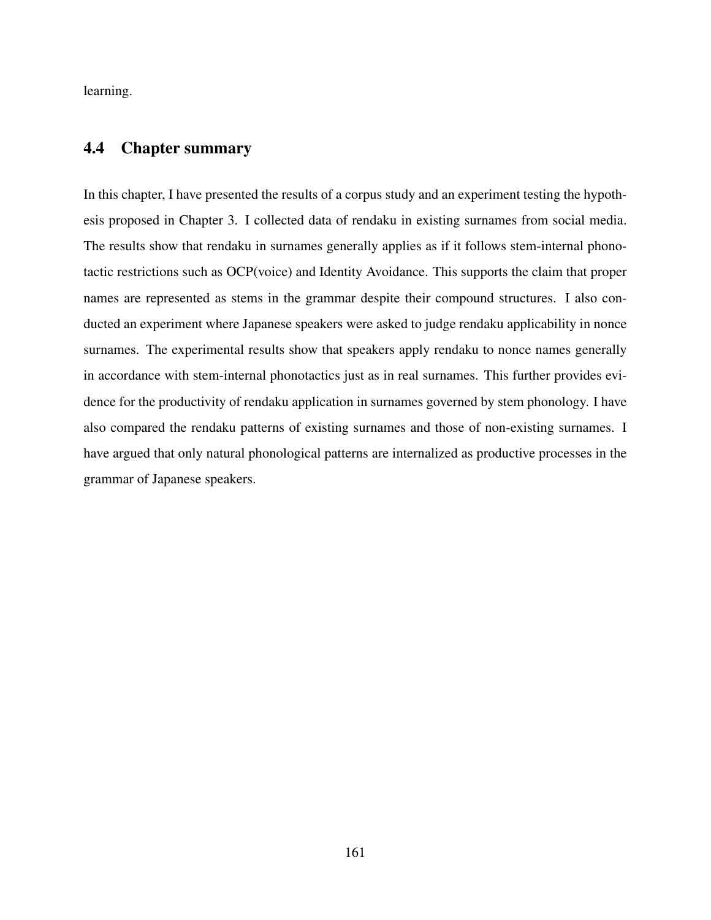learning.

## 4.4 Chapter summary

In this chapter, I have presented the results of a corpus study and an experiment testing the hypothesis proposed in Chapter 3. I collected data of rendaku in existing surnames from social media. The results show that rendaku in surnames generally applies as if it follows stem-internal phonotactic restrictions such as OCP(voice) and Identity Avoidance. This supports the claim that proper names are represented as stems in the grammar despite their compound structures. I also conducted an experiment where Japanese speakers were asked to judge rendaku applicability in nonce surnames. The experimental results show that speakers apply rendaku to nonce names generally in accordance with stem-internal phonotactics just as in real surnames. This further provides evidence for the productivity of rendaku application in surnames governed by stem phonology. I have also compared the rendaku patterns of existing surnames and those of non-existing surnames. I have argued that only natural phonological patterns are internalized as productive processes in the grammar of Japanese speakers.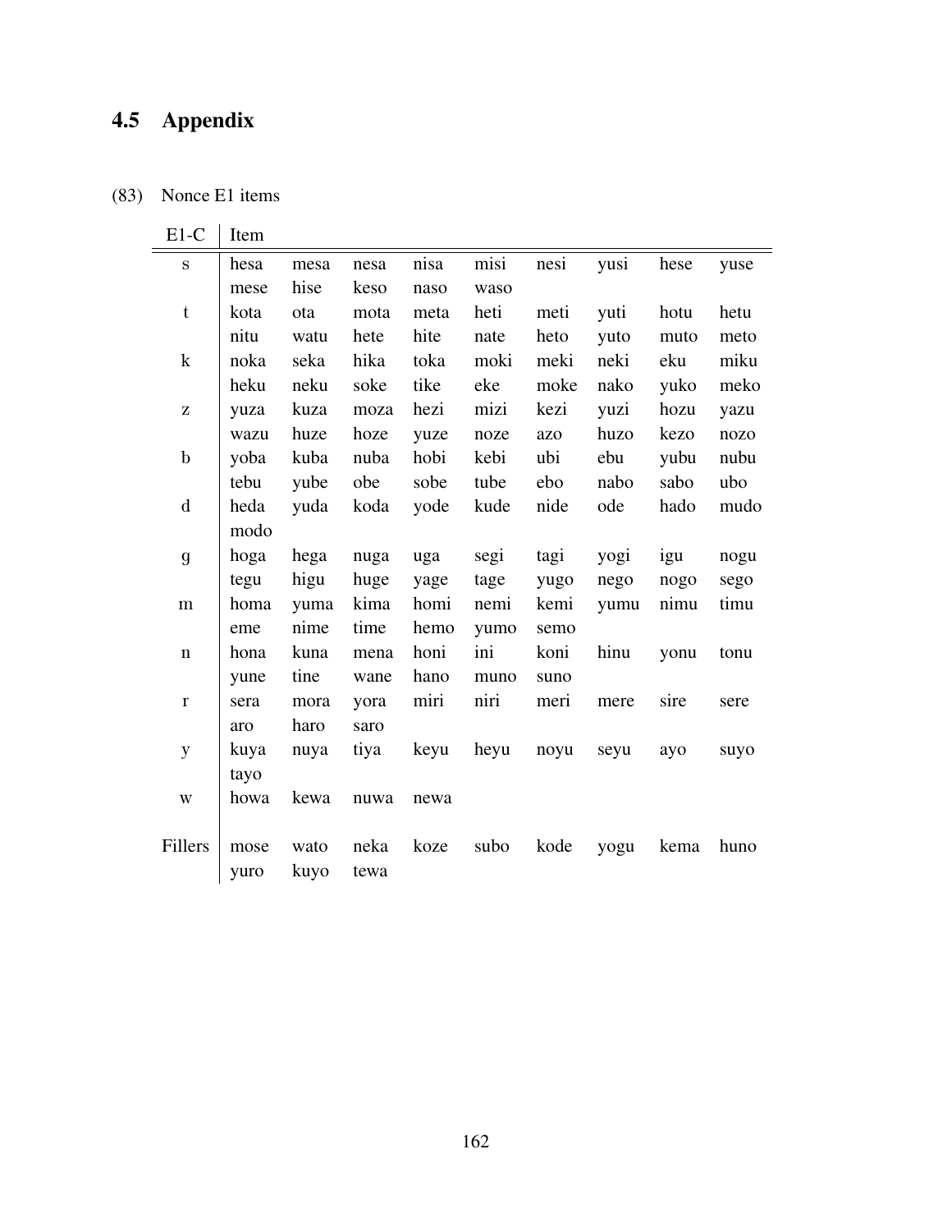## 4.5 Appendix

(83) Nonce E1 items

| E1-C | Item | | | | | | | | |
|---|---|---|---|---|---|---|---|---|---|
| s | hesa | mesa | nesa | nisa | misi | nesi | yusi | hese | yuse |
| | mese | hise | keso | naso | waso | | | | |
| t | kota | ota | mota | meta | heti | meti | yuti | hotu | hetu |
| | nitu | watu | hete | hite | nate | heto | yuto | muto | meto |
| k | noka | seka | hika | toka | moki | meki | neki | eku | miku |
| | heku | neku | soke | tike | eke | moke | nako | yuko | meko |
| z | yuza | kuza | moza | hezi | mizi | kezi | yuzi | hozu | yazu |
| | wazu | huze | hoze | yuze | noze | azo | huzo | kezo | nozo |
| b | yoba | kuba | nuba | hobi | kebi | ubi | ebu | yubu | nubu |
| | tebu | yube | obe | sobe | tube | ebo | nabo | sabo | ubo |
| d | heda | yuda | koda | yode | kude | nide | ode | hado | mudo |
| | modo | | | | | | | | |
| g | hoga | hega | nuga | uga | segi | tagi | yogi | igu | nogu |
| | tegu | higu | huge | yage | tage | yugo | nego | nogo | sego |
| m | homa | yuma | kima | homi | nemi | kemi | yumu | nimu | timu |
| | eme | nime | time | hemo | yumo | semo | | | |
| n | hona | kuna | mena | honi | ini | koni | hinu | yonu | tonu |
| | yune | tine | wane | hano | muno | suno | | | |
| r | sera | mora | yora | miri | niri | meri | mere | sire | sere |
| | aro | haro | saro | | | | | | |
| y | kuya | nuya | tiya | keyu | heyu | noyu | seyu | ayo | suyo |
| | tayo | | | | | | | | |
| w | howa | kewa | nuwa | newa | | | | | |
| Fillers | mose | wato | neka | koze | subo | kode | yogu | kema | huno |
| | yuro | kuyo | tewa | | | | | | |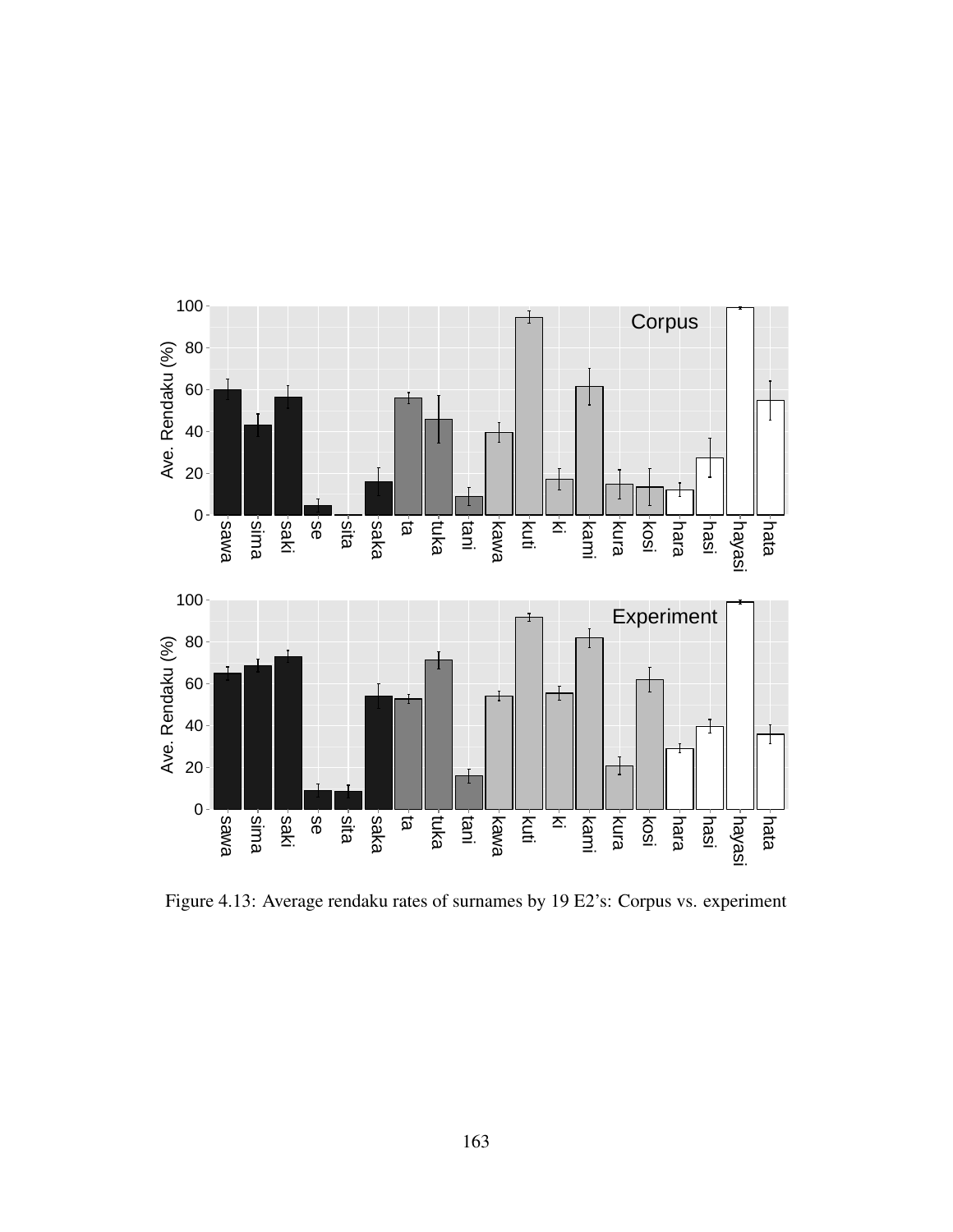Figure 4.13: Average rendaku rates of surnames by 19 E2's: Corpus vs. experiment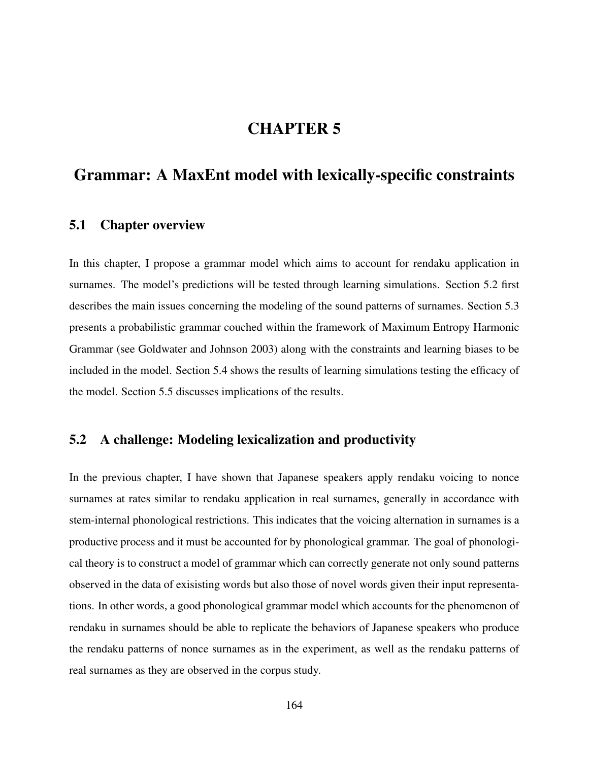# CHAPTER 5

# Grammar: A MaxEnt model with lexically-specific constraints

## 5.1 Chapter overview

In this chapter, I propose a grammar model which aims to account for rendaku application in surnames. The model's predictions will be tested through learning simulations. Section 5.2 first describes the main issues concerning the modeling of the sound patterns of surnames. Section 5.3 presents a probabilistic grammar couched within the framework of Maximum Entropy Harmonic Grammar (see Goldwater and Johnson 2003) along with the constraints and learning biases to be included in the model. Section 5.4 shows the results of learning simulations testing the efficacy of the model. Section 5.5 discusses implications of the results.

## 5.2 A challenge: Modeling lexicalization and productivity

In the previous chapter, I have shown that Japanese speakers apply rendaku voicing to nonce surnames at rates similar to rendaku application in real surnames, generally in accordance with stem-internal phonological restrictions. This indicates that the voicing alternation in surnames is a productive process and it must be accounted for by phonological grammar. The goal of phonological theory is to construct a model of grammar which can correctly generate not only sound patterns observed in the data of exisisting words but also those of novel words given their input representations. In other words, a good phonological grammar model which accounts for the phenomenon of rendaku in surnames should be able to replicate the behaviors of Japanese speakers who produce the rendaku patterns of nonce surnames as in the experiment, as well as the rendaku patterns of real surnames as they are observed in the corpus study.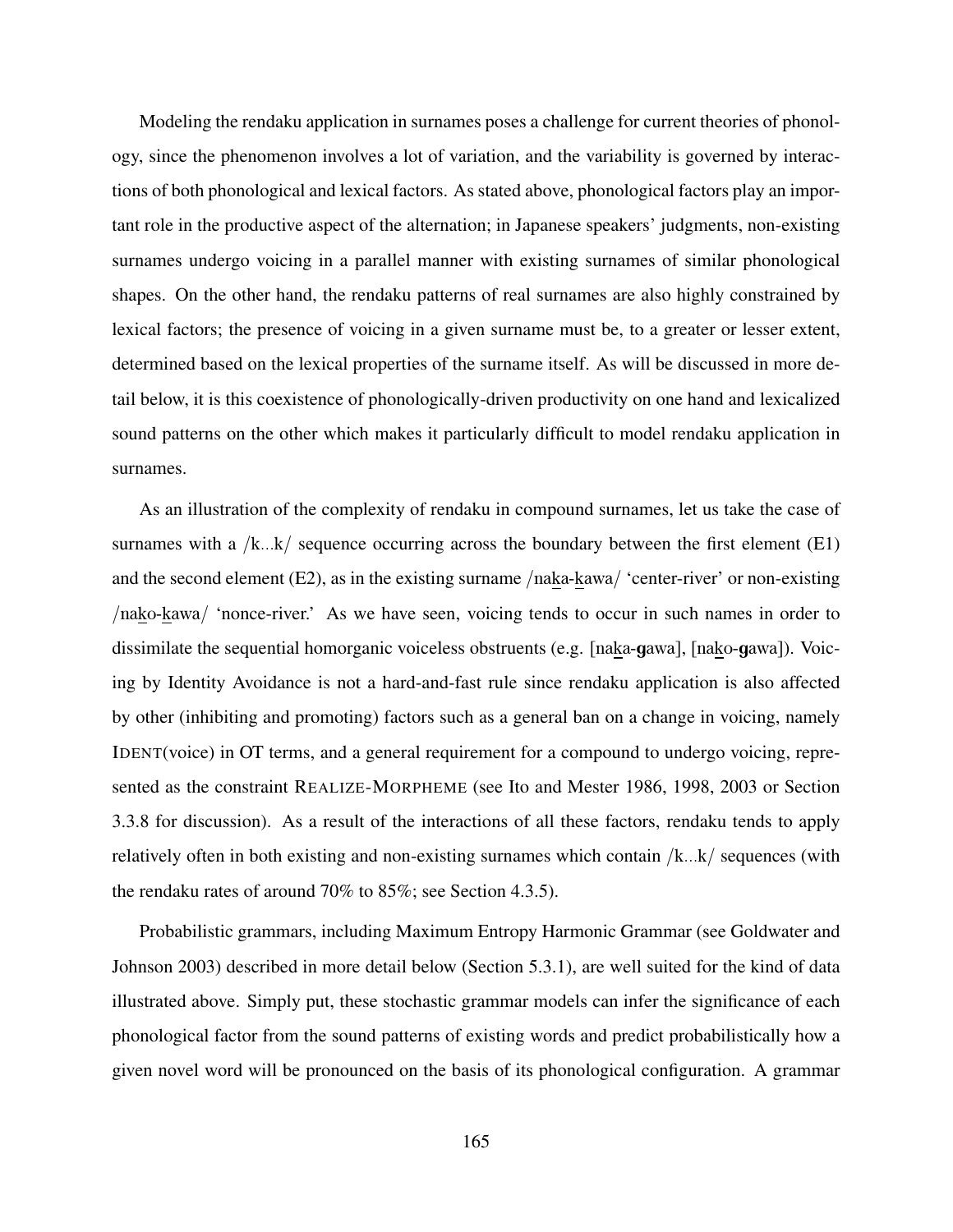Modeling the rendaku application in surnames poses a challenge for current theories of phonology, since the phenomenon involves a lot of variation, and the variability is governed by interactions of both phonological and lexical factors. As stated above, phonological factors play an important role in the productive aspect of the alternation; in Japanese speakers' judgments, non-existing surnames undergo voicing in a parallel manner with existing surnames of similar phonological shapes. On the other hand, the rendaku patterns of real surnames are also highly constrained by lexical factors; the presence of voicing in a given surname must be, to a greater or lesser extent, determined based on the lexical properties of the surname itself. As will be discussed in more detail below, it is this coexistence of phonologically-driven productivity on one hand and lexicalized sound patterns on the other which makes it particularly difficult to model rendaku application in surnames.

As an illustration of the complexity of rendaku in compound surnames, let us take the case of surnames with a /k...k/ sequence occurring across the boundary between the first element (E1) and the second element (E2), as in the existing surname /naka-kawa/ 'center-river' or non-existing /nako-kawa/ 'nonce-river.' As we have seen, voicing tends to occur in such names in order to dissimilate the sequential homorganic voiceless obstruents (e.g. [naka-**g**awa], [nako-**g**awa]). Voicing by Identity Avoidance is not a hard-and-fast rule since rendaku application is also affected by other (inhibiting and promoting) factors such as a general ban on a change in voicing, namely IDENT(voice) in OT terms, and a general requirement for a compound to undergo voicing, represented as the constraint REALIZE-MORPHEME (see Ito and Mester 1986, 1998, 2003 or Section 3.3.8 for discussion). As a result of the interactions of all these factors, rendaku tends to apply relatively often in both existing and non-existing surnames which contain /k...k/ sequences (with the rendaku rates of around 70% to 85%; see Section 4.3.5).

Probabilistic grammars, including Maximum Entropy Harmonic Grammar (see Goldwater and Johnson 2003) described in more detail below (Section 5.3.1), are well suited for the kind of data illustrated above. Simply put, these stochastic grammar models can infer the significance of each phonological factor from the sound patterns of existing words and predict probabilistically how a given novel word will be pronounced on the basis of its phonological configuration. A grammar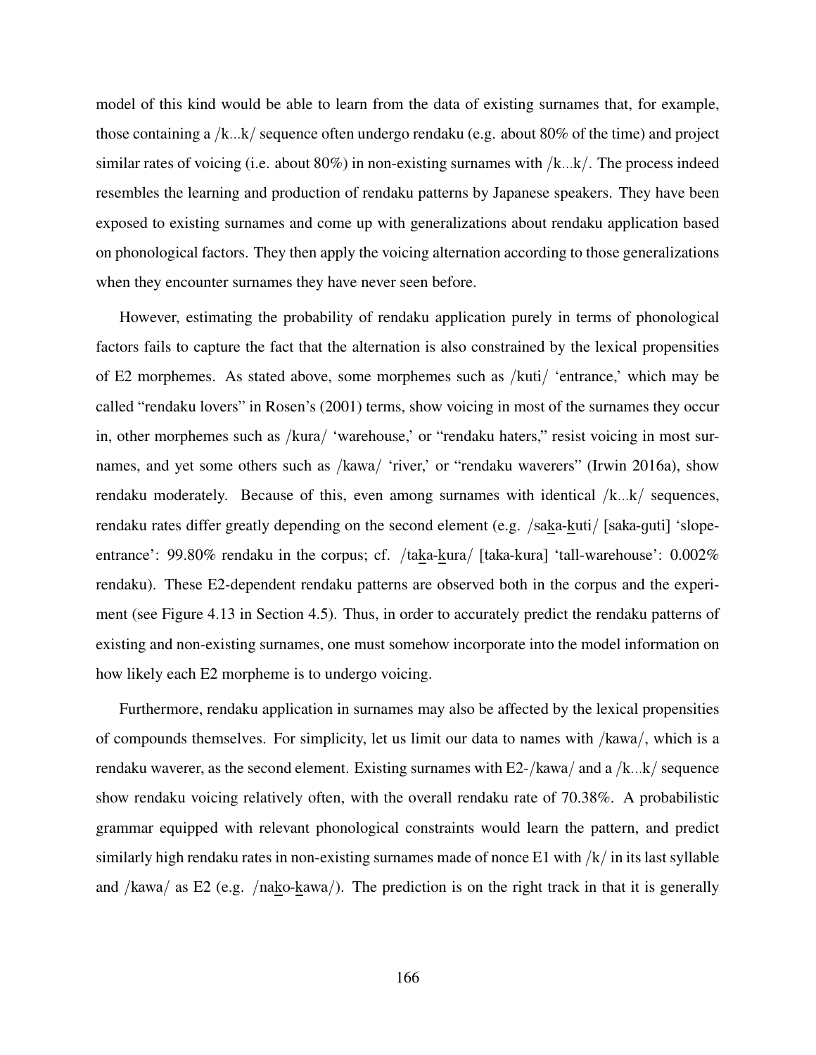model of this kind would be able to learn from the data of existing surnames that, for example, those containing a /k...k/ sequence often undergo rendaku (e.g. about 80% of the time) and project similar rates of voicing (i.e. about 80%) in non-existing surnames with /k...k/. The process indeed resembles the learning and production of rendaku patterns by Japanese speakers. They have been exposed to existing surnames and come up with generalizations about rendaku application based on phonological factors. They then apply the voicing alternation according to those generalizations when they encounter surnames they have never seen before.

However, estimating the probability of rendaku application purely in terms of phonological factors fails to capture the fact that the alternation is also constrained by the lexical propensities of E2 morphemes. As stated above, some morphemes such as /kuti/ 'entrance,' which may be called "rendaku lovers" in Rosen's (2001) terms, show voicing in most of the surnames they occur in, other morphemes such as /kura/ 'warehouse,' or "rendaku haters," resist voicing in most surnames, and yet some others such as /kawa/ 'river,' or "rendaku waverers" (Irwin 2016a), show rendaku moderately. Because of this, even among surnames with identical /k...k/ sequences, rendaku rates differ greatly depending on the second element (e.g. /sa<u>k</u>a-<u>k</u>uti/ [saka-guti] 'slope-entrance': 99.80% rendaku in the corpus; cf. /ta<u>k</u>a-<u>k</u>ura/ [taka-kura] 'tall-warehouse': 0.002% rendaku). These E2-dependent rendaku patterns are observed both in the corpus and the experiment (see Figure 4.13 in Section 4.5). Thus, in order to accurately predict the rendaku patterns of existing and non-existing surnames, one must somehow incorporate into the model information on how likely each E2 morpheme is to undergo voicing.

Furthermore, rendaku application in surnames may also be affected by the lexical propensities of compounds themselves. For simplicity, let us limit our data to names with /kawa/, which is a rendaku waverer, as the second element. Existing surnames with E2-/kawa/ and a /k...k/ sequence show rendaku voicing relatively often, with the overall rendaku rate of 70.38%. A probabilistic grammar equipped with relevant phonological constraints would learn the pattern, and predict similarly high rendaku rates in non-existing surnames made of nonce E1 with /k/ in its last syllable and /kawa/ as E2 (e.g. /na<u>k</u>o-<u>k</u>awa/). The prediction is on the right track in that it is generally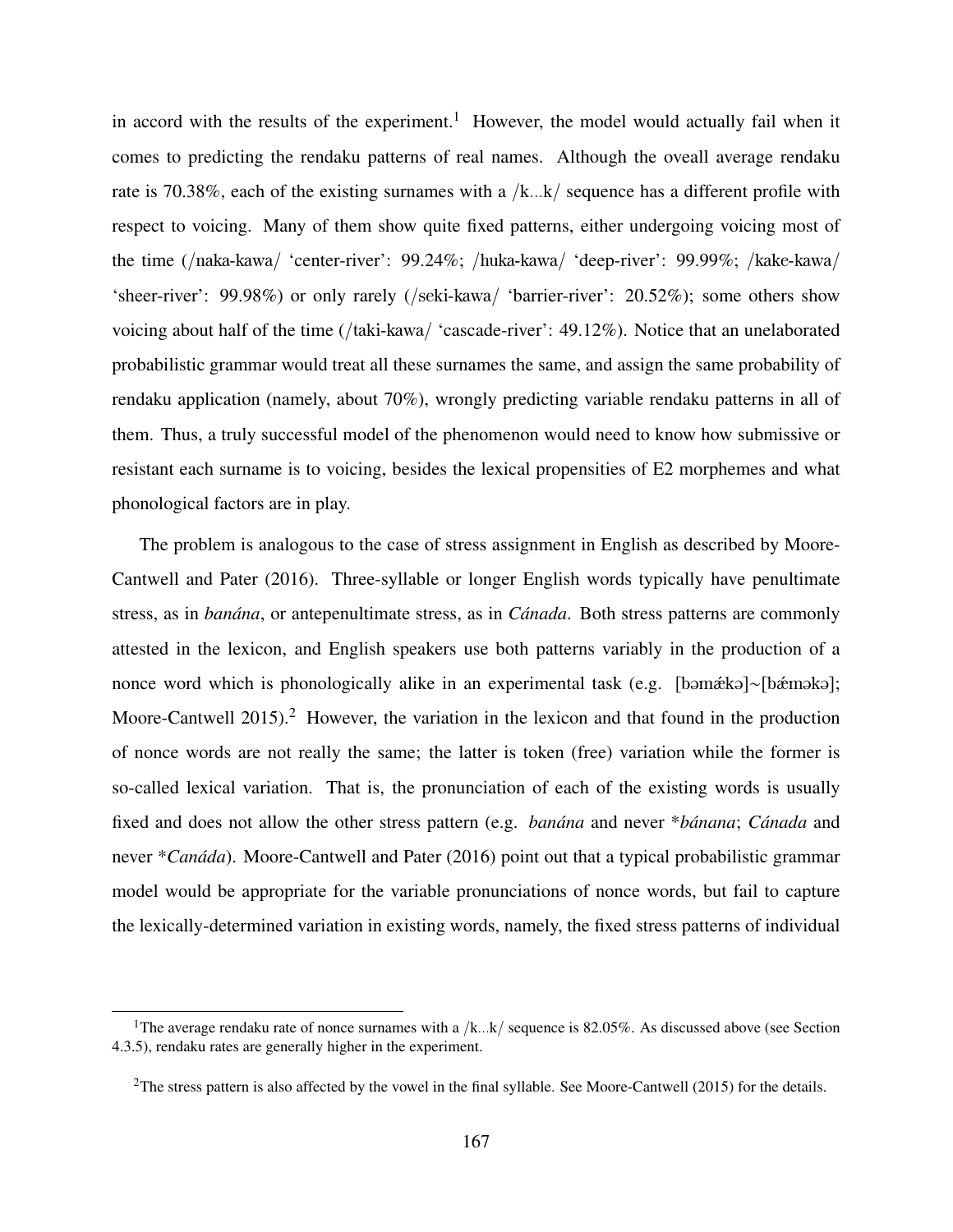in accord with the results of the experiment.[1] However, the model would actually fail when it comes to predicting the rendaku patterns of real names. Although the oveall average rendaku rate is 70.38%, each of the existing surnames with a /k...k/ sequence has a different profile with respect to voicing. Many of them show quite fixed patterns, either undergoing voicing most of the time (/naka-kawa/ 'center-river': 99.24%; /huka-kawa/ 'deep-river': 99.99%; /kake-kawa/ 'sheer-river': 99.98%) or only rarely (/seki-kawa/ 'barrier-river': 20.52%); some others show voicing about half of the time (/taki-kawa/ 'cascade-river': 49.12%). Notice that an unelaborated probabilistic grammar would treat all these surnames the same, and assign the same probability of rendaku application (namely, about 70%), wrongly predicting variable rendaku patterns in all of them. Thus, a truly successful model of the phenomenon would need to know how submissive or resistant each surname is to voicing, besides the lexical propensities of E2 morphemes and what phonological factors are in play.

The problem is analogous to the case of stress assignment in English as described by Moore-Cantwell and Pater (2016). Three-syllable or longer English words typically have penultimate stress, as in *banána*, or antepenultimate stress, as in *Cánada*. Both stress patterns are commonly attested in the lexicon, and English speakers use both patterns variably in the production of a nonce word which is phonologically alike in an experimental task (e.g. [bəmǽkə]~[bǽməkə]; Moore-Cantwell 2015).[2] However, the variation in the lexicon and that found in the production of nonce words are not really the same; the latter is token (free) variation while the former is so-called lexical variation. That is, the pronunciation of each of the existing words is usually fixed and does not allow the other stress pattern (e.g. *banána* and never *\*bánana*; *Cánada* and never *\*Canáda*). Moore-Cantwell and Pater (2016) point out that a typical probabilistic grammar model would be appropriate for the variable pronunciations of nonce words, but fail to capture the lexically-determined variation in existing words, namely, the fixed stress patterns of individual

---

[1] The average rendaku rate of nonce surnames with a /k...k/ sequence is 82.05%. As discussed above (see Section 4.3.5), rendaku rates are generally higher in the experiment.

[2] The stress pattern is also affected by the vowel in the final syllable. See Moore-Cantwell (2015) for the details.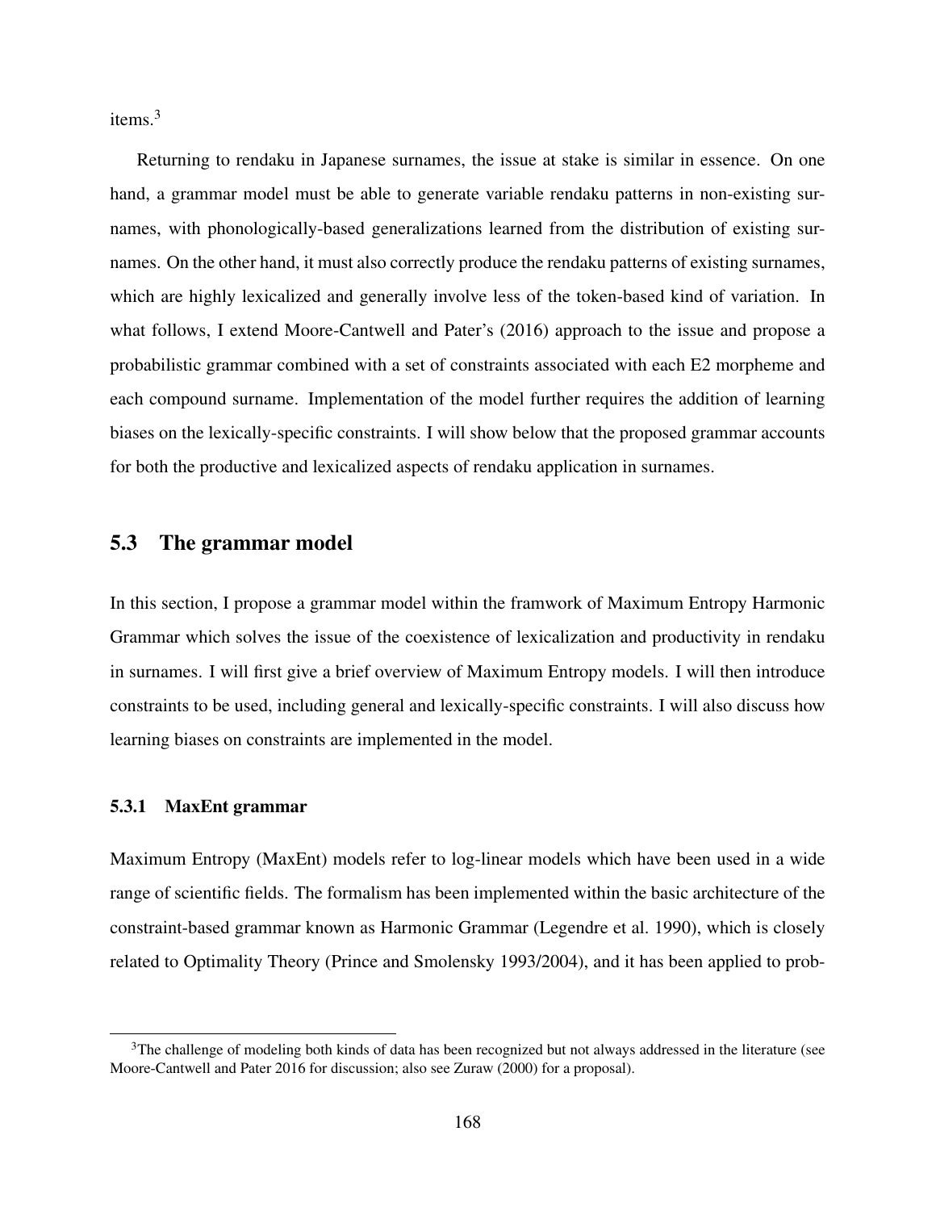items.[3]

Returning to rendaku in Japanese surnames, the issue at stake is similar in essence. On one hand, a grammar model must be able to generate variable rendaku patterns in non-existing surnames, with phonologically-based generalizations learned from the distribution of existing surnames. On the other hand, it must also correctly produce the rendaku patterns of existing surnames, which are highly lexicalized and generally involve less of the token-based kind of variation. In what follows, I extend Moore-Cantwell and Pater's (2016) approach to the issue and propose a probabilistic grammar combined with a set of constraints associated with each E2 morpheme and each compound surname. Implementation of the model further requires the addition of learning biases on the lexically-specific constraints. I will show below that the proposed grammar accounts for both the productive and lexicalized aspects of rendaku application in surnames.

## 5.3 The grammar model

In this section, I propose a grammar model within the framwork of Maximum Entropy Harmonic Grammar which solves the issue of the coexistence of lexicalization and productivity in rendaku in surnames. I will first give a brief overview of Maximum Entropy models. I will then introduce constraints to be used, including general and lexically-specific constraints. I will also discuss how learning biases on constraints are implemented in the model.

### 5.3.1 MaxEnt grammar

Maximum Entropy (MaxEnt) models refer to log-linear models which have been used in a wide range of scientific fields. The formalism has been implemented within the basic architecture of the constraint-based grammar known as Harmonic Grammar (Legendre et al. 1990), which is closely related to Optimality Theory (Prince and Smolensky 1993/2004), and it has been applied to prob-

[3] The challenge of modeling both kinds of data has been recognized but not always addressed in the literature (see Moore-Cantwell and Pater 2016 for discussion; also see Zuraw (2000) for a proposal).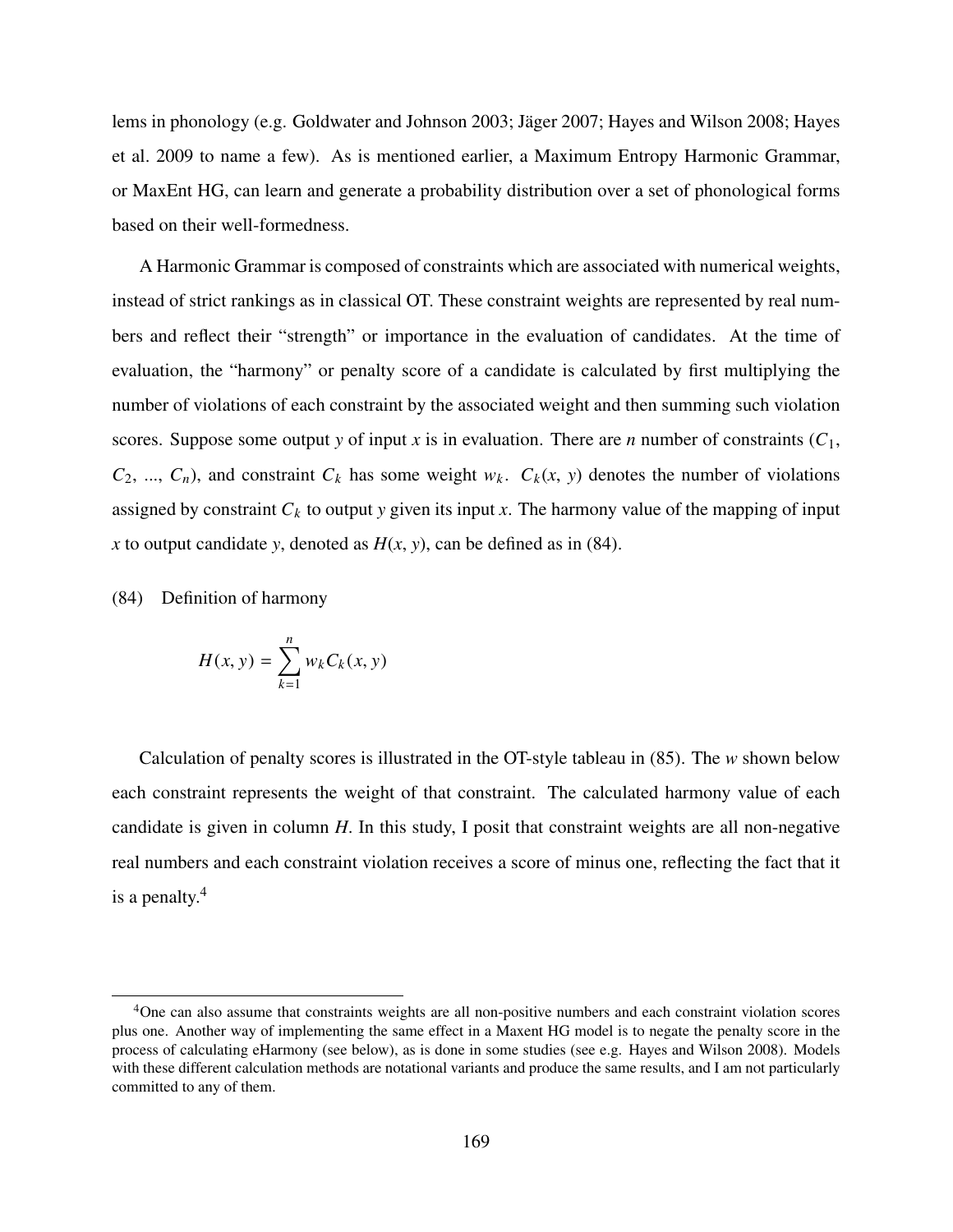lems in phonology (e.g. Goldwater and Johnson 2003; Jäger 2007; Hayes and Wilson 2008; Hayes et al. 2009 to name a few). As is mentioned earlier, a Maximum Entropy Harmonic Grammar, or MaxEnt HG, can learn and generate a probability distribution over a set of phonological forms based on their well-formedness.

A Harmonic Grammar is composed of constraints which are associated with numerical weights, instead of strict rankings as in classical OT. These constraint weights are represented by real numbers and reflect their "strength" or importance in the evaluation of candidates. At the time of evaluation, the "harmony" or penalty score of a candidate is calculated by first multiplying the number of violations of each constraint by the associated weight and then summing such violation scores. Suppose some output $y$ of input $x$ is in evaluation. There are $n$ number of constraints ($C_1$, $C_2$, ..., $C_n$), and constraint $C_k$ has some weight $w_k$. $C_k(x, y)$ denotes the number of violations assigned by constraint $C_k$ to output $y$ given its input $x$. The harmony value of the mapping of input $x$ to output candidate $y$, denoted as $H(x, y)$, can be defined as in (84).

(84) Definition of harmony

$$H(x, y) = \sum_{k=1}^{n} w_k C_k(x, y)$$

Calculation of penalty scores is illustrated in the OT-style tableau in (85). The $w$ shown below each constraint represents the weight of that constraint. The calculated harmony value of each candidate is given in column $H$. In this study, I posit that constraint weights are all non-negative real numbers and each constraint violation receives a score of minus one, reflecting the fact that it is a penalty.[4]

[4]One can also assume that constraints weights are all non-positive numbers and each constraint violation scores plus one. Another way of implementing the same effect in a Maxent HG model is to negate the penalty score in the process of calculating eHarmony (see below), as is done in some studies (see e.g. Hayes and Wilson 2008). Models with these different calculation methods are notational variants and produce the same results, and I am not particularly committed to any of them.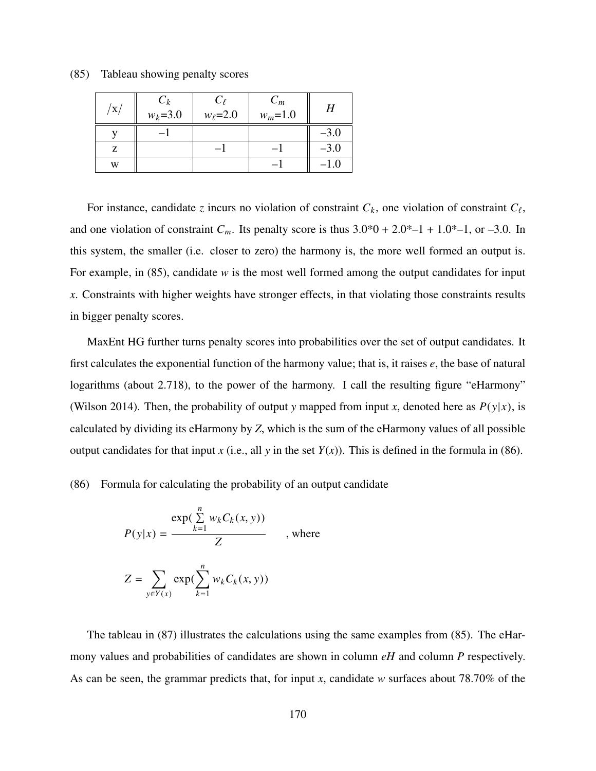(85) Tableau showing penalty scores

| /x/ | $C_k$ $w_k$=3.0 | $C_\ell$ $w_\ell$=2.0 | $C_m$ $w_m$=1.0 | $H$ |
|---|---|---|---|---|
| y | –1 | | | –3.0 |
| z | | –1 | –1 | –3.0 |
| w | | | –1 | –1.0 |

For instance, candidate *z* incurs no violation of constraint $C_k$, one violation of constraint $C_\ell$, and one violation of constraint $C_m$. Its penalty score is thus 3.0*0 + 2.0*–1 + 1.0*–1, or –3.0. In this system, the smaller (i.e. closer to zero) the harmony is, the more well formed an output is. For example, in (85), candidate *w* is the most well formed among the output candidates for input *x*. Constraints with higher weights have stronger effects, in that violating those constraints results in bigger penalty scores.

MaxEnt HG further turns penalty scores into probabilities over the set of output candidates. It first calculates the exponential function of the harmony value; that is, it raises *e*, the base of natural logarithms (about 2.718), to the power of the harmony. I call the resulting figure "eHarmony" (Wilson 2014). Then, the probability of output *y* mapped from input *x*, denoted here as $P(y|x)$, is calculated by dividing its eHarmony by *Z*, which is the sum of the eHarmony values of all possible output candidates for that input *x* (i.e., all *y* in the set $Y(x)$). This is defined in the formula in (86).

(86) Formula for calculating the probability of an output candidate

$$P(y|x) = \frac{\exp(\sum_{k=1}^{n} w_k C_k(x,y))}{Z} \quad \text{, where}$$

$$Z = \sum_{y \in Y(x)} \exp(\sum_{k=1}^{n} w_k C_k(x,y))$$

The tableau in (87) illustrates the calculations using the same examples from (85). The eHarmony values and probabilities of candidates are shown in column *eH* and column *P* respectively. As can be seen, the grammar predicts that, for input *x*, candidate *w* surfaces about 78.70% of the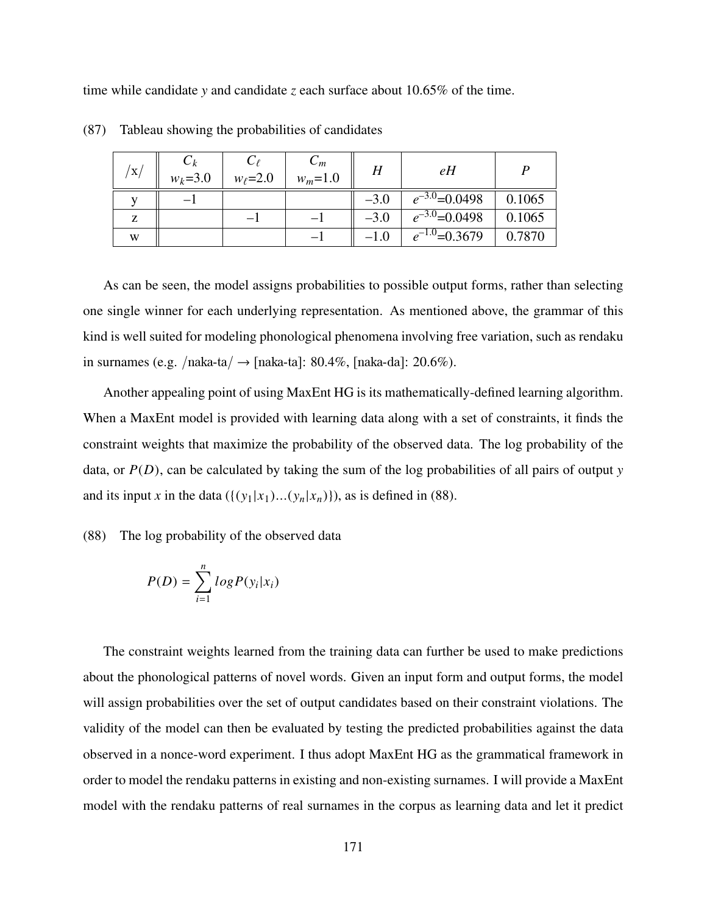time while candidate *y* and candidate *z* each surface about 10.65% of the time.

(87) Tableau showing the probabilities of candidates

| /x/ | $C_k$ $w_k$=3.0 | $C_\ell$ $w_\ell$=2.0 | $C_m$ $w_m$=1.0 | $H$ | $eH$ | $P$ |
|---|---|---|---|---|---|---|
| y | –1 | | | –3.0 | $e^{-3.0}$=0.0498 | 0.1065 |
| z | | –1 | –1 | –3.0 | $e^{-3.0}$=0.0498 | 0.1065 |
| w | | | –1 | –1.0 | $e^{-1.0}$=0.3679 | 0.7870 |

As can be seen, the model assigns probabilities to possible output forms, rather than selecting one single winner for each underlying representation. As mentioned above, the grammar of this kind is well suited for modeling phonological phenomena involving free variation, such as rendaku in surnames (e.g. /naka-ta/ → [naka-ta]: 80.4%, [naka-da]: 20.6%).

Another appealing point of using MaxEnt HG is its mathematically-defined learning algorithm. When a MaxEnt model is provided with learning data along with a set of constraints, it finds the constraint weights that maximize the probability of the observed data. The log probability of the data, or $P(D)$, can be calculated by taking the sum of the log probabilities of all pairs of output *y* and its input *x* in the data ($\{(y_1|x_1)...(y_n|x_n)\}$), as is defined in (88).

(88) The log probability of the observed data

$$P(D) = \sum_{i=1}^{n} logP(y_i|x_i)$$

The constraint weights learned from the training data can further be used to make predictions about the phonological patterns of novel words. Given an input form and output forms, the model will assign probabilities over the set of output candidates based on their constraint violations. The validity of the model can then be evaluated by testing the predicted probabilities against the data observed in a nonce-word experiment. I thus adopt MaxEnt HG as the grammatical framework in order to model the rendaku patterns in existing and non-existing surnames. I will provide a MaxEnt model with the rendaku patterns of real surnames in the corpus as learning data and let it predict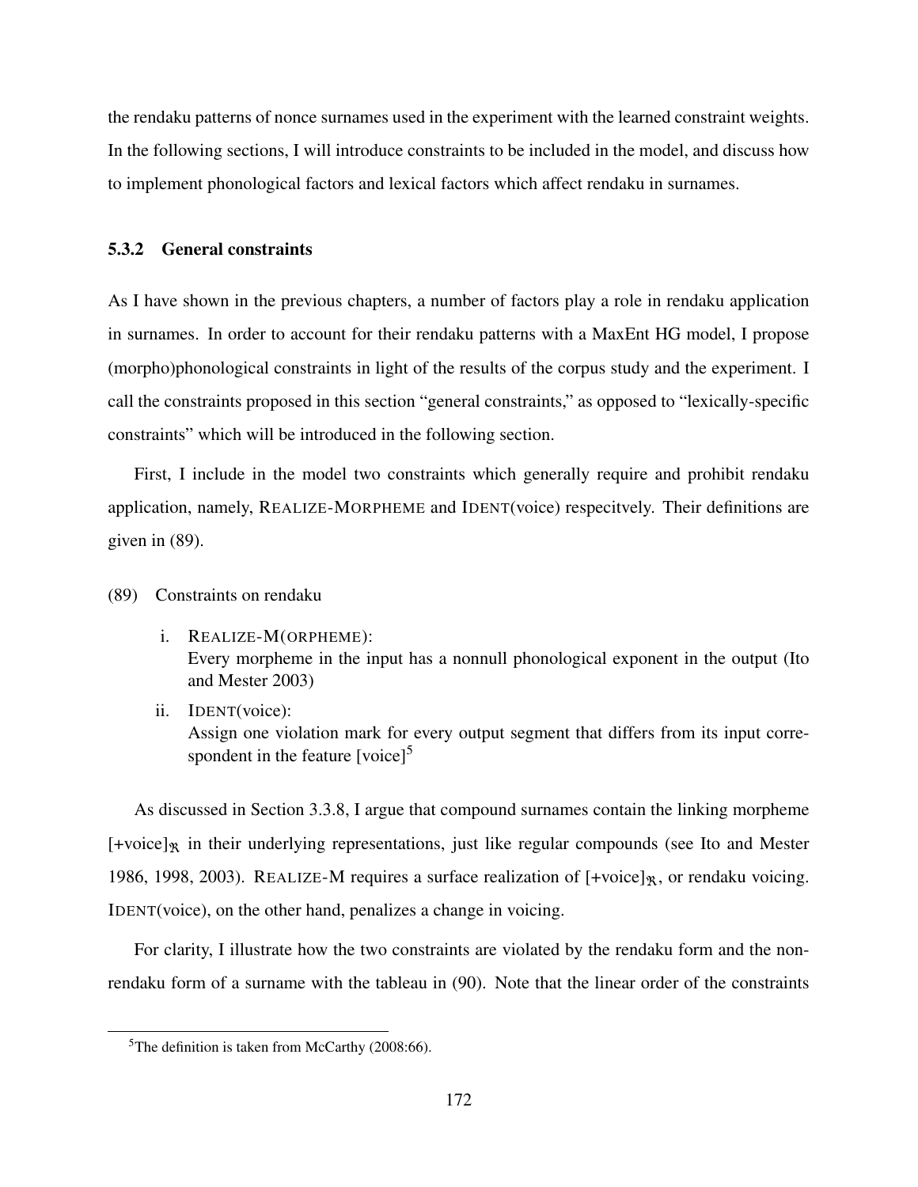the rendaku patterns of nonce surnames used in the experiment with the learned constraint weights. In the following sections, I will introduce constraints to be included in the model, and discuss how to implement phonological factors and lexical factors which affect rendaku in surnames.

### 5.3.2 General constraints

As I have shown in the previous chapters, a number of factors play a role in rendaku application in surnames. In order to account for their rendaku patterns with a MaxEnt HG model, I propose (morpho)phonological constraints in light of the results of the corpus study and the experiment. I call the constraints proposed in this section "general constraints," as opposed to "lexically-specific constraints" which will be introduced in the following section.

First, I include in the model two constraints which generally require and prohibit rendaku application, namely, REALIZE-MORPHEME and IDENT(voice) respecitvely. Their definitions are given in (89).

(89) Constraints on rendaku

i. REALIZE-M(ORPHEME):
Every morpheme in the input has a nonnull phonological exponent in the output (Ito and Mester 2003)

ii. IDENT(voice):
Assign one violation mark for every output segment that differs from its input correspondent in the feature [voice][5]

As discussed in Section 3.3.8, I argue that compound surnames contain the linking morpheme $[+\text{voice}]_{\mathfrak{R}}$ in their underlying representations, just like regular compounds (see Ito and Mester 1986, 1998, 2003). REALIZE-M requires a surface realization of $[+\text{voice}]_{\mathfrak{R}}$, or rendaku voicing. IDENT(voice), on the other hand, penalizes a change in voicing.

For clarity, I illustrate how the two constraints are violated by the rendaku form and the non-rendaku form of a surname with the tableau in (90). Note that the linear order of the constraints

[5] The definition is taken from McCarthy (2008:66).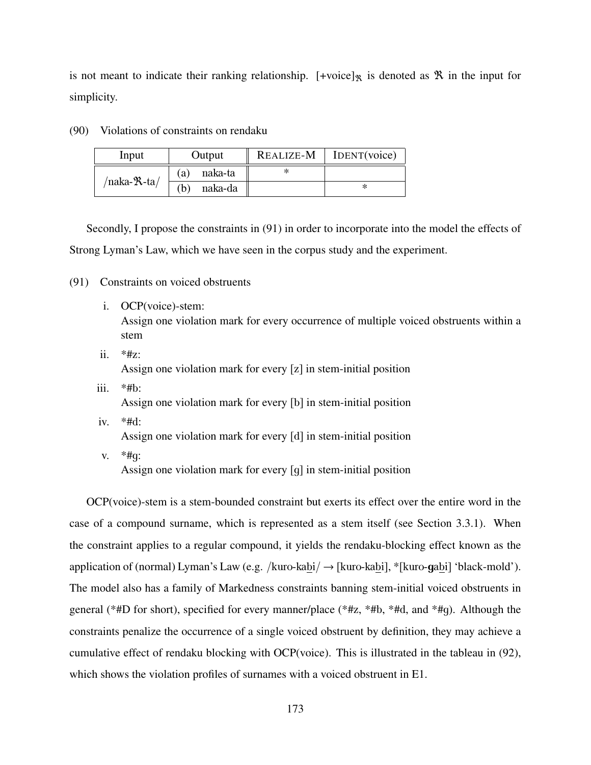is not meant to indicate their ranking relationship. $[+\text{voice}]_{\mathfrak{R}}$ is denoted as $\mathfrak{R}$ in the input for simplicity.

(90) Violations of constraints on rendaku

| Input | Output | REALIZE-M | IDENT(voice) |
|---|---|---|---|
| /naka-$\mathfrak{R}$-ta/ | (a) naka-ta | * | |
| | (b) naka-da | | * |

Secondly, I propose the constraints in (91) in order to incorporate into the model the effects of Strong Lyman's Law, which we have seen in the corpus study and the experiment.

(91) Constraints on voiced obstruents

i. OCP(voice)-stem:
Assign one violation mark for every occurrence of multiple voiced obstruents within a stem

ii. *#z:
Assign one violation mark for every [z] in stem-initial position

iii. *#b:
Assign one violation mark for every [b] in stem-initial position

iv. *#d:
Assign one violation mark for every [d] in stem-initial position

v. *#g:
Assign one violation mark for every [g] in stem-initial position

OCP(voice)-stem is a stem-bounded constraint but exerts its effect over the entire word in the case of a compound surname, which is represented as a stem itself (see Section 3.3.1). When the constraint applies to a regular compound, it yields the rendaku-blocking effect known as the application of (normal) Lyman's Law (e.g. /kuro-kab̲i/ → [kuro-kab̲i], *[kuro-**g**ab̲i] 'black-mold'). The model also has a family of Markedness constraints banning stem-initial voiced obstruents in general (*#D for short), specified for every manner/place (*#z, *#b, *#d, and *#g). Although the constraints penalize the occurrence of a single voiced obstruent by definition, they may achieve a cumulative effect of rendaku blocking with OCP(voice). This is illustrated in the tableau in (92), which shows the violation profiles of surnames with a voiced obstruent in E1.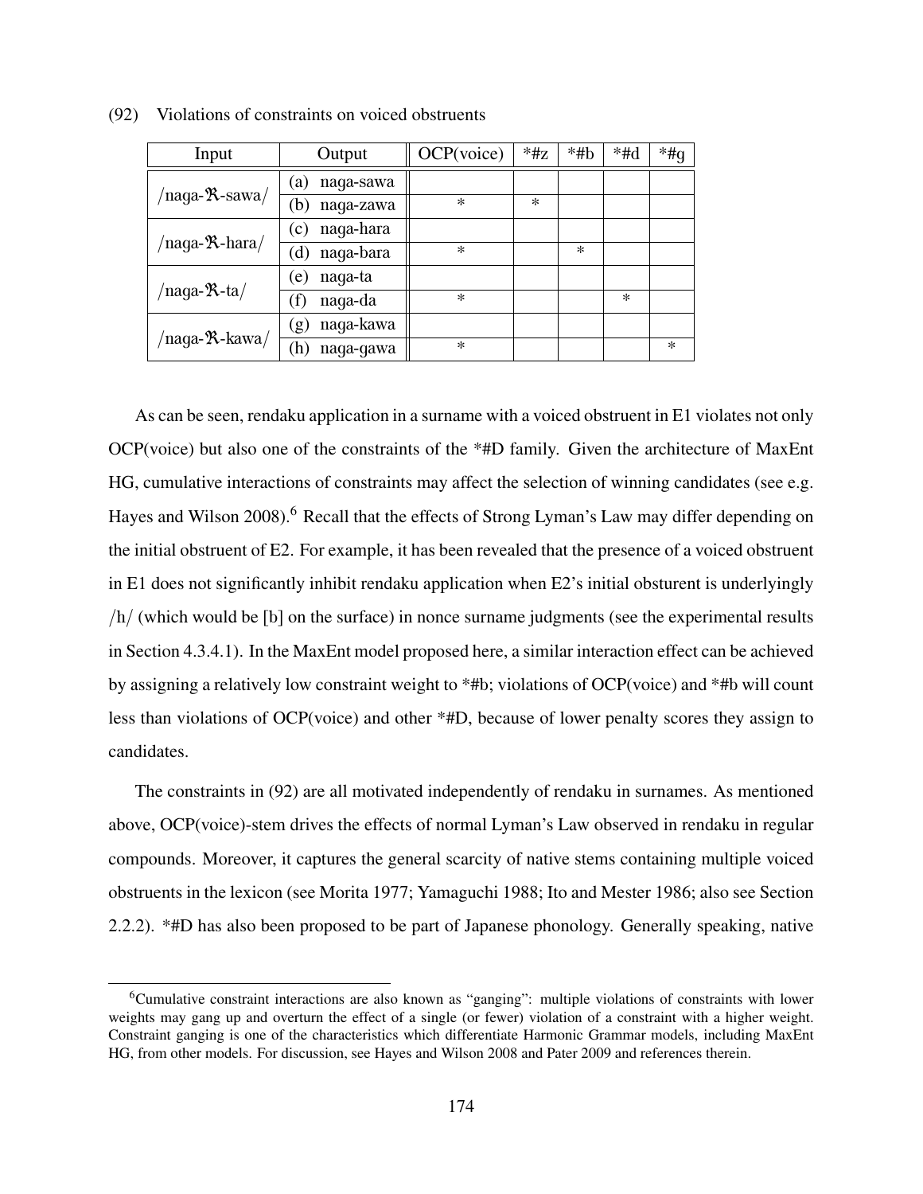(92) Violations of constraints on voiced obstruents

| Input | Output | OCP(voice) | *#z | *#b | *#d | *#g |
|---|---|---|---|---|---|---|
| /naga-ℜ-sawa/ | (a) naga-sawa | | | | | |
| | (b) naga-zawa | * | * | | | |
| /naga-ℜ-hara/ | (c) naga-hara | | | | | |
| | (d) naga-bara | * | | * | | |
| /naga-ℜ-ta/ | (e) naga-ta | | | | | |
| | (f) naga-da | * | | | * | |
| /naga-ℜ-kawa/ | (g) naga-kawa | | | | | |
| | (h) naga-gawa | * | | | | * |

As can be seen, rendaku application in a surname with a voiced obstruent in E1 violates not only OCP(voice) but also one of the constraints of the *#D family. Given the architecture of MaxEnt HG, cumulative interactions of constraints may affect the selection of winning candidates (see e.g. Hayes and Wilson 2008).[6] Recall that the effects of Strong Lyman's Law may differ depending on the initial obstruent of E2. For example, it has been revealed that the presence of a voiced obstruent in E1 does not significantly inhibit rendaku application when E2's initial obsturent is underlyingly /h/ (which would be [b] on the surface) in nonce surname judgments (see the experimental results in Section 4.3.4.1). In the MaxEnt model proposed here, a similar interaction effect can be achieved by assigning a relatively low constraint weight to *#b; violations of OCP(voice) and *#b will count less than violations of OCP(voice) and other *#D, because of lower penalty scores they assign to candidates.

The constraints in (92) are all motivated independently of rendaku in surnames. As mentioned above, OCP(voice)-stem drives the effects of normal Lyman's Law observed in rendaku in regular compounds. Moreover, it captures the general scarcity of native stems containing multiple voiced obstruents in the lexicon (see Morita 1977; Yamaguchi 1988; Ito and Mester 1986; also see Section 2.2.2). *#D has also been proposed to be part of Japanese phonology. Generally speaking, native

[6] Cumulative constraint interactions are also known as "ganging": multiple violations of constraints with lower weights may gang up and overturn the effect of a single (or fewer) violation of a constraint with a higher weight. Constraint ganging is one of the characteristics which differentiate Harmonic Grammar models, including MaxEnt HG, from other models. For discussion, see Hayes and Wilson 2008 and Pater 2009 and references therein.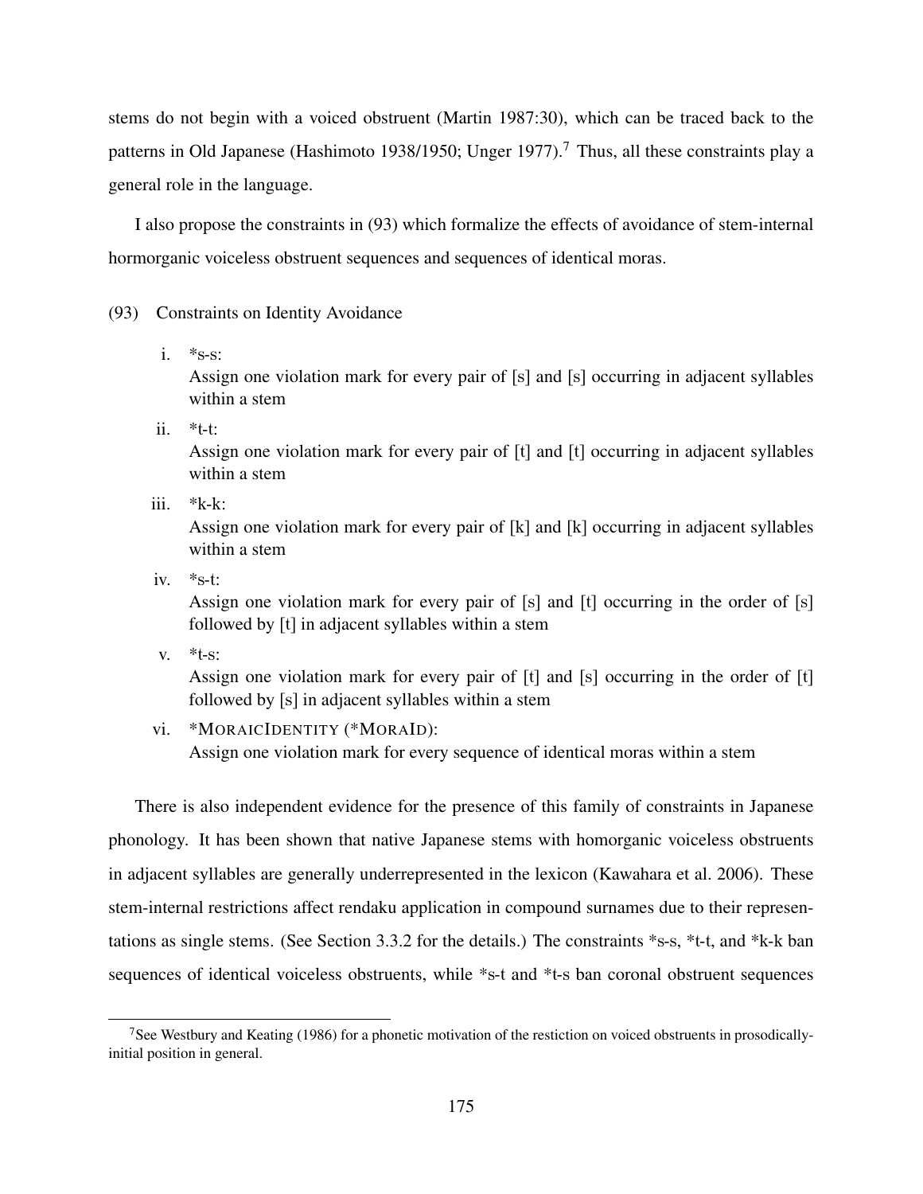stems do not begin with a voiced obstruent (Martin 1987:30), which can be traced back to the patterns in Old Japanese (Hashimoto 1938/1950; Unger 1977).[7] Thus, all these constraints play a general role in the language.

I also propose the constraints in (93) which formalize the effects of avoidance of stem-internal hormorganic voiceless obstruent sequences and sequences of identical moras.

(93) Constraints on Identity Avoidance

i. *s-s:
Assign one violation mark for every pair of [s] and [s] occurring in adjacent syllables within a stem

ii. *t-t:
Assign one violation mark for every pair of [t] and [t] occurring in adjacent syllables within a stem

iii. *k-k:
Assign one violation mark for every pair of [k] and [k] occurring in adjacent syllables within a stem

iv. *s-t:
Assign one violation mark for every pair of [s] and [t] occurring in the order of [s] followed by [t] in adjacent syllables within a stem

v. *t-s:
Assign one violation mark for every pair of [t] and [s] occurring in the order of [t] followed by [s] in adjacent syllables within a stem

vi. *MORAICIDENTITY (*MORAID):
Assign one violation mark for every sequence of identical moras within a stem

There is also independent evidence for the presence of this family of constraints in Japanese phonology. It has been shown that native Japanese stems with homorganic voiceless obstruents in adjacent syllables are generally underrepresented in the lexicon (Kawahara et al. 2006). These stem-internal restrictions affect rendaku application in compound surnames due to their representations as single stems. (See Section 3.3.2 for the details.) The constraints *s-s, *t-t, and *k-k ban sequences of identical voiceless obstruents, while *s-t and *t-s ban coronal obstruent sequences

[7] See Westbury and Keating (1986) for a phonetic motivation of the restiction on voiced obstruents in prosodically-initial position in general.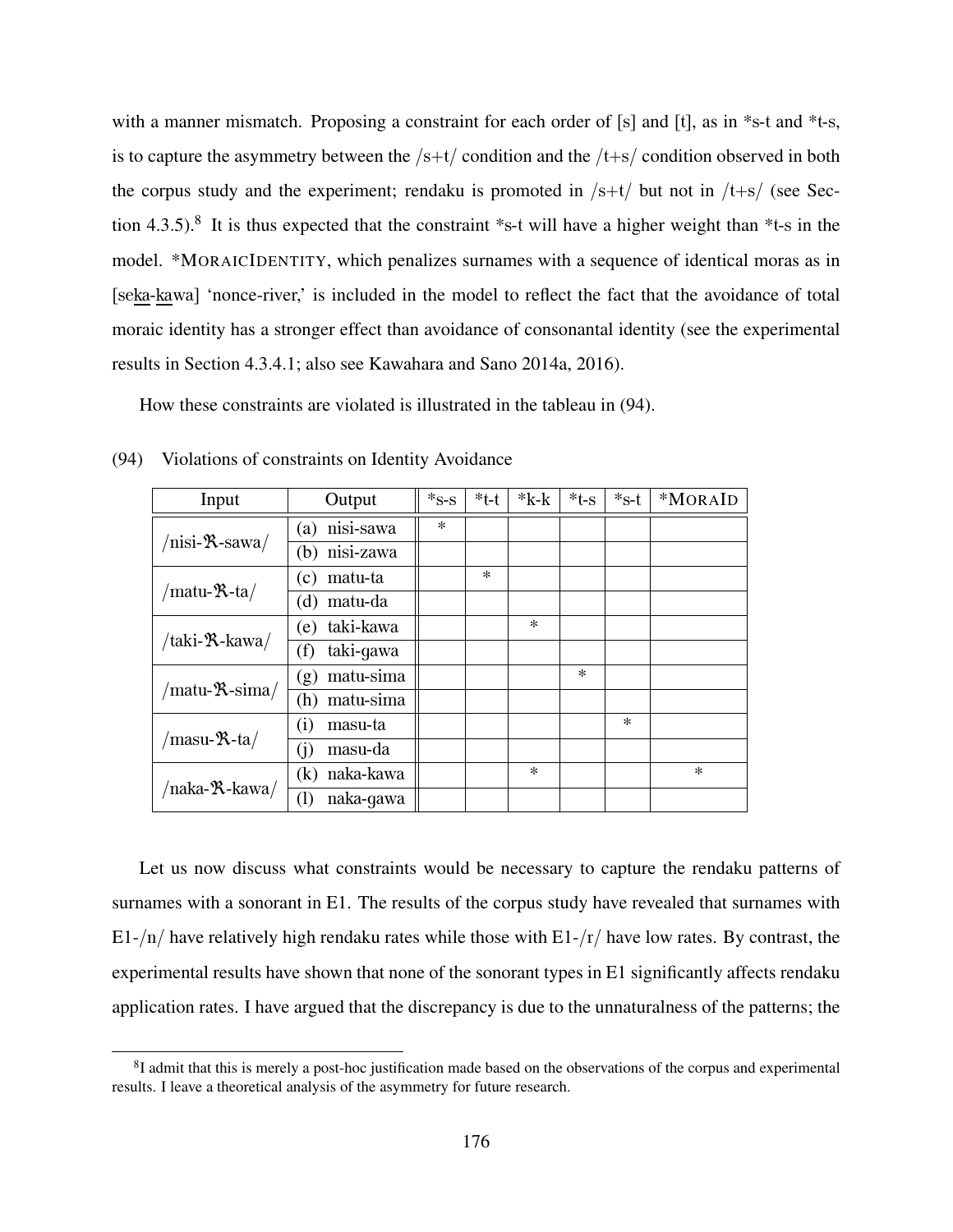with a manner mismatch. Proposing a constraint for each order of [s] and [t], as in *s-t and *t-s, is to capture the asymmetry between the /s+t/ condition and the /t+s/ condition observed in both the corpus study and the experiment; rendaku is promoted in /s+t/ but not in /t+s/ (see Section 4.3.5).[8] It is thus expected that the constraint *s-t will have a higher weight than *t-s in the model. *MORAICIDENTITY, which penalizes surnames with a sequence of identical moras as in [se<u>ka</u>-<u>ka</u>wa] 'nonce-river,' is included in the model to reflect the fact that the avoidance of total moraic identity has a stronger effect than avoidance of consonantal identity (see the experimental results in Section 4.3.4.1; also see Kawahara and Sano 2014a, 2016).

How these constraints are violated is illustrated in the tableau in (94).

(94) Violations of constraints on Identity Avoidance

| Input | Output | *s-s | *t-t | *k-k | *t-s | *s-t | *MORAID |
|---|---|---|---|---|---|---|---|
| /nisi-ℜ-sawa/ | (a) nisi-sawa | * | | | | | |
| | (b) nisi-zawa | | | | | | |
| /matu-ℜ-ta/ | (c) matu-ta | | * | | | | |
| | (d) matu-da | | | | | | |
| /taki-ℜ-kawa/ | (e) taki-kawa | | | * | | | |
| | (f) taki-gawa | | | | | | |
| /matu-ℜ-sima/ | (g) matu-sima | | | | * | | |
| | (h) matu-sima | | | | | | |
| /masu-ℜ-ta/ | (i) masu-ta | | | | | * | |
| | (j) masu-da | | | | | | |
| /naka-ℜ-kawa/ | (k) naka-kawa | | | * | | | * |
| | (l) naka-gawa | | | | | | |

Let us now discuss what constraints would be necessary to capture the rendaku patterns of surnames with a sonorant in E1. The results of the corpus study have revealed that surnames with E1-/n/ have relatively high rendaku rates while those with E1-/r/ have low rates. By contrast, the experimental results have shown that none of the sonorant types in E1 significantly affects rendaku application rates. I have argued that the discrepancy is due to the unnaturalness of the patterns; the

[8] I admit that this is merely a post-hoc justification made based on the observations of the corpus and experimental results. I leave a theoretical analysis of the asymmetry for future research.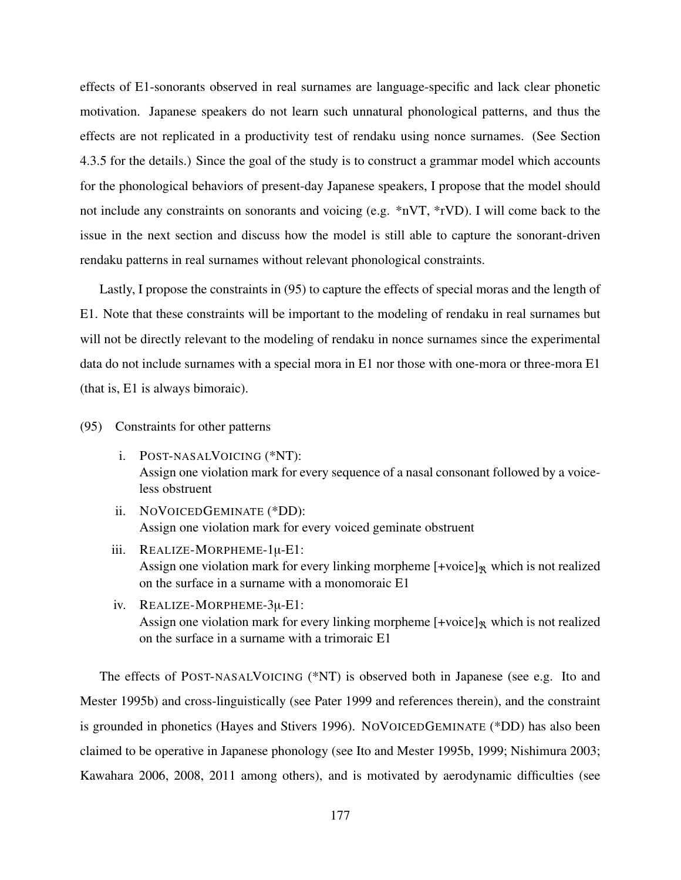effects of E1-sonorants observed in real surnames are language-specific and lack clear phonetic motivation. Japanese speakers do not learn such unnatural phonological patterns, and thus the effects are not replicated in a productivity test of rendaku using nonce surnames. (See Section 4.3.5 for the details.) Since the goal of the study is to construct a grammar model which accounts for the phonological behaviors of present-day Japanese speakers, I propose that the model should not include any constraints on sonorants and voicing (e.g. *nVT, *rVD). I will come back to the issue in the next section and discuss how the model is still able to capture the sonorant-driven rendaku patterns in real surnames without relevant phonological constraints.

Lastly, I propose the constraints in (95) to capture the effects of special moras and the length of E1. Note that these constraints will be important to the modeling of rendaku in real surnames but will not be directly relevant to the modeling of rendaku in nonce surnames since the experimental data do not include surnames with a special mora in E1 nor those with one-mora or three-mora E1 (that is, E1 is always bimoraic).

(95) Constraints for other patterns

i. POST-NASALVOICING (*NT):
Assign one violation mark for every sequence of a nasal consonant followed by a voiceless obstruent

ii. NOVOICEDGEMINATE (*DD):
Assign one violation mark for every voiced geminate obstruent

iii. REALIZE-MORPHEME-1μ-E1:
Assign one violation mark for every linking morpheme $[+\text{voice}]_{\mathfrak{R}}$ which is not realized on the surface in a surname with a monomoraic E1

iv. REALIZE-MORPHEME-3μ-E1:
Assign one violation mark for every linking morpheme $[+\text{voice}]_{\mathfrak{R}}$ which is not realized on the surface in a surname with a trimoraic E1

The effects of POST-NASALVOICING (*NT) is observed both in Japanese (see e.g. Ito and Mester 1995b) and cross-linguistically (see Pater 1999 and references therein), and the constraint is grounded in phonetics (Hayes and Stivers 1996). NOVOICEDGEMINATE (*DD) has also been claimed to be operative in Japanese phonology (see Ito and Mester 1995b, 1999; Nishimura 2003; Kawahara 2006, 2008, 2011 among others), and is motivated by aerodynamic difficulties (see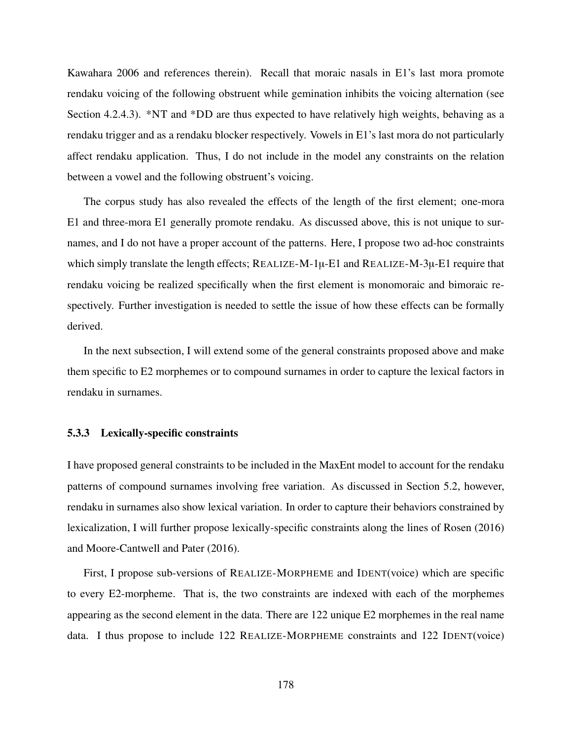Kawahara 2006 and references therein). Recall that moraic nasals in E1's last mora promote rendaku voicing of the following obstruent while gemination inhibits the voicing alternation (see Section 4.2.4.3). *NT and *DD are thus expected to have relatively high weights, behaving as a rendaku trigger and as a rendaku blocker respectively. Vowels in E1's last mora do not particularly affect rendaku application. Thus, I do not include in the model any constraints on the relation between a vowel and the following obstruent's voicing.

The corpus study has also revealed the effects of the length of the first element; one-mora E1 and three-mora E1 generally promote rendaku. As discussed above, this is not unique to surnames, and I do not have a proper account of the patterns. Here, I propose two ad-hoc constraints which simply translate the length effects; REALIZE-M-1μ-E1 and REALIZE-M-3μ-E1 require that rendaku voicing be realized specifically when the first element is monomoraic and bimoraic respectively. Further investigation is needed to settle the issue of how these effects can be formally derived.

In the next subsection, I will extend some of the general constraints proposed above and make them specific to E2 morphemes or to compound surnames in order to capture the lexical factors in rendaku in surnames.

### 5.3.3 Lexically-specific constraints

I have proposed general constraints to be included in the MaxEnt model to account for the rendaku patterns of compound surnames involving free variation. As discussed in Section 5.2, however, rendaku in surnames also show lexical variation. In order to capture their behaviors constrained by lexicalization, I will further propose lexically-specific constraints along the lines of Rosen (2016) and Moore-Cantwell and Pater (2016).

First, I propose sub-versions of REALIZE-MORPHEME and IDENT(voice) which are specific to every E2-morpheme. That is, the two constraints are indexed with each of the morphemes appearing as the second element in the data. There are 122 unique E2 morphemes in the real name data. I thus propose to include 122 REALIZE-MORPHEME constraints and 122 IDENT(voice)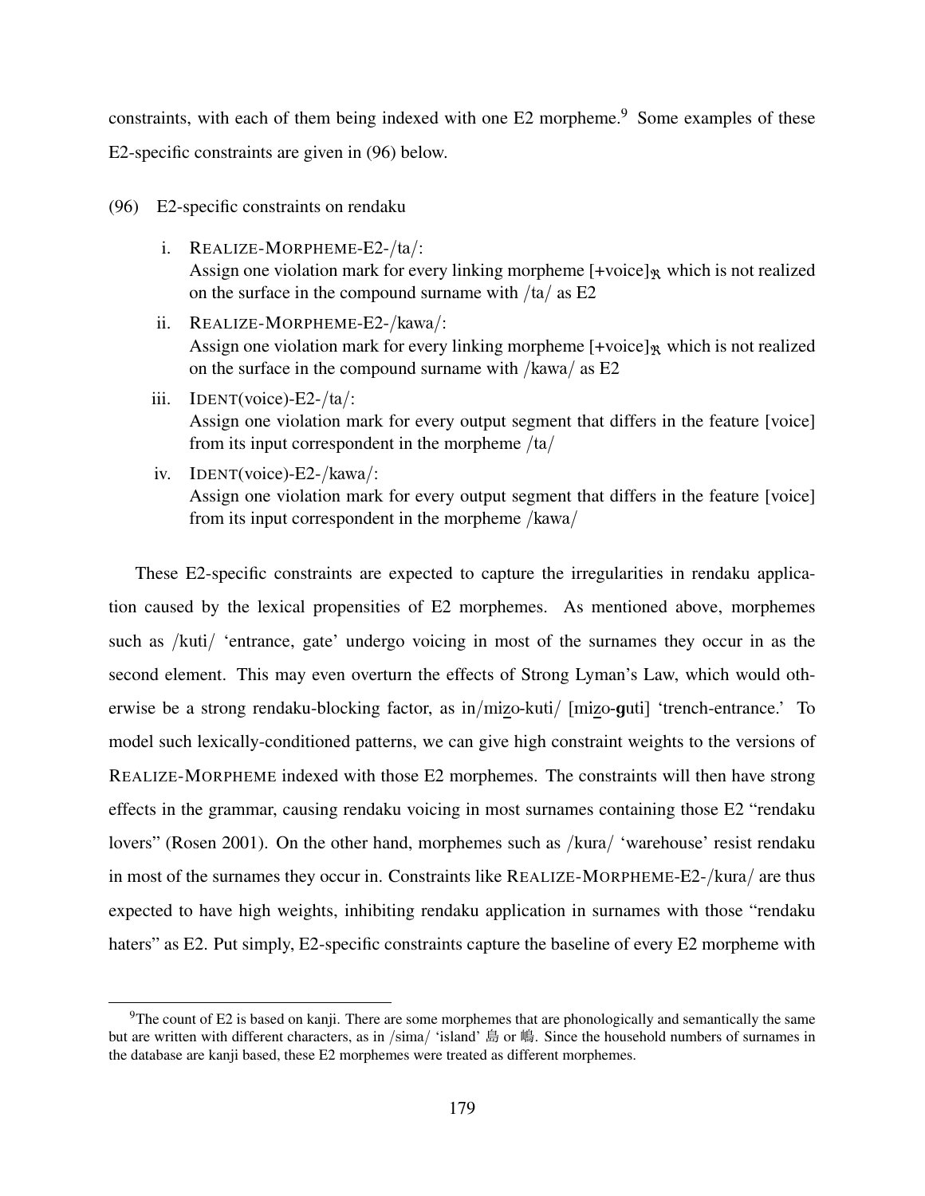constraints, with each of them being indexed with one E2 morpheme.[9] Some examples of these E2-specific constraints are given in (96) below.

(96) E2-specific constraints on rendaku

i. REALIZE-MORPHEME-E2-/ta/:
Assign one violation mark for every linking morpheme $[+\text{voice}]_{\mathfrak{R}}$ which is not realized on the surface in the compound surname with /ta/ as E2

ii. REALIZE-MORPHEME-E2-/kawa/:
Assign one violation mark for every linking morpheme $[+\text{voice}]_{\mathfrak{R}}$ which is not realized on the surface in the compound surname with /kawa/ as E2

iii. IDENT(voice)-E2-/ta/:
Assign one violation mark for every output segment that differs in the feature [voice] from its input correspondent in the morpheme /ta/

iv. IDENT(voice)-E2-/kawa/:
Assign one violation mark for every output segment that differs in the feature [voice] from its input correspondent in the morpheme /kawa/

These E2-specific constraints are expected to capture the irregularities in rendaku application caused by the lexical propensities of E2 morphemes. As mentioned above, morphemes such as /kuti/ 'entrance, gate' undergo voicing in most of the surnames they occur in as the second element. This may even overturn the effects of Strong Lyman's Law, which would otherwise be a strong rendaku-blocking factor, as in/mizo-kuti/ [mizo-**g**uti] 'trench-entrance.' To model such lexically-conditioned patterns, we can give high constraint weights to the versions of REALIZE-MORPHEME indexed with those E2 morphemes. The constraints will then have strong effects in the grammar, causing rendaku voicing in most surnames containing those E2 "rendaku lovers" (Rosen 2001). On the other hand, morphemes such as /kura/ 'warehouse' resist rendaku in most of the surnames they occur in. Constraints like REALIZE-MORPHEME-E2-/kura/ are thus expected to have high weights, inhibiting rendaku application in surnames with those "rendaku haters" as E2. Put simply, E2-specific constraints capture the baseline of every E2 morpheme with

[9] The count of E2 is based on kanji. There are some morphemes that are phonologically and semantically the same but are written with different characters, as in /sima/ 'island' 島 or 嶋. Since the household numbers of surnames in the database are kanji based, these E2 morphemes were treated as different morphemes.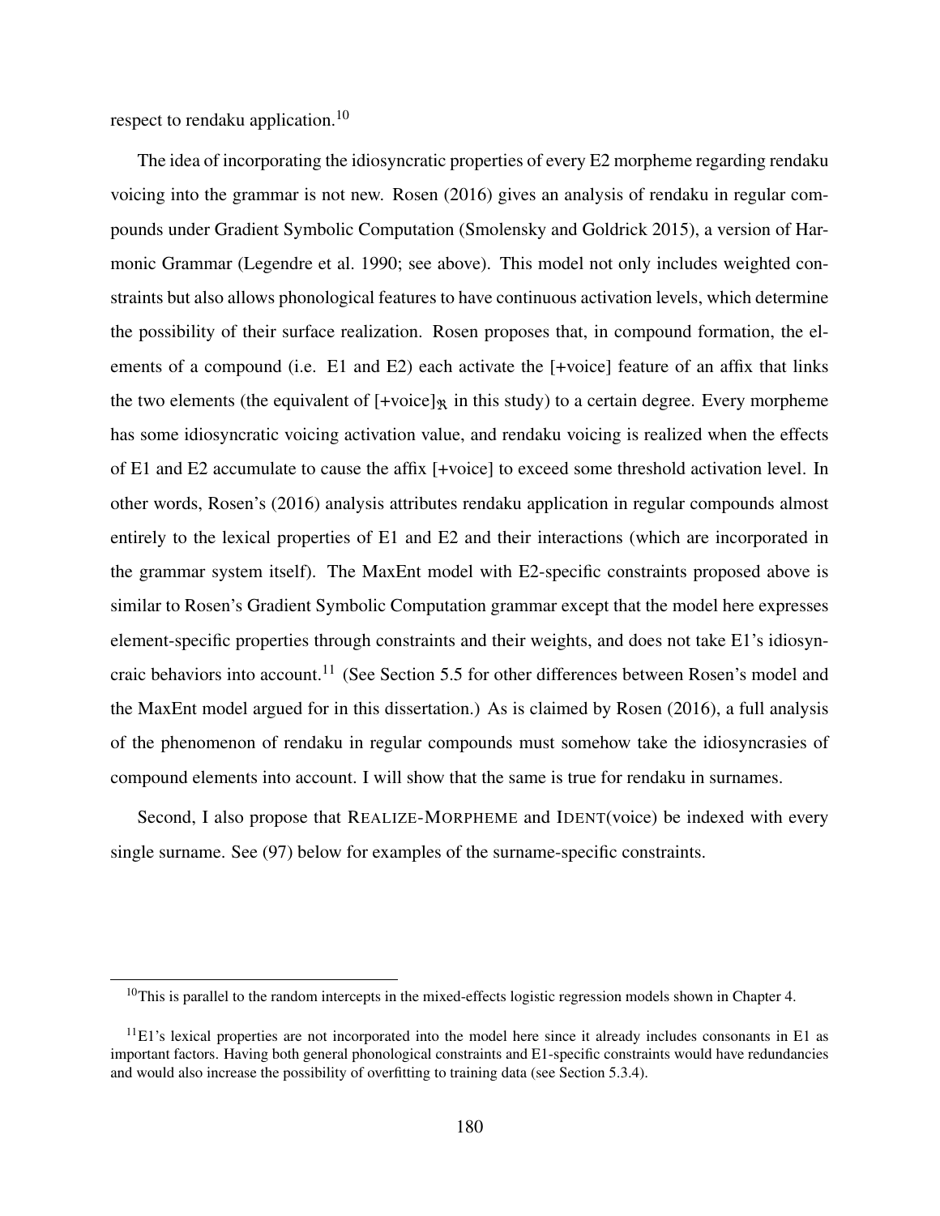respect to rendaku application.[10]

The idea of incorporating the idiosyncratic properties of every E2 morpheme regarding rendaku voicing into the grammar is not new. Rosen (2016) gives an analysis of rendaku in regular compounds under Gradient Symbolic Computation (Smolensky and Goldrick 2015), a version of Harmonic Grammar (Legendre et al. 1990; see above). This model not only includes weighted constraints but also allows phonological features to have continuous activation levels, which determine the possibility of their surface realization. Rosen proposes that, in compound formation, the elements of a compound (i.e. E1 and E2) each activate the [+voice] feature of an affix that links the two elements (the equivalent of $[+\text{voice}]_{\mathfrak{R}}$ in this study) to a certain degree. Every morpheme has some idiosyncratic voicing activation value, and rendaku voicing is realized when the effects of E1 and E2 accumulate to cause the affix [+voice] to exceed some threshold activation level. In other words, Rosen's (2016) analysis attributes rendaku application in regular compounds almost entirely to the lexical properties of E1 and E2 and their interactions (which are incorporated in the grammar system itself). The MaxEnt model with E2-specific constraints proposed above is similar to Rosen's Gradient Symbolic Computation grammar except that the model here expresses element-specific properties through constraints and their weights, and does not take E1's idiosyncratic behaviors into account.[11] (See Section 5.5 for other differences between Rosen's model and the MaxEnt model argued for in this dissertation.) As is claimed by Rosen (2016), a full analysis of the phenomenon of rendaku in regular compounds must somehow take the idiosyncrasies of compound elements into account. I will show that the same is true for rendaku in surnames.

Second, I also propose that REALIZE-MORPHEME and IDENT(voice) be indexed with every single surname. See (97) below for examples of the surname-specific constraints.

---

[10]This is parallel to the random intercepts in the mixed-effects logistic regression models shown in Chapter 4.

[11]E1's lexical properties are not incorporated into the model here since it already includes consonants in E1 as important factors. Having both general phonological constraints and E1-specific constraints would have redundancies and would also increase the possibility of overfitting to training data (see Section 5.3.4).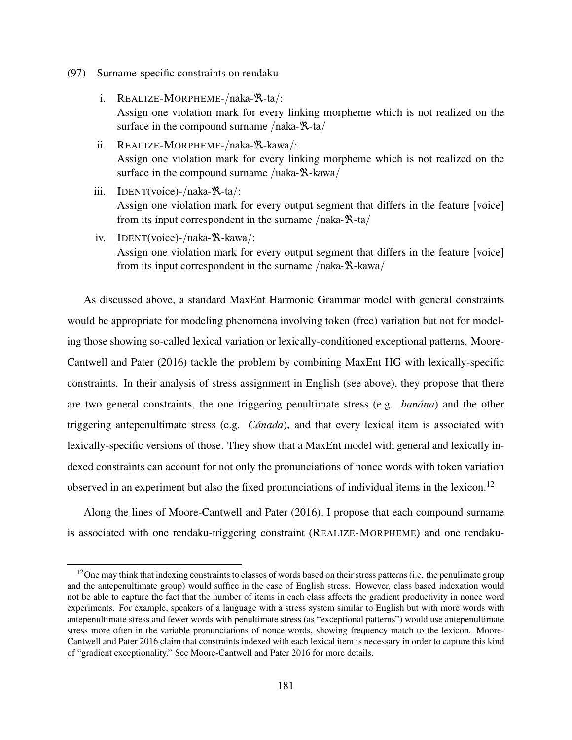(97) Surname-specific constraints on rendaku

i. REALIZE-MORPHEME-/naka-ℜ-ta/:
Assign one violation mark for every linking morpheme which is not realized on the surface in the compound surname /naka-ℜ-ta/

ii. REALIZE-MORPHEME-/naka-ℜ-kawa/:
Assign one violation mark for every linking morpheme which is not realized on the surface in the compound surname /naka-ℜ-kawa/

iii. IDENT(voice)-/naka-ℜ-ta/:
Assign one violation mark for every output segment that differs in the feature [voice] from its input correspondent in the surname /naka-ℜ-ta/

iv. IDENT(voice)-/naka-ℜ-kawa/:
Assign one violation mark for every output segment that differs in the feature [voice] from its input correspondent in the surname /naka-ℜ-kawa/

As discussed above, a standard MaxEnt Harmonic Grammar model with general constraints would be appropriate for modeling phenomena involving token (free) variation but not for modeling those showing so-called lexical variation or lexically-conditioned exceptional patterns. Moore-Cantwell and Pater (2016) tackle the problem by combining MaxEnt HG with lexically-specific constraints. In their analysis of stress assignment in English (see above), they propose that there are two general constraints, the one triggering penultimate stress (e.g. *banána*) and the other triggering antepenultimate stress (e.g. *Cánada*), and that every lexical item is associated with lexically-specific versions of those. They show that a MaxEnt model with general and lexically indexed constraints can account for not only the pronunciations of nonce words with token variation observed in an experiment but also the fixed pronunciations of individual items in the lexicon.[12]

Along the lines of Moore-Cantwell and Pater (2016), I propose that each compound surname is associated with one rendaku-triggering constraint (REALIZE-MORPHEME) and one rendaku-

[12] One may think that indexing constraints to classes of words based on their stress patterns (i.e. the penulimate group and the antepenultimate group) would suffice in the case of English stress. However, class based indexation would not be able to capture the fact that the number of items in each class affects the gradient productivity in nonce word experiments. For example, speakers of a language with a stress system similar to English but with more words with antepenultimate stress and fewer words with penultimate stress (as "exceptional patterns") would use antepenultimate stress more often in the variable pronunciations of nonce words, showing frequency match to the lexicon. Moore-Cantwell and Pater 2016 claim that constraints indexed with each lexical item is necessary in order to capture this kind of "gradient exceptionality." See Moore-Cantwell and Pater 2016 for more details.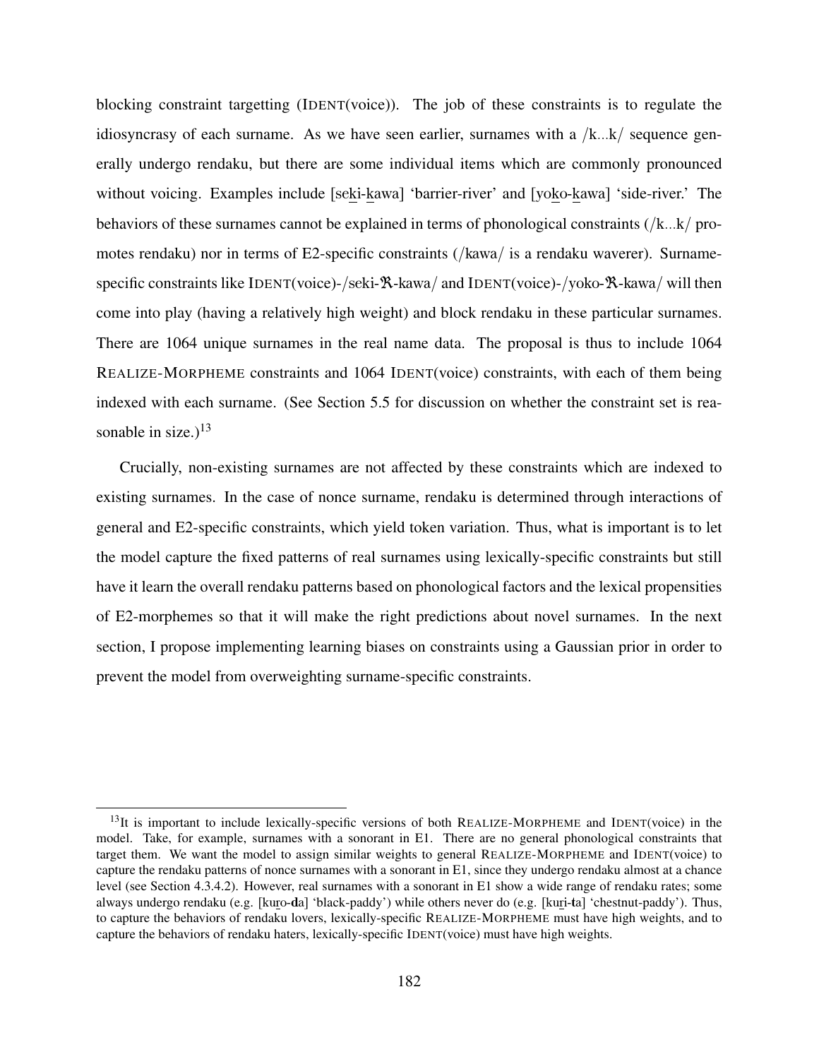blocking constraint targetting (IDENT(voice)). The job of these constraints is to regulate the idiosyncrasy of each surname. As we have seen earlier, surnames with a /k...k/ sequence generally undergo rendaku, but there are some individual items which are commonly pronounced without voicing. Examples include [seki-kawa] 'barrier-river' and [yoko-kawa] 'side-river.' The behaviors of these surnames cannot be explained in terms of phonological constraints (/k...k/ promotes rendaku) nor in terms of E2-specific constraints (/kawa/ is a rendaku waverer). Surname-specific constraints like IDENT(voice)-/seki-𝕽-kawa/ and IDENT(voice)-/yoko-𝕽-kawa/ will then come into play (having a relatively high weight) and block rendaku in these particular surnames. There are 1064 unique surnames in the real name data. The proposal is thus to include 1064 REALIZE-MORPHEME constraints and 1064 IDENT(voice) constraints, with each of them being indexed with each surname. (See Section 5.5 for discussion on whether the constraint set is reasonable in size.)[13]

Crucially, non-existing surnames are not affected by these constraints which are indexed to existing surnames. In the case of nonce surname, rendaku is determined through interactions of general and E2-specific constraints, which yield token variation. Thus, what is important is to let the model capture the fixed patterns of real surnames using lexically-specific constraints but still have it learn the overall rendaku patterns based on phonological factors and the lexical propensities of E2-morphemes so that it will make the right predictions about novel surnames. In the next section, I propose implementing learning biases on constraints using a Gaussian prior in order to prevent the model from overweighting surname-specific constraints.

[13]It is important to include lexically-specific versions of both REALIZE-MORPHEME and IDENT(voice) in the model. Take, for example, surnames with a sonorant in E1. There are no general phonological constraints that target them. We want the model to assign similar weights to general REALIZE-MORPHEME and IDENT(voice) to capture the rendaku patterns of nonce surnames with a sonorant in E1, since they undergo rendaku almost at a chance level (see Section 4.3.4.2). However, real surnames with a sonorant in E1 show a wide range of rendaku rates; some always undergo rendaku (e.g. [kuro-**d**a] 'black-paddy') while others never do (e.g. [kuri-**t**a] 'chestnut-paddy'). Thus, to capture the behaviors of rendaku lovers, lexically-specific REALIZE-MORPHEME must have high weights, and to capture the behaviors of rendaku haters, lexically-specific IDENT(voice) must have high weights.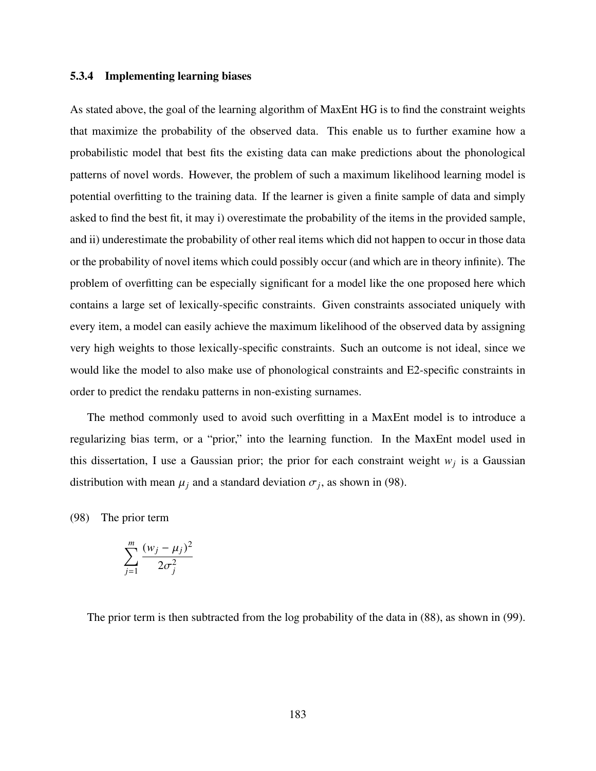### 5.3.4 Implementing learning biases

As stated above, the goal of the learning algorithm of MaxEnt HG is to find the constraint weights that maximize the probability of the observed data. This enable us to further examine how a probabilistic model that best fits the existing data can make predictions about the phonological patterns of novel words. However, the problem of such a maximum likelihood learning model is potential overfitting to the training data. If the learner is given a finite sample of data and simply asked to find the best fit, it may i) overestimate the probability of the items in the provided sample, and ii) underestimate the probability of other real items which did not happen to occur in those data or the probability of novel items which could possibly occur (and which are in theory infinite). The problem of overfitting can be especially significant for a model like the one proposed here which contains a large set of lexically-specific constraints. Given constraints associated uniquely with every item, a model can easily achieve the maximum likelihood of the observed data by assigning very high weights to those lexically-specific constraints. Such an outcome is not ideal, since we would like the model to also make use of phonological constraints and E2-specific constraints in order to predict the rendaku patterns in non-existing surnames.

The method commonly used to avoid such overfitting in a MaxEnt model is to introduce a regularizing bias term, or a "prior," into the learning function. In the MaxEnt model used in this dissertation, I use a Gaussian prior; the prior for each constraint weight $w_j$ is a Gaussian distribution with mean $\mu_j$ and a standard deviation $\sigma_j$, as shown in (98).

(98) The prior term

$$\sum_{j=1}^{m} \frac{(w_j - \mu_j)^2}{2\sigma_j^2}$$

The prior term is then subtracted from the log probability of the data in (88), as shown in (99).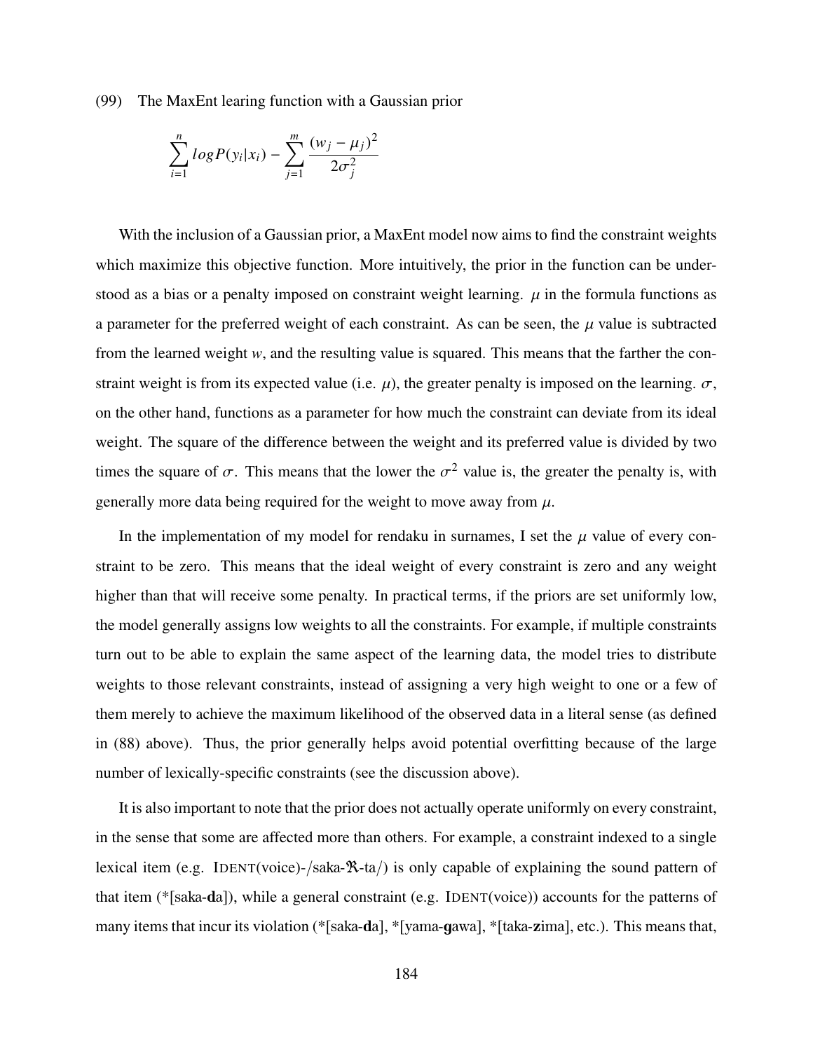(99) The MaxEnt learing function with a Gaussian prior

$$\sum_{i=1}^{n} logP(y_i|x_i) - \sum_{j=1}^{m} \frac{(w_j - \mu_j)^2}{2\sigma_j^2}$$

With the inclusion of a Gaussian prior, a MaxEnt model now aims to find the constraint weights which maximize this objective function. More intuitively, the prior in the function can be understood as a bias or a penalty imposed on constraint weight learning. $\mu$ in the formula functions as a parameter for the preferred weight of each constraint. As can be seen, the $\mu$ value is subtracted from the learned weight $w$, and the resulting value is squared. This means that the farther the constraint weight is from its expected value (i.e. $\mu$), the greater penalty is imposed on the learning. $\sigma$, on the other hand, functions as a parameter for how much the constraint can deviate from its ideal weight. The square of the difference between the weight and its preferred value is divided by two times the square of $\sigma$. This means that the lower the $\sigma^2$ value is, the greater the penalty is, with generally more data being required for the weight to move away from $\mu$.

In the implementation of my model for rendaku in surnames, I set the $\mu$ value of every constraint to be zero. This means that the ideal weight of every constraint is zero and any weight higher than that will receive some penalty. In practical terms, if the priors are set uniformly low, the model generally assigns low weights to all the constraints. For example, if multiple constraints turn out to be able to explain the same aspect of the learning data, the model tries to distribute weights to those relevant constraints, instead of assigning a very high weight to one or a few of them merely to achieve the maximum likelihood of the observed data in a literal sense (as defined in (88) above). Thus, the prior generally helps avoid potential overfitting because of the large number of lexically-specific constraints (see the discussion above).

It is also important to note that the prior does not actually operate uniformly on every constraint, in the sense that some are affected more than others. For example, a constraint indexed to a single lexical item (e.g. IDENT(voice)-/saka-ℜ-ta/) is only capable of explaining the sound pattern of that item (*[saka-**d**a]), while a general constraint (e.g. IDENT(voice)) accounts for the patterns of many items that incur its violation (*[saka-**d**a], *[yama-**g**awa], *[taka-**z**ima], etc.). This means that,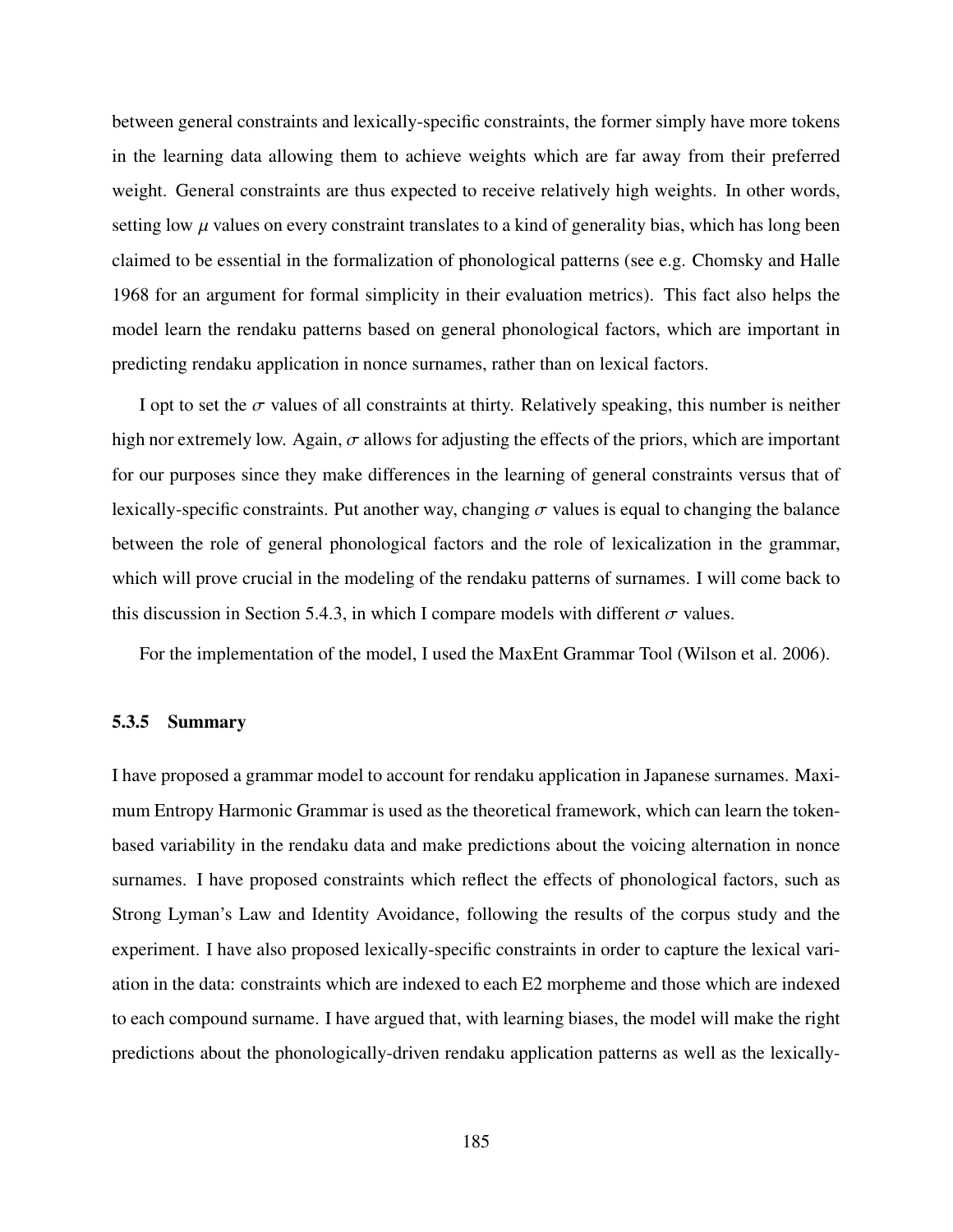between general constraints and lexically-specific constraints, the former simply have more tokens in the learning data allowing them to achieve weights which are far away from their preferred weight. General constraints are thus expected to receive relatively high weights. In other words, setting low $\mu$ values on every constraint translates to a kind of generality bias, which has long been claimed to be essential in the formalization of phonological patterns (see e.g. Chomsky and Halle 1968 for an argument for formal simplicity in their evaluation metrics). This fact also helps the model learn the rendaku patterns based on general phonological factors, which are important in predicting rendaku application in nonce surnames, rather than on lexical factors.

I opt to set the $\sigma$ values of all constraints at thirty. Relatively speaking, this number is neither high nor extremely low. Again, $\sigma$ allows for adjusting the effects of the priors, which are important for our purposes since they make differences in the learning of general constraints versus that of lexically-specific constraints. Put another way, changing $\sigma$ values is equal to changing the balance between the role of general phonological factors and the role of lexicalization in the grammar, which will prove crucial in the modeling of the rendaku patterns of surnames. I will come back to this discussion in Section 5.4.3, in which I compare models with different $\sigma$ values.

For the implementation of the model, I used the MaxEnt Grammar Tool (Wilson et al. 2006).

### 5.3.5 Summary

I have proposed a grammar model to account for rendaku application in Japanese surnames. Maximum Entropy Harmonic Grammar is used as the theoretical framework, which can learn the token-based variability in the rendaku data and make predictions about the voicing alternation in nonce surnames. I have proposed constraints which reflect the effects of phonological factors, such as Strong Lyman's Law and Identity Avoidance, following the results of the corpus study and the experiment. I have also proposed lexically-specific constraints in order to capture the lexical variation in the data: constraints which are indexed to each E2 morpheme and those which are indexed to each compound surname. I have argued that, with learning biases, the model will make the right predictions about the phonologically-driven rendaku application patterns as well as the lexically-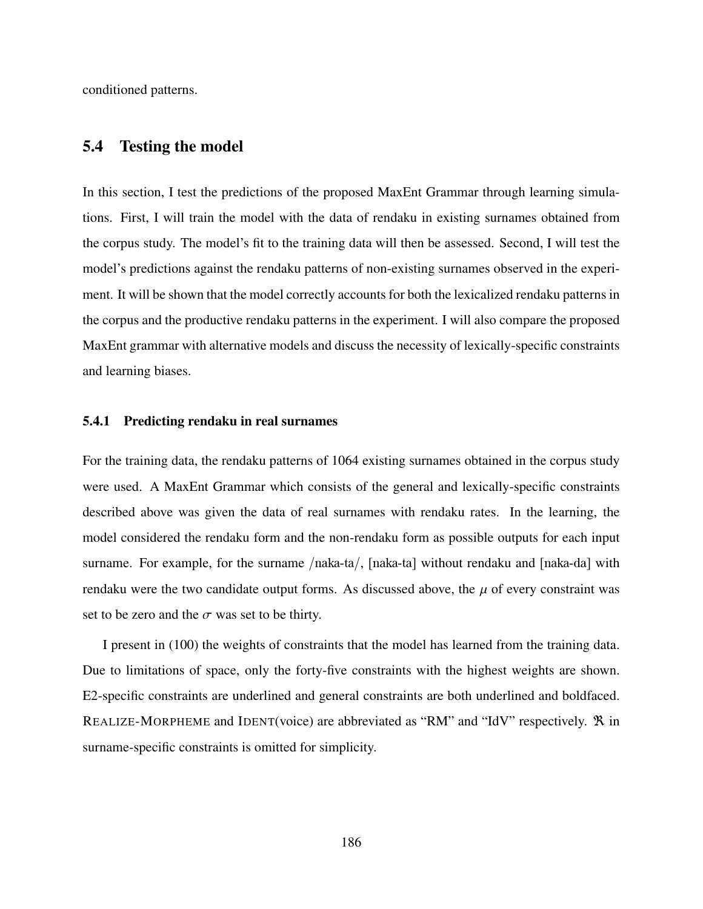conditioned patterns.

## 5.4 Testing the model

In this section, I test the predictions of the proposed MaxEnt Grammar through learning simulations. First, I will train the model with the data of rendaku in existing surnames obtained from the corpus study. The model's fit to the training data will then be assessed. Second, I will test the model's predictions against the rendaku patterns of non-existing surnames observed in the experiment. It will be shown that the model correctly accounts for both the lexicalized rendaku patterns in the corpus and the productive rendaku patterns in the experiment. I will also compare the proposed MaxEnt grammar with alternative models and discuss the necessity of lexically-specific constraints and learning biases.

### 5.4.1 Predicting rendaku in real surnames

For the training data, the rendaku patterns of 1064 existing surnames obtained in the corpus study were used. A MaxEnt Grammar which consists of the general and lexically-specific constraints described above was given the data of real surnames with rendaku rates. In the learning, the model considered the rendaku form and the non-rendaku form as possible outputs for each input surname. For example, for the surname /naka-ta/, [naka-ta] without rendaku and [naka-da] with rendaku were the two candidate output forms. As discussed above, the $\mu$ of every constraint was set to be zero and the $\sigma$ was set to be thirty.

I present in (100) the weights of constraints that the model has learned from the training data. Due to limitations of space, only the forty-five constraints with the highest weights are shown. E2-specific constraints are underlined and general constraints are both underlined and boldfaced. REALIZE-MORPHEME and IDENT(voice) are abbreviated as "RM" and "IdV" respectively. $\mathfrak{R}$ in surname-specific constraints is omitted for simplicity.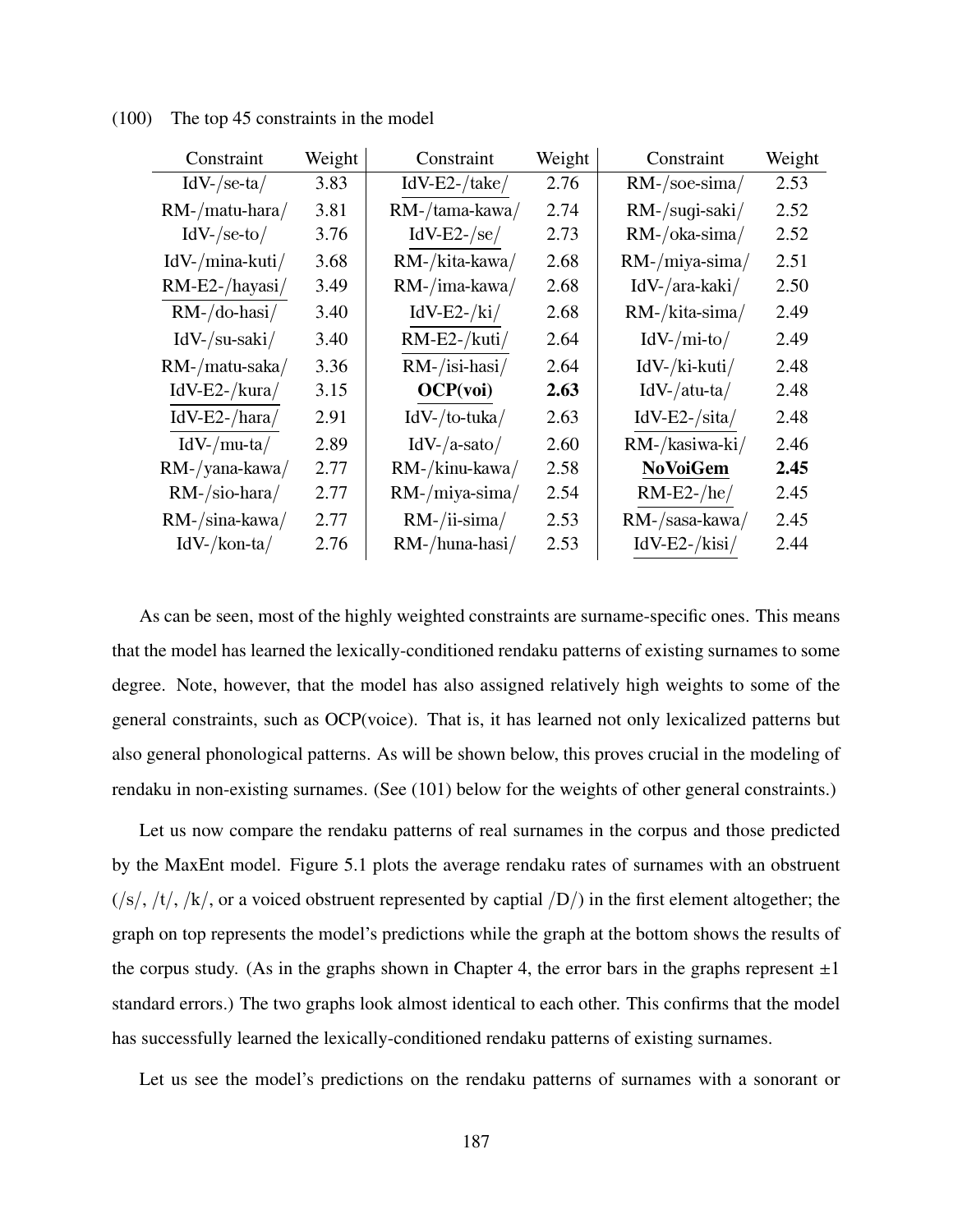(100) The top 45 constraints in the model

| Constraint | Weight | Constraint | Weight | Constraint | Weight |
|---|---|---|---|---|---|
| IdV-/se-ta/ | 3.83 | IdV-E2-/take/ | 2.76 | RM-/soe-sima/ | 2.53 |
| RM-/matu-hara/ | 3.81 | RM-/tama-kawa/ | 2.74 | RM-/sugi-saki/ | 2.52 |
| IdV-/se-to/ | 3.76 | IdV-E2-/se/ | 2.73 | RM-/oka-sima/ | 2.52 |
| IdV-/mina-kuti/ | 3.68 | RM-/kita-kawa/ | 2.68 | RM-/miya-sima/ | 2.51 |
| RM-E2-/hayasi/ | 3.49 | RM-/ima-kawa/ | 2.68 | IdV-/ara-kaki/ | 2.50 |
| RM-/do-hasi/ | 3.40 | IdV-E2-/ki/ | 2.68 | RM-/kita-sima/ | 2.49 |
| IdV-/su-saki/ | 3.40 | RM-E2-/kuti/ | 2.64 | IdV-/mi-to/ | 2.49 |
| RM-/matu-saka/ | 3.36 | RM-/isi-hasi/ | 2.64 | IdV-/ki-kuti/ | 2.48 |
| IdV-E2-/kura/ | 3.15 | **OCP(voi)** | **2.63** | IdV-/atu-ta/ | 2.48 |
| IdV-E2-/hara/ | 2.91 | IdV-/to-tuka/ | 2.63 | IdV-E2-/sita/ | 2.48 |
| IdV-/mu-ta/ | 2.89 | IdV-/a-sato/ | 2.60 | RM-/kasiwa-ki/ | 2.46 |
| RM-/yana-kawa/ | 2.77 | RM-/kinu-kawa/ | 2.58 | **NoVoiGem** | **2.45** |
| RM-/sio-hara/ | 2.77 | RM-/miya-sima/ | 2.54 | RM-E2-/he/ | 2.45 |
| RM-/sina-kawa/ | 2.77 | RM-/ii-sima/ | 2.53 | RM-/sasa-kawa/ | 2.45 |
| IdV-/kon-ta/ | 2.76 | RM-/huna-hasi/ | 2.53 | IdV-E2-/kisi/ | 2.44 |

As can be seen, most of the highly weighted constraints are surname-specific ones. This means that the model has learned the lexically-conditioned rendaku patterns of existing surnames to some degree. Note, however, that the model has also assigned relatively high weights to some of the general constraints, such as OCP(voice). That is, it has learned not only lexicalized patterns but also general phonological patterns. As will be shown below, this proves crucial in the modeling of rendaku in non-existing surnames. (See (101) below for the weights of other general constraints.)

Let us now compare the rendaku patterns of real surnames in the corpus and those predicted by the MaxEnt model. Figure 5.1 plots the average rendaku rates of surnames with an obstruent (/s/, /t/, /k/, or a voiced obstruent represented by captial /D/) in the first element altogether; the graph on top represents the model's predictions while the graph at the bottom shows the results of the corpus study. (As in the graphs shown in Chapter 4, the error bars in the graphs represent $\pm 1$ standard errors.) The two graphs look almost identical to each other. This confirms that the model has successfully learned the lexically-conditioned rendaku patterns of existing surnames.

Let us see the model's predictions on the rendaku patterns of surnames with a sonorant or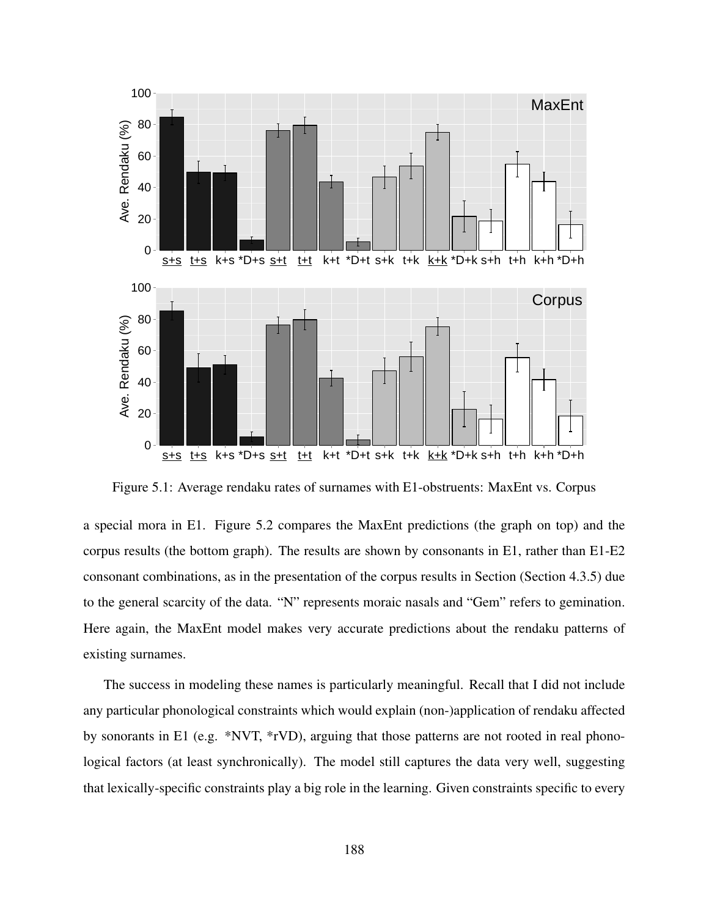Figure 5.1: Average rendaku rates of surnames with E1-obstruents: MaxEnt vs. Corpus

a special mora in E1. Figure 5.2 compares the MaxEnt predictions (the graph on top) and the corpus results (the bottom graph). The results are shown by consonants in E1, rather than E1-E2 consonant combinations, as in the presentation of the corpus results in Section (Section 4.3.5) due to the general scarcity of the data. "N" represents moraic nasals and "Gem" refers to gemination. Here again, the MaxEnt model makes very accurate predictions about the rendaku patterns of existing surnames.

The success in modeling these names is particularly meaningful. Recall that I did not include any particular phonological constraints which would explain (non-)application of rendaku affected by sonorants in E1 (e.g. *NVT, *rVD), arguing that those patterns are not rooted in real phonological factors (at least synchronically). The model still captures the data very well, suggesting that lexically-specific constraints play a big role in the learning. Given constraints specific to every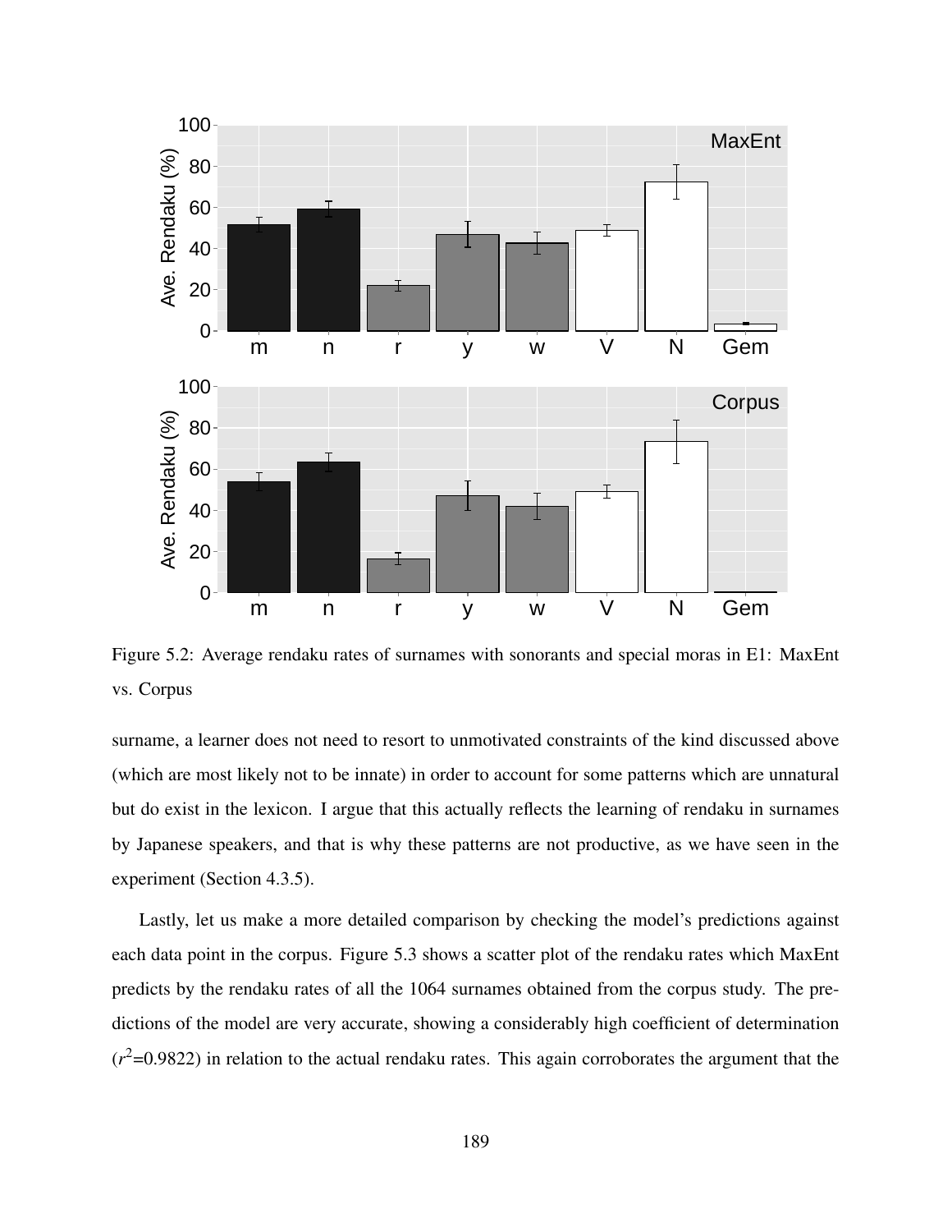Figure 5.2: Average rendaku rates of surnames with sonorants and special moras in E1: MaxEnt vs. Corpus

surname, a learner does not need to resort to unmotivated constraints of the kind discussed above (which are most likely not to be innate) in order to account for some patterns which are unnatural but do exist in the lexicon. I argue that this actually reflects the learning of rendaku in surnames by Japanese speakers, and that is why these patterns are not productive, as we have seen in the experiment (Section 4.3.5).

Lastly, let us make a more detailed comparison by checking the model's predictions against each data point in the corpus. Figure 5.3 shows a scatter plot of the rendaku rates which MaxEnt predicts by the rendaku rates of all the 1064 surnames obtained from the corpus study. The predictions of the model are very accurate, showing a considerably high coefficient of determination ($r^2$=0.9822) in relation to the actual rendaku rates. This again corroborates the argument that the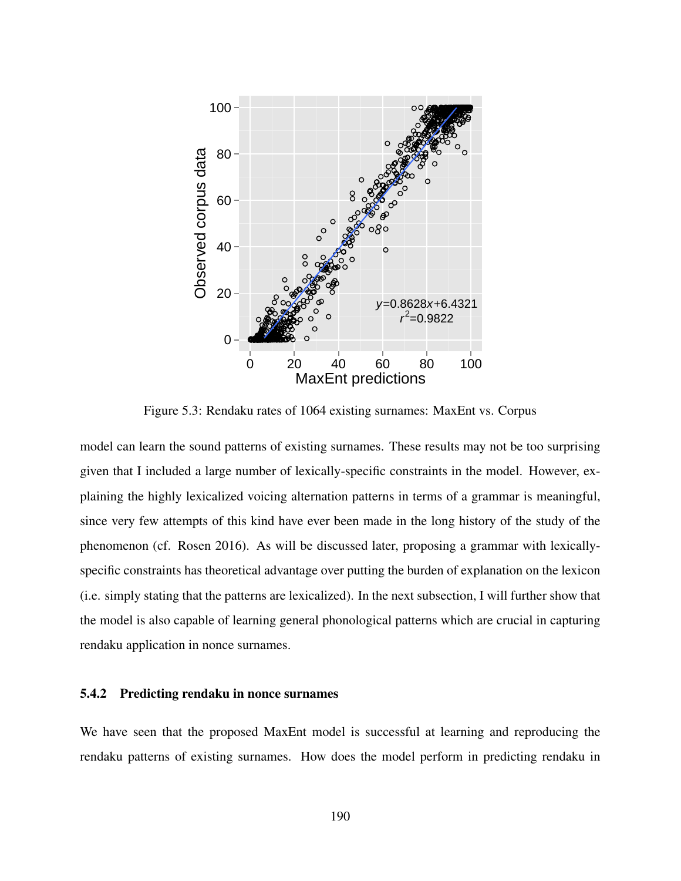Figure 5.3: Rendaku rates of 1064 existing surnames: MaxEnt vs. Corpus

model can learn the sound patterns of existing surnames. These results may not be too surprising given that I included a large number of lexically-specific constraints in the model. However, explaining the highly lexicalized voicing alternation patterns in terms of a grammar is meaningful, since very few attempts of this kind have ever been made in the long history of the study of the phenomenon (cf. Rosen 2016). As will be discussed later, proposing a grammar with lexically-specific constraints has theoretical advantage over putting the burden of explanation on the lexicon (i.e. simply stating that the patterns are lexicalized). In the next subsection, I will further show that the model is also capable of learning general phonological patterns which are crucial in capturing rendaku application in nonce surnames.

### 5.4.2 Predicting rendaku in nonce surnames

We have seen that the proposed MaxEnt model is successful at learning and reproducing the rendaku patterns of existing surnames. How does the model perform in predicting rendaku in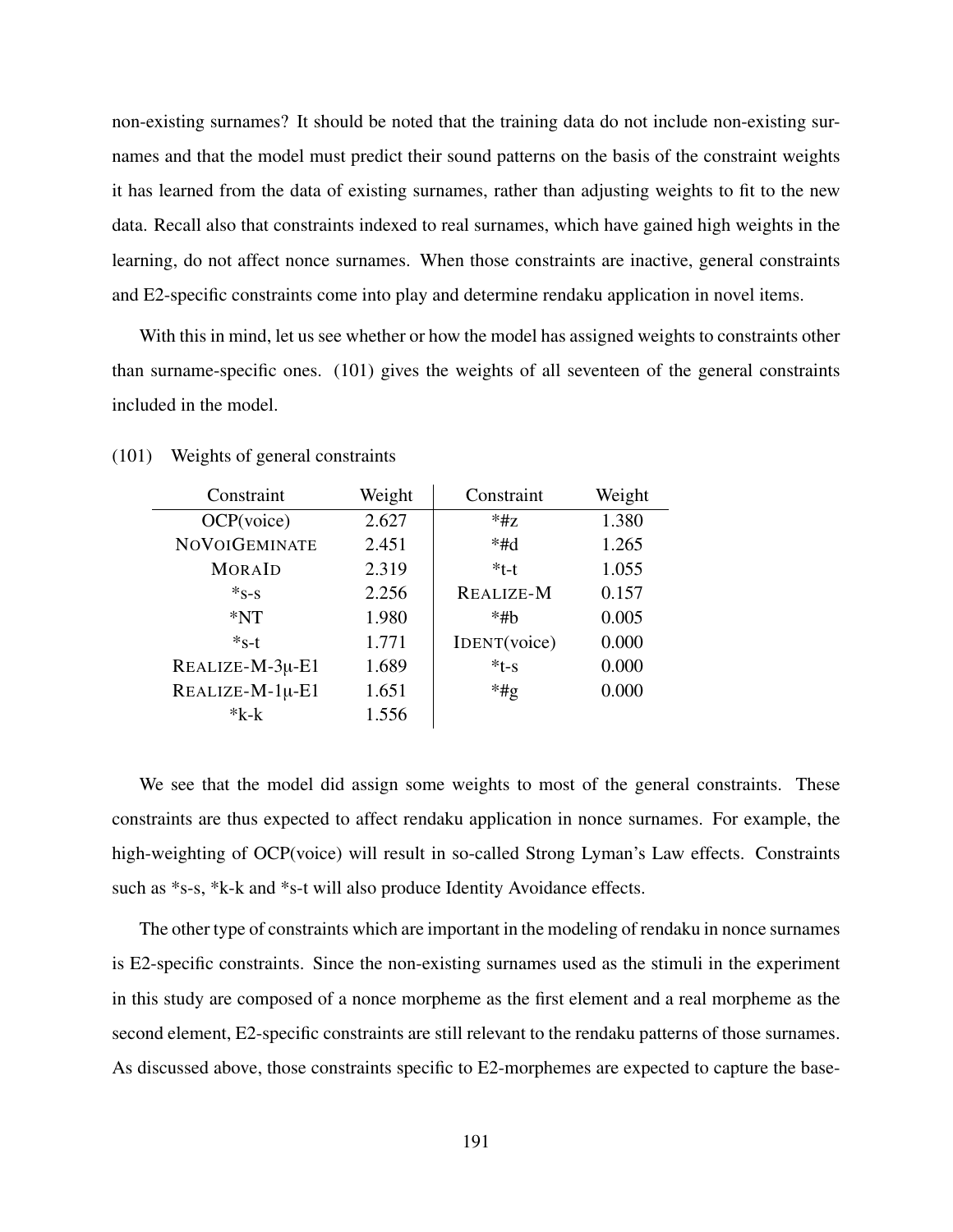non-existing surnames? It should be noted that the training data do not include non-existing surnames and that the model must predict their sound patterns on the basis of the constraint weights it has learned from the data of existing surnames, rather than adjusting weights to fit to the new data. Recall also that constraints indexed to real surnames, which have gained high weights in the learning, do not affect nonce surnames. When those constraints are inactive, general constraints and E2-specific constraints come into play and determine rendaku application in novel items.

With this in mind, let us see whether or how the model has assigned weights to constraints other than surname-specific ones. (101) gives the weights of all seventeen of the general constraints included in the model.

(101) Weights of general constraints

| Constraint | Weight | Constraint | Weight |
|---|---|---|---|
| OCP(voice) | 2.627 | *#z | 1.380 |
| NoVoiGeminate | 2.451 | *#d | 1.265 |
| MoraId | 2.319 | *t-t | 1.055 |
| *s-s | 2.256 | Realize-M | 0.157 |
| *NT | 1.980 | *#b | 0.005 |
| *s-t | 1.771 | Ident(voice) | 0.000 |
| Realize-M-3μ-E1 | 1.689 | *t-s | 0.000 |
| Realize-M-1μ-E1 | 1.651 | *#g | 0.000 |
| *k-k | 1.556 | | |

We see that the model did assign some weights to most of the general constraints. These constraints are thus expected to affect rendaku application in nonce surnames. For example, the high-weighting of OCP(voice) will result in so-called Strong Lyman's Law effects. Constraints such as *s-s, *k-k and *s-t will also produce Identity Avoidance effects.

The other type of constraints which are important in the modeling of rendaku in nonce surnames is E2-specific constraints. Since the non-existing surnames used as the stimuli in the experiment in this study are composed of a nonce morpheme as the first element and a real morpheme as the second element, E2-specific constraints are still relevant to the rendaku patterns of those surnames. As discussed above, those constraints specific to E2-morphemes are expected to capture the base-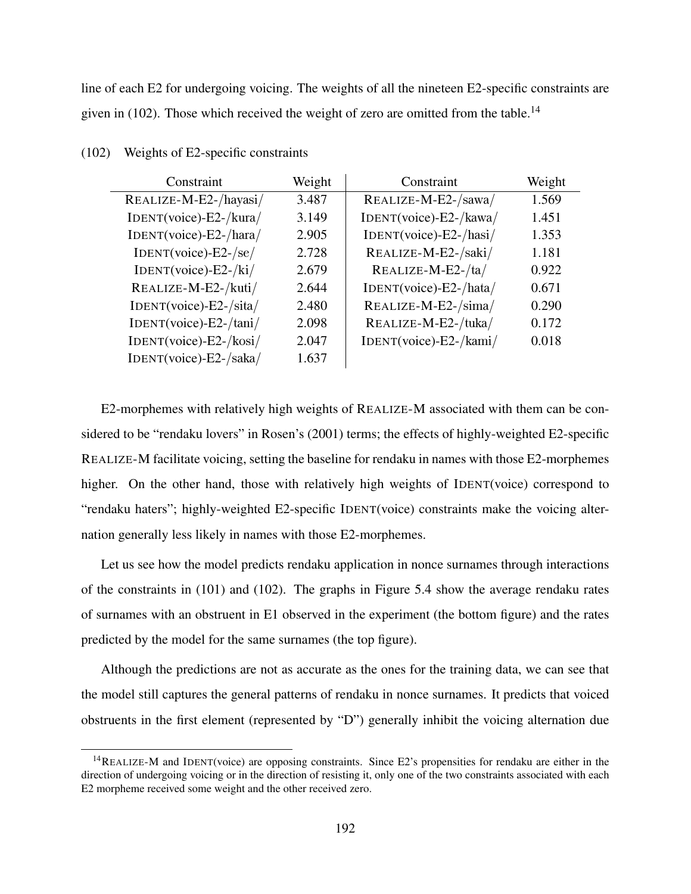line of each E2 for undergoing voicing. The weights of all the nineteen E2-specific constraints are given in (102). Those which received the weight of zero are omitted from the table.[14]

(102) Weights of E2-specific constraints

| Constraint | Weight | Constraint | Weight |
|---|---|---|---|
| REALIZE-M-E2-/hayasi/ | 3.487 | REALIZE-M-E2-/sawa/ | 1.569 |
| IDENT(voice)-E2-/kura/ | 3.149 | IDENT(voice)-E2-/kawa/ | 1.451 |
| IDENT(voice)-E2-/hara/ | 2.905 | IDENT(voice)-E2-/hasi/ | 1.353 |
| IDENT(voice)-E2-/se/ | 2.728 | REALIZE-M-E2-/saki/ | 1.181 |
| IDENT(voice)-E2-/ki/ | 2.679 | REALIZE-M-E2-/ta/ | 0.922 |
| REALIZE-M-E2-/kuti/ | 2.644 | IDENT(voice)-E2-/hata/ | 0.671 |
| IDENT(voice)-E2-/sita/ | 2.480 | REALIZE-M-E2-/sima/ | 0.290 |
| IDENT(voice)-E2-/tani/ | 2.098 | REALIZE-M-E2-/tuka/ | 0.172 |
| IDENT(voice)-E2-/kosi/ | 2.047 | IDENT(voice)-E2-/kami/ | 0.018 |
| IDENT(voice)-E2-/saka/ | 1.637 | | |

E2-morphemes with relatively high weights of REALIZE-M associated with them can be considered to be "rendaku lovers" in Rosen's (2001) terms; the effects of highly-weighted E2-specific REALIZE-M facilitate voicing, setting the baseline for rendaku in names with those E2-morphemes higher. On the other hand, those with relatively high weights of IDENT(voice) correspond to "rendaku haters"; highly-weighted E2-specific IDENT(voice) constraints make the voicing alternation generally less likely in names with those E2-morphemes.

Let us see how the model predicts rendaku application in nonce surnames through interactions of the constraints in (101) and (102). The graphs in Figure 5.4 show the average rendaku rates of surnames with an obstruent in E1 observed in the experiment (the bottom figure) and the rates predicted by the model for the same surnames (the top figure).

Although the predictions are not as accurate as the ones for the training data, we can see that the model still captures the general patterns of rendaku in nonce surnames. It predicts that voiced obstruents in the first element (represented by "D") generally inhibit the voicing alternation due

[14] REALIZE-M and IDENT(voice) are opposing constraints. Since E2's propensities for rendaku are either in the direction of undergoing voicing or in the direction of resisting it, only one of the two constraints associated with each E2 morpheme received some weight and the other received zero.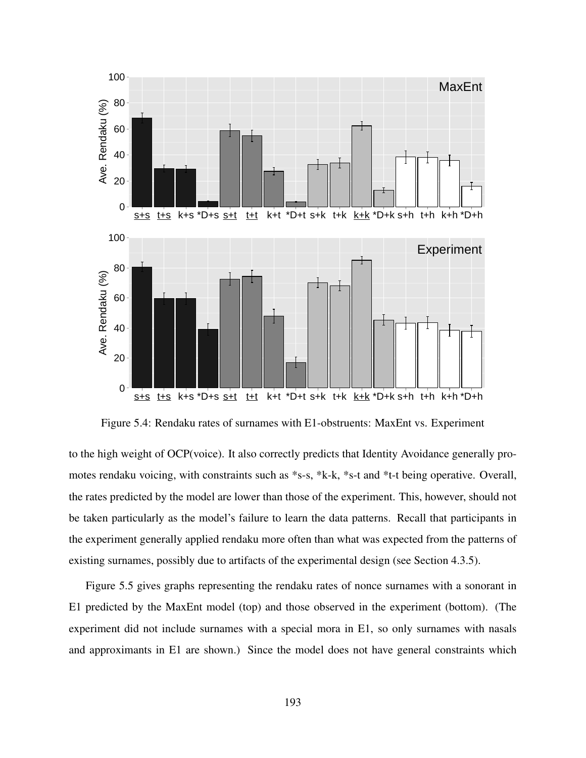Figure 5.4: Rendaku rates of surnames with E1-obstruents: MaxEnt vs. Experiment

to the high weight of OCP(voice). It also correctly predicts that Identity Avoidance generally promotes rendaku voicing, with constraints such as *s-s, *k-k, *s-t and *t-t being operative. Overall, the rates predicted by the model are lower than those of the experiment. This, however, should not be taken particularly as the model's failure to learn the data patterns. Recall that participants in the experiment generally applied rendaku more often than what was expected from the patterns of existing surnames, possibly due to artifacts of the experimental design (see Section 4.3.5).

Figure 5.5 gives graphs representing the rendaku rates of nonce surnames with a sonorant in E1 predicted by the MaxEnt model (top) and those observed in the experiment (bottom). (The experiment did not include surnames with a special mora in E1, so only surnames with nasals and approximants in E1 are shown.) Since the model does not have general constraints which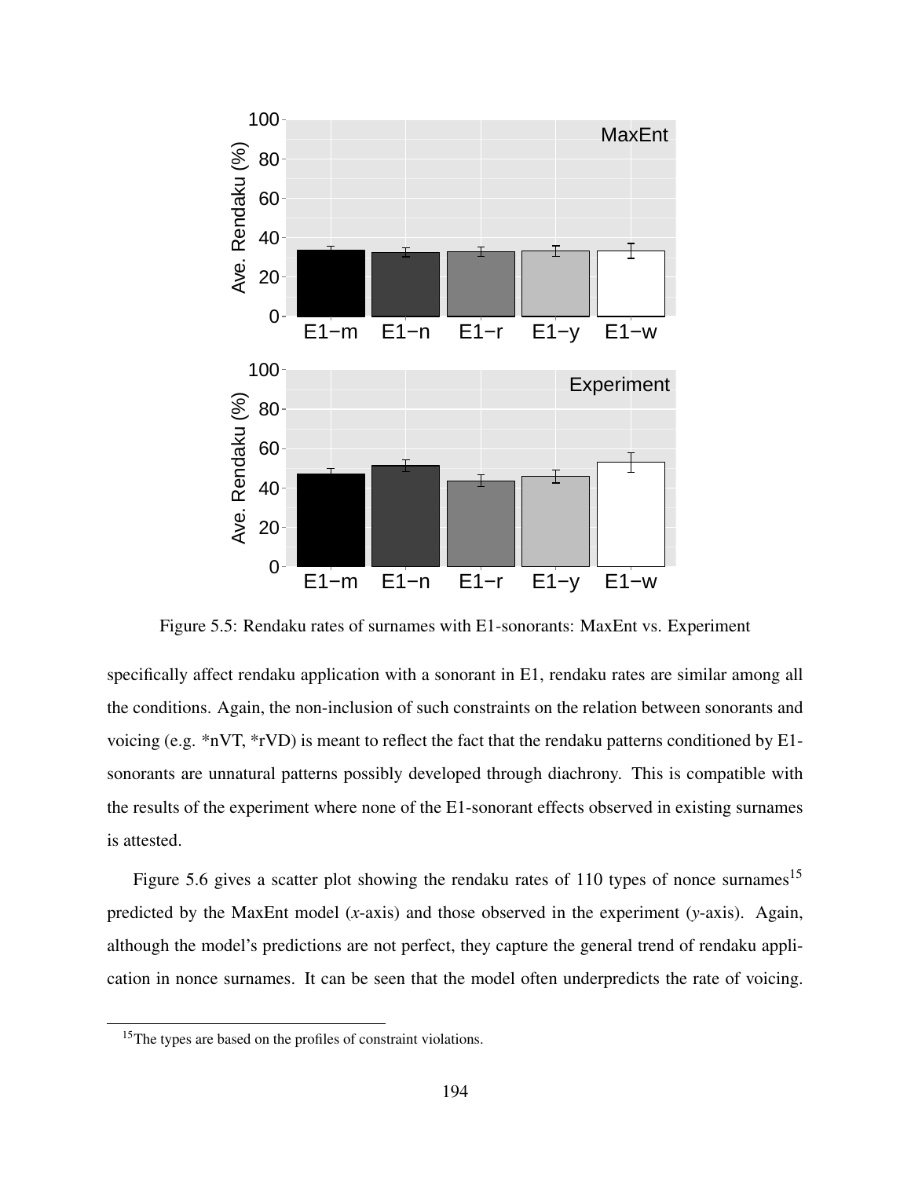Figure 5.5: Rendaku rates of surnames with E1-sonorants: MaxEnt vs. Experiment

specifically affect rendaku application with a sonorant in E1, rendaku rates are similar among all the conditions. Again, the non-inclusion of such constraints on the relation between sonorants and voicing (e.g. *nVT, *rVD) is meant to reflect the fact that the rendaku patterns conditioned by E1-sonorants are unnatural patterns possibly developed through diachrony. This is compatible with the results of the experiment where none of the E1-sonorant effects observed in existing surnames is attested.

Figure 5.6 gives a scatter plot showing the rendaku rates of 110 types of nonce surnames[15] predicted by the MaxEnt model (*x*-axis) and those observed in the experiment (*y*-axis). Again, although the model's predictions are not perfect, they capture the general trend of rendaku application in nonce surnames. It can be seen that the model often underpredicts the rate of voicing.

[15]The types are based on the profiles of constraint violations.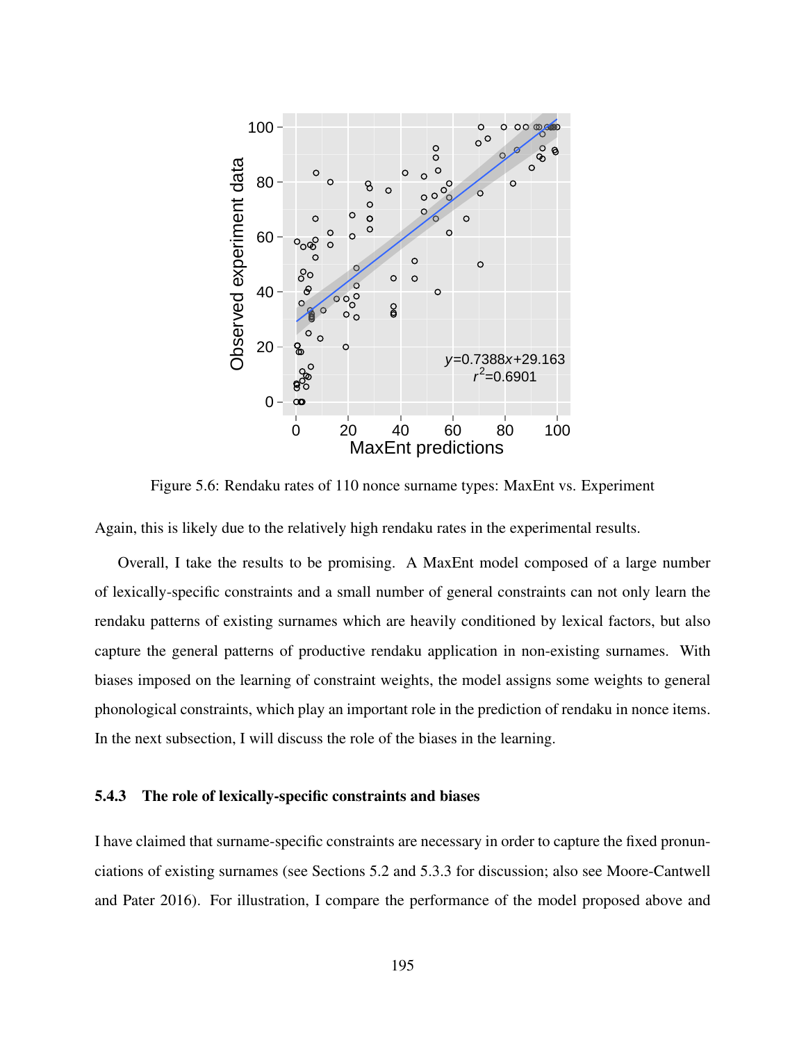Figure 5.6: Rendaku rates of 110 nonce surname types: MaxEnt vs. Experiment

Again, this is likely due to the relatively high rendaku rates in the experimental results.

Overall, I take the results to be promising. A MaxEnt model composed of a large number of lexically-specific constraints and a small number of general constraints can not only learn the rendaku patterns of existing surnames which are heavily conditioned by lexical factors, but also capture the general patterns of productive rendaku application in non-existing surnames. With biases imposed on the learning of constraint weights, the model assigns some weights to general phonological constraints, which play an important role in the prediction of rendaku in nonce items. In the next subsection, I will discuss the role of the biases in the learning.

### 5.4.3 The role of lexically-specific constraints and biases

I have claimed that surname-specific constraints are necessary in order to capture the fixed pronunciations of existing surnames (see Sections 5.2 and 5.3.3 for discussion; also see Moore-Cantwell and Pater 2016). For illustration, I compare the performance of the model proposed above and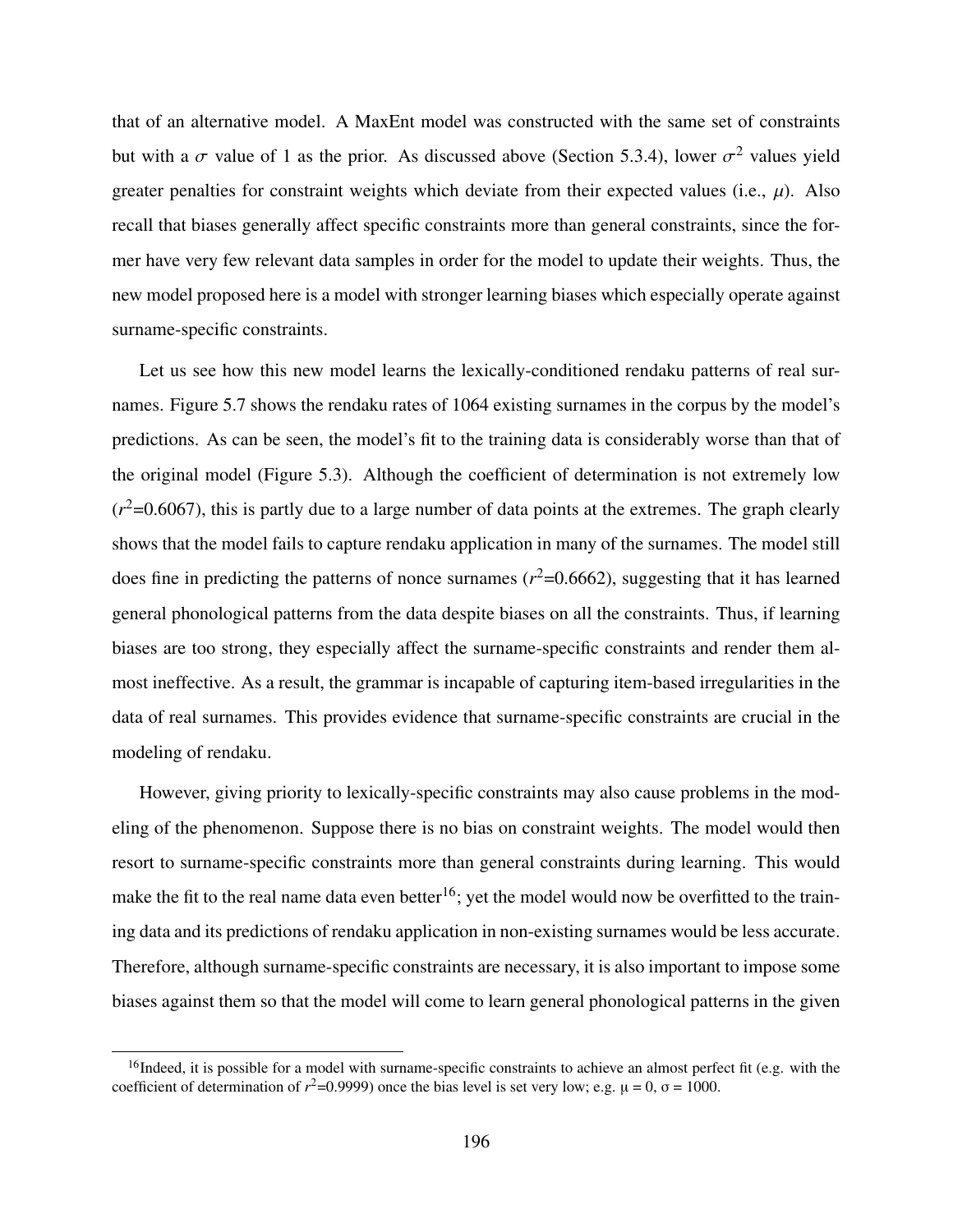that of an alternative model. A MaxEnt model was constructed with the same set of constraints but with a $\sigma$ value of 1 as the prior. As discussed above (Section 5.3.4), lower $\sigma^2$ values yield greater penalties for constraint weights which deviate from their expected values (i.e., $\mu$). Also recall that biases generally affect specific constraints more than general constraints, since the former have very few relevant data samples in order for the model to update their weights. Thus, the new model proposed here is a model with stronger learning biases which especially operate against surname-specific constraints.

Let us see how this new model learns the lexically-conditioned rendaku patterns of real surnames. Figure 5.7 shows the rendaku rates of 1064 existing surnames in the corpus by the model's predictions. As can be seen, the model's fit to the training data is considerably worse than that of the original model (Figure 5.3). Although the coefficient of determination is not extremely low ($r^2$=0.6067), this is partly due to a large number of data points at the extremes. The graph clearly shows that the model fails to capture rendaku application in many of the surnames. The model still does fine in predicting the patterns of nonce surnames ($r^2$=0.6662), suggesting that it has learned general phonological patterns from the data despite biases on all the constraints. Thus, if learning biases are too strong, they especially affect the surname-specific constraints and render them almost ineffective. As a result, the grammar is incapable of capturing item-based irregularities in the data of real surnames. This provides evidence that surname-specific constraints are crucial in the modeling of rendaku.

However, giving priority to lexically-specific constraints may also cause problems in the modeling of the phenomenon. Suppose there is no bias on constraint weights. The model would then resort to surname-specific constraints more than general constraints during learning. This would make the fit to the real name data even better[16]; yet the model would now be overfitted to the training data and its predictions of rendaku application in non-existing surnames would be less accurate. Therefore, although surname-specific constraints are necessary, it is also important to impose some biases against them so that the model will come to learn general phonological patterns in the given

[16] Indeed, it is possible for a model with surname-specific constraints to achieve an almost perfect fit (e.g. with the coefficient of determination of $r^2$=0.9999) once the bias level is set very low; e.g. $\mu$ = 0, $\sigma$ = 1000.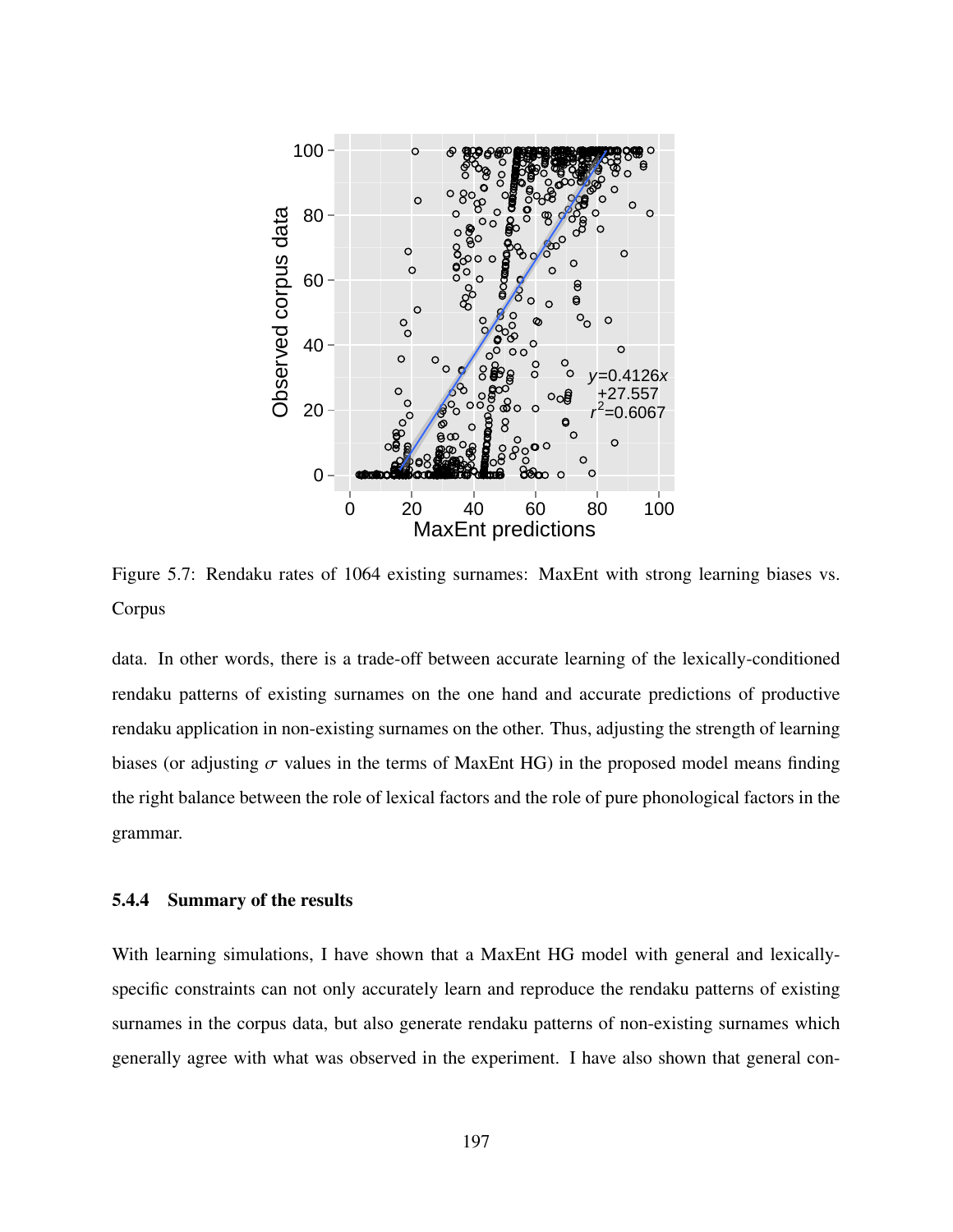Figure 5.7: Rendaku rates of 1064 existing surnames: MaxEnt with strong learning biases vs. Corpus

data. In other words, there is a trade-off between accurate learning of the lexically-conditioned rendaku patterns of existing surnames on the one hand and accurate predictions of productive rendaku application in non-existing surnames on the other. Thus, adjusting the strength of learning biases (or adjusting $\sigma$ values in the terms of MaxEnt HG) in the proposed model means finding the right balance between the role of lexical factors and the role of pure phonological factors in the grammar.

### 5.4.4 Summary of the results

With learning simulations, I have shown that a MaxEnt HG model with general and lexically-specific constraints can not only accurately learn and reproduce the rendaku patterns of existing surnames in the corpus data, but also generate rendaku patterns of non-existing surnames which generally agree with what was observed in the experiment. I have also shown that general con-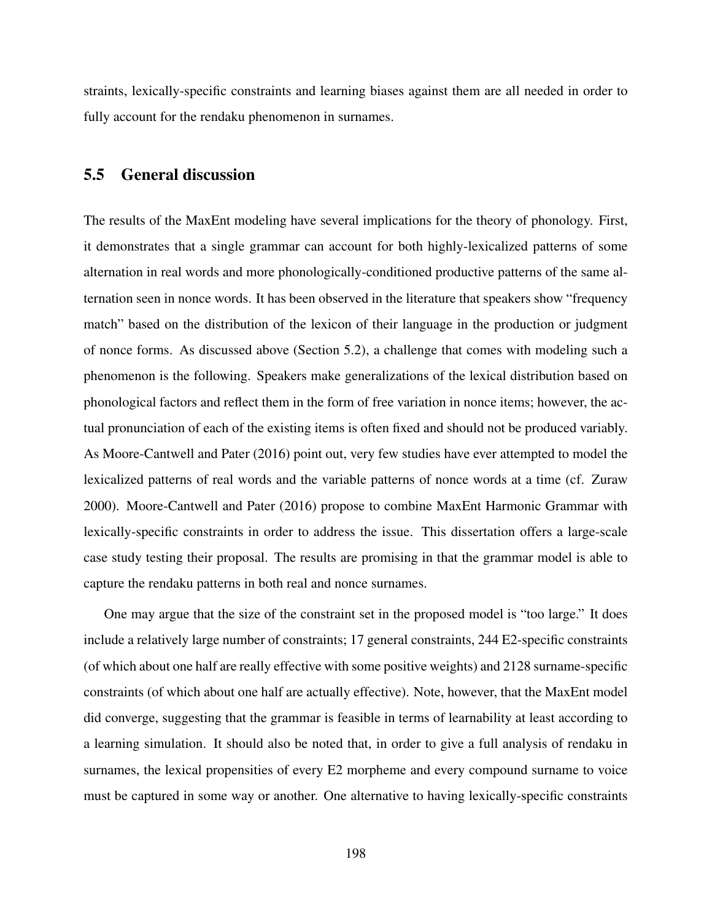straints, lexically-specific constraints and learning biases against them are all needed in order to fully account for the rendaku phenomenon in surnames.

## 5.5 General discussion

The results of the MaxEnt modeling have several implications for the theory of phonology. First, it demonstrates that a single grammar can account for both highly-lexicalized patterns of some alternation in real words and more phonologically-conditioned productive patterns of the same alternation seen in nonce words. It has been observed in the literature that speakers show "frequency match" based on the distribution of the lexicon of their language in the production or judgment of nonce forms. As discussed above (Section 5.2), a challenge that comes with modeling such a phenomenon is the following. Speakers make generalizations of the lexical distribution based on phonological factors and reflect them in the form of free variation in nonce items; however, the actual pronunciation of each of the existing items is often fixed and should not be produced variably. As Moore-Cantwell and Pater (2016) point out, very few studies have ever attempted to model the lexicalized patterns of real words and the variable patterns of nonce words at a time (cf. Zuraw 2000). Moore-Cantwell and Pater (2016) propose to combine MaxEnt Harmonic Grammar with lexically-specific constraints in order to address the issue. This dissertation offers a large-scale case study testing their proposal. The results are promising in that the grammar model is able to capture the rendaku patterns in both real and nonce surnames.

One may argue that the size of the constraint set in the proposed model is "too large." It does include a relatively large number of constraints; 17 general constraints, 244 E2-specific constraints (of which about one half are really effective with some positive weights) and 2128 surname-specific constraints (of which about one half are actually effective). Note, however, that the MaxEnt model did converge, suggesting that the grammar is feasible in terms of learnability at least according to a learning simulation. It should also be noted that, in order to give a full analysis of rendaku in surnames, the lexical propensities of every E2 morpheme and every compound surname to voice must be captured in some way or another. One alternative to having lexically-specific constraints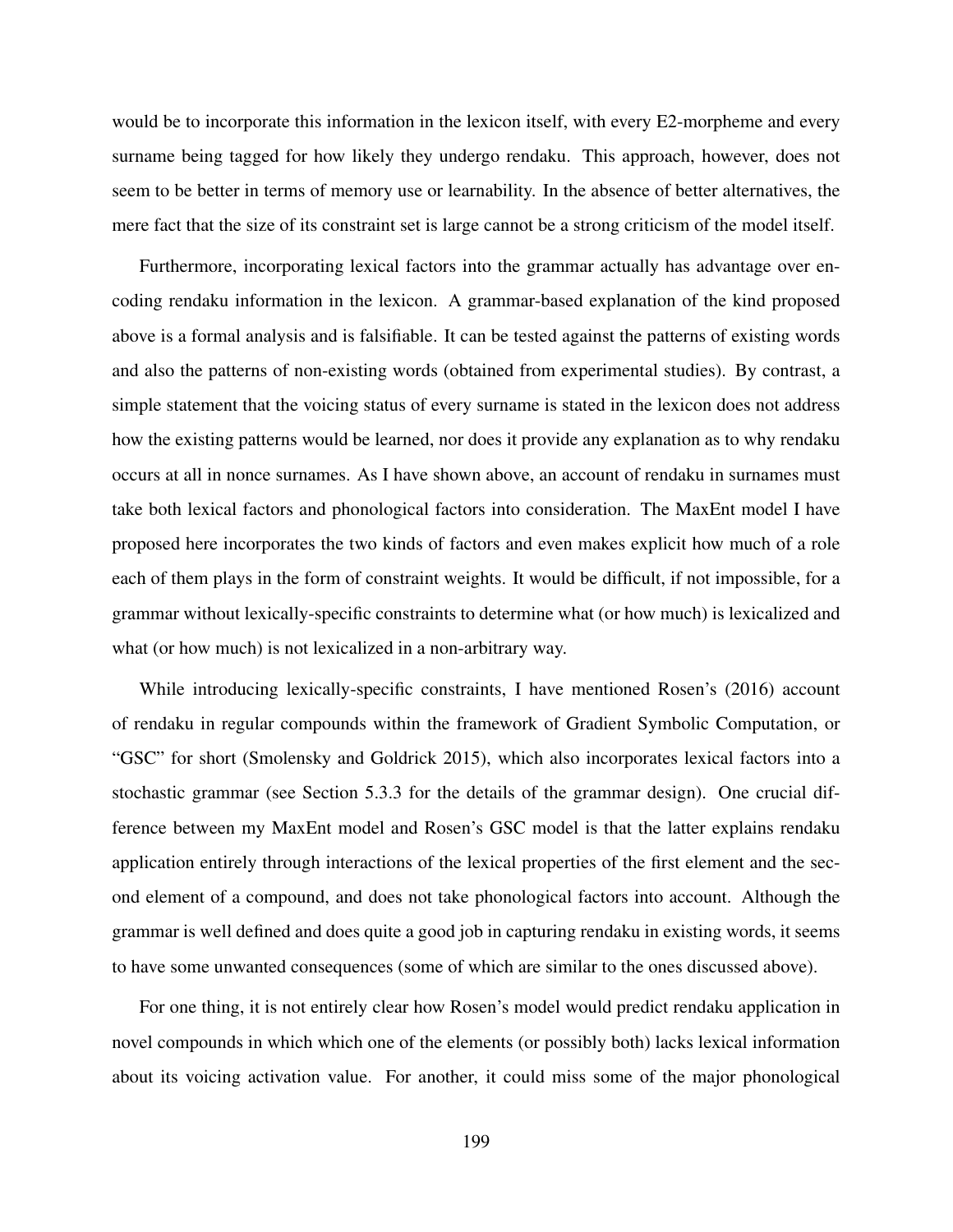would be to incorporate this information in the lexicon itself, with every E2-morpheme and every surname being tagged for how likely they undergo rendaku. This approach, however, does not seem to be better in terms of memory use or learnability. In the absence of better alternatives, the mere fact that the size of its constraint set is large cannot be a strong criticism of the model itself.

Furthermore, incorporating lexical factors into the grammar actually has advantage over encoding rendaku information in the lexicon. A grammar-based explanation of the kind proposed above is a formal analysis and is falsifiable. It can be tested against the patterns of existing words and also the patterns of non-existing words (obtained from experimental studies). By contrast, a simple statement that the voicing status of every surname is stated in the lexicon does not address how the existing patterns would be learned, nor does it provide any explanation as to why rendaku occurs at all in nonce surnames. As I have shown above, an account of rendaku in surnames must take both lexical factors and phonological factors into consideration. The MaxEnt model I have proposed here incorporates the two kinds of factors and even makes explicit how much of a role each of them plays in the form of constraint weights. It would be difficult, if not impossible, for a grammar without lexically-specific constraints to determine what (or how much) is lexicalized and what (or how much) is not lexicalized in a non-arbitrary way.

While introducing lexically-specific constraints, I have mentioned Rosen's (2016) account of rendaku in regular compounds within the framework of Gradient Symbolic Computation, or "GSC" for short (Smolensky and Goldrick 2015), which also incorporates lexical factors into a stochastic grammar (see Section 5.3.3 for the details of the grammar design). One crucial difference between my MaxEnt model and Rosen's GSC model is that the latter explains rendaku application entirely through interactions of the lexical properties of the first element and the second element of a compound, and does not take phonological factors into account. Although the grammar is well defined and does quite a good job in capturing rendaku in existing words, it seems to have some unwanted consequences (some of which are similar to the ones discussed above).

For one thing, it is not entirely clear how Rosen's model would predict rendaku application in novel compounds in which which one of the elements (or possibly both) lacks lexical information about its voicing activation value. For another, it could miss some of the major phonological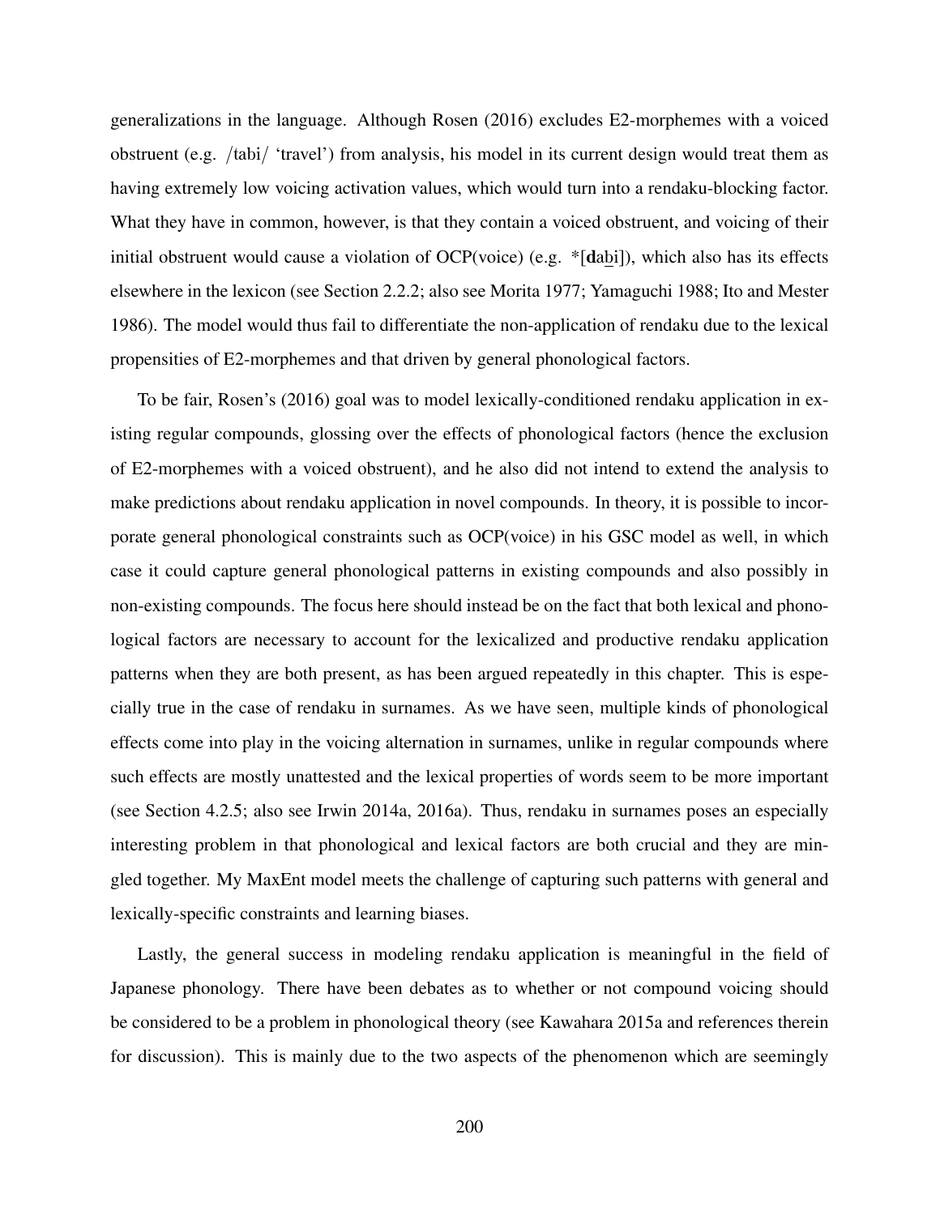generalizations in the language. Although Rosen (2016) excludes E2-morphemes with a voiced obstruent (e.g. /tabi/ 'travel') from analysis, his model in its current design would treat them as having extremely low voicing activation values, which would turn into a rendaku-blocking factor. What they have in common, however, is that they contain a voiced obstruent, and voicing of their initial obstruent would cause a violation of OCP(voice) (e.g. *[**d**a**b**i]), which also has its effects elsewhere in the lexicon (see Section 2.2.2; also see Morita 1977; Yamaguchi 1988; Ito and Mester 1986). The model would thus fail to differentiate the non-application of rendaku due to the lexical propensities of E2-morphemes and that driven by general phonological factors.

To be fair, Rosen's (2016) goal was to model lexically-conditioned rendaku application in existing regular compounds, glossing over the effects of phonological factors (hence the exclusion of E2-morphemes with a voiced obstruent), and he also did not intend to extend the analysis to make predictions about rendaku application in novel compounds. In theory, it is possible to incorporate general phonological constraints such as OCP(voice) in his GSC model as well, in which case it could capture general phonological patterns in existing compounds and also possibly in non-existing compounds. The focus here should instead be on the fact that both lexical and phonological factors are necessary to account for the lexicalized and productive rendaku application patterns when they are both present, as has been argued repeatedly in this chapter. This is especially true in the case of rendaku in surnames. As we have seen, multiple kinds of phonological effects come into play in the voicing alternation in surnames, unlike in regular compounds where such effects are mostly unattested and the lexical properties of words seem to be more important (see Section 4.2.5; also see Irwin 2014a, 2016a). Thus, rendaku in surnames poses an especially interesting problem in that phonological and lexical factors are both crucial and they are mingled together. My MaxEnt model meets the challenge of capturing such patterns with general and lexically-specific constraints and learning biases.

Lastly, the general success in modeling rendaku application is meaningful in the field of Japanese phonology. There have been debates as to whether or not compound voicing should be considered to be a problem in phonological theory (see Kawahara 2015a and references therein for discussion). This is mainly due to the two aspects of the phenomenon which are seemingly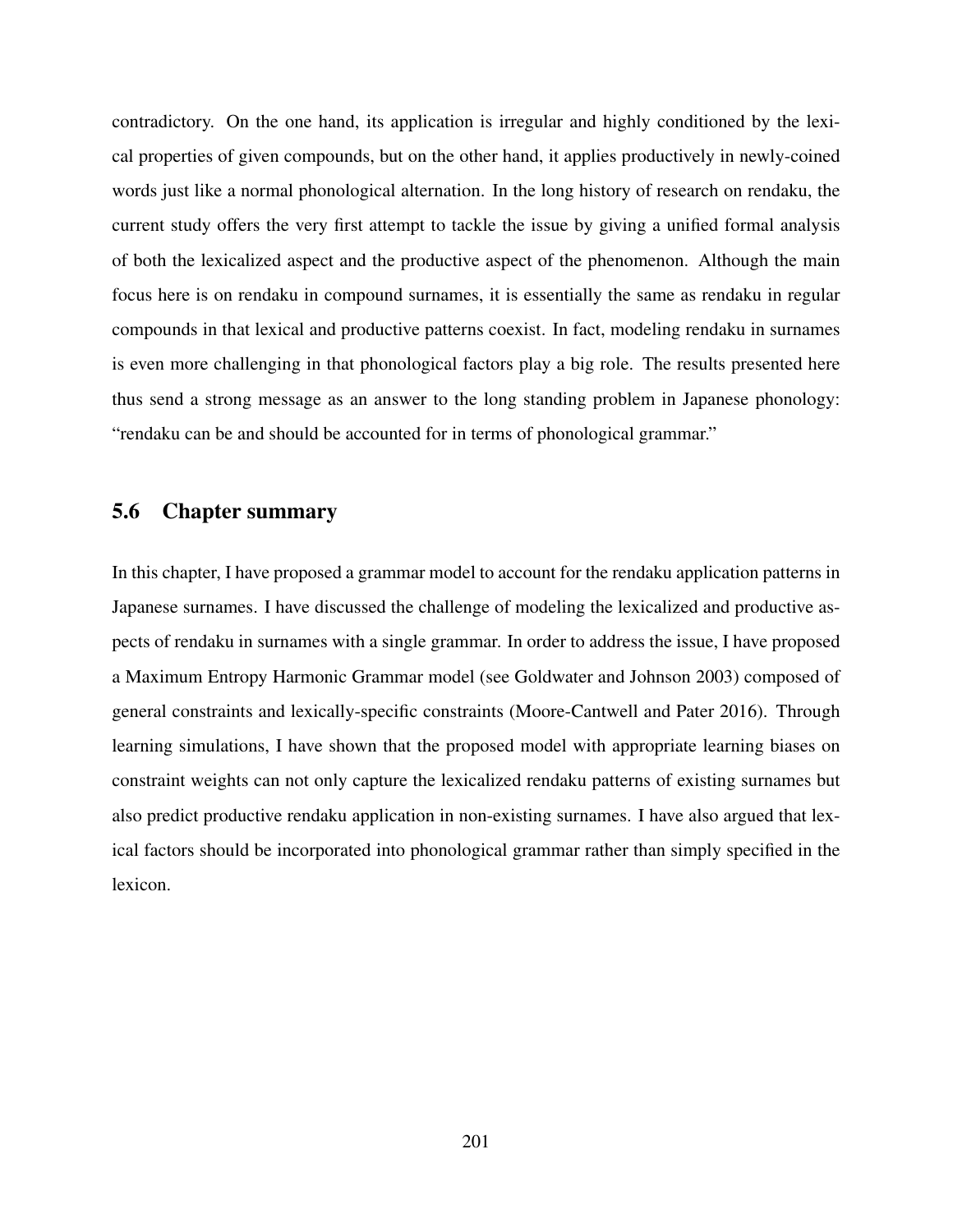contradictory. On the one hand, its application is irregular and highly conditioned by the lexical properties of given compounds, but on the other hand, it applies productively in newly-coined words just like a normal phonological alternation. In the long history of research on rendaku, the current study offers the very first attempt to tackle the issue by giving a unified formal analysis of both the lexicalized aspect and the productive aspect of the phenomenon. Although the main focus here is on rendaku in compound surnames, it is essentially the same as rendaku in regular compounds in that lexical and productive patterns coexist. In fact, modeling rendaku in surnames is even more challenging in that phonological factors play a big role. The results presented here thus send a strong message as an answer to the long standing problem in Japanese phonology: "rendaku can be and should be accounted for in terms of phonological grammar."

## 5.6 Chapter summary

In this chapter, I have proposed a grammar model to account for the rendaku application patterns in Japanese surnames. I have discussed the challenge of modeling the lexicalized and productive aspects of rendaku in surnames with a single grammar. In order to address the issue, I have proposed a Maximum Entropy Harmonic Grammar model (see Goldwater and Johnson 2003) composed of general constraints and lexically-specific constraints (Moore-Cantwell and Pater 2016). Through learning simulations, I have shown that the proposed model with appropriate learning biases on constraint weights can not only capture the lexicalized rendaku patterns of existing surnames but also predict productive rendaku application in non-existing surnames. I have also argued that lexical factors should be incorporated into phonological grammar rather than simply specified in the lexicon.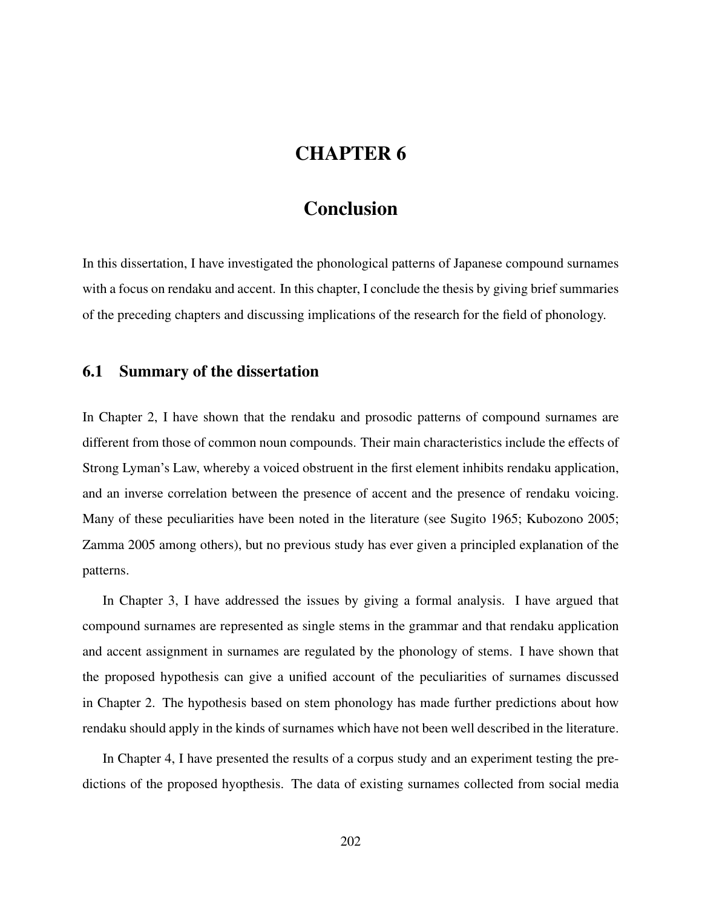# CHAPTER 6

# Conclusion

In this dissertation, I have investigated the phonological patterns of Japanese compound surnames with a focus on rendaku and accent. In this chapter, I conclude the thesis by giving brief summaries of the preceding chapters and discussing implications of the research for the field of phonology.

## 6.1 Summary of the dissertation

In Chapter 2, I have shown that the rendaku and prosodic patterns of compound surnames are different from those of common noun compounds. Their main characteristics include the effects of Strong Lyman's Law, whereby a voiced obstruent in the first element inhibits rendaku application, and an inverse correlation between the presence of accent and the presence of rendaku voicing. Many of these peculiarities have been noted in the literature (see Sugito 1965; Kubozono 2005; Zamma 2005 among others), but no previous study has ever given a principled explanation of the patterns.

In Chapter 3, I have addressed the issues by giving a formal analysis. I have argued that compound surnames are represented as single stems in the grammar and that rendaku application and accent assignment in surnames are regulated by the phonology of stems. I have shown that the proposed hypothesis can give a unified account of the peculiarities of surnames discussed in Chapter 2. The hypothesis based on stem phonology has made further predictions about how rendaku should apply in the kinds of surnames which have not been well described in the literature.

In Chapter 4, I have presented the results of a corpus study and an experiment testing the predictions of the proposed hyopthesis. The data of existing surnames collected from social media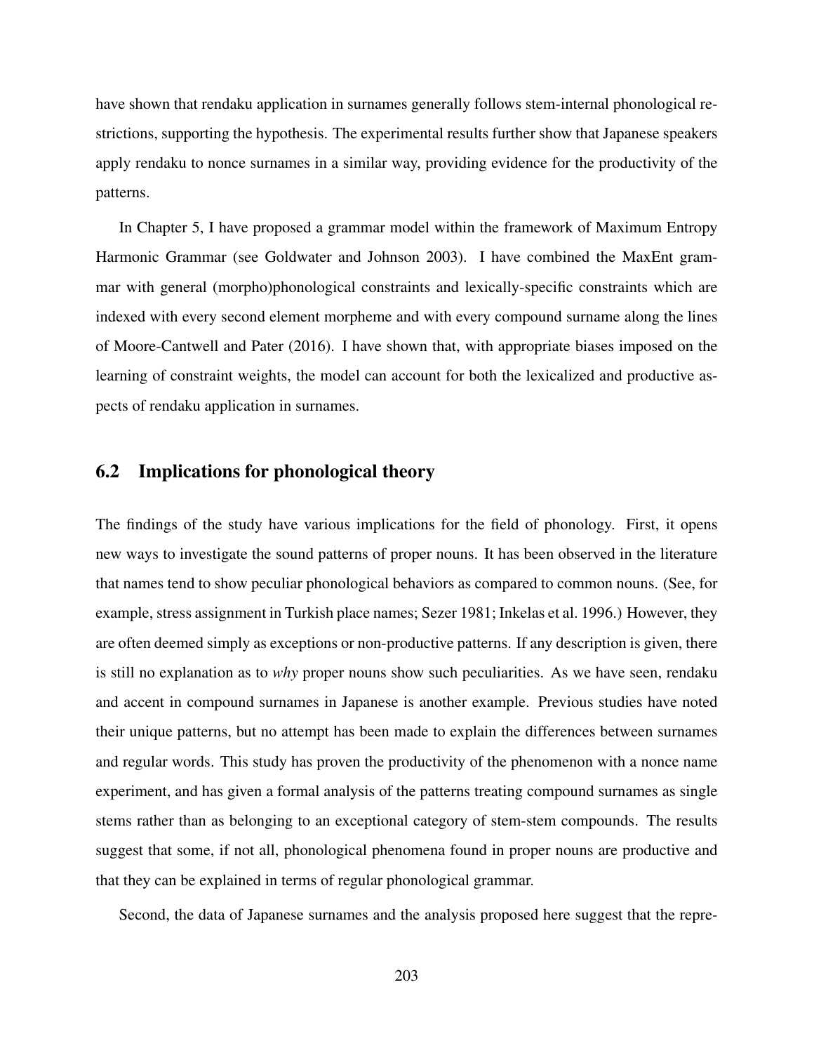have shown that rendaku application in surnames generally follows stem-internal phonological restrictions, supporting the hypothesis. The experimental results further show that Japanese speakers apply rendaku to nonce surnames in a similar way, providing evidence for the productivity of the patterns.

In Chapter 5, I have proposed a grammar model within the framework of Maximum Entropy Harmonic Grammar (see Goldwater and Johnson 2003). I have combined the MaxEnt grammar with general (morpho)phonological constraints and lexically-specific constraints which are indexed with every second element morpheme and with every compound surname along the lines of Moore-Cantwell and Pater (2016). I have shown that, with appropriate biases imposed on the learning of constraint weights, the model can account for both the lexicalized and productive aspects of rendaku application in surnames.

## 6.2 Implications for phonological theory

The findings of the study have various implications for the field of phonology. First, it opens new ways to investigate the sound patterns of proper nouns. It has been observed in the literature that names tend to show peculiar phonological behaviors as compared to common nouns. (See, for example, stress assignment in Turkish place names; Sezer 1981; Inkelas et al. 1996.) However, they are often deemed simply as exceptions or non-productive patterns. If any description is given, there is still no explanation as to *why* proper nouns show such peculiarities. As we have seen, rendaku and accent in compound surnames in Japanese is another example. Previous studies have noted their unique patterns, but no attempt has been made to explain the differences between surnames and regular words. This study has proven the productivity of the phenomenon with a nonce name experiment, and has given a formal analysis of the patterns treating compound surnames as single stems rather than as belonging to an exceptional category of stem-stem compounds. The results suggest that some, if not all, phonological phenomena found in proper nouns are productive and that they can be explained in terms of regular phonological grammar.

Second, the data of Japanese surnames and the analysis proposed here suggest that the repre-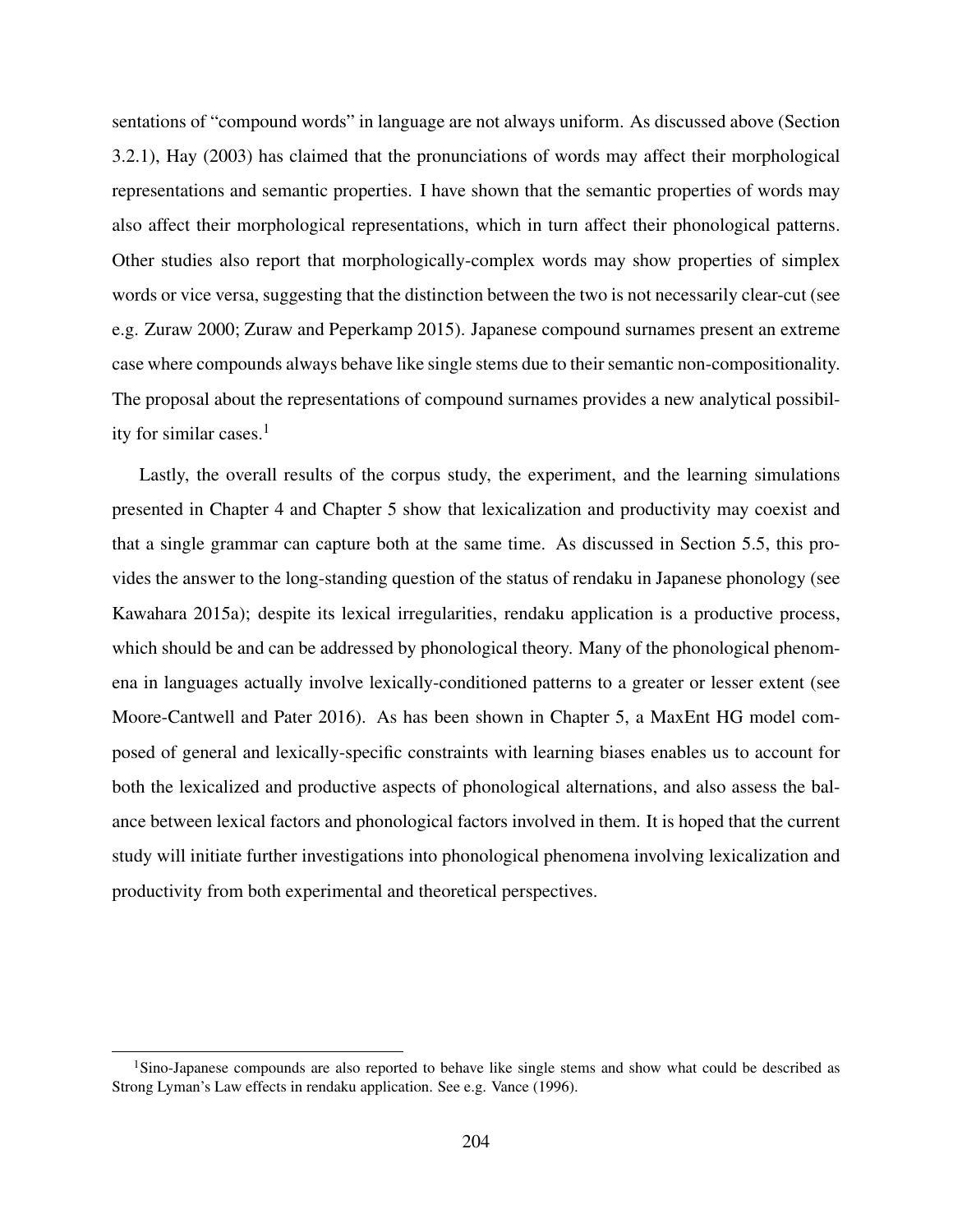sentations of "compound words" in language are not always uniform. As discussed above (Section 3.2.1), Hay (2003) has claimed that the pronunciations of words may affect their morphological representations and semantic properties. I have shown that the semantic properties of words may also affect their morphological representations, which in turn affect their phonological patterns. Other studies also report that morphologically-complex words may show properties of simplex words or vice versa, suggesting that the distinction between the two is not necessarily clear-cut (see e.g. Zuraw 2000; Zuraw and Peperkamp 2015). Japanese compound surnames present an extreme case where compounds always behave like single stems due to their semantic non-compositionality. The proposal about the representations of compound surnames provides a new analytical possibility for similar cases.[1]

Lastly, the overall results of the corpus study, the experiment, and the learning simulations presented in Chapter 4 and Chapter 5 show that lexicalization and productivity may coexist and that a single grammar can capture both at the same time. As discussed in Section 5.5, this provides the answer to the long-standing question of the status of rendaku in Japanese phonology (see Kawahara 2015a); despite its lexical irregularities, rendaku application is a productive process, which should be and can be addressed by phonological theory. Many of the phonological phenomena in languages actually involve lexically-conditioned patterns to a greater or lesser extent (see Moore-Cantwell and Pater 2016). As has been shown in Chapter 5, a MaxEnt HG model composed of general and lexically-specific constraints with learning biases enables us to account for both the lexicalized and productive aspects of phonological alternations, and also assess the balance between lexical factors and phonological factors involved in them. It is hoped that the current study will initiate further investigations into phonological phenomena involving lexicalization and productivity from both experimental and theoretical perspectives.

[1] Sino-Japanese compounds are also reported to behave like single stems and show what could be described as Strong Lyman's Law effects in rendaku application. See e.g. Vance (1996).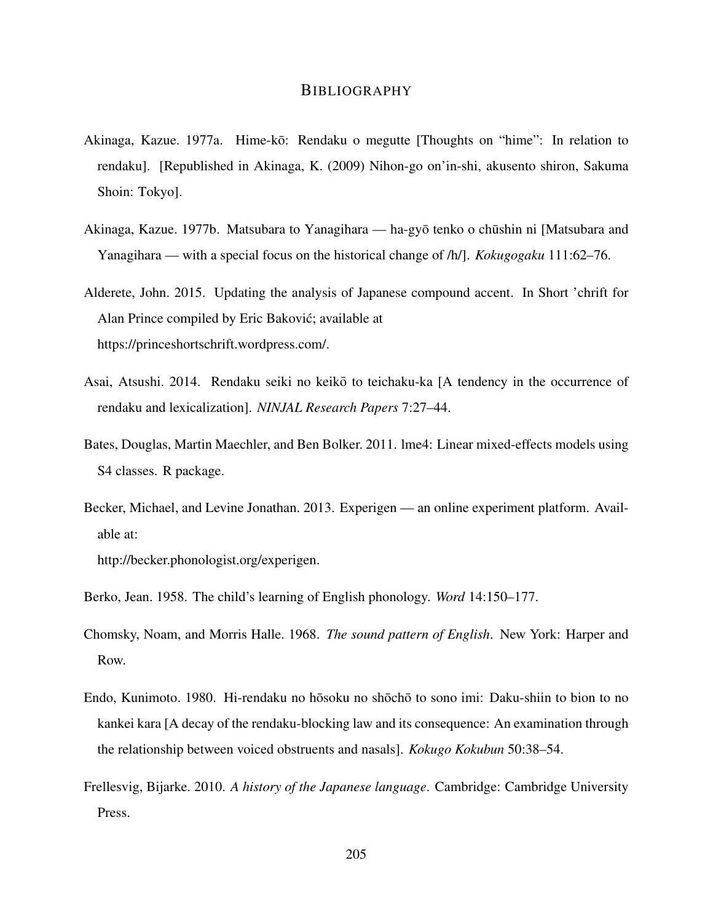# BIBLIOGRAPHY

Akinaga, Kazue. 1977a. Hime-kō: Rendaku o megutte [Thoughts on "hime": In relation to rendaku]. [Republished in Akinaga, K. (2009) Nihon-go on'in-shi, akusento shiron, Sakuma Shoin: Tokyo].

Akinaga, Kazue. 1977b. Matsubara to Yanagihara — ha-gyō tenko o chūshin ni [Matsubara and Yanagihara — with a special focus on the historical change of /h/]. *Kokugogaku* 111:62–76.

Alderete, John. 2015. Updating the analysis of Japanese compound accent. In Short 'chrift for Alan Prince compiled by Eric Baković; available at https://princeshortschrift.wordpress.com/.

Asai, Atsushi. 2014. Rendaku seiki no keikō to teichaku-ka [A tendency in the occurrence of rendaku and lexicalization]. *NINJAL Research Papers* 7:27–44.

Bates, Douglas, Martin Maechler, and Ben Bolker. 2011. lme4: Linear mixed-effects models using S4 classes. R package.

Becker, Michael, and Levine Jonathan. 2013. Experigen — an online experiment platform. Available at: http://becker.phonologist.org/experigen.

Berko, Jean. 1958. The child's learning of English phonology. *Word* 14:150–177.

Chomsky, Noam, and Morris Halle. 1968. *The sound pattern of English*. New York: Harper and Row.

Endo, Kunimoto. 1980. Hi-rendaku no hōsoku no shōchō to sono imi: Daku-shiin to bion to no kankei kara [A decay of the rendaku-blocking law and its consequence: An examination through the relationship between voiced obstruents and nasals]. *Kokugo Kokubun* 50:38–54.

Frellesvig, Bjarke. 2010. *A history of the Japanese language*. Cambridge: Cambridge University Press.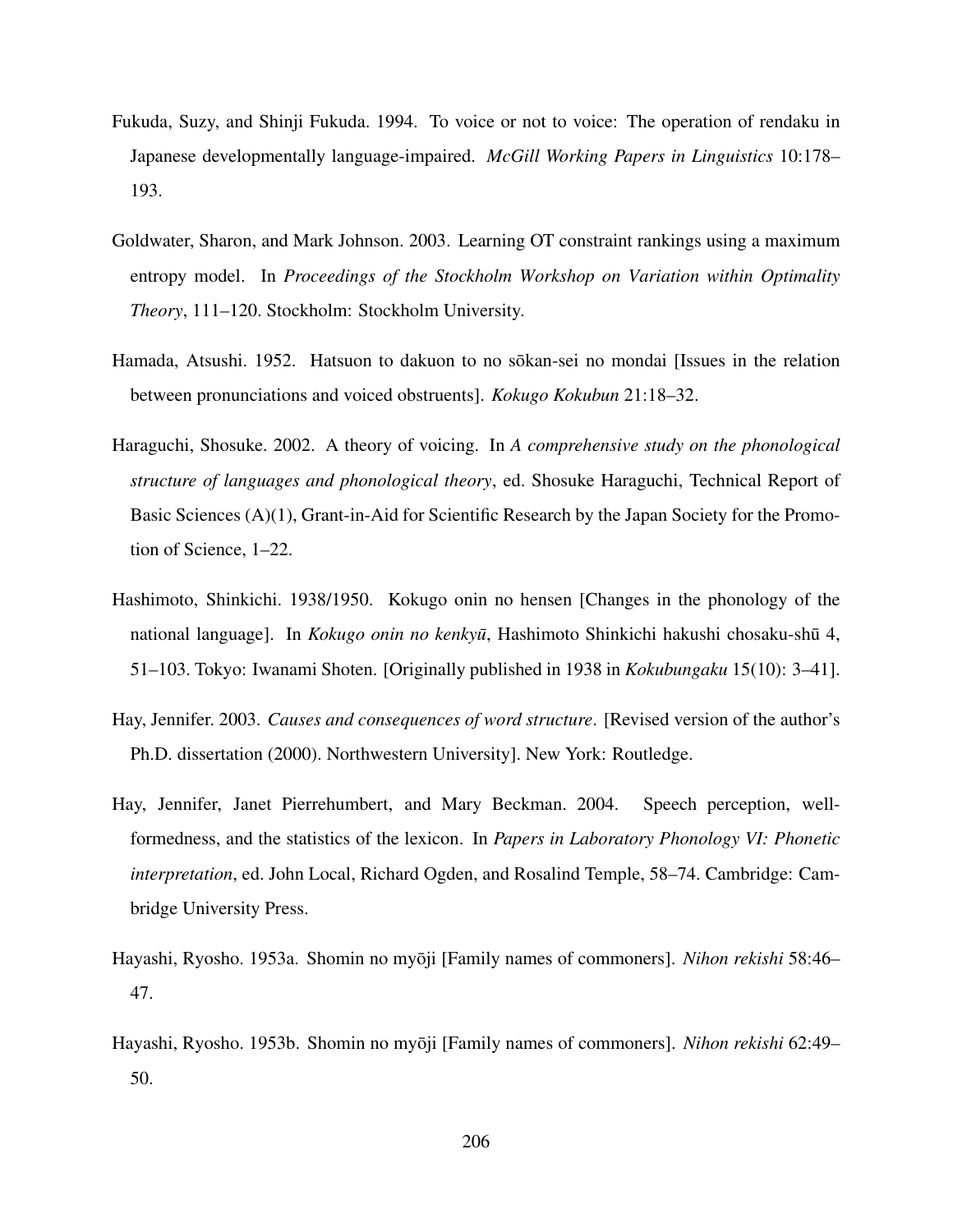Fukuda, Suzy, and Shinji Fukuda. 1994. To voice or not to voice: The operation of rendaku in Japanese developmentally language-impaired. *McGill Working Papers in Linguistics* 10:178–193.

Goldwater, Sharon, and Mark Johnson. 2003. Learning OT constraint rankings using a maximum entropy model. In *Proceedings of the Stockholm Workshop on Variation within Optimality Theory*, 111–120. Stockholm: Stockholm University.

Hamada, Atsushi. 1952. Hatsuon to dakuon to no sōkan-sei no mondai [Issues in the relation between pronunciations and voiced obstruents]. *Kokugo Kokubun* 21:18–32.

Haraguchi, Shosuke. 2002. A theory of voicing. In *A comprehensive study on the phonological structure of languages and phonological theory*, ed. Shosuke Haraguchi, Technical Report of Basic Sciences (A)(1), Grant-in-Aid for Scientific Research by the Japan Society for the Promotion of Science, 1–22.

Hashimoto, Shinkichi. 1938/1950. Kokugo onin no hensen [Changes in the phonology of the national language]. In *Kokugo onin no kenkyū*, Hashimoto Shinkichi hakushi chosaku-shū 4, 51–103. Tokyo: Iwanami Shoten. [Originally published in 1938 in *Kokubungaku* 15(10): 3–41].

Hay, Jennifer. 2003. *Causes and consequences of word structure*. [Revised version of the author's Ph.D. dissertation (2000). Northwestern University]. New York: Routledge.

Hay, Jennifer, Janet Pierrehumbert, and Mary Beckman. 2004. Speech perception, well-formedness, and the statistics of the lexicon. In *Papers in Laboratory Phonology VI: Phonetic interpretation*, ed. John Local, Richard Ogden, and Rosalind Temple, 58–74. Cambridge: Cambridge University Press.

Hayashi, Ryosho. 1953a. Shomin no myōji [Family names of commoners]. *Nihon rekishi* 58:46–47.

Hayashi, Ryosho. 1953b. Shomin no myōji [Family names of commoners]. *Nihon rekishi* 62:49–50.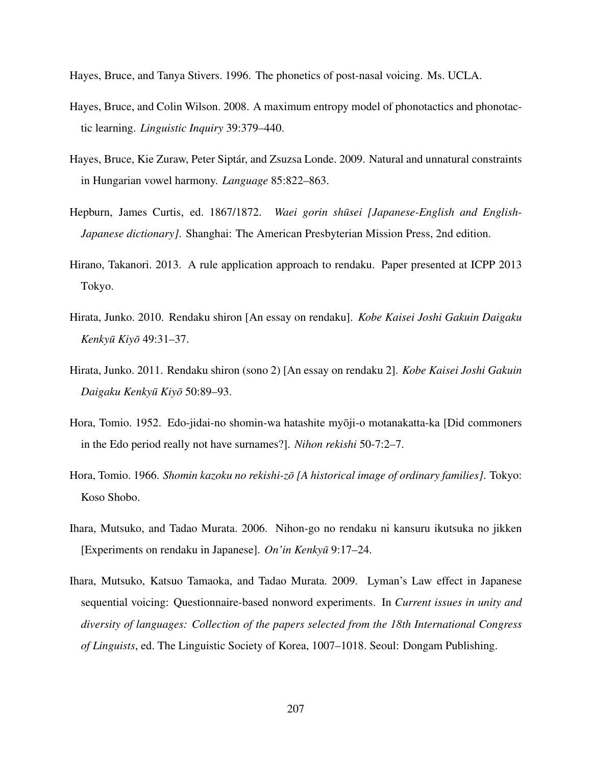Hayes, Bruce, and Tanya Stivers. 1996. The phonetics of post-nasal voicing. Ms. UCLA.

Hayes, Bruce, and Colin Wilson. 2008. A maximum entropy model of phonotactics and phonotactic learning. *Linguistic Inquiry* 39:379–440.

Hayes, Bruce, Kie Zuraw, Peter Siptár, and Zsuzsa Londe. 2009. Natural and unnatural constraints in Hungarian vowel harmony. *Language* 85:822–863.

Hepburn, James Curtis, ed. 1867/1872. *Waei gorin shūsei [Japanese-English and English-Japanese dictionary]*. Shanghai: The American Presbyterian Mission Press, 2nd edition.

Hirano, Takanori. 2013. A rule application approach to rendaku. Paper presented at ICPP 2013 Tokyo.

Hirata, Junko. 2010. Rendaku shiron [An essay on rendaku]. *Kobe Kaisei Joshi Gakuin Daigaku Kenkyū Kiyō* 49:31–37.

Hirata, Junko. 2011. Rendaku shiron (sono 2) [An essay on rendaku 2]. *Kobe Kaisei Joshi Gakuin Daigaku Kenkyū Kiyō* 50:89–93.

Hora, Tomio. 1952. Edo-jidai-no shomin-wa hatashite myōji-o motanakatta-ka [Did commoners in the Edo period really not have surnames?]. *Nihon rekishi* 50-7:2–7.

Hora, Tomio. 1966. *Shomin kazoku no rekishi-zō [A historical image of ordinary families]*. Tokyo: Koso Shobo.

Ihara, Mutsuko, and Tadao Murata. 2006. Nihon-go no rendaku ni kansuru ikutsuka no jikken [Experiments on rendaku in Japanese]. *On'in Kenkyū* 9:17–24.

Ihara, Mutsuko, Katsuo Tamaoka, and Tadao Murata. 2009. Lyman's Law effect in Japanese sequential voicing: Questionnaire-based nonword experiments. In *Current issues in unity and diversity of languages: Collection of the papers selected from the 18th International Congress of Linguists*, ed. The Linguistic Society of Korea, 1007–1018. Seoul: Dongam Publishing.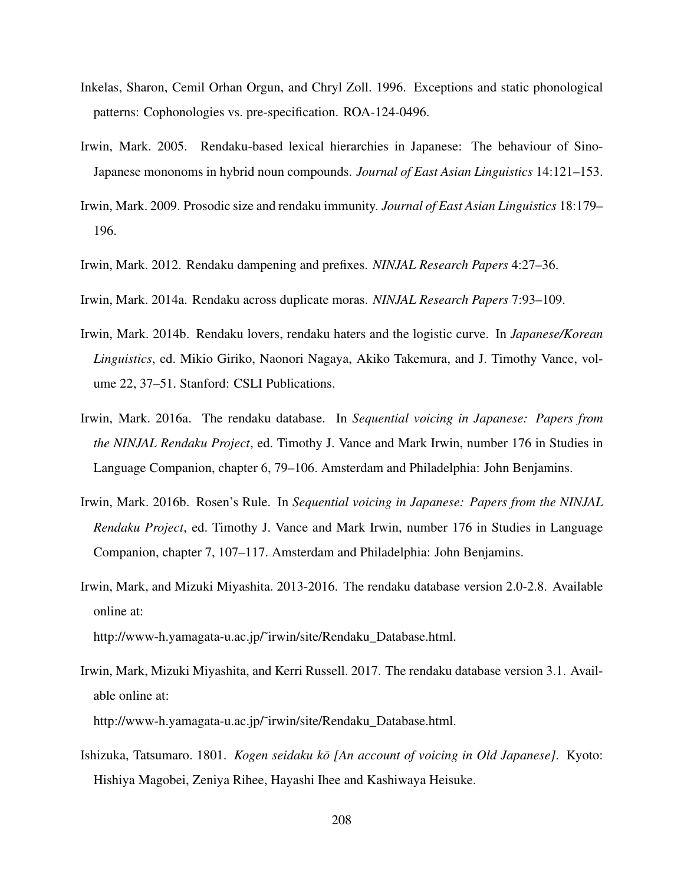Inkelas, Sharon, Cemil Orhan Orgun, and Chryl Zoll. 1996. Exceptions and static phonological patterns: Cophonologies vs. pre-specification. ROA-124-0496.

Irwin, Mark. 2005. Rendaku-based lexical hierarchies in Japanese: The behaviour of Sino-Japanese mononoms in hybrid noun compounds. *Journal of East Asian Linguistics* 14:121–153.

Irwin, Mark. 2009. Prosodic size and rendaku immunity. *Journal of East Asian Linguistics* 18:179–196.

Irwin, Mark. 2012. Rendaku dampening and prefixes. *NINJAL Research Papers* 4:27–36.

Irwin, Mark. 2014a. Rendaku across duplicate moras. *NINJAL Research Papers* 7:93–109.

Irwin, Mark. 2014b. Rendaku lovers, rendaku haters and the logistic curve. In *Japanese/Korean Linguistics*, ed. Mikio Giriko, Naonori Nagaya, Akiko Takemura, and J. Timothy Vance, volume 22, 37–51. Stanford: CSLI Publications.

Irwin, Mark. 2016a. The rendaku database. In *Sequential voicing in Japanese: Papers from the NINJAL Rendaku Project*, ed. Timothy J. Vance and Mark Irwin, number 176 in Studies in Language Companion, chapter 6, 79–106. Amsterdam and Philadelphia: John Benjamins.

Irwin, Mark. 2016b. Rosen's Rule. In *Sequential voicing in Japanese: Papers from the NINJAL Rendaku Project*, ed. Timothy J. Vance and Mark Irwin, number 176 in Studies in Language Companion, chapter 7, 107–117. Amsterdam and Philadelphia: John Benjamins.

Irwin, Mark, and Mizuki Miyashita. 2013-2016. The rendaku database version 2.0-2.8. Available online at:
http://www-h.yamagata-u.ac.jp/˜irwin/site/Rendaku_Database.html.

Irwin, Mark, Mizuki Miyashita, and Kerri Russell. 2017. The rendaku database version 3.1. Available online at:
http://www-h.yamagata-u.ac.jp/˜irwin/site/Rendaku_Database.html.

Ishizuka, Tatsumaro. 1801. *Kogen seidaku kō [An account of voicing in Old Japanese]*. Kyoto: Hishiya Magobei, Zeniya Rihee, Hayashi Ihee and Kashiwaya Heisuke.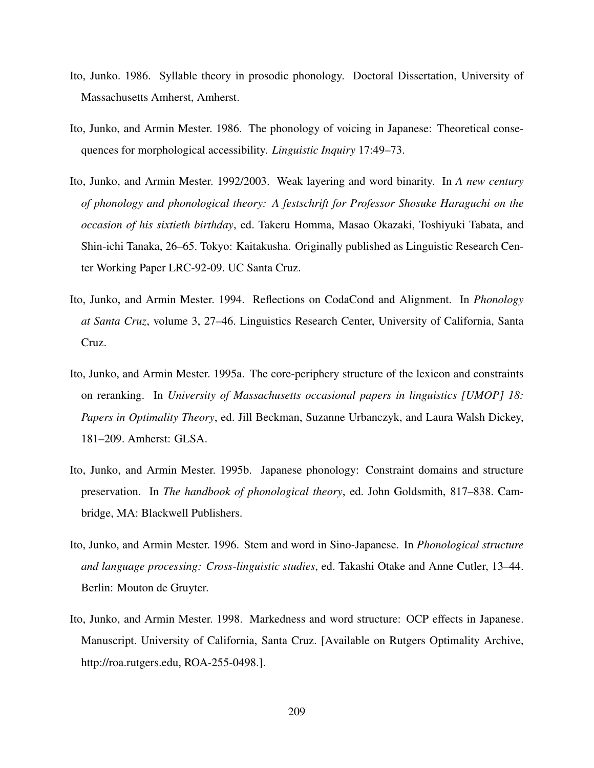Ito, Junko. 1986. Syllable theory in prosodic phonology. Doctoral Dissertation, University of Massachusetts Amherst, Amherst.

Ito, Junko, and Armin Mester. 1986. The phonology of voicing in Japanese: Theoretical consequences for morphological accessibility. *Linguistic Inquiry* 17:49–73.

Ito, Junko, and Armin Mester. 1992/2003. Weak layering and word binarity. In *A new century of phonology and phonological theory: A festschrift for Professor Shosuke Haraguchi on the occasion of his sixtieth birthday*, ed. Takeru Homma, Masao Okazaki, Toshiyuki Tabata, and Shin-ichi Tanaka, 26–65. Tokyo: Kaitakusha. Originally published as Linguistic Research Center Working Paper LRC-92-09. UC Santa Cruz.

Ito, Junko, and Armin Mester. 1994. Reflections on CodaCond and Alignment. In *Phonology at Santa Cruz*, volume 3, 27–46. Linguistics Research Center, University of California, Santa Cruz.

Ito, Junko, and Armin Mester. 1995a. The core-periphery structure of the lexicon and constraints on reranking. In *University of Massachusetts occasional papers in linguistics [UMOP] 18: Papers in Optimality Theory*, ed. Jill Beckman, Suzanne Urbanczyk, and Laura Walsh Dickey, 181–209. Amherst: GLSA.

Ito, Junko, and Armin Mester. 1995b. Japanese phonology: Constraint domains and structure preservation. In *The handbook of phonological theory*, ed. John Goldsmith, 817–838. Cambridge, MA: Blackwell Publishers.

Ito, Junko, and Armin Mester. 1996. Stem and word in Sino-Japanese. In *Phonological structure and language processing: Cross-linguistic studies*, ed. Takashi Otake and Anne Cutler, 13–44. Berlin: Mouton de Gruyter.

Ito, Junko, and Armin Mester. 1998. Markedness and word structure: OCP effects in Japanese. Manuscript. University of California, Santa Cruz. [Available on Rutgers Optimality Archive, http://roa.rutgers.edu, ROA-255-0498.].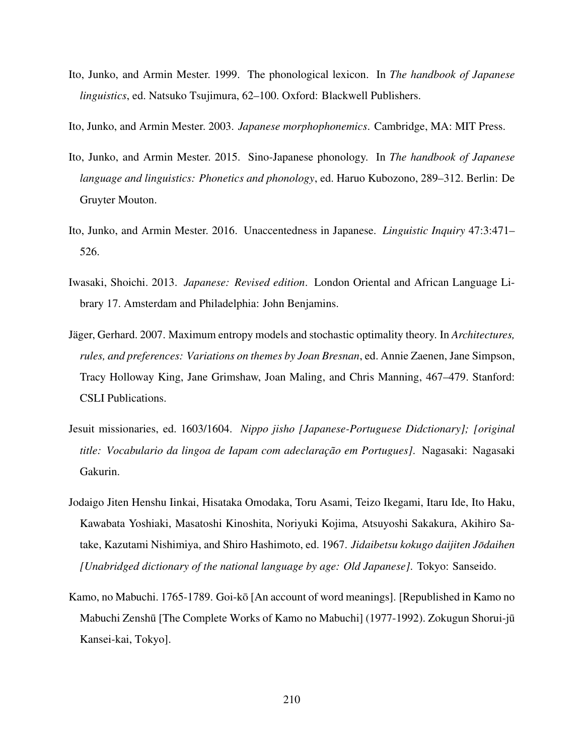Ito, Junko, and Armin Mester. 1999. The phonological lexicon. In *The handbook of Japanese linguistics*, ed. Natsuko Tsujimura, 62–100. Oxford: Blackwell Publishers.

Ito, Junko, and Armin Mester. 2003. *Japanese morphophonemics*. Cambridge, MA: MIT Press.

Ito, Junko, and Armin Mester. 2015. Sino-Japanese phonology. In *The handbook of Japanese language and linguistics: Phonetics and phonology*, ed. Haruo Kubozono, 289–312. Berlin: De Gruyter Mouton.

Ito, Junko, and Armin Mester. 2016. Unaccentedness in Japanese. *Linguistic Inquiry* 47:3:471–526.

Iwasaki, Shoichi. 2013. *Japanese: Revised edition*. London Oriental and African Language Library 17. Amsterdam and Philadelphia: John Benjamins.

Jäger, Gerhard. 2007. Maximum entropy models and stochastic optimality theory. In *Architectures, rules, and preferences: Variations on themes by Joan Bresnan*, ed. Annie Zaenen, Jane Simpson, Tracy Holloway King, Jane Grimshaw, Joan Maling, and Chris Manning, 467–479. Stanford: CSLI Publications.

Jesuit missionaries, ed. 1603/1604. *Nippo jisho [Japanese-Portuguese Didctionary]; [original title: Vocabulario da lingoa de Iapam com adeclaração em Portugues]*. Nagasaki: Nagasaki Gakurin.

Jodaigo Jiten Henshu Iinkai, Hisataka Omodaka, Toru Asami, Teizo Ikegami, Itaru Ide, Ito Haku, Kawabata Yoshiaki, Masatoshi Kinoshita, Noriyuki Kojima, Atsuyoshi Sakakura, Akihiro Satake, Kazutami Nishimiya, and Shiro Hashimoto, ed. 1967. *Jidaibetsu kokugo daijiten Jōdaihen [Unabridged dictionary of the national language by age: Old Japanese]*. Tokyo: Sanseido.

Kamo, no Mabuchi. 1765-1789. Goi-kō [An account of word meanings]. [Republished in Kamo no Mabuchi Zenshū [The Complete Works of Kamo no Mabuchi] (1977-1992). Zokugun Shorui-jū Kansei-kai, Tokyo].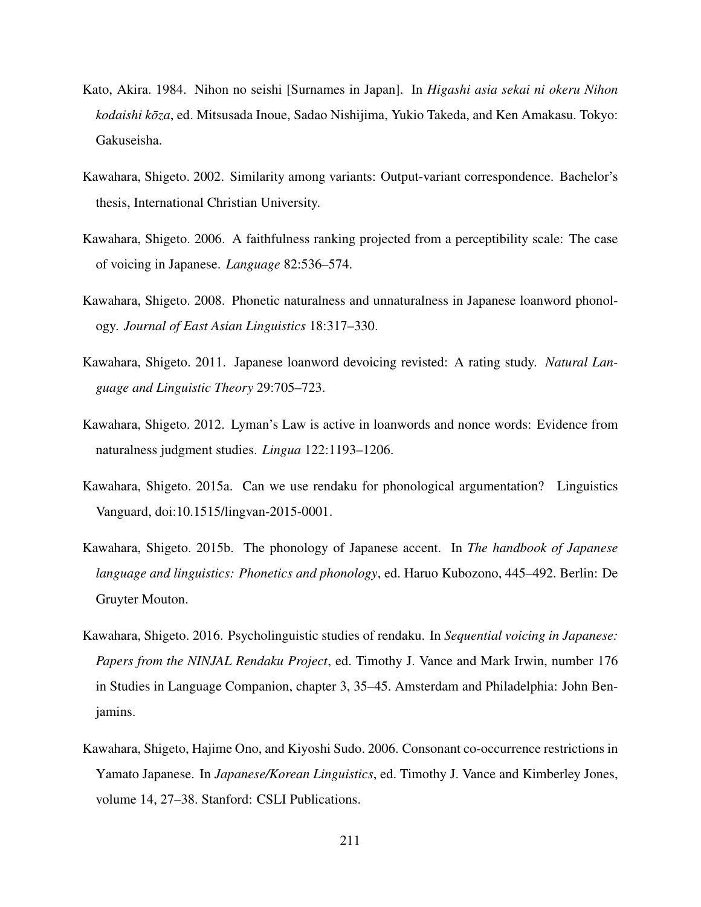Kato, Akira. 1984. Nihon no seishi [Surnames in Japan]. In *Higashi asia sekai ni okeru Nihon kodaishi kōza*, ed. Mitsusada Inoue, Sadao Nishijima, Yukio Takeda, and Ken Amakasu. Tokyo: Gakuseisha.

Kawahara, Shigeto. 2002. Similarity among variants: Output-variant correspondence. Bachelor's thesis, International Christian University.

Kawahara, Shigeto. 2006. A faithfulness ranking projected from a perceptibility scale: The case of voicing in Japanese. *Language* 82:536–574.

Kawahara, Shigeto. 2008. Phonetic naturalness and unnaturalness in Japanese loanword phonology. *Journal of East Asian Linguistics* 18:317–330.

Kawahara, Shigeto. 2011. Japanese loanword devoicing revisted: A rating study. *Natural Language and Linguistic Theory* 29:705–723.

Kawahara, Shigeto. 2012. Lyman's Law is active in loanwords and nonce words: Evidence from naturalness judgment studies. *Lingua* 122:1193–1206.

Kawahara, Shigeto. 2015a. Can we use rendaku for phonological argumentation? Linguistics Vanguard, doi:10.1515/lingvan-2015-0001.

Kawahara, Shigeto. 2015b. The phonology of Japanese accent. In *The handbook of Japanese language and linguistics: Phonetics and phonology*, ed. Haruo Kubozono, 445–492. Berlin: De Gruyter Mouton.

Kawahara, Shigeto. 2016. Psycholinguistic studies of rendaku. In *Sequential voicing in Japanese: Papers from the NINJAL Rendaku Project*, ed. Timothy J. Vance and Mark Irwin, number 176 in Studies in Language Companion, chapter 3, 35–45. Amsterdam and Philadelphia: John Benjamins.

Kawahara, Shigeto, Hajime Ono, and Kiyoshi Sudo. 2006. Consonant co-occurrence restrictions in Yamato Japanese. In *Japanese/Korean Linguistics*, ed. Timothy J. Vance and Kimberley Jones, volume 14, 27–38. Stanford: CSLI Publications.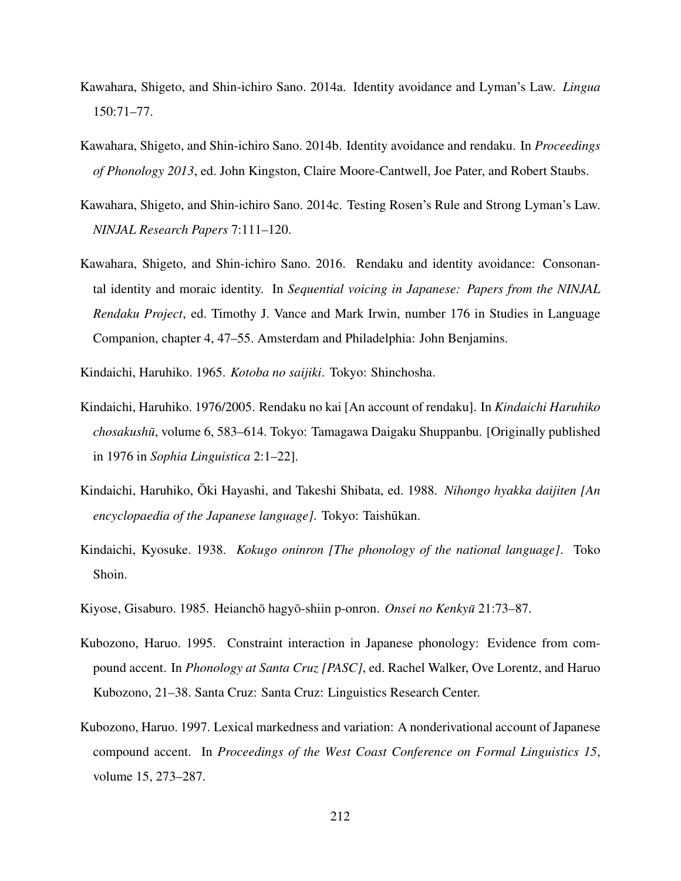Kawahara, Shigeto, and Shin-ichiro Sano. 2014a. Identity avoidance and Lyman's Law. *Lingua* 150:71–77.

Kawahara, Shigeto, and Shin-ichiro Sano. 2014b. Identity avoidance and rendaku. In *Proceedings of Phonology 2013*, ed. John Kingston, Claire Moore-Cantwell, Joe Pater, and Robert Staubs.

Kawahara, Shigeto, and Shin-ichiro Sano. 2014c. Testing Rosen's Rule and Strong Lyman's Law. *NINJAL Research Papers* 7:111–120.

Kawahara, Shigeto, and Shin-ichiro Sano. 2016. Rendaku and identity avoidance: Consonantal identity and moraic identity. In *Sequential voicing in Japanese: Papers from the NINJAL Rendaku Project*, ed. Timothy J. Vance and Mark Irwin, number 176 in Studies in Language Companion, chapter 4, 47–55. Amsterdam and Philadelphia: John Benjamins.

Kindaichi, Haruhiko. 1965. *Kotoba no saijiki*. Tokyo: Shinchosha.

Kindaichi, Haruhiko. 1976/2005. Rendaku no kai [An account of rendaku]. In *Kindaichi Haruhiko chosakushū*, volume 6, 583–614. Tokyo: Tamagawa Daigaku Shuppanbu. [Originally published in 1976 in *Sophia Linguistica* 2:1–22].

Kindaichi, Haruhiko, Ōki Hayashi, and Takeshi Shibata, ed. 1988. *Nihongo hyakka daijiten [An encyclopaedia of the Japanese language]*. Tokyo: Taishūkan.

Kindaichi, Kyosuke. 1938. *Kokugo oninron [The phonology of the national language]*. Toko Shoin.

Kiyose, Gisaburo. 1985. Heianchō hagyō-shiin p-onron. *Onsei no Kenkyū* 21:73–87.

Kubozono, Haruo. 1995. Constraint interaction in Japanese phonology: Evidence from compound accent. In *Phonology at Santa Cruz [PASC]*, ed. Rachel Walker, Ove Lorentz, and Haruo Kubozono, 21–38. Santa Cruz: Santa Cruz: Linguistics Research Center.

Kubozono, Haruo. 1997. Lexical markedness and variation: A nonderivational account of Japanese compound accent. In *Proceedings of the West Coast Conference on Formal Linguistics 15*, volume 15, 273–287.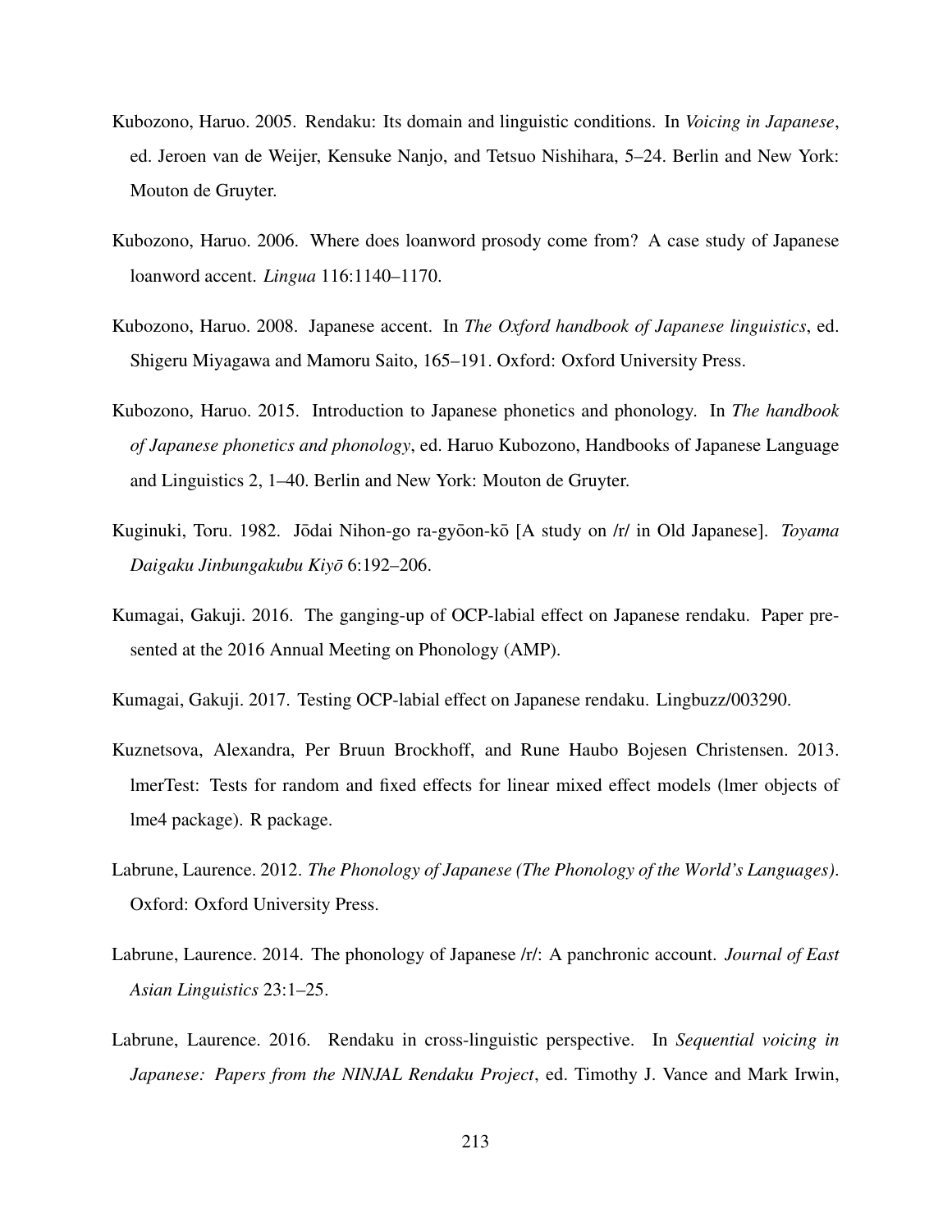Kubozono, Haruo. 2005. Rendaku: Its domain and linguistic conditions. In *Voicing in Japanese*, ed. Jeroen van de Weijer, Kensuke Nanjo, and Tetsuo Nishihara, 5–24. Berlin and New York: Mouton de Gruyter.

Kubozono, Haruo. 2006. Where does loanword prosody come from? A case study of Japanese loanword accent. *Lingua* 116:1140–1170.

Kubozono, Haruo. 2008. Japanese accent. In *The Oxford handbook of Japanese linguistics*, ed. Shigeru Miyagawa and Mamoru Saito, 165–191. Oxford: Oxford University Press.

Kubozono, Haruo. 2015. Introduction to Japanese phonetics and phonology. In *The handbook of Japanese phonetics and phonology*, ed. Haruo Kubozono, Handbooks of Japanese Language and Linguistics 2, 1–40. Berlin and New York: Mouton de Gruyter.

Kuginuki, Toru. 1982. Jōdai Nihon-go ra-gyōon-kō [A study on /r/ in Old Japanese]. *Toyama Daigaku Jinbungakubu Kiyō* 6:192–206.

Kumagai, Gakuji. 2016. The ganging-up of OCP-labial effect on Japanese rendaku. Paper presented at the 2016 Annual Meeting on Phonology (AMP).

Kumagai, Gakuji. 2017. Testing OCP-labial effect on Japanese rendaku. Lingbuzz/003290.

Kuznetsova, Alexandra, Per Bruun Brockhoff, and Rune Haubo Bojesen Christensen. 2013. lmerTest: Tests for random and fixed effects for linear mixed effect models (lmer objects of lme4 package). R package.

Labrune, Laurence. 2012. *The Phonology of Japanese (The Phonology of the World's Languages)*. Oxford: Oxford University Press.

Labrune, Laurence. 2014. The phonology of Japanese /r/: A panchronic account. *Journal of East Asian Linguistics* 23:1–25.

Labrune, Laurence. 2016. Rendaku in cross-linguistic perspective. In *Sequential voicing in Japanese: Papers from the NINJAL Rendaku Project*, ed. Timothy J. Vance and Mark Irwin,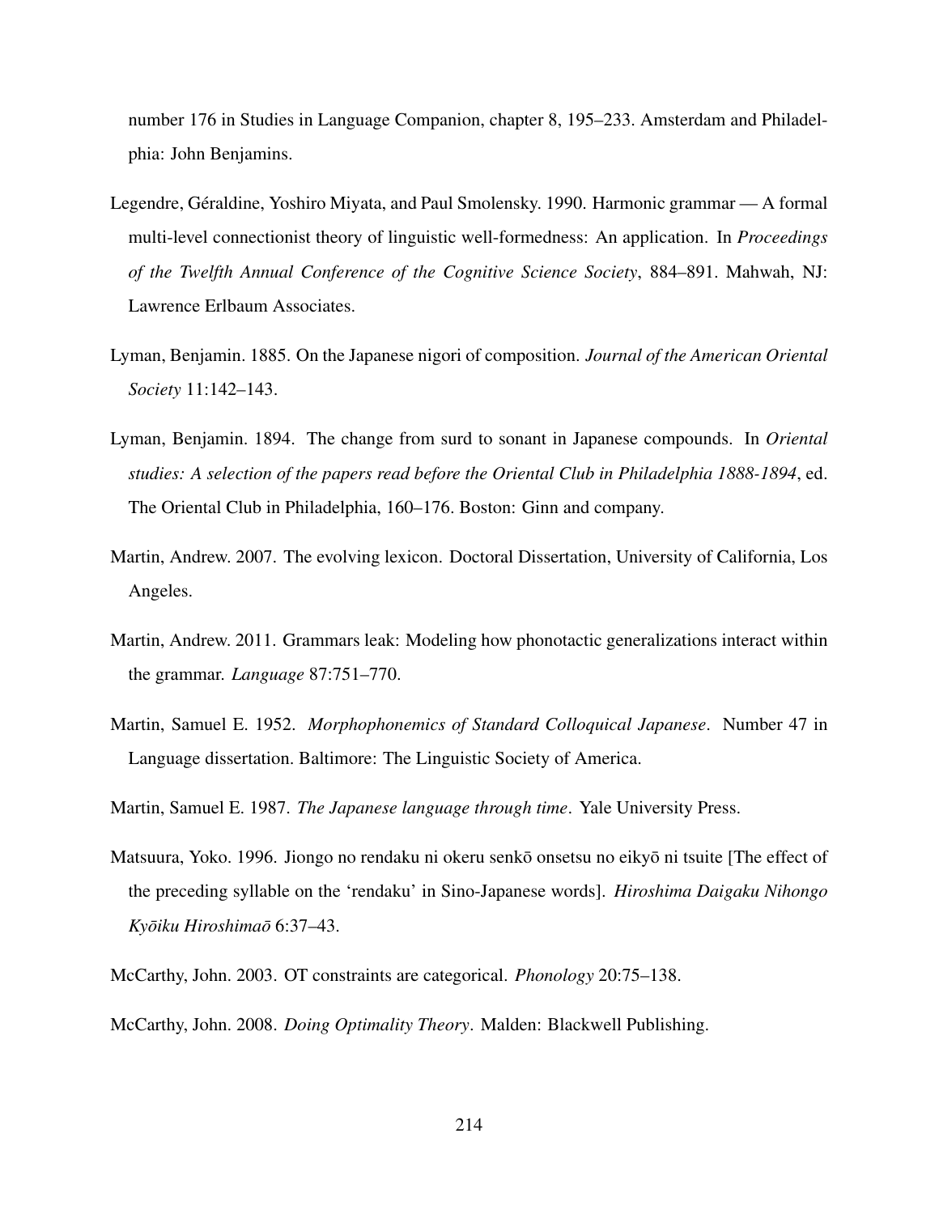number 176 in Studies in Language Companion, chapter 8, 195–233. Amsterdam and Philadelphia: John Benjamins.

Legendre, Géraldine, Yoshiro Miyata, and Paul Smolensky. 1990. Harmonic grammar — A formal multi-level connectionist theory of linguistic well-formedness: An application. In *Proceedings of the Twelfth Annual Conference of the Cognitive Science Society*, 884–891. Mahwah, NJ: Lawrence Erlbaum Associates.

Lyman, Benjamin. 1885. On the Japanese nigori of composition. *Journal of the American Oriental Society* 11:142–143.

Lyman, Benjamin. 1894. The change from surd to sonant in Japanese compounds. In *Oriental studies: A selection of the papers read before the Oriental Club in Philadelphia 1888-1894*, ed. The Oriental Club in Philadelphia, 160–176. Boston: Ginn and company.

Martin, Andrew. 2007. The evolving lexicon. Doctoral Dissertation, University of California, Los Angeles.

Martin, Andrew. 2011. Grammars leak: Modeling how phonotactic generalizations interact within the grammar. *Language* 87:751–770.

Martin, Samuel E. 1952. *Morphophonemics of Standard Colloquical Japanese*. Number 47 in Language dissertation. Baltimore: The Linguistic Society of America.

Martin, Samuel E. 1987. *The Japanese language through time*. Yale University Press.

Matsuura, Yoko. 1996. Jiongo no rendaku ni okeru senkō onsetsu no eikyō ni tsuite [The effect of the preceding syllable on the 'rendaku' in Sino-Japanese words]. *Hiroshima Daigaku Nihongo Kyōiku Hiroshimaō* 6:37–43.

McCarthy, John. 2003. OT constraints are categorical. *Phonology* 20:75–138.

McCarthy, John. 2008. *Doing Optimality Theory*. Malden: Blackwell Publishing.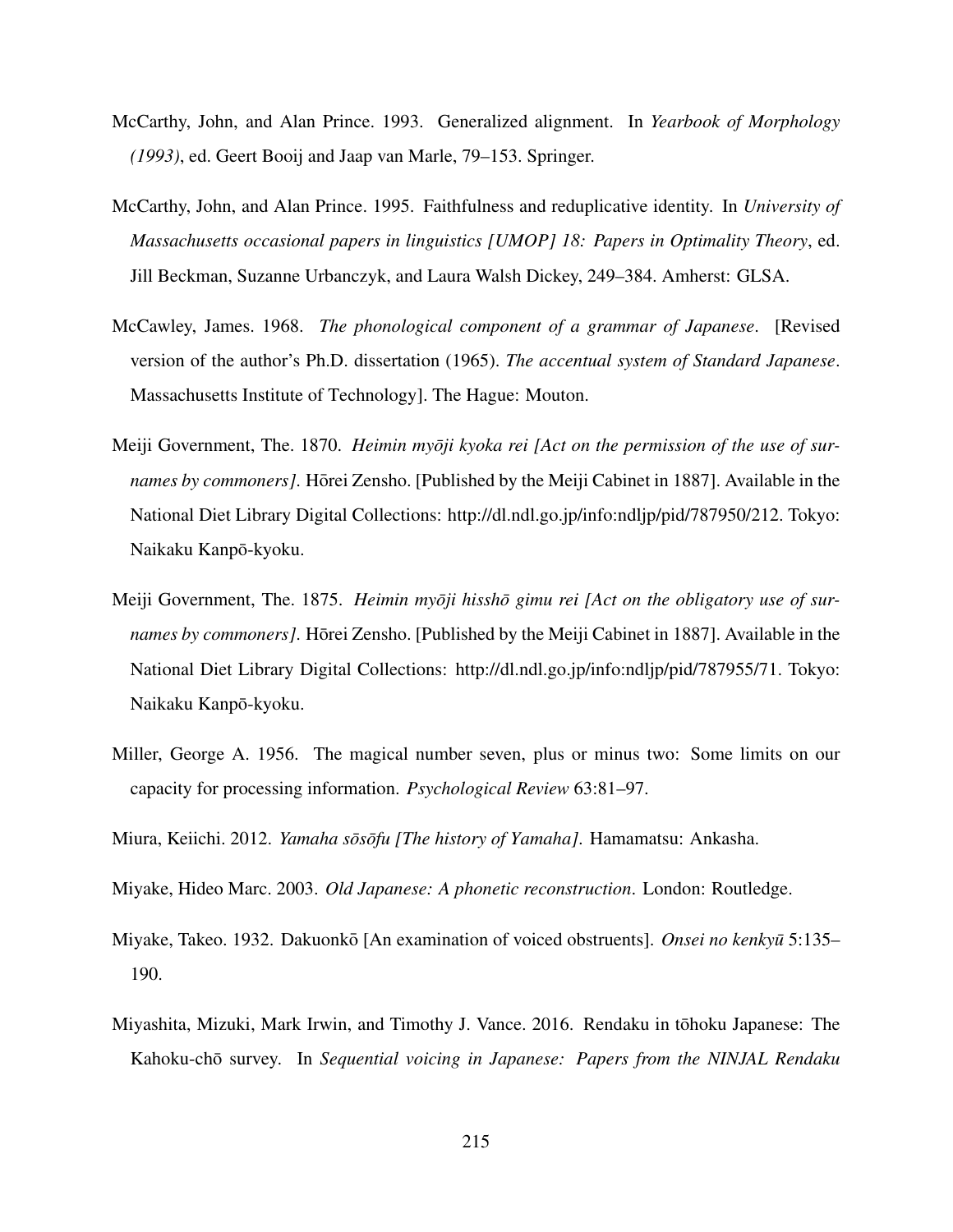McCarthy, John, and Alan Prince. 1993. Generalized alignment. In *Yearbook of Morphology (1993)*, ed. Geert Booij and Jaap van Marle, 79–153. Springer.

McCarthy, John, and Alan Prince. 1995. Faithfulness and reduplicative identity. In *University of Massachusetts occasional papers in linguistics [UMOP] 18: Papers in Optimality Theory*, ed. Jill Beckman, Suzanne Urbanczyk, and Laura Walsh Dickey, 249–384. Amherst: GLSA.

McCawley, James. 1968. *The phonological component of a grammar of Japanese*. [Revised version of the author's Ph.D. dissertation (1965). *The accentual system of Standard Japanese*. Massachusetts Institute of Technology]. The Hague: Mouton.

Meiji Government, The. 1870. *Heimin myōji kyoka rei [Act on the permission of the use of surnames by commoners]*. Hōrei Zensho. [Published by the Meiji Cabinet in 1887]. Available in the National Diet Library Digital Collections: http://dl.ndl.go.jp/info:ndljp/pid/787950/212. Tokyo: Naikaku Kanpō-kyoku.

Meiji Government, The. 1875. *Heimin myōji hisshō gimu rei [Act on the obligatory use of surnames by commoners]*. Hōrei Zensho. [Published by the Meiji Cabinet in 1887]. Available in the National Diet Library Digital Collections: http://dl.ndl.go.jp/info:ndljp/pid/787955/71. Tokyo: Naikaku Kanpō-kyoku.

Miller, George A. 1956. The magical number seven, plus or minus two: Some limits on our capacity for processing information. *Psychological Review* 63:81–97.

Miura, Keiichi. 2012. *Yamaha sōsōfu [The history of Yamaha]*. Hamamatsu: Ankasha.

Miyake, Hideo Marc. 2003. *Old Japanese: A phonetic reconstruction*. London: Routledge.

Miyake, Takeo. 1932. Dakuonkō [An examination of voiced obstruents]. *Onsei no kenkyū* 5:135–190.

Miyashita, Mizuki, Mark Irwin, and Timothy J. Vance. 2016. Rendaku in tōhoku Japanese: The Kahoku-chō survey. In *Sequential voicing in Japanese: Papers from the NINJAL Rendaku*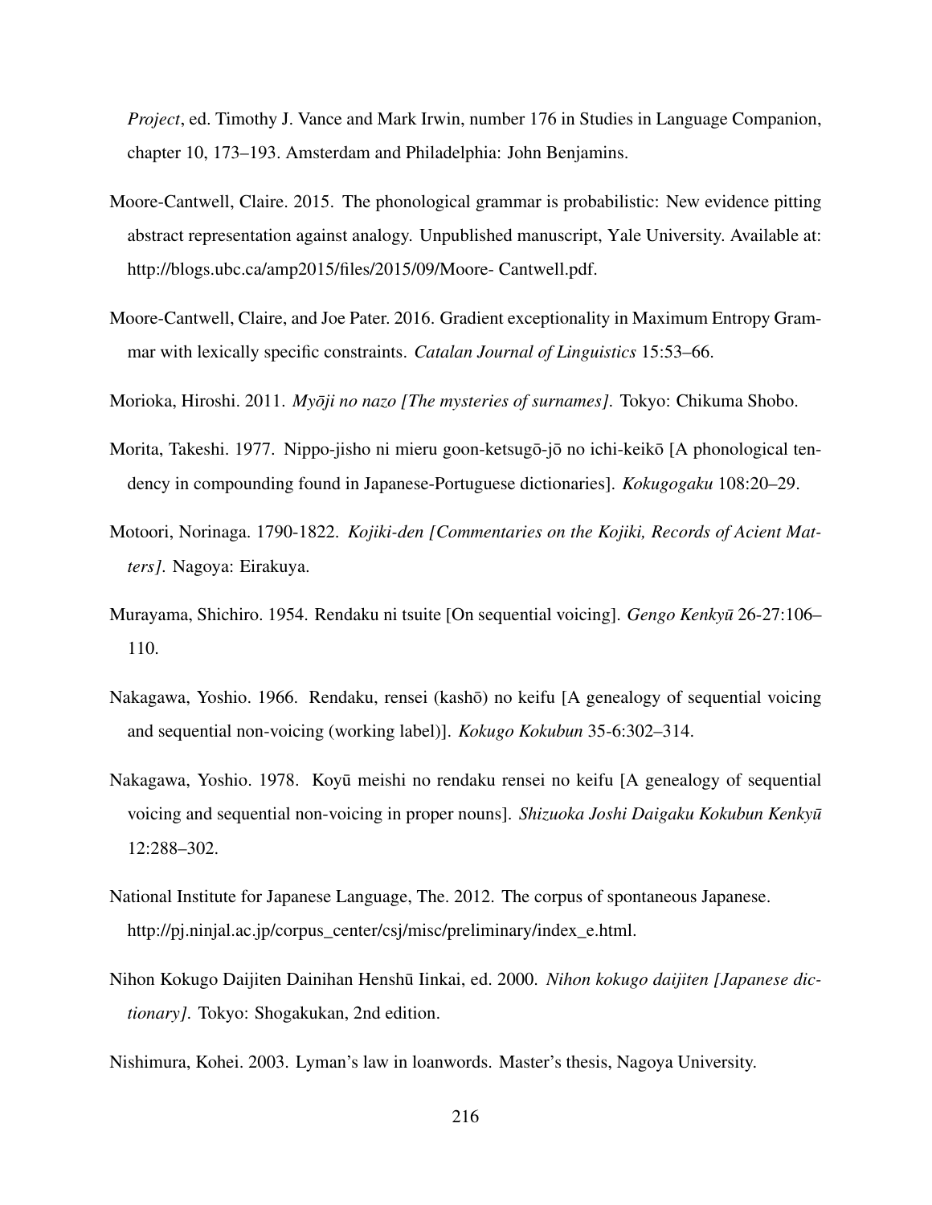*Project*, ed. Timothy J. Vance and Mark Irwin, number 176 in Studies in Language Companion, chapter 10, 173–193. Amsterdam and Philadelphia: John Benjamins.

Moore-Cantwell, Claire. 2015. The phonological grammar is probabilistic: New evidence pitting abstract representation against analogy. Unpublished manuscript, Yale University. Available at: http://blogs.ubc.ca/amp2015/files/2015/09/Moore- Cantwell.pdf.

Moore-Cantwell, Claire, and Joe Pater. 2016. Gradient exceptionality in Maximum Entropy Grammar with lexically specific constraints. *Catalan Journal of Linguistics* 15:53–66.

Morioka, Hiroshi. 2011. *Myōji no nazo [The mysteries of surnames]*. Tokyo: Chikuma Shobo.

Morita, Takeshi. 1977. Nippo-jisho ni mieru goon-ketsugō-jō no ichi-keikō [A phonological tendency in compounding found in Japanese-Portuguese dictionaries]. *Kokugogaku* 108:20–29.

Motoori, Norinaga. 1790-1822. *Kojiki-den [Commentaries on the Kojiki, Records of Acient Matters]*. Nagoya: Eirakuya.

Murayama, Shichiro. 1954. Rendaku ni tsuite [On sequential voicing]. *Gengo Kenkyū* 26-27:106–110.

Nakagawa, Yoshio. 1966. Rendaku, rensei (kashō) no keifu [A genealogy of sequential voicing and sequential non-voicing (working label)]. *Kokugo Kokubun* 35-6:302–314.

Nakagawa, Yoshio. 1978. Koyū meishi no rendaku rensei no keifu [A genealogy of sequential voicing and sequential non-voicing in proper nouns]. *Shizuoka Joshi Daigaku Kokubun Kenkyū* 12:288–302.

National Institute for Japanese Language, The. 2012. The corpus of spontaneous Japanese. http://pj.ninjal.ac.jp/corpus_center/csj/misc/preliminary/index_e.html.

Nihon Kokugo Daijiten Dainihan Henshū Iinkai, ed. 2000. *Nihon kokugo daijiten [Japanese dictionary]*. Tokyo: Shogakukan, 2nd edition.

Nishimura, Kohei. 2003. Lyman's law in loanwords. Master's thesis, Nagoya University.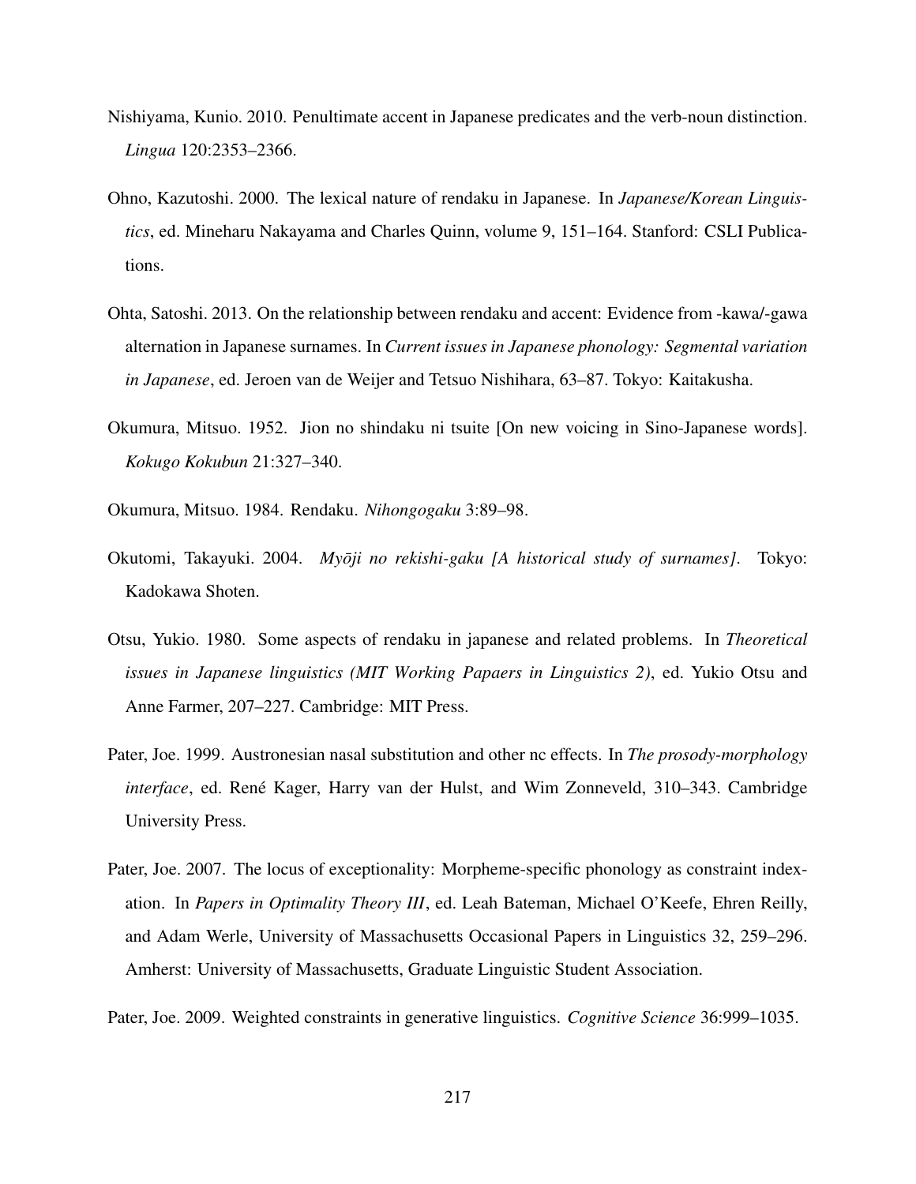Nishiyama, Kunio. 2010. Penultimate accent in Japanese predicates and the verb-noun distinction. *Lingua* 120:2353–2366.

Ohno, Kazutoshi. 2000. The lexical nature of rendaku in Japanese. In *Japanese/Korean Linguistics*, ed. Mineharu Nakayama and Charles Quinn, volume 9, 151–164. Stanford: CSLI Publications.

Ohta, Satoshi. 2013. On the relationship between rendaku and accent: Evidence from -kawa/-gawa alternation in Japanese surnames. In *Current issues in Japanese phonology: Segmental variation in Japanese*, ed. Jeroen van de Weijer and Tetsuo Nishihara, 63–87. Tokyo: Kaitakusha.

Okumura, Mitsuo. 1952. Jion no shindaku ni tsuite [On new voicing in Sino-Japanese words]. *Kokugo Kokubun* 21:327–340.

Okumura, Mitsuo. 1984. Rendaku. *Nihongogaku* 3:89–98.

Okutomi, Takayuki. 2004. *Myōji no rekishi-gaku [A historical study of surnames]*. Tokyo: Kadokawa Shoten.

Otsu, Yukio. 1980. Some aspects of rendaku in japanese and related problems. In *Theoretical issues in Japanese linguistics (MIT Working Papaers in Linguistics 2)*, ed. Yukio Otsu and Anne Farmer, 207–227. Cambridge: MIT Press.

Pater, Joe. 1999. Austronesian nasal substitution and other nc effects. In *The prosody-morphology interface*, ed. René Kager, Harry van der Hulst, and Wim Zonneveld, 310–343. Cambridge University Press.

Pater, Joe. 2007. The locus of exceptionality: Morpheme-specific phonology as constraint indexation. In *Papers in Optimality Theory III*, ed. Leah Bateman, Michael O'Keefe, Ehren Reilly, and Adam Werle, University of Massachusetts Occasional Papers in Linguistics 32, 259–296. Amherst: University of Massachusetts, Graduate Linguistic Student Association.

Pater, Joe. 2009. Weighted constraints in generative linguistics. *Cognitive Science* 36:999–1035.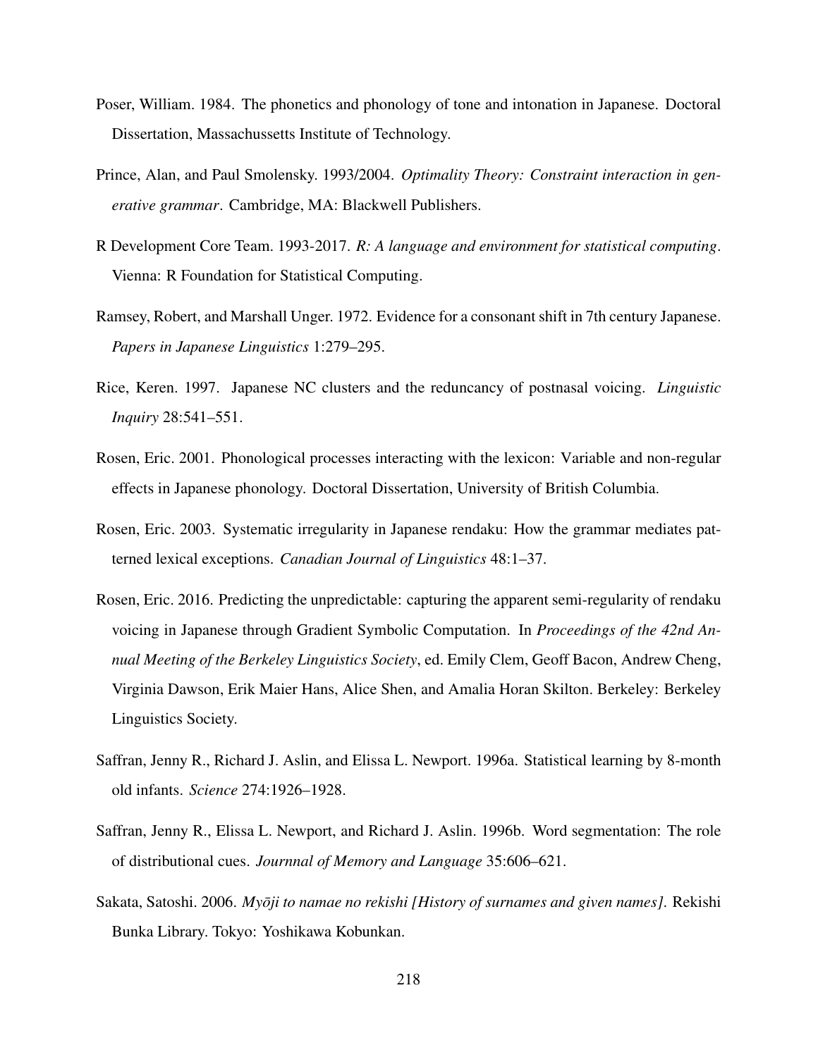Poser, William. 1984. The phonetics and phonology of tone and intonation in Japanese. Doctoral Dissertation, Massachussetts Institute of Technology.

Prince, Alan, and Paul Smolensky. 1993/2004. *Optimality Theory: Constraint interaction in generative grammar*. Cambridge, MA: Blackwell Publishers.

R Development Core Team. 1993-2017. *R: A language and environment for statistical computing*. Vienna: R Foundation for Statistical Computing.

Ramsey, Robert, and Marshall Unger. 1972. Evidence for a consonant shift in 7th century Japanese. *Papers in Japanese Linguistics* 1:279–295.

Rice, Keren. 1997. Japanese NC clusters and the reduncancy of postnasal voicing. *Linguistic Inquiry* 28:541–551.

Rosen, Eric. 2001. Phonological processes interacting with the lexicon: Variable and non-regular effects in Japanese phonology. Doctoral Dissertation, University of British Columbia.

Rosen, Eric. 2003. Systematic irregularity in Japanese rendaku: How the grammar mediates patterned lexical exceptions. *Canadian Journal of Linguistics* 48:1–37.

Rosen, Eric. 2016. Predicting the unpredictable: capturing the apparent semi-regularity of rendaku voicing in Japanese through Gradient Symbolic Computation. In *Proceedings of the 42nd Annual Meeting of the Berkeley Linguistics Society*, ed. Emily Clem, Geoff Bacon, Andrew Cheng, Virginia Dawson, Erik Maier Hans, Alice Shen, and Amalia Horan Skilton. Berkeley: Berkeley Linguistics Society.

Saffran, Jenny R., Richard J. Aslin, and Elissa L. Newport. 1996a. Statistical learning by 8-month old infants. *Science* 274:1926–1928.

Saffran, Jenny R., Elissa L. Newport, and Richard J. Aslin. 1996b. Word segmentation: The role of distributional cues. *Journnal of Memory and Language* 35:606–621.

Sakata, Satoshi. 2006. *Myōji to namae no rekishi [History of surnames and given names]*. Rekishi Bunka Library. Tokyo: Yoshikawa Kobunkan.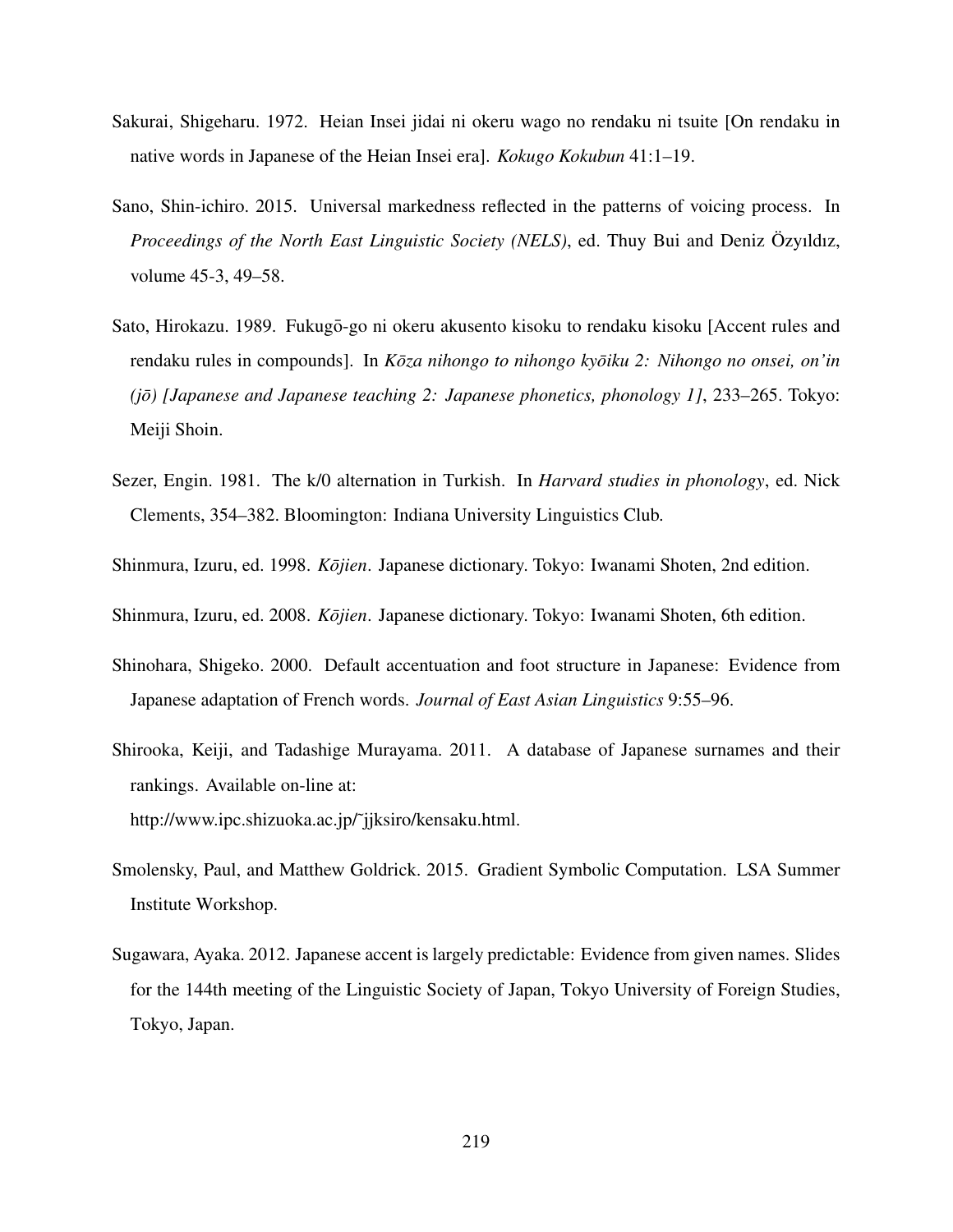Sakurai, Shigeharu. 1972. Heian Insei jidai ni okeru wago no rendaku ni tsuite [On rendaku in native words in Japanese of the Heian Insei era]. *Kokugo Kokubun* 41:1–19.

Sano, Shin-ichiro. 2015. Universal markedness reflected in the patterns of voicing process. In *Proceedings of the North East Linguistic Society (NELS)*, ed. Thuy Bui and Deniz Özyıldız, volume 45-3, 49–58.

Sato, Hirokazu. 1989. Fukugō-go ni okeru akusento kisoku to rendaku kisoku [Accent rules and rendaku rules in compounds]. In *Kōza nihongo to nihongo kyōiku 2: Nihongo no onsei, on'in (jō) [Japanese and Japanese teaching 2: Japanese phonetics, phonology 1]*, 233–265. Tokyo: Meiji Shoin.

Sezer, Engin. 1981. The k/0 alternation in Turkish. In *Harvard studies in phonology*, ed. Nick Clements, 354–382. Bloomington: Indiana University Linguistics Club.

Shinmura, Izuru, ed. 1998. *Kōjien*. Japanese dictionary. Tokyo: Iwanami Shoten, 2nd edition.

Shinmura, Izuru, ed. 2008. *Kōjien*. Japanese dictionary. Tokyo: Iwanami Shoten, 6th edition.

Shinohara, Shigeko. 2000. Default accentuation and foot structure in Japanese: Evidence from Japanese adaptation of French words. *Journal of East Asian Linguistics* 9:55–96.

Shirooka, Keiji, and Tadashige Murayama. 2011. A database of Japanese surnames and their rankings. Available on-line at:
http://www.ipc.shizuoka.ac.jp/~jjksiro/kensaku.html.

Smolensky, Paul, and Matthew Goldrick. 2015. Gradient Symbolic Computation. LSA Summer Institute Workshop.

Sugawara, Ayaka. 2012. Japanese accent is largely predictable: Evidence from given names. Slides for the 144th meeting of the Linguistic Society of Japan, Tokyo University of Foreign Studies, Tokyo, Japan.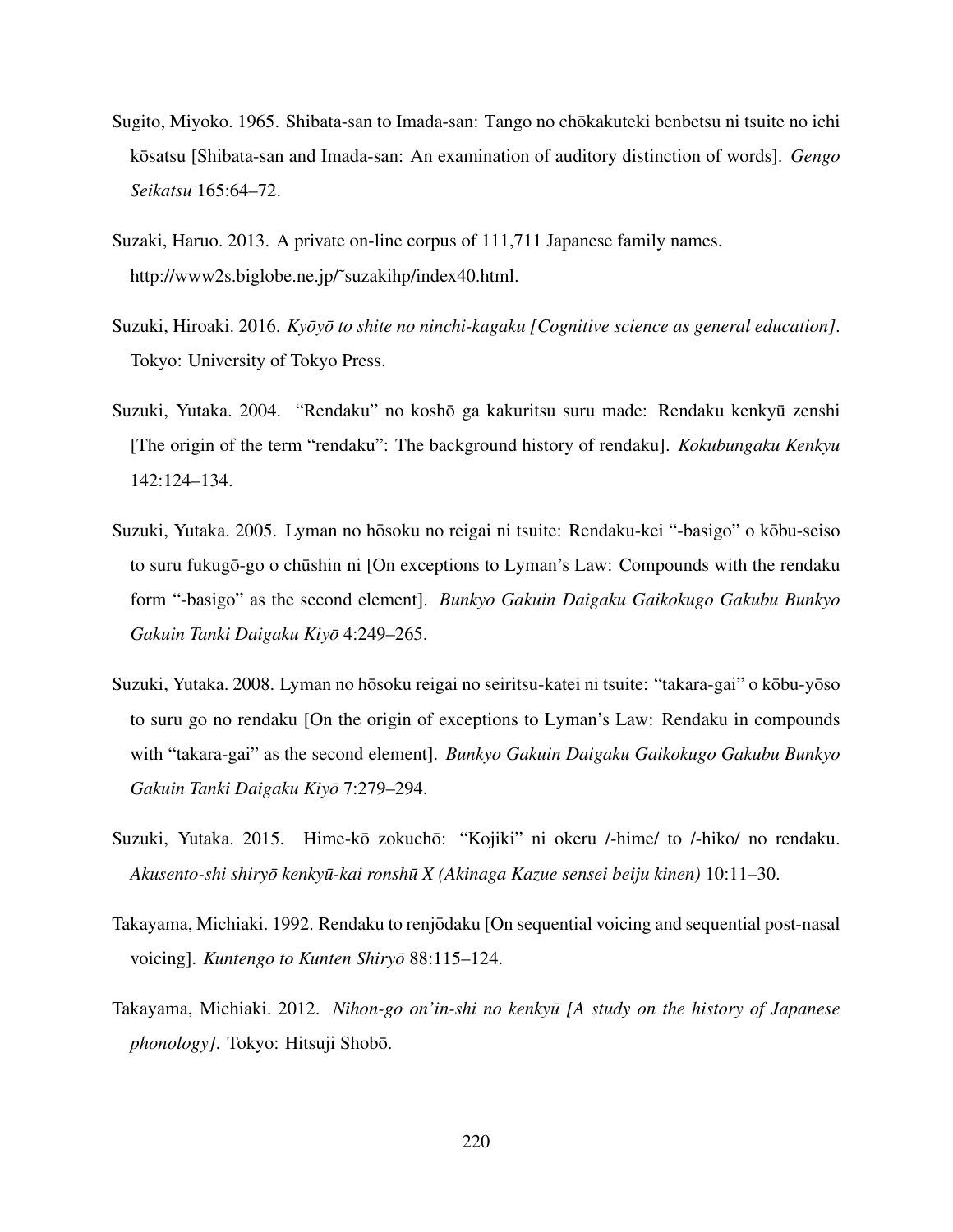Sugito, Miyoko. 1965. Shibata-san to Imada-san: Tango no chōkakuteki benbetsu ni tsuite no ichi kōsatsu [Shibata-san and Imada-san: An examination of auditory distinction of words]. *Gengo Seikatsu* 165:64–72.

Suzaki, Haruo. 2013. A private on-line corpus of 111,711 Japanese family names. http://www2s.biglobe.ne.jp/~suzakihp/index40.html.

Suzuki, Hiroaki. 2016. *Kyōyō to shite no ninchi-kagaku [Cognitive science as general education]*. Tokyo: University of Tokyo Press.

Suzuki, Yutaka. 2004. "Rendaku" no koshō ga kakuritsu suru made: Rendaku kenkyū zenshi [The origin of the term "rendaku": The background history of rendaku]. *Kokubungaku Kenkyu* 142:124–134.

Suzuki, Yutaka. 2005. Lyman no hōsoku no reigai ni tsuite: Rendaku-kei "-basigo" o kōbu-seiso to suru fukugō-go o chūshin ni [On exceptions to Lyman's Law: Compounds with the rendaku form "-basigo" as the second element]. *Bunkyo Gakuin Daigaku Gaikokugo Gakubu Bunkyo Gakuin Tanki Daigaku Kiyō* 4:249–265.

Suzuki, Yutaka. 2008. Lyman no hōsoku reigai no seiritsu-katei ni tsuite: "takara-gai" o kōbu-yōso to suru go no rendaku [On the origin of exceptions to Lyman's Law: Rendaku in compounds with "takara-gai" as the second element]. *Bunkyo Gakuin Daigaku Gaikokugo Gakubu Bunkyo Gakuin Tanki Daigaku Kiyō* 7:279–294.

Suzuki, Yutaka. 2015. Hime-kō zokuchō: "Kojiki" ni okeru /-hime/ to /-hiko/ no rendaku. *Akusento-shi shiryō kenkyū-kai ronshū X (Akinaga Kazue sensei beiju kinen)* 10:11–30.

Takayama, Michiaki. 1992. Rendaku to renjōdaku [On sequential voicing and sequential post-nasal voicing]. *Kuntengo to Kunten Shiryō* 88:115–124.

Takayama, Michiaki. 2012. *Nihon-go on'in-shi no kenkyū [A study on the history of Japanese phonology]*. Tokyo: Hitsuji Shobō.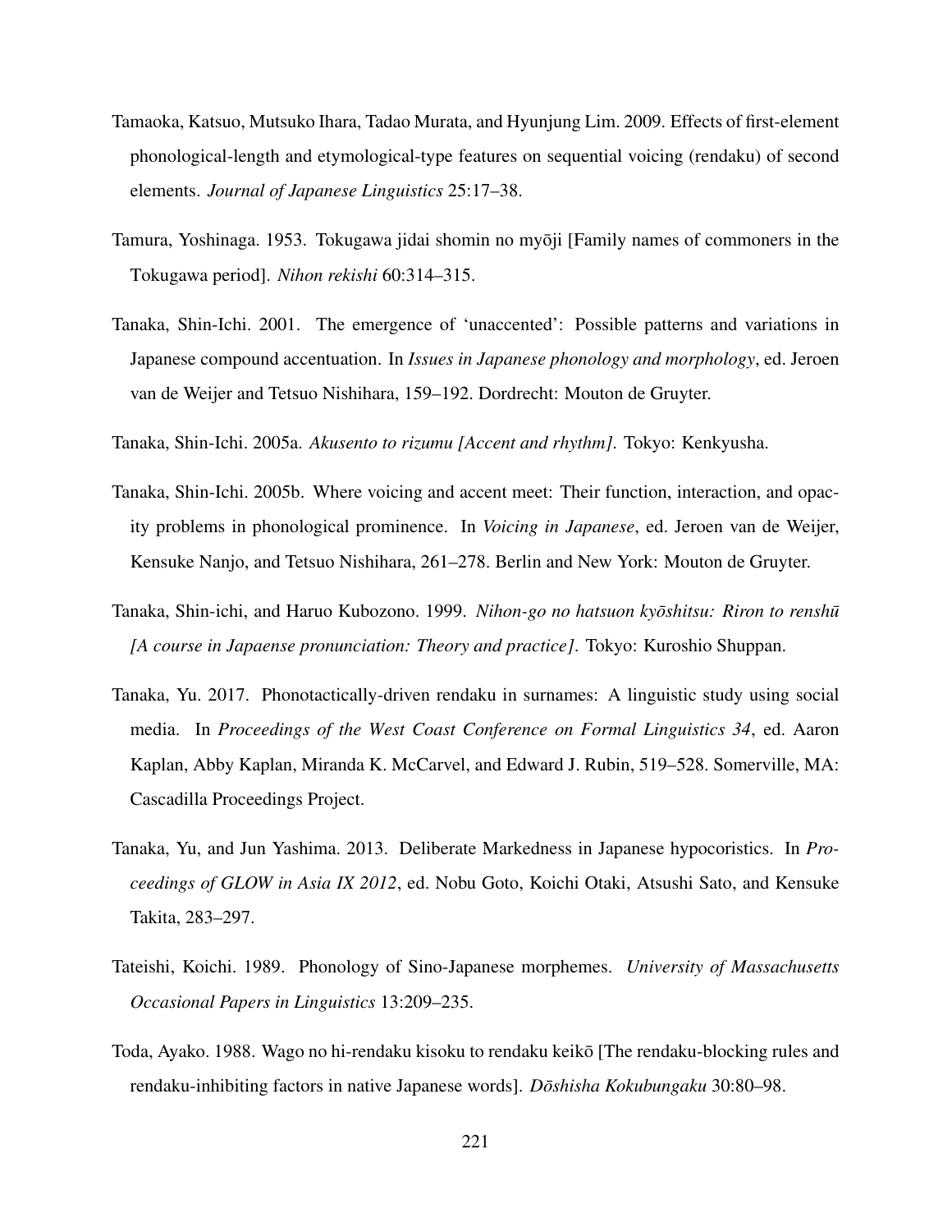Tamaoka, Katsuo, Mutsuko Ihara, Tadao Murata, and Hyunjung Lim. 2009. Effects of first-element phonological-length and etymological-type features on sequential voicing (rendaku) of second elements. *Journal of Japanese Linguistics* 25:17–38.

Tamura, Yoshinaga. 1953. Tokugawa jidai shomin no myōji [Family names of commoners in the Tokugawa period]. *Nihon rekishi* 60:314–315.

Tanaka, Shin-Ichi. 2001. The emergence of 'unaccented': Possible patterns and variations in Japanese compound accentuation. In *Issues in Japanese phonology and morphology*, ed. Jeroen van de Weijer and Tetsuo Nishihara, 159–192. Dordrecht: Mouton de Gruyter.

Tanaka, Shin-Ichi. 2005a. *Akusento to rizumu [Accent and rhythm]*. Tokyo: Kenkyusha.

Tanaka, Shin-Ichi. 2005b. Where voicing and accent meet: Their function, interaction, and opacity problems in phonological prominence. In *Voicing in Japanese*, ed. Jeroen van de Weijer, Kensuke Nanjo, and Tetsuo Nishihara, 261–278. Berlin and New York: Mouton de Gruyter.

Tanaka, Shin-ichi, and Haruo Kubozono. 1999. *Nihon-go no hatsuon kyōshitsu: Riron to renshū [A course in Japaense pronunciation: Theory and practice]*. Tokyo: Kuroshio Shuppan.

Tanaka, Yu. 2017. Phonotactically-driven rendaku in surnames: A linguistic study using social media. In *Proceedings of the West Coast Conference on Formal Linguistics 34*, ed. Aaron Kaplan, Abby Kaplan, Miranda K. McCarvel, and Edward J. Rubin, 519–528. Somerville, MA: Cascadilla Proceedings Project.

Tanaka, Yu, and Jun Yashima. 2013. Deliberate Markedness in Japanese hypocoristics. In *Proceedings of GLOW in Asia IX 2012*, ed. Nobu Goto, Koichi Otaki, Atsushi Sato, and Kensuke Takita, 283–297.

Tateishi, Koichi. 1989. Phonology of Sino-Japanese morphemes. *University of Massachusetts Occasional Papers in Linguistics* 13:209–235.

Toda, Ayako. 1988. Wago no hi-rendaku kisoku to rendaku keikō [The rendaku-blocking rules and rendaku-inhibiting factors in native Japanese words]. *Dōshisha Kokubungaku* 30:80–98.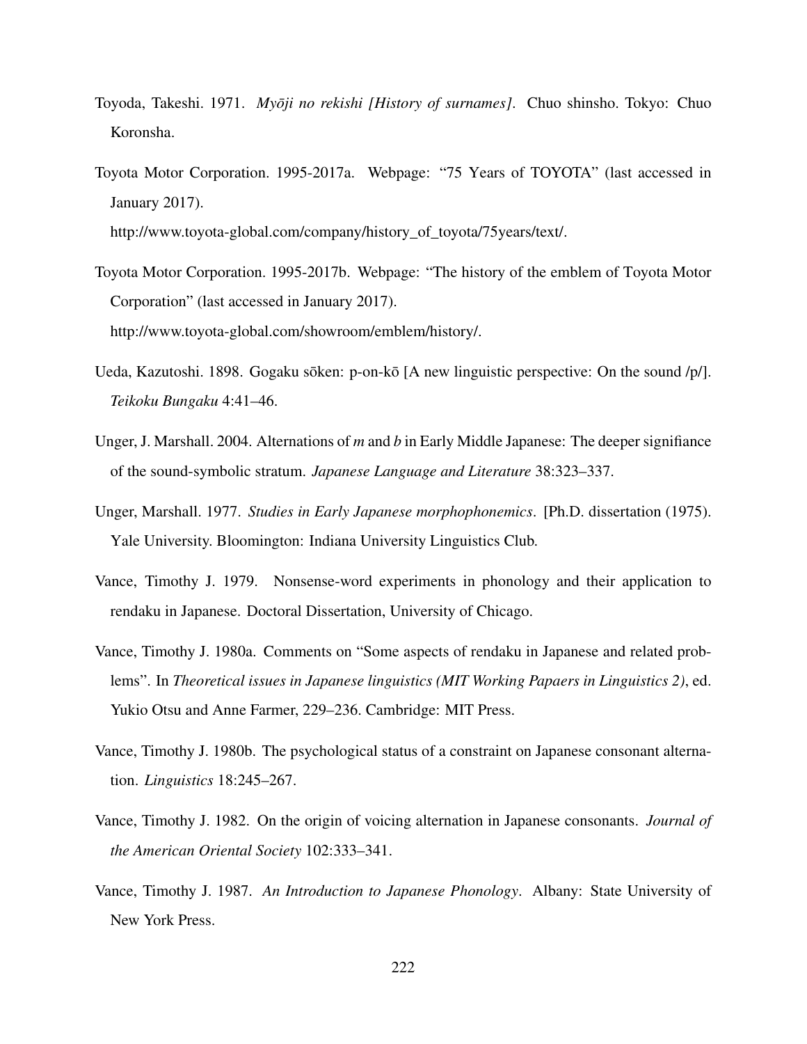Toyoda, Takeshi. 1971. *Myōji no rekishi [History of surnames]*. Chuo shinsho. Tokyo: Chuo Koronsha.

Toyota Motor Corporation. 1995-2017a. Webpage: "75 Years of TOYOTA" (last accessed in January 2017).
http://www.toyota-global.com/company/history_of_toyota/75years/text/.

Toyota Motor Corporation. 1995-2017b. Webpage: "The history of the emblem of Toyota Motor Corporation" (last accessed in January 2017).
http://www.toyota-global.com/showroom/emblem/history/.

Ueda, Kazutoshi. 1898. Gogaku sōken: p-on-kō [A new linguistic perspective: On the sound /p/]. *Teikoku Bungaku* 4:41–46.

Unger, J. Marshall. 2004. Alternations of *m* and *b* in Early Middle Japanese: The deeper signifiance of the sound-symbolic stratum. *Japanese Language and Literature* 38:323–337.

Unger, Marshall. 1977. *Studies in Early Japanese morphophonemics*. [Ph.D. dissertation (1975). Yale University. Bloomington: Indiana University Linguistics Club.

Vance, Timothy J. 1979. Nonsense-word experiments in phonology and their application to rendaku in Japanese. Doctoral Dissertation, University of Chicago.

Vance, Timothy J. 1980a. Comments on "Some aspects of rendaku in Japanese and related problems". In *Theoretical issues in Japanese linguistics (MIT Working Papaers in Linguistics 2)*, ed. Yukio Otsu and Anne Farmer, 229–236. Cambridge: MIT Press.

Vance, Timothy J. 1980b. The psychological status of a constraint on Japanese consonant alternation. *Linguistics* 18:245–267.

Vance, Timothy J. 1982. On the origin of voicing alternation in Japanese consonants. *Journal of the American Oriental Society* 102:333–341.

Vance, Timothy J. 1987. *An Introduction to Japanese Phonology*. Albany: State University of New York Press.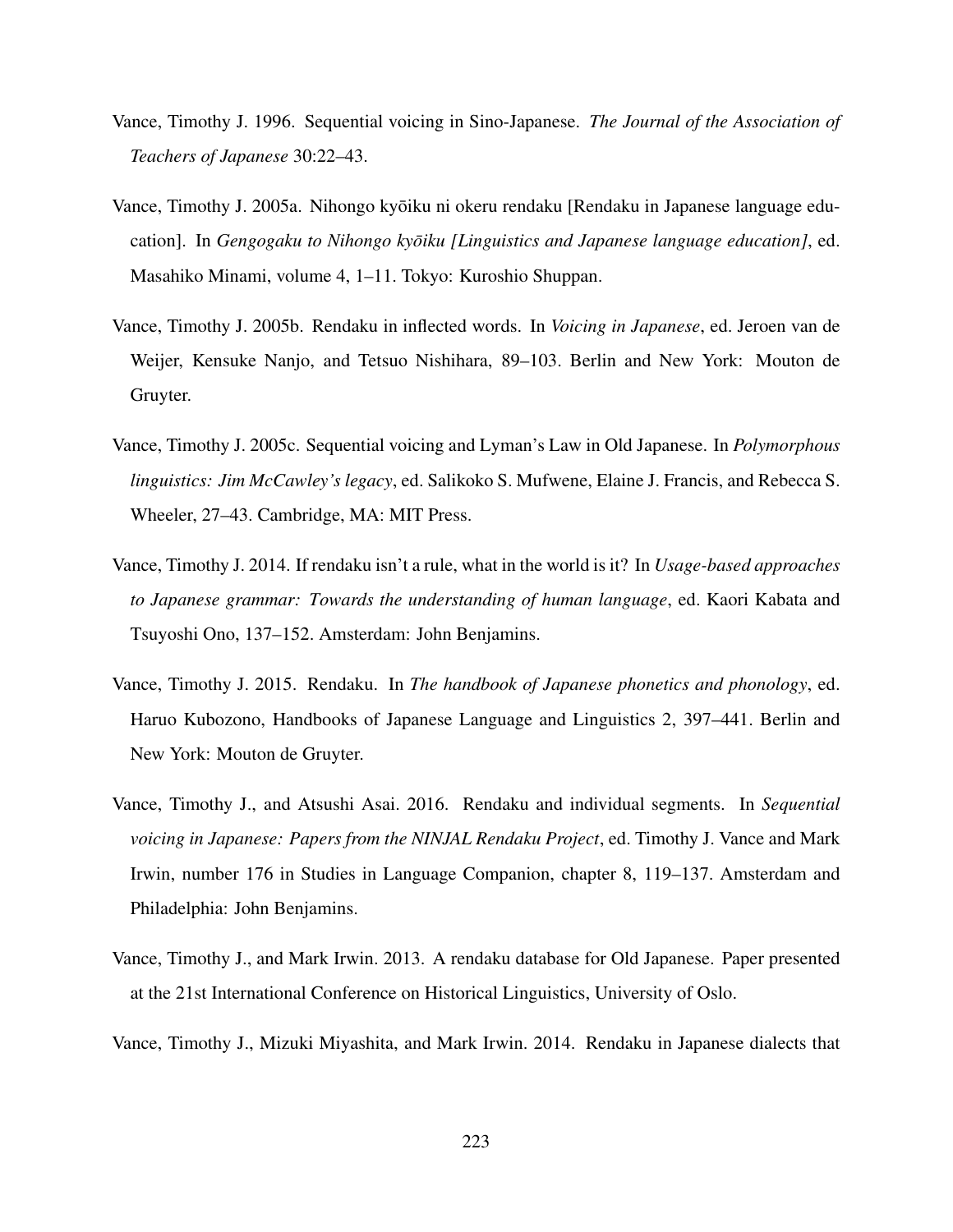Vance, Timothy J. 1996. Sequential voicing in Sino-Japanese. *The Journal of the Association of Teachers of Japanese* 30:22–43.

Vance, Timothy J. 2005a. Nihongo kyōiku ni okeru rendaku [Rendaku in Japanese language education]. In *Gengogaku to Nihongo kyōiku [Linguistics and Japanese language education]*, ed. Masahiko Minami, volume 4, 1–11. Tokyo: Kuroshio Shuppan.

Vance, Timothy J. 2005b. Rendaku in inflected words. In *Voicing in Japanese*, ed. Jeroen van de Weijer, Kensuke Nanjo, and Tetsuo Nishihara, 89–103. Berlin and New York: Mouton de Gruyter.

Vance, Timothy J. 2005c. Sequential voicing and Lyman's Law in Old Japanese. In *Polymorphous linguistics: Jim McCawley's legacy*, ed. Salikoko S. Mufwene, Elaine J. Francis, and Rebecca S. Wheeler, 27–43. Cambridge, MA: MIT Press.

Vance, Timothy J. 2014. If rendaku isn't a rule, what in the world is it? In *Usage-based approaches to Japanese grammar: Towards the understanding of human language*, ed. Kaori Kabata and Tsuyoshi Ono, 137–152. Amsterdam: John Benjamins.

Vance, Timothy J. 2015. Rendaku. In *The handbook of Japanese phonetics and phonology*, ed. Haruo Kubozono, Handbooks of Japanese Language and Linguistics 2, 397–441. Berlin and New York: Mouton de Gruyter.

Vance, Timothy J., and Atsushi Asai. 2016. Rendaku and individual segments. In *Sequential voicing in Japanese: Papers from the NINJAL Rendaku Project*, ed. Timothy J. Vance and Mark Irwin, number 176 in Studies in Language Companion, chapter 8, 119–137. Amsterdam and Philadelphia: John Benjamins.

Vance, Timothy J., and Mark Irwin. 2013. A rendaku database for Old Japanese. Paper presented at the 21st International Conference on Historical Linguistics, University of Oslo.

Vance, Timothy J., Mizuki Miyashita, and Mark Irwin. 2014. Rendaku in Japanese dialects that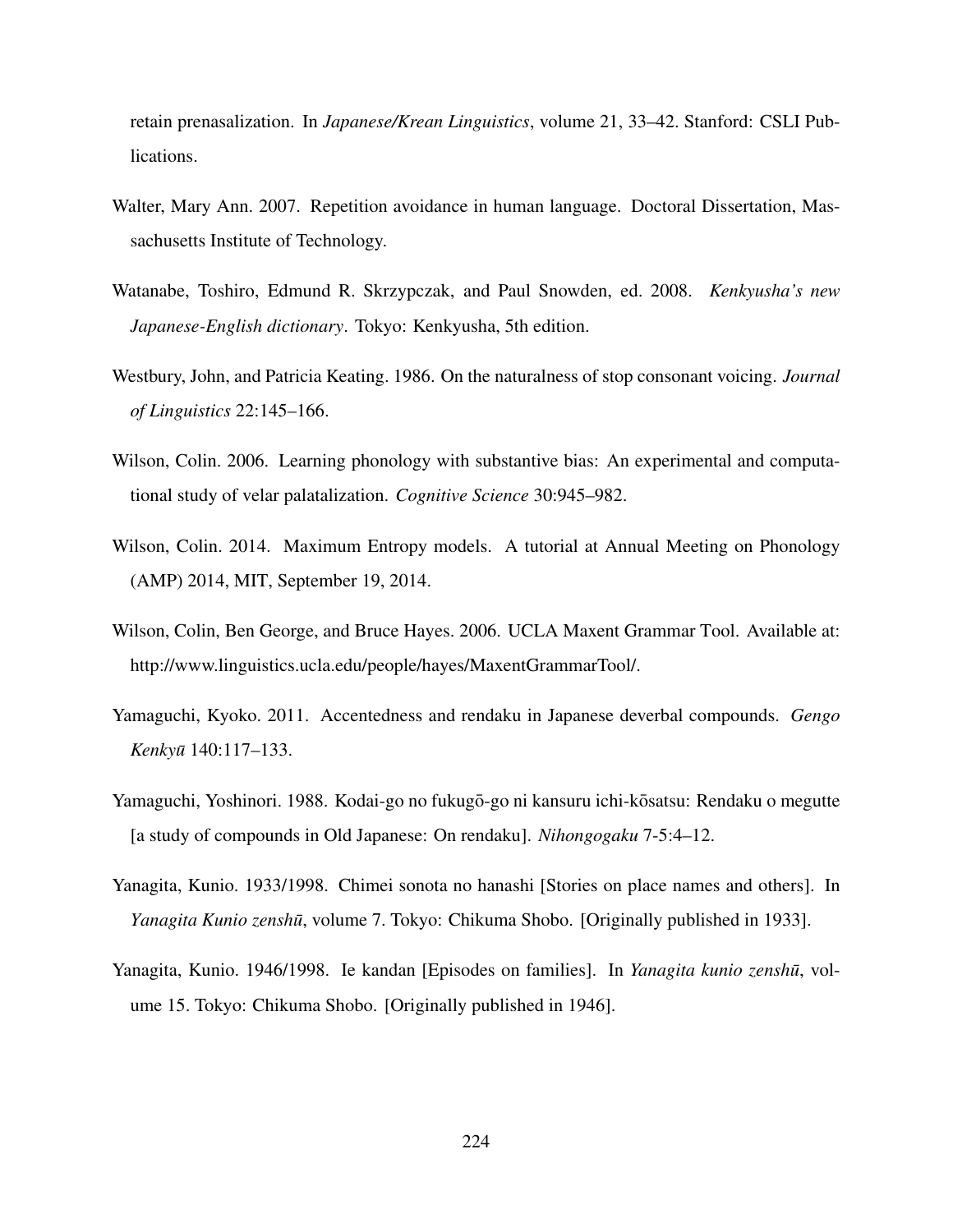retain prenasalization. In *Japanese/Krean Linguistics*, volume 21, 33–42. Stanford: CSLI Publications.

Walter, Mary Ann. 2007. Repetition avoidance in human language. Doctoral Dissertation, Massachusetts Institute of Technology.

Watanabe, Toshiro, Edmund R. Skrzypczak, and Paul Snowden, ed. 2008. *Kenkyusha's new Japanese-English dictionary*. Tokyo: Kenkyusha, 5th edition.

Westbury, John, and Patricia Keating. 1986. On the naturalness of stop consonant voicing. *Journal of Linguistics* 22:145–166.

Wilson, Colin. 2006. Learning phonology with substantive bias: An experimental and computational study of velar palatalization. *Cognitive Science* 30:945–982.

Wilson, Colin. 2014. Maximum Entropy models. A tutorial at Annual Meeting on Phonology (AMP) 2014, MIT, September 19, 2014.

Wilson, Colin, Ben George, and Bruce Hayes. 2006. UCLA Maxent Grammar Tool. Available at: http://www.linguistics.ucla.edu/people/hayes/MaxentGrammarTool/.

Yamaguchi, Kyoko. 2011. Accentedness and rendaku in Japanese deverbal compounds. *Gengo Kenkyū* 140:117–133.

Yamaguchi, Yoshinori. 1988. Kodai-go no fukugō-go ni kansuru ichi-kōsatsu: Rendaku o megutte [a study of compounds in Old Japanese: On rendaku]. *Nihongogaku* 7-5:4–12.

Yanagita, Kunio. 1933/1998. Chimei sonota no hanashi [Stories on place names and others]. In *Yanagita Kunio zenshū*, volume 7. Tokyo: Chikuma Shobo. [Originally published in 1933].

Yanagita, Kunio. 1946/1998. Ie kandan [Episodes on families]. In *Yanagita kunio zenshū*, volume 15. Tokyo: Chikuma Shobo. [Originally published in 1946].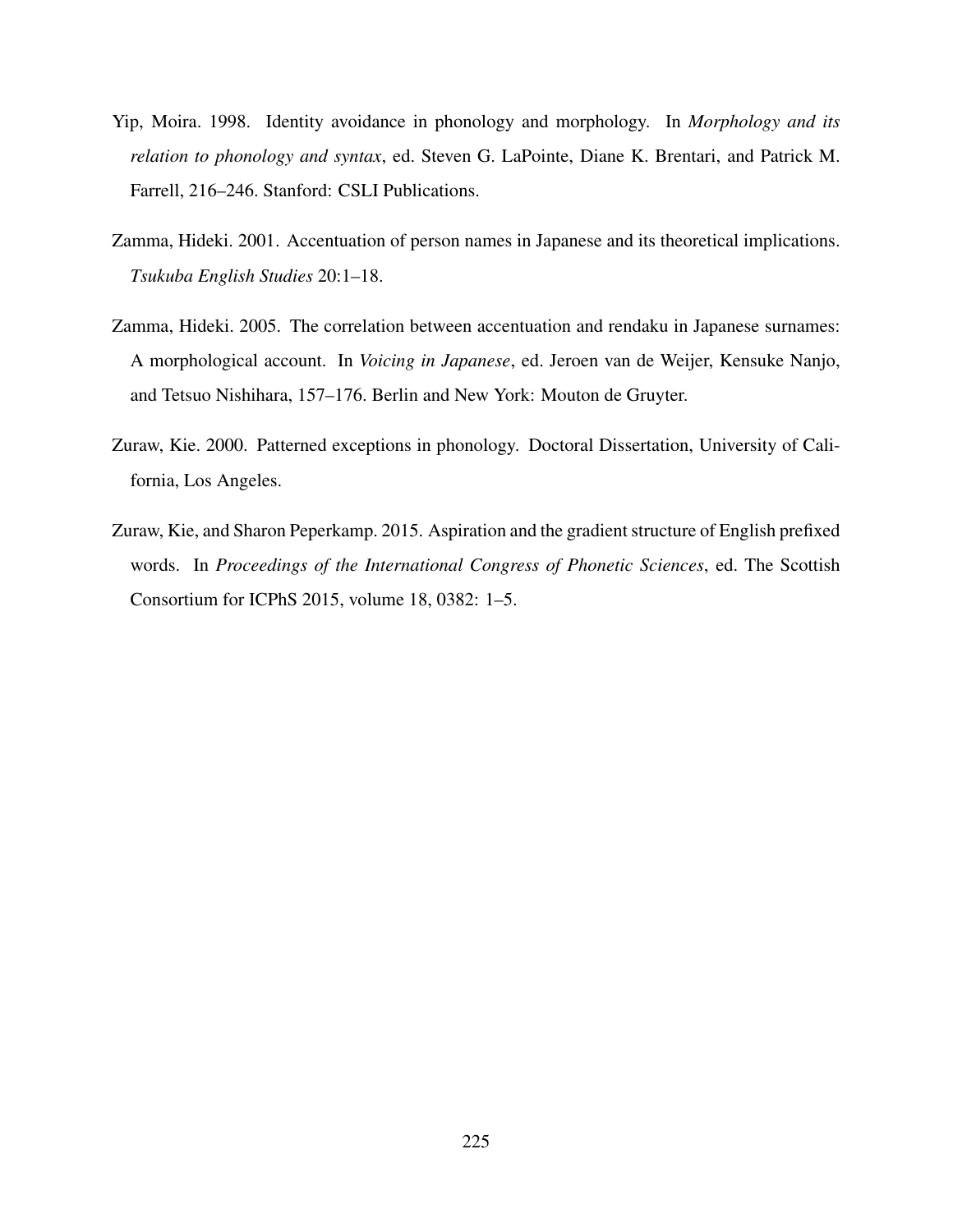Yip, Moira. 1998. Identity avoidance in phonology and morphology. In *Morphology and its relation to phonology and syntax*, ed. Steven G. LaPointe, Diane K. Brentari, and Patrick M. Farrell, 216–246. Stanford: CSLI Publications.

Zamma, Hideki. 2001. Accentuation of person names in Japanese and its theoretical implications. *Tsukuba English Studies* 20:1–18.

Zamma, Hideki. 2005. The correlation between accentuation and rendaku in Japanese surnames: A morphological account. In *Voicing in Japanese*, ed. Jeroen van de Weijer, Kensuke Nanjo, and Tetsuo Nishihara, 157–176. Berlin and New York: Mouton de Gruyter.

Zuraw, Kie. 2000. Patterned exceptions in phonology. Doctoral Dissertation, University of California, Los Angeles.

Zuraw, Kie, and Sharon Peperkamp. 2015. Aspiration and the gradient structure of English prefixed words. In *Proceedings of the International Congress of Phonetic Sciences*, ed. The Scottish Consortium for ICPhS 2015, volume 18, 0382: 1–5.